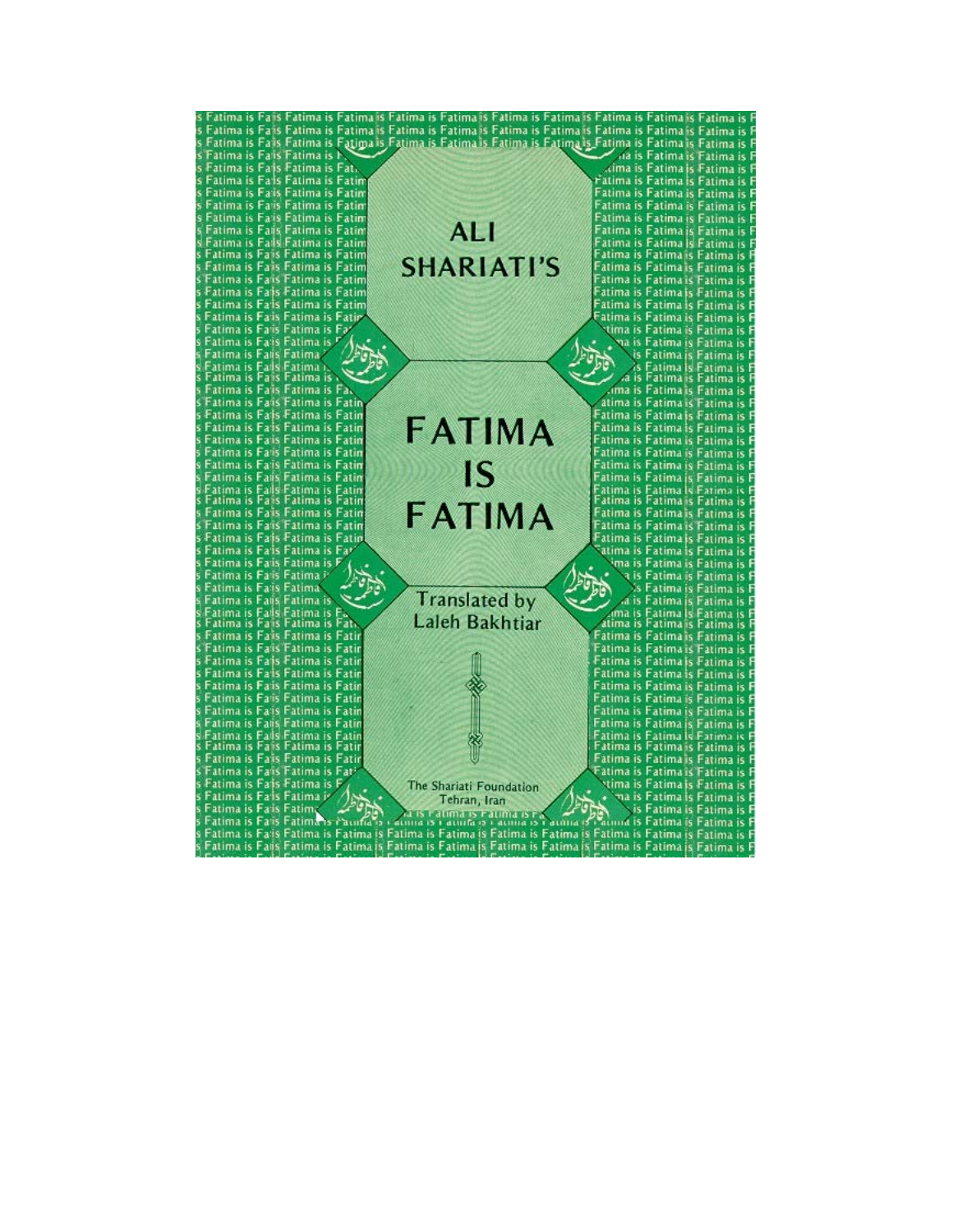ALI SHARIATI'S

# FATIMA IS FATIMA

Translated by Laleh Bakhtiar

The Shariati Foundation
Tehran, Iran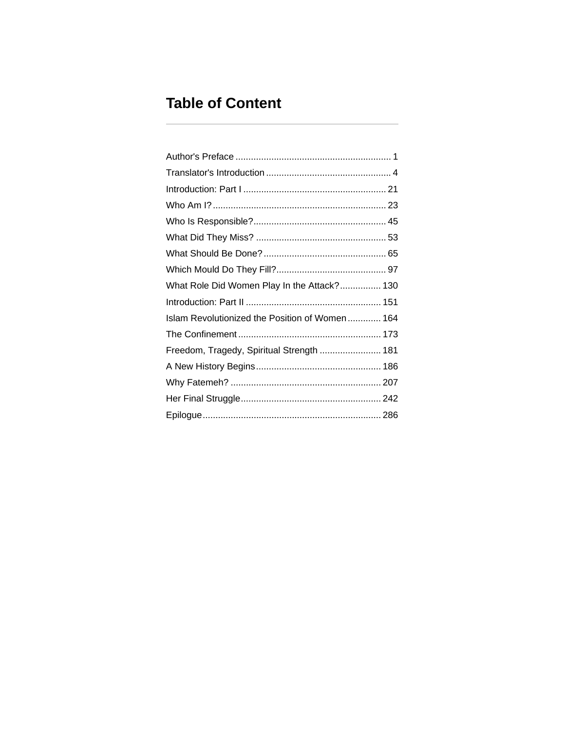# Table of Content

---

| | |
|---|---|
| Author's Preface | 1 |
| Translator's Introduction | 4 |
| Introduction: Part I | 21 |
| Who Am I? | 23 |
| Who Is Responsible? | 45 |
| What Did They Miss? | 53 |
| What Should Be Done? | 65 |
| Which Mould Do They Fill? | 97 |
| What Role Did Women Play In the Attack? | 130 |
| Introduction: Part II | 151 |
| Islam Revolutionized the Position of Women | 164 |
| The Confinement | 173 |
| Freedom, Tragedy, Spiritual Strength | 181 |
| A New History Begins | 186 |
| Why Fatemeh? | 207 |
| Her Final Struggle | 242 |
| Epilogue | 286 |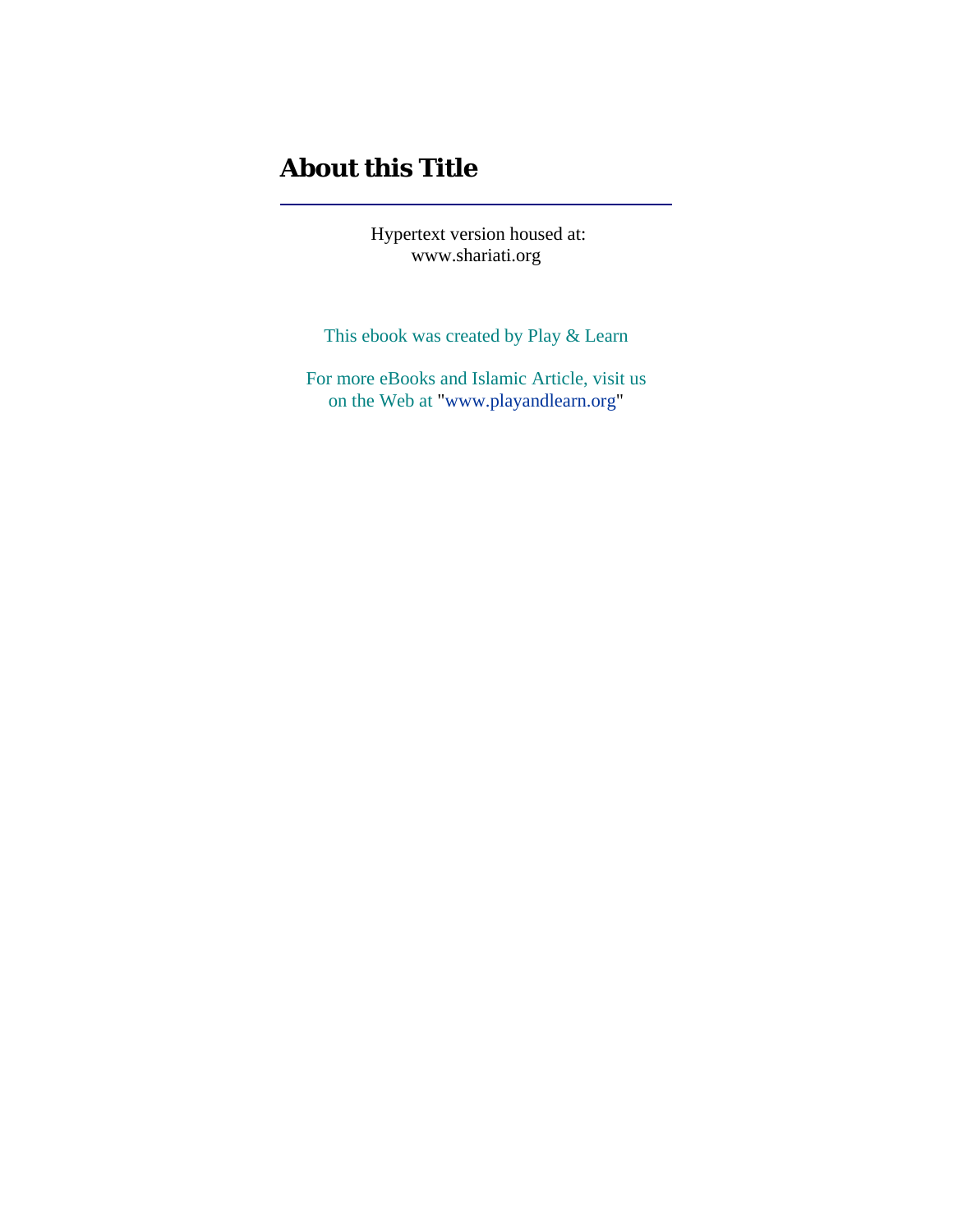# About this Title

---

Hypertext version housed at:
www.shariati.org

This ebook was created by Play & Learn

For more eBooks and Islamic Article, visit us on the Web at "www.playandlearn.org"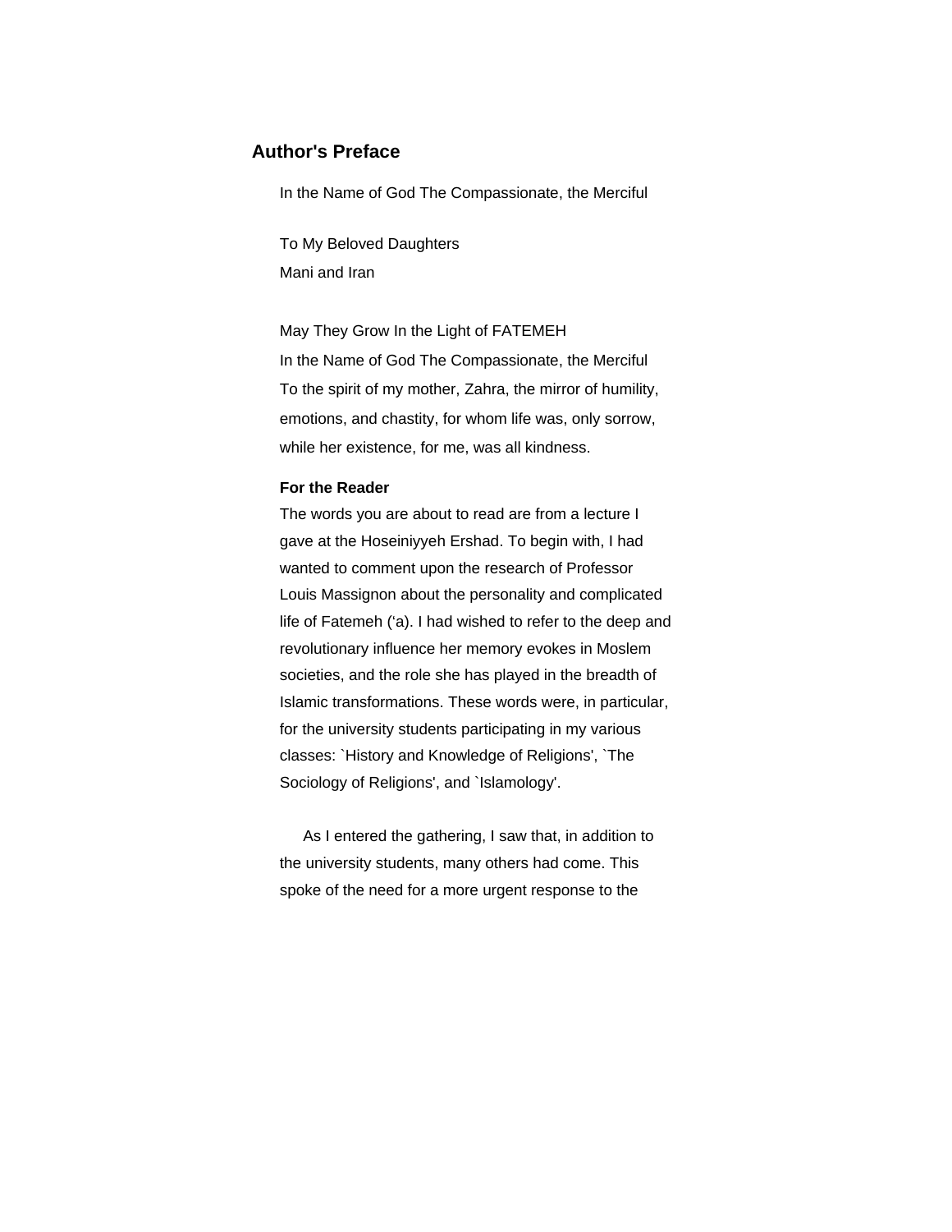## Author's Preface

In the Name of God The Compassionate, the Merciful

To My Beloved Daughters
Mani and Iran

May They Grow In the Light of FATEMEH
In the Name of God The Compassionate, the Merciful
To the spirit of my mother, Zahra, the mirror of humility, emotions, and chastity, for whom life was, only sorrow, while her existence, for me, was all kindness.

**For the Reader**

The words you are about to read are from a lecture I gave at the Hoseiniyyeh Ershad. To begin with, I had wanted to comment upon the research of Professor Louis Massignon about the personality and complicated life of Fatemeh (ʻa). I had wished to refer to the deep and revolutionary influence her memory evokes in Moslem societies, and the role she has played in the breadth of Islamic transformations. These words were, in particular, for the university students participating in my various classes: `History and Knowledge of Religions', `The Sociology of Religions', and `Islamology'.

As I entered the gathering, I saw that, in addition to the university students, many others had come. This spoke of the need for a more urgent response to the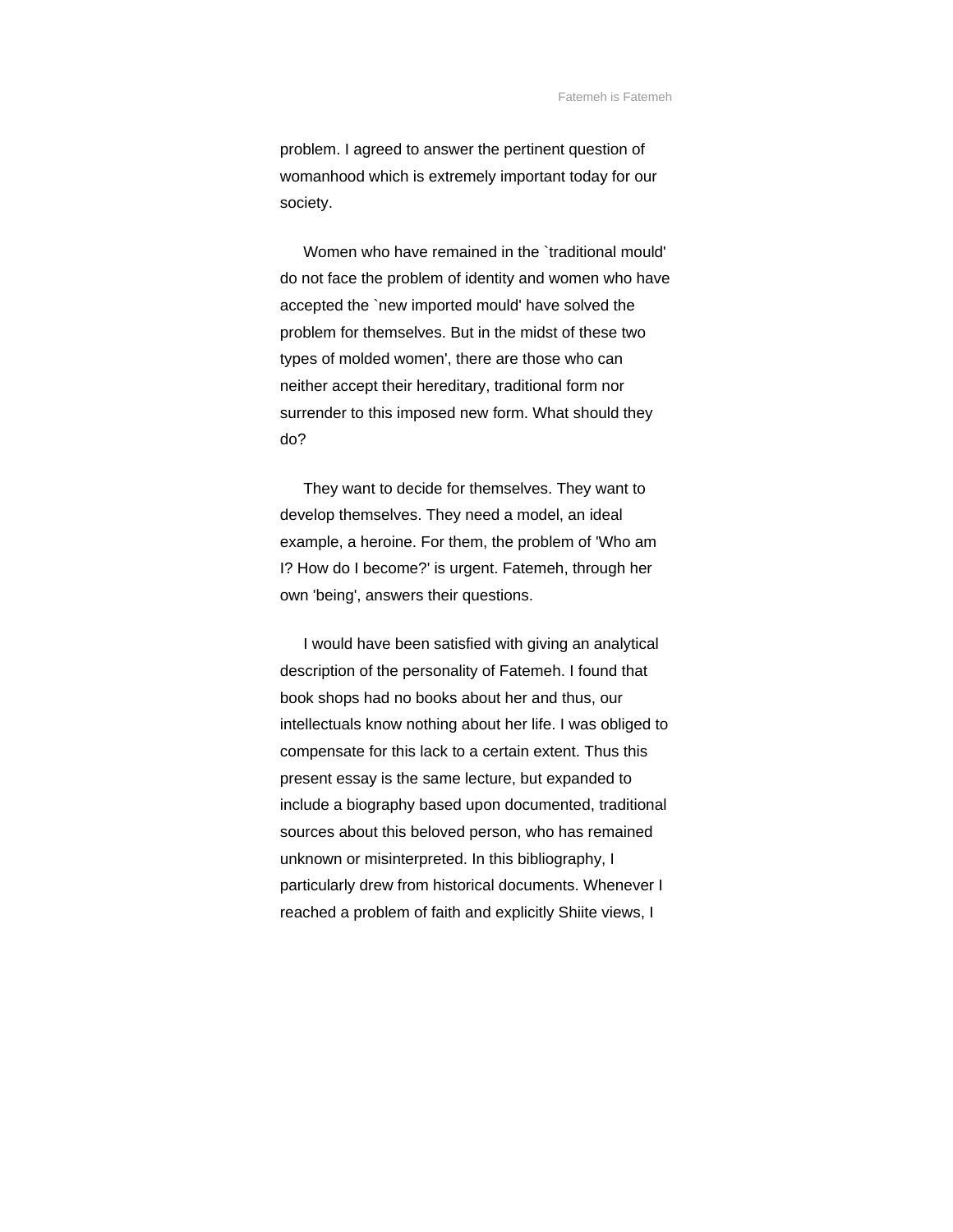problem. I agreed to answer the pertinent question of womanhood which is extremely important today for our society.

Women who have remained in the `traditional mould' do not face the problem of identity and women who have accepted the `new imported mould' have solved the problem for themselves. But in the midst of these two types of molded women', there are those who can neither accept their hereditary, traditional form nor surrender to this imposed new form. What should they do?

They want to decide for themselves. They want to develop themselves. They need a model, an ideal example, a heroine. For them, the problem of 'Who am I? How do I become?' is urgent. Fatemeh, through her own 'being', answers their questions.

I would have been satisfied with giving an analytical description of the personality of Fatemeh. I found that book shops had no books about her and thus, our intellectuals know nothing about her life. I was obliged to compensate for this lack to a certain extent. Thus this present essay is the same lecture, but expanded to include a biography based upon documented, traditional sources about this beloved person, who has remained unknown or misinterpreted. In this bibliography, I particularly drew from historical documents. Whenever I reached a problem of faith and explicitly Shiite views, I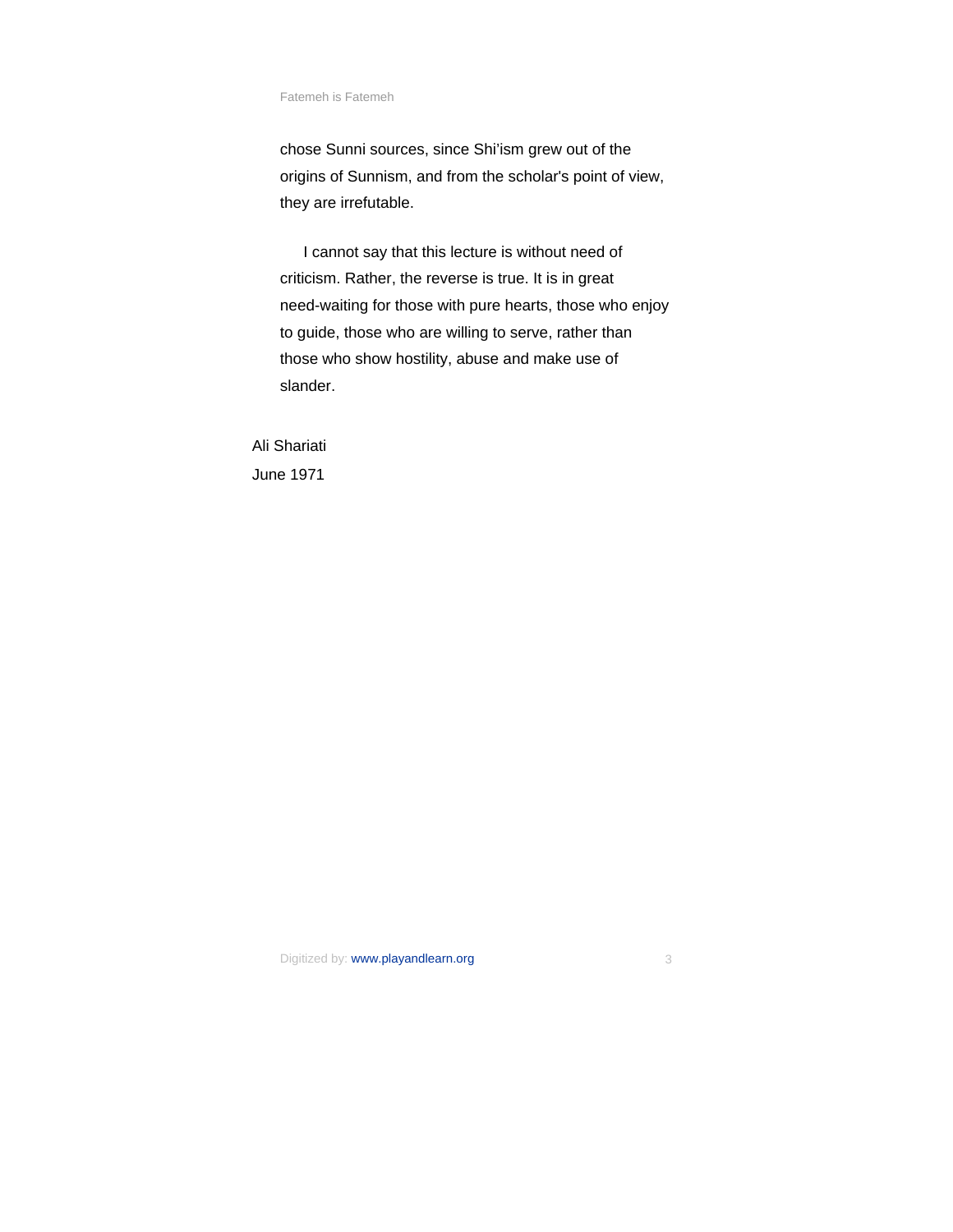chose Sunni sources, since Shi'ism grew out of the origins of Sunnism, and from the scholar's point of view, they are irrefutable.

I cannot say that this lecture is without need of criticism. Rather, the reverse is true. It is in great need-waiting for those with pure hearts, those who enjoy to guide, those who are willing to serve, rather than those who show hostility, abuse and make use of slander.

Ali Shariati
June 1971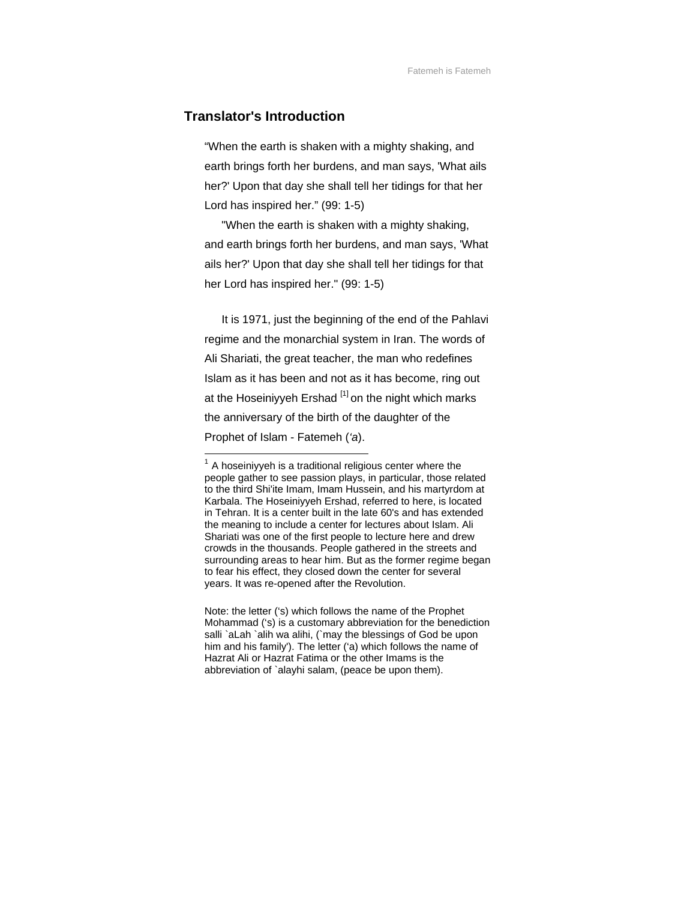## Translator's Introduction

“When the earth is shaken with a mighty shaking, and earth brings forth her burdens, and man says, 'What ails her?' Upon that day she shall tell her tidings for that her Lord has inspired her.” (99: 1-5)

"When the earth is shaken with a mighty shaking, and earth brings forth her burdens, and man says, 'What ails her?' Upon that day she shall tell her tidings for that her Lord has inspired her." (99: 1-5)

It is 1971, just the beginning of the end of the Pahlavi regime and the monarchial system in Iran. The words of Ali Shariati, the great teacher, the man who redefines Islam as it has been and not as it has become, ring out at the Hoseiniyyeh Ershad [1] on the night which marks the anniversary of the birth of the daughter of the Prophet of Islam - Fatemeh (*‘a*).

---

[1] A hoseiniyyeh is a traditional religious center where the people gather to see passion plays, in particular, those related to the third Shi'ite Imam, Imam Hussein, and his martyrdom at Karbala. The Hoseiniyyeh Ershad, referred to here, is located in Tehran. It is a center built in the late 60's and has extended the meaning to include a center for lectures about Islam. Ali Shariati was one of the first people to lecture here and drew crowds in the thousands. People gathered in the streets and surrounding areas to hear him. But as the former regime began to fear his effect, they closed down the center for several years. It was re-opened after the Revolution.

Note: the letter (‘s) which follows the name of the Prophet Mohammad (‘s) is a customary abbreviation for the benediction salli `aLah `alih wa alihi, (`may the blessings of God be upon him and his family'). The letter (‘a) which follows the name of Hazrat Ali or Hazrat Fatima or the other Imams is the abbreviation of `alayhi salam, (peace be upon them).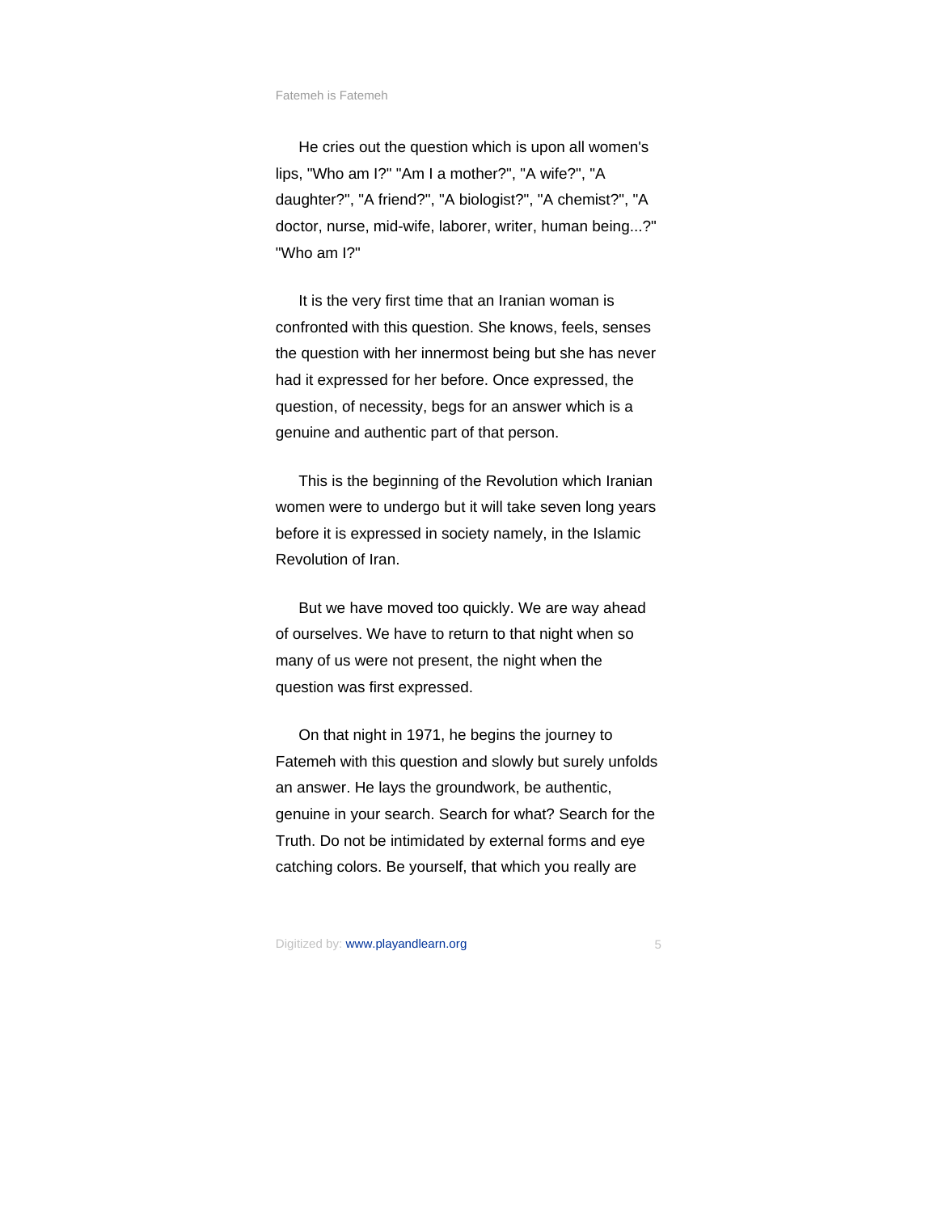He cries out the question which is upon all women's lips, "Who am I?" "Am I a mother?", "A wife?", "A daughter?", "A friend?", "A biologist?", "A chemist?", "A doctor, nurse, mid-wife, laborer, writer, human being...?" "Who am I?"

It is the very first time that an Iranian woman is confronted with this question. She knows, feels, senses the question with her innermost being but she has never had it expressed for her before. Once expressed, the question, of necessity, begs for an answer which is a genuine and authentic part of that person.

This is the beginning of the Revolution which Iranian women were to undergo but it will take seven long years before it is expressed in society namely, in the Islamic Revolution of Iran.

But we have moved too quickly. We are way ahead of ourselves. We have to return to that night when so many of us were not present, the night when the question was first expressed.

On that night in 1971, he begins the journey to Fatemeh with this question and slowly but surely unfolds an answer. He lays the groundwork, be authentic, genuine in your search. Search for what? Search for the Truth. Do not be intimidated by external forms and eye catching colors. Be yourself, that which you really are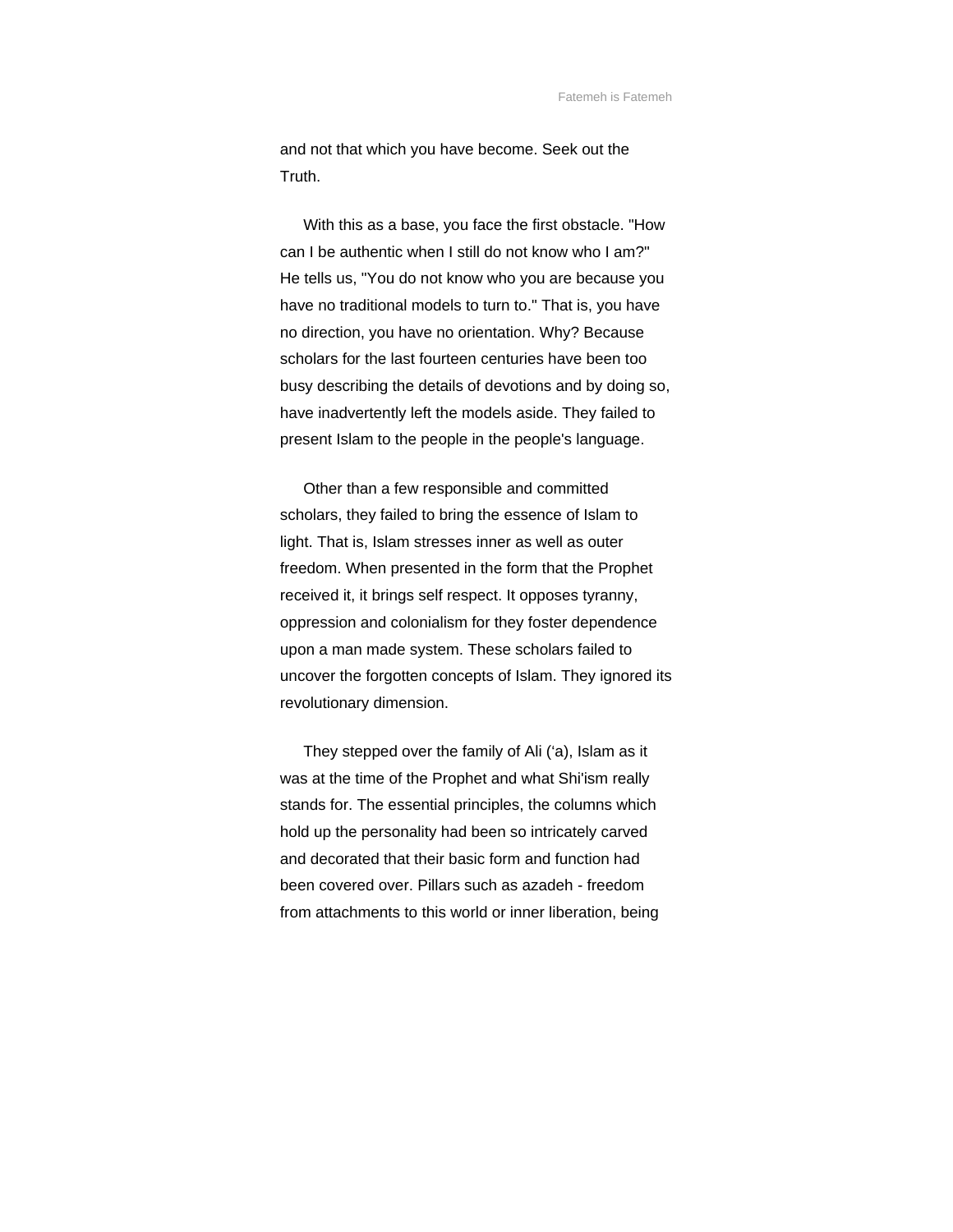and not that which you have become. Seek out the Truth.

With this as a base, you face the first obstacle. "How can I be authentic when I still do not know who I am?" He tells us, "You do not know who you are because you have no traditional models to turn to." That is, you have no direction, you have no orientation. Why? Because scholars for the last fourteen centuries have been too busy describing the details of devotions and by doing so, have inadvertently left the models aside. They failed to present Islam to the people in the people's language.

Other than a few responsible and committed scholars, they failed to bring the essence of Islam to light. That is, Islam stresses inner as well as outer freedom. When presented in the form that the Prophet received it, it brings self respect. It opposes tyranny, oppression and colonialism for they foster dependence upon a man made system. These scholars failed to uncover the forgotten concepts of Islam. They ignored its revolutionary dimension.

They stepped over the family of Ali (‘a), Islam as it was at the time of the Prophet and what Shi'ism really stands for. The essential principles, the columns which hold up the personality had been so intricately carved and decorated that their basic form and function had been covered over. Pillars such as azadeh - freedom from attachments to this world or inner liberation, being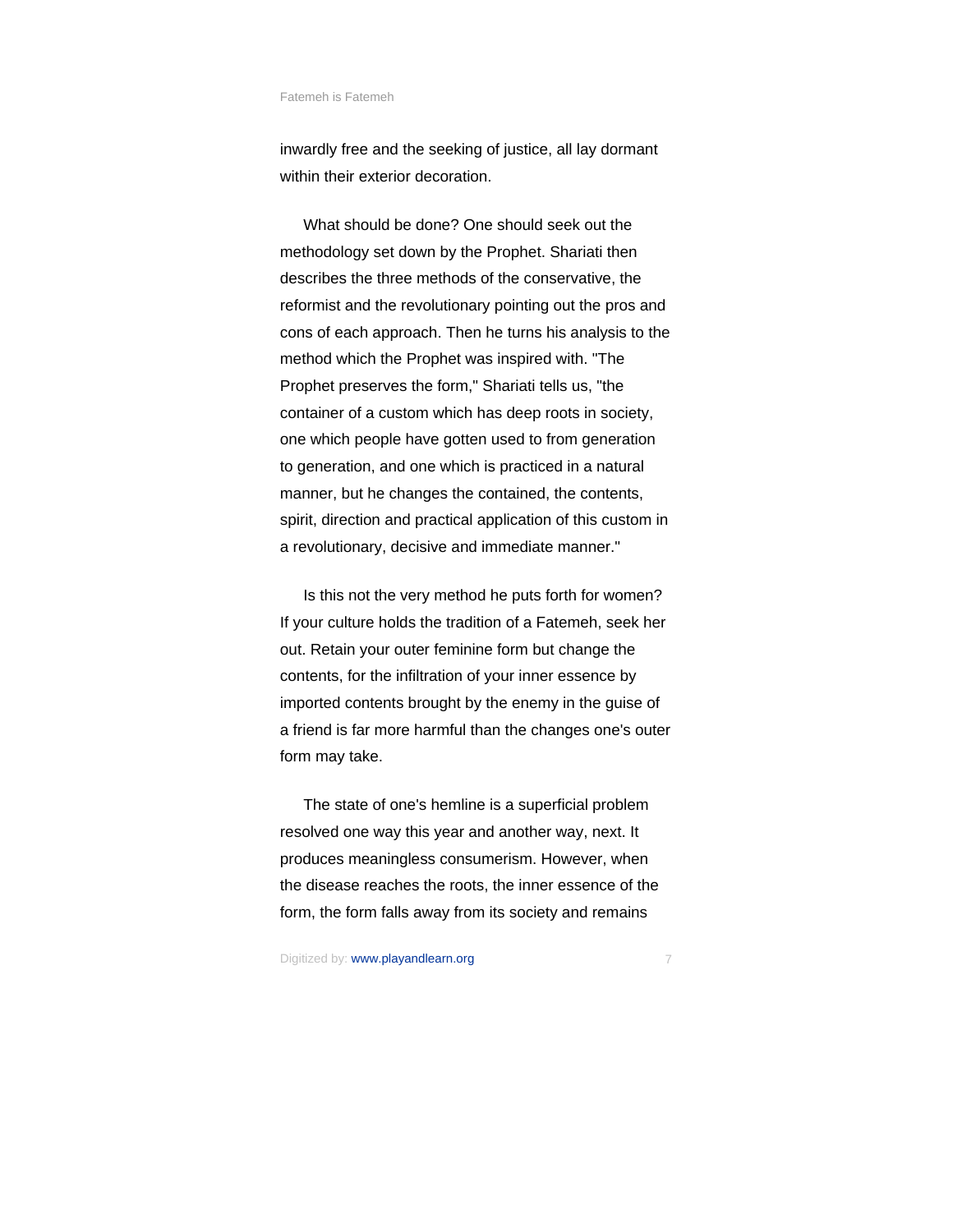inwardly free and the seeking of justice, all lay dormant within their exterior decoration.

What should be done? One should seek out the methodology set down by the Prophet. Shariati then describes the three methods of the conservative, the reformist and the revolutionary pointing out the pros and cons of each approach. Then he turns his analysis to the method which the Prophet was inspired with. "The Prophet preserves the form," Shariati tells us, "the container of a custom which has deep roots in society, one which people have gotten used to from generation to generation, and one which is practiced in a natural manner, but he changes the contained, the contents, spirit, direction and practical application of this custom in a revolutionary, decisive and immediate manner."

Is this not the very method he puts forth for women? If your culture holds the tradition of a Fatemeh, seek her out. Retain your outer feminine form but change the contents, for the infiltration of your inner essence by imported contents brought by the enemy in the guise of a friend is far more harmful than the changes one's outer form may take.

The state of one's hemline is a superficial problem resolved one way this year and another way, next. It produces meaningless consumerism. However, when the disease reaches the roots, the inner essence of the form, the form falls away from its society and remains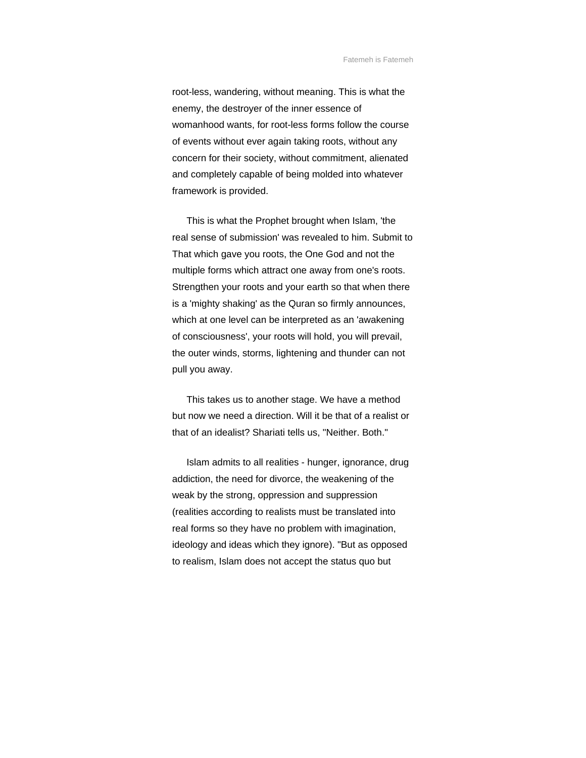root-less, wandering, without meaning. This is what the enemy, the destroyer of the inner essence of womanhood wants, for root-less forms follow the course of events without ever again taking roots, without any concern for their society, without commitment, alienated and completely capable of being molded into whatever framework is provided.

This is what the Prophet brought when Islam, 'the real sense of submission' was revealed to him. Submit to That which gave you roots, the One God and not the multiple forms which attract one away from one's roots. Strengthen your roots and your earth so that when there is a 'mighty shaking' as the Quran so firmly announces, which at one level can be interpreted as an 'awakening of consciousness', your roots will hold, you will prevail, the outer winds, storms, lightening and thunder can not pull you away.

This takes us to another stage. We have a method but now we need a direction. Will it be that of a realist or that of an idealist? Shariati tells us, "Neither. Both."

Islam admits to all realities - hunger, ignorance, drug addiction, the need for divorce, the weakening of the weak by the strong, oppression and suppression (realities according to realists must be translated into real forms so they have no problem with imagination, ideology and ideas which they ignore). "But as opposed to realism, Islam does not accept the status quo but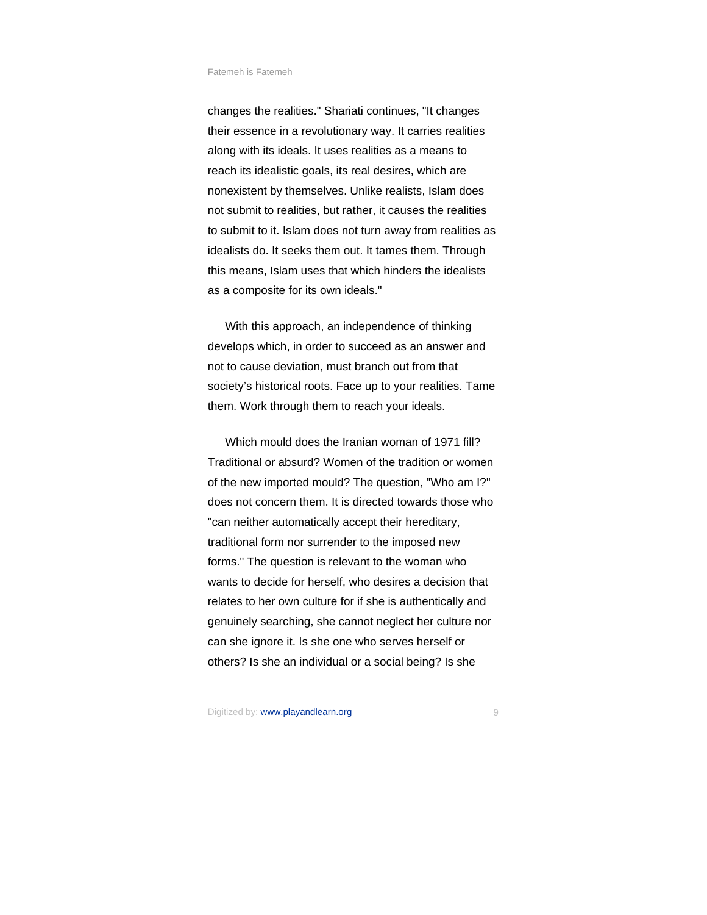changes the realities." Shariati continues, "It changes their essence in a revolutionary way. It carries realities along with its ideals. It uses realities as a means to reach its idealistic goals, its real desires, which are nonexistent by themselves. Unlike realists, Islam does not submit to realities, but rather, it causes the realities to submit to it. Islam does not turn away from realities as idealists do. It seeks them out. It tames them. Through this means, Islam uses that which hinders the idealists as a composite for its own ideals."

With this approach, an independence of thinking develops which, in order to succeed as an answer and not to cause deviation, must branch out from that society's historical roots. Face up to your realities. Tame them. Work through them to reach your ideals.

Which mould does the Iranian woman of 1971 fill? Traditional or absurd? Women of the tradition or women of the new imported mould? The question, "Who am I?" does not concern them. It is directed towards those who "can neither automatically accept their hereditary, traditional form nor surrender to the imposed new forms." The question is relevant to the woman who wants to decide for herself, who desires a decision that relates to her own culture for if she is authentically and genuinely searching, she cannot neglect her culture nor can she ignore it. Is she one who serves herself or others? Is she an individual or a social being? Is she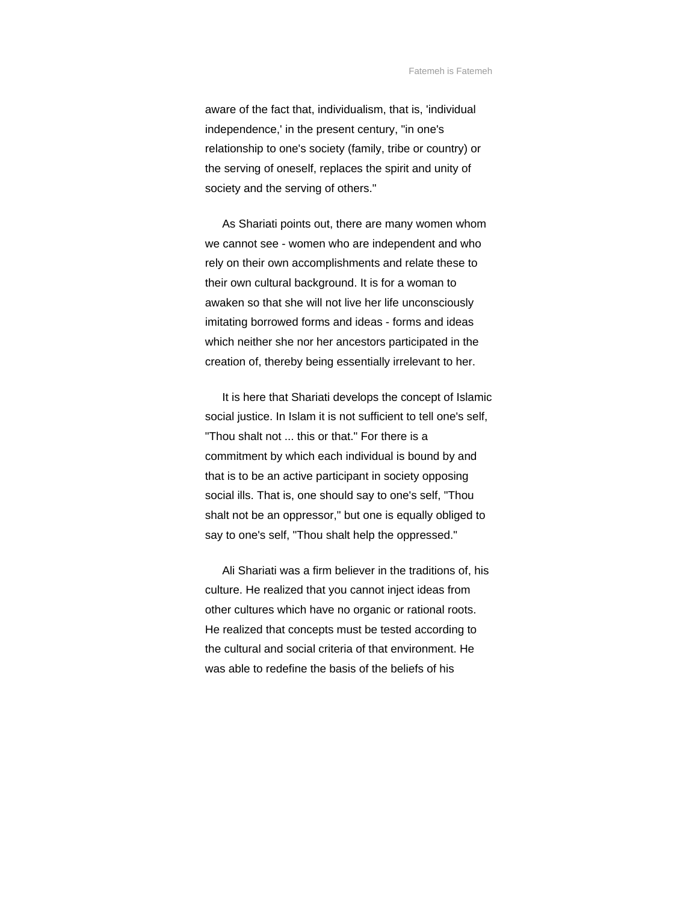aware of the fact that, individualism, that is, 'individual independence,' in the present century, "in one's relationship to one's society (family, tribe or country) or the serving of oneself, replaces the spirit and unity of society and the serving of others."

As Shariati points out, there are many women whom we cannot see - women who are independent and who rely on their own accomplishments and relate these to their own cultural background. It is for a woman to awaken so that she will not live her life unconsciously imitating borrowed forms and ideas - forms and ideas which neither she nor her ancestors participated in the creation of, thereby being essentially irrelevant to her.

It is here that Shariati develops the concept of Islamic social justice. In Islam it is not sufficient to tell one's self, "Thou shalt not ... this or that." For there is a commitment by which each individual is bound by and that is to be an active participant in society opposing social ills. That is, one should say to one's self, "Thou shalt not be an oppressor," but one is equally obliged to say to one's self, "Thou shalt help the oppressed."

Ali Shariati was a firm believer in the traditions of, his culture. He realized that you cannot inject ideas from other cultures which have no organic or rational roots. He realized that concepts must be tested according to the cultural and social criteria of that environment. He was able to redefine the basis of the beliefs of his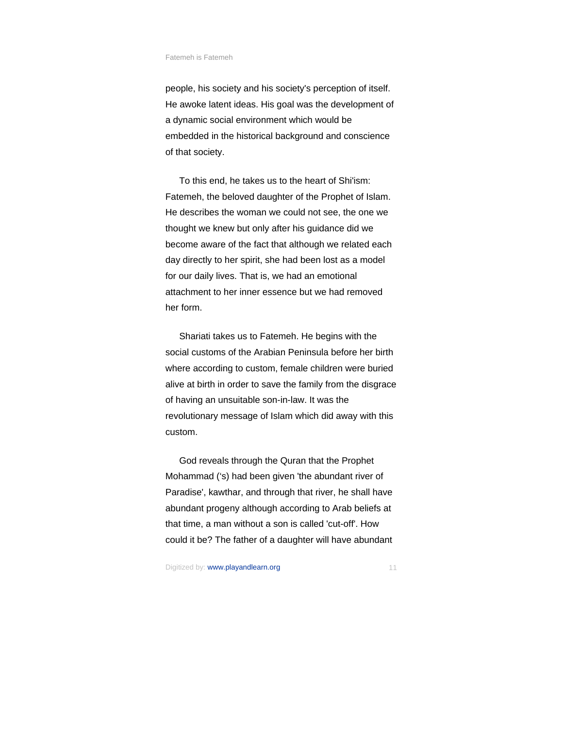people, his society and his society's perception of itself. He awoke latent ideas. His goal was the development of a dynamic social environment which would be embedded in the historical background and conscience of that society.

To this end, he takes us to the heart of Shi'ism: Fatemeh, the beloved daughter of the Prophet of Islam. He describes the woman we could not see, the one we thought we knew but only after his guidance did we become aware of the fact that although we related each day directly to her spirit, she had been lost as a model for our daily lives. That is, we had an emotional attachment to her inner essence but we had removed her form.

Shariati takes us to Fatemeh. He begins with the social customs of the Arabian Peninsula before her birth where according to custom, female children were buried alive at birth in order to save the family from the disgrace of having an unsuitable son-in-law. It was the revolutionary message of Islam which did away with this custom.

God reveals through the Quran that the Prophet Mohammad (‘s) had been given 'the abundant river of Paradise', kawthar, and through that river, he shall have abundant progeny although according to Arab beliefs at that time, a man without a son is called 'cut-off'. How could it be? The father of a daughter will have abundant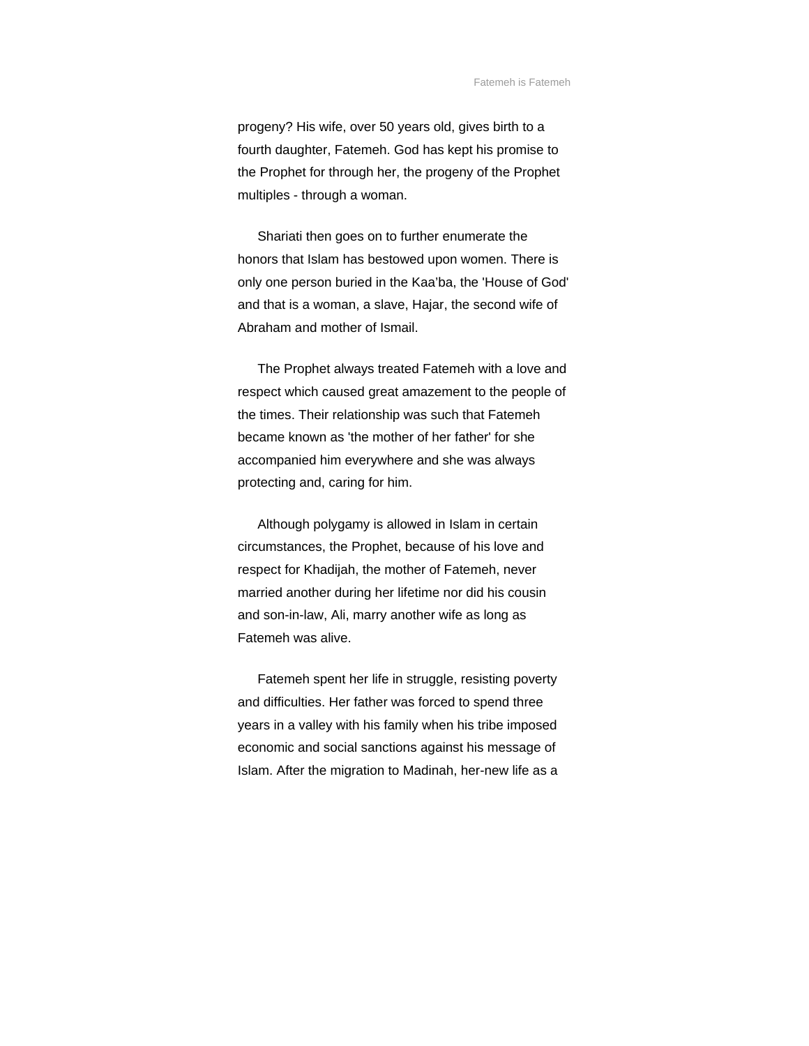progeny? His wife, over 50 years old, gives birth to a fourth daughter, Fatemeh. God has kept his promise to the Prophet for through her, the progeny of the Prophet multiples - through a woman.

Shariati then goes on to further enumerate the honors that Islam has bestowed upon women. There is only one person buried in the Kaa'ba, the 'House of God' and that is a woman, a slave, Hajar, the second wife of Abraham and mother of Ismail.

The Prophet always treated Fatemeh with a love and respect which caused great amazement to the people of the times. Their relationship was such that Fatemeh became known as 'the mother of her father' for she accompanied him everywhere and she was always protecting and, caring for him.

Although polygamy is allowed in Islam in certain circumstances, the Prophet, because of his love and respect for Khadijah, the mother of Fatemeh, never married another during her lifetime nor did his cousin and son-in-law, Ali, marry another wife as long as Fatemeh was alive.

Fatemeh spent her life in struggle, resisting poverty and difficulties. Her father was forced to spend three years in a valley with his family when his tribe imposed economic and social sanctions against his message of Islam. After the migration to Madinah, her-new life as a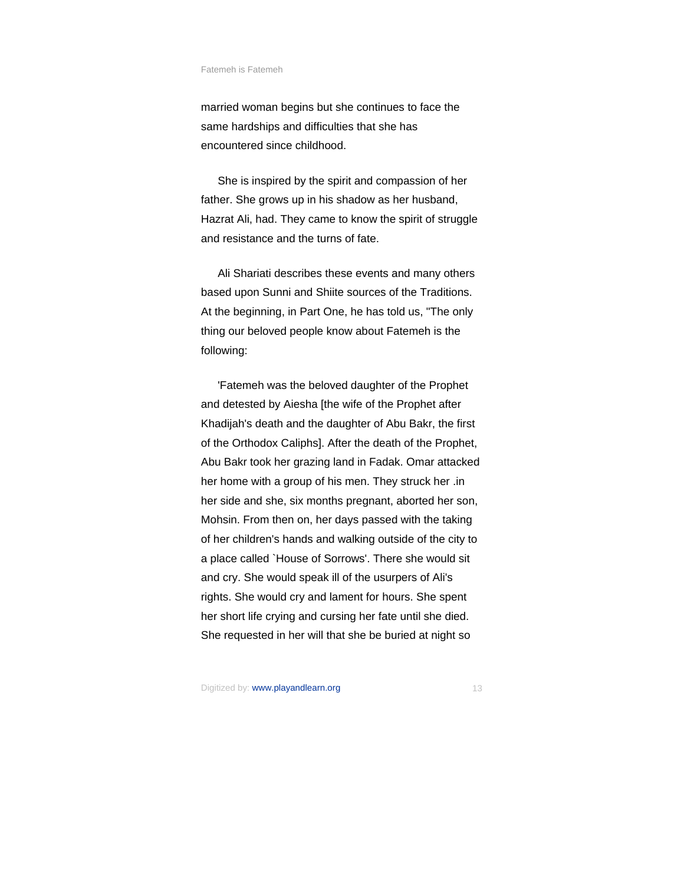married woman begins but she continues to face the same hardships and difficulties that she has encountered since childhood.

She is inspired by the spirit and compassion of her father. She grows up in his shadow as her husband, Hazrat Ali, had. They came to know the spirit of struggle and resistance and the turns of fate.

Ali Shariati describes these events and many others based upon Sunni and Shiite sources of the Traditions. At the beginning, in Part One, he has told us, "The only thing our beloved people know about Fatemeh is the following:

'Fatemeh was the beloved daughter of the Prophet and detested by Aiesha [the wife of the Prophet after Khadijah's death and the daughter of Abu Bakr, the first of the Orthodox Caliphs]. After the death of the Prophet, Abu Bakr took her grazing land in Fadak. Omar attacked her home with a group of his men. They struck her .in her side and she, six months pregnant, aborted her son, Mohsin. From then on, her days passed with the taking of her children's hands and walking outside of the city to a place called `House of Sorrows'. There she would sit and cry. She would speak ill of the usurpers of Ali's rights. She would cry and lament for hours. She spent her short life crying and cursing her fate until she died. She requested in her will that she be buried at night so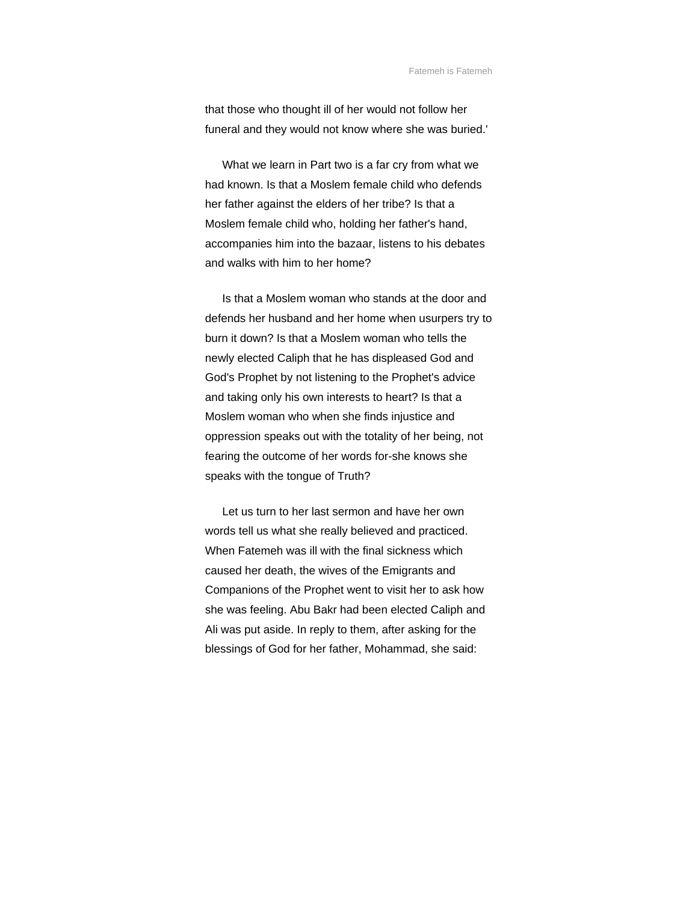that those who thought ill of her would not follow her funeral and they would not know where she was buried.'

What we learn in Part two is a far cry from what we had known. Is that a Moslem female child who defends her father against the elders of her tribe? Is that a Moslem female child who, holding her father's hand, accompanies him into the bazaar, listens to his debates and walks with him to her home?

Is that a Moslem woman who stands at the door and defends her husband and her home when usurpers try to burn it down? Is that a Moslem woman who tells the newly elected Caliph that he has displeased God and God's Prophet by not listening to the Prophet's advice and taking only his own interests to heart? Is that a Moslem woman who when she finds injustice and oppression speaks out with the totality of her being, not fearing the outcome of her words for-she knows she speaks with the tongue of Truth?

Let us turn to her last sermon and have her own words tell us what she really believed and practiced. When Fatemeh was ill with the final sickness which caused her death, the wives of the Emigrants and Companions of the Prophet went to visit her to ask how she was feeling. Abu Bakr had been elected Caliph and Ali was put aside. In reply to them, after asking for the blessings of God for her father, Mohammad, she said: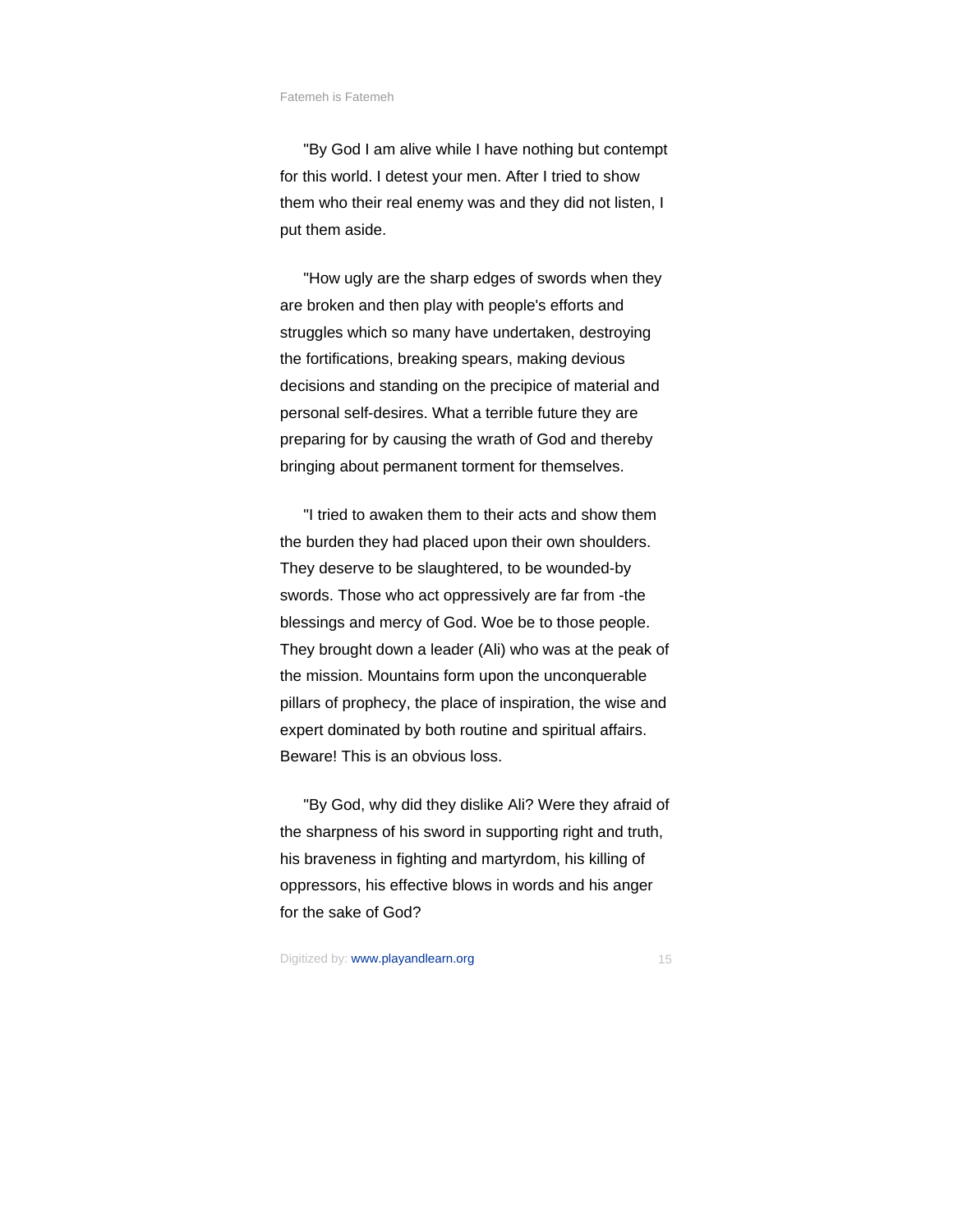"By God I am alive while I have nothing but contempt for this world. I detest your men. After I tried to show them who their real enemy was and they did not listen, I put them aside.

"How ugly are the sharp edges of swords when they are broken and then play with people's efforts and struggles which so many have undertaken, destroying the fortifications, breaking spears, making devious decisions and standing on the precipice of material and personal self-desires. What a terrible future they are preparing for by causing the wrath of God and thereby bringing about permanent torment for themselves.

"I tried to awaken them to their acts and show them the burden they had placed upon their own shoulders. They deserve to be slaughtered, to be wounded-by swords. Those who act oppressively are far from -the blessings and mercy of God. Woe be to those people. They brought down a leader (Ali) who was at the peak of the mission. Mountains form upon the unconquerable pillars of prophecy, the place of inspiration, the wise and expert dominated by both routine and spiritual affairs. Beware! This is an obvious loss.

"By God, why did they dislike Ali? Were they afraid of the sharpness of his sword in supporting right and truth, his braveness in fighting and martyrdom, his killing of oppressors, his effective blows in words and his anger for the sake of God?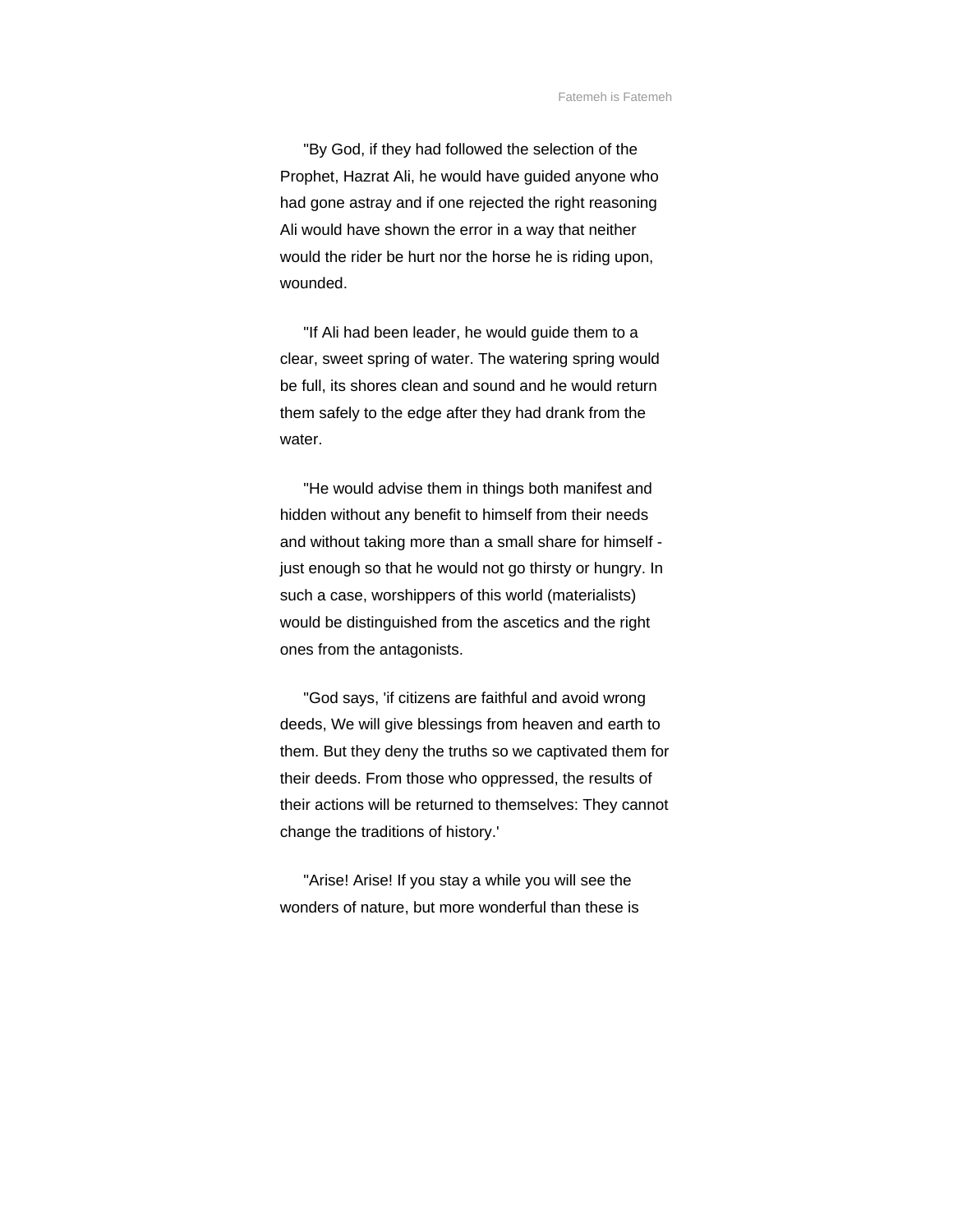"By God, if they had followed the selection of the Prophet, Hazrat Ali, he would have guided anyone who had gone astray and if one rejected the right reasoning Ali would have shown the error in a way that neither would the rider be hurt nor the horse he is riding upon, wounded.

"If Ali had been leader, he would guide them to a clear, sweet spring of water. The watering spring would be full, its shores clean and sound and he would return them safely to the edge after they had drank from the water.

"He would advise them in things both manifest and hidden without any benefit to himself from their needs and without taking more than a small share for himself - just enough so that he would not go thirsty or hungry. In such a case, worshippers of this world (materialists) would be distinguished from the ascetics and the right ones from the antagonists.

"God says, 'if citizens are faithful and avoid wrong deeds, We will give blessings from heaven and earth to them. But they deny the truths so we captivated them for their deeds. From those who oppressed, the results of their actions will be returned to themselves: They cannot change the traditions of history.'

"Arise! Arise! If you stay a while you will see the wonders of nature, but more wonderful than these is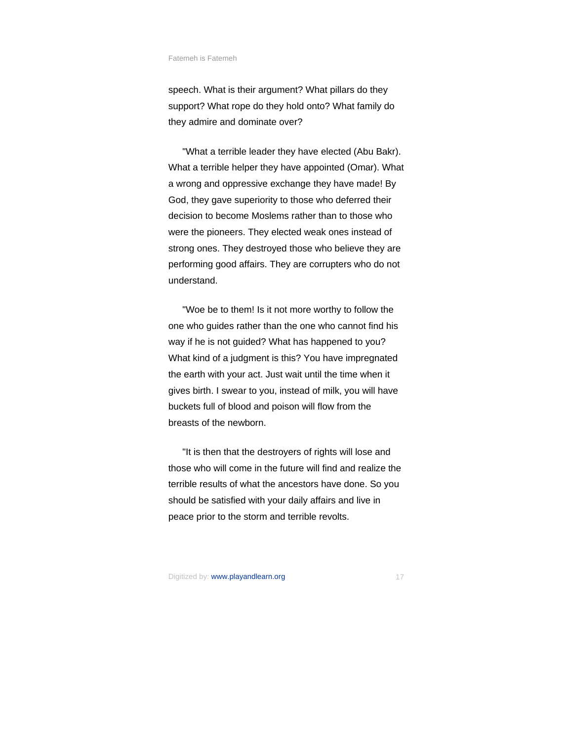speech. What is their argument? What pillars do they support? What rope do they hold onto? What family do they admire and dominate over?

"What a terrible leader they have elected (Abu Bakr). What a terrible helper they have appointed (Omar). What a wrong and oppressive exchange they have made! By God, they gave superiority to those who deferred their decision to become Moslems rather than to those who were the pioneers. They elected weak ones instead of strong ones. They destroyed those who believe they are performing good affairs. They are corrupters who do not understand.

"Woe be to them! Is it not more worthy to follow the one who guides rather than the one who cannot find his way if he is not guided? What has happened to you? What kind of a judgment is this? You have impregnated the earth with your act. Just wait until the time when it gives birth. I swear to you, instead of milk, you will have buckets full of blood and poison will flow from the breasts of the newborn.

"It is then that the destroyers of rights will lose and those who will come in the future will find and realize the terrible results of what the ancestors have done. So you should be satisfied with your daily affairs and live in peace prior to the storm and terrible revolts.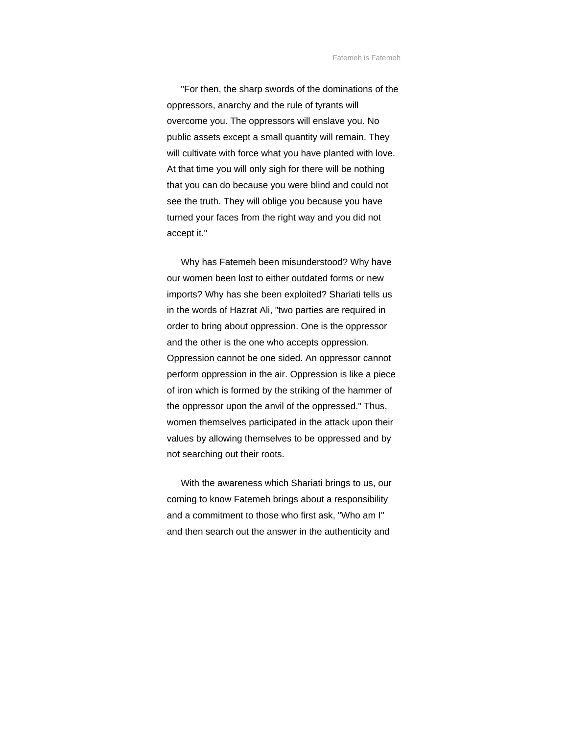"For then, the sharp swords of the dominations of the oppressors, anarchy and the rule of tyrants will overcome you. The oppressors will enslave you. No public assets except a small quantity will remain. They will cultivate with force what you have planted with love. At that time you will only sigh for there will be nothing that you can do because you were blind and could not see the truth. They will oblige you because you have turned your faces from the right way and you did not accept it."

Why has Fatemeh been misunderstood? Why have our women been lost to either outdated forms or new imports? Why has she been exploited? Shariati tells us in the words of Hazrat Ali, "two parties are required in order to bring about oppression. One is the oppressor and the other is the one who accepts oppression. Oppression cannot be one sided. An oppressor cannot perform oppression in the air. Oppression is like a piece of iron which is formed by the striking of the hammer of the oppressor upon the anvil of the oppressed." Thus, women themselves participated in the attack upon their values by allowing themselves to be oppressed and by not searching out their roots.

With the awareness which Shariati brings to us, our coming to know Fatemeh brings about a responsibility and a commitment to those who first ask, "Who am I" and then search out the answer in the authenticity and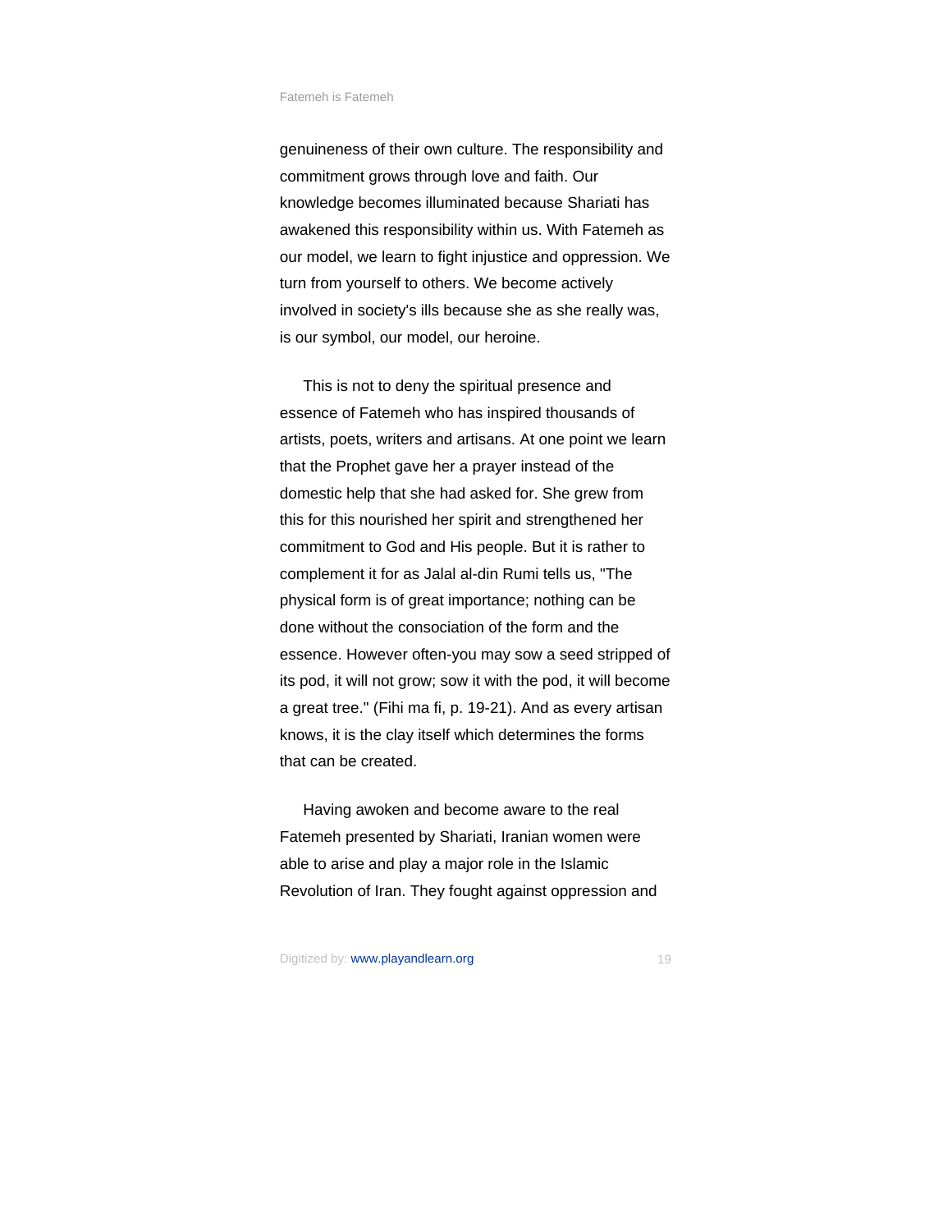genuineness of their own culture. The responsibility and commitment grows through love and faith. Our knowledge becomes illuminated because Shariati has awakened this responsibility within us. With Fatemeh as our model, we learn to fight injustice and oppression. We turn from yourself to others. We become actively involved in society's ills because she as she really was, is our symbol, our model, our heroine.

This is not to deny the spiritual presence and essence of Fatemeh who has inspired thousands of artists, poets, writers and artisans. At one point we learn that the Prophet gave her a prayer instead of the domestic help that she had asked for. She grew from this for this nourished her spirit and strengthened her commitment to God and His people. But it is rather to complement it for as Jalal al-din Rumi tells us, "The physical form is of great importance; nothing can be done without the consociation of the form and the essence. However often-you may sow a seed stripped of its pod, it will not grow; sow it with the pod, it will become a great tree." (Fihi ma fi, p. 19-21). And as every artisan knows, it is the clay itself which determines the forms that can be created.

Having awoken and become aware to the real Fatemeh presented by Shariati, Iranian women were able to arise and play a major role in the Islamic Revolution of Iran. They fought against oppression and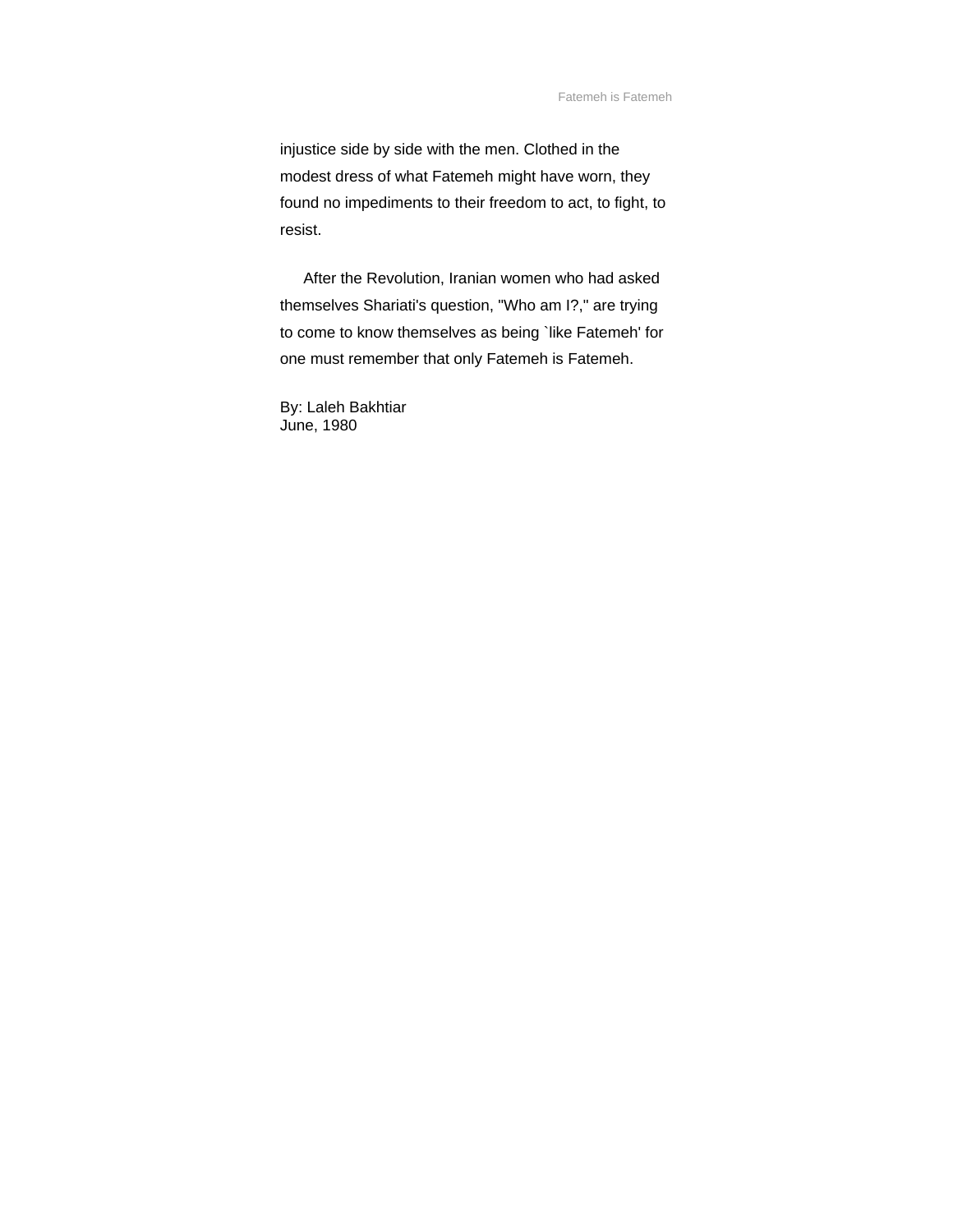injustice side by side with the men. Clothed in the modest dress of what Fatemeh might have worn, they found no impediments to their freedom to act, to fight, to resist.

After the Revolution, Iranian women who had asked themselves Shariati's question, "Who am I?," are trying to come to know themselves as being `like Fatemeh' for one must remember that only Fatemeh is Fatemeh.

By: Laleh Bakhtiar  
June, 1980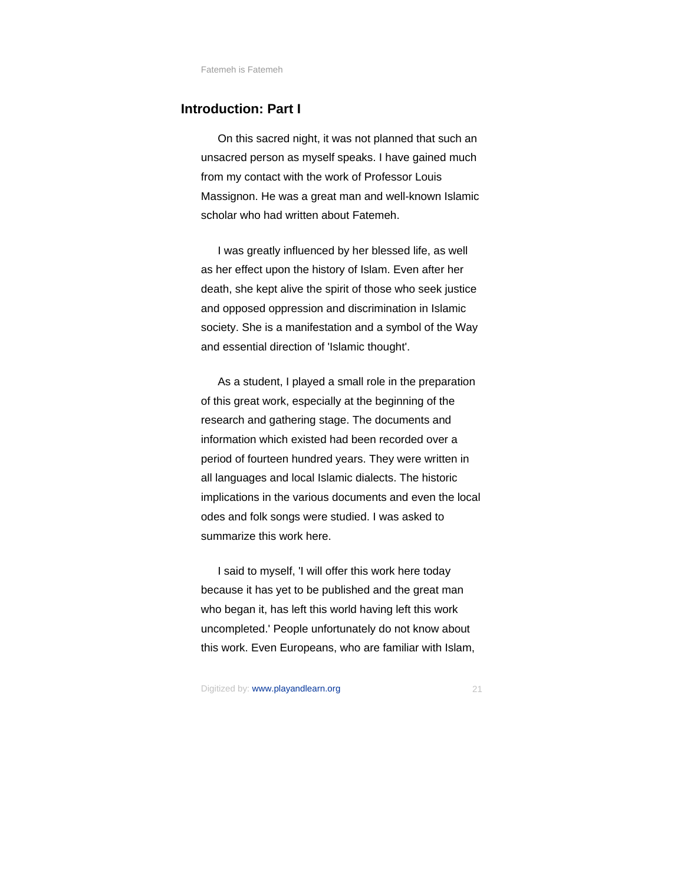## Introduction: Part I

On this sacred night, it was not planned that such an unsacred person as myself speaks. I have gained much from my contact with the work of Professor Louis Massignon. He was a great man and well-known Islamic scholar who had written about Fatemeh.

I was greatly influenced by her blessed life, as well as her effect upon the history of Islam. Even after her death, she kept alive the spirit of those who seek justice and opposed oppression and discrimination in Islamic society. She is a manifestation and a symbol of the Way and essential direction of 'Islamic thought'.

As a student, I played a small role in the preparation of this great work, especially at the beginning of the research and gathering stage. The documents and information which existed had been recorded over a period of fourteen hundred years. They were written in all languages and local Islamic dialects. The historic implications in the various documents and even the local odes and folk songs were studied. I was asked to summarize this work here.

I said to myself, 'I will offer this work here today because it has yet to be published and the great man who began it, has left this world having left this work uncompleted.' People unfortunately do not know about this work. Even Europeans, who are familiar with Islam,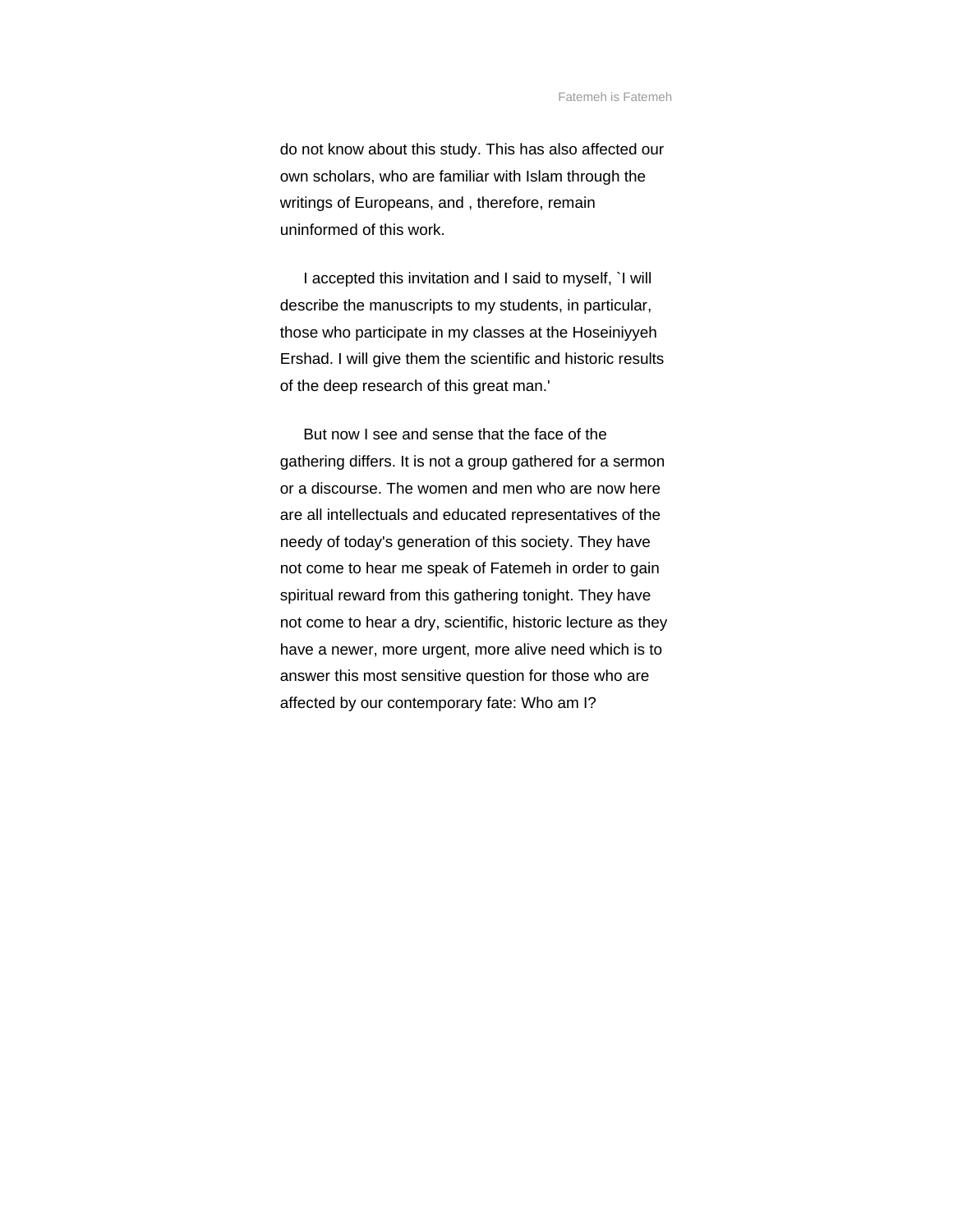do not know about this study. This has also affected our own scholars, who are familiar with Islam through the writings of Europeans, and , therefore, remain uninformed of this work.

I accepted this invitation and I said to myself, `I will describe the manuscripts to my students, in particular, those who participate in my classes at the Hoseiniyyeh Ershad. I will give them the scientific and historic results of the deep research of this great man.'

But now I see and sense that the face of the gathering differs. It is not a group gathered for a sermon or a discourse. The women and men who are now here are all intellectuals and educated representatives of the needy of today's generation of this society. They have not come to hear me speak of Fatemeh in order to gain spiritual reward from this gathering tonight. They have not come to hear a dry, scientific, historic lecture as they have a newer, more urgent, more alive need which is to answer this most sensitive question for those who are affected by our contemporary fate: Who am I?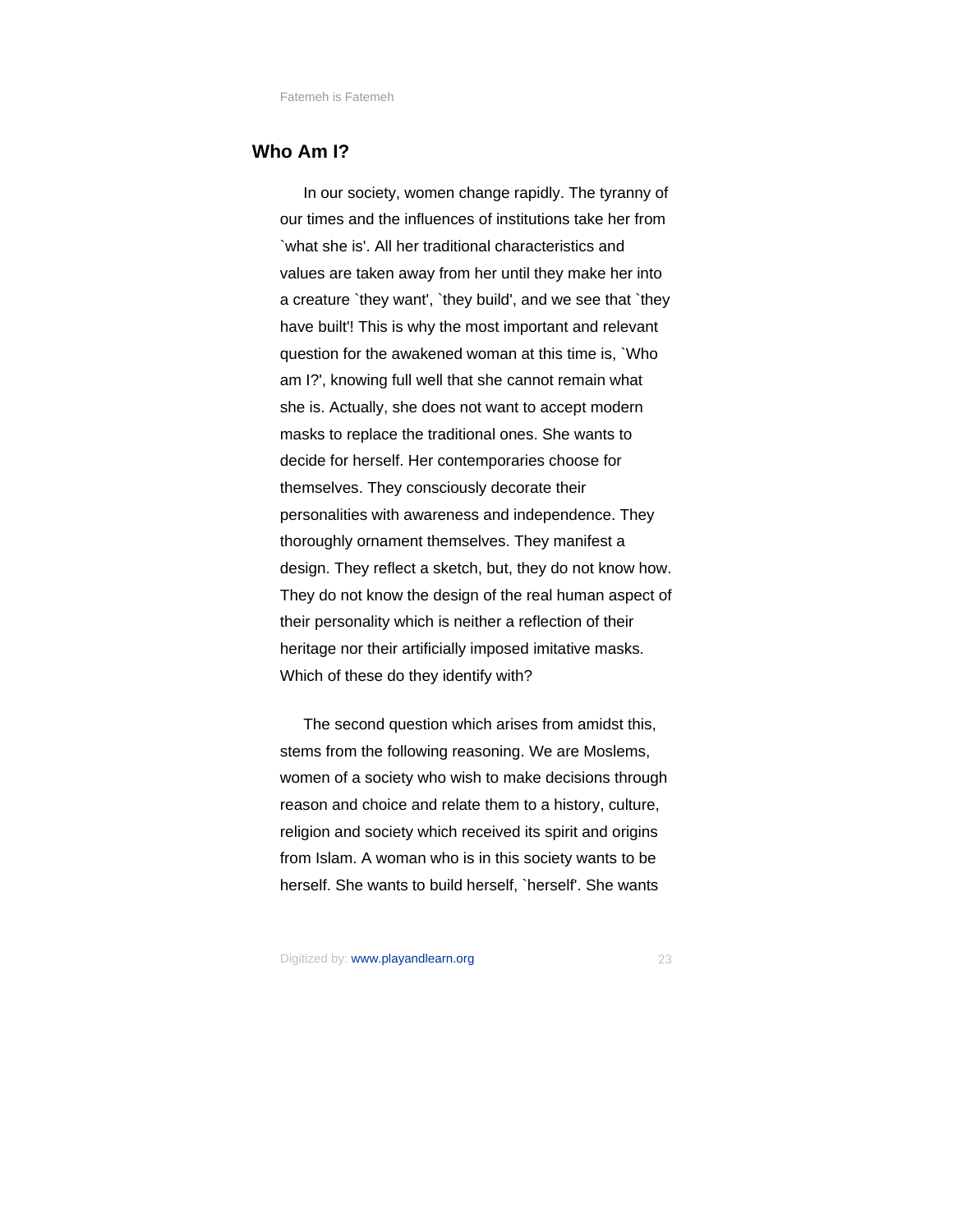## Who Am I?

In our society, women change rapidly. The tyranny of our times and the influences of institutions take her from `what she is'. All her traditional characteristics and values are taken away from her until they make her into a creature `they want', `they build', and we see that `they have built'! This is why the most important and relevant question for the awakened woman at this time is, `Who am I?', knowing full well that she cannot remain what she is. Actually, she does not want to accept modern masks to replace the traditional ones. She wants to decide for herself. Her contemporaries choose for themselves. They consciously decorate their personalities with awareness and independence. They thoroughly ornament themselves. They manifest a design. They reflect a sketch, but, they do not know how. They do not know the design of the real human aspect of their personality which is neither a reflection of their heritage nor their artificially imposed imitative masks. Which of these do they identify with?

The second question which arises from amidst this, stems from the following reasoning. We are Moslems, women of a society who wish to make decisions through reason and choice and relate them to a history, culture, religion and society which received its spirit and origins from Islam. A woman who is in this society wants to be herself. She wants to build herself, `herself'. She wants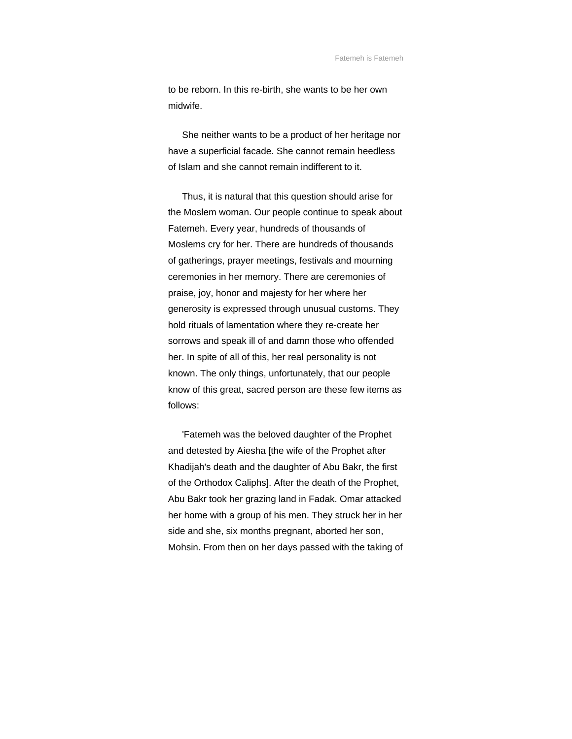to be reborn. In this re-birth, she wants to be her own midwife.

She neither wants to be a product of her heritage nor have a superficial facade. She cannot remain heedless of Islam and she cannot remain indifferent to it.

Thus, it is natural that this question should arise for the Moslem woman. Our people continue to speak about Fatemeh. Every year, hundreds of thousands of Moslems cry for her. There are hundreds of thousands of gatherings, prayer meetings, festivals and mourning ceremonies in her memory. There are ceremonies of praise, joy, honor and majesty for her where her generosity is expressed through unusual customs. They hold rituals of lamentation where they re-create her sorrows and speak ill of and damn those who offended her. In spite of all of this, her real personality is not known. The only things, unfortunately, that our people know of this great, sacred person are these few items as follows:

'Fatemeh was the beloved daughter of the Prophet and detested by Aiesha [the wife of the Prophet after Khadijah's death and the daughter of Abu Bakr, the first of the Orthodox Caliphs]. After the death of the Prophet, Abu Bakr took her grazing land in Fadak. Omar attacked her home with a group of his men. They struck her in her side and she, six months pregnant, aborted her son, Mohsin. From then on her days passed with the taking of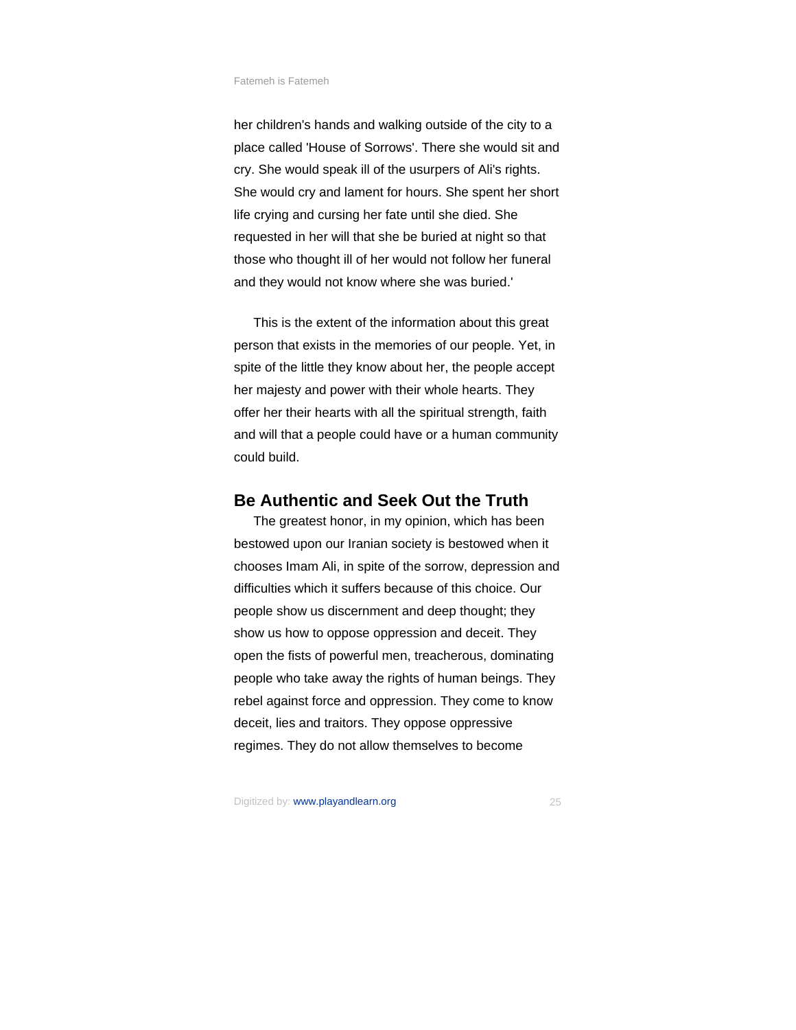her children's hands and walking outside of the city to a place called 'House of Sorrows'. There she would sit and cry. She would speak ill of the usurpers of Ali's rights. She would cry and lament for hours. She spent her short life crying and cursing her fate until she died. She requested in her will that she be buried at night so that those who thought ill of her would not follow her funeral and they would not know where she was buried.'

This is the extent of the information about this great person that exists in the memories of our people. Yet, in spite of the little they know about her, the people accept her majesty and power with their whole hearts. They offer her their hearts with all the spiritual strength, faith and will that a people could have or a human community could build.

## Be Authentic and Seek Out the Truth

The greatest honor, in my opinion, which has been bestowed upon our Iranian society is bestowed when it chooses Imam Ali, in spite of the sorrow, depression and difficulties which it suffers because of this choice. Our people show us discernment and deep thought; they show us how to oppose oppression and deceit. They open the fists of powerful men, treacherous, dominating people who take away the rights of human beings. They rebel against force and oppression. They come to know deceit, lies and traitors. They oppose oppressive regimes. They do not allow themselves to become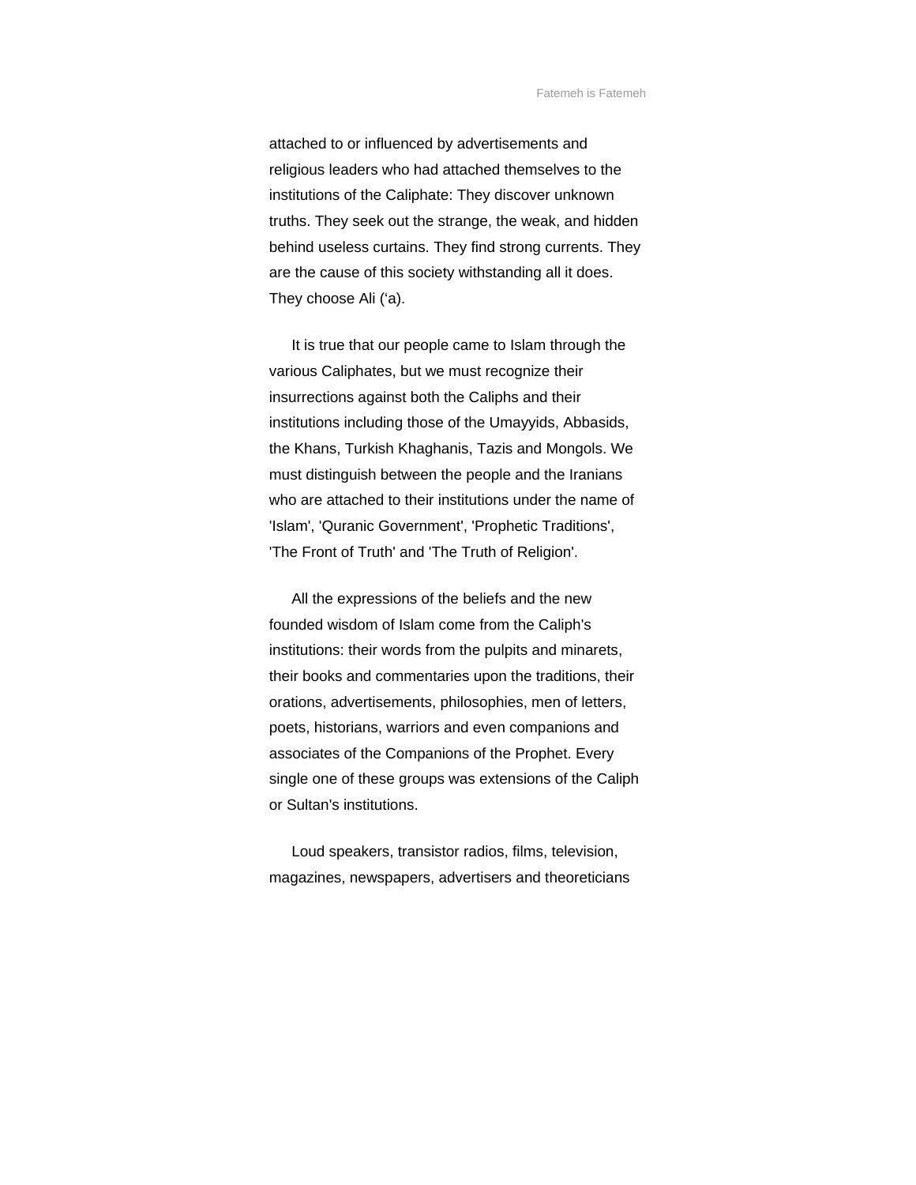attached to or influenced by advertisements and religious leaders who had attached themselves to the institutions of the Caliphate: They discover unknown truths. They seek out the strange, the weak, and hidden behind useless curtains. They find strong currents. They are the cause of this society withstanding all it does. They choose Ali (‘a).

It is true that our people came to Islam through the various Caliphates, but we must recognize their insurrections against both the Caliphs and their institutions including those of the Umayyids, Abbasids, the Khans, Turkish Khaghanis, Tazis and Mongols. We must distinguish between the people and the Iranians who are attached to their institutions under the name of 'Islam', 'Quranic Government', 'Prophetic Traditions', 'The Front of Truth' and 'The Truth of Religion'.

All the expressions of the beliefs and the new founded wisdom of Islam come from the Caliph's institutions: their words from the pulpits and minarets, their books and commentaries upon the traditions, their orations, advertisements, philosophies, men of letters, poets, historians, warriors and even companions and associates of the Companions of the Prophet. Every single one of these groups was extensions of the Caliph or Sultan's institutions.

Loud speakers, transistor radios, films, television, magazines, newspapers, advertisers and theoreticians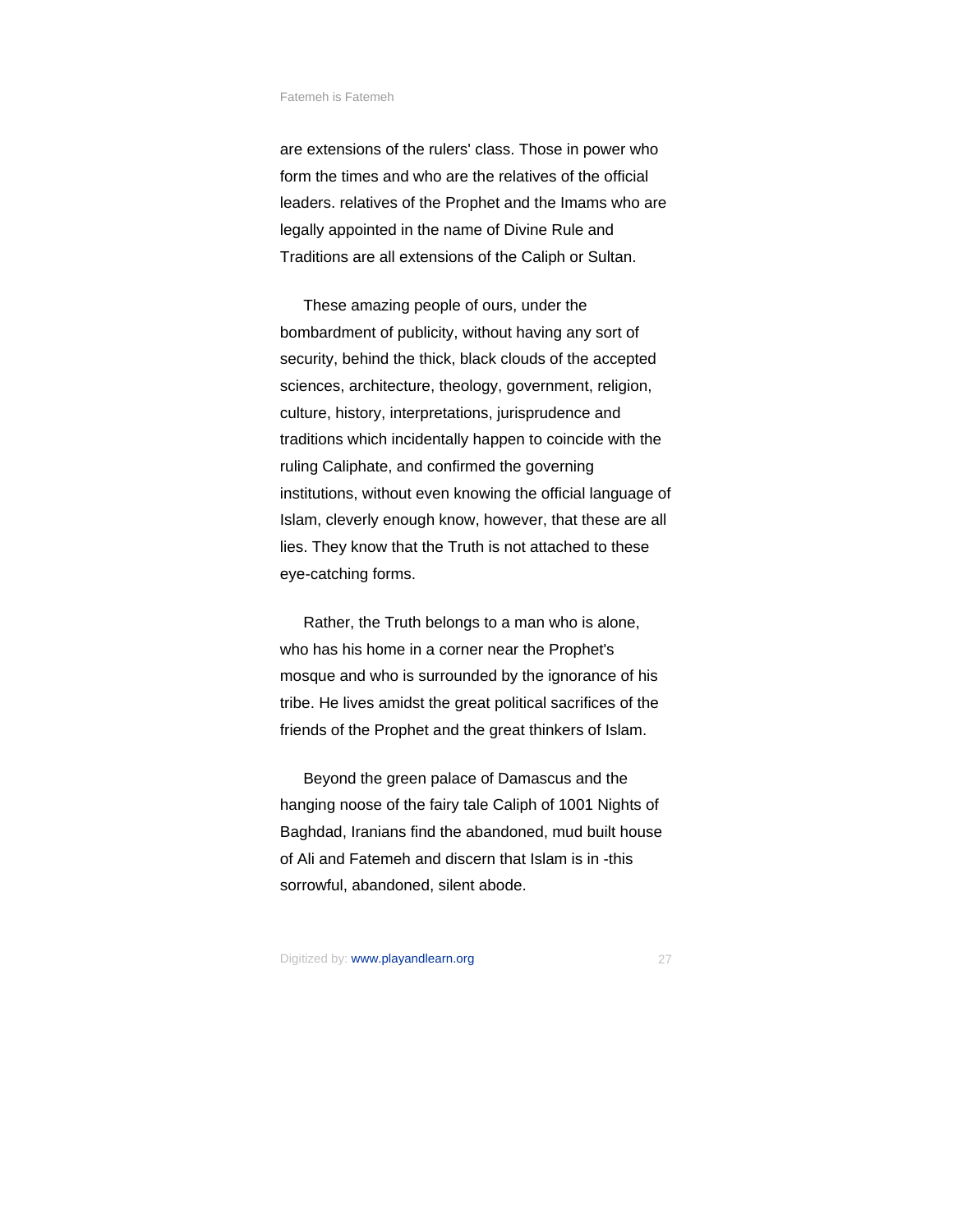are extensions of the rulers' class. Those in power who form the times and who are the relatives of the official leaders. relatives of the Prophet and the Imams who are legally appointed in the name of Divine Rule and Traditions are all extensions of the Caliph or Sultan.

These amazing people of ours, under the bombardment of publicity, without having any sort of security, behind the thick, black clouds of the accepted sciences, architecture, theology, government, religion, culture, history, interpretations, jurisprudence and traditions which incidentally happen to coincide with the ruling Caliphate, and confirmed the governing institutions, without even knowing the official language of Islam, cleverly enough know, however, that these are all lies. They know that the Truth is not attached to these eye-catching forms.

Rather, the Truth belongs to a man who is alone, who has his home in a corner near the Prophet's mosque and who is surrounded by the ignorance of his tribe. He lives amidst the great political sacrifices of the friends of the Prophet and the great thinkers of Islam.

Beyond the green palace of Damascus and the hanging noose of the fairy tale Caliph of 1001 Nights of Baghdad, Iranians find the abandoned, mud built house of Ali and Fatemeh and discern that Islam is in -this sorrowful, abandoned, silent abode.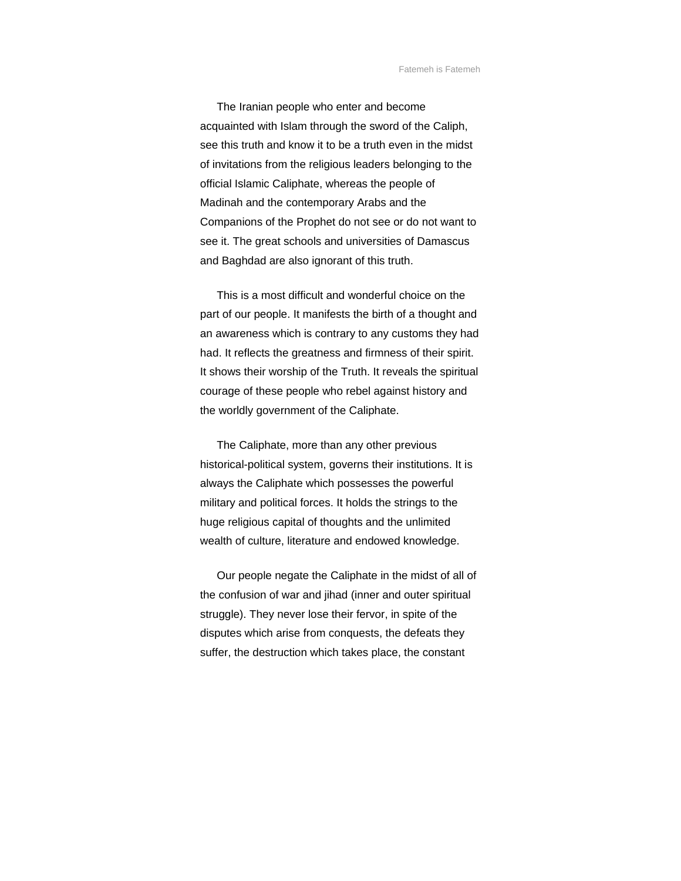The Iranian people who enter and become acquainted with Islam through the sword of the Caliph, see this truth and know it to be a truth even in the midst of invitations from the religious leaders belonging to the official Islamic Caliphate, whereas the people of Madinah and the contemporary Arabs and the Companions of the Prophet do not see or do not want to see it. The great schools and universities of Damascus and Baghdad are also ignorant of this truth.

This is a most difficult and wonderful choice on the part of our people. It manifests the birth of a thought and an awareness which is contrary to any customs they had had. It reflects the greatness and firmness of their spirit. It shows their worship of the Truth. It reveals the spiritual courage of these people who rebel against history and the worldly government of the Caliphate.

The Caliphate, more than any other previous historical-political system, governs their institutions. It is always the Caliphate which possesses the powerful military and political forces. It holds the strings to the huge religious capital of thoughts and the unlimited wealth of culture, literature and endowed knowledge.

Our people negate the Caliphate in the midst of all of the confusion of war and jihad (inner and outer spiritual struggle). They never lose their fervor, in spite of the disputes which arise from conquests, the defeats they suffer, the destruction which takes place, the constant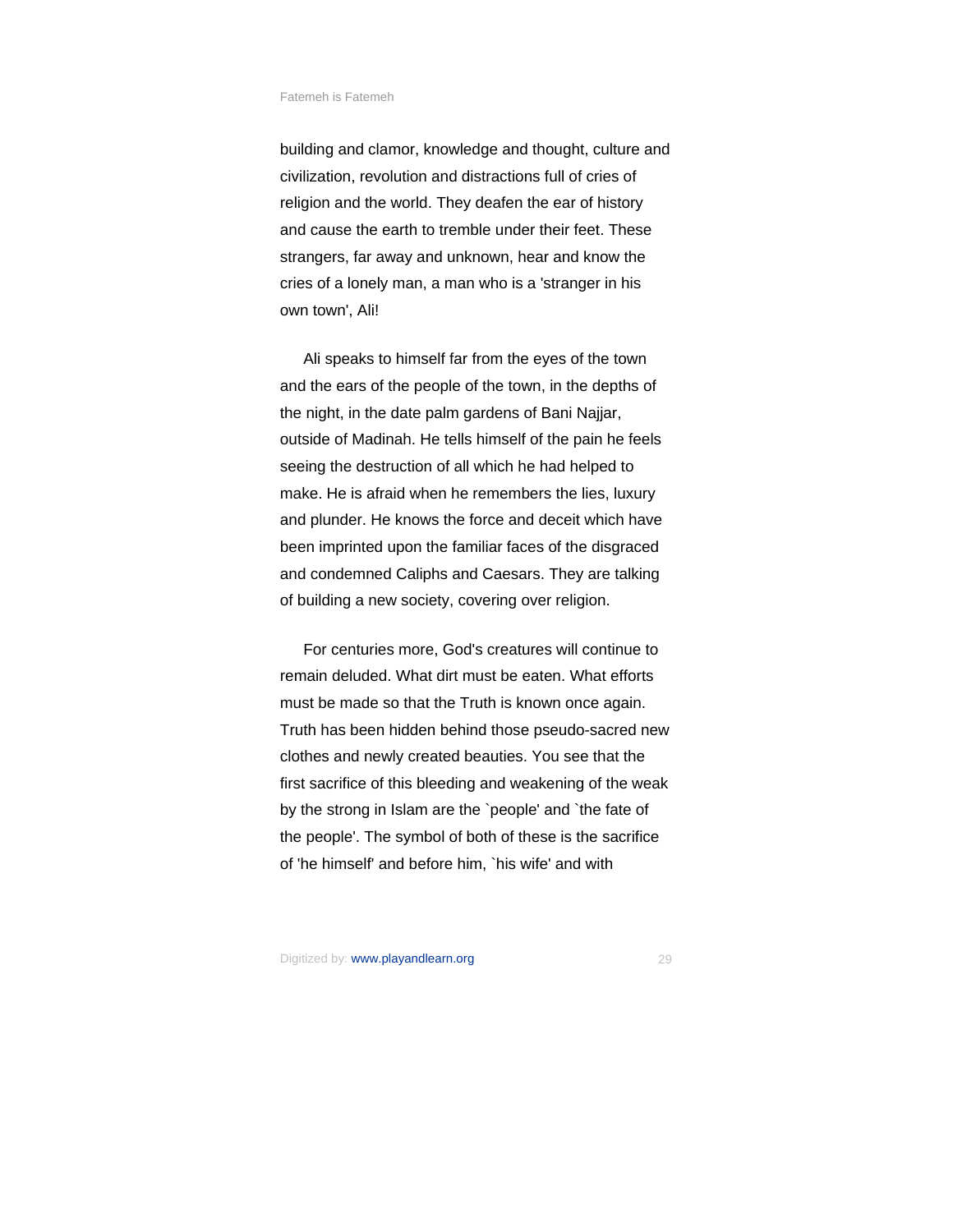building and clamor, knowledge and thought, culture and civilization, revolution and distractions full of cries of religion and the world. They deafen the ear of history and cause the earth to tremble under their feet. These strangers, far away and unknown, hear and know the cries of a lonely man, a man who is a 'stranger in his own town', Ali!

Ali speaks to himself far from the eyes of the town and the ears of the people of the town, in the depths of the night, in the date palm gardens of Bani Najjar, outside of Madinah. He tells himself of the pain he feels seeing the destruction of all which he had helped to make. He is afraid when he remembers the lies, luxury and plunder. He knows the force and deceit which have been imprinted upon the familiar faces of the disgraced and condemned Caliphs and Caesars. They are talking of building a new society, covering over religion.

For centuries more, God's creatures will continue to remain deluded. What dirt must be eaten. What efforts must be made so that the Truth is known once again. Truth has been hidden behind those pseudo-sacred new clothes and newly created beauties. You see that the first sacrifice of this bleeding and weakening of the weak by the strong in Islam are the `people' and `the fate of the people'. The symbol of both of these is the sacrifice of 'he himself' and before him, `his wife' and with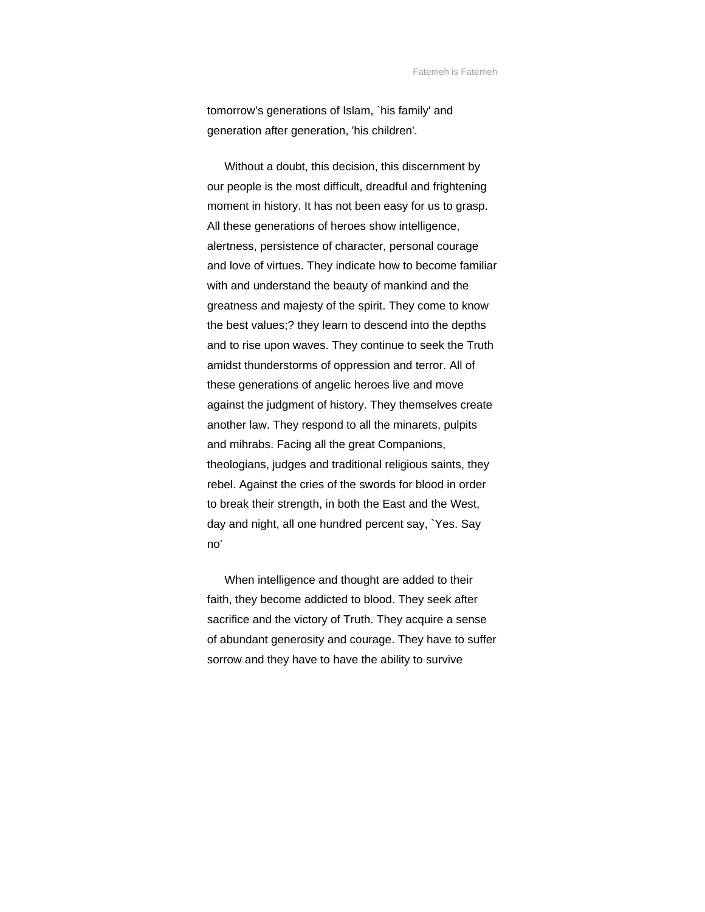tomorrow’s generations of Islam, `his family' and generation after generation, 'his children'.

Without a doubt, this decision, this discernment by our people is the most difficult, dreadful and frightening moment in history. It has not been easy for us to grasp. All these generations of heroes show intelligence, alertness, persistence of character, personal courage and love of virtues. They indicate how to become familiar with and understand the beauty of mankind and the greatness and majesty of the spirit. They come to know the best values;? they learn to descend into the depths and to rise upon waves. They continue to seek the Truth amidst thunderstorms of oppression and terror. All of these generations of angelic heroes live and move against the judgment of history. They themselves create another law. They respond to all the minarets, pulpits and mihrabs. Facing all the great Companions, theologians, judges and traditional religious saints, they rebel. Against the cries of the swords for blood in order to break their strength, in both the East and the West, day and night, all one hundred percent say, `Yes. Say no'

When intelligence and thought are added to their faith, they become addicted to blood. They seek after sacrifice and the victory of Truth. They acquire a sense of abundant generosity and courage. They have to suffer sorrow and they have to have the ability to survive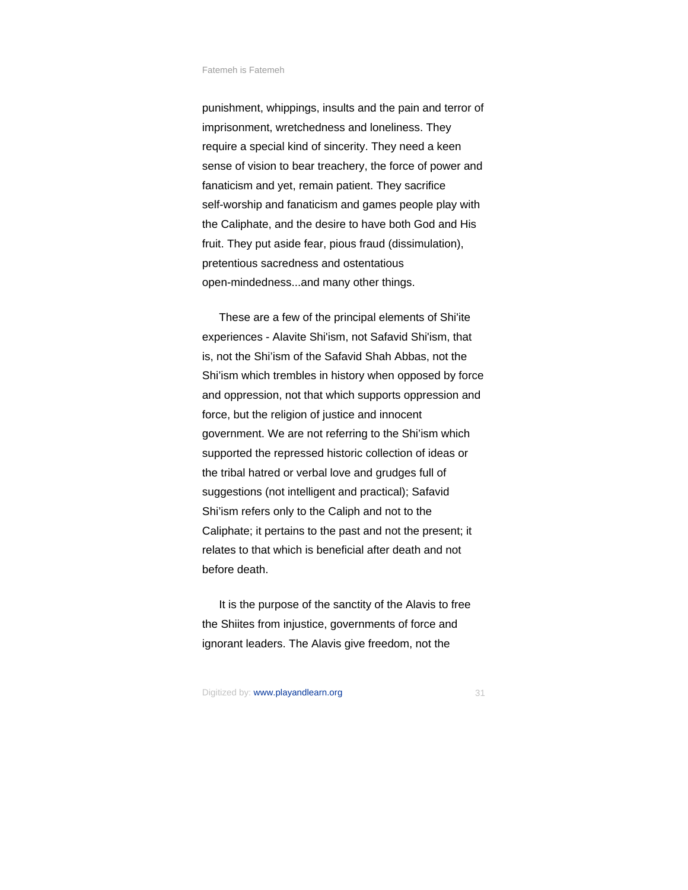punishment, whippings, insults and the pain and terror of imprisonment, wretchedness and loneliness. They require a special kind of sincerity. They need a keen sense of vision to bear treachery, the force of power and fanaticism and yet, remain patient. They sacrifice self-worship and fanaticism and games people play with the Caliphate, and the desire to have both God and His fruit. They put aside fear, pious fraud (dissimulation), pretentious sacredness and ostentatious open-mindedness...and many other things.

These are a few of the principal elements of Shi'ite experiences - Alavite Shi'ism, not Safavid Shi'ism, that is, not the Shi’ism of the Safavid Shah Abbas, not the Shi’ism which trembles in history when opposed by force and oppression, not that which supports oppression and force, but the religion of justice and innocent government. We are not referring to the Shi’ism which supported the repressed historic collection of ideas or the tribal hatred or verbal love and grudges full of suggestions (not intelligent and practical); Safavid Shi’ism refers only to the Caliph and not to the Caliphate; it pertains to the past and not the present; it relates to that which is beneficial after death and not before death.

It is the purpose of the sanctity of the Alavis to free the Shiites from injustice, governments of force and ignorant leaders. The Alavis give freedom, not the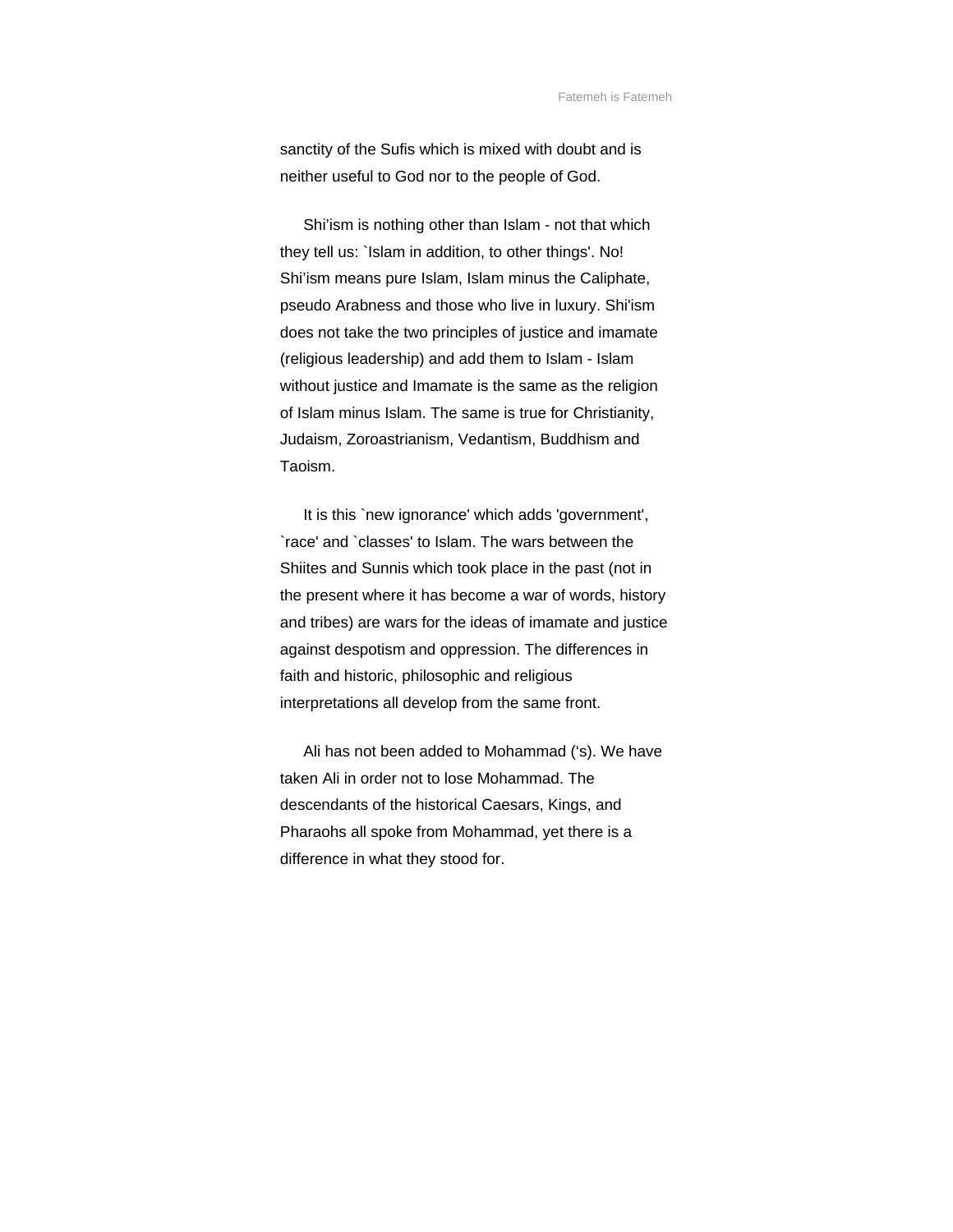sanctity of the Sufis which is mixed with doubt and is neither useful to God nor to the people of God.

Shi'ism is nothing other than Islam - not that which they tell us: `Islam in addition, to other things'. No! Shi'ism means pure Islam, Islam minus the Caliphate, pseudo Arabness and those who live in luxury. Shi'ism does not take the two principles of justice and imamate (religious leadership) and add them to Islam - Islam without justice and Imamate is the same as the religion of Islam minus Islam. The same is true for Christianity, Judaism, Zoroastrianism, Vedantism, Buddhism and Taoism.

It is this `new ignorance' which adds 'government', `race' and `classes' to Islam. The wars between the Shiites and Sunnis which took place in the past (not in the present where it has become a war of words, history and tribes) are wars for the ideas of imamate and justice against despotism and oppression. The differences in faith and historic, philosophic and religious interpretations all develop from the same front.

Ali has not been added to Mohammad ('s). We have taken Ali in order not to lose Mohammad. The descendants of the historical Caesars, Kings, and Pharaohs all spoke from Mohammad, yet there is a difference in what they stood for.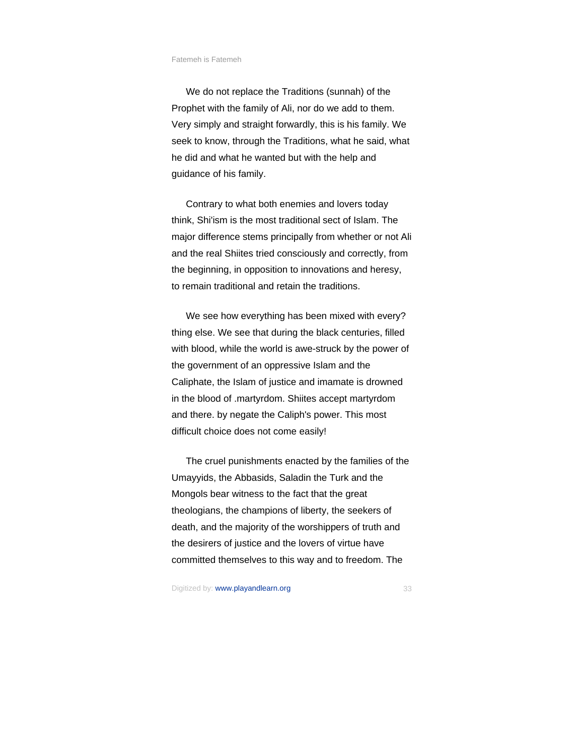We do not replace the Traditions (sunnah) of the Prophet with the family of Ali, nor do we add to them. Very simply and straight forwardly, this is his family. We seek to know, through the Traditions, what he said, what he did and what he wanted but with the help and guidance of his family.

Contrary to what both enemies and lovers today think, Shi'ism is the most traditional sect of Islam. The major difference stems principally from whether or not Ali and the real Shiites tried consciously and correctly, from the beginning, in opposition to innovations and heresy, to remain traditional and retain the traditions.

We see how everything has been mixed with every? thing else. We see that during the black centuries, filled with blood, while the world is awe-struck by the power of the government of an oppressive Islam and the Caliphate, the Islam of justice and imamate is drowned in the blood of .martyrdom. Shiites accept martyrdom and there. by negate the Caliph's power. This most difficult choice does not come easily!

The cruel punishments enacted by the families of the Umayyids, the Abbasids, Saladin the Turk and the Mongols bear witness to the fact that the great theologians, the champions of liberty, the seekers of death, and the majority of the worshippers of truth and the desirers of justice and the lovers of virtue have committed themselves to this way and to freedom. The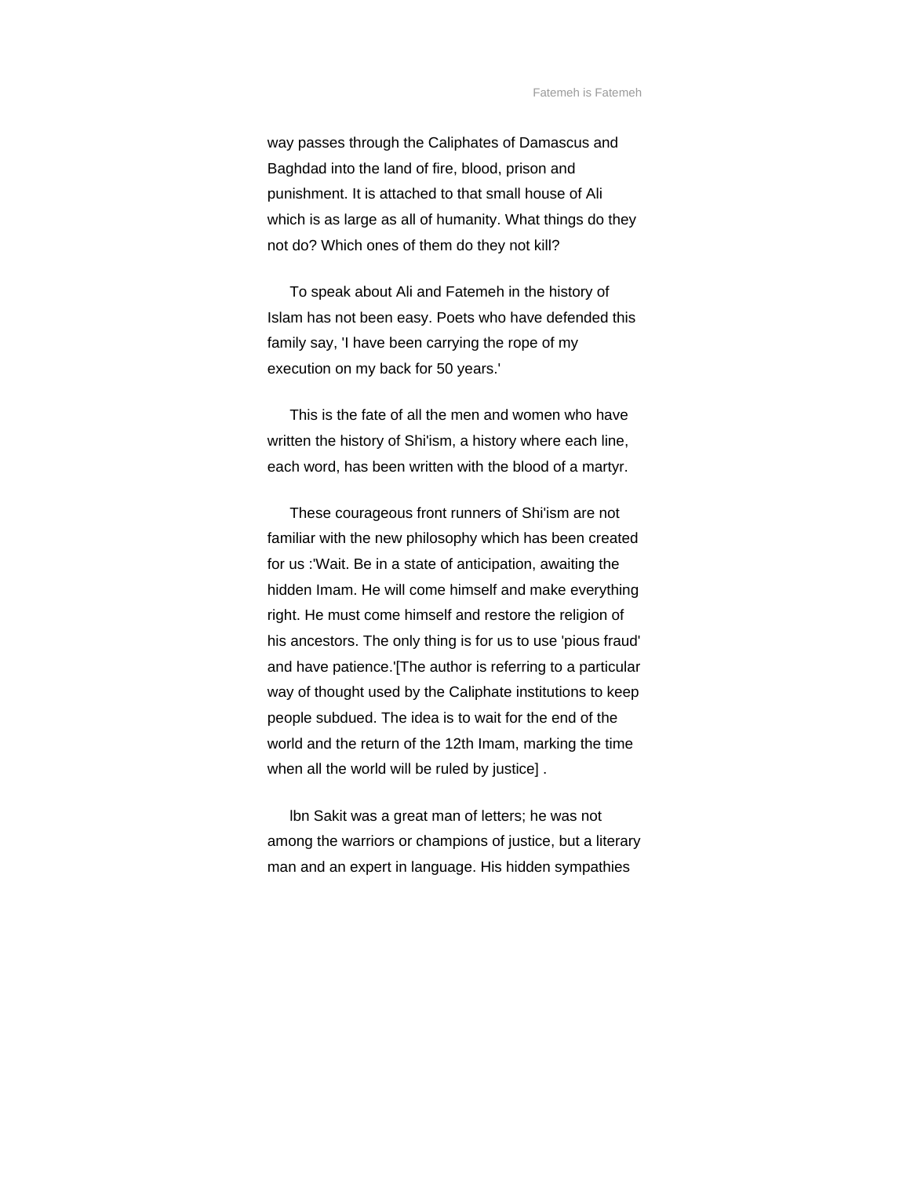way passes through the Caliphates of Damascus and Baghdad into the land of fire, blood, prison and punishment. It is attached to that small house of Ali which is as large as all of humanity. What things do they not do? Which ones of them do they not kill?

To speak about Ali and Fatemeh in the history of Islam has not been easy. Poets who have defended this family say, 'I have been carrying the rope of my execution on my back for 50 years.'

This is the fate of all the men and women who have written the history of Shi'ism, a history where each line, each word, has been written with the blood of a martyr.

These courageous front runners of Shi'ism are not familiar with the new philosophy which has been created for us :'Wait. Be in a state of anticipation, awaiting the hidden Imam. He will come himself and make everything right. He must come himself and restore the religion of his ancestors. The only thing is for us to use 'pious fraud' and have patience.'[The author is referring to a particular way of thought used by the Caliphate institutions to keep people subdued. The idea is to wait for the end of the world and the return of the 12th Imam, marking the time when all the world will be ruled by justice] .

lbn Sakit was a great man of letters; he was not among the warriors or champions of justice, but a literary man and an expert in language. His hidden sympathies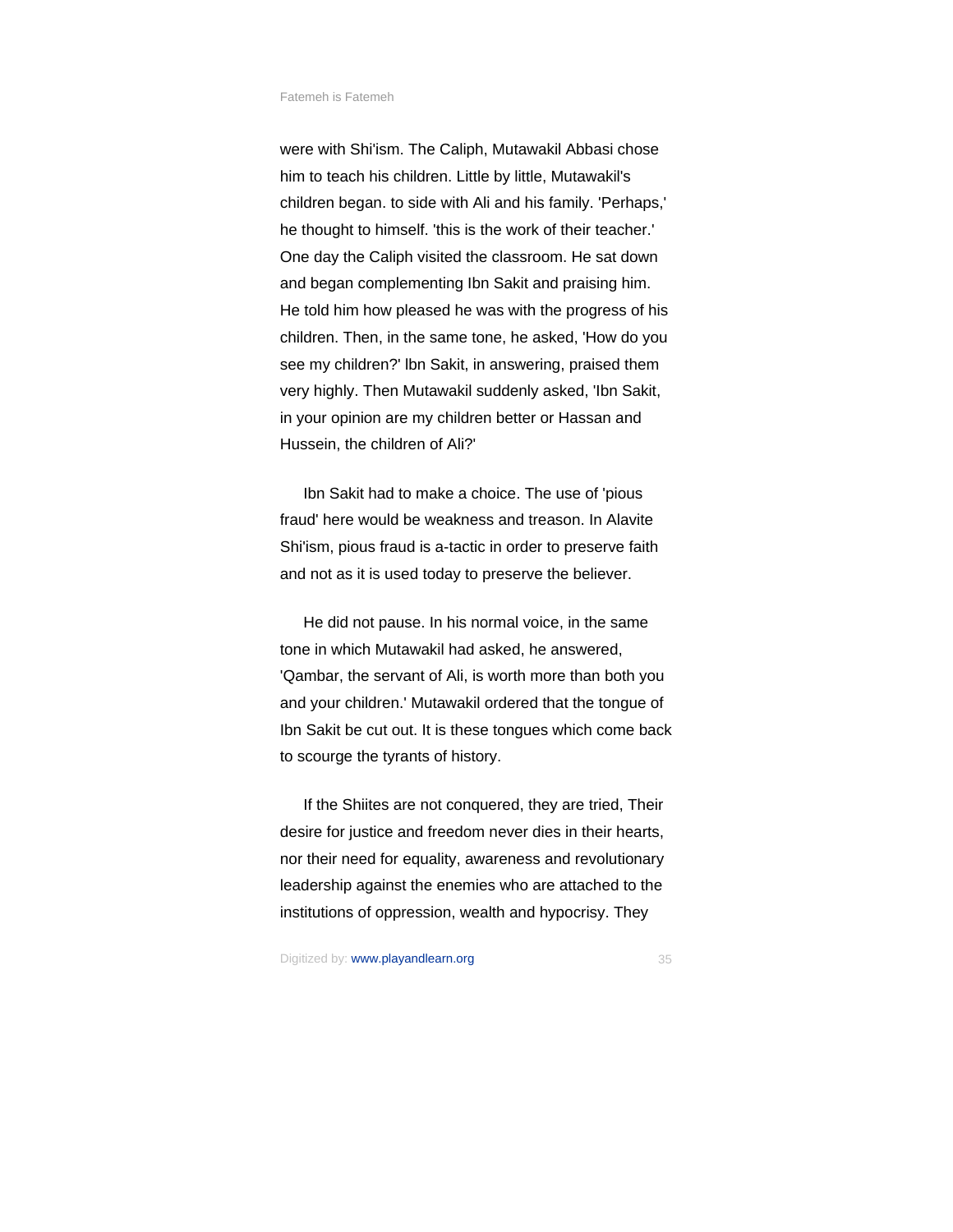were with Shi'ism. The Caliph, Mutawakil Abbasi chose him to teach his children. Little by little, Mutawakil's children began. to side with Ali and his family. 'Perhaps,' he thought to himself. 'this is the work of their teacher.' One day the Caliph visited the classroom. He sat down and began complementing Ibn Sakit and praising him. He told him how pleased he was with the progress of his children. Then, in the same tone, he asked, 'How do you see my children?' lbn Sakit, in answering, praised them very highly. Then Mutawakil suddenly asked, 'Ibn Sakit, in your opinion are my children better or Hassan and Hussein, the children of Ali?'

Ibn Sakit had to make a choice. The use of 'pious fraud' here would be weakness and treason. In Alavite Shi'ism, pious fraud is a-tactic in order to preserve faith and not as it is used today to preserve the believer.

He did not pause. In his normal voice, in the same tone in which Mutawakil had asked, he answered, 'Qambar, the servant of Ali, is worth more than both you and your children.' Mutawakil ordered that the tongue of Ibn Sakit be cut out. It is these tongues which come back to scourge the tyrants of history.

If the Shiites are not conquered, they are tried, Their desire for justice and freedom never dies in their hearts, nor their need for equality, awareness and revolutionary leadership against the enemies who are attached to the institutions of oppression, wealth and hypocrisy. They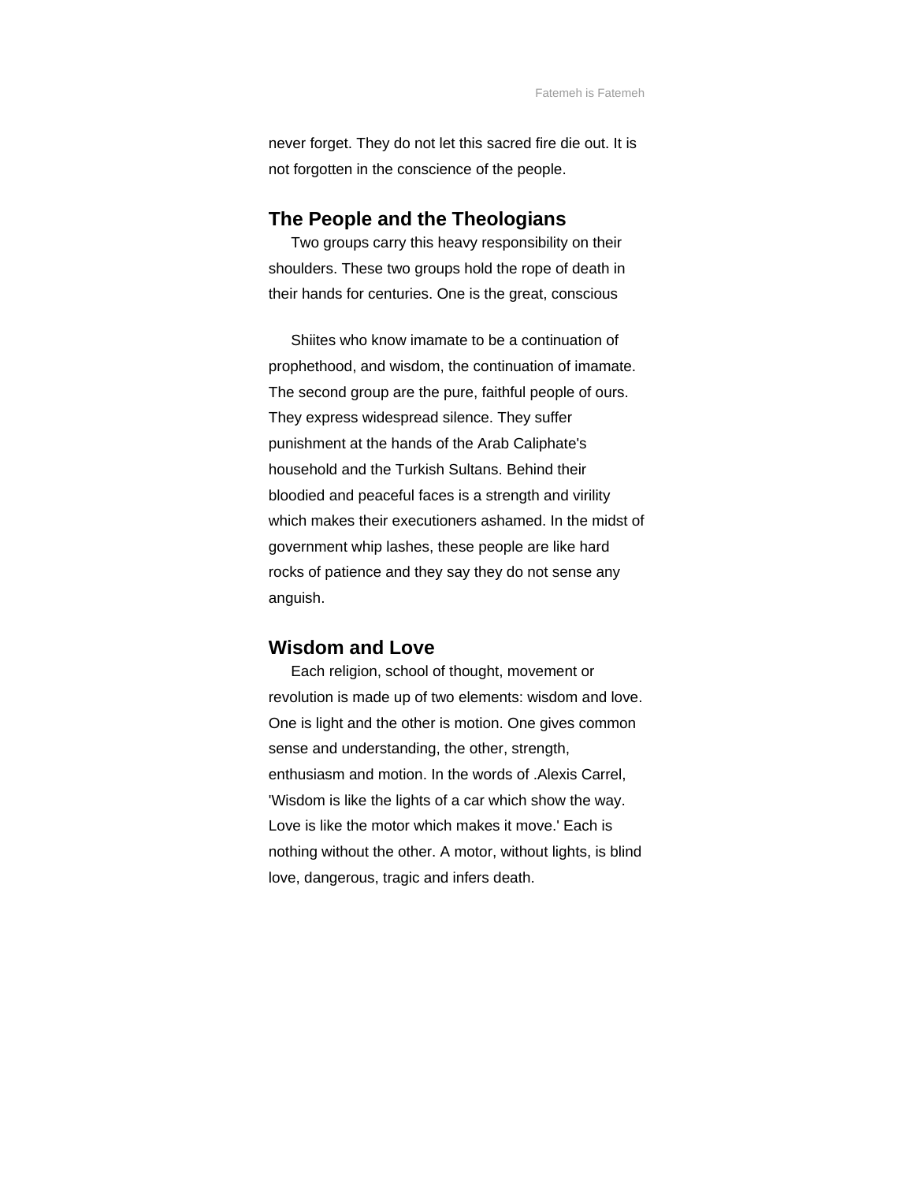never forget. They do not let this sacred fire die out. It is not forgotten in the conscience of the people.

## The People and the Theologians

Two groups carry this heavy responsibility on their shoulders. These two groups hold the rope of death in their hands for centuries. One is the great, conscious

Shiites who know imamate to be a continuation of prophethood, and wisdom, the continuation of imamate. The second group are the pure, faithful people of ours. They express widespread silence. They suffer punishment at the hands of the Arab Caliphate's household and the Turkish Sultans. Behind their bloodied and peaceful faces is a strength and virility which makes their executioners ashamed. In the midst of government whip lashes, these people are like hard rocks of patience and they say they do not sense any anguish.

## Wisdom and Love

Each religion, school of thought, movement or revolution is made up of two elements: wisdom and love. One is light and the other is motion. One gives common sense and understanding, the other, strength, enthusiasm and motion. In the words of .Alexis Carrel, 'Wisdom is like the lights of a car which show the way. Love is like the motor which makes it move.' Each is nothing without the other. A motor, without lights, is blind love, dangerous, tragic and infers death.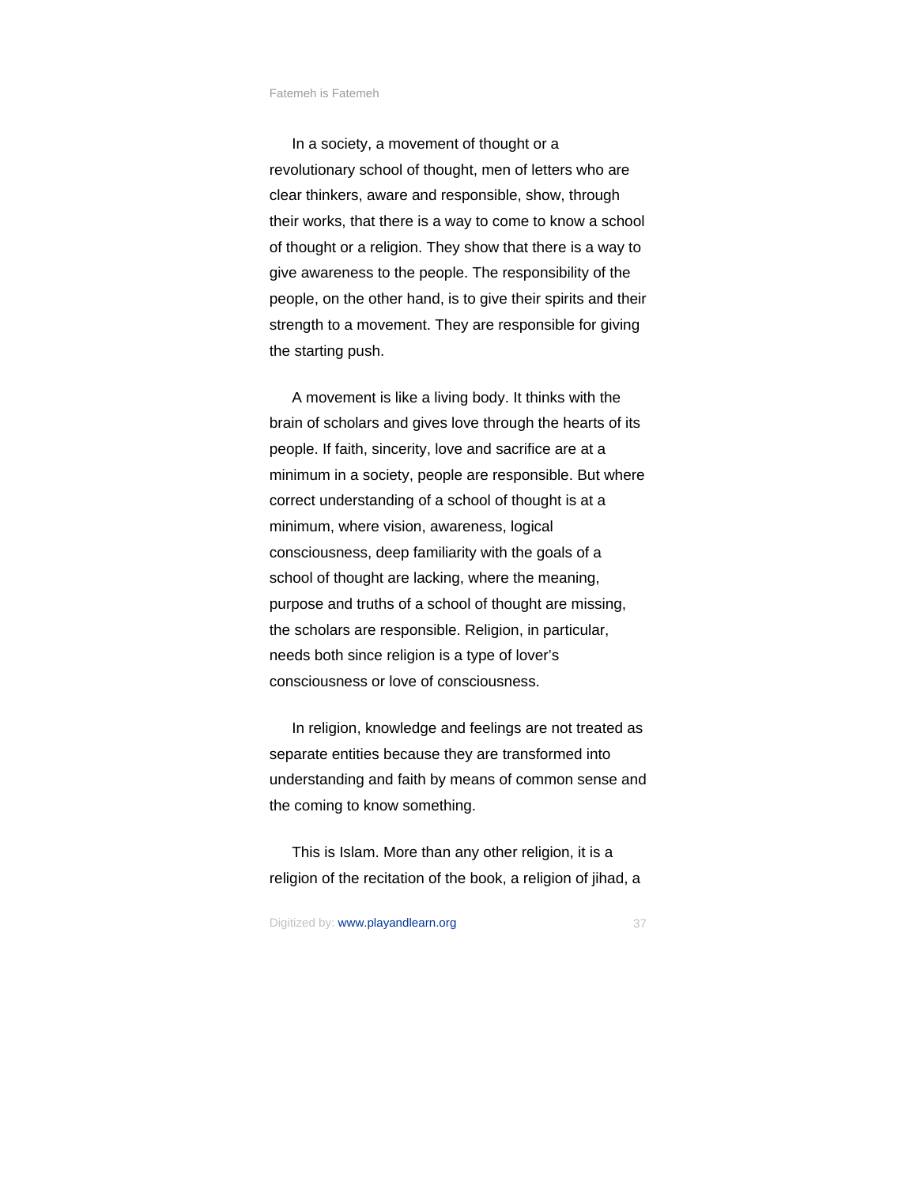In a society, a movement of thought or a revolutionary school of thought, men of letters who are clear thinkers, aware and responsible, show, through their works, that there is a way to come to know a school of thought or a religion. They show that there is a way to give awareness to the people. The responsibility of the people, on the other hand, is to give their spirits and their strength to a movement. They are responsible for giving the starting push.

A movement is like a living body. It thinks with the brain of scholars and gives love through the hearts of its people. If faith, sincerity, love and sacrifice are at a minimum in a society, people are responsible. But where correct understanding of a school of thought is at a minimum, where vision, awareness, logical consciousness, deep familiarity with the goals of a school of thought are lacking, where the meaning, purpose and truths of a school of thought are missing, the scholars are responsible. Religion, in particular, needs both since religion is a type of lover's consciousness or love of consciousness.

In religion, knowledge and feelings are not treated as separate entities because they are transformed into understanding and faith by means of common sense and the coming to know something.

This is Islam. More than any other religion, it is a religion of the recitation of the book, a religion of jihad, a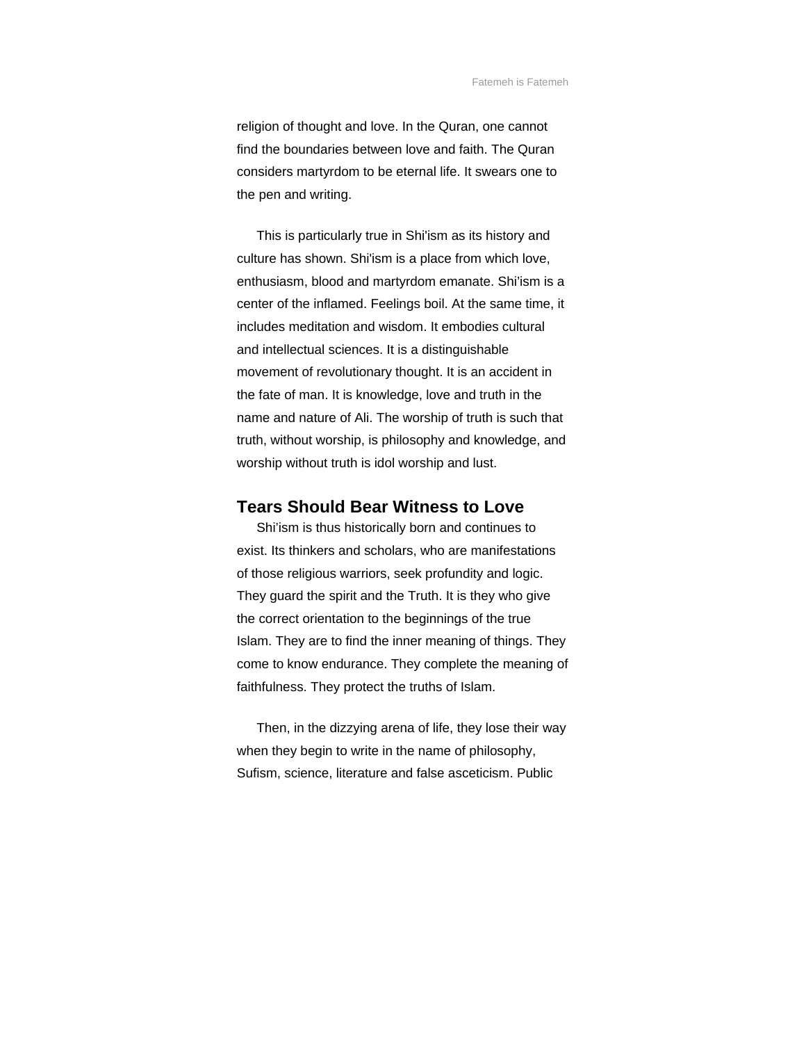religion of thought and love. In the Quran, one cannot find the boundaries between love and faith. The Quran considers martyrdom to be eternal life. It swears one to the pen and writing.

This is particularly true in Shi'ism as its history and culture has shown. Shi'ism is a place from which love, enthusiasm, blood and martyrdom emanate. Shi'ism is a center of the inflamed. Feelings boil. At the same time, it includes meditation and wisdom. It embodies cultural and intellectual sciences. It is a distinguishable movement of revolutionary thought. It is an accident in the fate of man. It is knowledge, love and truth in the name and nature of Ali. The worship of truth is such that truth, without worship, is philosophy and knowledge, and worship without truth is idol worship and lust.

## Tears Should Bear Witness to Love

Shi'ism is thus historically born and continues to exist. Its thinkers and scholars, who are manifestations of those religious warriors, seek profundity and logic. They guard the spirit and the Truth. It is they who give the correct orientation to the beginnings of the true Islam. They are to find the inner meaning of things. They come to know endurance. They complete the meaning of faithfulness. They protect the truths of Islam.

Then, in the dizzying arena of life, they lose their way when they begin to write in the name of philosophy, Sufism, science, literature and false asceticism. Public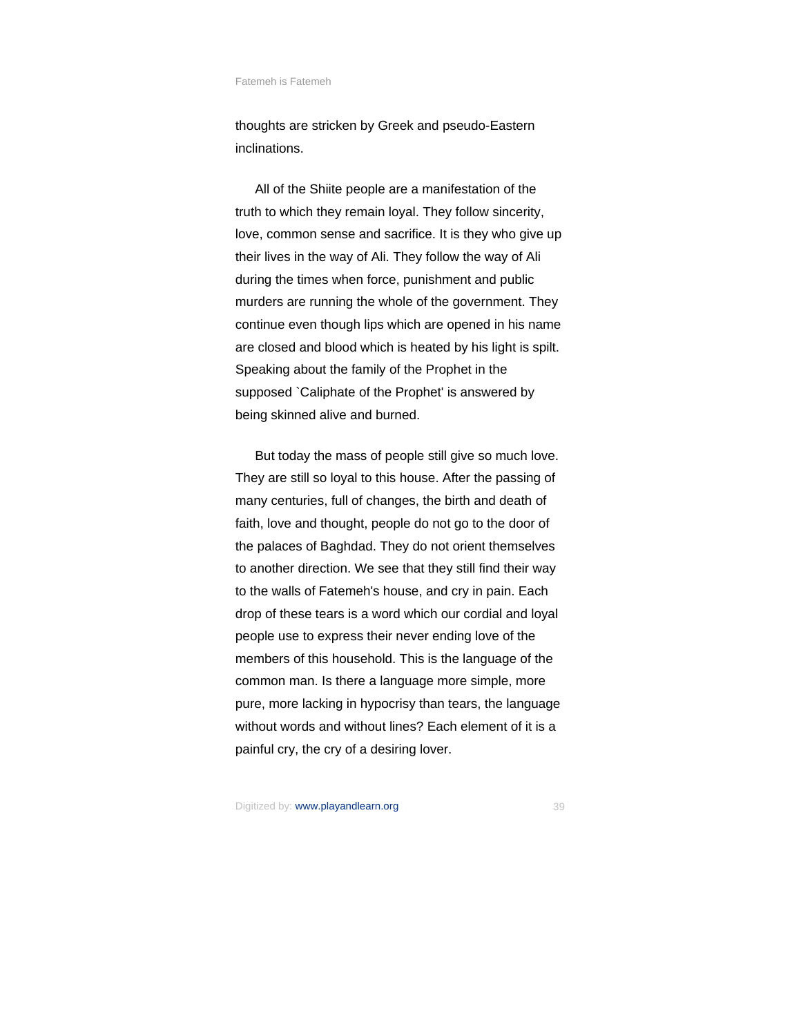thoughts are stricken by Greek and pseudo-Eastern inclinations.

All of the Shiite people are a manifestation of the truth to which they remain loyal. They follow sincerity, love, common sense and sacrifice. It is they who give up their lives in the way of Ali. They follow the way of Ali during the times when force, punishment and public murders are running the whole of the government. They continue even though lips which are opened in his name are closed and blood which is heated by his light is spilt. Speaking about the family of the Prophet in the supposed `Caliphate of the Prophet' is answered by being skinned alive and burned.

But today the mass of people still give so much love. They are still so loyal to this house. After the passing of many centuries, full of changes, the birth and death of faith, love and thought, people do not go to the door of the palaces of Baghdad. They do not orient themselves to another direction. We see that they still find their way to the walls of Fatemeh's house, and cry in pain. Each drop of these tears is a word which our cordial and loyal people use to express their never ending love of the members of this household. This is the language of the common man. Is there a language more simple, more pure, more lacking in hypocrisy than tears, the language without words and without lines? Each element of it is a painful cry, the cry of a desiring lover.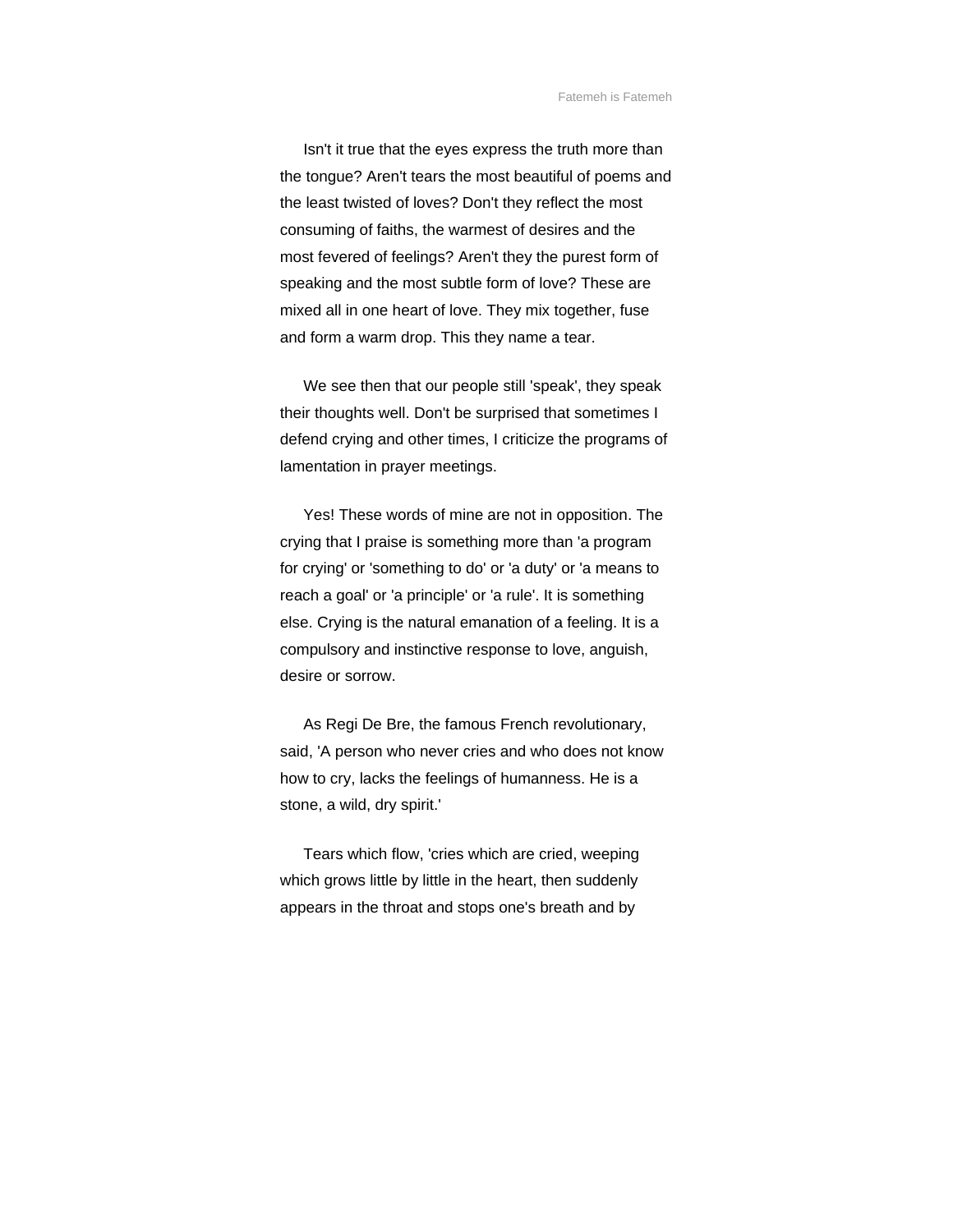Isn't it true that the eyes express the truth more than the tongue? Aren't tears the most beautiful of poems and the least twisted of loves? Don't they reflect the most consuming of faiths, the warmest of desires and the most fevered of feelings? Aren't they the purest form of speaking and the most subtle form of love? These are mixed all in one heart of love. They mix together, fuse and form a warm drop. This they name a tear.

We see then that our people still 'speak', they speak their thoughts well. Don't be surprised that sometimes I defend crying and other times, I criticize the programs of lamentation in prayer meetings.

Yes! These words of mine are not in opposition. The crying that I praise is something more than 'a program for crying' or 'something to do' or 'a duty' or 'a means to reach a goal' or 'a principle' or 'a rule'. It is something else. Crying is the natural emanation of a feeling. It is a compulsory and instinctive response to love, anguish, desire or sorrow.

As Regi De Bre, the famous French revolutionary, said, 'A person who never cries and who does not know how to cry, lacks the feelings of humanness. He is a stone, a wild, dry spirit.'

Tears which flow, 'cries which are cried, weeping which grows little by little in the heart, then suddenly appears in the throat and stops one's breath and by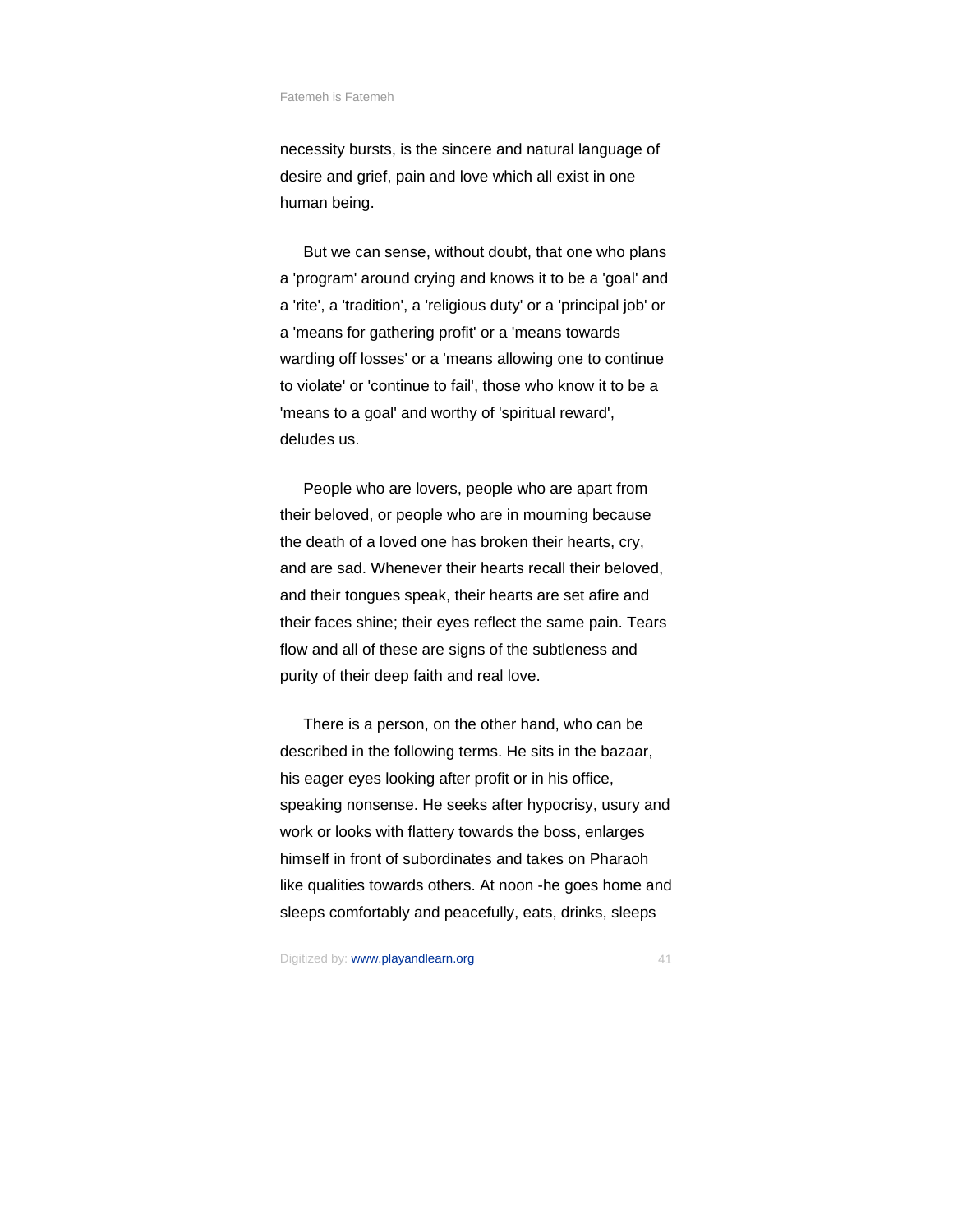necessity bursts, is the sincere and natural language of desire and grief, pain and love which all exist in one human being.

But we can sense, without doubt, that one who plans a 'program' around crying and knows it to be a 'goal' and a 'rite', a 'tradition', a 'religious duty' or a 'principal job' or a 'means for gathering profit' or a 'means towards warding off losses' or a 'means allowing one to continue to violate' or 'continue to fail', those who know it to be a 'means to a goal' and worthy of 'spiritual reward', deludes us.

People who are lovers, people who are apart from their beloved, or people who are in mourning because the death of a loved one has broken their hearts, cry, and are sad. Whenever their hearts recall their beloved, and their tongues speak, their hearts are set afire and their faces shine; their eyes reflect the same pain. Tears flow and all of these are signs of the subtleness and purity of their deep faith and real love.

There is a person, on the other hand, who can be described in the following terms. He sits in the bazaar, his eager eyes looking after profit or in his office, speaking nonsense. He seeks after hypocrisy, usury and work or looks with flattery towards the boss, enlarges himself in front of subordinates and takes on Pharaoh like qualities towards others. At noon -he goes home and sleeps comfortably and peacefully, eats, drinks, sleeps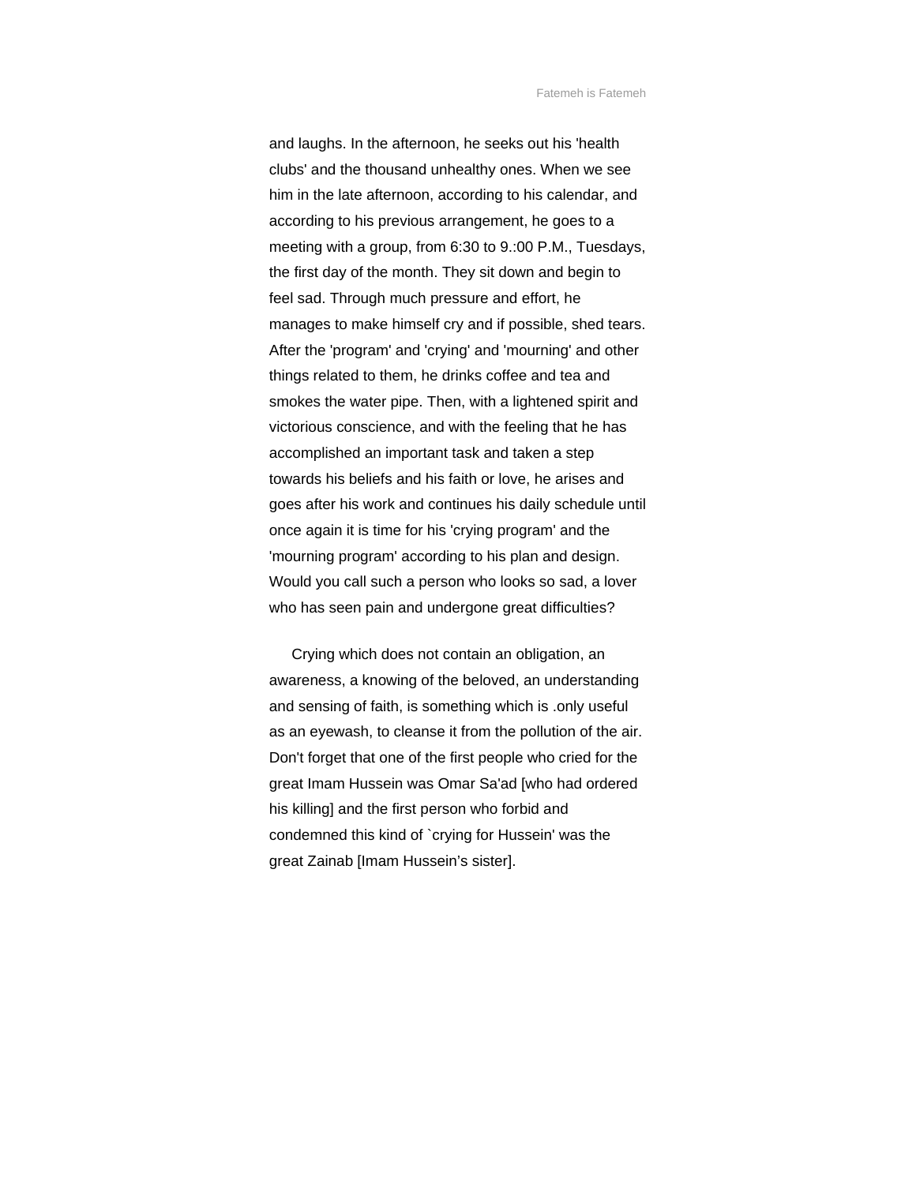and laughs. In the afternoon, he seeks out his 'health clubs' and the thousand unhealthy ones. When we see him in the late afternoon, according to his calendar, and according to his previous arrangement, he goes to a meeting with a group, from 6:30 to 9.:00 P.M., Tuesdays, the first day of the month. They sit down and begin to feel sad. Through much pressure and effort, he manages to make himself cry and if possible, shed tears. After the 'program' and 'crying' and 'mourning' and other things related to them, he drinks coffee and tea and smokes the water pipe. Then, with a lightened spirit and victorious conscience, and with the feeling that he has accomplished an important task and taken a step towards his beliefs and his faith or love, he arises and goes after his work and continues his daily schedule until once again it is time for his 'crying program' and the 'mourning program' according to his plan and design. Would you call such a person who looks so sad, a lover who has seen pain and undergone great difficulties?

Crying which does not contain an obligation, an awareness, a knowing of the beloved, an understanding and sensing of faith, is something which is .only useful as an eyewash, to cleanse it from the pollution of the air. Don't forget that one of the first people who cried for the great Imam Hussein was Omar Sa'ad [who had ordered his killing] and the first person who forbid and condemned this kind of `crying for Hussein' was the great Zainab [Imam Hussein's sister].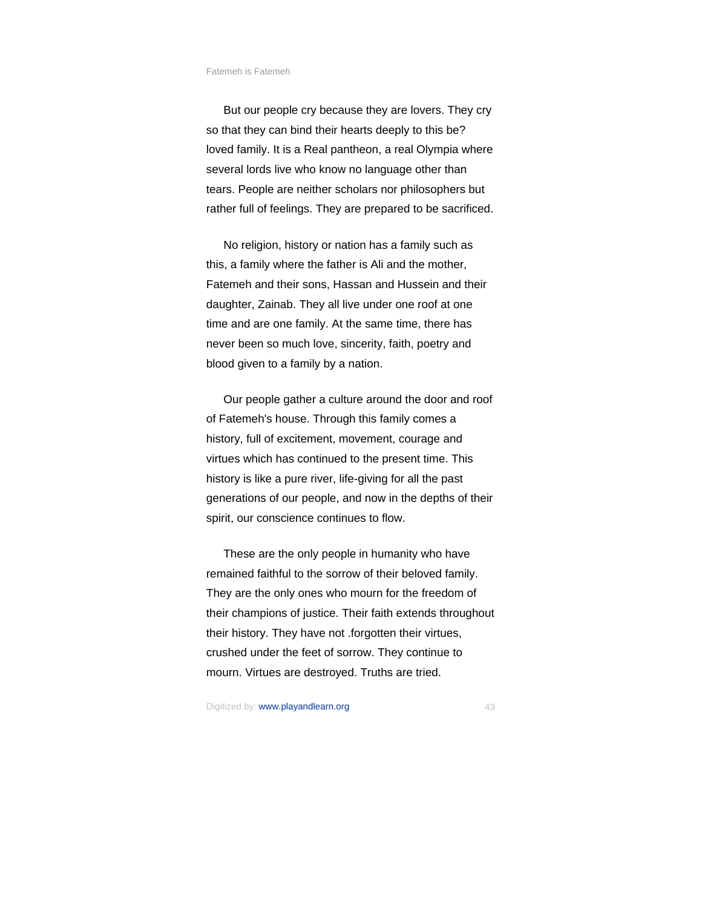But our people cry because they are lovers. They cry so that they can bind their hearts deeply to this be? loved family. It is a Real pantheon, a real Olympia where several lords live who know no language other than tears. People are neither scholars nor philosophers but rather full of feelings. They are prepared to be sacrificed.

No religion, history or nation has a family such as this, a family where the father is Ali and the mother, Fatemeh and their sons, Hassan and Hussein and their daughter, Zainab. They all live under one roof at one time and are one family. At the same time, there has never been so much love, sincerity, faith, poetry and blood given to a family by a nation.

Our people gather a culture around the door and roof of Fatemeh's house. Through this family comes a history, full of excitement, movement, courage and virtues which has continued to the present time. This history is like a pure river, life-giving for all the past generations of our people, and now in the depths of their spirit, our conscience continues to flow.

These are the only people in humanity who have remained faithful to the sorrow of their beloved family. They are the only ones who mourn for the freedom of their champions of justice. Their faith extends throughout their history. They have not .forgotten their virtues, crushed under the feet of sorrow. They continue to mourn. Virtues are destroyed. Truths are tried.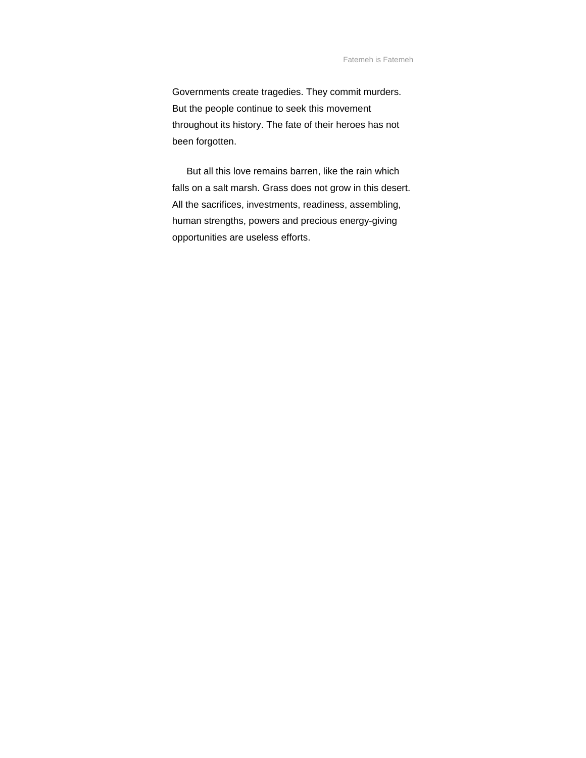Governments create tragedies. They commit murders. But the people continue to seek this movement throughout its history. The fate of their heroes has not been forgotten.

But all this love remains barren, like the rain which falls on a salt marsh. Grass does not grow in this desert. All the sacrifices, investments, readiness, assembling, human strengths, powers and precious energy-giving opportunities are useless efforts.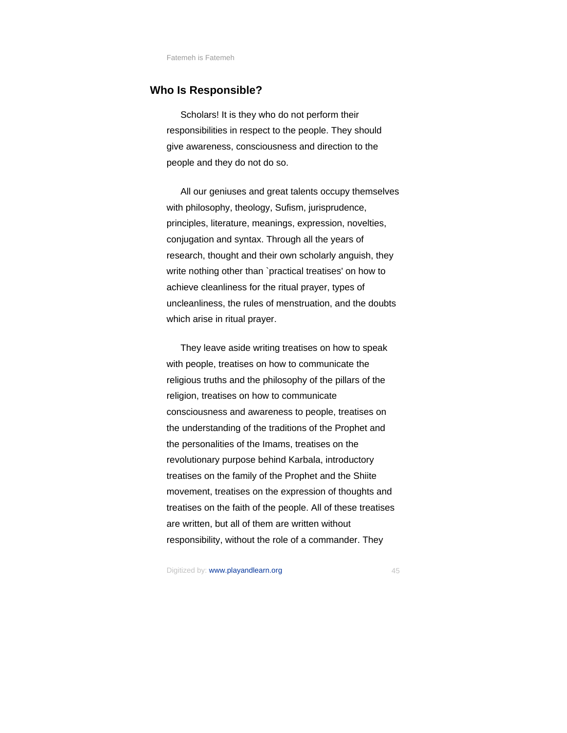## Who Is Responsible?

Scholars! It is they who do not perform their responsibilities in respect to the people. They should give awareness, consciousness and direction to the people and they do not do so.

All our geniuses and great talents occupy themselves with philosophy, theology, Sufism, jurisprudence, principles, literature, meanings, expression, novelties, conjugation and syntax. Through all the years of research, thought and their own scholarly anguish, they write nothing other than `practical treatises' on how to achieve cleanliness for the ritual prayer, types of uncleanliness, the rules of menstruation, and the doubts which arise in ritual prayer.

They leave aside writing treatises on how to speak with people, treatises on how to communicate the religious truths and the philosophy of the pillars of the religion, treatises on how to communicate consciousness and awareness to people, treatises on the understanding of the traditions of the Prophet and the personalities of the Imams, treatises on the revolutionary purpose behind Karbala, introductory treatises on the family of the Prophet and the Shiite movement, treatises on the expression of thoughts and treatises on the faith of the people. All of these treatises are written, but all of them are written without responsibility, without the role of a commander. They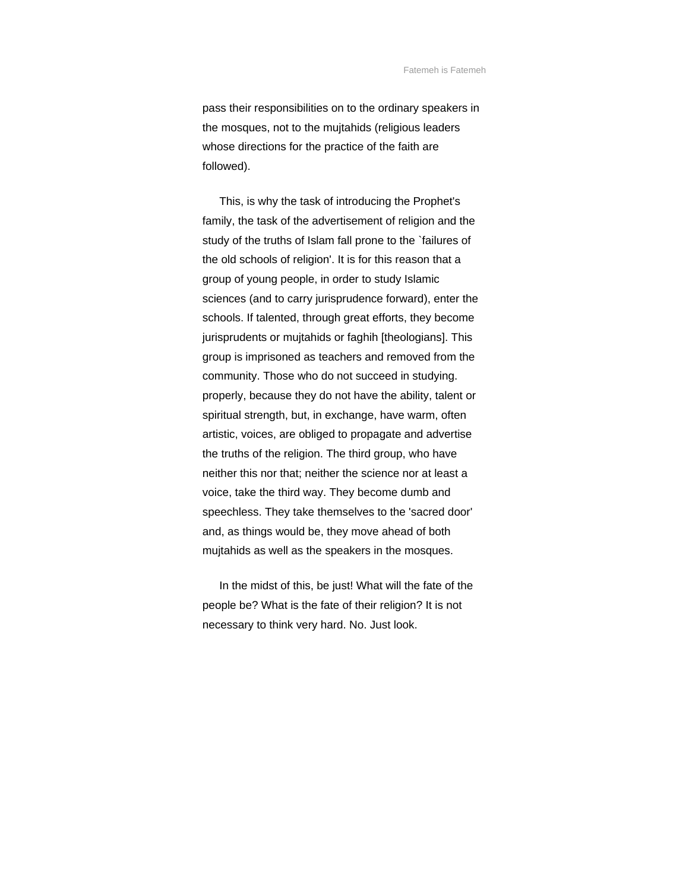pass their responsibilities on to the ordinary speakers in the mosques, not to the mujtahids (religious leaders whose directions for the practice of the faith are followed).

This, is why the task of introducing the Prophet's family, the task of the advertisement of religion and the study of the truths of Islam fall prone to the `failures of the old schools of religion'. It is for this reason that a group of young people, in order to study Islamic sciences (and to carry jurisprudence forward), enter the schools. If talented, through great efforts, they become jurisprudents or mujtahids or faghih [theologians]. This group is imprisoned as teachers and removed from the community. Those who do not succeed in studying. properly, because they do not have the ability, talent or spiritual strength, but, in exchange, have warm, often artistic, voices, are obliged to propagate and advertise the truths of the religion. The third group, who have neither this nor that; neither the science nor at least a voice, take the third way. They become dumb and speechless. They take themselves to the 'sacred door' and, as things would be, they move ahead of both mujtahids as well as the speakers in the mosques.

In the midst of this, be just! What will the fate of the people be? What is the fate of their religion? It is not necessary to think very hard. No. Just look.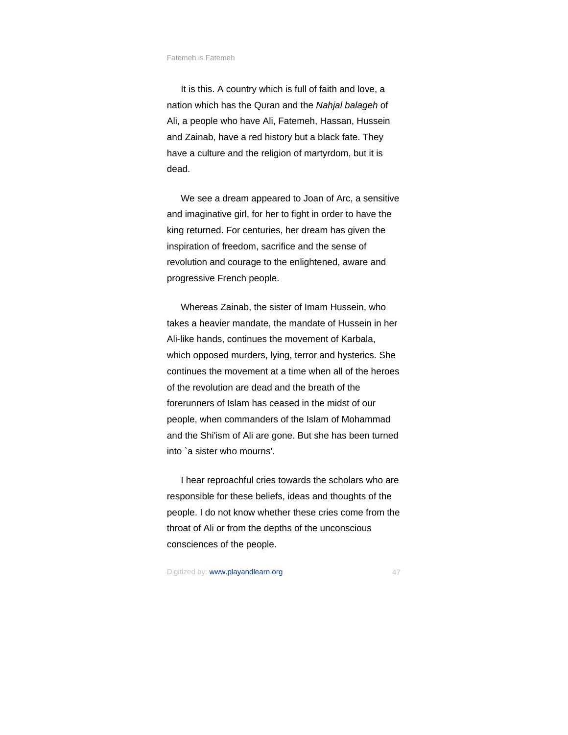It is this. A country which is full of faith and love, a nation which has the Quran and the *Nahjal balageh* of Ali, a people who have Ali, Fatemeh, Hassan, Hussein and Zainab, have a red history but a black fate. They have a culture and the religion of martyrdom, but it is dead.

We see a dream appeared to Joan of Arc, a sensitive and imaginative girl, for her to fight in order to have the king returned. For centuries, her dream has given the inspiration of freedom, sacrifice and the sense of revolution and courage to the enlightened, aware and progressive French people.

Whereas Zainab, the sister of Imam Hussein, who takes a heavier mandate, the mandate of Hussein in her Ali-like hands, continues the movement of Karbala, which opposed murders, lying, terror and hysterics. She continues the movement at a time when all of the heroes of the revolution are dead and the breath of the forerunners of Islam has ceased in the midst of our people, when commanders of the Islam of Mohammad and the Shi'ism of Ali are gone. But she has been turned into `a sister who mourns'.

I hear reproachful cries towards the scholars who are responsible for these beliefs, ideas and thoughts of the people. I do not know whether these cries come from the throat of Ali or from the depths of the unconscious consciences of the people.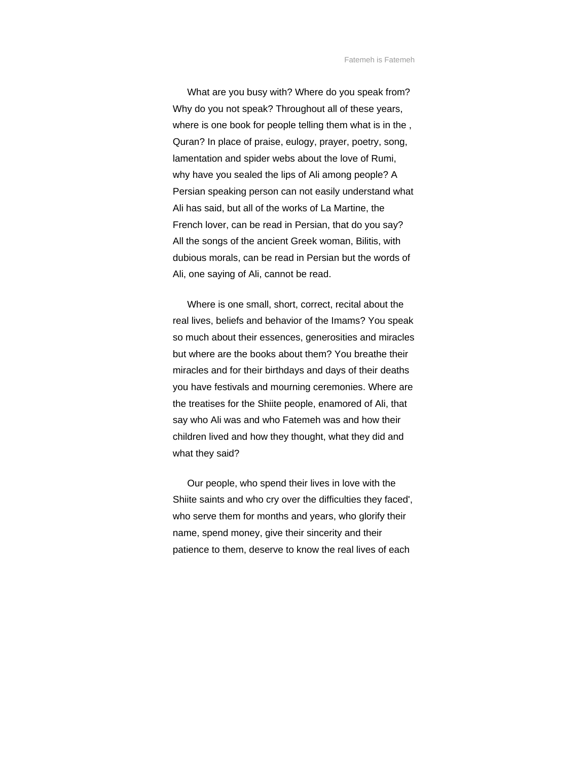What are you busy with? Where do you speak from? Why do you not speak? Throughout all of these years, where is one book for people telling them what is in the , Quran? In place of praise, eulogy, prayer, poetry, song, lamentation and spider webs about the love of Rumi, why have you sealed the lips of Ali among people? A Persian speaking person can not easily understand what Ali has said, but all of the works of La Martine, the French lover, can be read in Persian, that do you say? All the songs of the ancient Greek woman, Bilitis, with dubious morals, can be read in Persian but the words of Ali, one saying of Ali, cannot be read.

Where is one small, short, correct, recital about the real lives, beliefs and behavior of the Imams? You speak so much about their essences, generosities and miracles but where are the books about them? You breathe their miracles and for their birthdays and days of their deaths you have festivals and mourning ceremonies. Where are the treatises for the Shiite people, enamored of Ali, that say who Ali was and who Fatemeh was and how their children lived and how they thought, what they did and what they said?

Our people, who spend their lives in love with the Shiite saints and who cry over the difficulties they faced', who serve them for months and years, who glorify their name, spend money, give their sincerity and their patience to them, deserve to know the real lives of each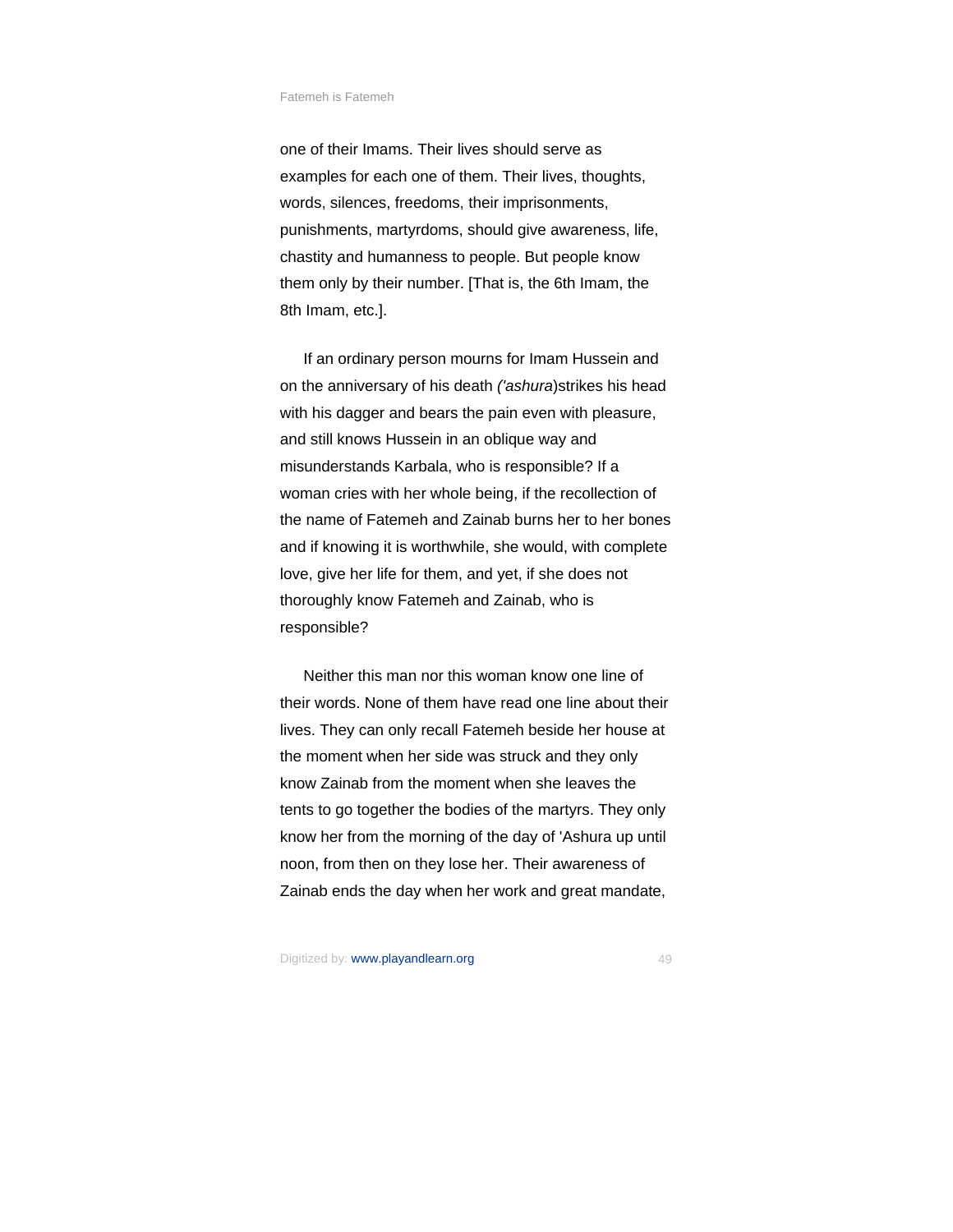one of their Imams. Their lives should serve as examples for each one of them. Their lives, thoughts, words, silences, freedoms, their imprisonments, punishments, martyrdoms, should give awareness, life, chastity and humanness to people. But people know them only by their number. [That is, the 6th Imam, the 8th Imam, etc.].

If an ordinary person mourns for Imam Hussein and on the anniversary of his death *('ashura*)strikes his head with his dagger and bears the pain even with pleasure, and still knows Hussein in an oblique way and misunderstands Karbala, who is responsible? If a woman cries with her whole being, if the recollection of the name of Fatemeh and Zainab burns her to her bones and if knowing it is worthwhile, she would, with complete love, give her life for them, and yet, if she does not thoroughly know Fatemeh and Zainab, who is responsible?

Neither this man nor this woman know one line of their words. None of them have read one line about their lives. They can only recall Fatemeh beside her house at the moment when her side was struck and they only know Zainab from the moment when she leaves the tents to go together the bodies of the martyrs. They only know her from the morning of the day of 'Ashura up until noon, from then on they lose her. Their awareness of Zainab ends the day when her work and great mandate,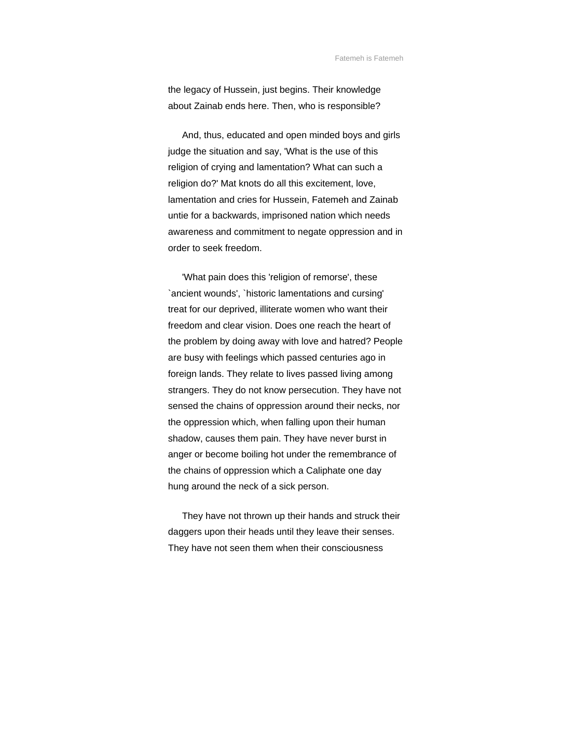the legacy of Hussein, just begins. Their knowledge about Zainab ends here. Then, who is responsible?

And, thus, educated and open minded boys and girls judge the situation and say, 'What is the use of this religion of crying and lamentation? What can such a religion do?' Mat knots do all this excitement, love, lamentation and cries for Hussein, Fatemeh and Zainab untie for a backwards, imprisoned nation which needs awareness and commitment to negate oppression and in order to seek freedom.

'What pain does this 'religion of remorse', these `ancient wounds', `historic lamentations and cursing' treat for our deprived, illiterate women who want their freedom and clear vision. Does one reach the heart of the problem by doing away with love and hatred? People are busy with feelings which passed centuries ago in foreign lands. They relate to lives passed living among strangers. They do not know persecution. They have not sensed the chains of oppression around their necks, nor the oppression which, when falling upon their human shadow, causes them pain. They have never burst in anger or become boiling hot under the remembrance of the chains of oppression which a Caliphate one day hung around the neck of a sick person.

They have not thrown up their hands and struck their daggers upon their heads until they leave their senses. They have not seen them when their consciousness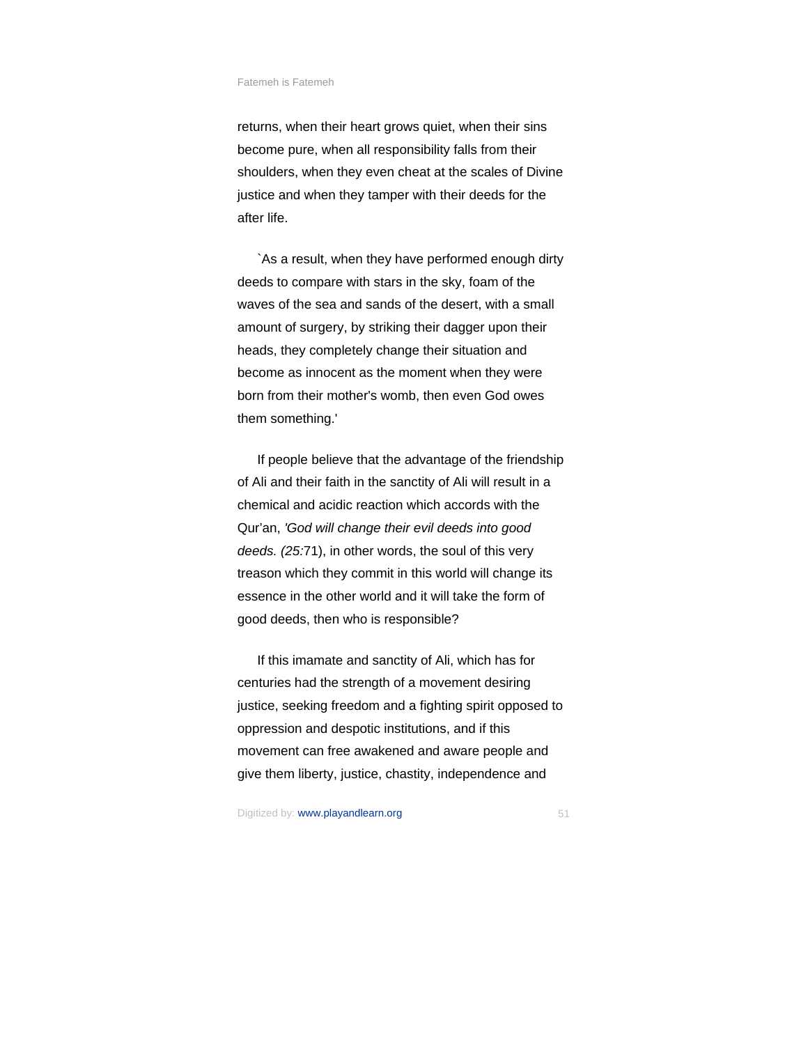returns, when their heart grows quiet, when their sins become pure, when all responsibility falls from their shoulders, when they even cheat at the scales of Divine justice and when they tamper with their deeds for the after life.

`As a result, when they have performed enough dirty deeds to compare with stars in the sky, foam of the waves of the sea and sands of the desert, with a small amount of surgery, by striking their dagger upon their heads, they completely change their situation and become as innocent as the moment when they were born from their mother's womb, then even God owes them something.'

If people believe that the advantage of the friendship of Ali and their faith in the sanctity of Ali will result in a chemical and acidic reaction which accords with the Qur'an, *'God will change their evil deeds into good deeds. (25:*71), in other words, the soul of this very treason which they commit in this world will change its essence in the other world and it will take the form of good deeds, then who is responsible?

If this imamate and sanctity of Ali, which has for centuries had the strength of a movement desiring justice, seeking freedom and a fighting spirit opposed to oppression and despotic institutions, and if this movement can free awakened and aware people and give them liberty, justice, chastity, independence and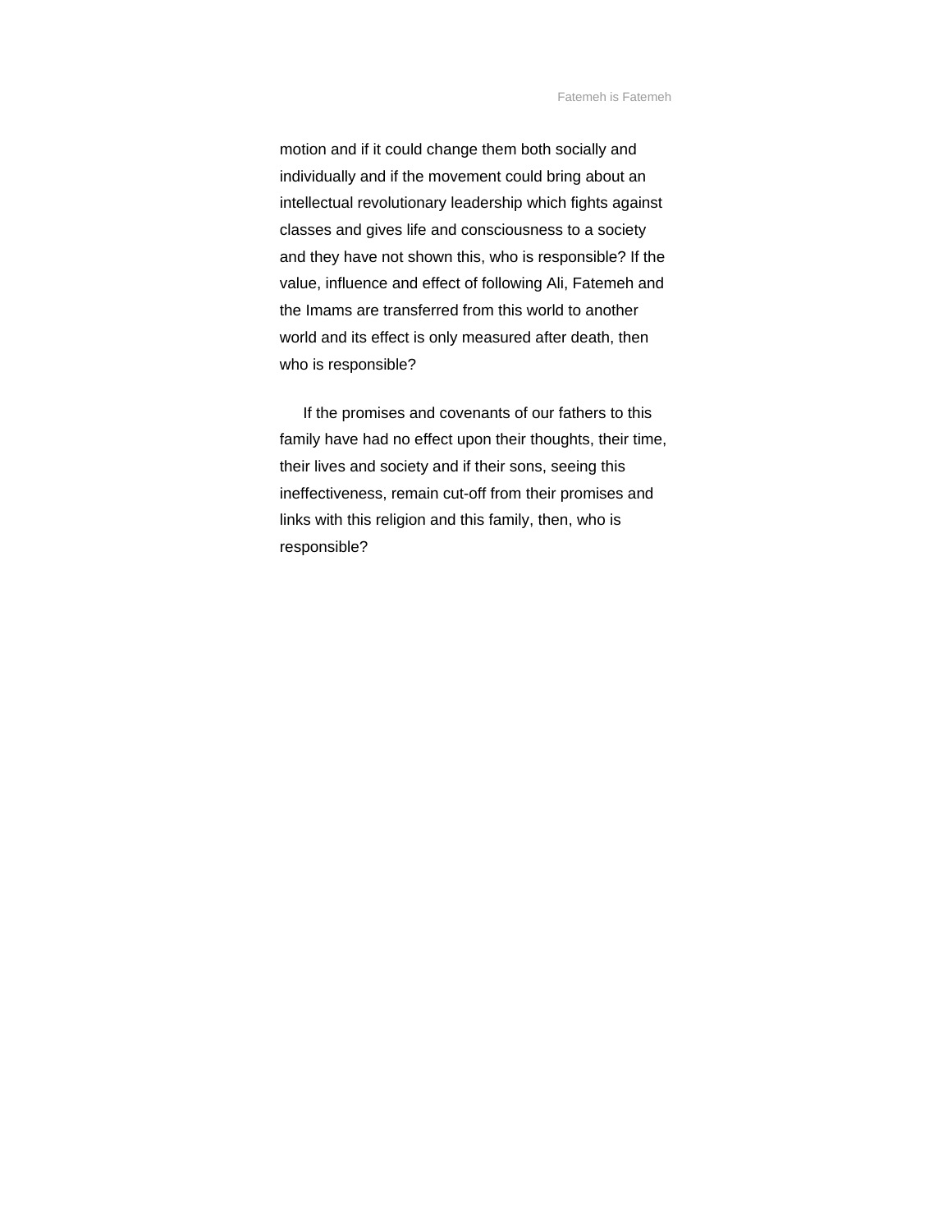motion and if it could change them both socially and individually and if the movement could bring about an intellectual revolutionary leadership which fights against classes and gives life and consciousness to a society and they have not shown this, who is responsible? If the value, influence and effect of following Ali, Fatemeh and the Imams are transferred from this world to another world and its effect is only measured after death, then who is responsible?

If the promises and covenants of our fathers to this family have had no effect upon their thoughts, their time, their lives and society and if their sons, seeing this ineffectiveness, remain cut-off from their promises and links with this religion and this family, then, who is responsible?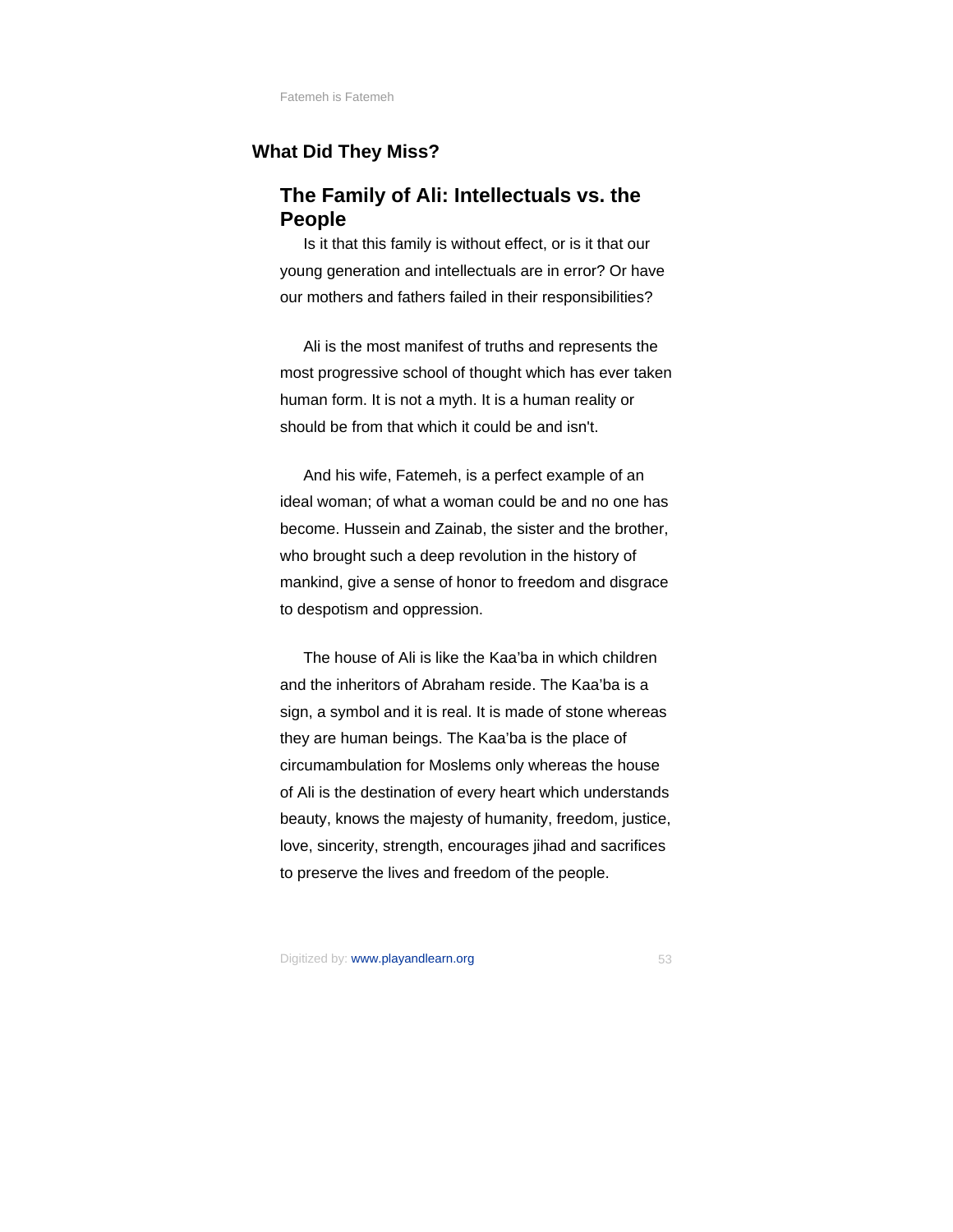## What Did They Miss?

### The Family of Ali: Intellectuals vs. the People

Is it that this family is without effect, or is it that our young generation and intellectuals are in error? Or have our mothers and fathers failed in their responsibilities?

Ali is the most manifest of truths and represents the most progressive school of thought which has ever taken human form. It is not a myth. It is a human reality or should be from that which it could be and isn't.

And his wife, Fatemeh, is a perfect example of an ideal woman; of what a woman could be and no one has become. Hussein and Zainab, the sister and the brother, who brought such a deep revolution in the history of mankind, give a sense of honor to freedom and disgrace to despotism and oppression.

The house of Ali is like the Kaa'ba in which children and the inheritors of Abraham reside. The Kaa'ba is a sign, a symbol and it is real. It is made of stone whereas they are human beings. The Kaa'ba is the place of circumambulation for Moslems only whereas the house of Ali is the destination of every heart which understands beauty, knows the majesty of humanity, freedom, justice, love, sincerity, strength, encourages jihad and sacrifices to preserve the lives and freedom of the people.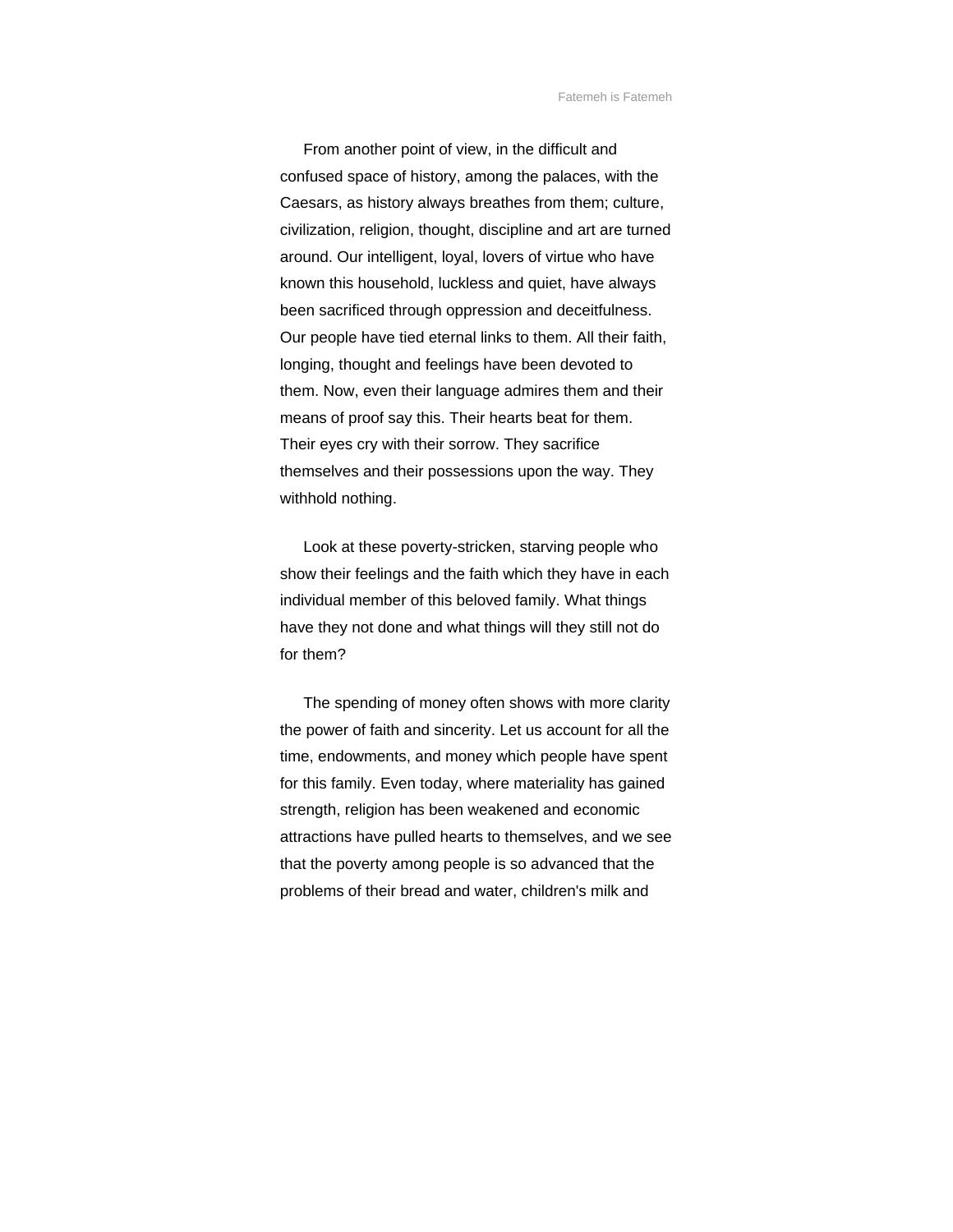From another point of view, in the difficult and confused space of history, among the palaces, with the Caesars, as history always breathes from them; culture, civilization, religion, thought, discipline and art are turned around. Our intelligent, loyal, lovers of virtue who have known this household, luckless and quiet, have always been sacrificed through oppression and deceitfulness. Our people have tied eternal links to them. All their faith, longing, thought and feelings have been devoted to them. Now, even their language admires them and their means of proof say this. Their hearts beat for them. Their eyes cry with their sorrow. They sacrifice themselves and their possessions upon the way. They withhold nothing.

Look at these poverty-stricken, starving people who show their feelings and the faith which they have in each individual member of this beloved family. What things have they not done and what things will they still not do for them?

The spending of money often shows with more clarity the power of faith and sincerity. Let us account for all the time, endowments, and money which people have spent for this family. Even today, where materiality has gained strength, religion has been weakened and economic attractions have pulled hearts to themselves, and we see that the poverty among people is so advanced that the problems of their bread and water, children's milk and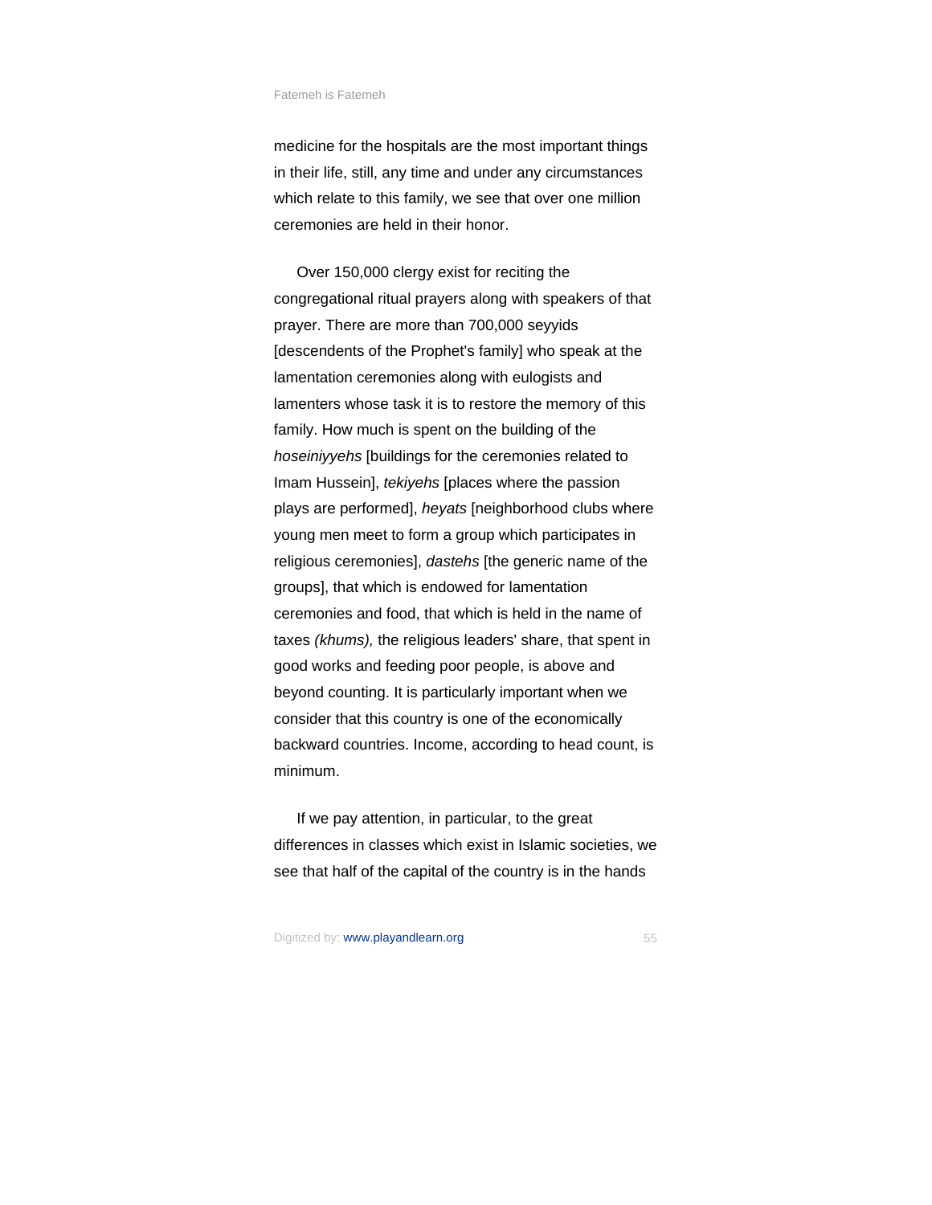medicine for the hospitals are the most important things in their life, still, any time and under any circumstances which relate to this family, we see that over one million ceremonies are held in their honor.

Over 150,000 clergy exist for reciting the congregational ritual prayers along with speakers of that prayer. There are more than 700,000 seyyids [descendents of the Prophet's family] who speak at the lamentation ceremonies along with eulogists and lamenters whose task it is to restore the memory of this family. How much is spent on the building of the *hoseiniyyehs* [buildings for the ceremonies related to Imam Hussein], *tekiyehs* [places where the passion plays are performed], *heyats* [neighborhood clubs where young men meet to form a group which participates in religious ceremonies], *dastehs* [the generic name of the groups], that which is endowed for lamentation ceremonies and food, that which is held in the name of taxes *(khums),* the religious leaders' share, that spent in good works and feeding poor people, is above and beyond counting. It is particularly important when we consider that this country is one of the economically backward countries. Income, according to head count, is minimum.

If we pay attention, in particular, to the great differences in classes which exist in Islamic societies, we see that half of the capital of the country is in the hands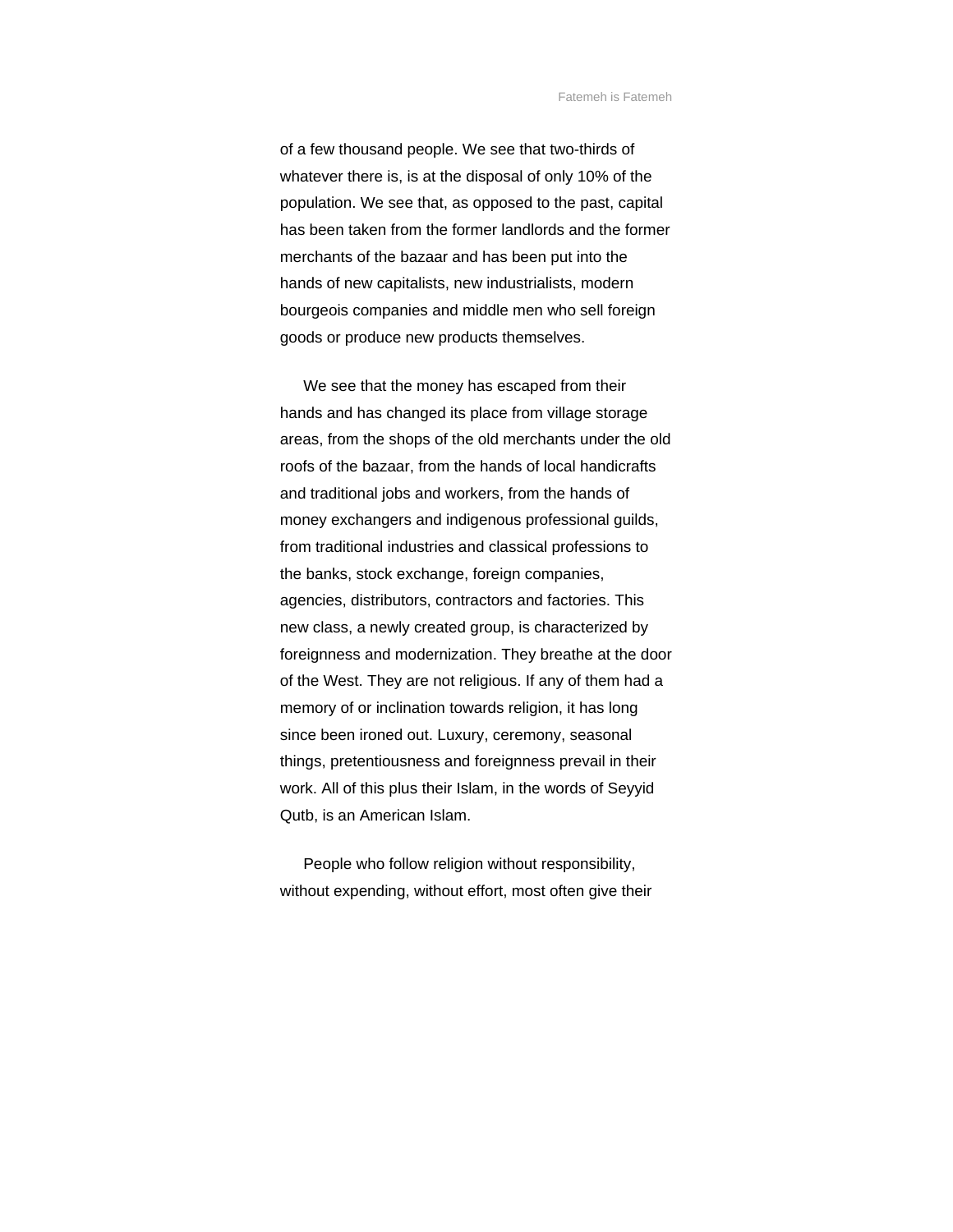of a few thousand people. We see that two-thirds of whatever there is, is at the disposal of only 10% of the population. We see that, as opposed to the past, capital has been taken from the former landlords and the former merchants of the bazaar and has been put into the hands of new capitalists, new industrialists, modern bourgeois companies and middle men who sell foreign goods or produce new products themselves.

We see that the money has escaped from their hands and has changed its place from village storage areas, from the shops of the old merchants under the old roofs of the bazaar, from the hands of local handicrafts and traditional jobs and workers, from the hands of money exchangers and indigenous professional guilds, from traditional industries and classical professions to the banks, stock exchange, foreign companies, agencies, distributors, contractors and factories. This new class, a newly created group, is characterized by foreignness and modernization. They breathe at the door of the West. They are not religious. If any of them had a memory of or inclination towards religion, it has long since been ironed out. Luxury, ceremony, seasonal things, pretentiousness and foreignness prevail in their work. All of this plus their Islam, in the words of Seyyid Qutb, is an American Islam.

People who follow religion without responsibility, without expending, without effort, most often give their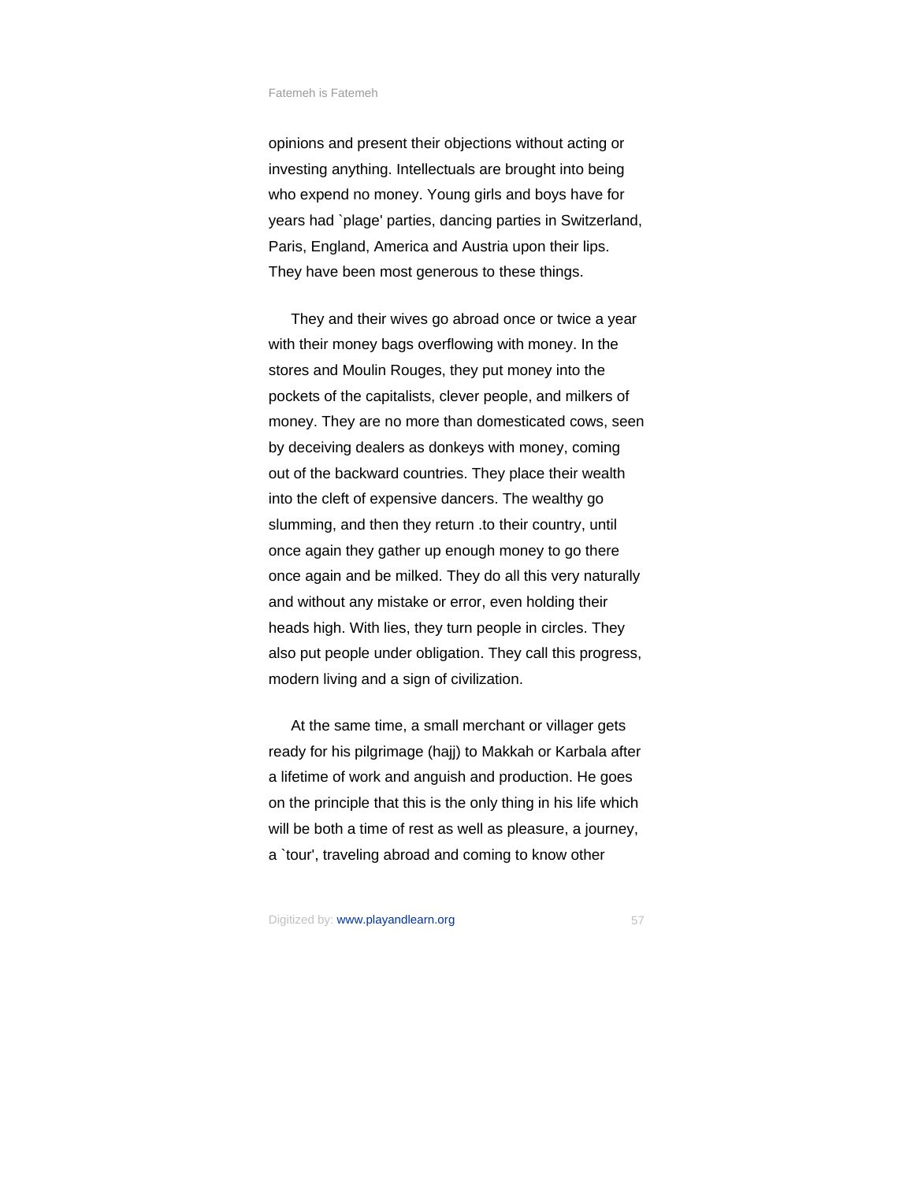opinions and present their objections without acting or investing anything. Intellectuals are brought into being who expend no money. Young girls and boys have for years had `plage' parties, dancing parties in Switzerland, Paris, England, America and Austria upon their lips. They have been most generous to these things.

They and their wives go abroad once or twice a year with their money bags overflowing with money. In the stores and Moulin Rouges, they put money into the pockets of the capitalists, clever people, and milkers of money. They are no more than domesticated cows, seen by deceiving dealers as donkeys with money, coming out of the backward countries. They place their wealth into the cleft of expensive dancers. The wealthy go slumming, and then they return .to their country, until once again they gather up enough money to go there once again and be milked. They do all this very naturally and without any mistake or error, even holding their heads high. With lies, they turn people in circles. They also put people under obligation. They call this progress, modern living and a sign of civilization.

At the same time, a small merchant or villager gets ready for his pilgrimage (hajj) to Makkah or Karbala after a lifetime of work and anguish and production. He goes on the principle that this is the only thing in his life which will be both a time of rest as well as pleasure, a journey, a `tour', traveling abroad and coming to know other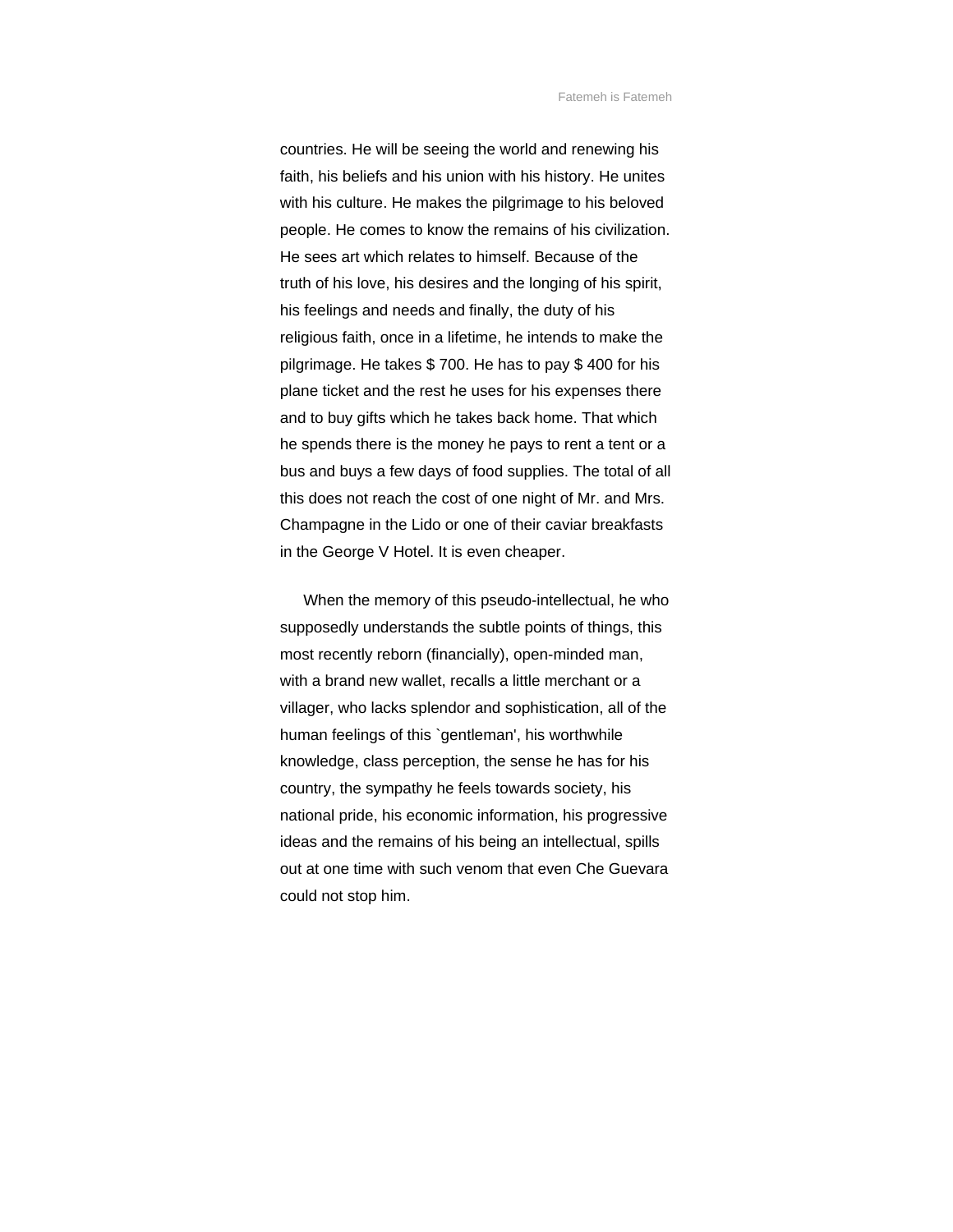countries. He will be seeing the world and renewing his faith, his beliefs and his union with his history. He unites with his culture. He makes the pilgrimage to his beloved people. He comes to know the remains of his civilization. He sees art which relates to himself. Because of the truth of his love, his desires and the longing of his spirit, his feelings and needs and finally, the duty of his religious faith, once in a lifetime, he intends to make the pilgrimage. He takes $ 700. He has to pay $ 400 for his plane ticket and the rest he uses for his expenses there and to buy gifts which he takes back home. That which he spends there is the money he pays to rent a tent or a bus and buys a few days of food supplies. The total of all this does not reach the cost of one night of Mr. and Mrs. Champagne in the Lido or one of their caviar breakfasts in the George V Hotel. It is even cheaper.

When the memory of this pseudo-intellectual, he who supposedly understands the subtle points of things, this most recently reborn (financially), open-minded man, with a brand new wallet, recalls a little merchant or a villager, who lacks splendor and sophistication, all of the human feelings of this `gentleman', his worthwhile knowledge, class perception, the sense he has for his country, the sympathy he feels towards society, his national pride, his economic information, his progressive ideas and the remains of his being an intellectual, spills out at one time with such venom that even Che Guevara could not stop him.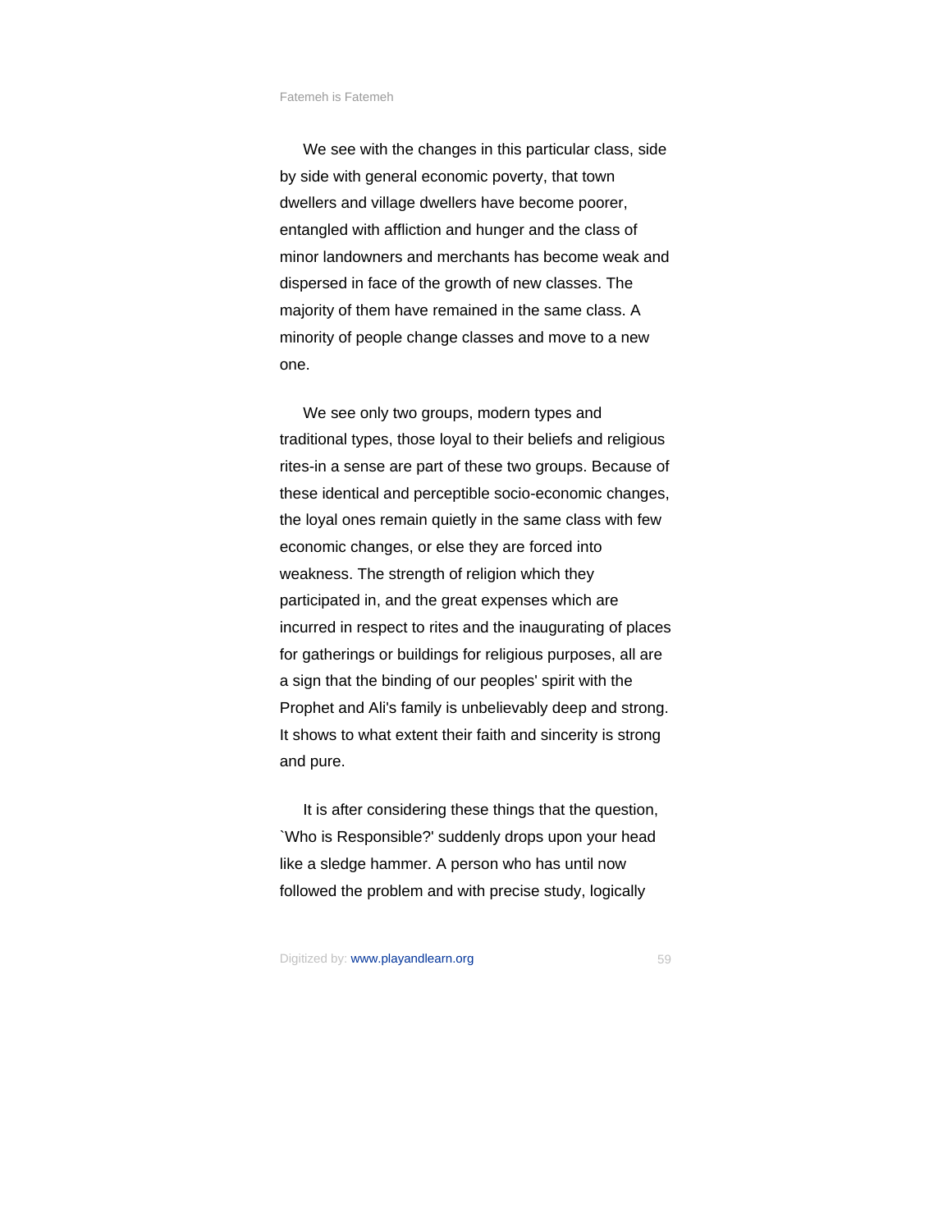We see with the changes in this particular class, side by side with general economic poverty, that town dwellers and village dwellers have become poorer, entangled with affliction and hunger and the class of minor landowners and merchants has become weak and dispersed in face of the growth of new classes. The majority of them have remained in the same class. A minority of people change classes and move to a new one.

We see only two groups, modern types and traditional types, those loyal to their beliefs and religious rites-in a sense are part of these two groups. Because of these identical and perceptible socio-economic changes, the loyal ones remain quietly in the same class with few economic changes, or else they are forced into weakness. The strength of religion which they participated in, and the great expenses which are incurred in respect to rites and the inaugurating of places for gatherings or buildings for religious purposes, all are a sign that the binding of our peoples' spirit with the Prophet and Ali's family is unbelievably deep and strong. It shows to what extent their faith and sincerity is strong and pure.

It is after considering these things that the question, `Who is Responsible?' suddenly drops upon your head like a sledge hammer. A person who has until now followed the problem and with precise study, logically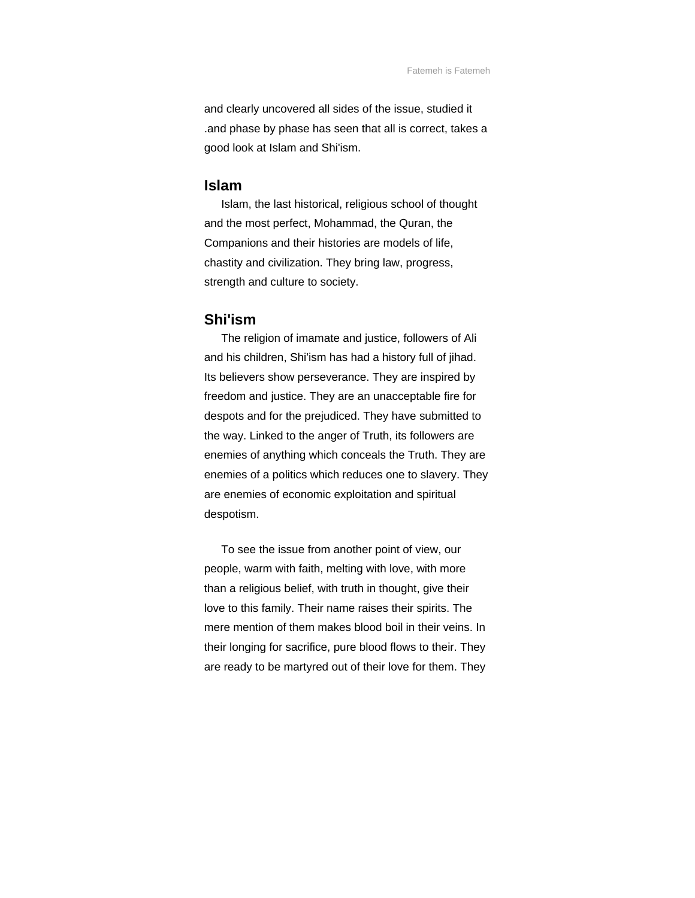and clearly uncovered all sides of the issue, studied it .and phase by phase has seen that all is correct, takes a good look at Islam and Shi'ism.

## Islam

Islam, the last historical, religious school of thought and the most perfect, Mohammad, the Quran, the Companions and their histories are models of life, chastity and civilization. They bring law, progress, strength and culture to society.

## Shi'ism

The religion of imamate and justice, followers of Ali and his children, Shi'ism has had a history full of jihad. Its believers show perseverance. They are inspired by freedom and justice. They are an unacceptable fire for despots and for the prejudiced. They have submitted to the way. Linked to the anger of Truth, its followers are enemies of anything which conceals the Truth. They are enemies of a politics which reduces one to slavery. They are enemies of economic exploitation and spiritual despotism.

To see the issue from another point of view, our people, warm with faith, melting with love, with more than a religious belief, with truth in thought, give their love to this family. Their name raises their spirits. The mere mention of them makes blood boil in their veins. In their longing for sacrifice, pure blood flows to their. They are ready to be martyred out of their love for them. They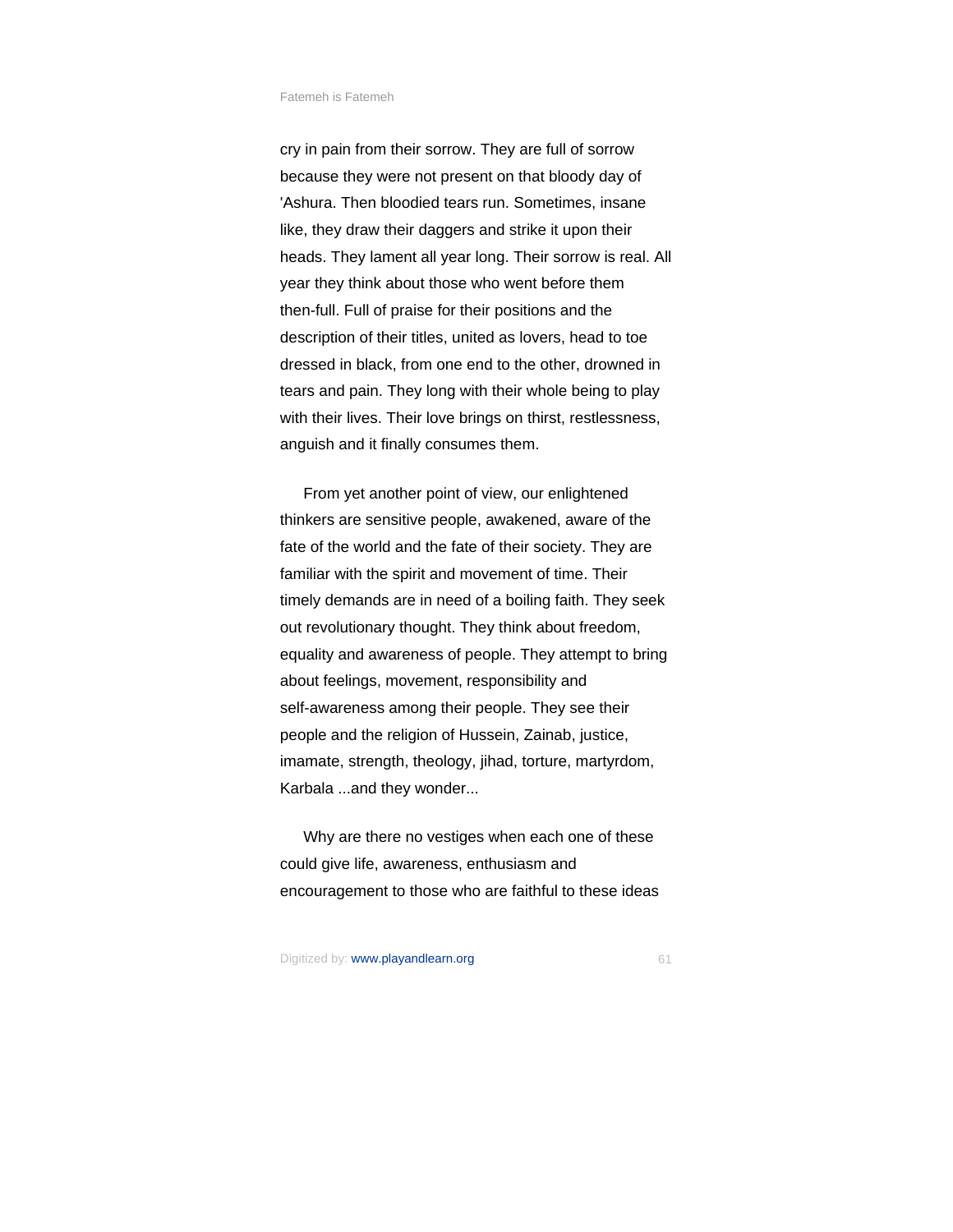cry in pain from their sorrow. They are full of sorrow because they were not present on that bloody day of 'Ashura. Then bloodied tears run. Sometimes, insane like, they draw their daggers and strike it upon their heads. They lament all year long. Their sorrow is real. All year they think about those who went before them then-full. Full of praise for their positions and the description of their titles, united as lovers, head to toe dressed in black, from one end to the other, drowned in tears and pain. They long with their whole being to play with their lives. Their love brings on thirst, restlessness, anguish and it finally consumes them.

From yet another point of view, our enlightened thinkers are sensitive people, awakened, aware of the fate of the world and the fate of their society. They are familiar with the spirit and movement of time. Their timely demands are in need of a boiling faith. They seek out revolutionary thought. They think about freedom, equality and awareness of people. They attempt to bring about feelings, movement, responsibility and self-awareness among their people. They see their people and the religion of Hussein, Zainab, justice, imamate, strength, theology, jihad, torture, martyrdom, Karbala ...and they wonder...

Why are there no vestiges when each one of these could give life, awareness, enthusiasm and encouragement to those who are faithful to these ideas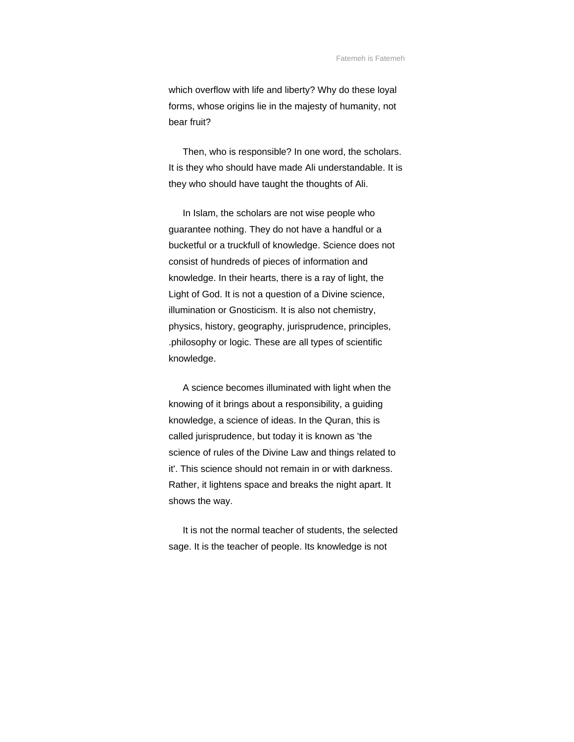which overflow with life and liberty? Why do these loyal forms, whose origins lie in the majesty of humanity, not bear fruit?

Then, who is responsible? In one word, the scholars. It is they who should have made Ali understandable. It is they who should have taught the thoughts of Ali.

In Islam, the scholars are not wise people who guarantee nothing. They do not have a handful or a bucketful or a truckfull of knowledge. Science does not consist of hundreds of pieces of information and knowledge. In their hearts, there is a ray of light, the Light of God. It is not a question of a Divine science, illumination or Gnosticism. It is also not chemistry, physics, history, geography, jurisprudence, principles, .philosophy or logic. These are all types of scientific knowledge.

A science becomes illuminated with light when the knowing of it brings about a responsibility, a guiding knowledge, a science of ideas. In the Quran, this is called jurisprudence, but today it is known as 'the science of rules of the Divine Law and things related to it'. This science should not remain in or with darkness. Rather, it lightens space and breaks the night apart. It shows the way.

It is not the normal teacher of students, the selected sage. It is the teacher of people. Its knowledge is not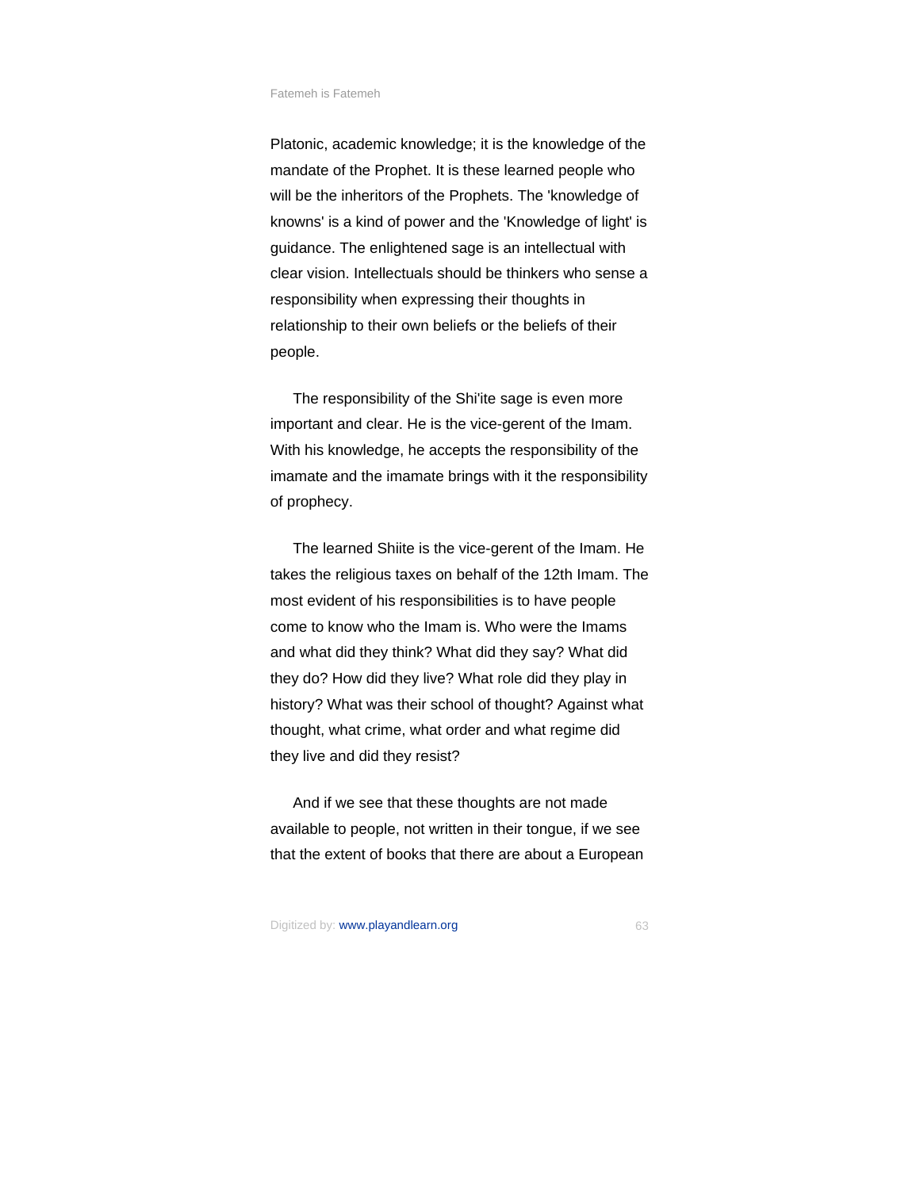Platonic, academic knowledge; it is the knowledge of the mandate of the Prophet. It is these learned people who will be the inheritors of the Prophets. The 'knowledge of knowns' is a kind of power and the 'Knowledge of light' is guidance. The enlightened sage is an intellectual with clear vision. Intellectuals should be thinkers who sense a responsibility when expressing their thoughts in relationship to their own beliefs or the beliefs of their people.

The responsibility of the Shi'ite sage is even more important and clear. He is the vice-gerent of the Imam. With his knowledge, he accepts the responsibility of the imamate and the imamate brings with it the responsibility of prophecy.

The learned Shiite is the vice-gerent of the Imam. He takes the religious taxes on behalf of the 12th Imam. The most evident of his responsibilities is to have people come to know who the Imam is. Who were the Imams and what did they think? What did they say? What did they do? How did they live? What role did they play in history? What was their school of thought? Against what thought, what crime, what order and what regime did they live and did they resist?

And if we see that these thoughts are not made available to people, not written in their tongue, if we see that the extent of books that there are about a European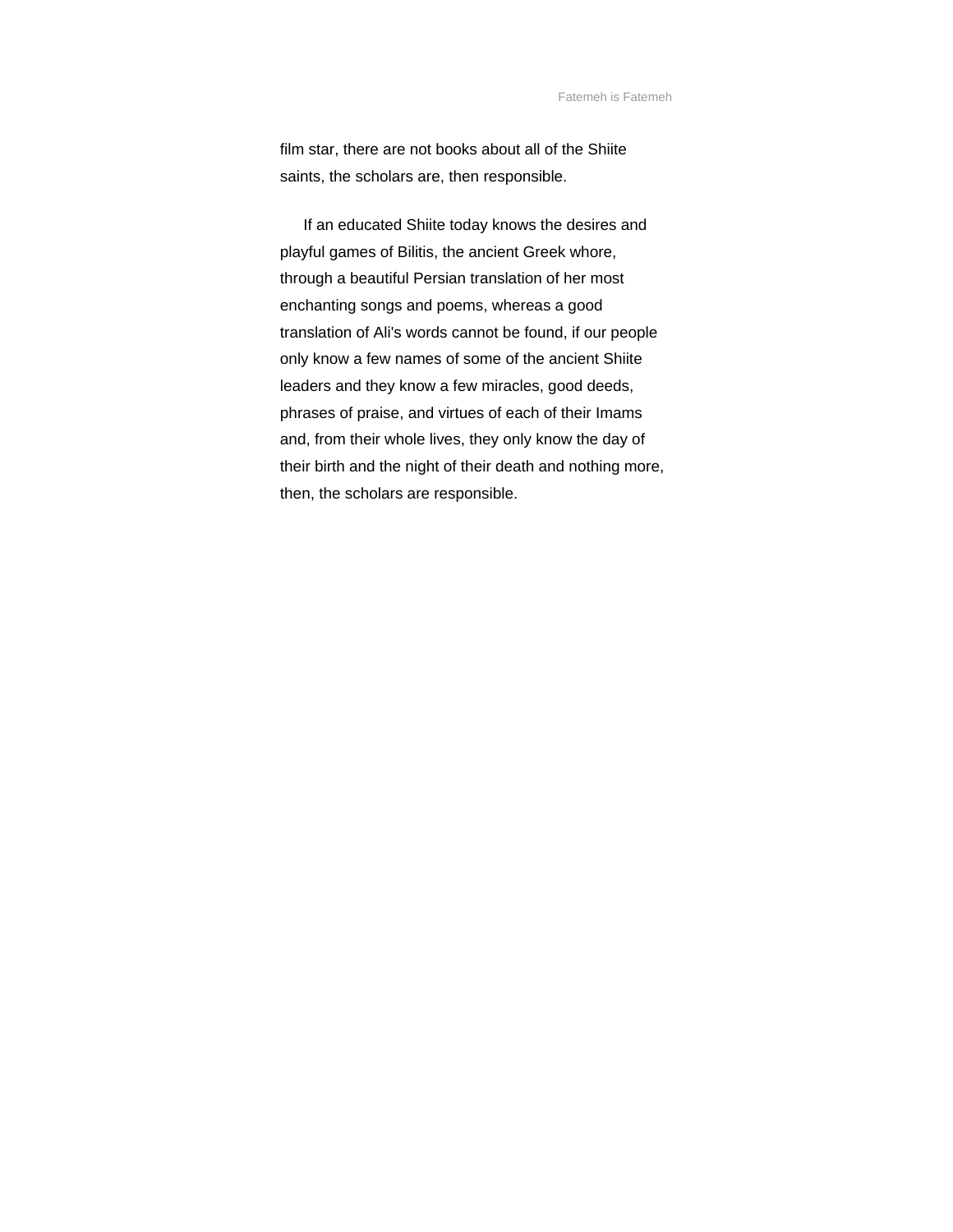film star, there are not books about all of the Shiite saints, the scholars are, then responsible.

If an educated Shiite today knows the desires and playful games of Bilitis, the ancient Greek whore, through a beautiful Persian translation of her most enchanting songs and poems, whereas a good translation of Ali's words cannot be found, if our people only know a few names of some of the ancient Shiite leaders and they know a few miracles, good deeds, phrases of praise, and virtues of each of their Imams and, from their whole lives, they only know the day of their birth and the night of their death and nothing more, then, the scholars are responsible.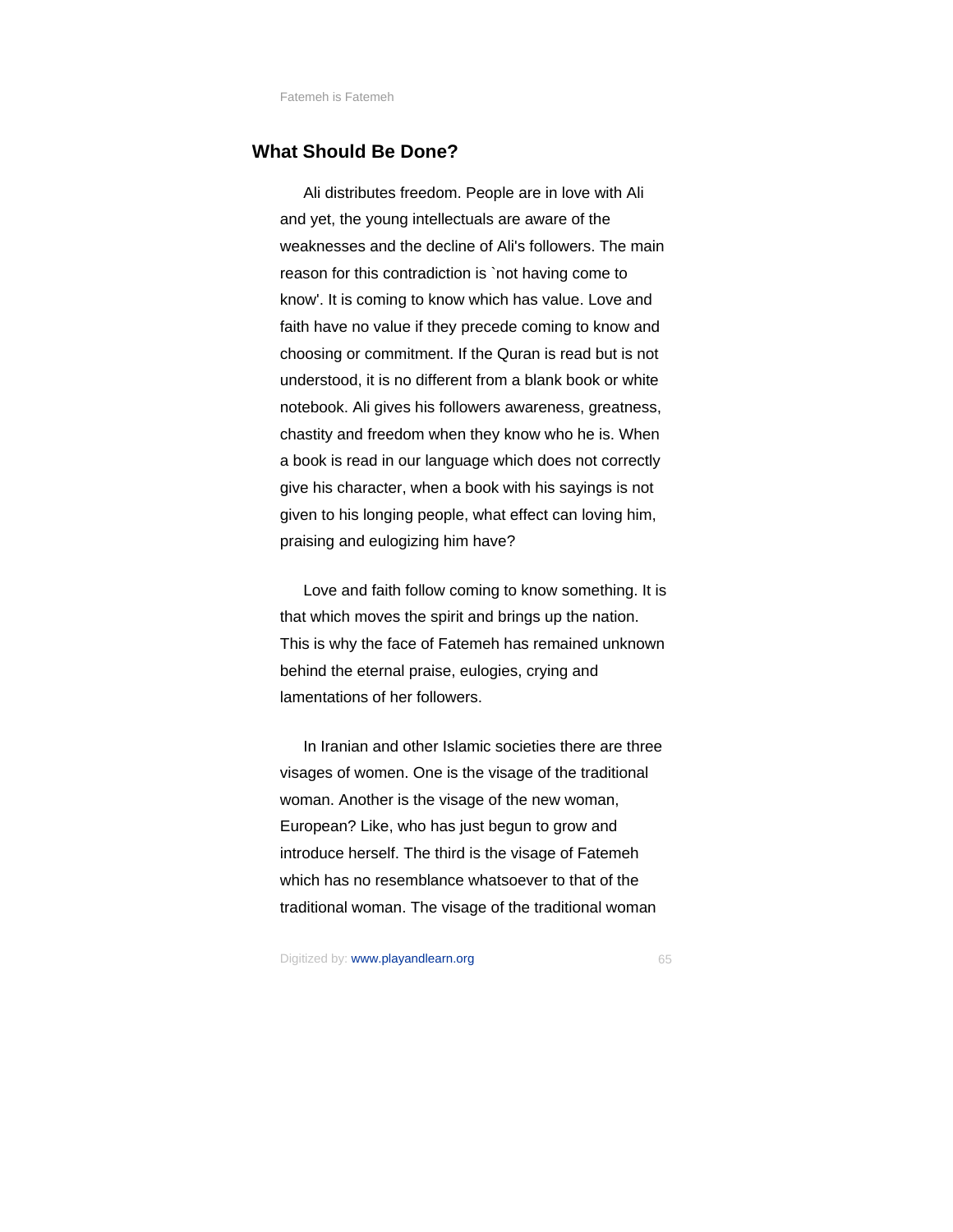## What Should Be Done?

Ali distributes freedom. People are in love with Ali and yet, the young intellectuals are aware of the weaknesses and the decline of Ali's followers. The main reason for this contradiction is `not having come to know'. It is coming to know which has value. Love and faith have no value if they precede coming to know and choosing or commitment. If the Quran is read but is not understood, it is no different from a blank book or white notebook. Ali gives his followers awareness, greatness, chastity and freedom when they know who he is. When a book is read in our language which does not correctly give his character, when a book with his sayings is not given to his longing people, what effect can loving him, praising and eulogizing him have?

Love and faith follow coming to know something. It is that which moves the spirit and brings up the nation. This is why the face of Fatemeh has remained unknown behind the eternal praise, eulogies, crying and lamentations of her followers.

In Iranian and other Islamic societies there are three visages of women. One is the visage of the traditional woman. Another is the visage of the new woman, European? Like, who has just begun to grow and introduce herself. The third is the visage of Fatemeh which has no resemblance whatsoever to that of the traditional woman. The visage of the traditional woman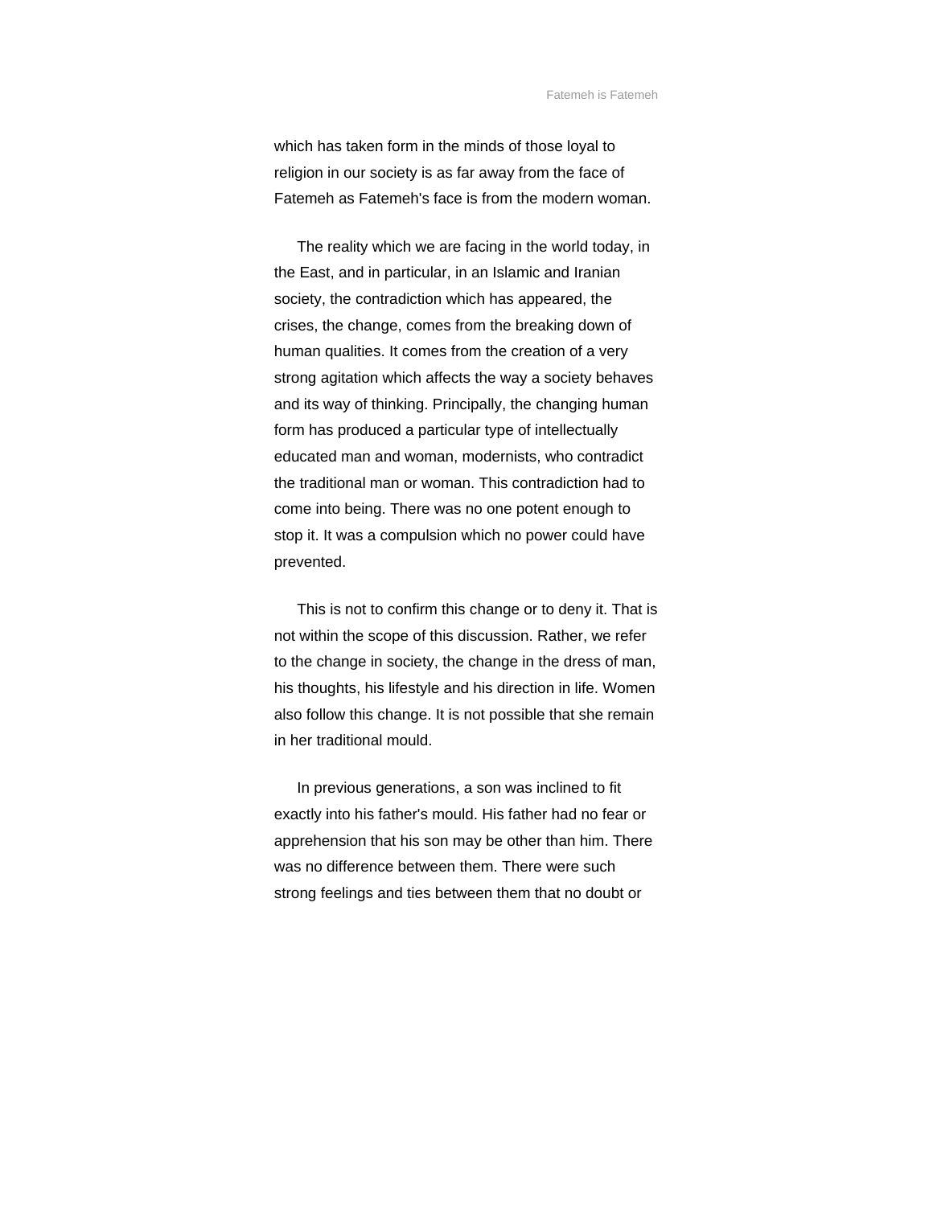which has taken form in the minds of those loyal to religion in our society is as far away from the face of Fatemeh as Fatemeh's face is from the modern woman.

The reality which we are facing in the world today, in the East, and in particular, in an Islamic and Iranian society, the contradiction which has appeared, the crises, the change, comes from the breaking down of human qualities. It comes from the creation of a very strong agitation which affects the way a society behaves and its way of thinking. Principally, the changing human form has produced a particular type of intellectually educated man and woman, modernists, who contradict the traditional man or woman. This contradiction had to come into being. There was no one potent enough to stop it. It was a compulsion which no power could have prevented.

This is not to confirm this change or to deny it. That is not within the scope of this discussion. Rather, we refer to the change in society, the change in the dress of man, his thoughts, his lifestyle and his direction in life. Women also follow this change. It is not possible that she remain in her traditional mould.

In previous generations, a son was inclined to fit exactly into his father's mould. His father had no fear or apprehension that his son may be other than him. There was no difference between them. There were such strong feelings and ties between them that no doubt or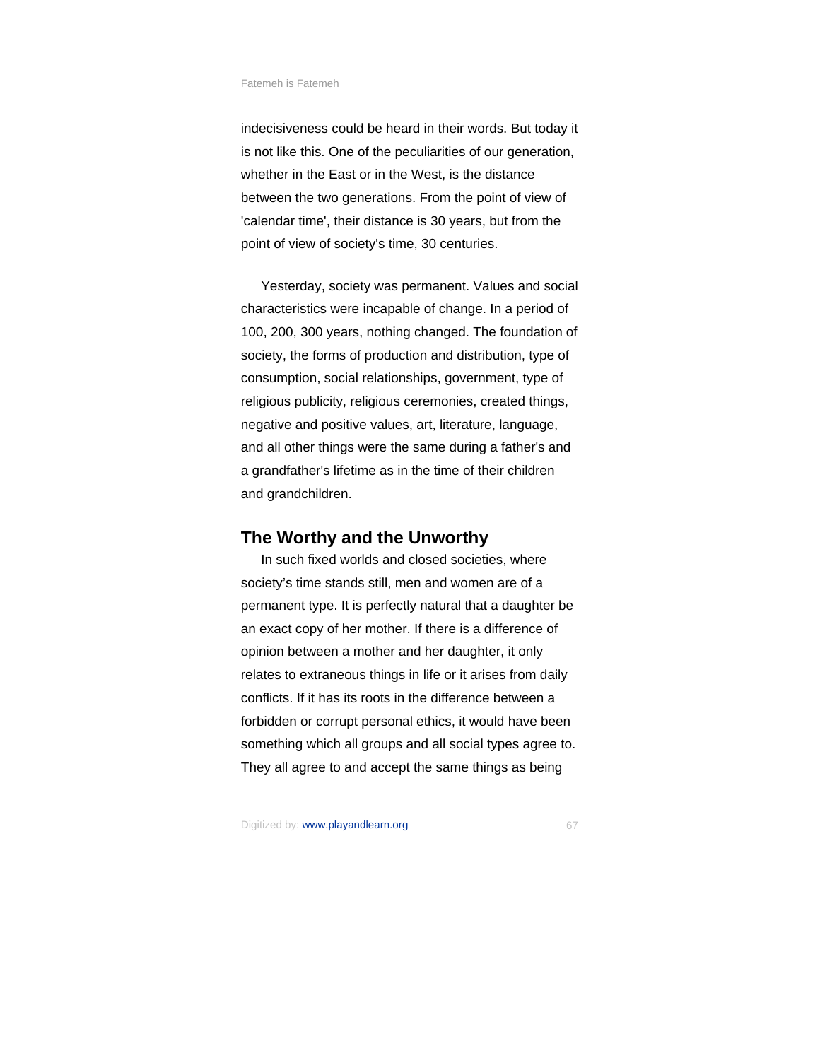indecisiveness could be heard in their words. But today it is not like this. One of the peculiarities of our generation, whether in the East or in the West, is the distance between the two generations. From the point of view of 'calendar time', their distance is 30 years, but from the point of view of society's time, 30 centuries.

Yesterday, society was permanent. Values and social characteristics were incapable of change. In a period of 100, 200, 300 years, nothing changed. The foundation of society, the forms of production and distribution, type of consumption, social relationships, government, type of religious publicity, religious ceremonies, created things, negative and positive values, art, literature, language, and all other things were the same during a father's and a grandfather's lifetime as in the time of their children and grandchildren.

## The Worthy and the Unworthy

In such fixed worlds and closed societies, where society's time stands still, men and women are of a permanent type. It is perfectly natural that a daughter be an exact copy of her mother. If there is a difference of opinion between a mother and her daughter, it only relates to extraneous things in life or it arises from daily conflicts. If it has its roots in the difference between a forbidden or corrupt personal ethics, it would have been something which all groups and all social types agree to. They all agree to and accept the same things as being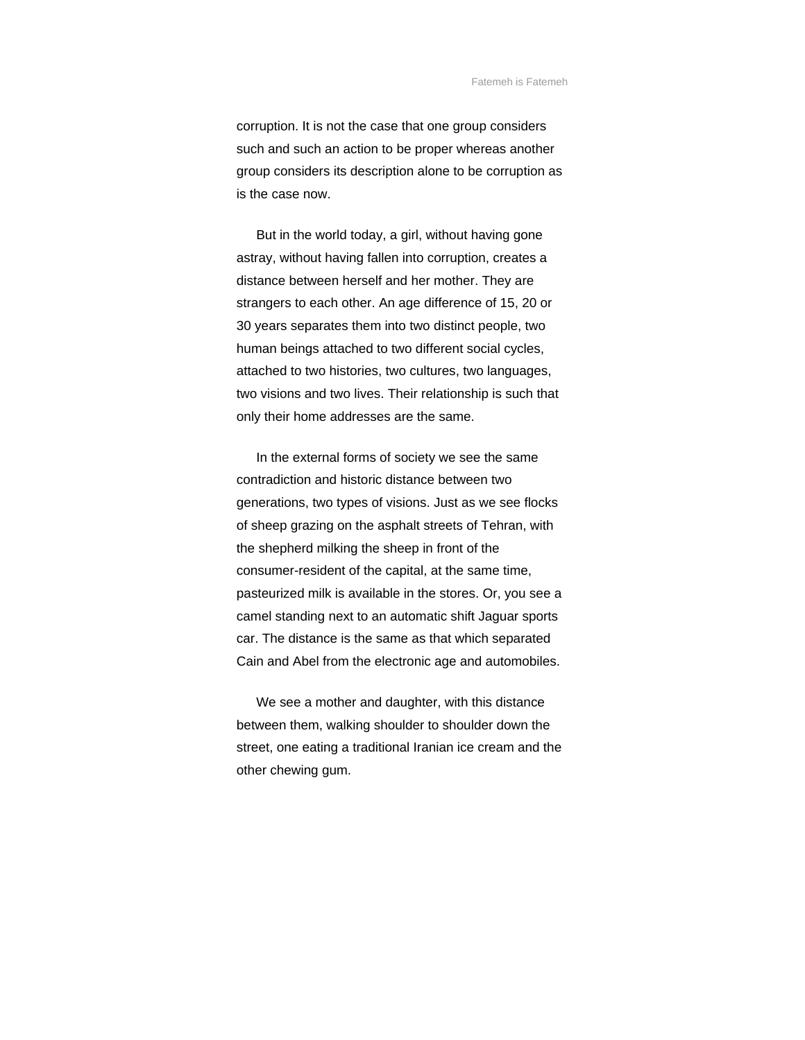corruption. It is not the case that one group considers such and such an action to be proper whereas another group considers its description alone to be corruption as is the case now.

But in the world today, a girl, without having gone astray, without having fallen into corruption, creates a distance between herself and her mother. They are strangers to each other. An age difference of 15, 20 or 30 years separates them into two distinct people, two human beings attached to two different social cycles, attached to two histories, two cultures, two languages, two visions and two lives. Their relationship is such that only their home addresses are the same.

In the external forms of society we see the same contradiction and historic distance between two generations, two types of visions. Just as we see flocks of sheep grazing on the asphalt streets of Tehran, with the shepherd milking the sheep in front of the consumer-resident of the capital, at the same time, pasteurized milk is available in the stores. Or, you see a camel standing next to an automatic shift Jaguar sports car. The distance is the same as that which separated Cain and Abel from the electronic age and automobiles.

We see a mother and daughter, with this distance between them, walking shoulder to shoulder down the street, one eating a traditional Iranian ice cream and the other chewing gum.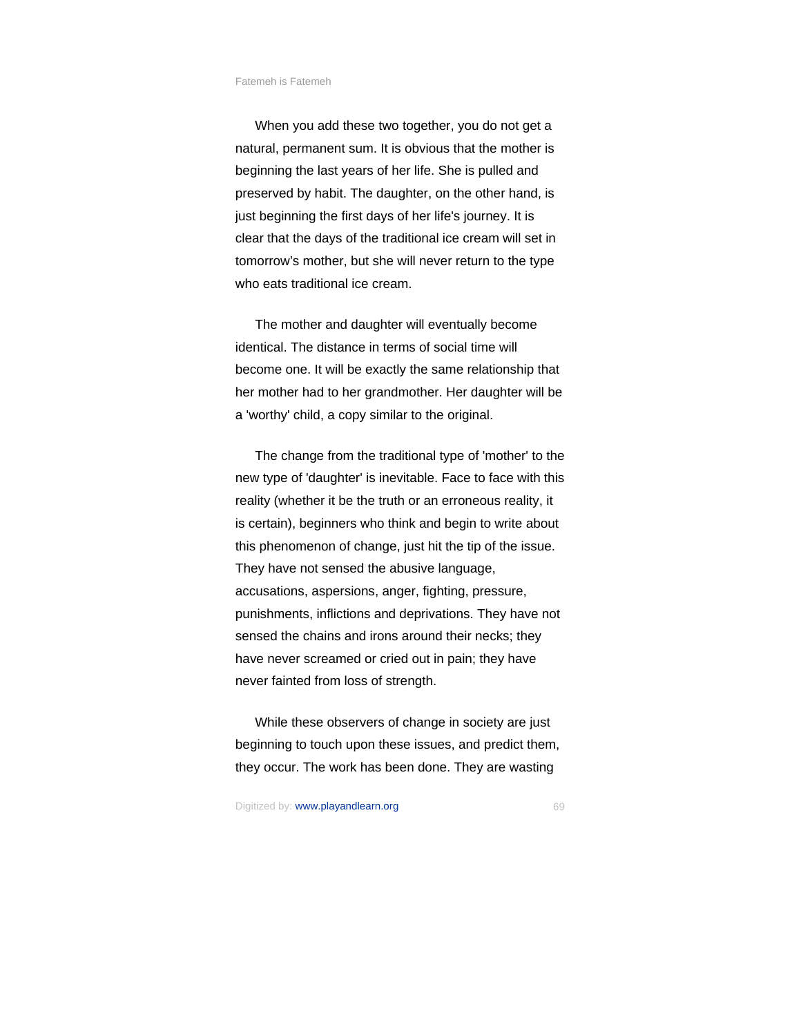When you add these two together, you do not get a natural, permanent sum. It is obvious that the mother is beginning the last years of her life. She is pulled and preserved by habit. The daughter, on the other hand, is just beginning the first days of her life's journey. It is clear that the days of the traditional ice cream will set in tomorrow's mother, but she will never return to the type who eats traditional ice cream.

The mother and daughter will eventually become identical. The distance in terms of social time will become one. It will be exactly the same relationship that her mother had to her grandmother. Her daughter will be a 'worthy' child, a copy similar to the original.

The change from the traditional type of 'mother' to the new type of 'daughter' is inevitable. Face to face with this reality (whether it be the truth or an erroneous reality, it is certain), beginners who think and begin to write about this phenomenon of change, just hit the tip of the issue. They have not sensed the abusive language, accusations, aspersions, anger, fighting, pressure, punishments, inflictions and deprivations. They have not sensed the chains and irons around their necks; they have never screamed or cried out in pain; they have never fainted from loss of strength.

While these observers of change in society are just beginning to touch upon these issues, and predict them, they occur. The work has been done. They are wasting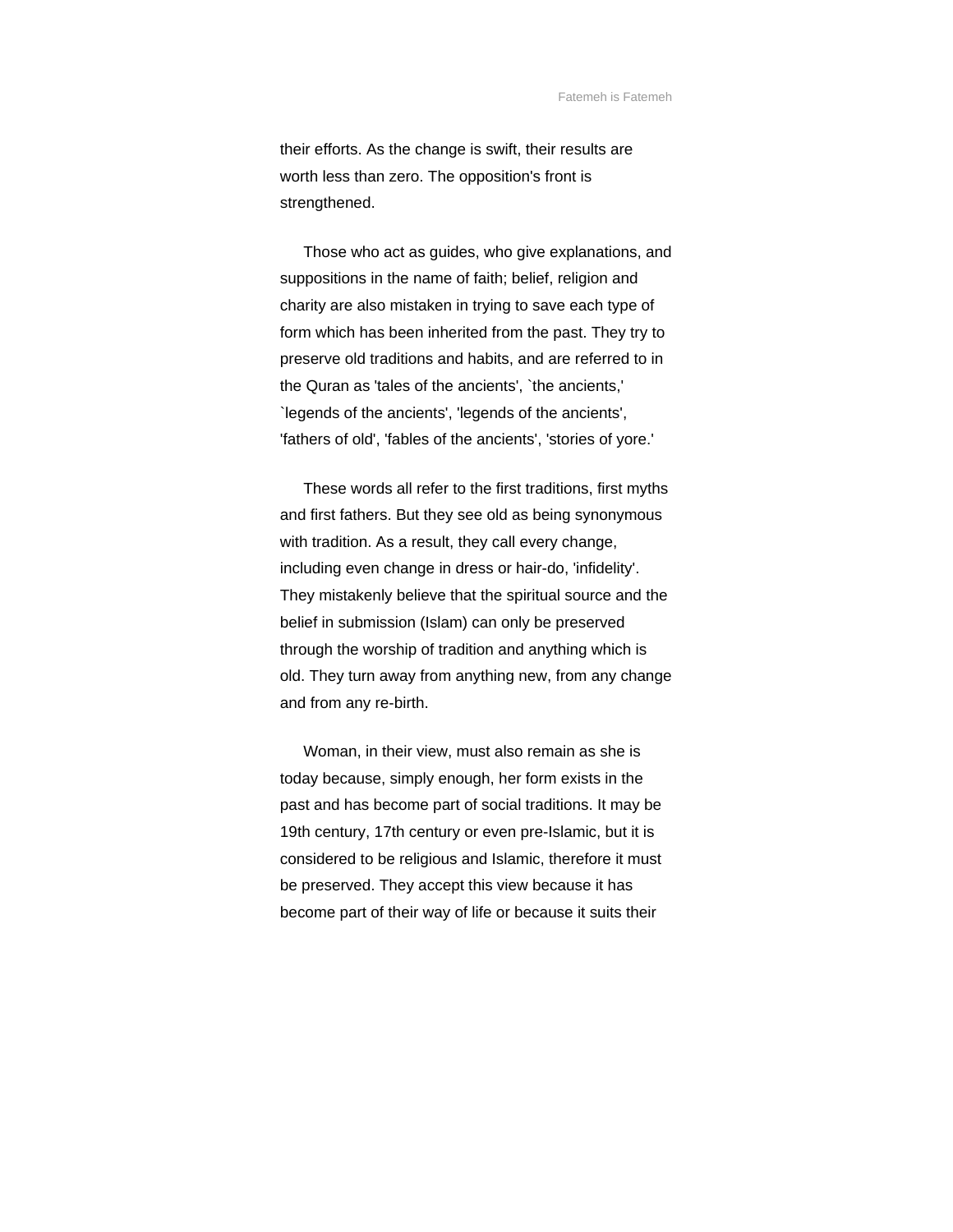their efforts. As the change is swift, their results are worth less than zero. The opposition's front is strengthened.

Those who act as guides, who give explanations, and suppositions in the name of faith; belief, religion and charity are also mistaken in trying to save each type of form which has been inherited from the past. They try to preserve old traditions and habits, and are referred to in the Quran as 'tales of the ancients', `the ancients,' `legends of the ancients', 'legends of the ancients', 'fathers of old', 'fables of the ancients', 'stories of yore.'

These words all refer to the first traditions, first myths and first fathers. But they see old as being synonymous with tradition. As a result, they call every change, including even change in dress or hair-do, 'infidelity'. They mistakenly believe that the spiritual source and the belief in submission (Islam) can only be preserved through the worship of tradition and anything which is old. They turn away from anything new, from any change and from any re-birth.

Woman, in their view, must also remain as she is today because, simply enough, her form exists in the past and has become part of social traditions. It may be 19th century, 17th century or even pre-Islamic, but it is considered to be religious and Islamic, therefore it must be preserved. They accept this view because it has become part of their way of life or because it suits their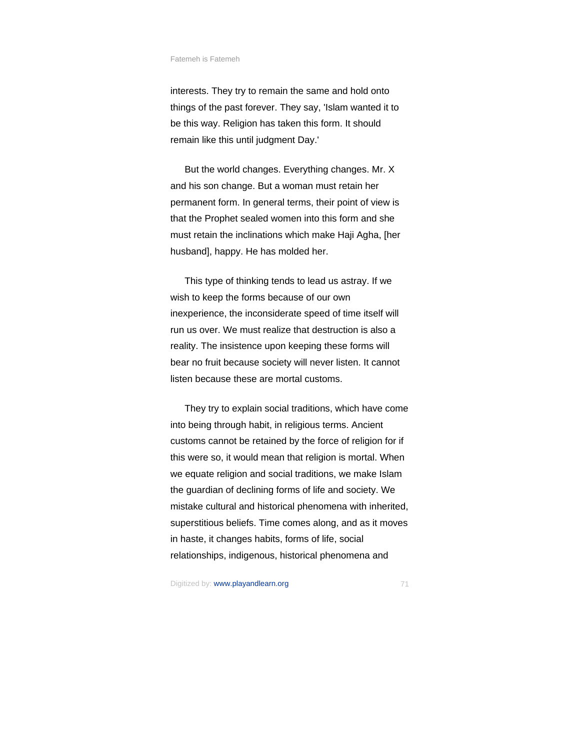interests. They try to remain the same and hold onto things of the past forever. They say, 'Islam wanted it to be this way. Religion has taken this form. It should remain like this until judgment Day.'

But the world changes. Everything changes. Mr. X and his son change. But a woman must retain her permanent form. In general terms, their point of view is that the Prophet sealed women into this form and she must retain the inclinations which make Haji Agha, [her husband], happy. He has molded her.

This type of thinking tends to lead us astray. If we wish to keep the forms because of our own inexperience, the inconsiderate speed of time itself will run us over. We must realize that destruction is also a reality. The insistence upon keeping these forms will bear no fruit because society will never listen. It cannot listen because these are mortal customs.

They try to explain social traditions, which have come into being through habit, in religious terms. Ancient customs cannot be retained by the force of religion for if this were so, it would mean that religion is mortal. When we equate religion and social traditions, we make Islam the guardian of declining forms of life and society. We mistake cultural and historical phenomena with inherited, superstitious beliefs. Time comes along, and as it moves in haste, it changes habits, forms of life, social relationships, indigenous, historical phenomena and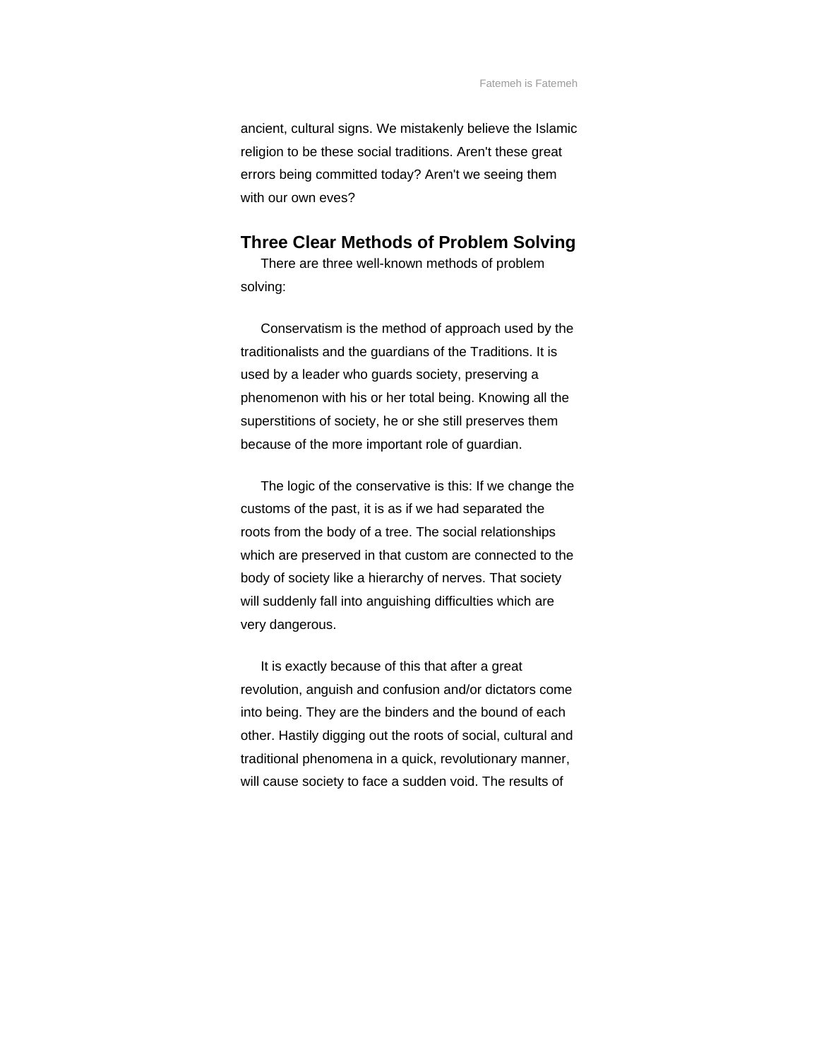ancient, cultural signs. We mistakenly believe the Islamic religion to be these social traditions. Aren't these great errors being committed today? Aren't we seeing them with our own eves?

## Three Clear Methods of Problem Solving

There are three well-known methods of problem solving:

Conservatism is the method of approach used by the traditionalists and the guardians of the Traditions. It is used by a leader who guards society, preserving a phenomenon with his or her total being. Knowing all the superstitions of society, he or she still preserves them because of the more important role of guardian.

The logic of the conservative is this: If we change the customs of the past, it is as if we had separated the roots from the body of a tree. The social relationships which are preserved in that custom are connected to the body of society like a hierarchy of nerves. That society will suddenly fall into anguishing difficulties which are very dangerous.

It is exactly because of this that after a great revolution, anguish and confusion and/or dictators come into being. They are the binders and the bound of each other. Hastily digging out the roots of social, cultural and traditional phenomena in a quick, revolutionary manner, will cause society to face a sudden void. The results of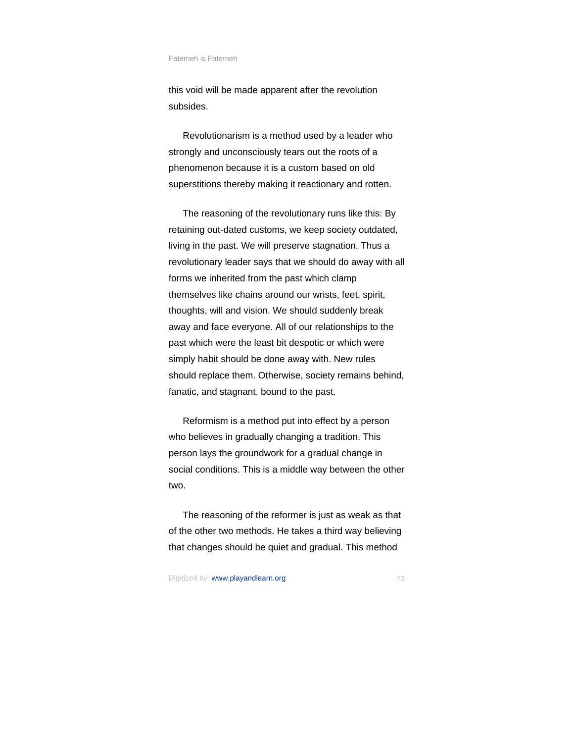this void will be made apparent after the revolution subsides.

Revolutionarism is a method used by a leader who strongly and unconsciously tears out the roots of a phenomenon because it is a custom based on old superstitions thereby making it reactionary and rotten.

The reasoning of the revolutionary runs like this: By retaining out-dated customs, we keep society outdated, living in the past. We will preserve stagnation. Thus a revolutionary leader says that we should do away with all forms we inherited from the past which clamp themselves like chains around our wrists, feet, spirit, thoughts, will and vision. We should suddenly break away and face everyone. All of our relationships to the past which were the least bit despotic or which were simply habit should be done away with. New rules should replace them. Otherwise, society remains behind, fanatic, and stagnant, bound to the past.

Reformism is a method put into effect by a person who believes in gradually changing a tradition. This person lays the groundwork for a gradual change in social conditions. This is a middle way between the other two.

The reasoning of the reformer is just as weak as that of the other two methods. He takes a third way believing that changes should be quiet and gradual. This method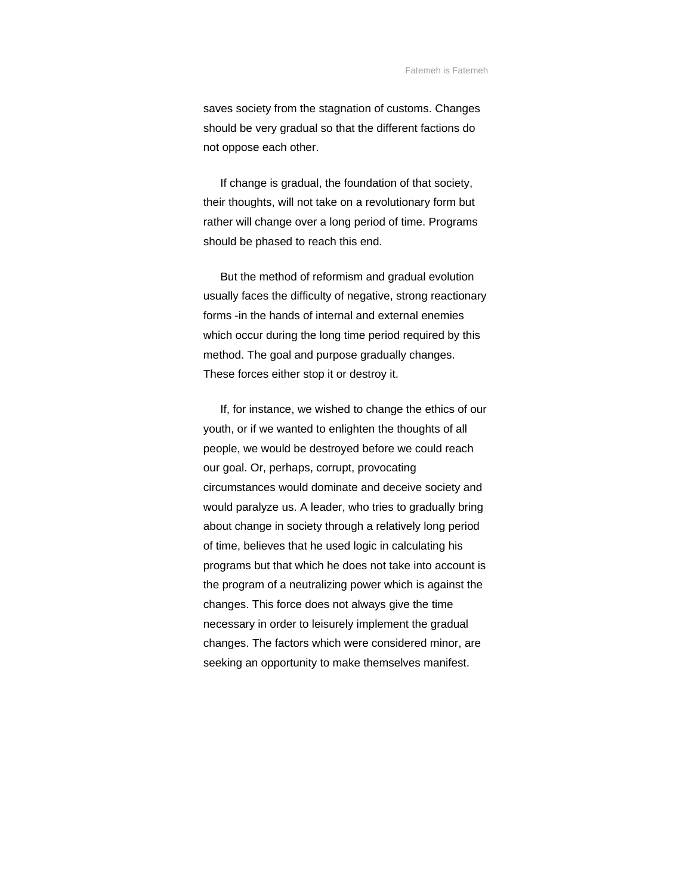saves society from the stagnation of customs. Changes should be very gradual so that the different factions do not oppose each other.

If change is gradual, the foundation of that society, their thoughts, will not take on a revolutionary form but rather will change over a long period of time. Programs should be phased to reach this end.

But the method of reformism and gradual evolution usually faces the difficulty of negative, strong reactionary forms -in the hands of internal and external enemies which occur during the long time period required by this method. The goal and purpose gradually changes. These forces either stop it or destroy it.

If, for instance, we wished to change the ethics of our youth, or if we wanted to enlighten the thoughts of all people, we would be destroyed before we could reach our goal. Or, perhaps, corrupt, provocating circumstances would dominate and deceive society and would paralyze us. A leader, who tries to gradually bring about change in society through a relatively long period of time, believes that he used logic in calculating his programs but that which he does not take into account is the program of a neutralizing power which is against the changes. This force does not always give the time necessary in order to leisurely implement the gradual changes. The factors which were considered minor, are seeking an opportunity to make themselves manifest.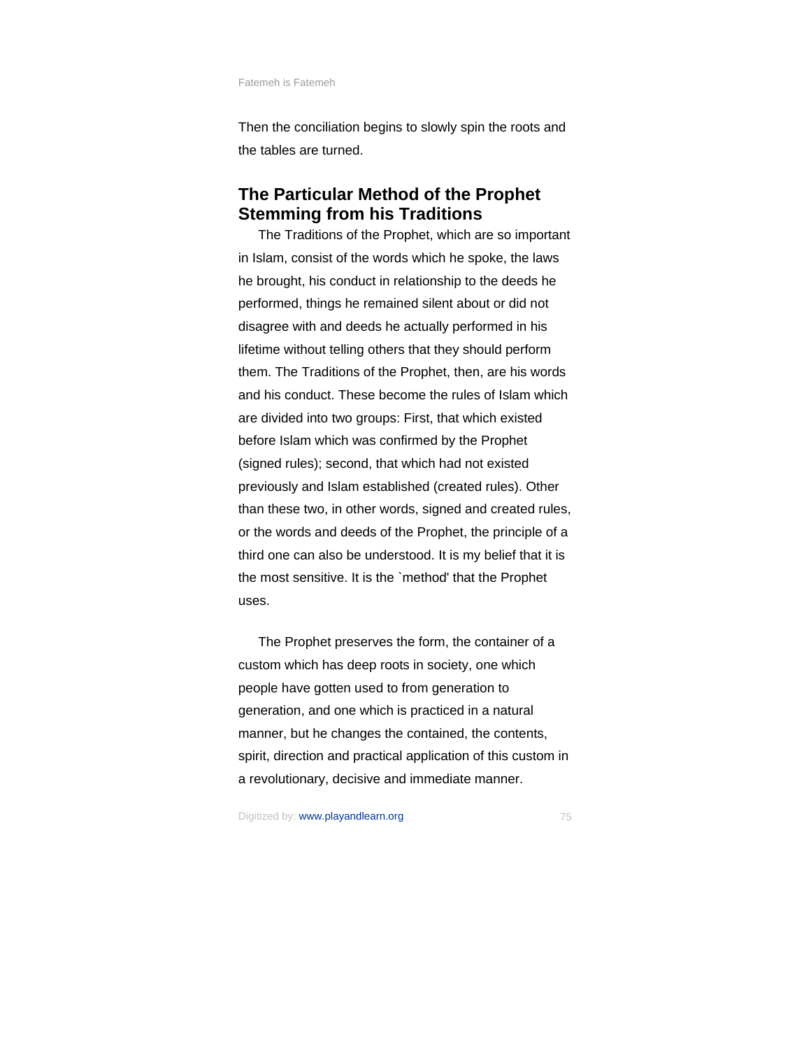Then the conciliation begins to slowly spin the roots and the tables are turned.

## The Particular Method of the Prophet Stemming from his Traditions

The Traditions of the Prophet, which are so important in Islam, consist of the words which he spoke, the laws he brought, his conduct in relationship to the deeds he performed, things he remained silent about or did not disagree with and deeds he actually performed in his lifetime without telling others that they should perform them. The Traditions of the Prophet, then, are his words and his conduct. These become the rules of Islam which are divided into two groups: First, that which existed before Islam which was confirmed by the Prophet (signed rules); second, that which had not existed previously and Islam established (created rules). Other than these two, in other words, signed and created rules, or the words and deeds of the Prophet, the principle of a third one can also be understood. It is my belief that it is the most sensitive. It is the `method' that the Prophet uses.

The Prophet preserves the form, the container of a custom which has deep roots in society, one which people have gotten used to from generation to generation, and one which is practiced in a natural manner, but he changes the contained, the contents, spirit, direction and practical application of this custom in a revolutionary, decisive and immediate manner.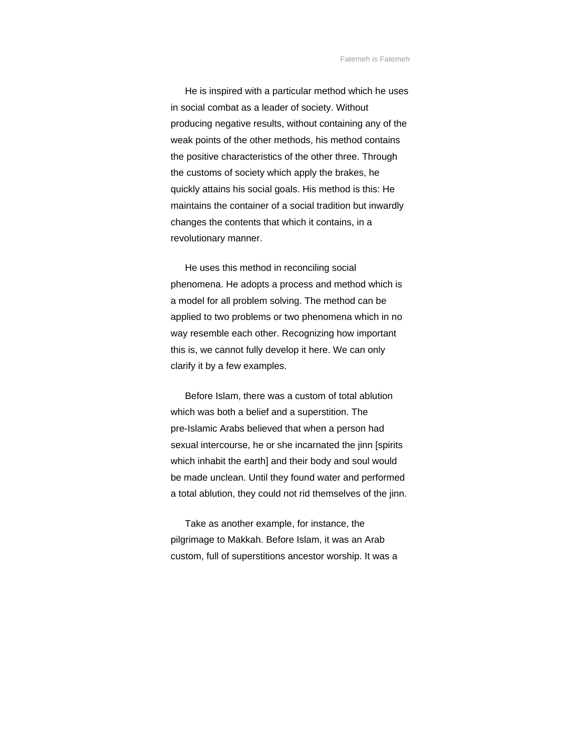He is inspired with a particular method which he uses in social combat as a leader of society. Without producing negative results, without containing any of the weak points of the other methods, his method contains the positive characteristics of the other three. Through the customs of society which apply the brakes, he quickly attains his social goals. His method is this: He maintains the container of a social tradition but inwardly changes the contents that which it contains, in a revolutionary manner.

He uses this method in reconciling social phenomena. He adopts a process and method which is a model for all problem solving. The method can be applied to two problems or two phenomena which in no way resemble each other. Recognizing how important this is, we cannot fully develop it here. We can only clarify it by a few examples.

Before Islam, there was a custom of total ablution which was both a belief and a superstition. The pre-Islamic Arabs believed that when a person had sexual intercourse, he or she incarnated the jinn [spirits which inhabit the earth] and their body and soul would be made unclean. Until they found water and performed a total ablution, they could not rid themselves of the jinn.

Take as another example, for instance, the pilgrimage to Makkah. Before Islam, it was an Arab custom, full of superstitions ancestor worship. It was a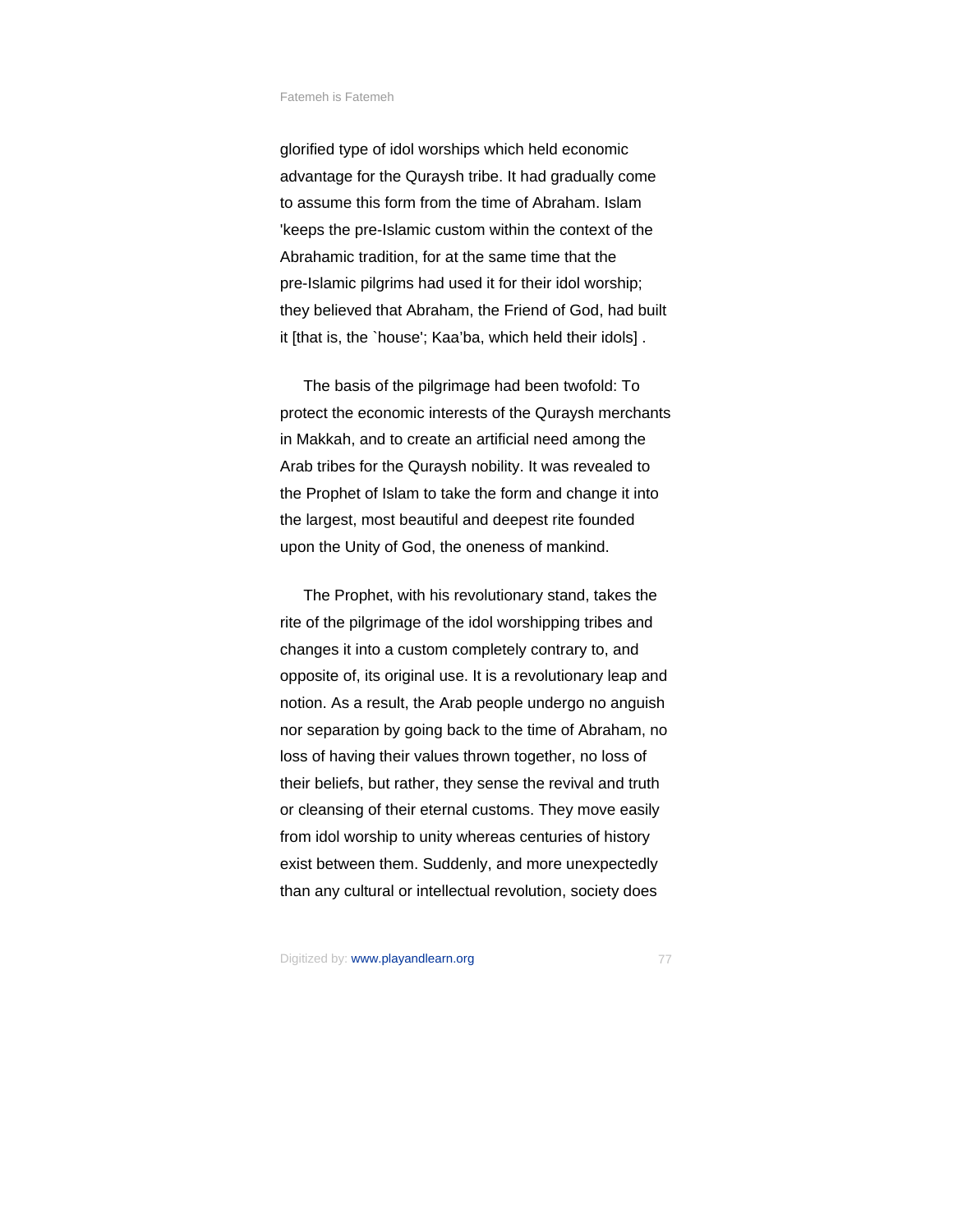glorified type of idol worships which held economic advantage for the Quraysh tribe. It had gradually come to assume this form from the time of Abraham. Islam 'keeps the pre-Islamic custom within the context of the Abrahamic tradition, for at the same time that the pre-Islamic pilgrims had used it for their idol worship; they believed that Abraham, the Friend of God, had built it [that is, the `house'; Kaa'ba, which held their idols] .

The basis of the pilgrimage had been twofold: To protect the economic interests of the Quraysh merchants in Makkah, and to create an artificial need among the Arab tribes for the Quraysh nobility. It was revealed to the Prophet of Islam to take the form and change it into the largest, most beautiful and deepest rite founded upon the Unity of God, the oneness of mankind.

The Prophet, with his revolutionary stand, takes the rite of the pilgrimage of the idol worshipping tribes and changes it into a custom completely contrary to, and opposite of, its original use. It is a revolutionary leap and notion. As a result, the Arab people undergo no anguish nor separation by going back to the time of Abraham, no loss of having their values thrown together, no loss of their beliefs, but rather, they sense the revival and truth or cleansing of their eternal customs. They move easily from idol worship to unity whereas centuries of history exist between them. Suddenly, and more unexpectedly than any cultural or intellectual revolution, society does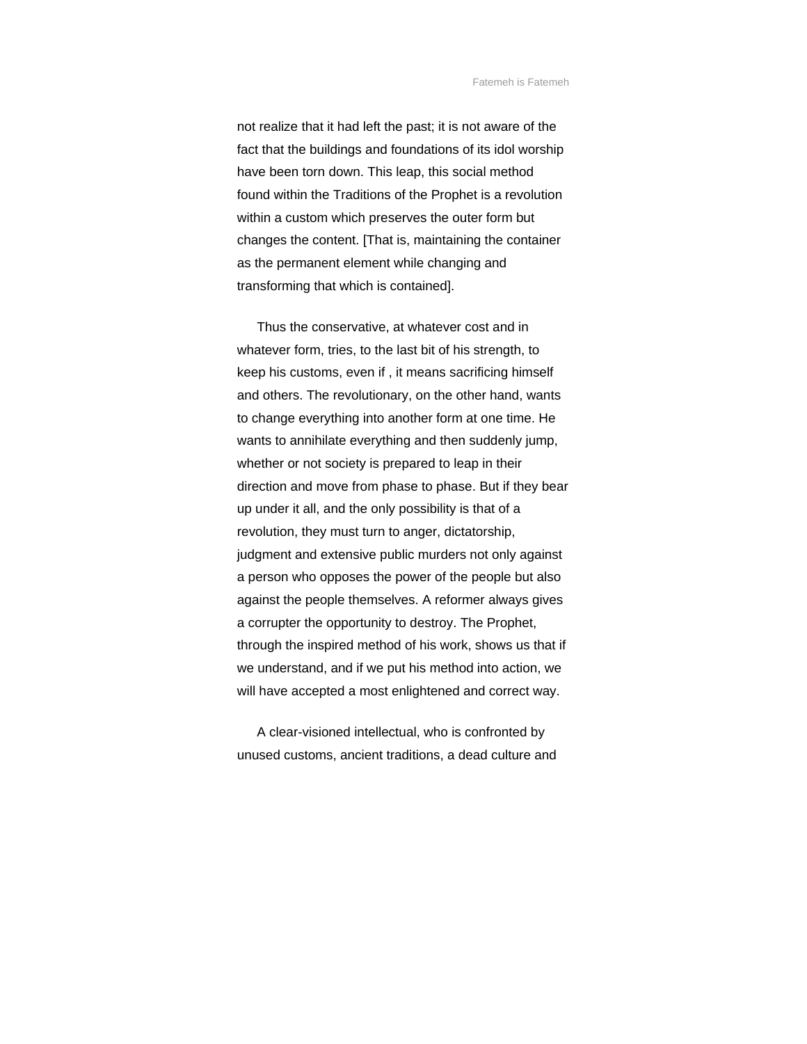not realize that it had left the past; it is not aware of the fact that the buildings and foundations of its idol worship have been torn down. This leap, this social method found within the Traditions of the Prophet is a revolution within a custom which preserves the outer form but changes the content. [That is, maintaining the container as the permanent element while changing and transforming that which is contained].

Thus the conservative, at whatever cost and in whatever form, tries, to the last bit of his strength, to keep his customs, even if , it means sacrificing himself and others. The revolutionary, on the other hand, wants to change everything into another form at one time. He wants to annihilate everything and then suddenly jump, whether or not society is prepared to leap in their direction and move from phase to phase. But if they bear up under it all, and the only possibility is that of a revolution, they must turn to anger, dictatorship, judgment and extensive public murders not only against a person who opposes the power of the people but also against the people themselves. A reformer always gives a corrupter the opportunity to destroy. The Prophet, through the inspired method of his work, shows us that if we understand, and if we put his method into action, we will have accepted a most enlightened and correct way.

A clear-visioned intellectual, who is confronted by unused customs, ancient traditions, a dead culture and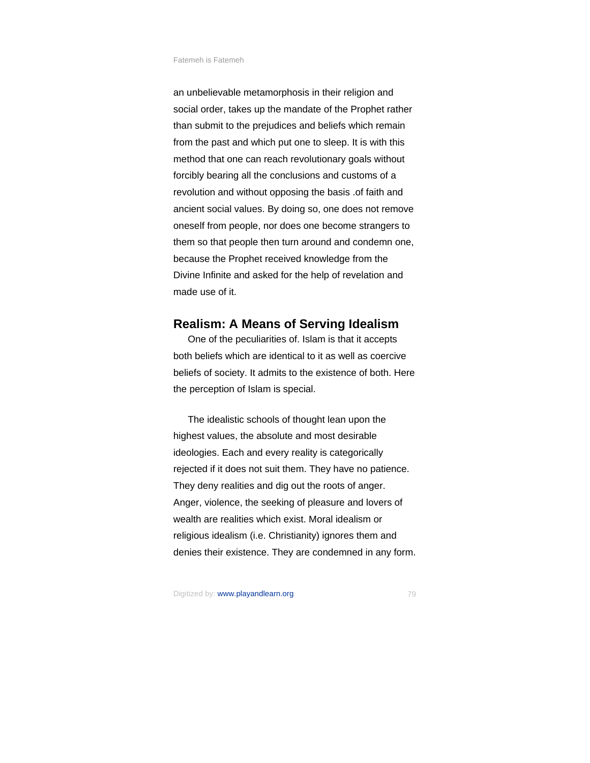an unbelievable metamorphosis in their religion and social order, takes up the mandate of the Prophet rather than submit to the prejudices and beliefs which remain from the past and which put one to sleep. It is with this method that one can reach revolutionary goals without forcibly bearing all the conclusions and customs of a revolution and without opposing the basis .of faith and ancient social values. By doing so, one does not remove oneself from people, nor does one become strangers to them so that people then turn around and condemn one, because the Prophet received knowledge from the Divine Infinite and asked for the help of revelation and made use of it.

## Realism: A Means of Serving Idealism

One of the peculiarities of. Islam is that it accepts both beliefs which are identical to it as well as coercive beliefs of society. It admits to the existence of both. Here the perception of Islam is special.

The idealistic schools of thought lean upon the highest values, the absolute and most desirable ideologies. Each and every reality is categorically rejected if it does not suit them. They have no patience. They deny realities and dig out the roots of anger. Anger, violence, the seeking of pleasure and lovers of wealth are realities which exist. Moral idealism or religious idealism (i.e. Christianity) ignores them and denies their existence. They are condemned in any form.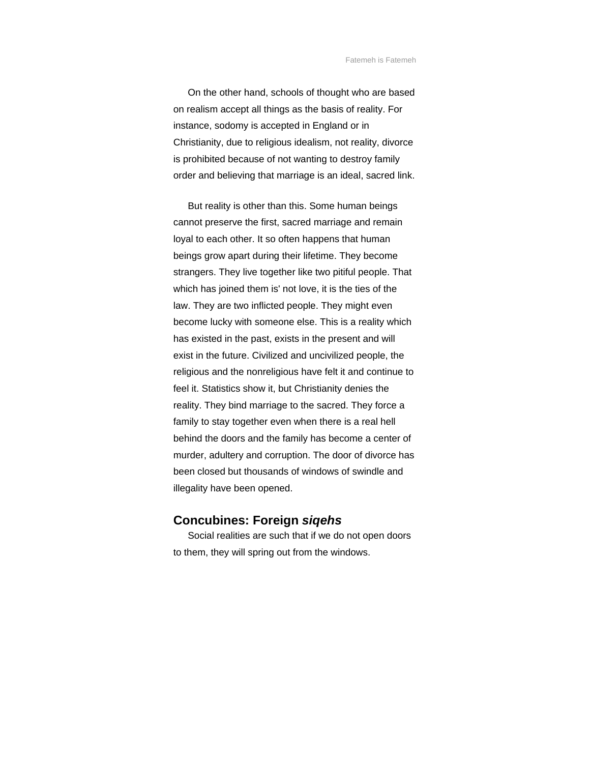On the other hand, schools of thought who are based on realism accept all things as the basis of reality. For instance, sodomy is accepted in England or in Christianity, due to religious idealism, not reality, divorce is prohibited because of not wanting to destroy family order and believing that marriage is an ideal, sacred link.

But reality is other than this. Some human beings cannot preserve the first, sacred marriage and remain loyal to each other. It so often happens that human beings grow apart during their lifetime. They become strangers. They live together like two pitiful people. That which has joined them is' not love, it is the ties of the law. They are two inflicted people. They might even become lucky with someone else. This is a reality which has existed in the past, exists in the present and will exist in the future. Civilized and uncivilized people, the religious and the nonreligious have felt it and continue to feel it. Statistics show it, but Christianity denies the reality. They bind marriage to the sacred. They force a family to stay together even when there is a real hell behind the doors and the family has become a center of murder, adultery and corruption. The door of divorce has been closed but thousands of windows of swindle and illegality have been opened.

## Concubines: Foreign *siqehs*

Social realities are such that if we do not open doors to them, they will spring out from the windows.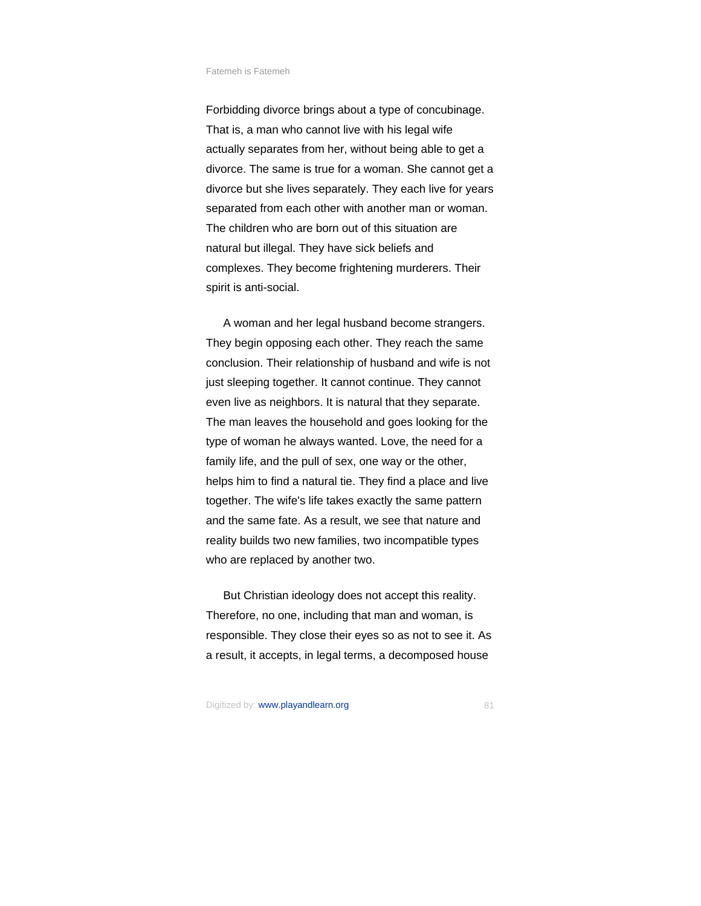Forbidding divorce brings about a type of concubinage. That is, a man who cannot live with his legal wife actually separates from her, without being able to get a divorce. The same is true for a woman. She cannot get a divorce but she lives separately. They each live for years separated from each other with another man or woman. The children who are born out of this situation are natural but illegal. They have sick beliefs and complexes. They become frightening murderers. Their spirit is anti-social.

A woman and her legal husband become strangers. They begin opposing each other. They reach the same conclusion. Their relationship of husband and wife is not just sleeping together. It cannot continue. They cannot even live as neighbors. It is natural that they separate. The man leaves the household and goes looking for the type of woman he always wanted. Love, the need for a family life, and the pull of sex, one way or the other, helps him to find a natural tie. They find a place and live together. The wife's life takes exactly the same pattern and the same fate. As a result, we see that nature and reality builds two new families, two incompatible types who are replaced by another two.

But Christian ideology does not accept this reality. Therefore, no one, including that man and woman, is responsible. They close their eyes so as not to see it. As a result, it accepts, in legal terms, a decomposed house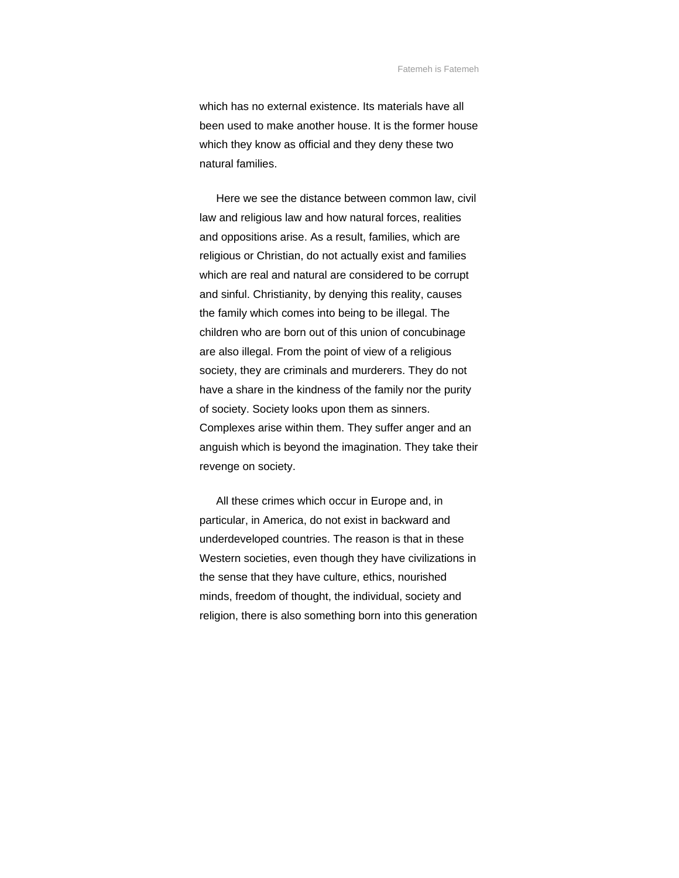which has no external existence. Its materials have all been used to make another house. It is the former house which they know as official and they deny these two natural families.

Here we see the distance between common law, civil law and religious law and how natural forces, realities and oppositions arise. As a result, families, which are religious or Christian, do not actually exist and families which are real and natural are considered to be corrupt and sinful. Christianity, by denying this reality, causes the family which comes into being to be illegal. The children who are born out of this union of concubinage are also illegal. From the point of view of a religious society, they are criminals and murderers. They do not have a share in the kindness of the family nor the purity of society. Society looks upon them as sinners. Complexes arise within them. They suffer anger and an anguish which is beyond the imagination. They take their revenge on society.

All these crimes which occur in Europe and, in particular, in America, do not exist in backward and underdeveloped countries. The reason is that in these Western societies, even though they have civilizations in the sense that they have culture, ethics, nourished minds, freedom of thought, the individual, society and religion, there is also something born into this generation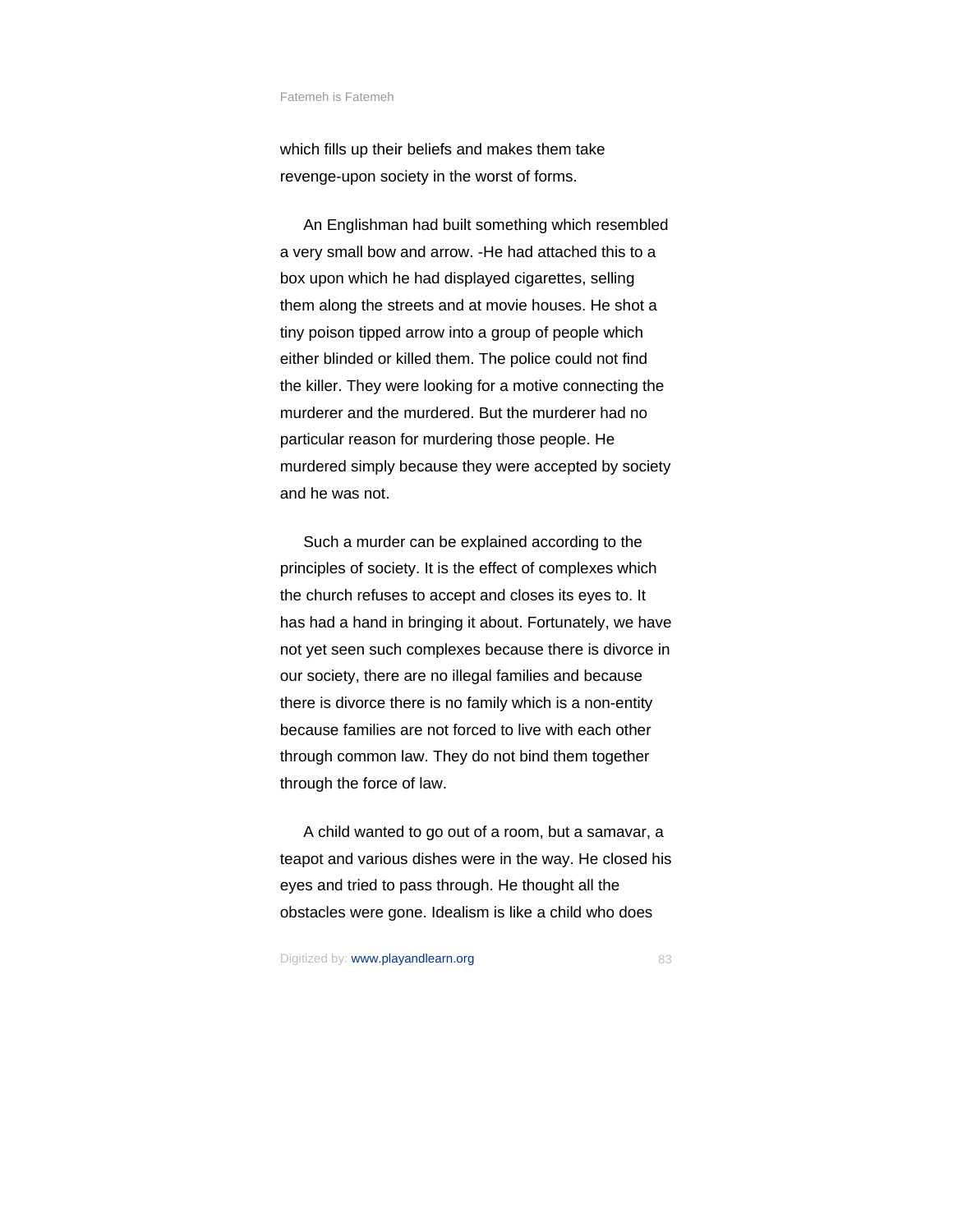which fills up their beliefs and makes them take revenge-upon society in the worst of forms.

An Englishman had built something which resembled a very small bow and arrow. -He had attached this to a box upon which he had displayed cigarettes, selling them along the streets and at movie houses. He shot a tiny poison tipped arrow into a group of people which either blinded or killed them. The police could not find the killer. They were looking for a motive connecting the murderer and the murdered. But the murderer had no particular reason for murdering those people. He murdered simply because they were accepted by society and he was not.

Such a murder can be explained according to the principles of society. It is the effect of complexes which the church refuses to accept and closes its eyes to. It has had a hand in bringing it about. Fortunately, we have not yet seen such complexes because there is divorce in our society, there are no illegal families and because there is divorce there is no family which is a non-entity because families are not forced to live with each other through common law. They do not bind them together through the force of law.

A child wanted to go out of a room, but a samavar, a teapot and various dishes were in the way. He closed his eyes and tried to pass through. He thought all the obstacles were gone. Idealism is like a child who does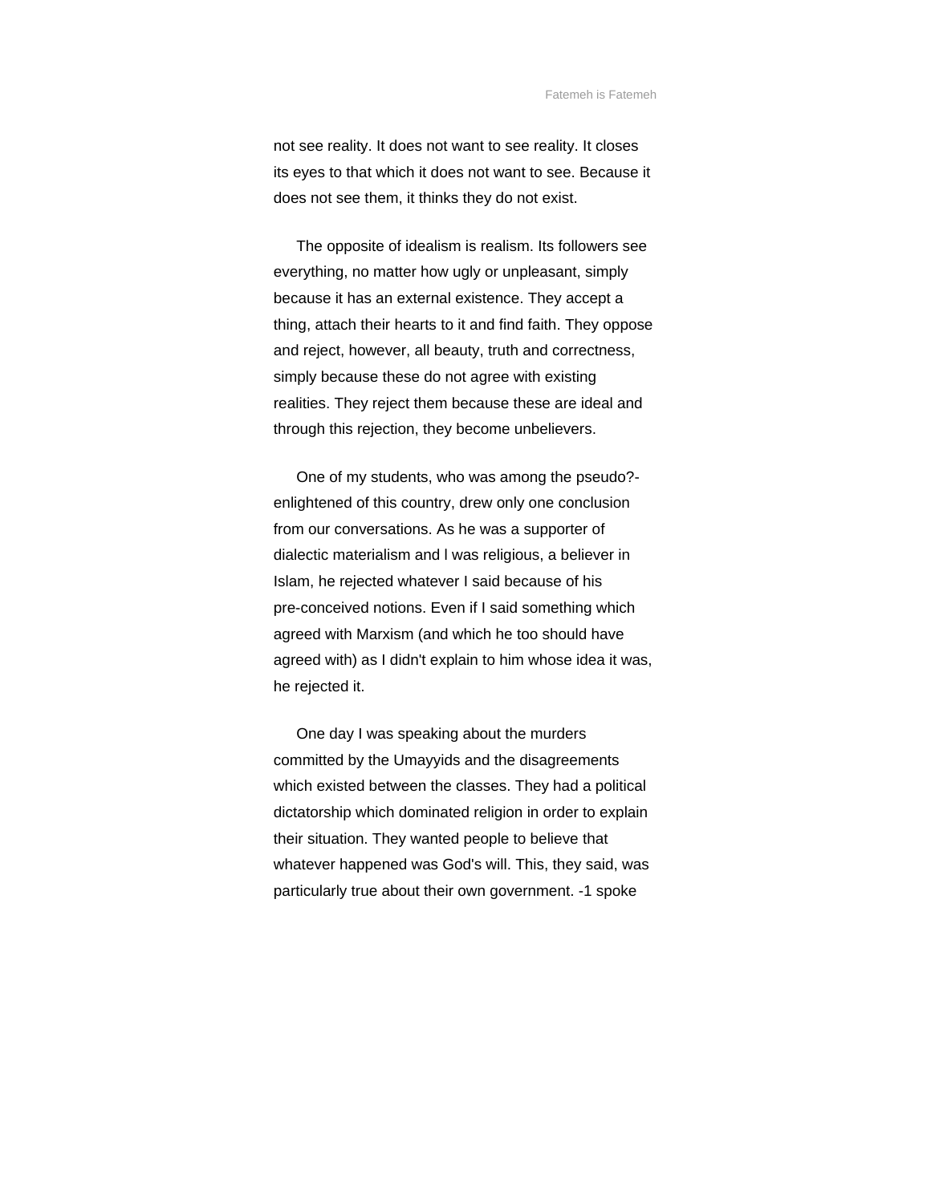not see reality. It does not want to see reality. It closes its eyes to that which it does not want to see. Because it does not see them, it thinks they do not exist.

The opposite of idealism is realism. Its followers see everything, no matter how ugly or unpleasant, simply because it has an external existence. They accept a thing, attach their hearts to it and find faith. They oppose and reject, however, all beauty, truth and correctness, simply because these do not agree with existing realities. They reject them because these are ideal and through this rejection, they become unbelievers.

One of my students, who was among the pseudo?-enlightened of this country, drew only one conclusion from our conversations. As he was a supporter of dialectic materialism and l was religious, a believer in Islam, he rejected whatever I said because of his pre-conceived notions. Even if I said something which agreed with Marxism (and which he too should have agreed with) as I didn't explain to him whose idea it was, he rejected it.

One day I was speaking about the murders committed by the Umayyids and the disagreements which existed between the classes. They had a political dictatorship which dominated religion in order to explain their situation. They wanted people to believe that whatever happened was God's will. This, they said, was particularly true about their own government. -1 spoke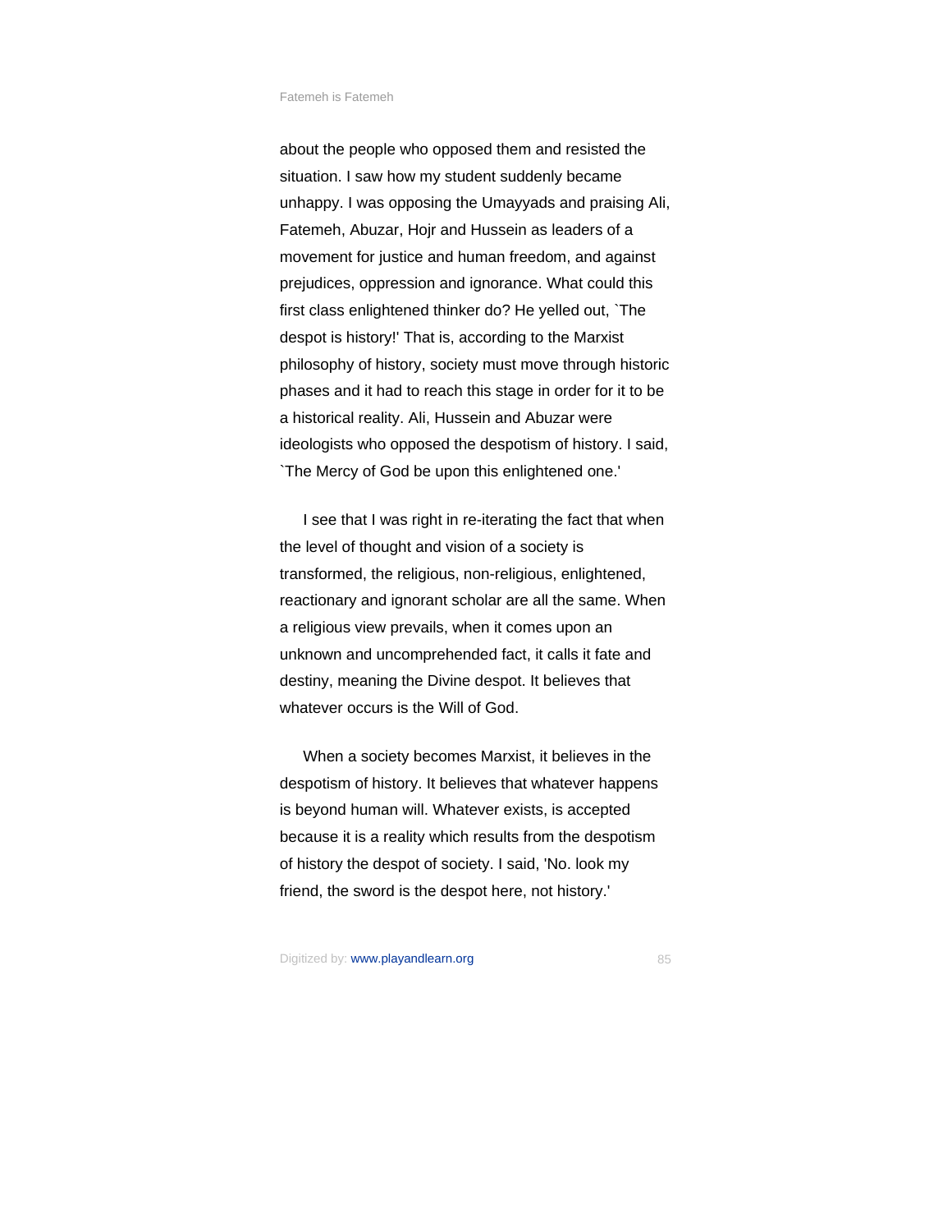about the people who opposed them and resisted the situation. I saw how my student suddenly became unhappy. I was opposing the Umayyads and praising Ali, Fatemeh, Abuzar, Hojr and Hussein as leaders of a movement for justice and human freedom, and against prejudices, oppression and ignorance. What could this first class enlightened thinker do? He yelled out, `The despot is history!' That is, according to the Marxist philosophy of history, society must move through historic phases and it had to reach this stage in order for it to be a historical reality. Ali, Hussein and Abuzar were ideologists who opposed the despotism of history. I said, `The Mercy of God be upon this enlightened one.'

I see that I was right in re-iterating the fact that when the level of thought and vision of a society is transformed, the religious, non-religious, enlightened, reactionary and ignorant scholar are all the same. When a religious view prevails, when it comes upon an unknown and uncomprehended fact, it calls it fate and destiny, meaning the Divine despot. It believes that whatever occurs is the Will of God.

When a society becomes Marxist, it believes in the despotism of history. It believes that whatever happens is beyond human will. Whatever exists, is accepted because it is a reality which results from the despotism of history the despot of society. I said, 'No. look my friend, the sword is the despot here, not history.'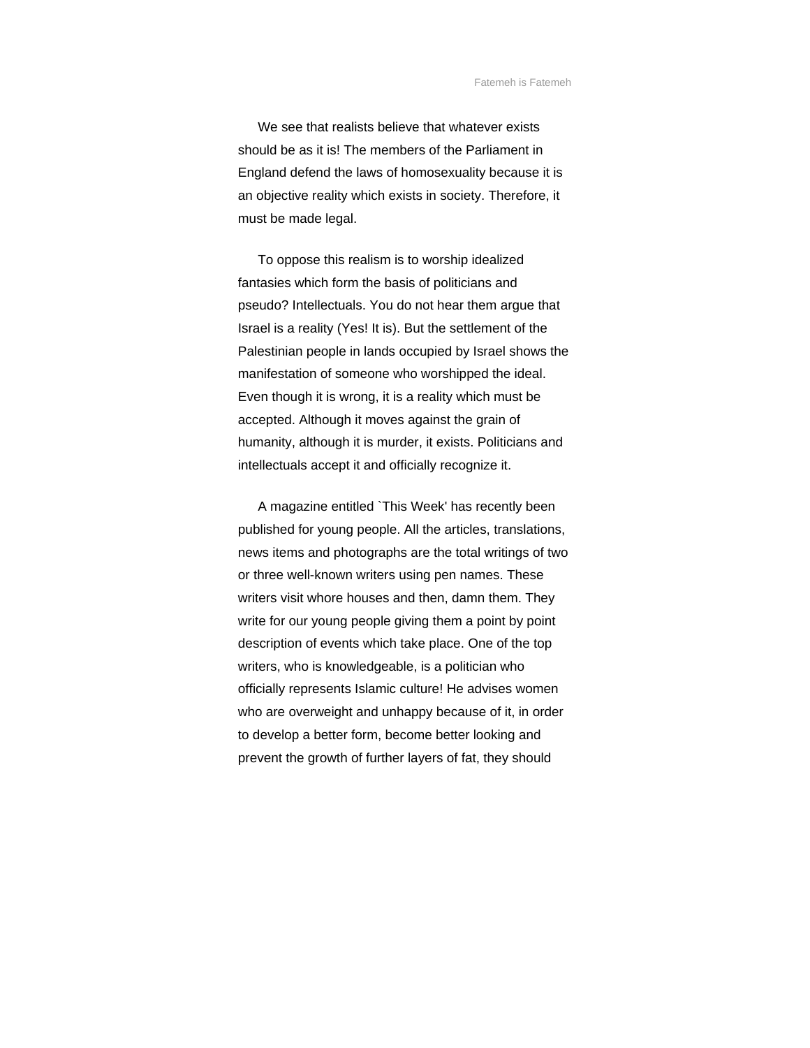We see that realists believe that whatever exists should be as it is! The members of the Parliament in England defend the laws of homosexuality because it is an objective reality which exists in society. Therefore, it must be made legal.

To oppose this realism is to worship idealized fantasies which form the basis of politicians and pseudo? Intellectuals. You do not hear them argue that Israel is a reality (Yes! It is). But the settlement of the Palestinian people in lands occupied by Israel shows the manifestation of someone who worshipped the ideal. Even though it is wrong, it is a reality which must be accepted. Although it moves against the grain of humanity, although it is murder, it exists. Politicians and intellectuals accept it and officially recognize it.

A magazine entitled `This Week' has recently been published for young people. All the articles, translations, news items and photographs are the total writings of two or three well-known writers using pen names. These writers visit whore houses and then, damn them. They write for our young people giving them a point by point description of events which take place. One of the top writers, who is knowledgeable, is a politician who officially represents Islamic culture! He advises women who are overweight and unhappy because of it, in order to develop a better form, become better looking and prevent the growth of further layers of fat, they should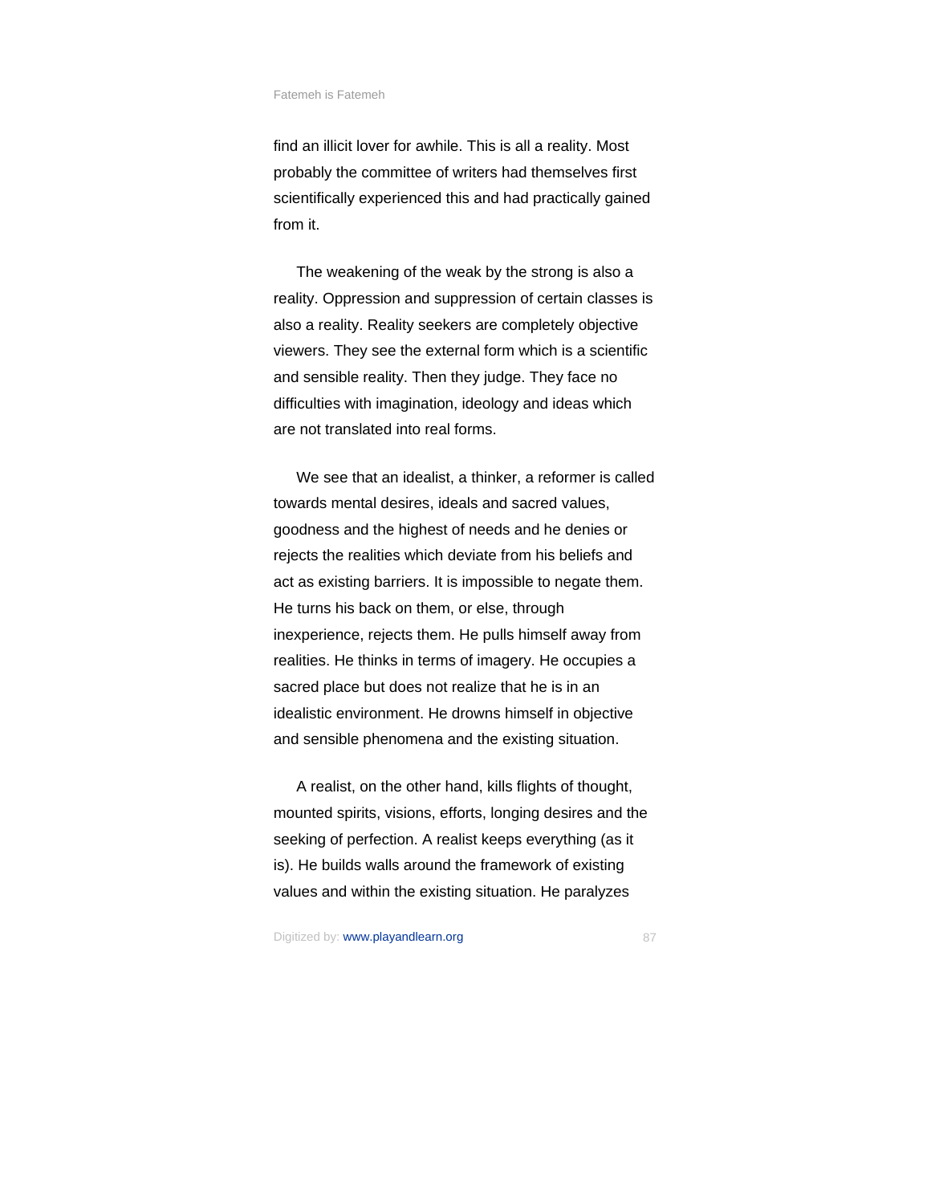find an illicit lover for awhile. This is all a reality. Most probably the committee of writers had themselves first scientifically experienced this and had practically gained from it.

The weakening of the weak by the strong is also a reality. Oppression and suppression of certain classes is also a reality. Reality seekers are completely objective viewers. They see the external form which is a scientific and sensible reality. Then they judge. They face no difficulties with imagination, ideology and ideas which are not translated into real forms.

We see that an idealist, a thinker, a reformer is called towards mental desires, ideals and sacred values, goodness and the highest of needs and he denies or rejects the realities which deviate from his beliefs and act as existing barriers. It is impossible to negate them. He turns his back on them, or else, through inexperience, rejects them. He pulls himself away from realities. He thinks in terms of imagery. He occupies a sacred place but does not realize that he is in an idealistic environment. He drowns himself in objective and sensible phenomena and the existing situation.

A realist, on the other hand, kills flights of thought, mounted spirits, visions, efforts, longing desires and the seeking of perfection. A realist keeps everything (as it is). He builds walls around the framework of existing values and within the existing situation. He paralyzes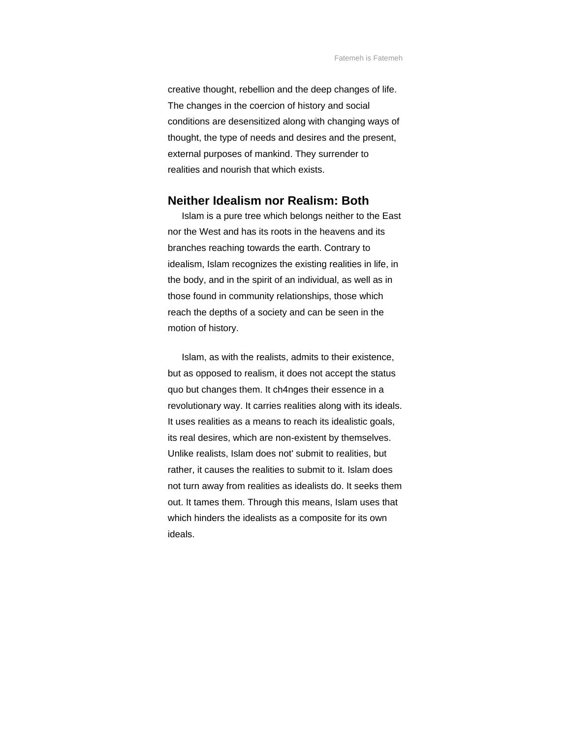creative thought, rebellion and the deep changes of life. The changes in the coercion of history and social conditions are desensitized along with changing ways of thought, the type of needs and desires and the present, external purposes of mankind. They surrender to realities and nourish that which exists.

## Neither Idealism nor Realism: Both

Islam is a pure tree which belongs neither to the East nor the West and has its roots in the heavens and its branches reaching towards the earth. Contrary to idealism, Islam recognizes the existing realities in life, in the body, and in the spirit of an individual, as well as in those found in community relationships, those which reach the depths of a society and can be seen in the motion of history.

Islam, as with the realists, admits to their existence, but as opposed to realism, it does not accept the status quo but changes them. It ch4nges their essence in a revolutionary way. It carries realities along with its ideals. It uses realities as a means to reach its idealistic goals, its real desires, which are non-existent by themselves. Unlike realists, Islam does not' submit to realities, but rather, it causes the realities to submit to it. Islam does not turn away from realities as idealists do. It seeks them out. It tames them. Through this means, Islam uses that which hinders the idealists as a composite for its own ideals.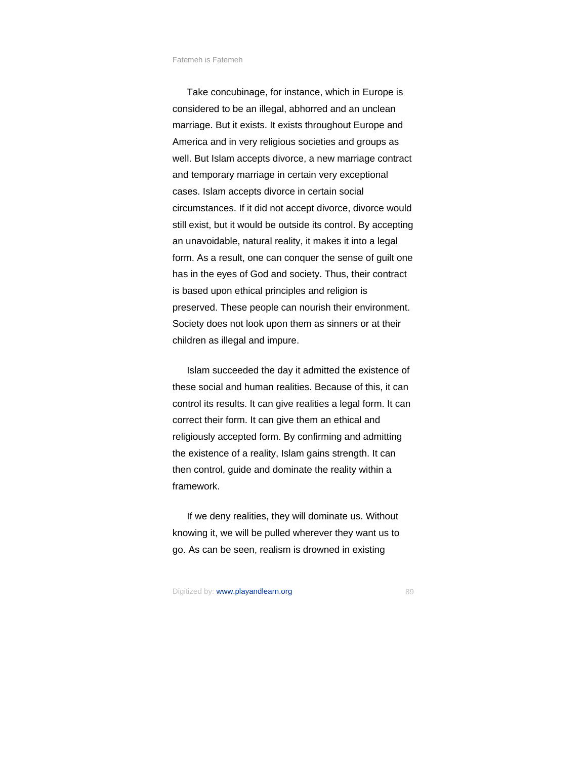Take concubinage, for instance, which in Europe is considered to be an illegal, abhorred and an unclean marriage. But it exists. It exists throughout Europe and America and in very religious societies and groups as well. But Islam accepts divorce, a new marriage contract and temporary marriage in certain very exceptional cases. Islam accepts divorce in certain social circumstances. If it did not accept divorce, divorce would still exist, but it would be outside its control. By accepting an unavoidable, natural reality, it makes it into a legal form. As a result, one can conquer the sense of guilt one has in the eyes of God and society. Thus, their contract is based upon ethical principles and religion is preserved. These people can nourish their environment. Society does not look upon them as sinners or at their children as illegal and impure.

Islam succeeded the day it admitted the existence of these social and human realities. Because of this, it can control its results. It can give realities a legal form. It can correct their form. It can give them an ethical and religiously accepted form. By confirming and admitting the existence of a reality, Islam gains strength. It can then control, guide and dominate the reality within a framework.

If we deny realities, they will dominate us. Without knowing it, we will be pulled wherever they want us to go. As can be seen, realism is drowned in existing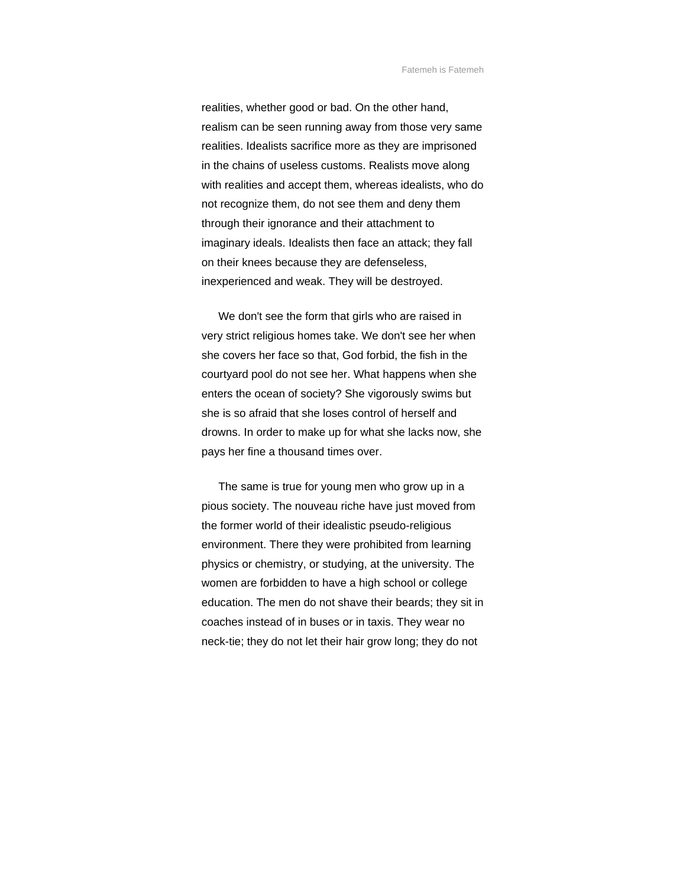realities, whether good or bad. On the other hand, realism can be seen running away from those very same realities. Idealists sacrifice more as they are imprisoned in the chains of useless customs. Realists move along with realities and accept them, whereas idealists, who do not recognize them, do not see them and deny them through their ignorance and their attachment to imaginary ideals. Idealists then face an attack; they fall on their knees because they are defenseless, inexperienced and weak. They will be destroyed.

We don't see the form that girls who are raised in very strict religious homes take. We don't see her when she covers her face so that, God forbid, the fish in the courtyard pool do not see her. What happens when she enters the ocean of society? She vigorously swims but she is so afraid that she loses control of herself and drowns. In order to make up for what she lacks now, she pays her fine a thousand times over.

The same is true for young men who grow up in a pious society. The nouveau riche have just moved from the former world of their idealistic pseudo-religious environment. There they were prohibited from learning physics or chemistry, or studying, at the university. The women are forbidden to have a high school or college education. The men do not shave their beards; they sit in coaches instead of in buses or in taxis. They wear no neck-tie; they do not let their hair grow long; they do not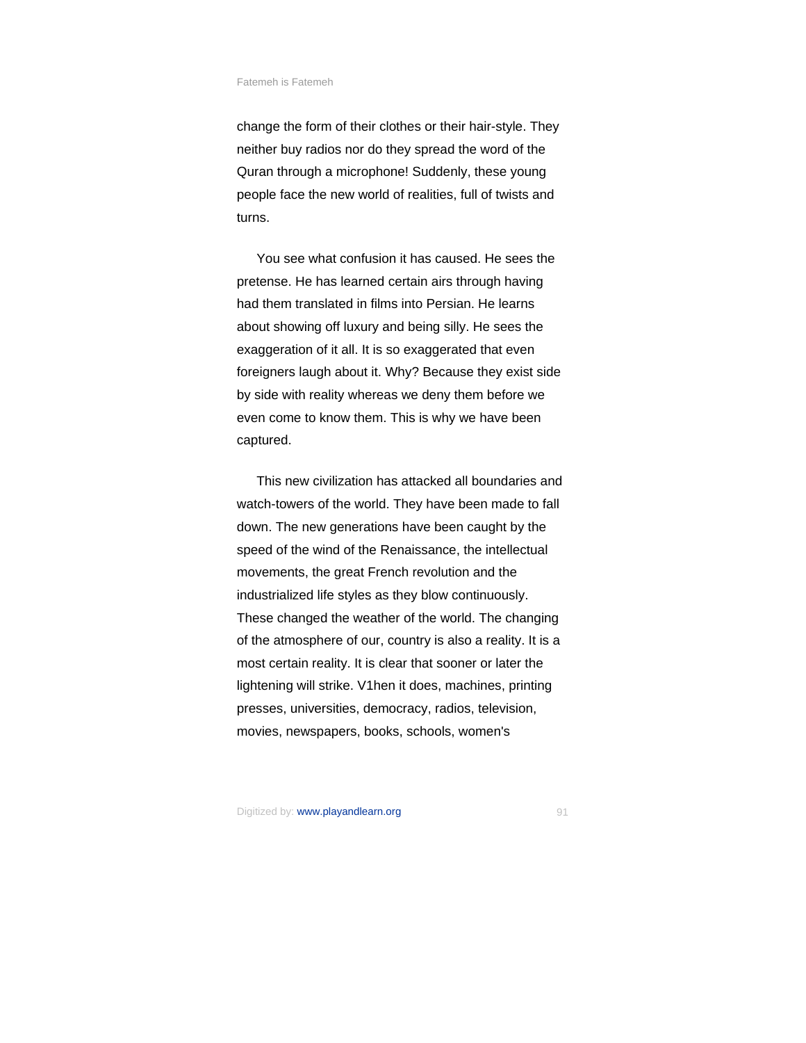change the form of their clothes or their hair-style. They neither buy radios nor do they spread the word of the Quran through a microphone! Suddenly, these young people face the new world of realities, full of twists and turns.

You see what confusion it has caused. He sees the pretense. He has learned certain airs through having had them translated in films into Persian. He learns about showing off luxury and being silly. He sees the exaggeration of it all. It is so exaggerated that even foreigners laugh about it. Why? Because they exist side by side with reality whereas we deny them before we even come to know them. This is why we have been captured.

This new civilization has attacked all boundaries and watch-towers of the world. They have been made to fall down. The new generations have been caught by the speed of the wind of the Renaissance, the intellectual movements, the great French revolution and the industrialized life styles as they blow continuously. These changed the weather of the world. The changing of the atmosphere of our, country is also a reality. It is a most certain reality. It is clear that sooner or later the lightening will strike. V1hen it does, machines, printing presses, universities, democracy, radios, television, movies, newspapers, books, schools, women's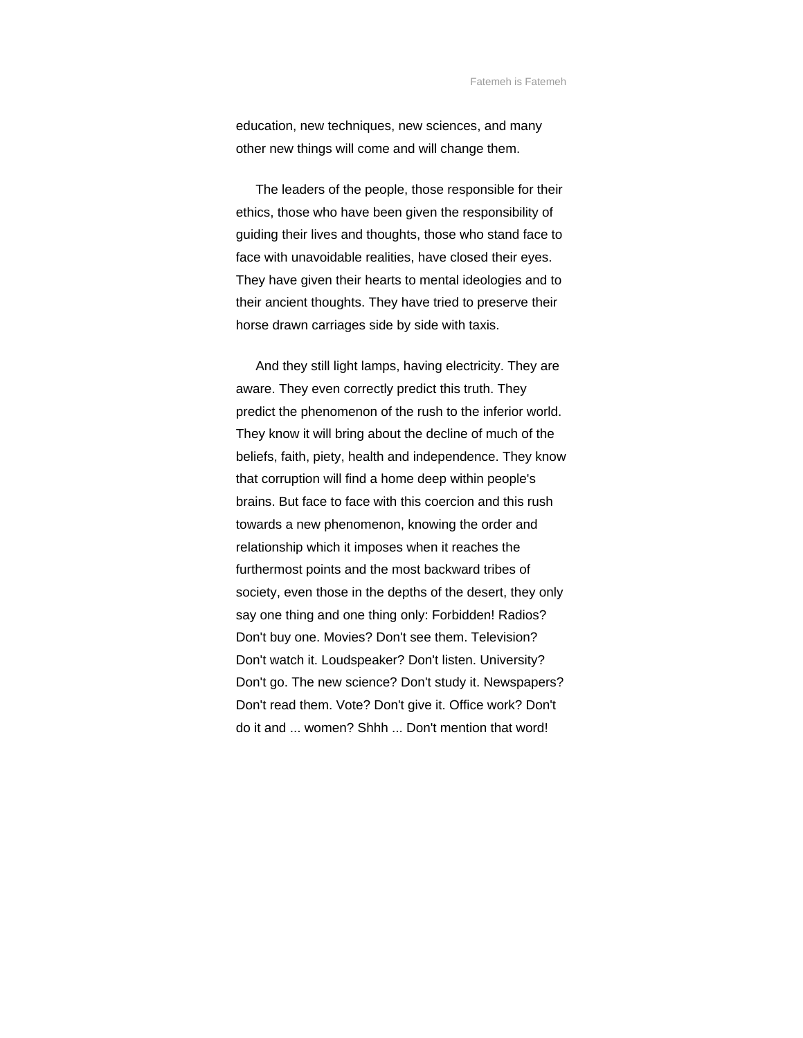education, new techniques, new sciences, and many other new things will come and will change them.

The leaders of the people, those responsible for their ethics, those who have been given the responsibility of guiding their lives and thoughts, those who stand face to face with unavoidable realities, have closed their eyes. They have given their hearts to mental ideologies and to their ancient thoughts. They have tried to preserve their horse drawn carriages side by side with taxis.

And they still light lamps, having electricity. They are aware. They even correctly predict this truth. They predict the phenomenon of the rush to the inferior world. They know it will bring about the decline of much of the beliefs, faith, piety, health and independence. They know that corruption will find a home deep within people's brains. But face to face with this coercion and this rush towards a new phenomenon, knowing the order and relationship which it imposes when it reaches the furthermost points and the most backward tribes of society, even those in the depths of the desert, they only say one thing and one thing only: Forbidden! Radios? Don't buy one. Movies? Don't see them. Television? Don't watch it. Loudspeaker? Don't listen. University? Don't go. The new science? Don't study it. Newspapers? Don't read them. Vote? Don't give it. Office work? Don't do it and ... women? Shhh ... Don't mention that word!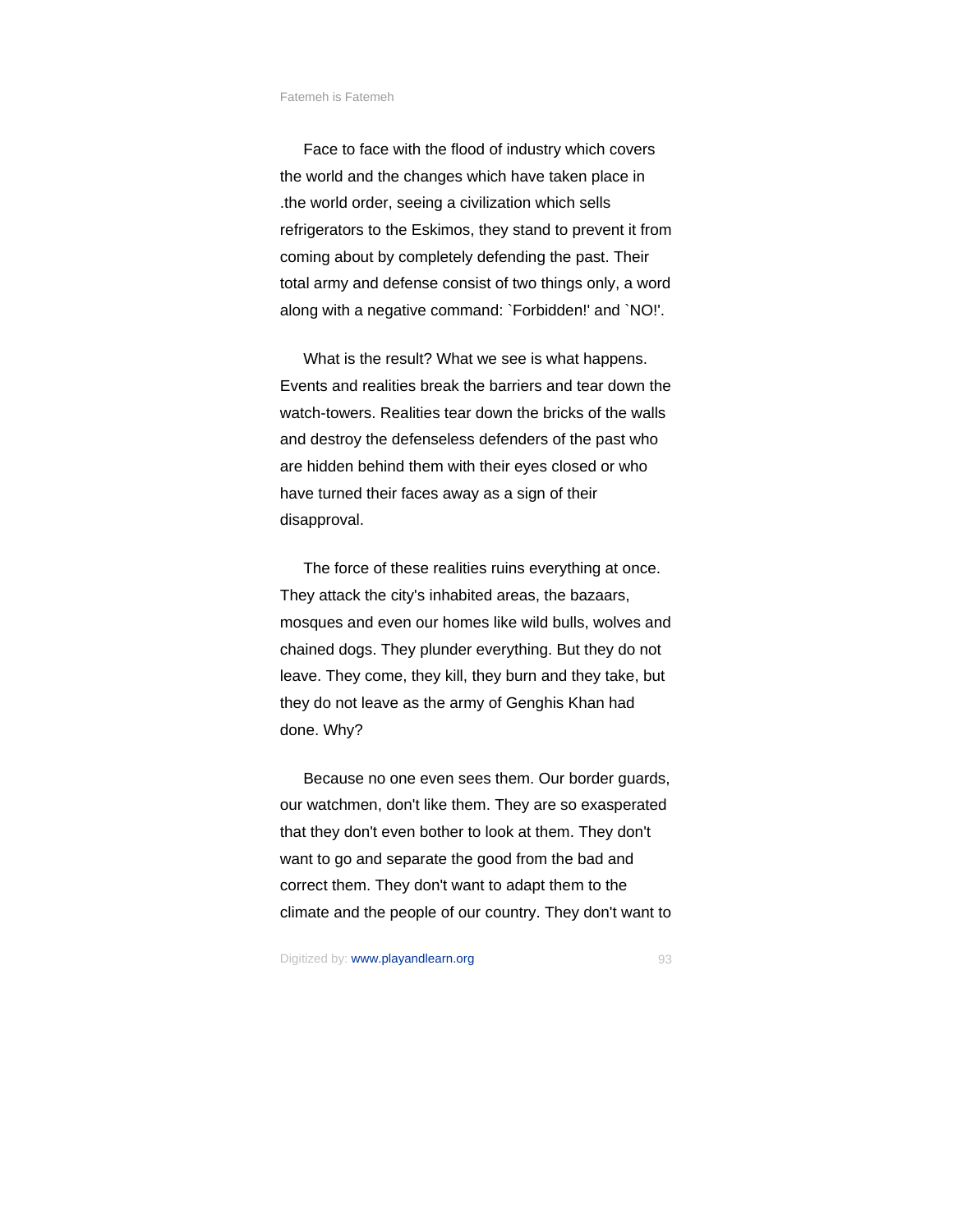Face to face with the flood of industry which covers the world and the changes which have taken place in .the world order, seeing a civilization which sells refrigerators to the Eskimos, they stand to prevent it from coming about by completely defending the past. Their total army and defense consist of two things only, a word along with a negative command: `Forbidden!' and `NO!'.

What is the result? What we see is what happens. Events and realities break the barriers and tear down the watch-towers. Realities tear down the bricks of the walls and destroy the defenseless defenders of the past who are hidden behind them with their eyes closed or who have turned their faces away as a sign of their disapproval.

The force of these realities ruins everything at once. They attack the city's inhabited areas, the bazaars, mosques and even our homes like wild bulls, wolves and chained dogs. They plunder everything. But they do not leave. They come, they kill, they burn and they take, but they do not leave as the army of Genghis Khan had done. Why?

Because no one even sees them. Our border guards, our watchmen, don't like them. They are so exasperated that they don't even bother to look at them. They don't want to go and separate the good from the bad and correct them. They don't want to adapt them to the climate and the people of our country. They don't want to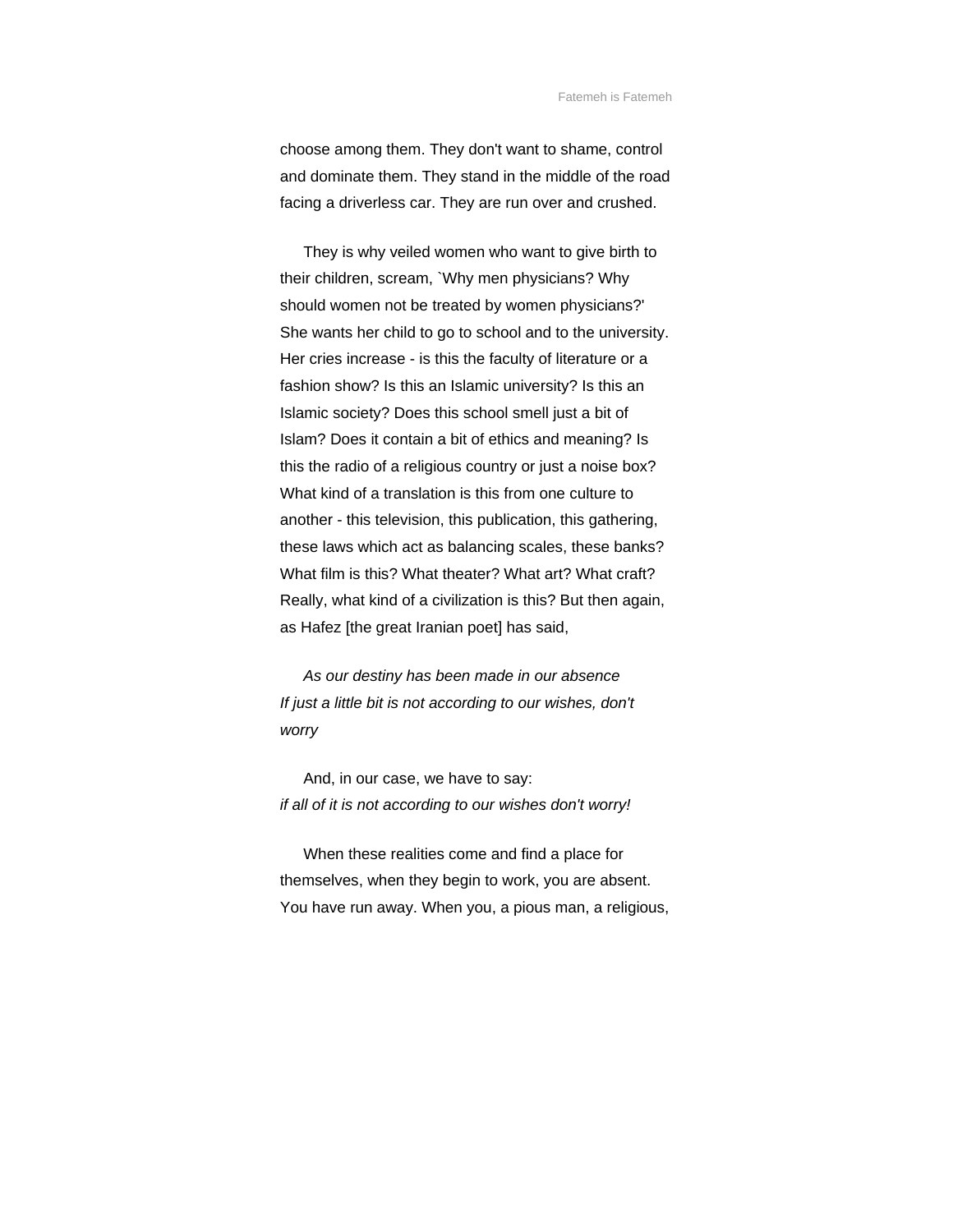choose among them. They don't want to shame, control and dominate them. They stand in the middle of the road facing a driverless car. They are run over and crushed.

They is why veiled women who want to give birth to their children, scream, `Why men physicians? Why should women not be treated by women physicians?' She wants her child to go to school and to the university. Her cries increase - is this the faculty of literature or a fashion show? Is this an Islamic university? Is this an Islamic society? Does this school smell just a bit of Islam? Does it contain a bit of ethics and meaning? Is this the radio of a religious country or just a noise box? What kind of a translation is this from one culture to another - this television, this publication, this gathering, these laws which act as balancing scales, these banks? What film is this? What theater? What art? What craft? Really, what kind of a civilization is this? But then again, as Hafez [the great Iranian poet] has said,

*As our destiny has been made in our absence*
*If just a little bit is not according to our wishes, don't worry*

And, in our case, we have to say:
*if all of it is not according to our wishes don't worry!*

When these realities come and find a place for themselves, when they begin to work, you are absent. You have run away. When you, a pious man, a religious,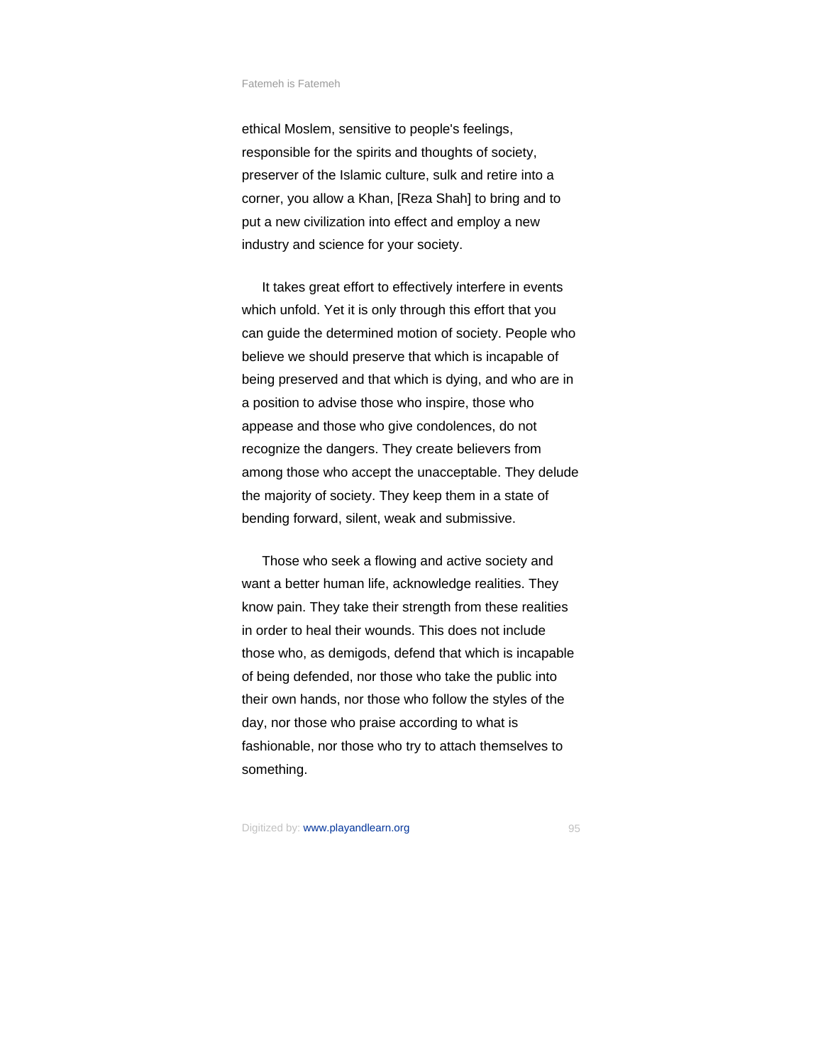ethical Moslem, sensitive to people's feelings, responsible for the spirits and thoughts of society, preserver of the Islamic culture, sulk and retire into a corner, you allow a Khan, [Reza Shah] to bring and to put a new civilization into effect and employ a new industry and science for your society.

It takes great effort to effectively interfere in events which unfold. Yet it is only through this effort that you can guide the determined motion of society. People who believe we should preserve that which is incapable of being preserved and that which is dying, and who are in a position to advise those who inspire, those who appease and those who give condolences, do not recognize the dangers. They create believers from among those who accept the unacceptable. They delude the majority of society. They keep them in a state of bending forward, silent, weak and submissive.

Those who seek a flowing and active society and want a better human life, acknowledge realities. They know pain. They take their strength from these realities in order to heal their wounds. This does not include those who, as demigods, defend that which is incapable of being defended, nor those who take the public into their own hands, nor those who follow the styles of the day, nor those who praise according to what is fashionable, nor those who try to attach themselves to something.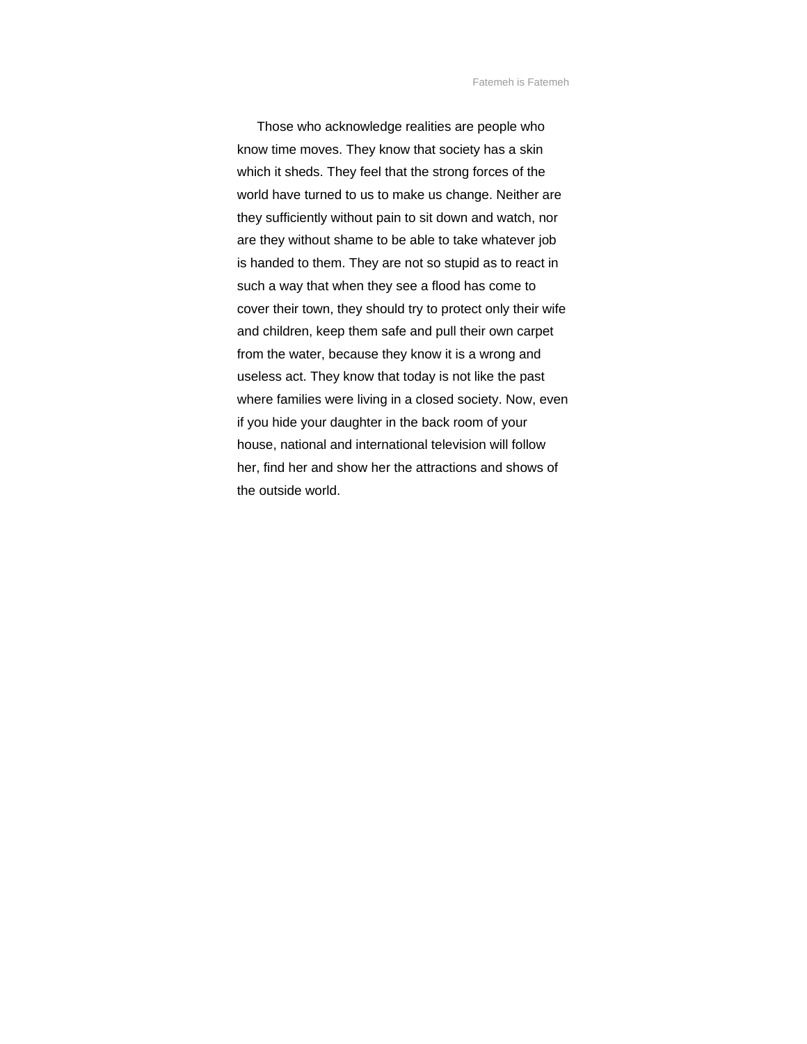Those who acknowledge realities are people who know time moves. They know that society has a skin which it sheds. They feel that the strong forces of the world have turned to us to make us change. Neither are they sufficiently without pain to sit down and watch, nor are they without shame to be able to take whatever job is handed to them. They are not so stupid as to react in such a way that when they see a flood has come to cover their town, they should try to protect only their wife and children, keep them safe and pull their own carpet from the water, because they know it is a wrong and useless act. They know that today is not like the past where families were living in a closed society. Now, even if you hide your daughter in the back room of your house, national and international television will follow her, find her and show her the attractions and shows of the outside world.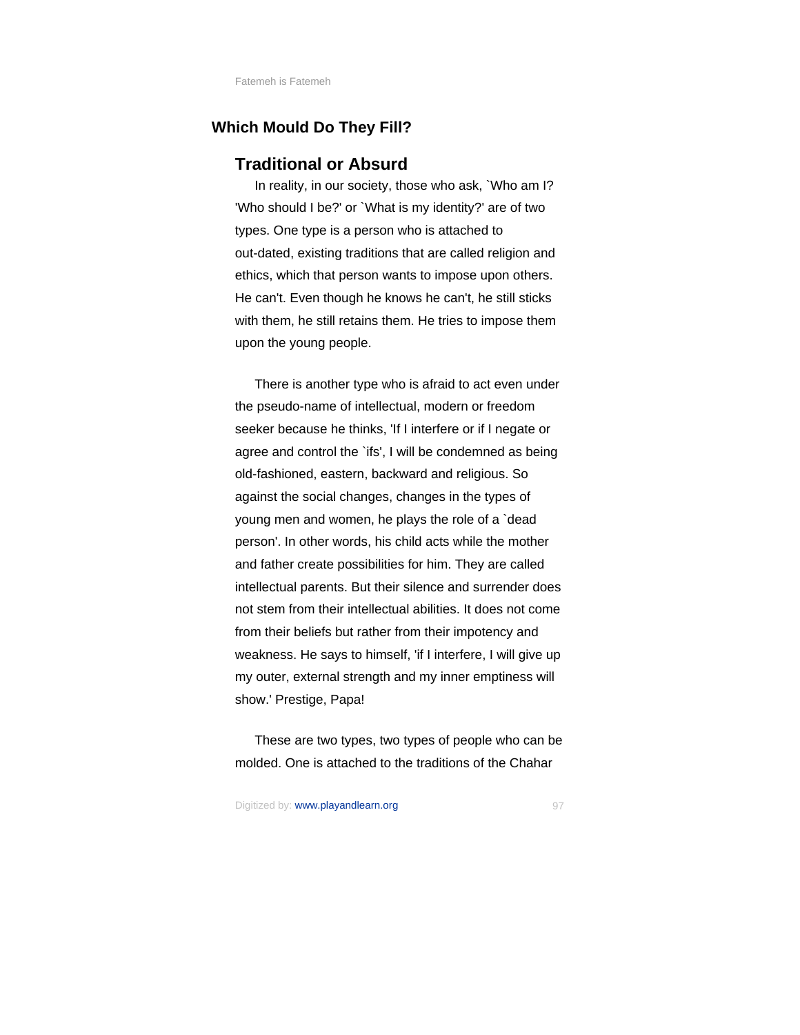## Which Mould Do They Fill?

### Traditional or Absurd

In reality, in our society, those who ask, `Who am I? 'Who should I be?' or `What is my identity?' are of two types. One type is a person who is attached to out-dated, existing traditions that are called religion and ethics, which that person wants to impose upon others. He can't. Even though he knows he can't, he still sticks with them, he still retains them. He tries to impose them upon the young people.

There is another type who is afraid to act even under the pseudo-name of intellectual, modern or freedom seeker because he thinks, 'If I interfere or if I negate or agree and control the `ifs', I will be condemned as being old-fashioned, eastern, backward and religious. So against the social changes, changes in the types of young men and women, he plays the role of a `dead person'. In other words, his child acts while the mother and father create possibilities for him. They are called intellectual parents. But their silence and surrender does not stem from their intellectual abilities. It does not come from their beliefs but rather from their impotency and weakness. He says to himself, 'if I interfere, I will give up my outer, external strength and my inner emptiness will show.' Prestige, Papa!

These are two types, two types of people who can be molded. One is attached to the traditions of the Chahar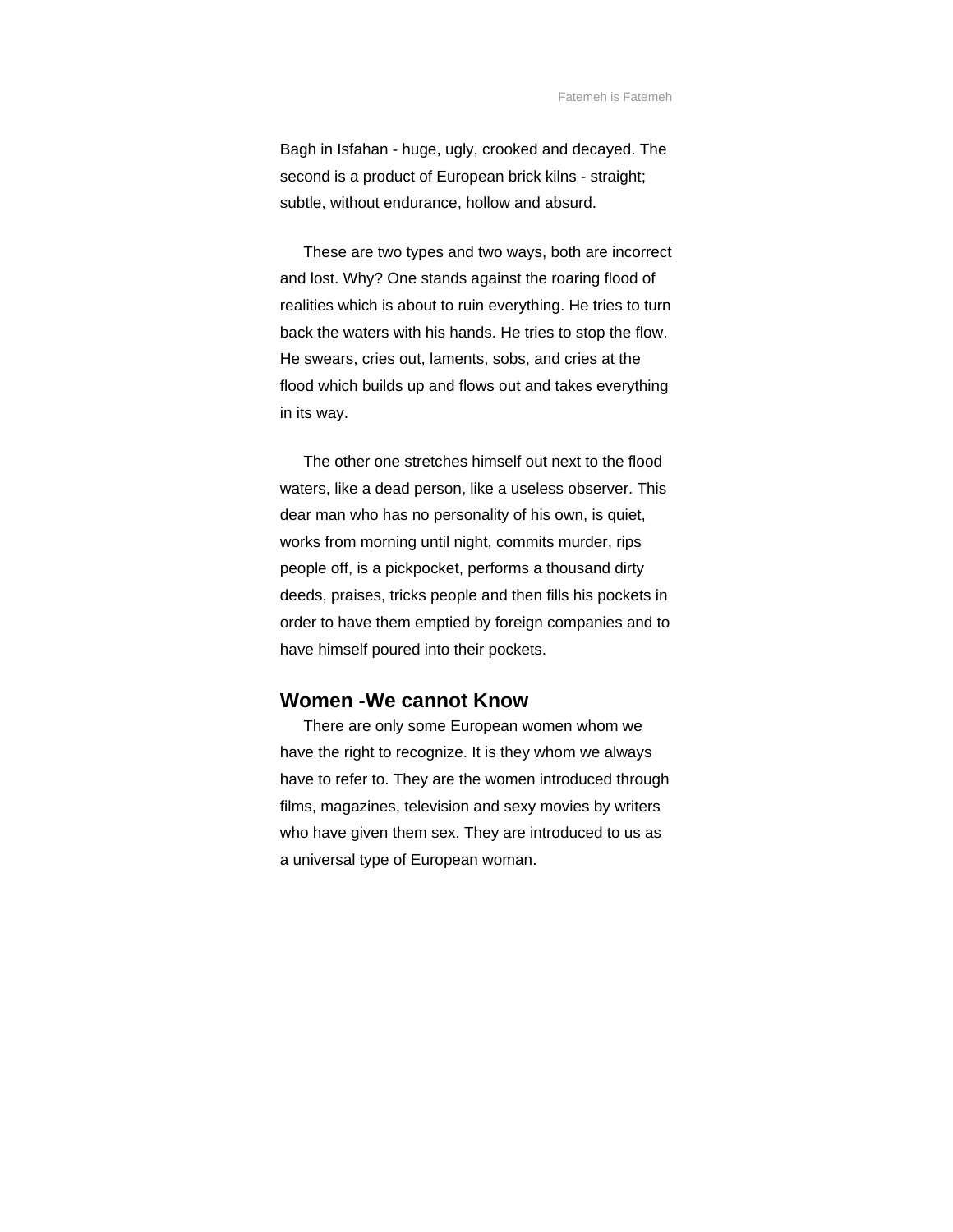Bagh in Isfahan - huge, ugly, crooked and decayed. The second is a product of European brick kilns - straight; subtle, without endurance, hollow and absurd.

These are two types and two ways, both are incorrect and lost. Why? One stands against the roaring flood of realities which is about to ruin everything. He tries to turn back the waters with his hands. He tries to stop the flow. He swears, cries out, laments, sobs, and cries at the flood which builds up and flows out and takes everything in its way.

The other one stretches himself out next to the flood waters, like a dead person, like a useless observer. This dear man who has no personality of his own, is quiet, works from morning until night, commits murder, rips people off, is a pickpocket, performs a thousand dirty deeds, praises, tricks people and then fills his pockets in order to have them emptied by foreign companies and to have himself poured into their pockets.

## Women -We cannot Know

There are only some European women whom we have the right to recognize. It is they whom we always have to refer to. They are the women introduced through films, magazines, television and sexy movies by writers who have given them sex. They are introduced to us as a universal type of European woman.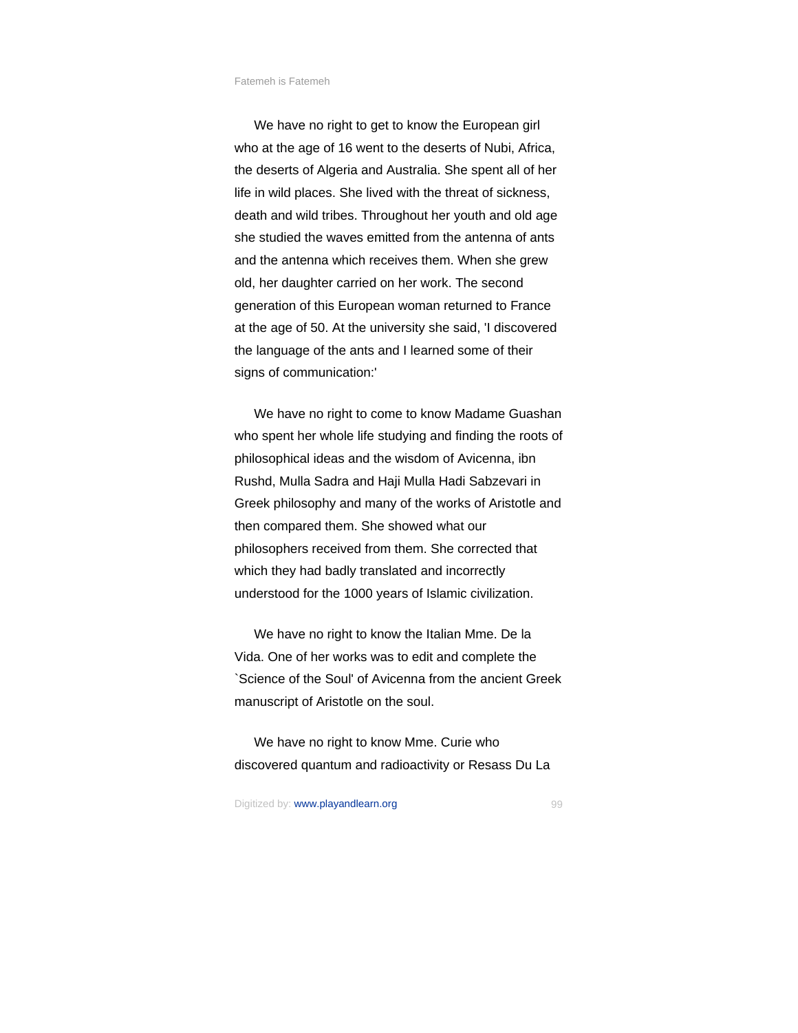We have no right to get to know the European girl who at the age of 16 went to the deserts of Nubi, Africa, the deserts of Algeria and Australia. She spent all of her life in wild places. She lived with the threat of sickness, death and wild tribes. Throughout her youth and old age she studied the waves emitted from the antenna of ants and the antenna which receives them. When she grew old, her daughter carried on her work. The second generation of this European woman returned to France at the age of 50. At the university she said, 'I discovered the language of the ants and I learned some of their signs of communication:'

We have no right to come to know Madame Guashan who spent her whole life studying and finding the roots of philosophical ideas and the wisdom of Avicenna, ibn Rushd, Mulla Sadra and Haji Mulla Hadi Sabzevari in Greek philosophy and many of the works of Aristotle and then compared them. She showed what our philosophers received from them. She corrected that which they had badly translated and incorrectly understood for the 1000 years of Islamic civilization.

We have no right to know the Italian Mme. De la Vida. One of her works was to edit and complete the `Science of the Soul' of Avicenna from the ancient Greek manuscript of Aristotle on the soul.

We have no right to know Mme. Curie who discovered quantum and radioactivity or Resass Du La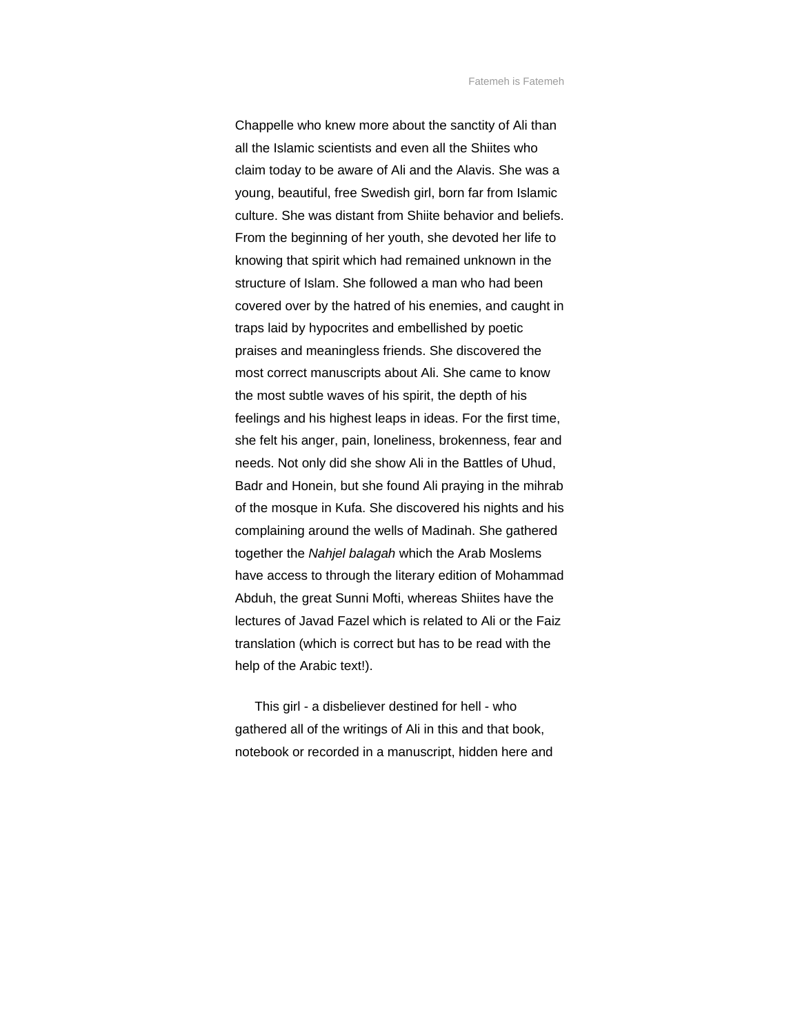Chappelle who knew more about the sanctity of Ali than all the Islamic scientists and even all the Shiites who claim today to be aware of Ali and the Alavis. She was a young, beautiful, free Swedish girl, born far from Islamic culture. She was distant from Shiite behavior and beliefs. From the beginning of her youth, she devoted her life to knowing that spirit which had remained unknown in the structure of Islam. She followed a man who had been covered over by the hatred of his enemies, and caught in traps laid by hypocrites and embellished by poetic praises and meaningless friends. She discovered the most correct manuscripts about Ali. She came to know the most subtle waves of his spirit, the depth of his feelings and his highest leaps in ideas. For the first time, she felt his anger, pain, loneliness, brokenness, fear and needs. Not only did she show Ali in the Battles of Uhud, Badr and Honein, but she found Ali praying in the mihrab of the mosque in Kufa. She discovered his nights and his complaining around the wells of Madinah. She gathered together the *Nahjel balagah* which the Arab Moslems have access to through the literary edition of Mohammad Abduh, the great Sunni Mofti, whereas Shiites have the lectures of Javad Fazel which is related to Ali or the Faiz translation (which is correct but has to be read with the help of the Arabic text!).

This girl - a disbeliever destined for hell - who gathered all of the writings of Ali in this and that book, notebook or recorded in a manuscript, hidden here and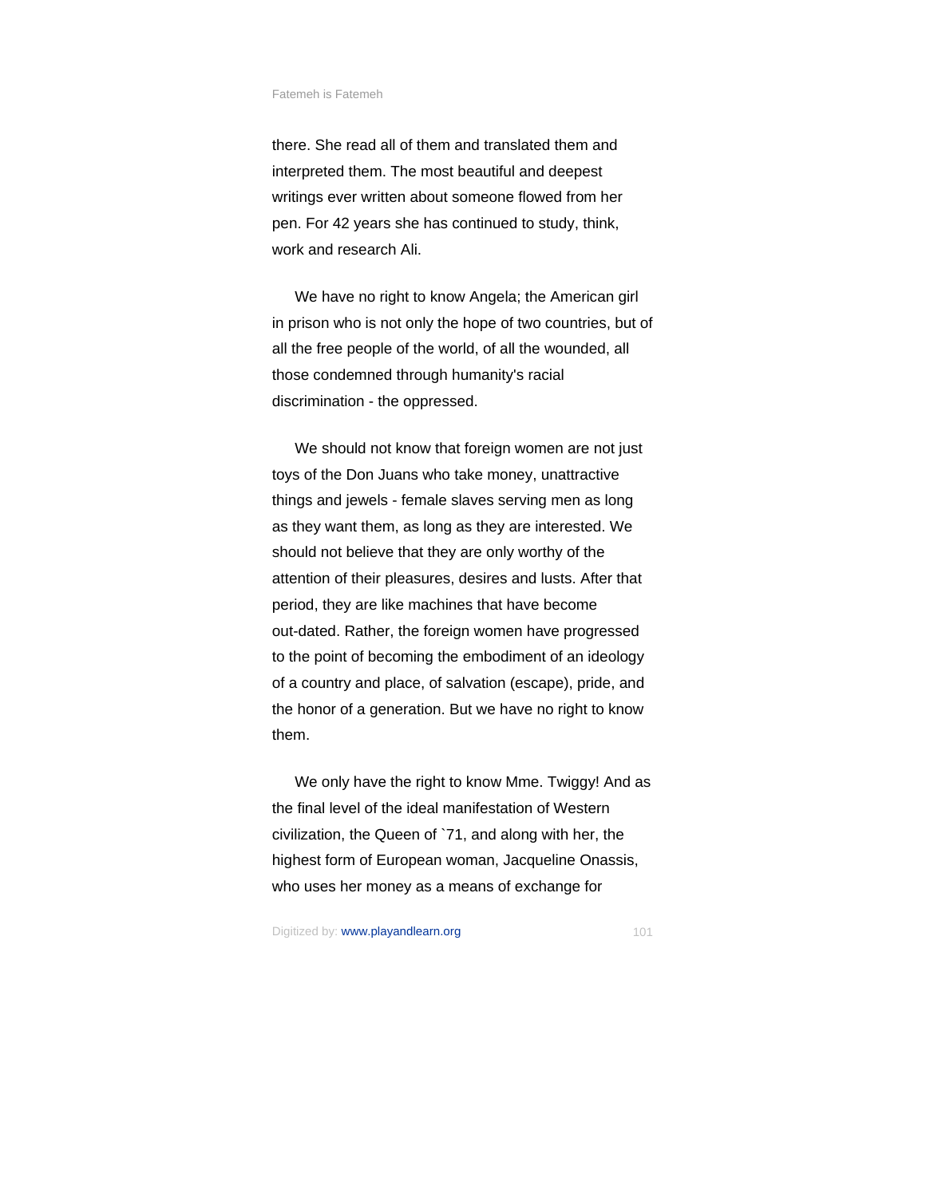there. She read all of them and translated them and interpreted them. The most beautiful and deepest writings ever written about someone flowed from her pen. For 42 years she has continued to study, think, work and research Ali.

We have no right to know Angela; the American girl in prison who is not only the hope of two countries, but of all the free people of the world, of all the wounded, all those condemned through humanity's racial discrimination - the oppressed.

We should not know that foreign women are not just toys of the Don Juans who take money, unattractive things and jewels - female slaves serving men as long as they want them, as long as they are interested. We should not believe that they are only worthy of the attention of their pleasures, desires and lusts. After that period, they are like machines that have become out-dated. Rather, the foreign women have progressed to the point of becoming the embodiment of an ideology of a country and place, of salvation (escape), pride, and the honor of a generation. But we have no right to know them.

We only have the right to know Mme. Twiggy! And as the final level of the ideal manifestation of Western civilization, the Queen of `71, and along with her, the highest form of European woman, Jacqueline Onassis, who uses her money as a means of exchange for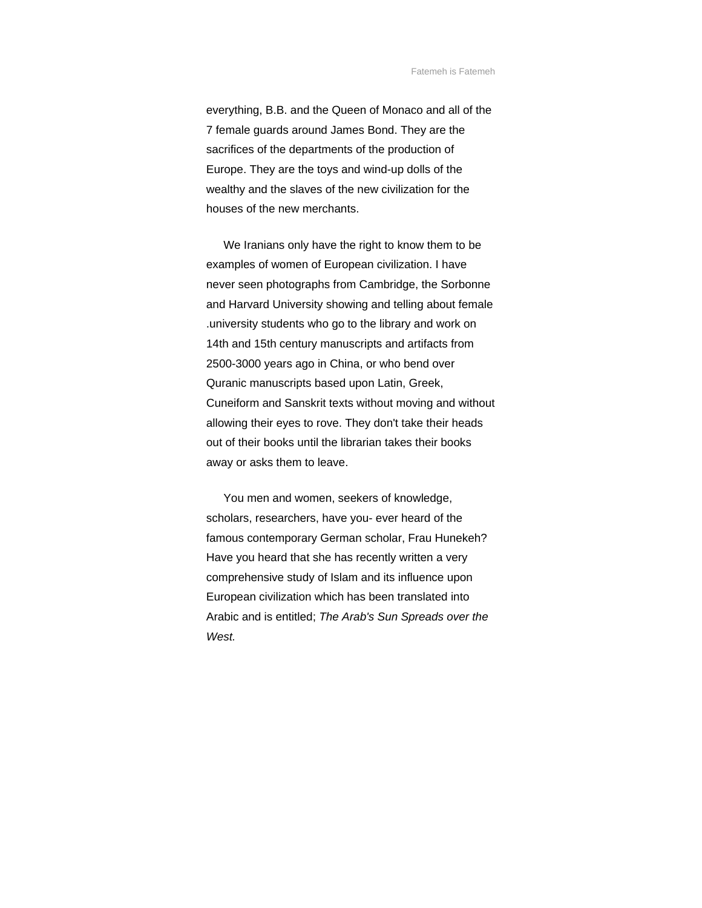everything, B.B. and the Queen of Monaco and all of the 7 female guards around James Bond. They are the sacrifices of the departments of the production of Europe. They are the toys and wind-up dolls of the wealthy and the slaves of the new civilization for the houses of the new merchants.

We Iranians only have the right to know them to be examples of women of European civilization. I have never seen photographs from Cambridge, the Sorbonne and Harvard University showing and telling about female .university students who go to the library and work on 14th and 15th century manuscripts and artifacts from 2500-3000 years ago in China, or who bend over Quranic manuscripts based upon Latin, Greek, Cuneiform and Sanskrit texts without moving and without allowing their eyes to rove. They don't take their heads out of their books until the librarian takes their books away or asks them to leave.

You men and women, seekers of knowledge, scholars, researchers, have you- ever heard of the famous contemporary German scholar, Frau Hunekeh? Have you heard that she has recently written a very comprehensive study of Islam and its influence upon European civilization which has been translated into Arabic and is entitled; *The Arab's Sun Spreads over the West.*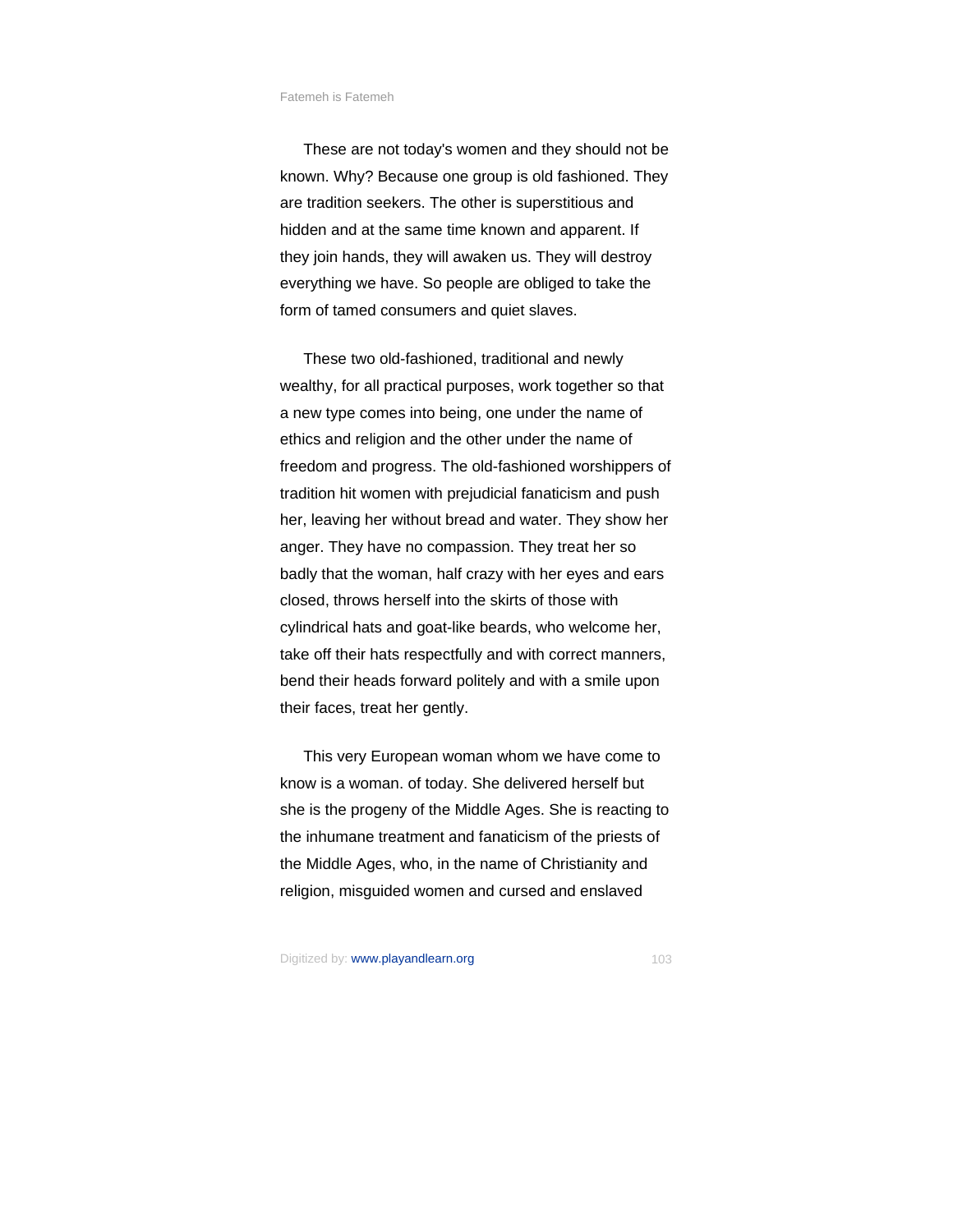These are not today's women and they should not be known. Why? Because one group is old fashioned. They are tradition seekers. The other is superstitious and hidden and at the same time known and apparent. If they join hands, they will awaken us. They will destroy everything we have. So people are obliged to take the form of tamed consumers and quiet slaves.

These two old-fashioned, traditional and newly wealthy, for all practical purposes, work together so that a new type comes into being, one under the name of ethics and religion and the other under the name of freedom and progress. The old-fashioned worshippers of tradition hit women with prejudicial fanaticism and push her, leaving her without bread and water. They show her anger. They have no compassion. They treat her so badly that the woman, half crazy with her eyes and ears closed, throws herself into the skirts of those with cylindrical hats and goat-like beards, who welcome her, take off their hats respectfully and with correct manners, bend their heads forward politely and with a smile upon their faces, treat her gently.

This very European woman whom we have come to know is a woman. of today. She delivered herself but she is the progeny of the Middle Ages. She is reacting to the inhumane treatment and fanaticism of the priests of the Middle Ages, who, in the name of Christianity and religion, misguided women and cursed and enslaved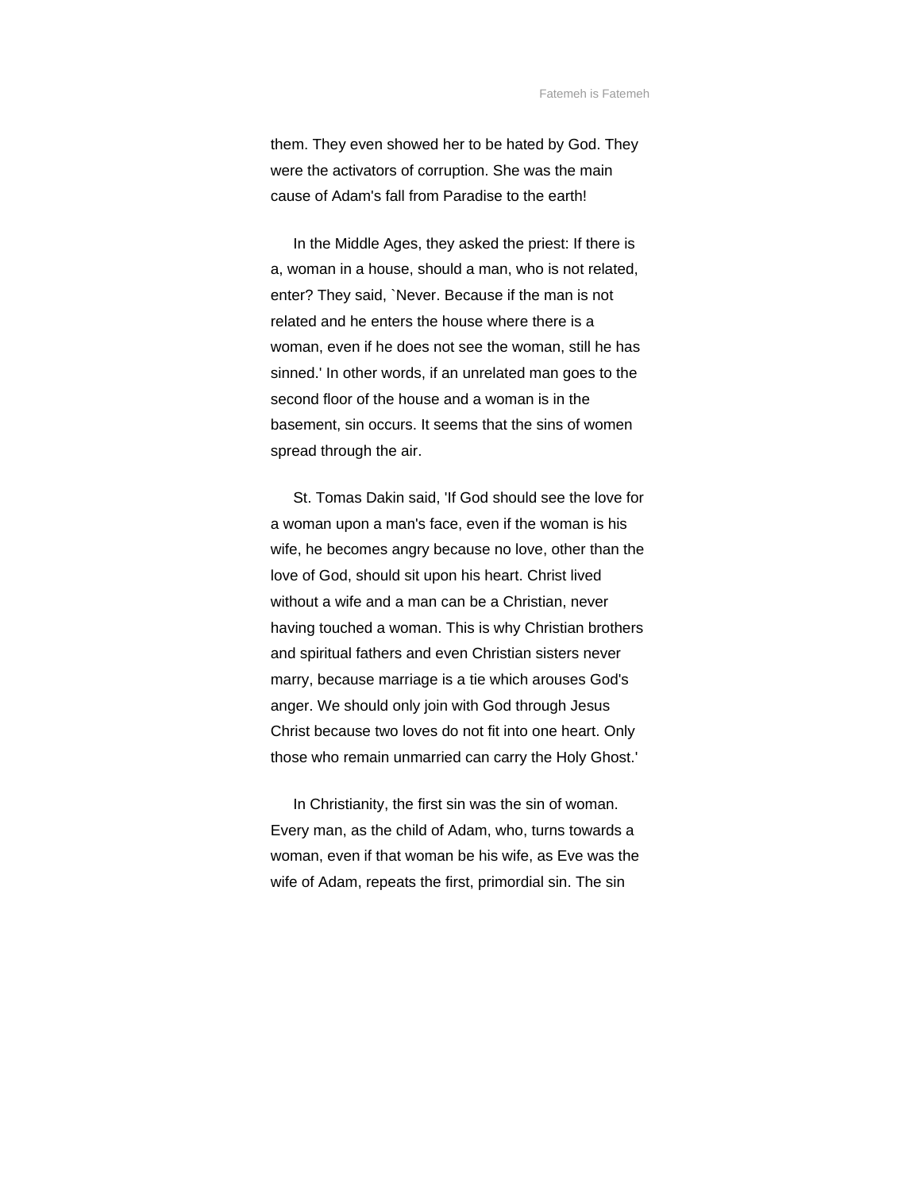them. They even showed her to be hated by God. They were the activators of corruption. She was the main cause of Adam's fall from Paradise to the earth!

In the Middle Ages, they asked the priest: If there is a, woman in a house, should a man, who is not related, enter? They said, `Never. Because if the man is not related and he enters the house where there is a woman, even if he does not see the woman, still he has sinned.' In other words, if an unrelated man goes to the second floor of the house and a woman is in the basement, sin occurs. It seems that the sins of women spread through the air.

St. Tomas Dakin said, 'If God should see the love for a woman upon a man's face, even if the woman is his wife, he becomes angry because no love, other than the love of God, should sit upon his heart. Christ lived without a wife and a man can be a Christian, never having touched a woman. This is why Christian brothers and spiritual fathers and even Christian sisters never marry, because marriage is a tie which arouses God's anger. We should only join with God through Jesus Christ because two loves do not fit into one heart. Only those who remain unmarried can carry the Holy Ghost.'

In Christianity, the first sin was the sin of woman. Every man, as the child of Adam, who, turns towards a woman, even if that woman be his wife, as Eve was the wife of Adam, repeats the first, primordial sin. The sin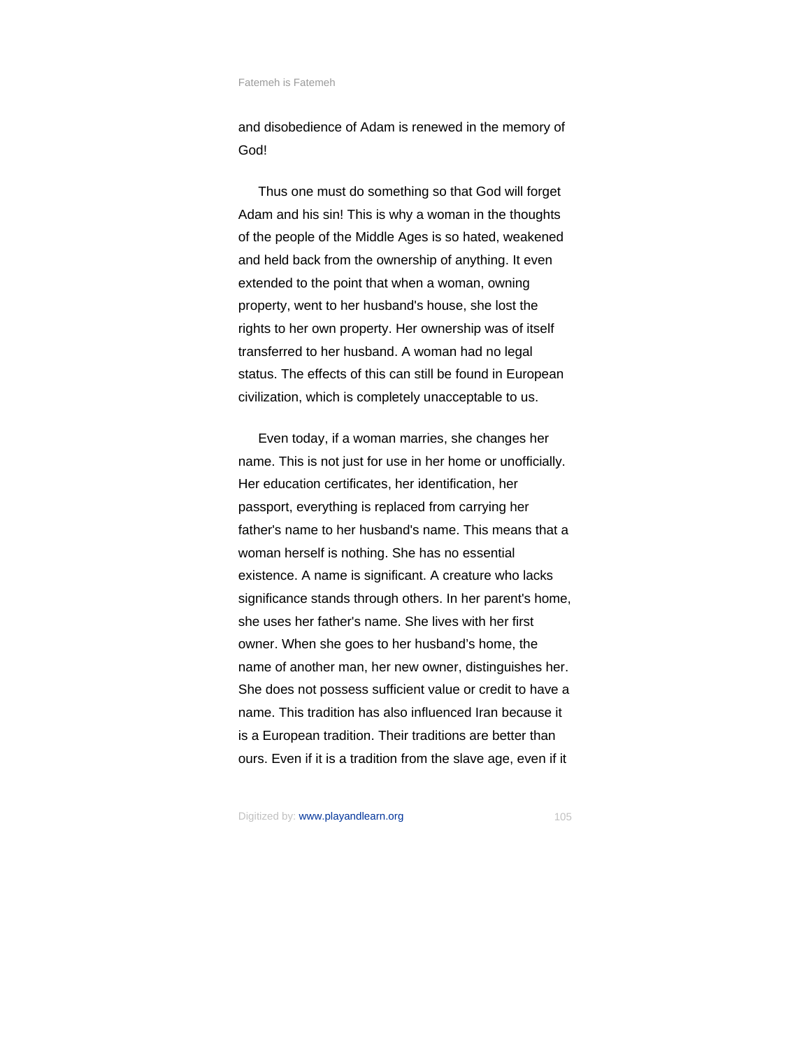and disobedience of Adam is renewed in the memory of God!

Thus one must do something so that God will forget Adam and his sin! This is why a woman in the thoughts of the people of the Middle Ages is so hated, weakened and held back from the ownership of anything. It even extended to the point that when a woman, owning property, went to her husband's house, she lost the rights to her own property. Her ownership was of itself transferred to her husband. A woman had no legal status. The effects of this can still be found in European civilization, which is completely unacceptable to us.

Even today, if a woman marries, she changes her name. This is not just for use in her home or unofficially. Her education certificates, her identification, her passport, everything is replaced from carrying her father's name to her husband's name. This means that a woman herself is nothing. She has no essential existence. A name is significant. A creature who lacks significance stands through others. In her parent's home, she uses her father's name. She lives with her first owner. When she goes to her husband's home, the name of another man, her new owner, distinguishes her. She does not possess sufficient value or credit to have a name. This tradition has also influenced Iran because it is a European tradition. Their traditions are better than ours. Even if it is a tradition from the slave age, even if it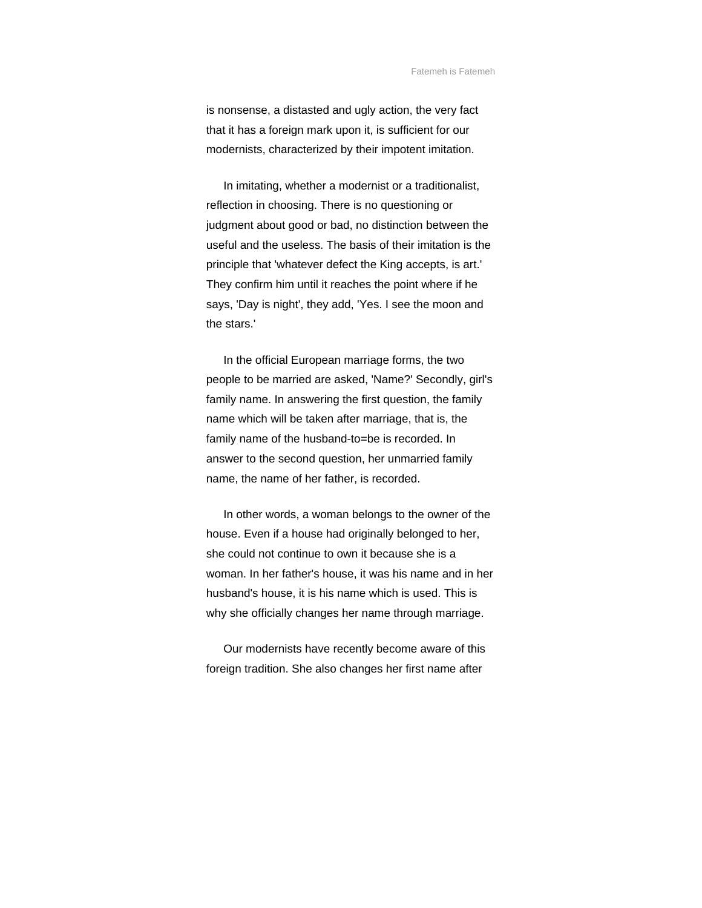is nonsense, a distasted and ugly action, the very fact that it has a foreign mark upon it, is sufficient for our modernists, characterized by their impotent imitation.

In imitating, whether a modernist or a traditionalist, reflection in choosing. There is no questioning or judgment about good or bad, no distinction between the useful and the useless. The basis of their imitation is the principle that 'whatever defect the King accepts, is art.' They confirm him until it reaches the point where if he says, 'Day is night', they add, 'Yes. I see the moon and the stars.'

In the official European marriage forms, the two people to be married are asked, 'Name?' Secondly, girl's family name. In answering the first question, the family name which will be taken after marriage, that is, the family name of the husband-to=be is recorded. In answer to the second question, her unmarried family name, the name of her father, is recorded.

In other words, a woman belongs to the owner of the house. Even if a house had originally belonged to her, she could not continue to own it because she is a woman. In her father's house, it was his name and in her husband's house, it is his name which is used. This is why she officially changes her name through marriage.

Our modernists have recently become aware of this foreign tradition. She also changes her first name after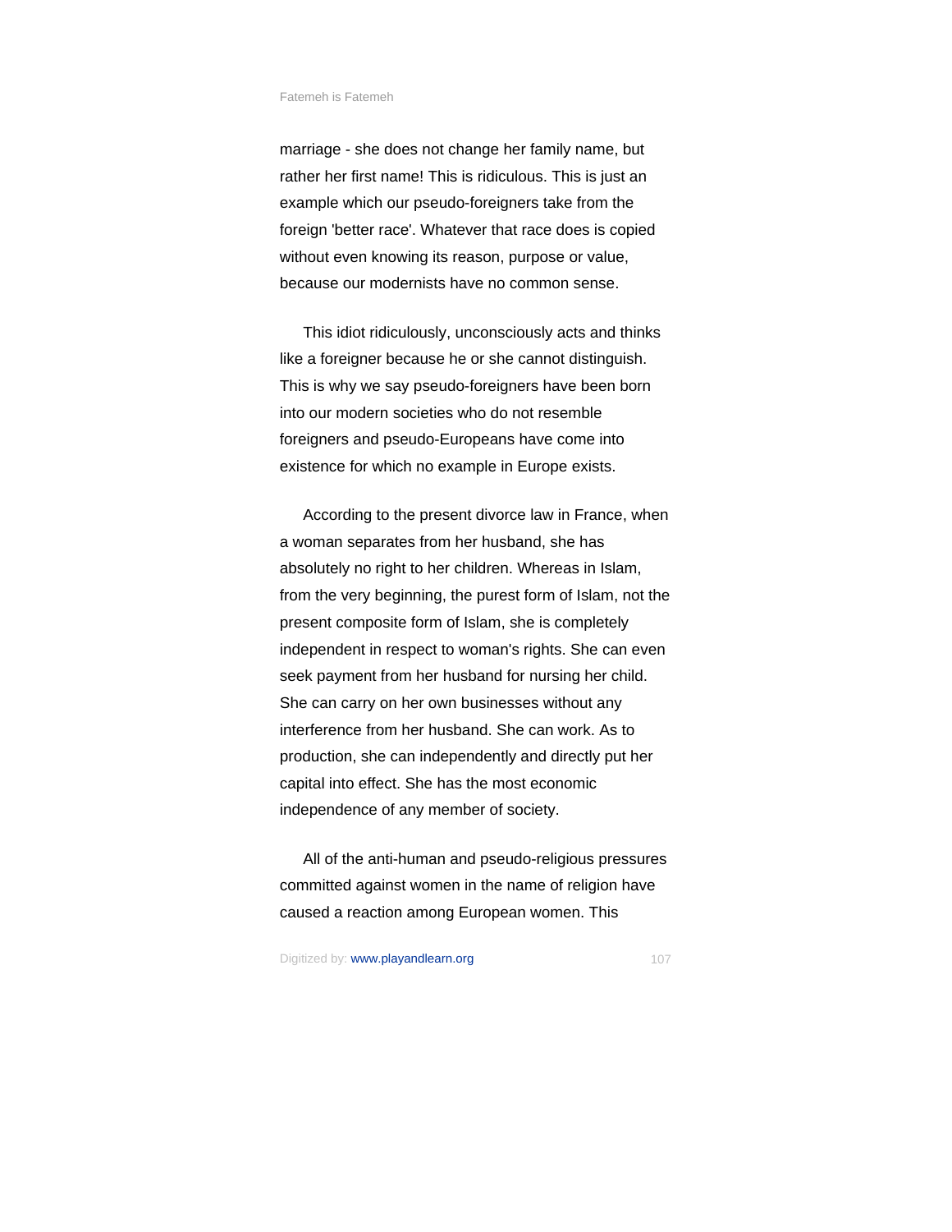marriage - she does not change her family name, but rather her first name! This is ridiculous. This is just an example which our pseudo-foreigners take from the foreign 'better race'. Whatever that race does is copied without even knowing its reason, purpose or value, because our modernists have no common sense.

This idiot ridiculously, unconsciously acts and thinks like a foreigner because he or she cannot distinguish. This is why we say pseudo-foreigners have been born into our modern societies who do not resemble foreigners and pseudo-Europeans have come into existence for which no example in Europe exists.

According to the present divorce law in France, when a woman separates from her husband, she has absolutely no right to her children. Whereas in Islam, from the very beginning, the purest form of Islam, not the present composite form of Islam, she is completely independent in respect to woman's rights. She can even seek payment from her husband for nursing her child. She can carry on her own businesses without any interference from her husband. She can work. As to production, she can independently and directly put her capital into effect. She has the most economic independence of any member of society.

All of the anti-human and pseudo-religious pressures committed against women in the name of religion have caused a reaction among European women. This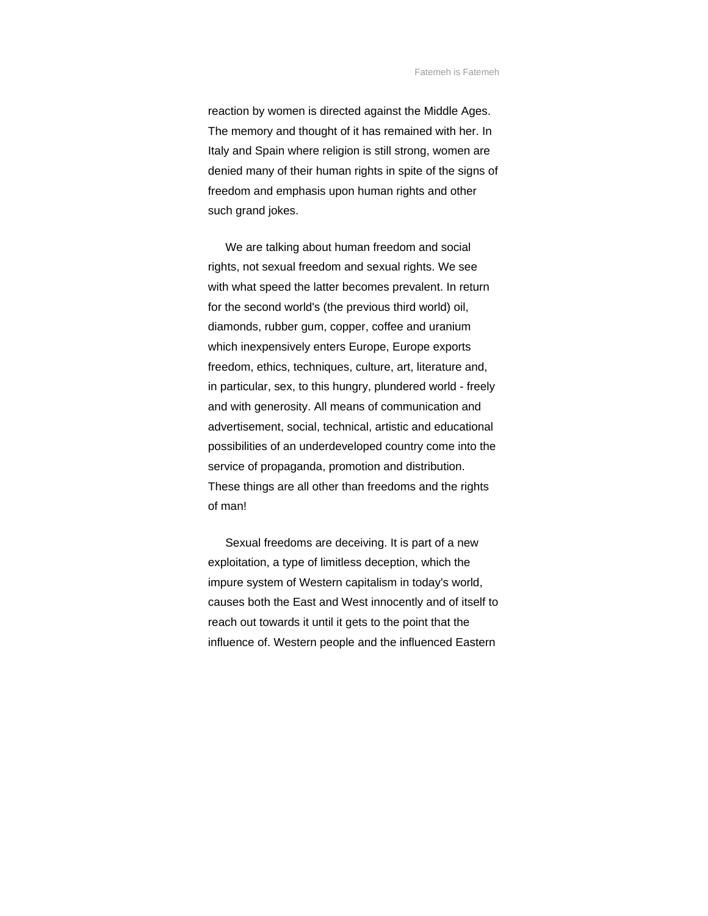reaction by women is directed against the Middle Ages. The memory and thought of it has remained with her. In Italy and Spain where religion is still strong, women are denied many of their human rights in spite of the signs of freedom and emphasis upon human rights and other such grand jokes.

We are talking about human freedom and social rights, not sexual freedom and sexual rights. We see with what speed the latter becomes prevalent. In return for the second world's (the previous third world) oil, diamonds, rubber gum, copper, coffee and uranium which inexpensively enters Europe, Europe exports freedom, ethics, techniques, culture, art, literature and, in particular, sex, to this hungry, plundered world - freely and with generosity. All means of communication and advertisement, social, technical, artistic and educational possibilities of an underdeveloped country come into the service of propaganda, promotion and distribution. These things are all other than freedoms and the rights of man!

Sexual freedoms are deceiving. It is part of a new exploitation, a type of limitless deception, which the impure system of Western capitalism in today's world, causes both the East and West innocently and of itself to reach out towards it until it gets to the point that the influence of. Western people and the influenced Eastern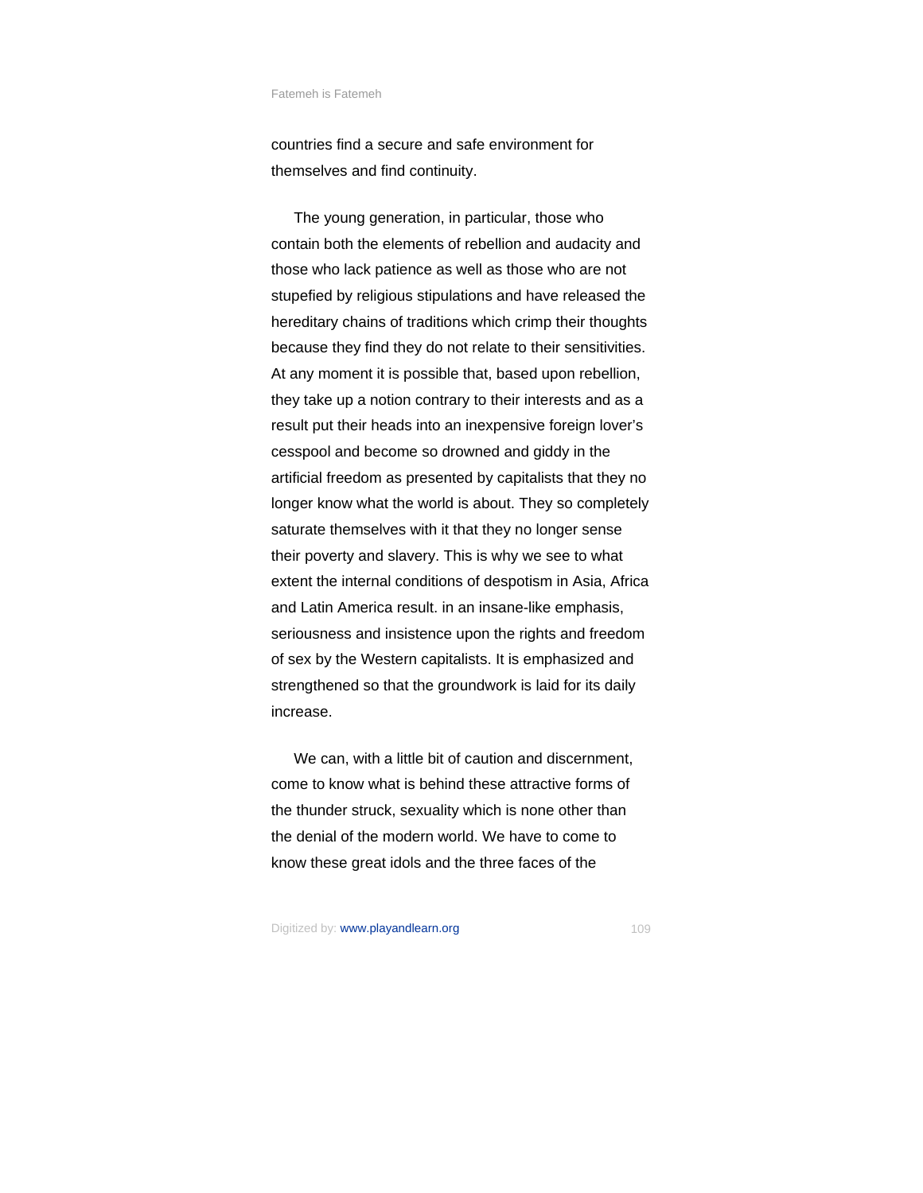countries find a secure and safe environment for themselves and find continuity.

The young generation, in particular, those who contain both the elements of rebellion and audacity and those who lack patience as well as those who are not stupefied by religious stipulations and have released the hereditary chains of traditions which crimp their thoughts because they find they do not relate to their sensitivities. At any moment it is possible that, based upon rebellion, they take up a notion contrary to their interests and as a result put their heads into an inexpensive foreign lover's cesspool and become so drowned and giddy in the artificial freedom as presented by capitalists that they no longer know what the world is about. They so completely saturate themselves with it that they no longer sense their poverty and slavery. This is why we see to what extent the internal conditions of despotism in Asia, Africa and Latin America result. in an insane-like emphasis, seriousness and insistence upon the rights and freedom of sex by the Western capitalists. It is emphasized and strengthened so that the groundwork is laid for its daily increase.

We can, with a little bit of caution and discernment, come to know what is behind these attractive forms of the thunder struck, sexuality which is none other than the denial of the modern world. We have to come to know these great idols and the three faces of the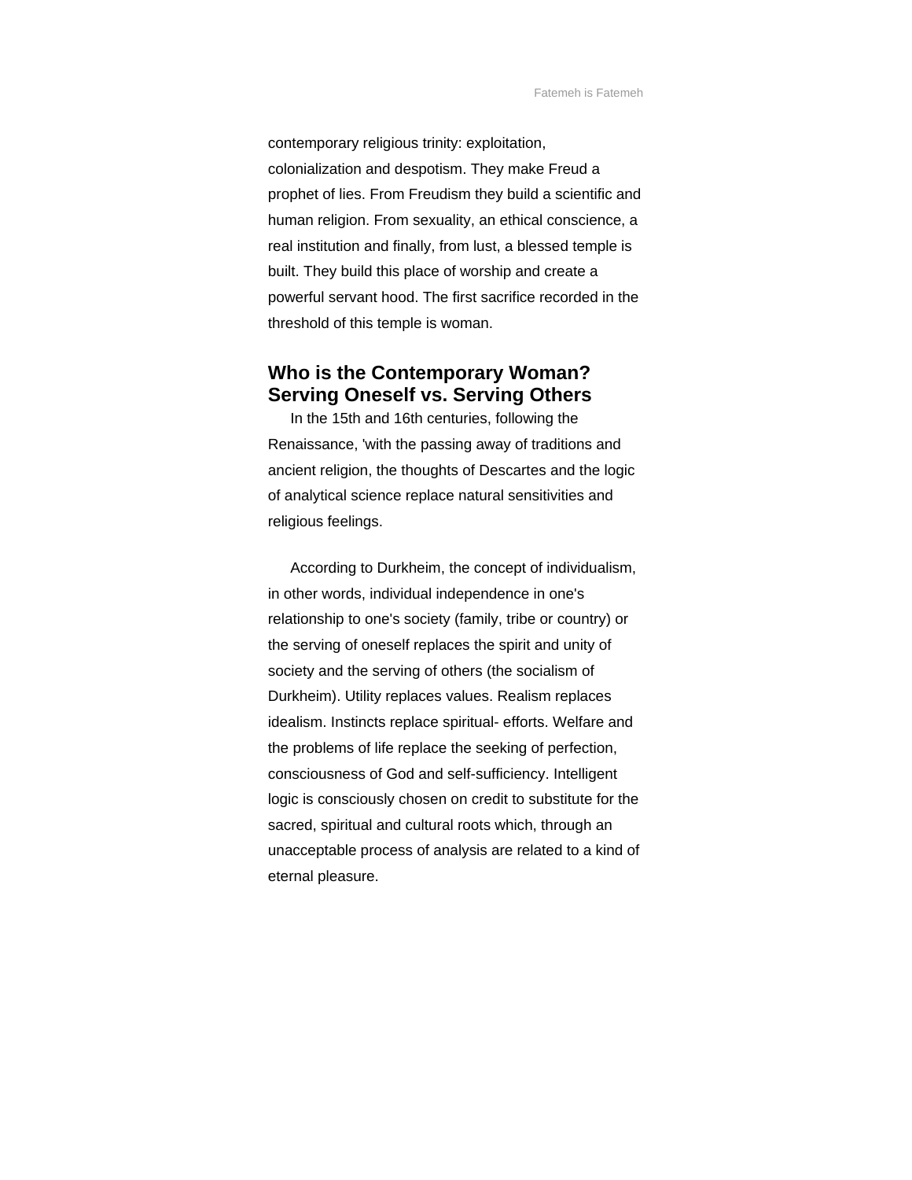contemporary religious trinity: exploitation, colonialization and despotism. They make Freud a prophet of lies. From Freudism they build a scientific and human religion. From sexuality, an ethical conscience, a real institution and finally, from lust, a blessed temple is built. They build this place of worship and create a powerful servant hood. The first sacrifice recorded in the threshold of this temple is woman.

## Who is the Contemporary Woman? Serving Oneself vs. Serving Others

In the 15th and 16th centuries, following the Renaissance, 'with the passing away of traditions and ancient religion, the thoughts of Descartes and the logic of analytical science replace natural sensitivities and religious feelings.

According to Durkheim, the concept of individualism, in other words, individual independence in one's relationship to one's society (family, tribe or country) or the serving of oneself replaces the spirit and unity of society and the serving of others (the socialism of Durkheim). Utility replaces values. Realism replaces idealism. Instincts replace spiritual- efforts. Welfare and the problems of life replace the seeking of perfection, consciousness of God and self-sufficiency. Intelligent logic is consciously chosen on credit to substitute for the sacred, spiritual and cultural roots which, through an unacceptable process of analysis are related to a kind of eternal pleasure.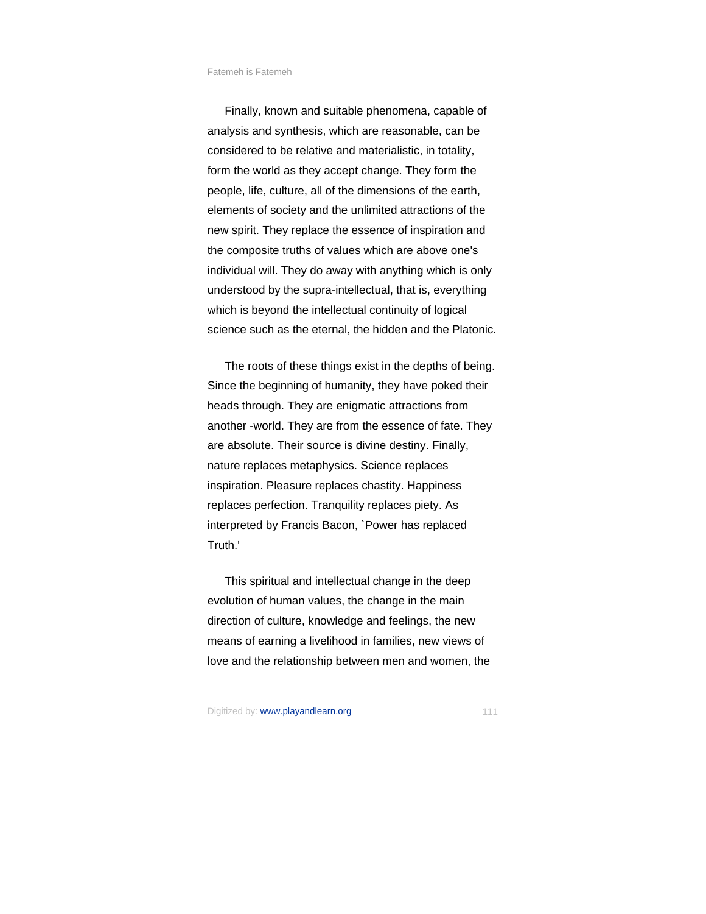Finally, known and suitable phenomena, capable of analysis and synthesis, which are reasonable, can be considered to be relative and materialistic, in totality, form the world as they accept change. They form the people, life, culture, all of the dimensions of the earth, elements of society and the unlimited attractions of the new spirit. They replace the essence of inspiration and the composite truths of values which are above one's individual will. They do away with anything which is only understood by the supra-intellectual, that is, everything which is beyond the intellectual continuity of logical science such as the eternal, the hidden and the Platonic.

The roots of these things exist in the depths of being. Since the beginning of humanity, they have poked their heads through. They are enigmatic attractions from another -world. They are from the essence of fate. They are absolute. Their source is divine destiny. Finally, nature replaces metaphysics. Science replaces inspiration. Pleasure replaces chastity. Happiness replaces perfection. Tranquility replaces piety. As interpreted by Francis Bacon, `Power has replaced Truth.'

This spiritual and intellectual change in the deep evolution of human values, the change in the main direction of culture, knowledge and feelings, the new means of earning a livelihood in families, new views of love and the relationship between men and women, the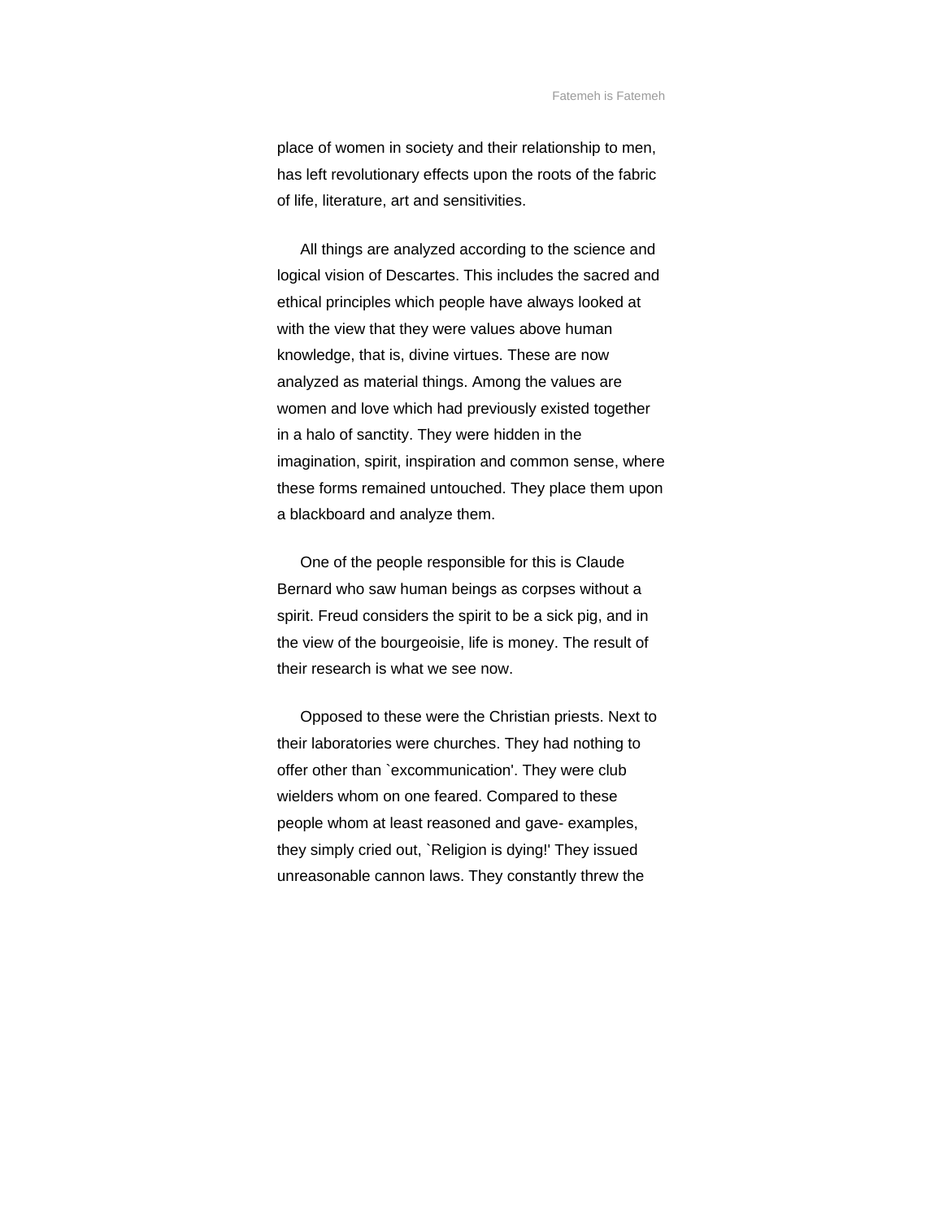place of women in society and their relationship to men, has left revolutionary effects upon the roots of the fabric of life, literature, art and sensitivities.

All things are analyzed according to the science and logical vision of Descartes. This includes the sacred and ethical principles which people have always looked at with the view that they were values above human knowledge, that is, divine virtues. These are now analyzed as material things. Among the values are women and love which had previously existed together in a halo of sanctity. They were hidden in the imagination, spirit, inspiration and common sense, where these forms remained untouched. They place them upon a blackboard and analyze them.

One of the people responsible for this is Claude Bernard who saw human beings as corpses without a spirit. Freud considers the spirit to be a sick pig, and in the view of the bourgeoisie, life is money. The result of their research is what we see now.

Opposed to these were the Christian priests. Next to their laboratories were churches. They had nothing to offer other than `excommunication'. They were club wielders whom on one feared. Compared to these people whom at least reasoned and gave- examples, they simply cried out, `Religion is dying!' They issued unreasonable cannon laws. They constantly threw the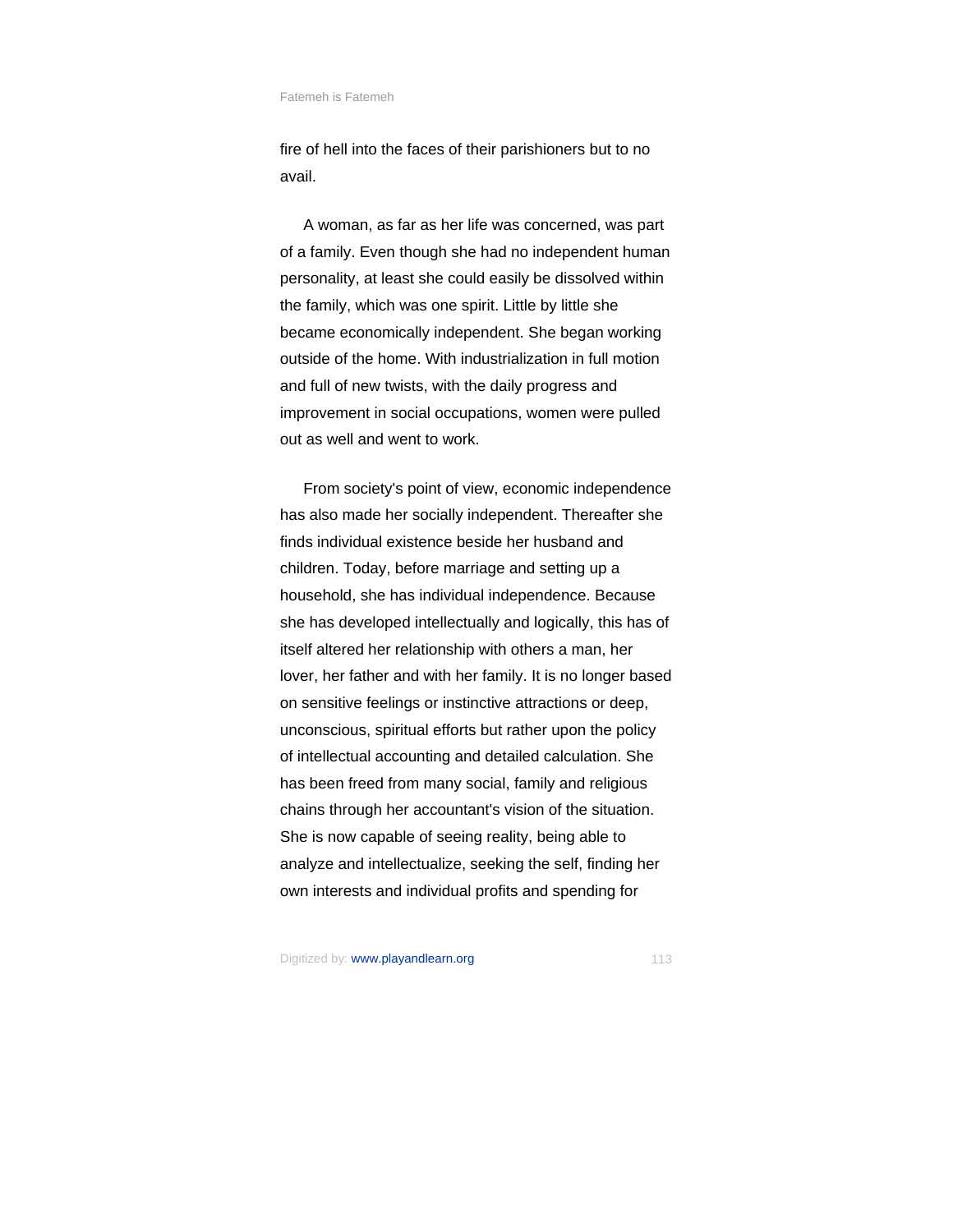fire of hell into the faces of their parishioners but to no avail.

A woman, as far as her life was concerned, was part of a family. Even though she had no independent human personality, at least she could easily be dissolved within the family, which was one spirit. Little by little she became economically independent. She began working outside of the home. With industrialization in full motion and full of new twists, with the daily progress and improvement in social occupations, women were pulled out as well and went to work.

From society's point of view, economic independence has also made her socially independent. Thereafter she finds individual existence beside her husband and children. Today, before marriage and setting up a household, she has individual independence. Because she has developed intellectually and logically, this has of itself altered her relationship with others a man, her lover, her father and with her family. It is no longer based on sensitive feelings or instinctive attractions or deep, unconscious, spiritual efforts but rather upon the policy of intellectual accounting and detailed calculation. She has been freed from many social, family and religious chains through her accountant's vision of the situation. She is now capable of seeing reality, being able to analyze and intellectualize, seeking the self, finding her own interests and individual profits and spending for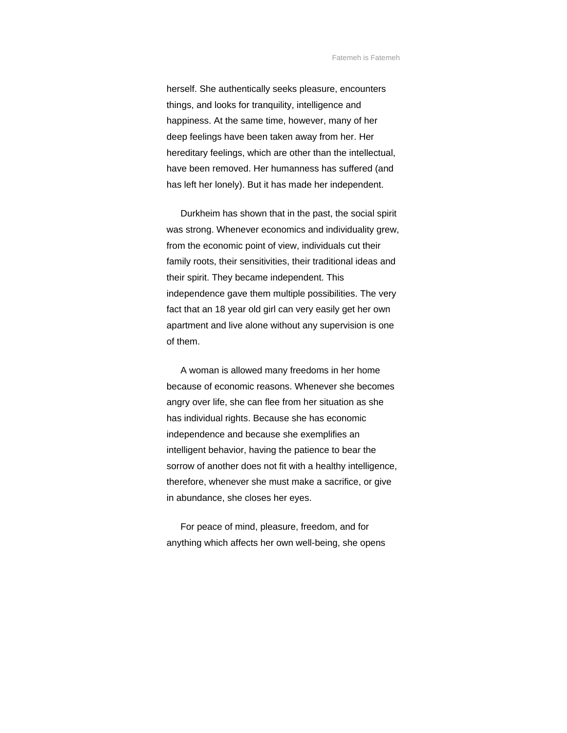herself. She authentically seeks pleasure, encounters things, and looks for tranquility, intelligence and happiness. At the same time, however, many of her deep feelings have been taken away from her. Her hereditary feelings, which are other than the intellectual, have been removed. Her humanness has suffered (and has left her lonely). But it has made her independent.

Durkheim has shown that in the past, the social spirit was strong. Whenever economics and individuality grew, from the economic point of view, individuals cut their family roots, their sensitivities, their traditional ideas and their spirit. They became independent. This independence gave them multiple possibilities. The very fact that an 18 year old girl can very easily get her own apartment and live alone without any supervision is one of them.

A woman is allowed many freedoms in her home because of economic reasons. Whenever she becomes angry over life, she can flee from her situation as she has individual rights. Because she has economic independence and because she exemplifies an intelligent behavior, having the patience to bear the sorrow of another does not fit with a healthy intelligence, therefore, whenever she must make a sacrifice, or give in abundance, she closes her eyes.

For peace of mind, pleasure, freedom, and for anything which affects her own well-being, she opens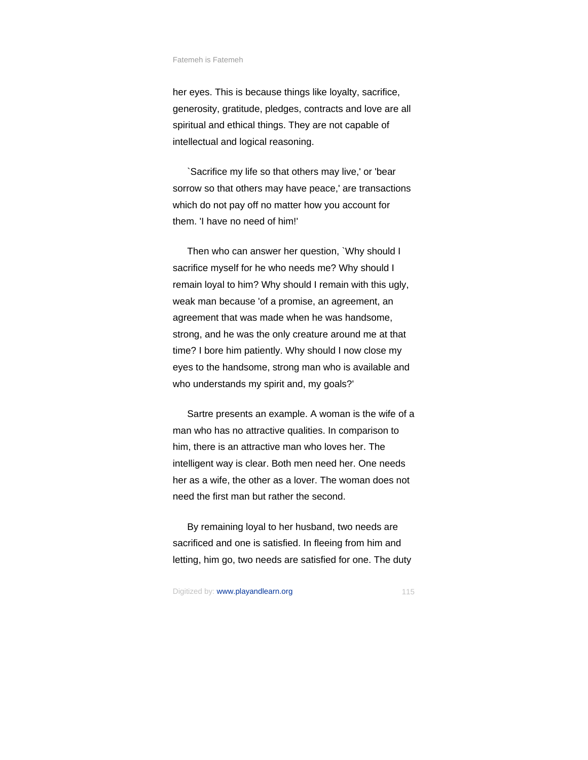her eyes. This is because things like loyalty, sacrifice, generosity, gratitude, pledges, contracts and love are all spiritual and ethical things. They are not capable of intellectual and logical reasoning.

`Sacrifice my life so that others may live,' or 'bear sorrow so that others may have peace,' are transactions which do not pay off no matter how you account for them. 'I have no need of him!'

Then who can answer her question, `Why should I sacrifice myself for he who needs me? Why should I remain loyal to him? Why should I remain with this ugly, weak man because 'of a promise, an agreement, an agreement that was made when he was handsome, strong, and he was the only creature around me at that time? I bore him patiently. Why should I now close my eyes to the handsome, strong man who is available and who understands my spirit and, my goals?'

Sartre presents an example. A woman is the wife of a man who has no attractive qualities. In comparison to him, there is an attractive man who loves her. The intelligent way is clear. Both men need her. One needs her as a wife, the other as a lover. The woman does not need the first man but rather the second.

By remaining loyal to her husband, two needs are sacrificed and one is satisfied. In fleeing from him and letting, him go, two needs are satisfied for one. The duty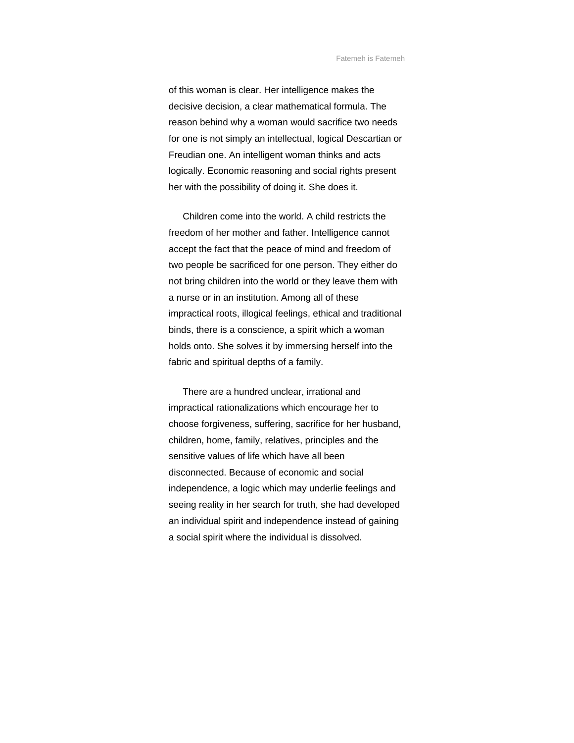of this woman is clear. Her intelligence makes the decisive decision, a clear mathematical formula. The reason behind why a woman would sacrifice two needs for one is not simply an intellectual, logical Descartian or Freudian one. An intelligent woman thinks and acts logically. Economic reasoning and social rights present her with the possibility of doing it. She does it.

Children come into the world. A child restricts the freedom of her mother and father. Intelligence cannot accept the fact that the peace of mind and freedom of two people be sacrificed for one person. They either do not bring children into the world or they leave them with a nurse or in an institution. Among all of these impractical roots, illogical feelings, ethical and traditional binds, there is a conscience, a spirit which a woman holds onto. She solves it by immersing herself into the fabric and spiritual depths of a family.

There are a hundred unclear, irrational and impractical rationalizations which encourage her to choose forgiveness, suffering, sacrifice for her husband, children, home, family, relatives, principles and the sensitive values of life which have all been disconnected. Because of economic and social independence, a logic which may underlie feelings and seeing reality in her search for truth, she had developed an individual spirit and independence instead of gaining a social spirit where the individual is dissolved.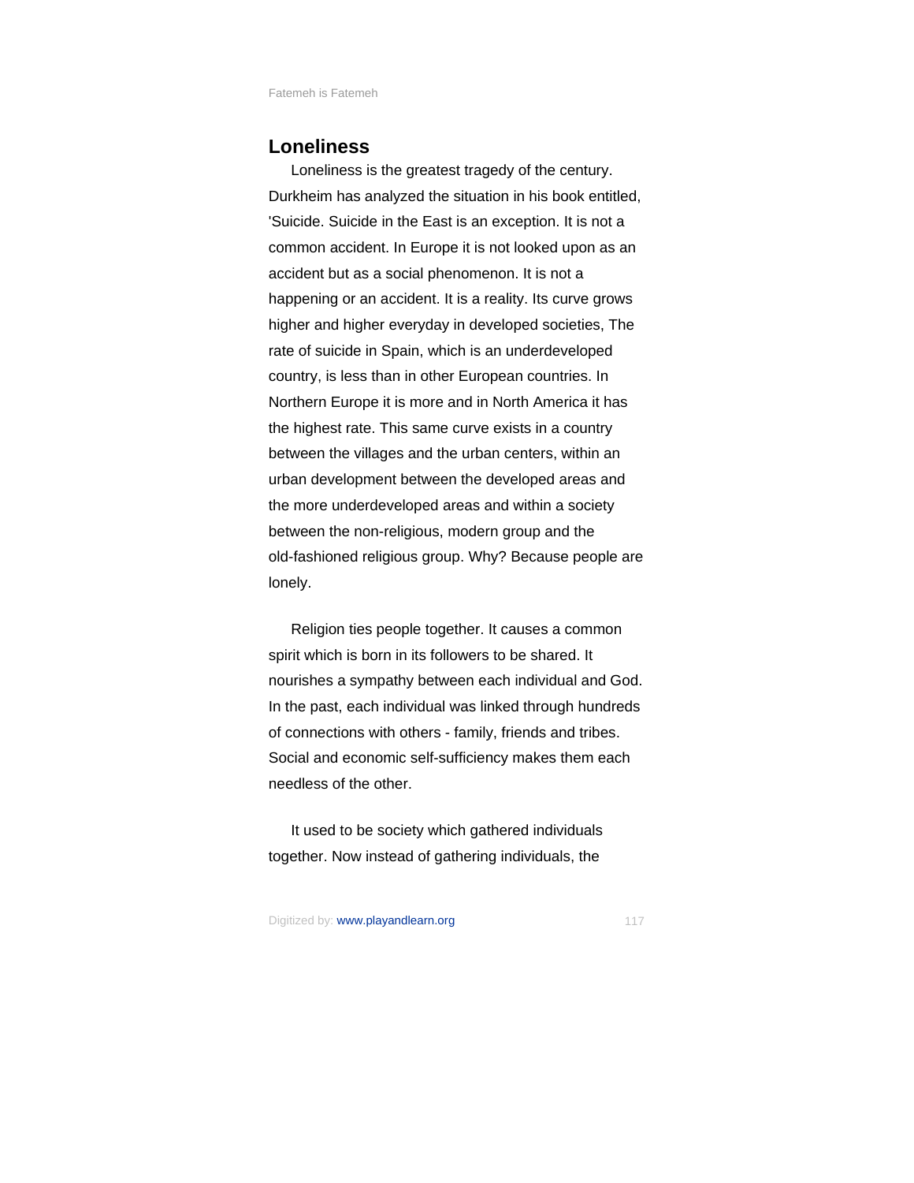## Loneliness

Loneliness is the greatest tragedy of the century. Durkheim has analyzed the situation in his book entitled, 'Suicide. Suicide in the East is an exception. It is not a common accident. In Europe it is not looked upon as an accident but as a social phenomenon. It is not a happening or an accident. It is a reality. Its curve grows higher and higher everyday in developed societies, The rate of suicide in Spain, which is an underdeveloped country, is less than in other European countries. In Northern Europe it is more and in North America it has the highest rate. This same curve exists in a country between the villages and the urban centers, within an urban development between the developed areas and the more underdeveloped areas and within a society between the non-religious, modern group and the old-fashioned religious group. Why? Because people are lonely.

Religion ties people together. It causes a common spirit which is born in its followers to be shared. It nourishes a sympathy between each individual and God. In the past, each individual was linked through hundreds of connections with others - family, friends and tribes. Social and economic self-sufficiency makes them each needless of the other.

It used to be society which gathered individuals together. Now instead of gathering individuals, the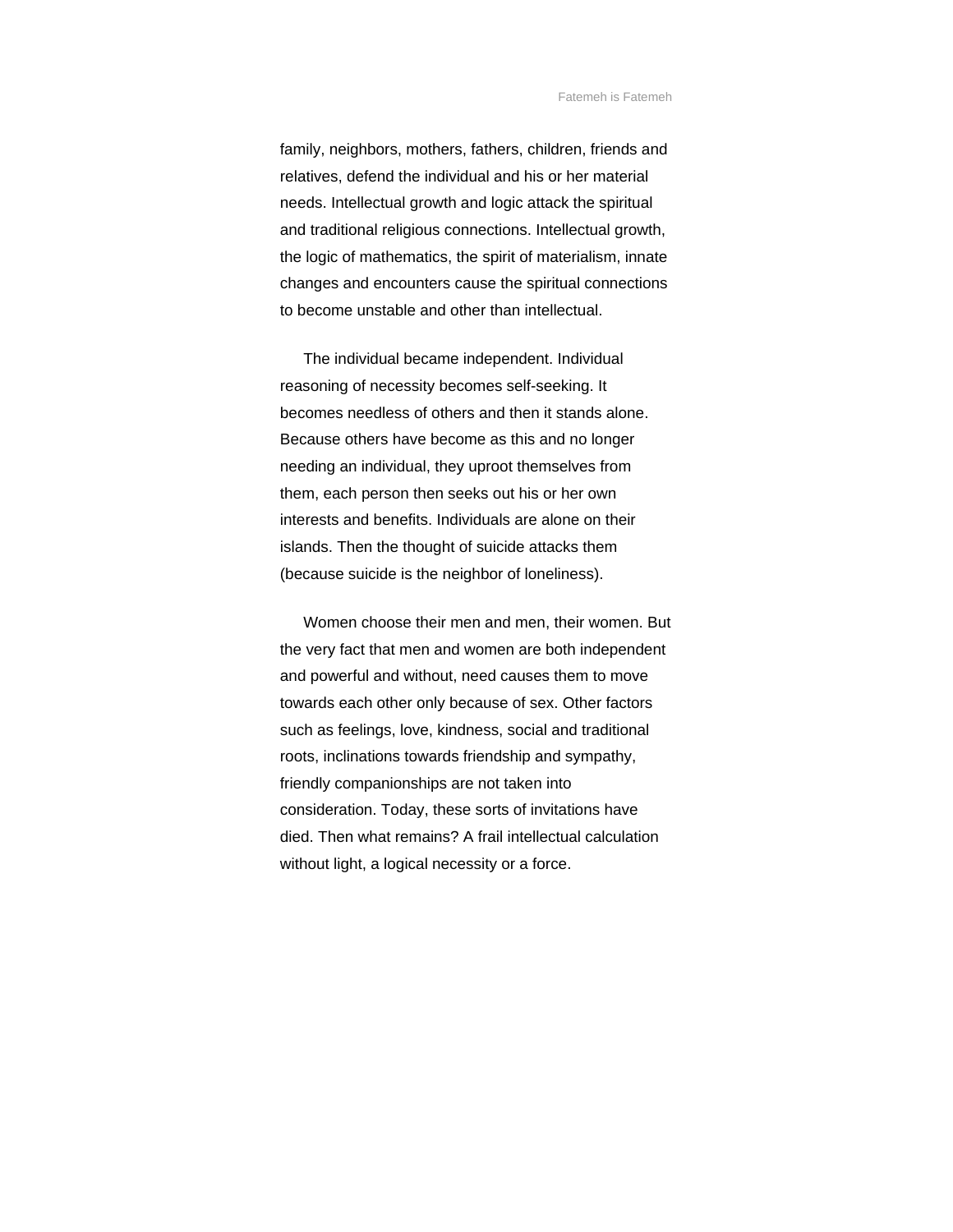family, neighbors, mothers, fathers, children, friends and relatives, defend the individual and his or her material needs. Intellectual growth and logic attack the spiritual and traditional religious connections. Intellectual growth, the logic of mathematics, the spirit of materialism, innate changes and encounters cause the spiritual connections to become unstable and other than intellectual.

The individual became independent. Individual reasoning of necessity becomes self-seeking. It becomes needless of others and then it stands alone. Because others have become as this and no longer needing an individual, they uproot themselves from them, each person then seeks out his or her own interests and benefits. Individuals are alone on their islands. Then the thought of suicide attacks them (because suicide is the neighbor of loneliness).

Women choose their men and men, their women. But the very fact that men and women are both independent and powerful and without, need causes them to move towards each other only because of sex. Other factors such as feelings, love, kindness, social and traditional roots, inclinations towards friendship and sympathy, friendly companionships are not taken into consideration. Today, these sorts of invitations have died. Then what remains? A frail intellectual calculation without light, a logical necessity or a force.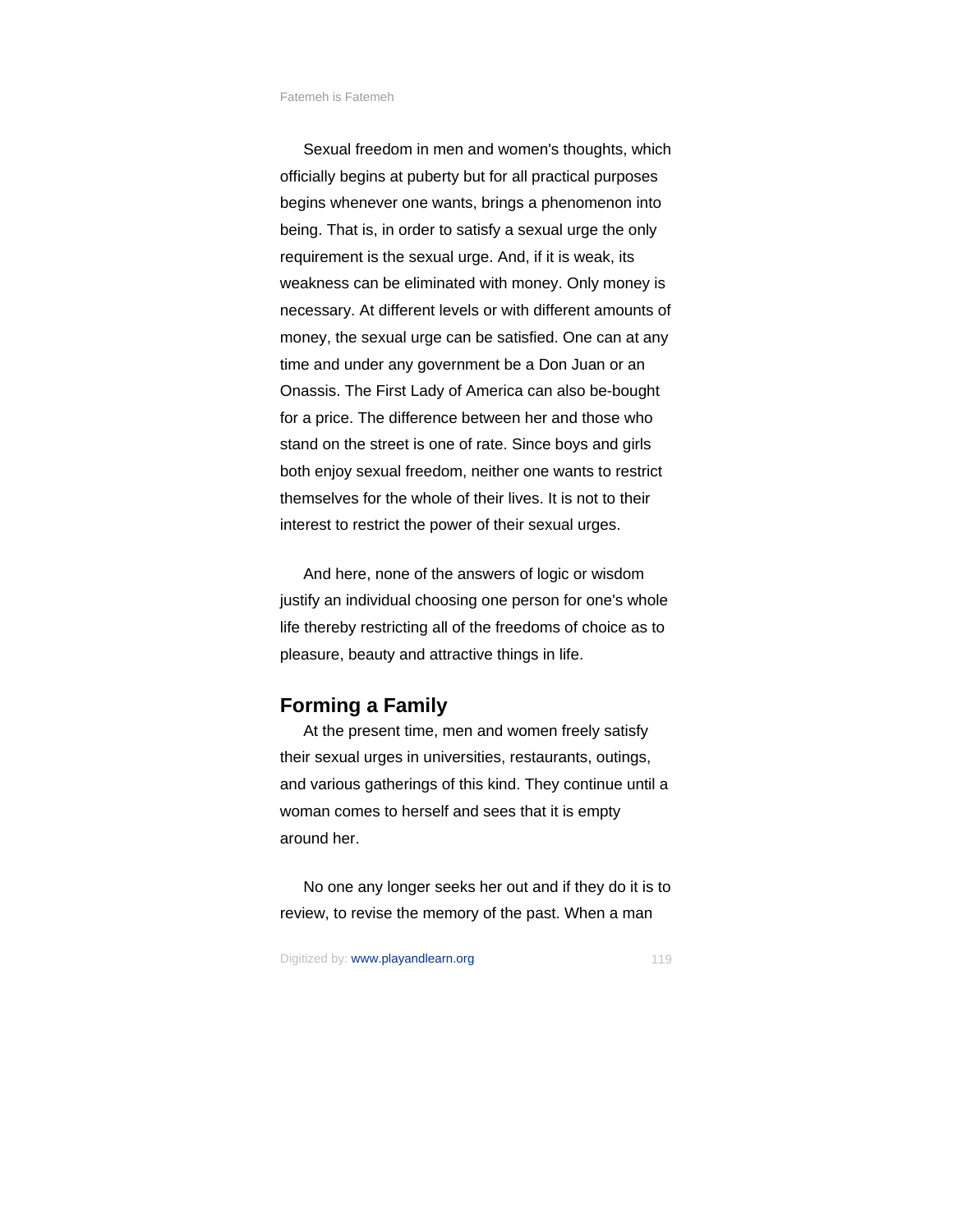Sexual freedom in men and women's thoughts, which officially begins at puberty but for all practical purposes begins whenever one wants, brings a phenomenon into being. That is, in order to satisfy a sexual urge the only requirement is the sexual urge. And, if it is weak, its weakness can be eliminated with money. Only money is necessary. At different levels or with different amounts of money, the sexual urge can be satisfied. One can at any time and under any government be a Don Juan or an Onassis. The First Lady of America can also be-bought for a price. The difference between her and those who stand on the street is one of rate. Since boys and girls both enjoy sexual freedom, neither one wants to restrict themselves for the whole of their lives. It is not to their interest to restrict the power of their sexual urges.

And here, none of the answers of logic or wisdom justify an individual choosing one person for one's whole life thereby restricting all of the freedoms of choice as to pleasure, beauty and attractive things in life.

## Forming a Family

At the present time, men and women freely satisfy their sexual urges in universities, restaurants, outings, and various gatherings of this kind. They continue until a woman comes to herself and sees that it is empty around her.

No one any longer seeks her out and if they do it is to review, to revise the memory of the past. When a man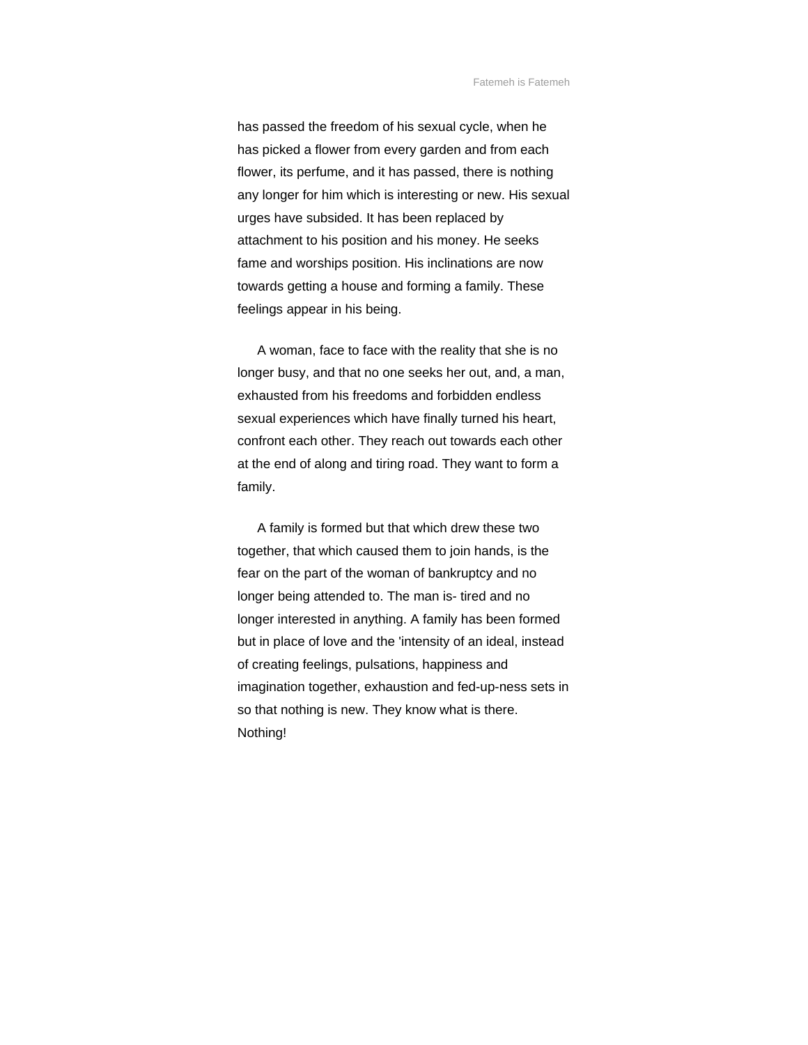has passed the freedom of his sexual cycle, when he has picked a flower from every garden and from each flower, its perfume, and it has passed, there is nothing any longer for him which is interesting or new. His sexual urges have subsided. It has been replaced by attachment to his position and his money. He seeks fame and worships position. His inclinations are now towards getting a house and forming a family. These feelings appear in his being.

A woman, face to face with the reality that she is no longer busy, and that no one seeks her out, and, a man, exhausted from his freedoms and forbidden endless sexual experiences which have finally turned his heart, confront each other. They reach out towards each other at the end of along and tiring road. They want to form a family.

A family is formed but that which drew these two together, that which caused them to join hands, is the fear on the part of the woman of bankruptcy and no longer being attended to. The man is- tired and no longer interested in anything. A family has been formed but in place of love and the 'intensity of an ideal, instead of creating feelings, pulsations, happiness and imagination together, exhaustion and fed-up-ness sets in so that nothing is new. They know what is there. Nothing!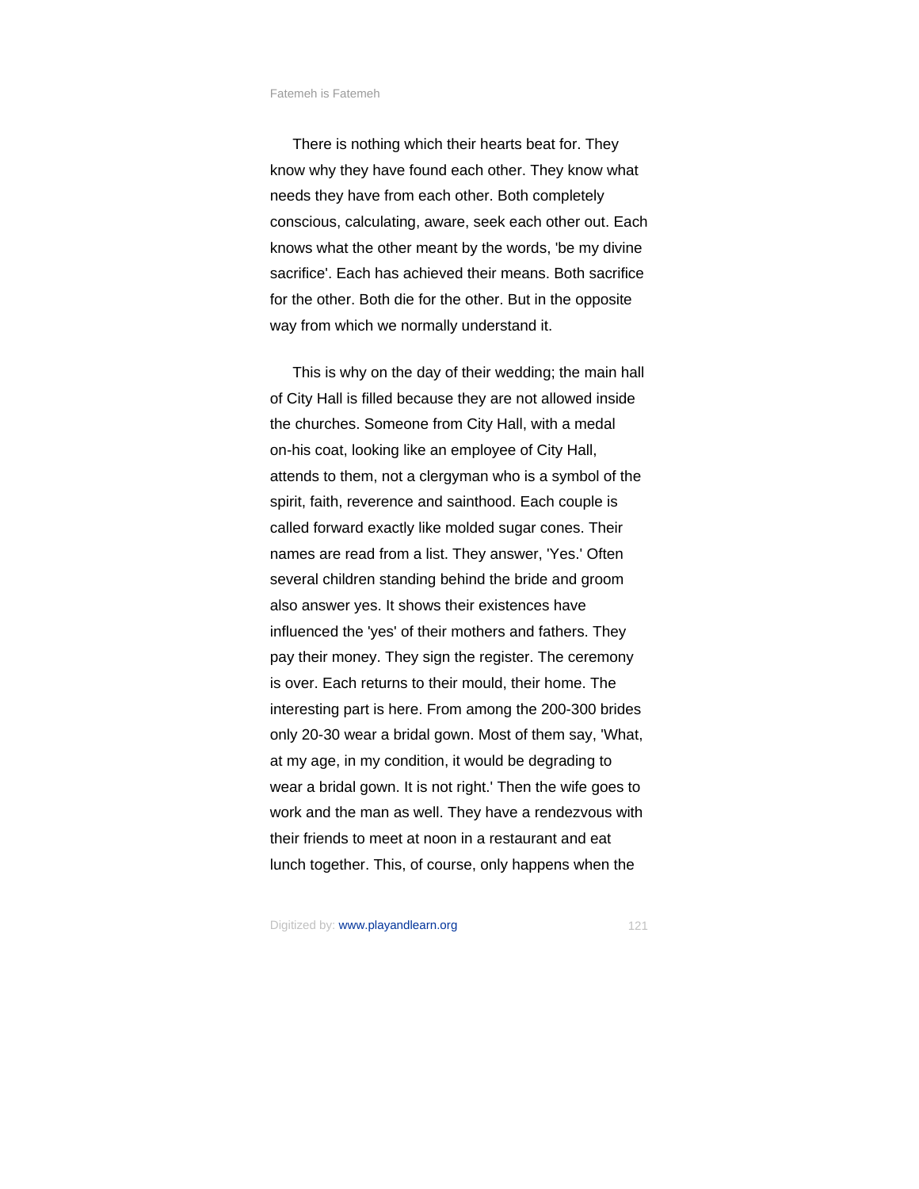There is nothing which their hearts beat for. They know why they have found each other. They know what needs they have from each other. Both completely conscious, calculating, aware, seek each other out. Each knows what the other meant by the words, 'be my divine sacrifice'. Each has achieved their means. Both sacrifice for the other. Both die for the other. But in the opposite way from which we normally understand it.

This is why on the day of their wedding; the main hall of City Hall is filled because they are not allowed inside the churches. Someone from City Hall, with a medal on-his coat, looking like an employee of City Hall, attends to them, not a clergyman who is a symbol of the spirit, faith, reverence and sainthood. Each couple is called forward exactly like molded sugar cones. Their names are read from a list. They answer, 'Yes.' Often several children standing behind the bride and groom also answer yes. It shows their existences have influenced the 'yes' of their mothers and fathers. They pay their money. They sign the register. The ceremony is over. Each returns to their mould, their home. The interesting part is here. From among the 200-300 brides only 20-30 wear a bridal gown. Most of them say, 'What, at my age, in my condition, it would be degrading to wear a bridal gown. It is not right.' Then the wife goes to work and the man as well. They have a rendezvous with their friends to meet at noon in a restaurant and eat lunch together. This, of course, only happens when the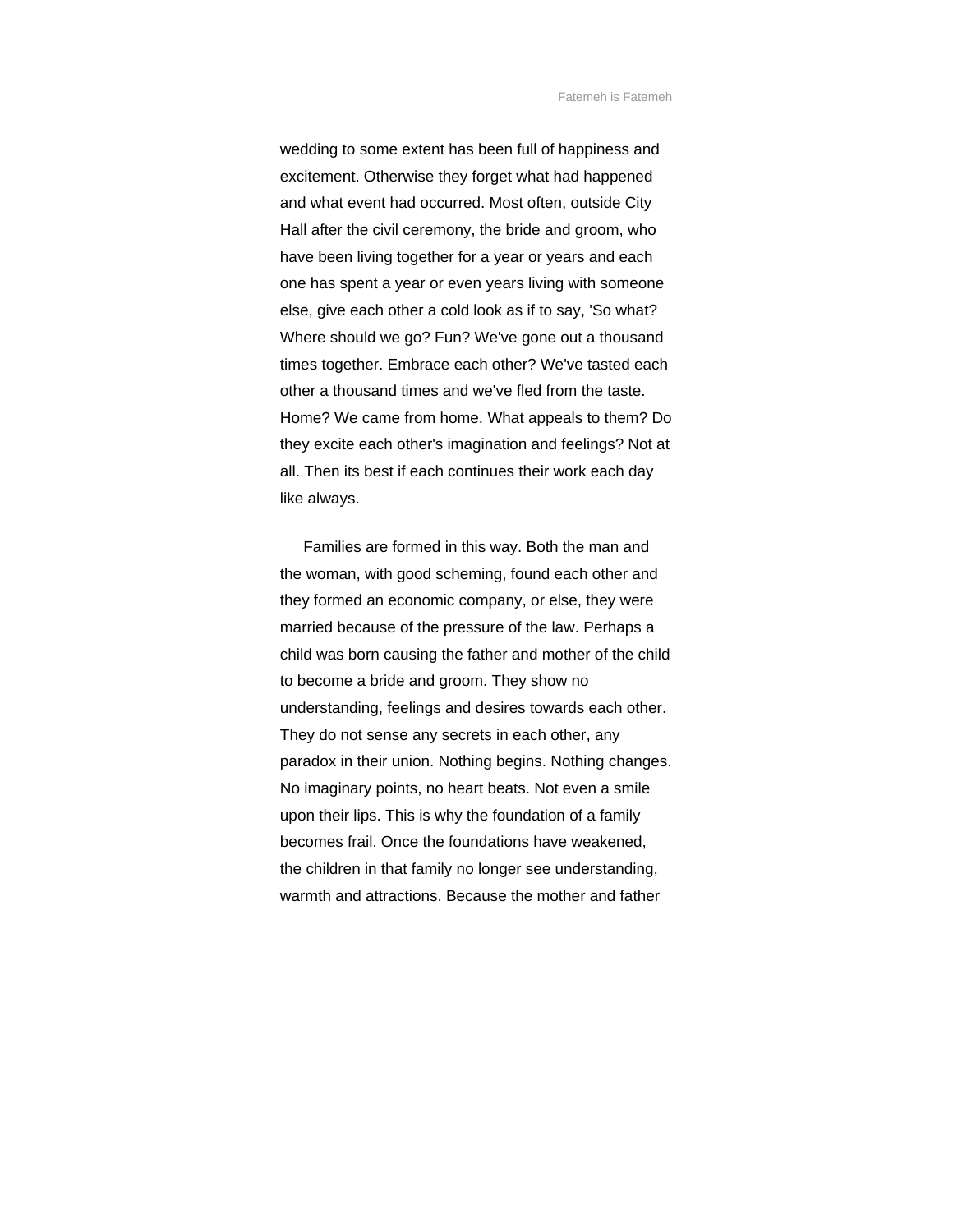wedding to some extent has been full of happiness and excitement. Otherwise they forget what had happened and what event had occurred. Most often, outside City Hall after the civil ceremony, the bride and groom, who have been living together for a year or years and each one has spent a year or even years living with someone else, give each other a cold look as if to say, 'So what? Where should we go? Fun? We've gone out a thousand times together. Embrace each other? We've tasted each other a thousand times and we've fled from the taste. Home? We came from home. What appeals to them? Do they excite each other's imagination and feelings? Not at all. Then its best if each continues their work each day like always.

Families are formed in this way. Both the man and the woman, with good scheming, found each other and they formed an economic company, or else, they were married because of the pressure of the law. Perhaps a child was born causing the father and mother of the child to become a bride and groom. They show no understanding, feelings and desires towards each other. They do not sense any secrets in each other, any paradox in their union. Nothing begins. Nothing changes. No imaginary points, no heart beats. Not even a smile upon their lips. This is why the foundation of a family becomes frail. Once the foundations have weakened, the children in that family no longer see understanding, warmth and attractions. Because the mother and father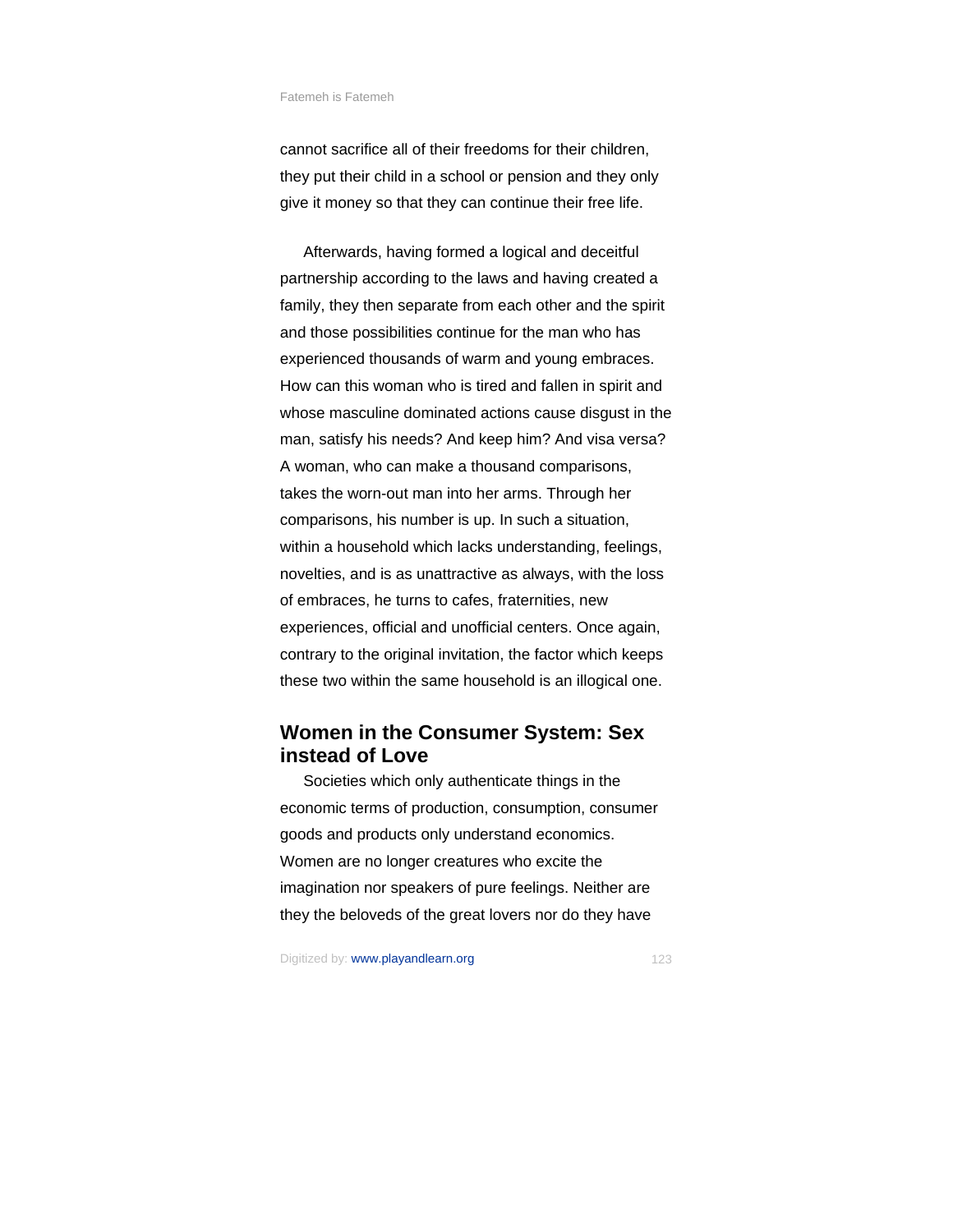cannot sacrifice all of their freedoms for their children, they put their child in a school or pension and they only give it money so that they can continue their free life.

Afterwards, having formed a logical and deceitful partnership according to the laws and having created a family, they then separate from each other and the spirit and those possibilities continue for the man who has experienced thousands of warm and young embraces. How can this woman who is tired and fallen in spirit and whose masculine dominated actions cause disgust in the man, satisfy his needs? And keep him? And visa versa? A woman, who can make a thousand comparisons, takes the worn-out man into her arms. Through her comparisons, his number is up. In such a situation, within a household which lacks understanding, feelings, novelties, and is as unattractive as always, with the loss of embraces, he turns to cafes, fraternities, new experiences, official and unofficial centers. Once again, contrary to the original invitation, the factor which keeps these two within the same household is an illogical one.

## Women in the Consumer System: Sex instead of Love

Societies which only authenticate things in the economic terms of production, consumption, consumer goods and products only understand economics. Women are no longer creatures who excite the imagination nor speakers of pure feelings. Neither are they the beloveds of the great lovers nor do they have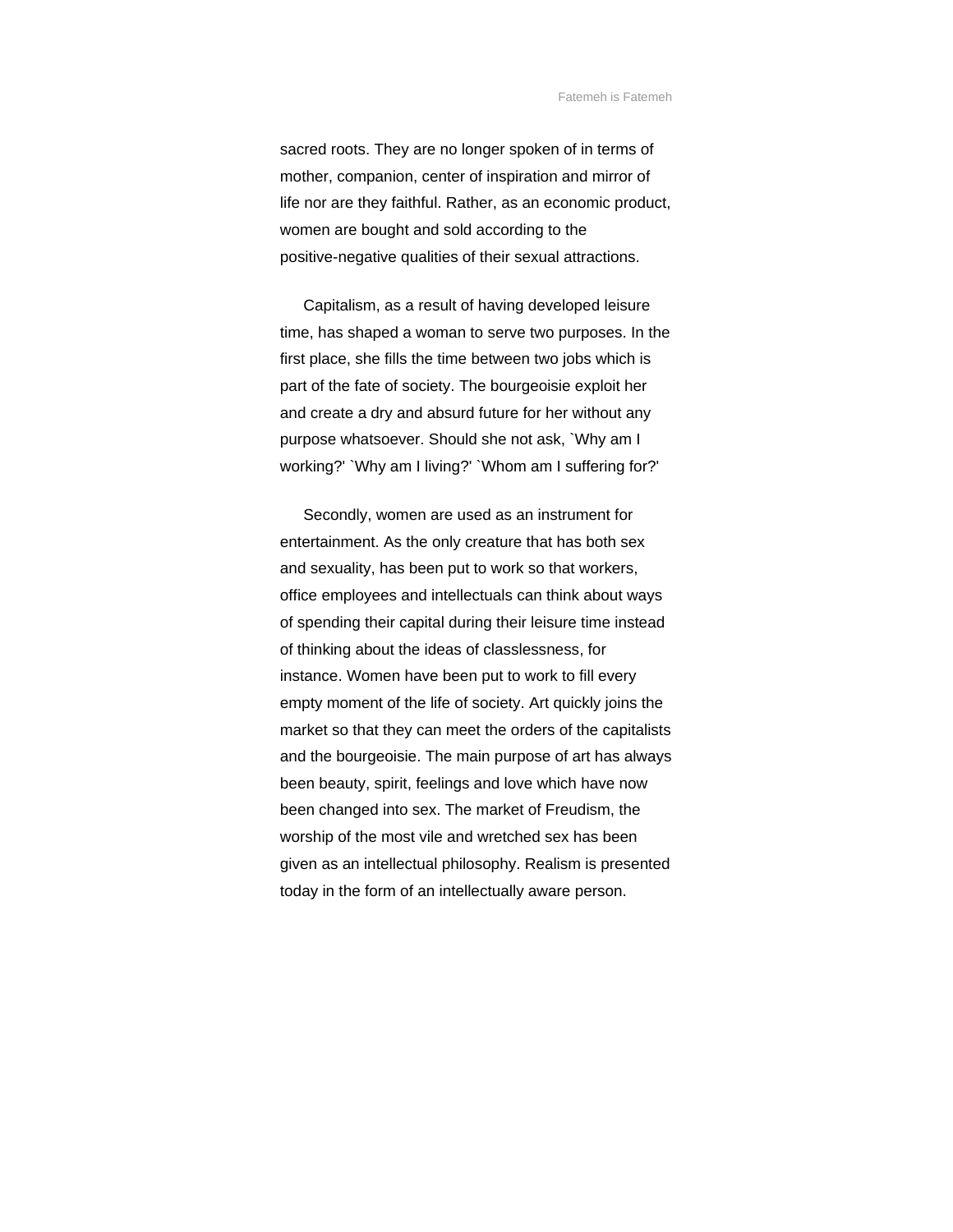sacred roots. They are no longer spoken of in terms of mother, companion, center of inspiration and mirror of life nor are they faithful. Rather, as an economic product, women are bought and sold according to the positive-negative qualities of their sexual attractions.

Capitalism, as a result of having developed leisure time, has shaped a woman to serve two purposes. In the first place, she fills the time between two jobs which is part of the fate of society. The bourgeoisie exploit her and create a dry and absurd future for her without any purpose whatsoever. Should she not ask, `Why am I working?' `Why am I living?' `Whom am I suffering for?'

Secondly, women are used as an instrument for entertainment. As the only creature that has both sex and sexuality, has been put to work so that workers, office employees and intellectuals can think about ways of spending their capital during their leisure time instead of thinking about the ideas of classlessness, for instance. Women have been put to work to fill every empty moment of the life of society. Art quickly joins the market so that they can meet the orders of the capitalists and the bourgeoisie. The main purpose of art has always been beauty, spirit, feelings and love which have now been changed into sex. The market of Freudism, the worship of the most vile and wretched sex has been given as an intellectual philosophy. Realism is presented today in the form of an intellectually aware person.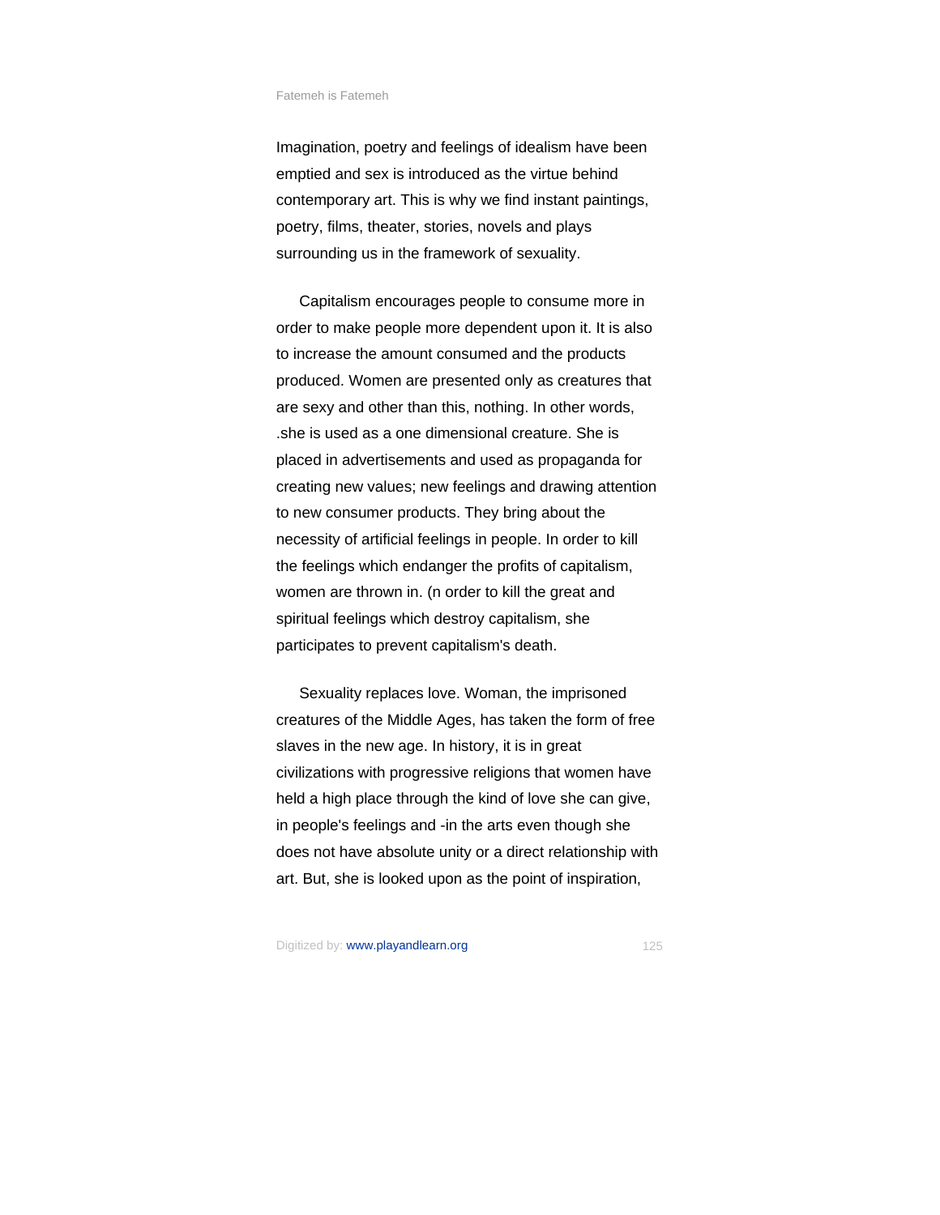Imagination, poetry and feelings of idealism have been emptied and sex is introduced as the virtue behind contemporary art. This is why we find instant paintings, poetry, films, theater, stories, novels and plays surrounding us in the framework of sexuality.

Capitalism encourages people to consume more in order to make people more dependent upon it. It is also to increase the amount consumed and the products produced. Women are presented only as creatures that are sexy and other than this, nothing. In other words, .she is used as a one dimensional creature. She is placed in advertisements and used as propaganda for creating new values; new feelings and drawing attention to new consumer products. They bring about the necessity of artificial feelings in people. In order to kill the feelings which endanger the profits of capitalism, women are thrown in. (n order to kill the great and spiritual feelings which destroy capitalism, she participates to prevent capitalism's death.

Sexuality replaces love. Woman, the imprisoned creatures of the Middle Ages, has taken the form of free slaves in the new age. In history, it is in great civilizations with progressive religions that women have held a high place through the kind of love she can give, in people's feelings and -in the arts even though she does not have absolute unity or a direct relationship with art. But, she is looked upon as the point of inspiration,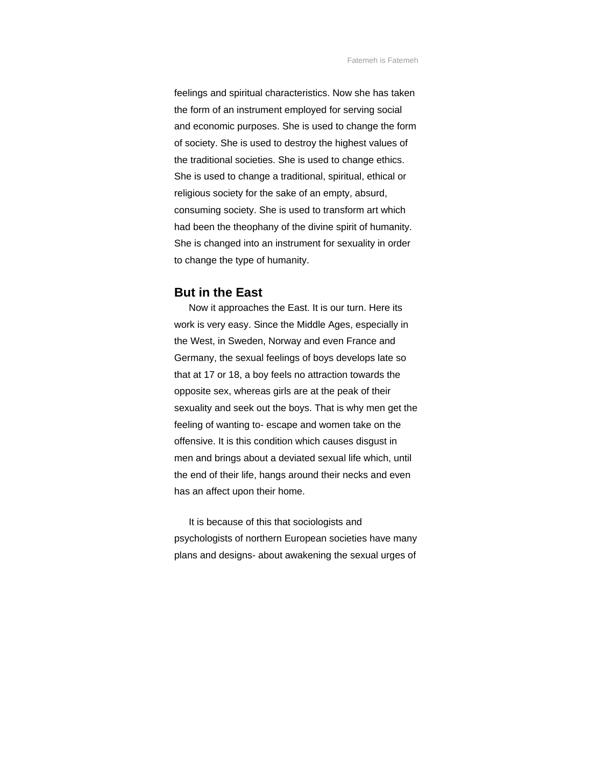feelings and spiritual characteristics. Now she has taken the form of an instrument employed for serving social and economic purposes. She is used to change the form of society. She is used to destroy the highest values of the traditional societies. She is used to change ethics. She is used to change a traditional, spiritual, ethical or religious society for the sake of an empty, absurd, consuming society. She is used to transform art which had been the theophany of the divine spirit of humanity. She is changed into an instrument for sexuality in order to change the type of humanity.

## But in the East

Now it approaches the East. It is our turn. Here its work is very easy. Since the Middle Ages, especially in the West, in Sweden, Norway and even France and Germany, the sexual feelings of boys develops late so that at 17 or 18, a boy feels no attraction towards the opposite sex, whereas girls are at the peak of their sexuality and seek out the boys. That is why men get the feeling of wanting to- escape and women take on the offensive. It is this condition which causes disgust in men and brings about a deviated sexual life which, until the end of their life, hangs around their necks and even has an affect upon their home.

It is because of this that sociologists and psychologists of northern European societies have many plans and designs- about awakening the sexual urges of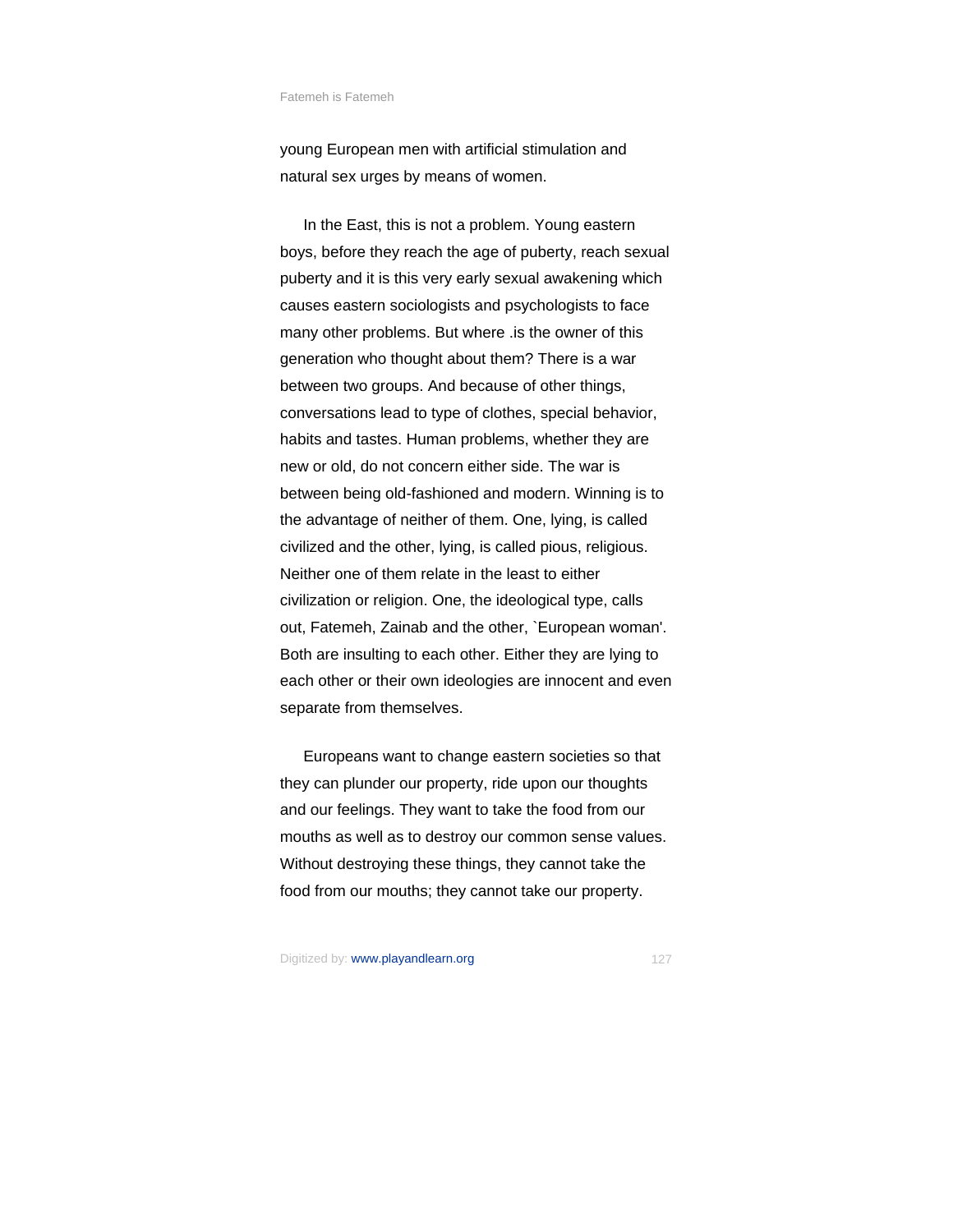young European men with artificial stimulation and natural sex urges by means of women.

In the East, this is not a problem. Young eastern boys, before they reach the age of puberty, reach sexual puberty and it is this very early sexual awakening which causes eastern sociologists and psychologists to face many other problems. But where .is the owner of this generation who thought about them? There is a war between two groups. And because of other things, conversations lead to type of clothes, special behavior, habits and tastes. Human problems, whether they are new or old, do not concern either side. The war is between being old-fashioned and modern. Winning is to the advantage of neither of them. One, lying, is called civilized and the other, lying, is called pious, religious. Neither one of them relate in the least to either civilization or religion. One, the ideological type, calls out, Fatemeh, Zainab and the other, `European woman'. Both are insulting to each other. Either they are lying to each other or their own ideologies are innocent and even separate from themselves.

Europeans want to change eastern societies so that they can plunder our property, ride upon our thoughts and our feelings. They want to take the food from our mouths as well as to destroy our common sense values. Without destroying these things, they cannot take the food from our mouths; they cannot take our property.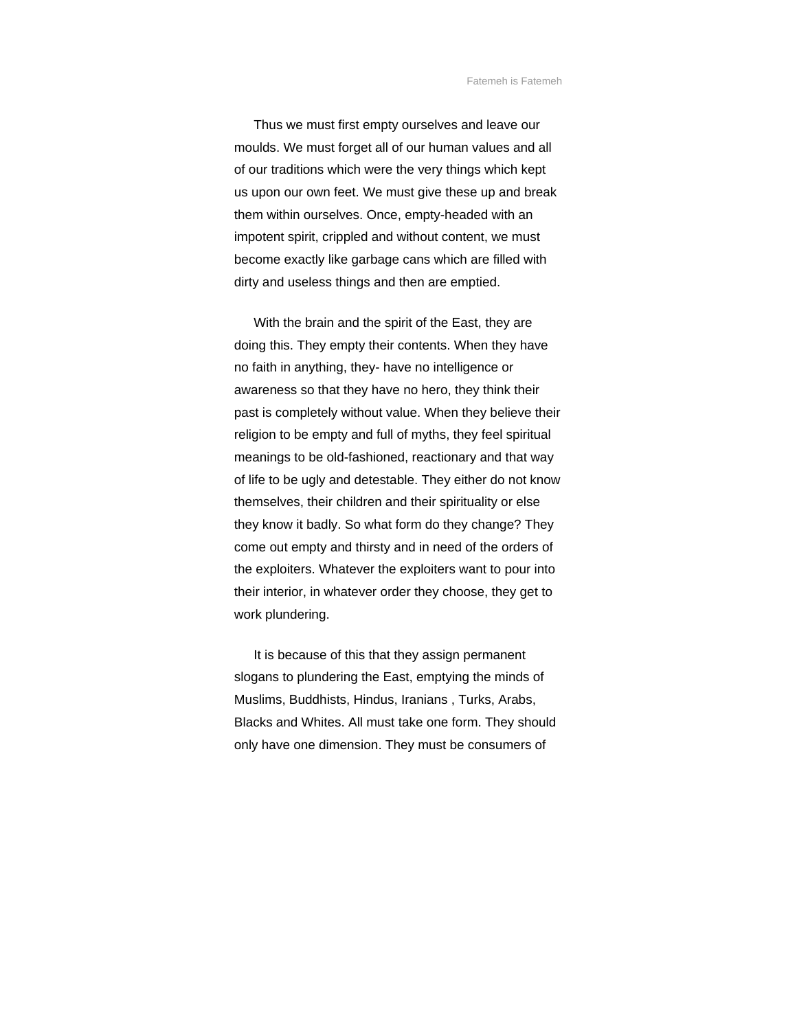Thus we must first empty ourselves and leave our moulds. We must forget all of our human values and all of our traditions which were the very things which kept us upon our own feet. We must give these up and break them within ourselves. Once, empty-headed with an impotent spirit, crippled and without content, we must become exactly like garbage cans which are filled with dirty and useless things and then are emptied.

With the brain and the spirit of the East, they are doing this. They empty their contents. When they have no faith in anything, they- have no intelligence or awareness so that they have no hero, they think their past is completely without value. When they believe their religion to be empty and full of myths, they feel spiritual meanings to be old-fashioned, reactionary and that way of life to be ugly and detestable. They either do not know themselves, their children and their spirituality or else they know it badly. So what form do they change? They come out empty and thirsty and in need of the orders of the exploiters. Whatever the exploiters want to pour into their interior, in whatever order they choose, they get to work plundering.

It is because of this that they assign permanent slogans to plundering the East, emptying the minds of Muslims, Buddhists, Hindus, Iranians , Turks, Arabs, Blacks and Whites. All must take one form. They should only have one dimension. They must be consumers of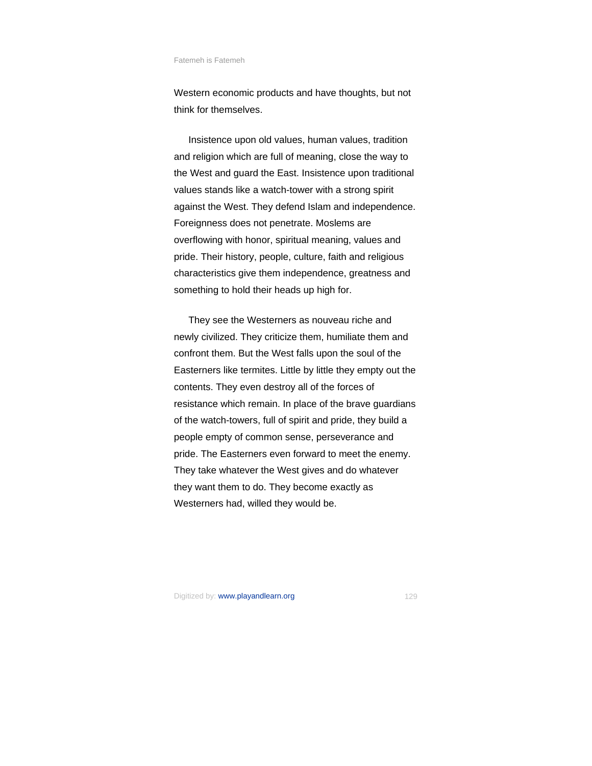Western economic products and have thoughts, but not think for themselves.

Insistence upon old values, human values, tradition and religion which are full of meaning, close the way to the West and guard the East. Insistence upon traditional values stands like a watch-tower with a strong spirit against the West. They defend Islam and independence. Foreignness does not penetrate. Moslems are overflowing with honor, spiritual meaning, values and pride. Their history, people, culture, faith and religious characteristics give them independence, greatness and something to hold their heads up high for.

They see the Westerners as nouveau riche and newly civilized. They criticize them, humiliate them and confront them. But the West falls upon the soul of the Easterners like termites. Little by little they empty out the contents. They even destroy all of the forces of resistance which remain. In place of the brave guardians of the watch-towers, full of spirit and pride, they build a people empty of common sense, perseverance and pride. The Easterners even forward to meet the enemy. They take whatever the West gives and do whatever they want them to do. They become exactly as Westerners had, willed they would be.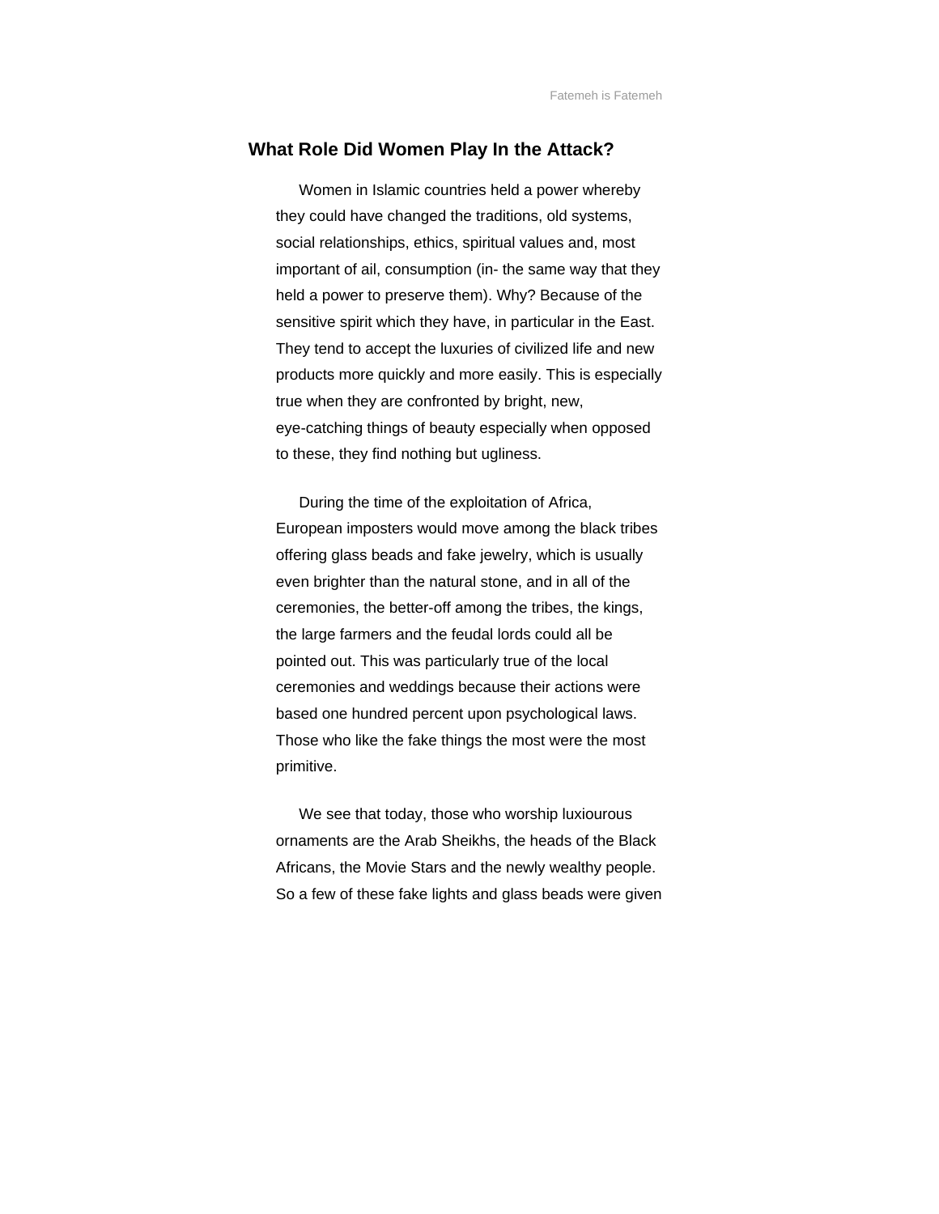## What Role Did Women Play In the Attack?

Women in Islamic countries held a power whereby they could have changed the traditions, old systems, social relationships, ethics, spiritual values and, most important of ail, consumption (in- the same way that they held a power to preserve them). Why? Because of the sensitive spirit which they have, in particular in the East. They tend to accept the luxuries of civilized life and new products more quickly and more easily. This is especially true when they are confronted by bright, new, eye-catching things of beauty especially when opposed to these, they find nothing but ugliness.

During the time of the exploitation of Africa, European imposters would move among the black tribes offering glass beads and fake jewelry, which is usually even brighter than the natural stone, and in all of the ceremonies, the better-off among the tribes, the kings, the large farmers and the feudal lords could all be pointed out. This was particularly true of the local ceremonies and weddings because their actions were based one hundred percent upon psychological laws. Those who like the fake things the most were the most primitive.

We see that today, those who worship luxiourous ornaments are the Arab Sheikhs, the heads of the Black Africans, the Movie Stars and the newly wealthy people. So a few of these fake lights and glass beads were given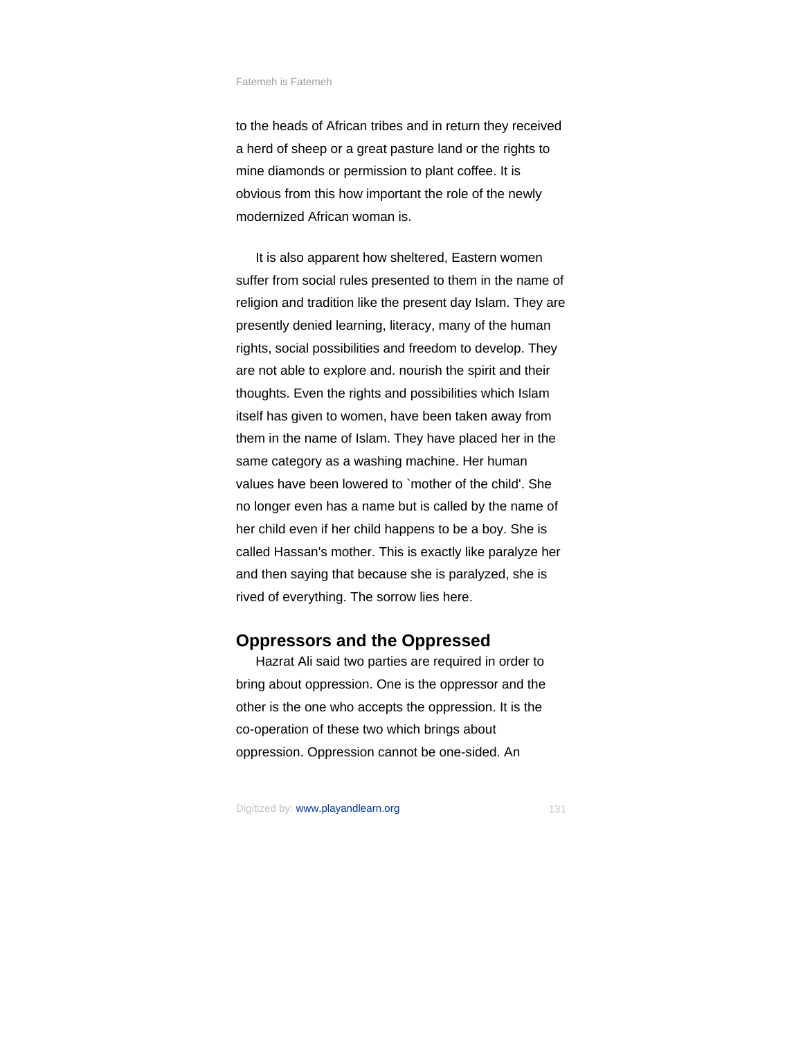to the heads of African tribes and in return they received a herd of sheep or a great pasture land or the rights to mine diamonds or permission to plant coffee. It is obvious from this how important the role of the newly modernized African woman is.

It is also apparent how sheltered, Eastern women suffer from social rules presented to them in the name of religion and tradition like the present day Islam. They are presently denied learning, literacy, many of the human rights, social possibilities and freedom to develop. They are not able to explore and. nourish the spirit and their thoughts. Even the rights and possibilities which Islam itself has given to women, have been taken away from them in the name of Islam. They have placed her in the same category as a washing machine. Her human values have been lowered to `mother of the child'. She no longer even has a name but is called by the name of her child even if her child happens to be a boy. She is called Hassan's mother. This is exactly like paralyze her and then saying that because she is paralyzed, she is rived of everything. The sorrow lies here.

## Oppressors and the Oppressed

Hazrat Ali said two parties are required in order to bring about oppression. One is the oppressor and the other is the one who accepts the oppression. It is the co-operation of these two which brings about oppression. Oppression cannot be one-sided. An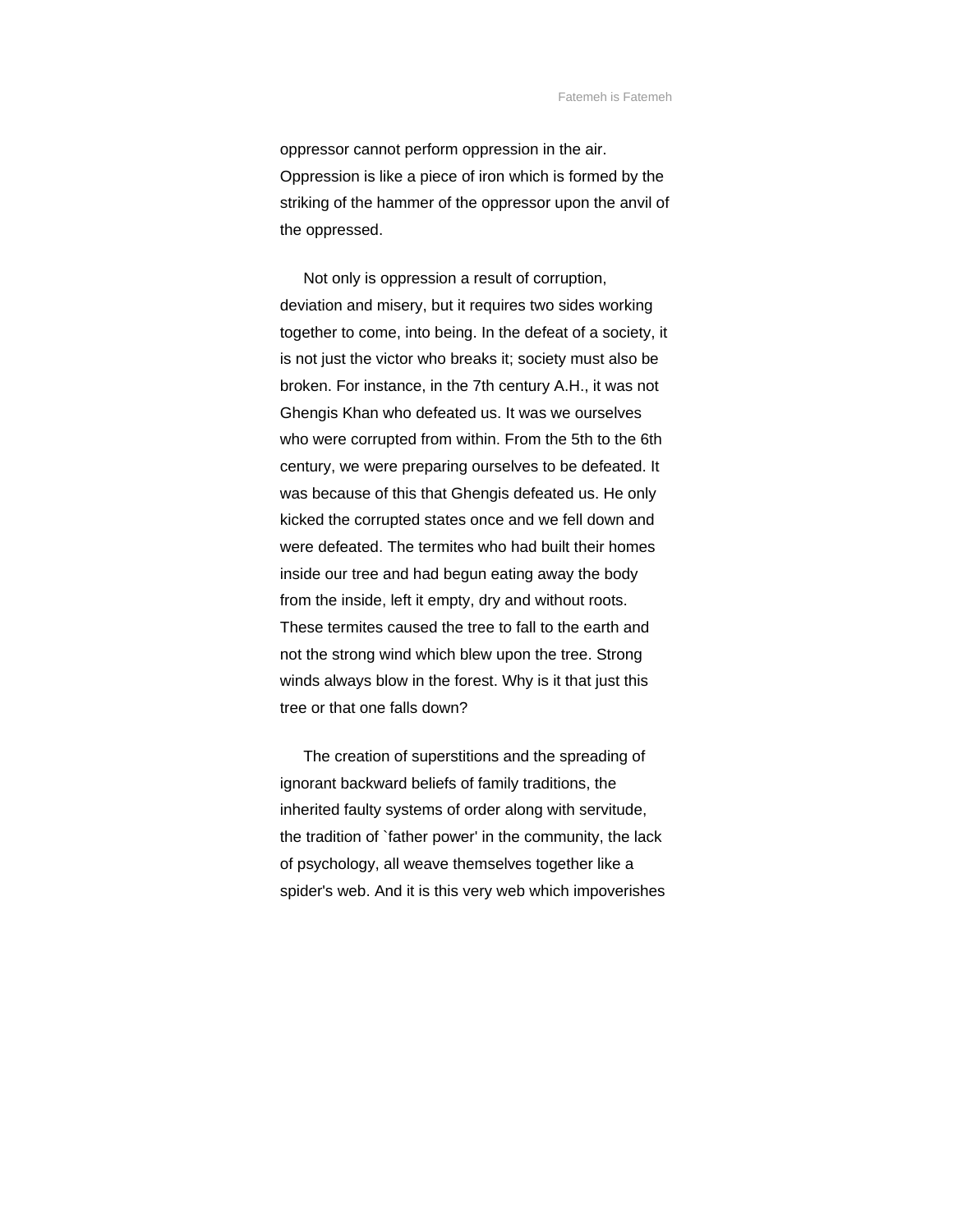oppressor cannot perform oppression in the air. Oppression is like a piece of iron which is formed by the striking of the hammer of the oppressor upon the anvil of the oppressed.

Not only is oppression a result of corruption, deviation and misery, but it requires two sides working together to come, into being. In the defeat of a society, it is not just the victor who breaks it; society must also be broken. For instance, in the 7th century A.H., it was not Ghengis Khan who defeated us. It was we ourselves who were corrupted from within. From the 5th to the 6th century, we were preparing ourselves to be defeated. It was because of this that Ghengis defeated us. He only kicked the corrupted states once and we fell down and were defeated. The termites who had built their homes inside our tree and had begun eating away the body from the inside, left it empty, dry and without roots. These termites caused the tree to fall to the earth and not the strong wind which blew upon the tree. Strong winds always blow in the forest. Why is it that just this tree or that one falls down?

The creation of superstitions and the spreading of ignorant backward beliefs of family traditions, the inherited faulty systems of order along with servitude, the tradition of `father power' in the community, the lack of psychology, all weave themselves together like a spider's web. And it is this very web which impoverishes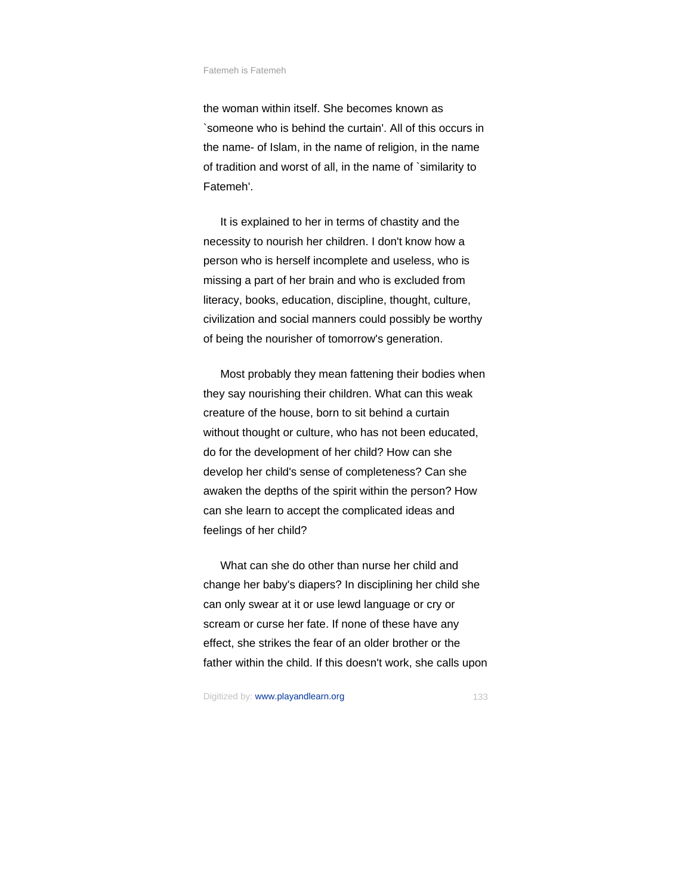the woman within itself. She becomes known as `someone who is behind the curtain'. All of this occurs in the name- of Islam, in the name of religion, in the name of tradition and worst of all, in the name of `similarity to Fatemeh'.

It is explained to her in terms of chastity and the necessity to nourish her children. I don't know how a person who is herself incomplete and useless, who is missing a part of her brain and who is excluded from literacy, books, education, discipline, thought, culture, civilization and social manners could possibly be worthy of being the nourisher of tomorrow's generation.

Most probably they mean fattening their bodies when they say nourishing their children. What can this weak creature of the house, born to sit behind a curtain without thought or culture, who has not been educated, do for the development of her child? How can she develop her child's sense of completeness? Can she awaken the depths of the spirit within the person? How can she learn to accept the complicated ideas and feelings of her child?

What can she do other than nurse her child and change her baby's diapers? In disciplining her child she can only swear at it or use lewd language or cry or scream or curse her fate. If none of these have any effect, she strikes the fear of an older brother or the father within the child. If this doesn't work, she calls upon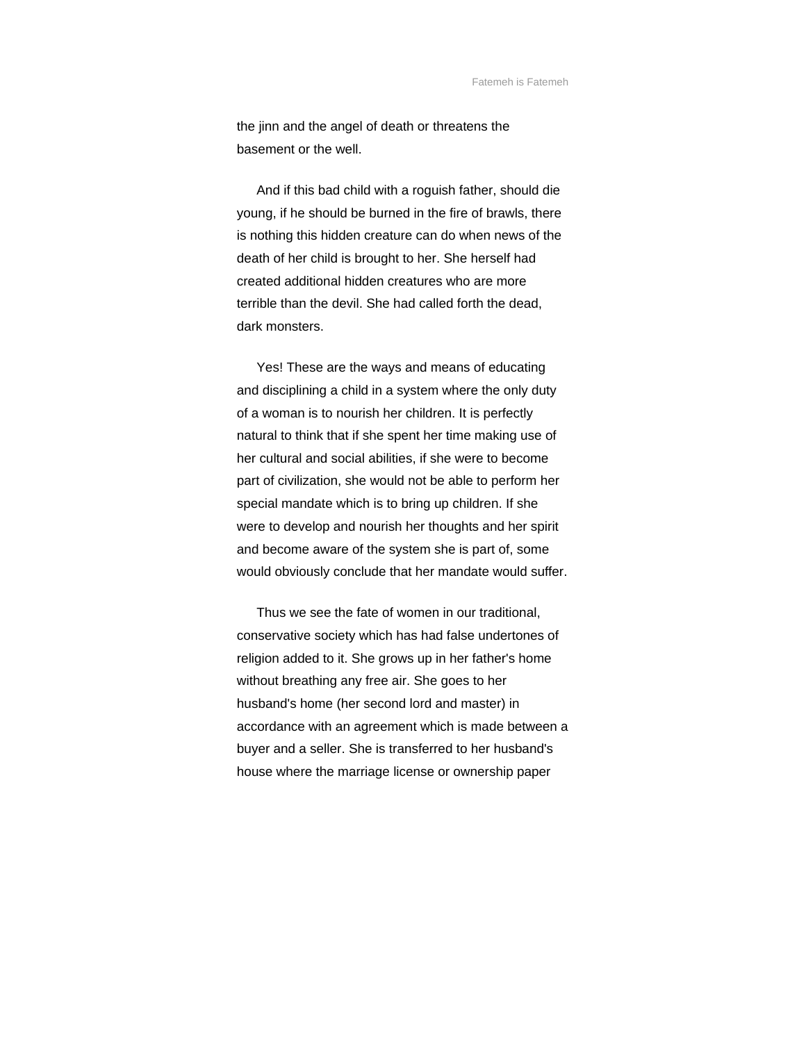the jinn and the angel of death or threatens the basement or the well.

And if this bad child with a roguish father, should die young, if he should be burned in the fire of brawls, there is nothing this hidden creature can do when news of the death of her child is brought to her. She herself had created additional hidden creatures who are more terrible than the devil. She had called forth the dead, dark monsters.

Yes! These are the ways and means of educating and disciplining a child in a system where the only duty of a woman is to nourish her children. It is perfectly natural to think that if she spent her time making use of her cultural and social abilities, if she were to become part of civilization, she would not be able to perform her special mandate which is to bring up children. If she were to develop and nourish her thoughts and her spirit and become aware of the system she is part of, some would obviously conclude that her mandate would suffer.

Thus we see the fate of women in our traditional, conservative society which has had false undertones of religion added to it. She grows up in her father's home without breathing any free air. She goes to her husband's home (her second lord and master) in accordance with an agreement which is made between a buyer and a seller. She is transferred to her husband's house where the marriage license or ownership paper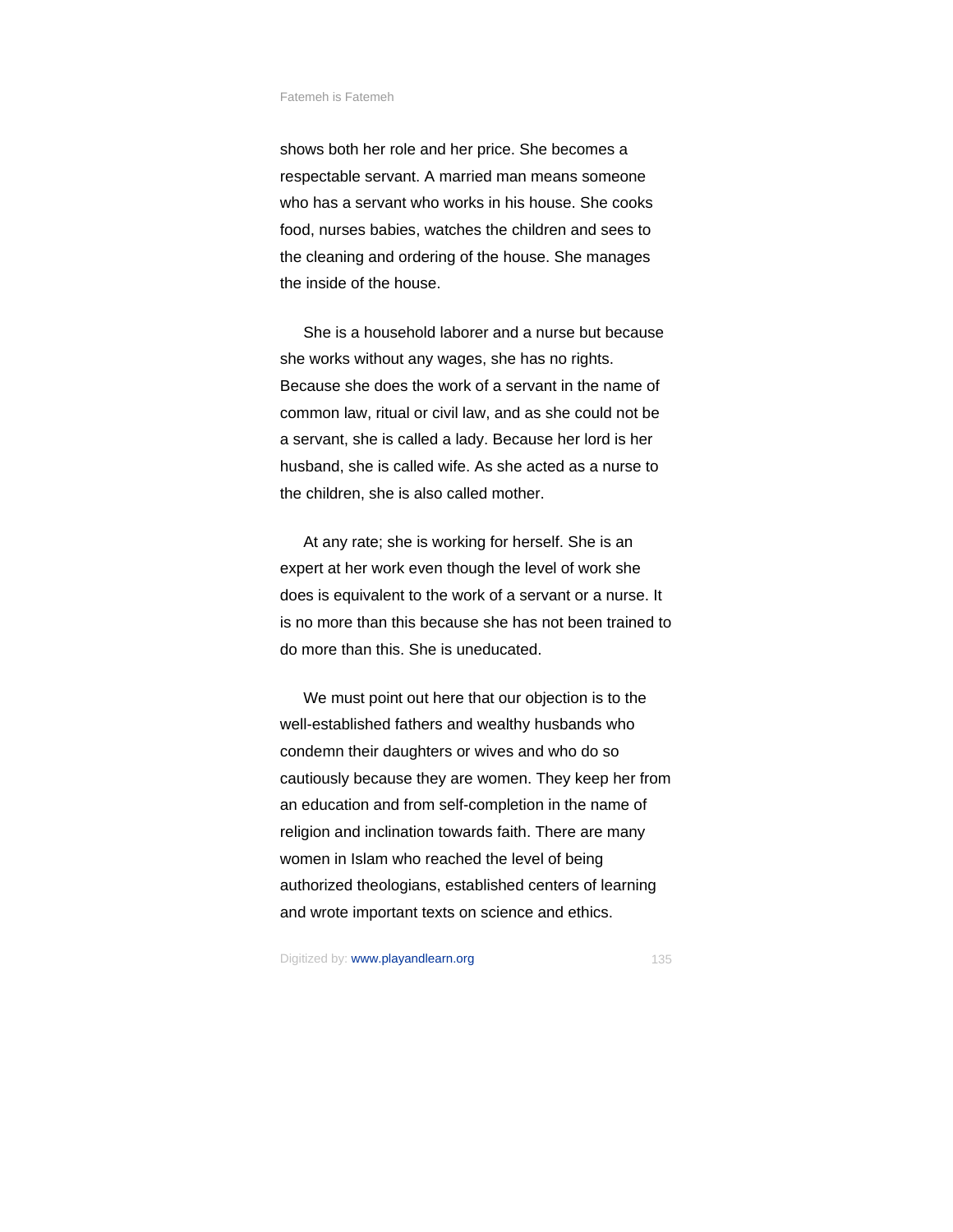shows both her role and her price. She becomes a respectable servant. A married man means someone who has a servant who works in his house. She cooks food, nurses babies, watches the children and sees to the cleaning and ordering of the house. She manages the inside of the house.

She is a household laborer and a nurse but because she works without any wages, she has no rights. Because she does the work of a servant in the name of common law, ritual or civil law, and as she could not be a servant, she is called a lady. Because her lord is her husband, she is called wife. As she acted as a nurse to the children, she is also called mother.

At any rate; she is working for herself. She is an expert at her work even though the level of work she does is equivalent to the work of a servant or a nurse. It is no more than this because she has not been trained to do more than this. She is uneducated.

We must point out here that our objection is to the well-established fathers and wealthy husbands who condemn their daughters or wives and who do so cautiously because they are women. They keep her from an education and from self-completion in the name of religion and inclination towards faith. There are many women in Islam who reached the level of being authorized theologians, established centers of learning and wrote important texts on science and ethics.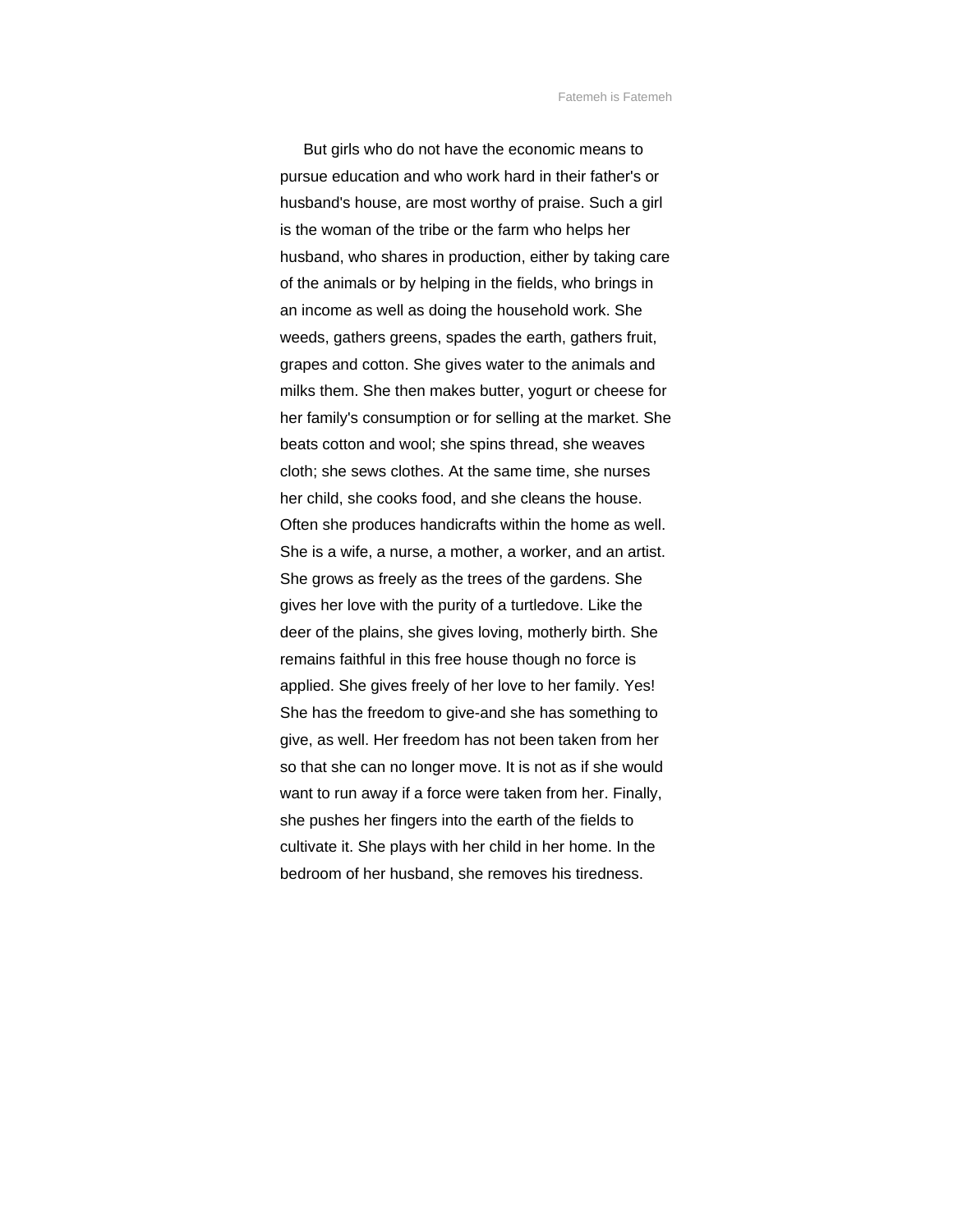But girls who do not have the economic means to pursue education and who work hard in their father's or husband's house, are most worthy of praise. Such a girl is the woman of the tribe or the farm who helps her husband, who shares in production, either by taking care of the animals or by helping in the fields, who brings in an income as well as doing the household work. She weeds, gathers greens, spades the earth, gathers fruit, grapes and cotton. She gives water to the animals and milks them. She then makes butter, yogurt or cheese for her family's consumption or for selling at the market. She beats cotton and wool; she spins thread, she weaves cloth; she sews clothes. At the same time, she nurses her child, she cooks food, and she cleans the house. Often she produces handicrafts within the home as well. She is a wife, a nurse, a mother, a worker, and an artist. She grows as freely as the trees of the gardens. She gives her love with the purity of a turtledove. Like the deer of the plains, she gives loving, motherly birth. She remains faithful in this free house though no force is applied. She gives freely of her love to her family. Yes! She has the freedom to give-and she has something to give, as well. Her freedom has not been taken from her so that she can no longer move. It is not as if she would want to run away if a force were taken from her. Finally, she pushes her fingers into the earth of the fields to cultivate it. She plays with her child in her home. In the bedroom of her husband, she removes his tiredness.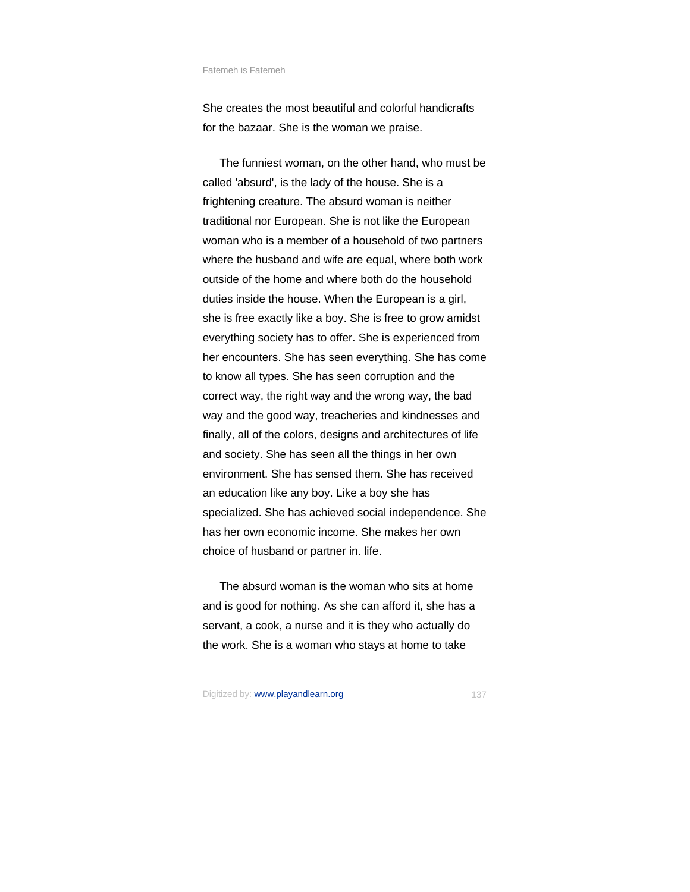She creates the most beautiful and colorful handicrafts for the bazaar. She is the woman we praise.

The funniest woman, on the other hand, who must be called 'absurd', is the lady of the house. She is a frightening creature. The absurd woman is neither traditional nor European. She is not like the European woman who is a member of a household of two partners where the husband and wife are equal, where both work outside of the home and where both do the household duties inside the house. When the European is a girl, she is free exactly like a boy. She is free to grow amidst everything society has to offer. She is experienced from her encounters. She has seen everything. She has come to know all types. She has seen corruption and the correct way, the right way and the wrong way, the bad way and the good way, treacheries and kindnesses and finally, all of the colors, designs and architectures of life and society. She has seen all the things in her own environment. She has sensed them. She has received an education like any boy. Like a boy she has specialized. She has achieved social independence. She has her own economic income. She makes her own choice of husband or partner in. life.

The absurd woman is the woman who sits at home and is good for nothing. As she can afford it, she has a servant, a cook, a nurse and it is they who actually do the work. She is a woman who stays at home to take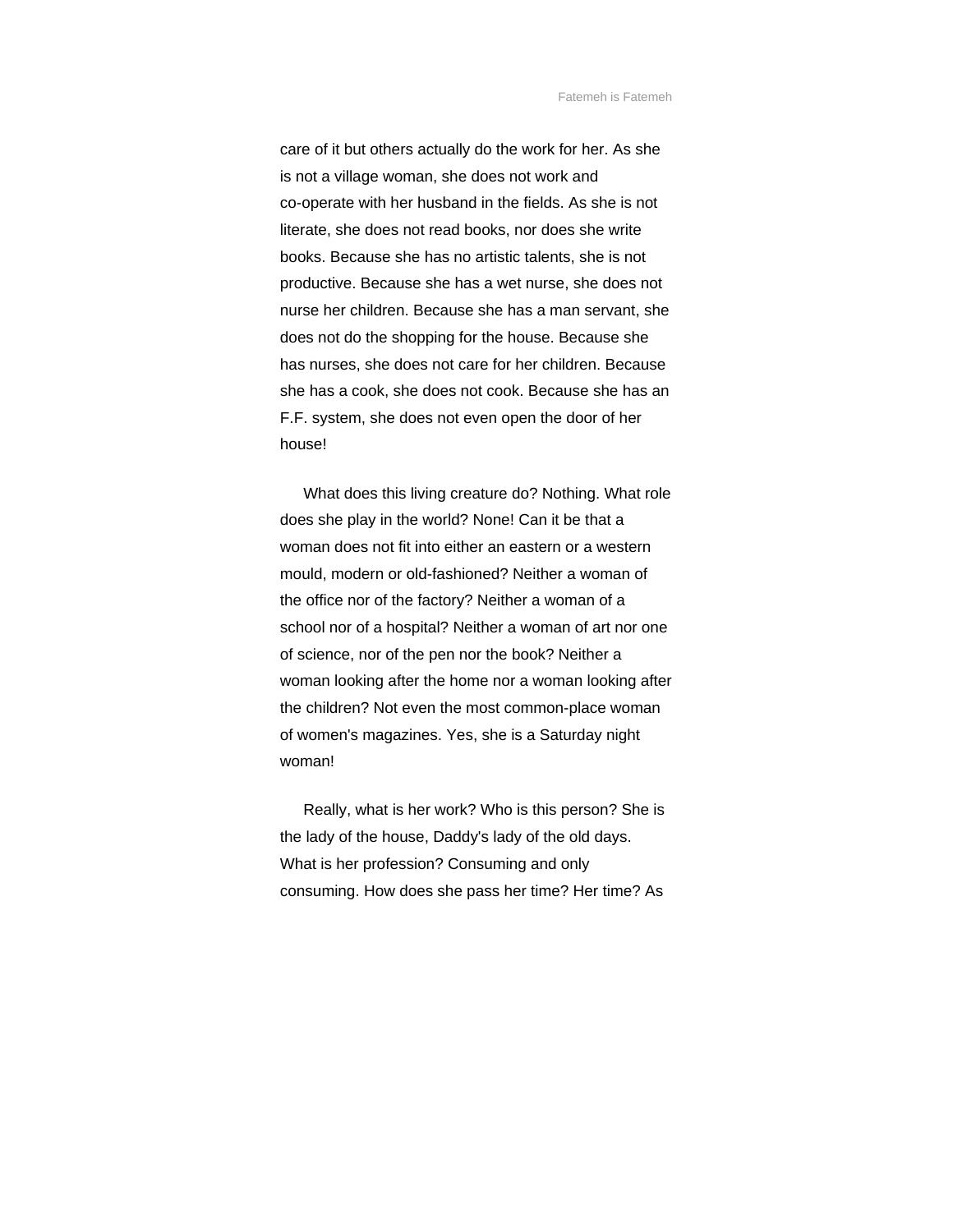care of it but others actually do the work for her. As she is not a village woman, she does not work and co-operate with her husband in the fields. As she is not literate, she does not read books, nor does she write books. Because she has no artistic talents, she is not productive. Because she has a wet nurse, she does not nurse her children. Because she has a man servant, she does not do the shopping for the house. Because she has nurses, she does not care for her children. Because she has a cook, she does not cook. Because she has an F.F. system, she does not even open the door of her house!

What does this living creature do? Nothing. What role does she play in the world? None! Can it be that a woman does not fit into either an eastern or a western mould, modern or old-fashioned? Neither a woman of the office nor of the factory? Neither a woman of a school nor of a hospital? Neither a woman of art nor one of science, nor of the pen nor the book? Neither a woman looking after the home nor a woman looking after the children? Not even the most common-place woman of women's magazines. Yes, she is a Saturday night woman!

Really, what is her work? Who is this person? She is the lady of the house, Daddy's lady of the old days. What is her profession? Consuming and only consuming. How does she pass her time? Her time? As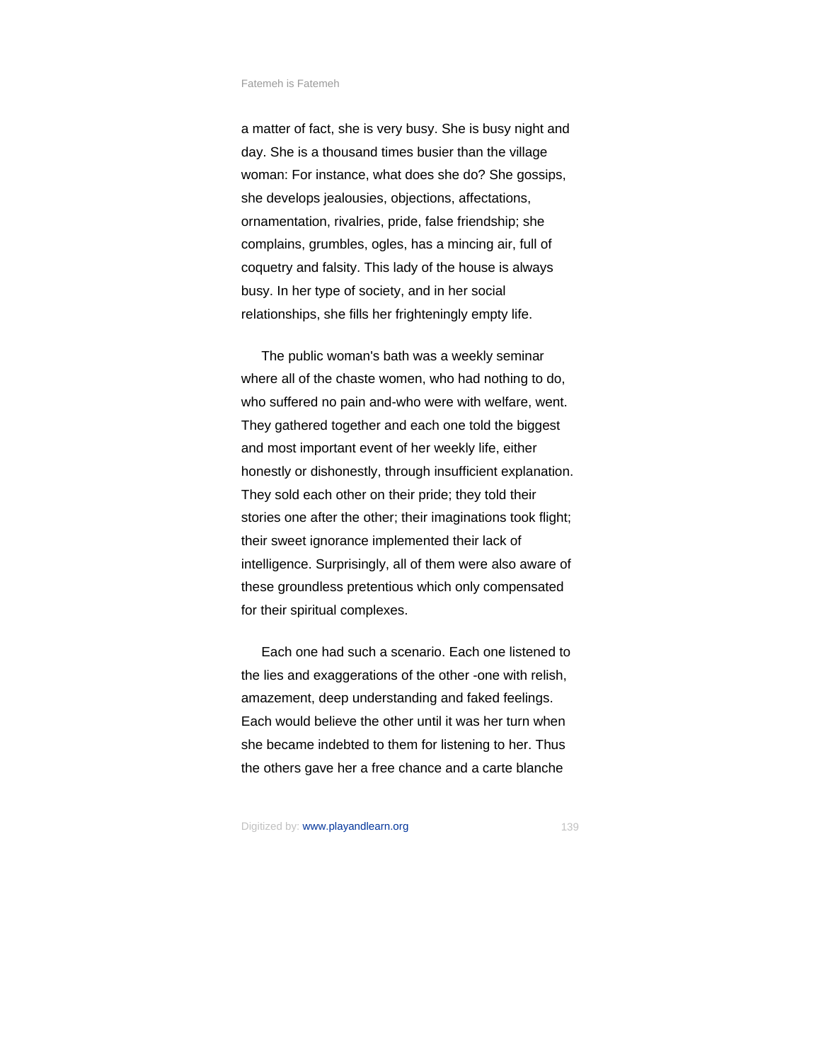a matter of fact, she is very busy. She is busy night and day. She is a thousand times busier than the village woman: For instance, what does she do? She gossips, she develops jealousies, objections, affectations, ornamentation, rivalries, pride, false friendship; she complains, grumbles, ogles, has a mincing air, full of coquetry and falsity. This lady of the house is always busy. In her type of society, and in her social relationships, she fills her frighteningly empty life.

The public woman's bath was a weekly seminar where all of the chaste women, who had nothing to do, who suffered no pain and-who were with welfare, went. They gathered together and each one told the biggest and most important event of her weekly life, either honestly or dishonestly, through insufficient explanation. They sold each other on their pride; they told their stories one after the other; their imaginations took flight; their sweet ignorance implemented their lack of intelligence. Surprisingly, all of them were also aware of these groundless pretentious which only compensated for their spiritual complexes.

Each one had such a scenario. Each one listened to the lies and exaggerations of the other -one with relish, amazement, deep understanding and faked feelings. Each would believe the other until it was her turn when she became indebted to them for listening to her. Thus the others gave her a free chance and a carte blanche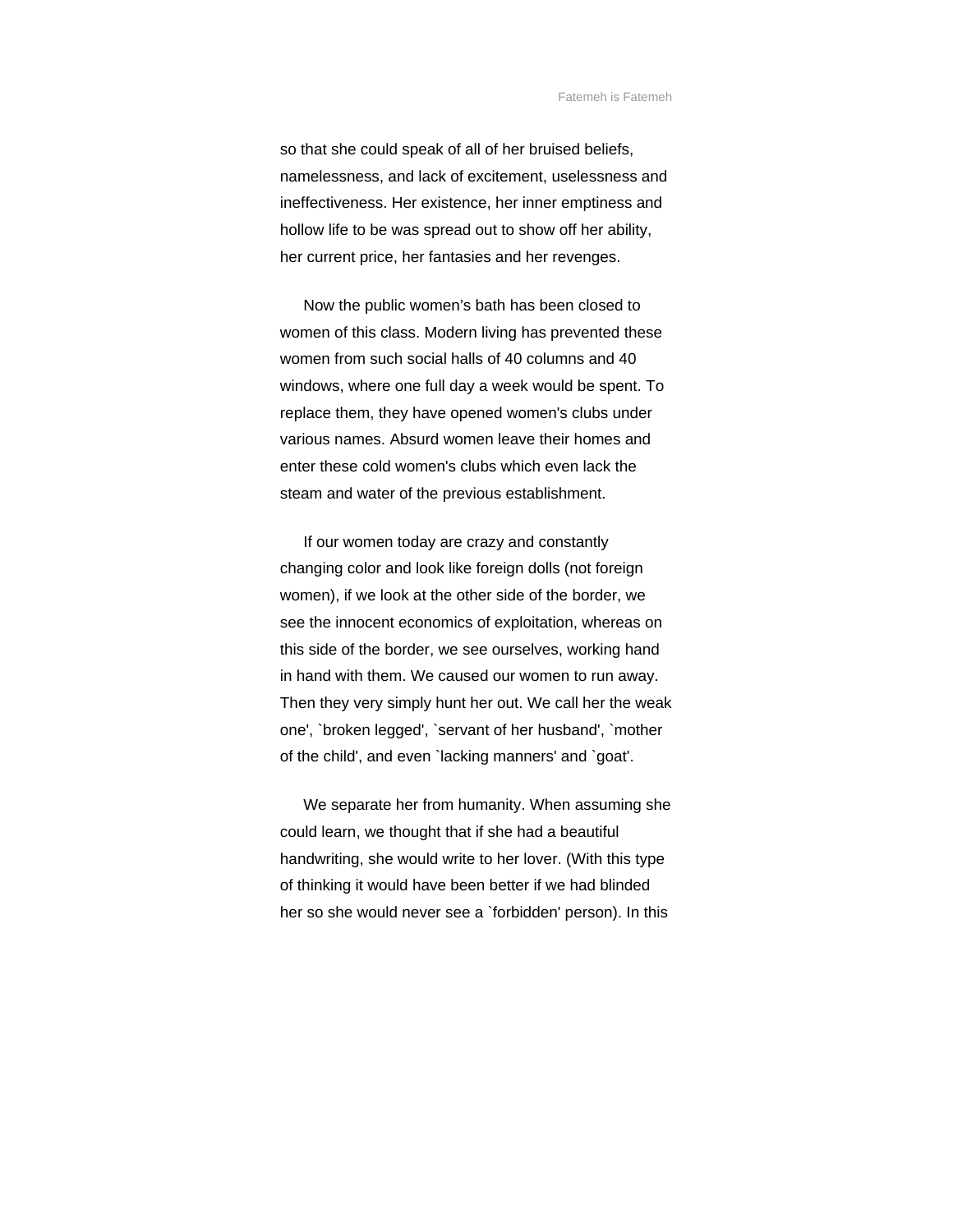so that she could speak of all of her bruised beliefs, namelessness, and lack of excitement, uselessness and ineffectiveness. Her existence, her inner emptiness and hollow life to be was spread out to show off her ability, her current price, her fantasies and her revenges.

Now the public women's bath has been closed to women of this class. Modern living has prevented these women from such social halls of 40 columns and 40 windows, where one full day a week would be spent. To replace them, they have opened women's clubs under various names. Absurd women leave their homes and enter these cold women's clubs which even lack the steam and water of the previous establishment.

If our women today are crazy and constantly changing color and look like foreign dolls (not foreign women), if we look at the other side of the border, we see the innocent economics of exploitation, whereas on this side of the border, we see ourselves, working hand in hand with them. We caused our women to run away. Then they very simply hunt her out. We call her the weak one', `broken legged', `servant of her husband', `mother of the child', and even `lacking manners' and `goat'.

We separate her from humanity. When assuming she could learn, we thought that if she had a beautiful handwriting, she would write to her lover. (With this type of thinking it would have been better if we had blinded her so she would never see a `forbidden' person). In this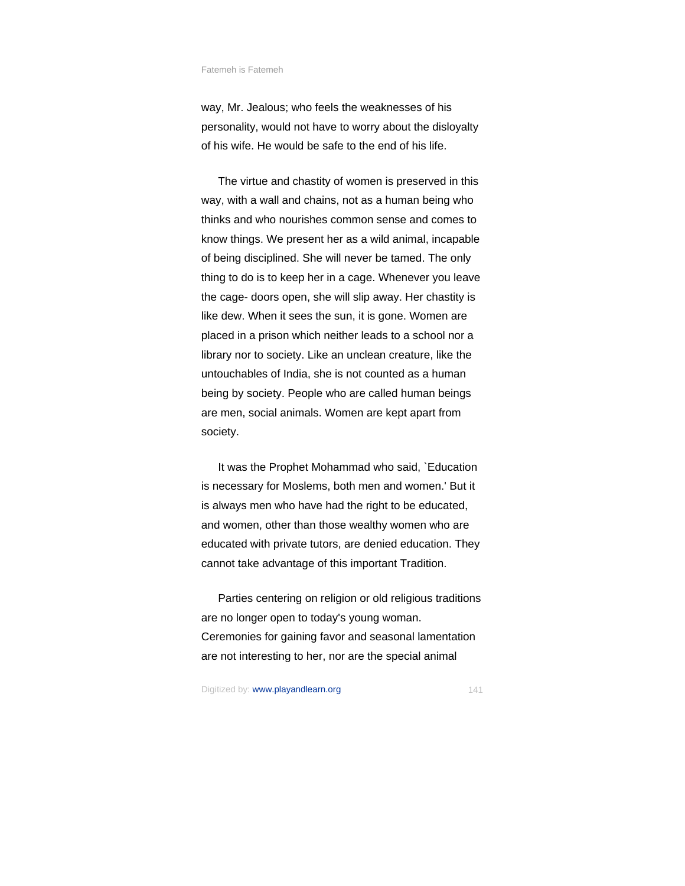way, Mr. Jealous; who feels the weaknesses of his personality, would not have to worry about the disloyalty of his wife. He would be safe to the end of his life.

The virtue and chastity of women is preserved in this way, with a wall and chains, not as a human being who thinks and who nourishes common sense and comes to know things. We present her as a wild animal, incapable of being disciplined. She will never be tamed. The only thing to do is to keep her in a cage. Whenever you leave the cage- doors open, she will slip away. Her chastity is like dew. When it sees the sun, it is gone. Women are placed in a prison which neither leads to a school nor a library nor to society. Like an unclean creature, like the untouchables of India, she is not counted as a human being by society. People who are called human beings are men, social animals. Women are kept apart from society.

It was the Prophet Mohammad who said, `Education is necessary for Moslems, both men and women.' But it is always men who have had the right to be educated, and women, other than those wealthy women who are educated with private tutors, are denied education. They cannot take advantage of this important Tradition.

Parties centering on religion or old religious traditions are no longer open to today's young woman. Ceremonies for gaining favor and seasonal lamentation are not interesting to her, nor are the special animal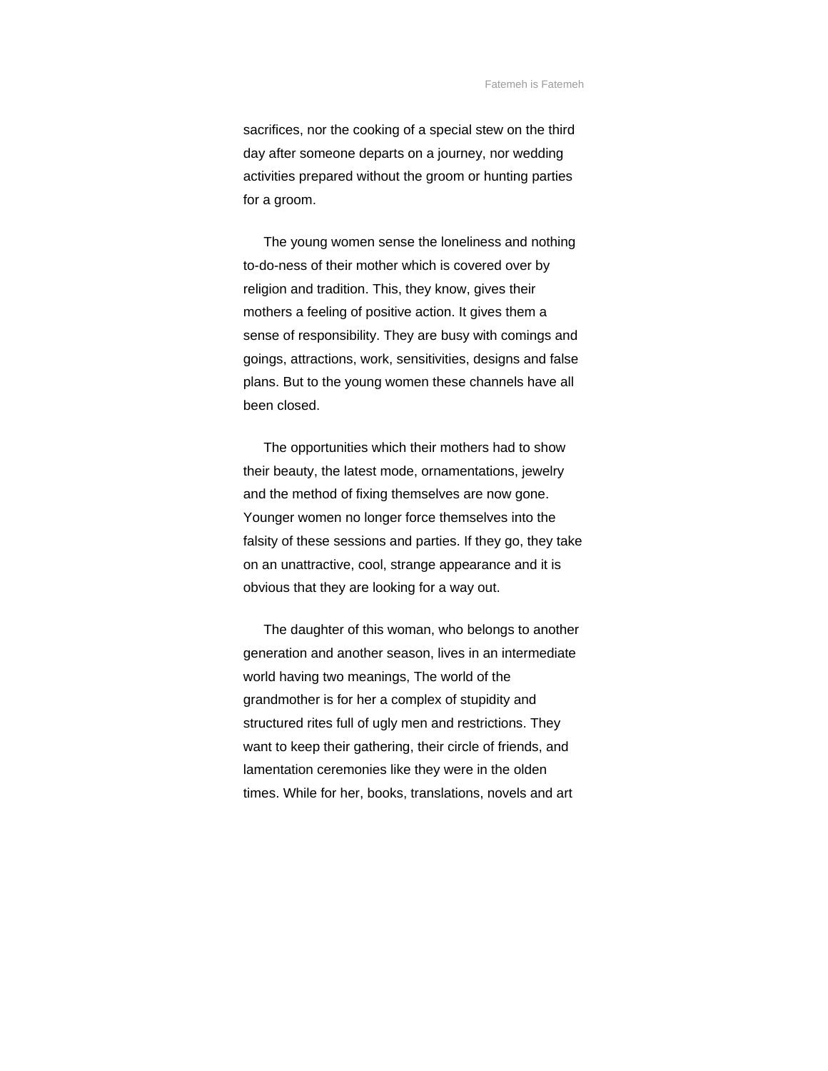sacrifices, nor the cooking of a special stew on the third day after someone departs on a journey, nor wedding activities prepared without the groom or hunting parties for a groom.

The young women sense the loneliness and nothing to-do-ness of their mother which is covered over by religion and tradition. This, they know, gives their mothers a feeling of positive action. It gives them a sense of responsibility. They are busy with comings and goings, attractions, work, sensitivities, designs and false plans. But to the young women these channels have all been closed.

The opportunities which their mothers had to show their beauty, the latest mode, ornamentations, jewelry and the method of fixing themselves are now gone. Younger women no longer force themselves into the falsity of these sessions and parties. If they go, they take on an unattractive, cool, strange appearance and it is obvious that they are looking for a way out.

The daughter of this woman, who belongs to another generation and another season, lives in an intermediate world having two meanings, The world of the grandmother is for her a complex of stupidity and structured rites full of ugly men and restrictions. They want to keep their gathering, their circle of friends, and lamentation ceremonies like they were in the olden times. While for her, books, translations, novels and art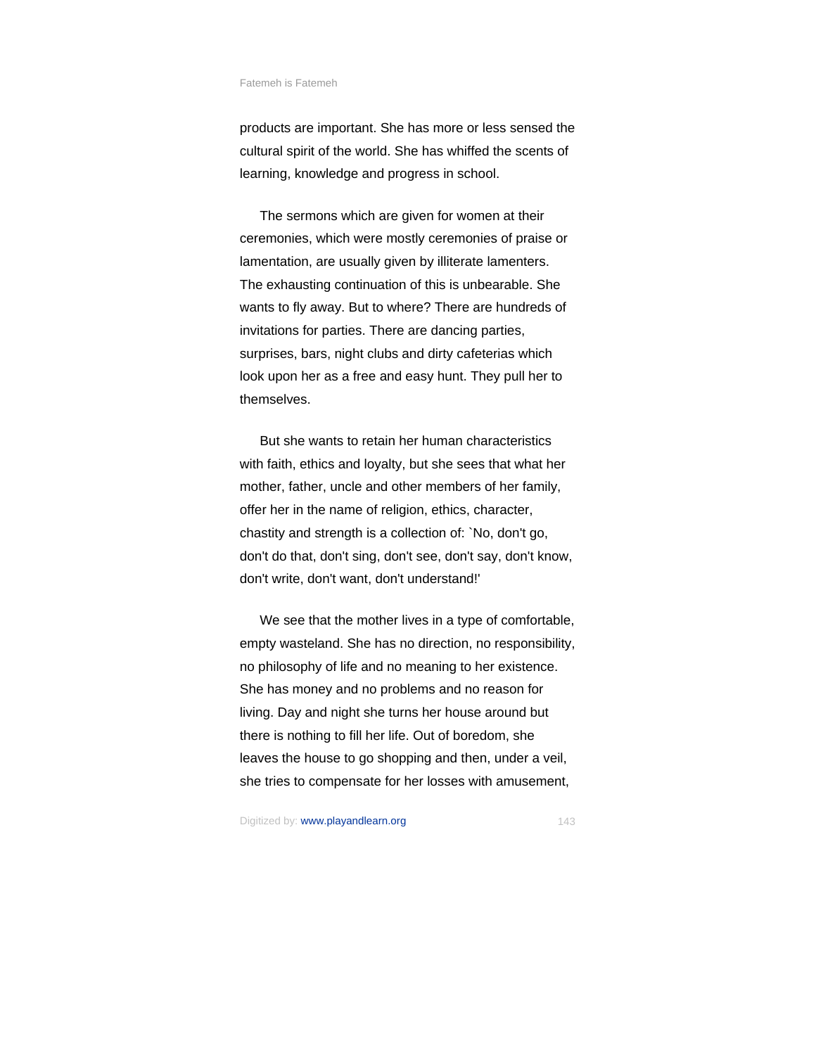products are important. She has more or less sensed the cultural spirit of the world. She has whiffed the scents of learning, knowledge and progress in school.

The sermons which are given for women at their ceremonies, which were mostly ceremonies of praise or lamentation, are usually given by illiterate lamenters. The exhausting continuation of this is unbearable. She wants to fly away. But to where? There are hundreds of invitations for parties. There are dancing parties, surprises, bars, night clubs and dirty cafeterias which look upon her as a free and easy hunt. They pull her to themselves.

But she wants to retain her human characteristics with faith, ethics and loyalty, but she sees that what her mother, father, uncle and other members of her family, offer her in the name of religion, ethics, character, chastity and strength is a collection of: `No, don't go, don't do that, don't sing, don't see, don't say, don't know, don't write, don't want, don't understand!'

We see that the mother lives in a type of comfortable, empty wasteland. She has no direction, no responsibility, no philosophy of life and no meaning to her existence. She has money and no problems and no reason for living. Day and night she turns her house around but there is nothing to fill her life. Out of boredom, she leaves the house to go shopping and then, under a veil, she tries to compensate for her losses with amusement,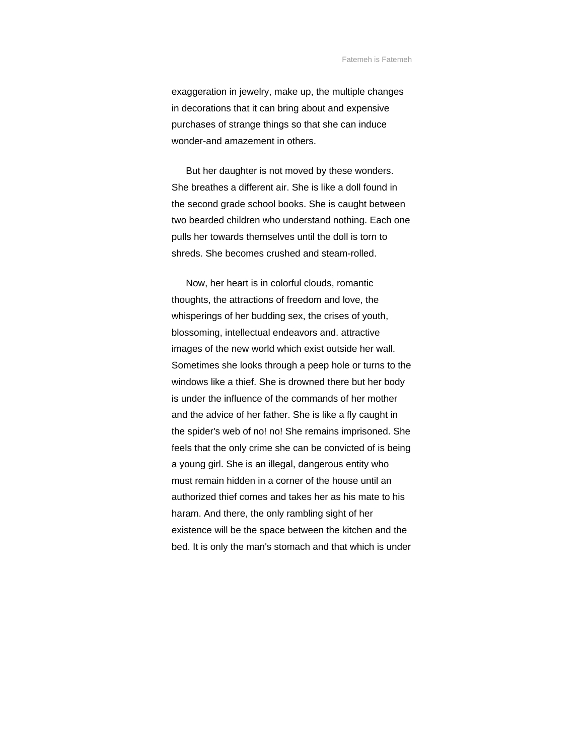exaggeration in jewelry, make up, the multiple changes in decorations that it can bring about and expensive purchases of strange things so that she can induce wonder-and amazement in others.

But her daughter is not moved by these wonders. She breathes a different air. She is like a doll found in the second grade school books. She is caught between two bearded children who understand nothing. Each one pulls her towards themselves until the doll is torn to shreds. She becomes crushed and steam-rolled.

Now, her heart is in colorful clouds, romantic thoughts, the attractions of freedom and love, the whisperings of her budding sex, the crises of youth, blossoming, intellectual endeavors and. attractive images of the new world which exist outside her wall. Sometimes she looks through a peep hole or turns to the windows like a thief. She is drowned there but her body is under the influence of the commands of her mother and the advice of her father. She is like a fly caught in the spider's web of no! no! She remains imprisoned. She feels that the only crime she can be convicted of is being a young girl. She is an illegal, dangerous entity who must remain hidden in a corner of the house until an authorized thief comes and takes her as his mate to his haram. And there, the only rambling sight of her existence will be the space between the kitchen and the bed. It is only the man's stomach and that which is under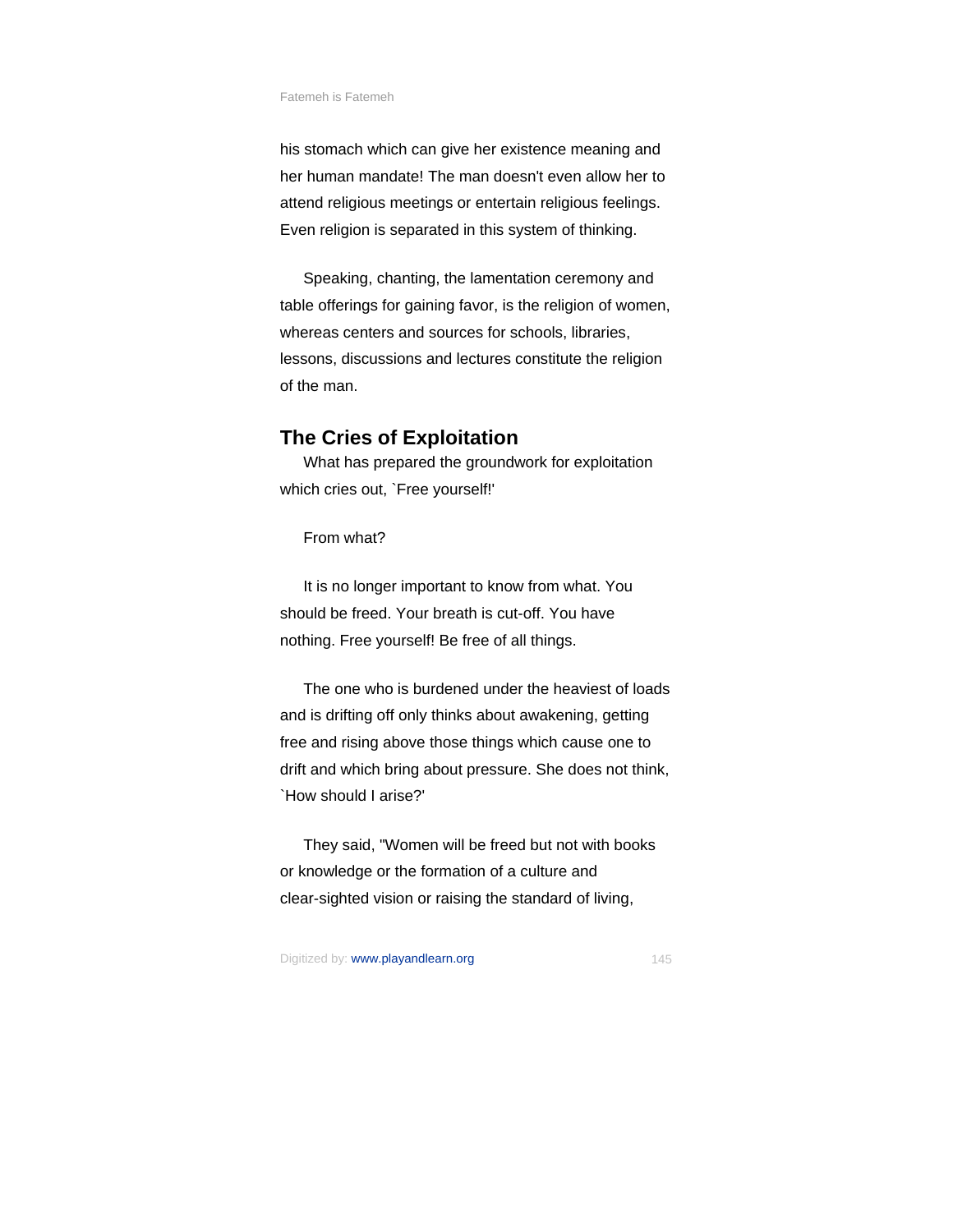his stomach which can give her existence meaning and her human mandate! The man doesn't even allow her to attend religious meetings or entertain religious feelings. Even religion is separated in this system of thinking.

Speaking, chanting, the lamentation ceremony and table offerings for gaining favor, is the religion of women, whereas centers and sources for schools, libraries, lessons, discussions and lectures constitute the religion of the man.

## The Cries of Exploitation

What has prepared the groundwork for exploitation which cries out, `Free yourself!'

From what?

It is no longer important to know from what. You should be freed. Your breath is cut-off. You have nothing. Free yourself! Be free of all things.

The one who is burdened under the heaviest of loads and is drifting off only thinks about awakening, getting free and rising above those things which cause one to drift and which bring about pressure. She does not think, `How should I arise?'

They said, "Women will be freed but not with books or knowledge or the formation of a culture and clear-sighted vision or raising the standard of living,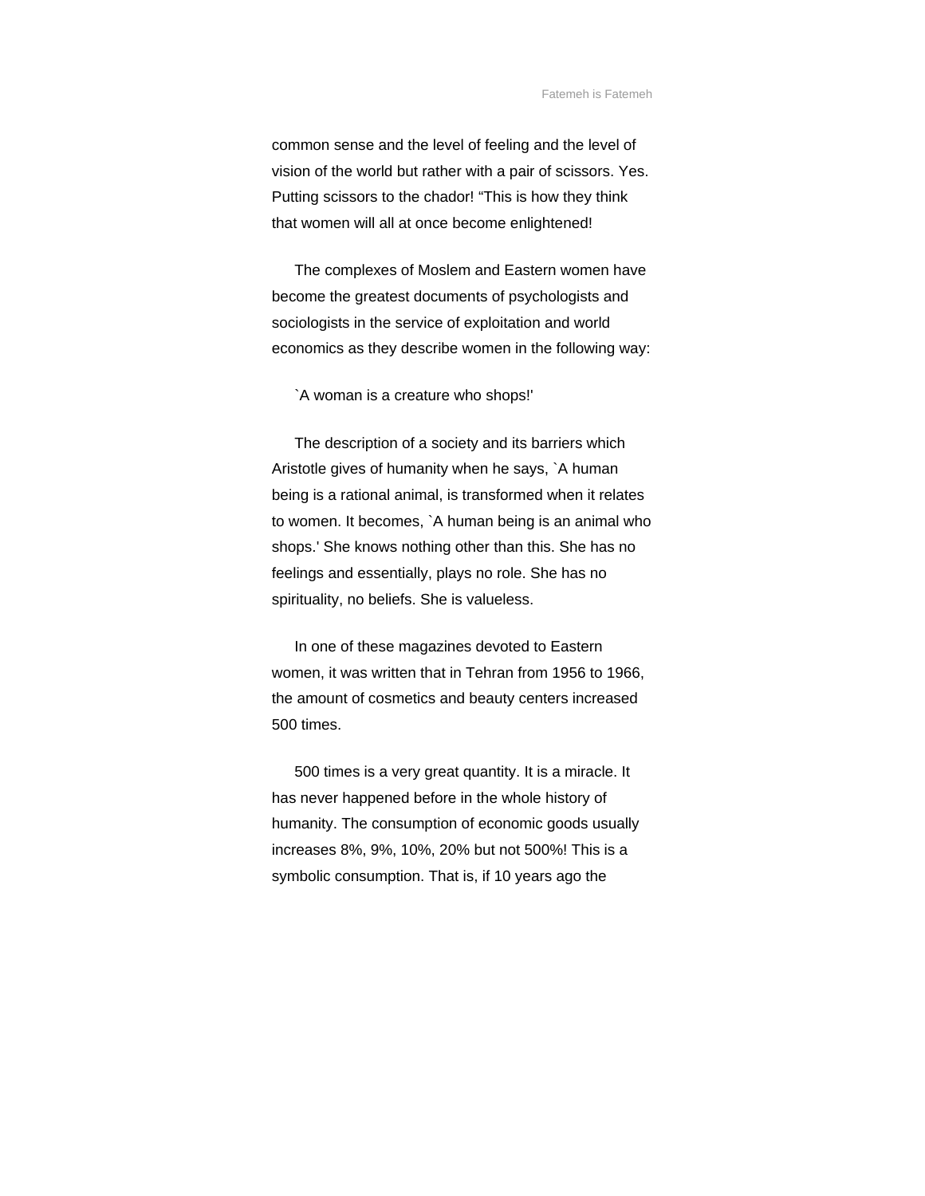common sense and the level of feeling and the level of vision of the world but rather with a pair of scissors. Yes. Putting scissors to the chador! "This is how they think that women will all at once become enlightened!

The complexes of Moslem and Eastern women have become the greatest documents of psychologists and sociologists in the service of exploitation and world economics as they describe women in the following way:

`A woman is a creature who shops!'

The description of a society and its barriers which Aristotle gives of humanity when he says, `A human being is a rational animal, is transformed when it relates to women. It becomes, `A human being is an animal who shops.' She knows nothing other than this. She has no feelings and essentially, plays no role. She has no spirituality, no beliefs. She is valueless.

In one of these magazines devoted to Eastern women, it was written that in Tehran from 1956 to 1966, the amount of cosmetics and beauty centers increased 500 times.

500 times is a very great quantity. It is a miracle. It has never happened before in the whole history of humanity. The consumption of economic goods usually increases 8%, 9%, 10%, 20% but not 500%! This is a symbolic consumption. That is, if 10 years ago the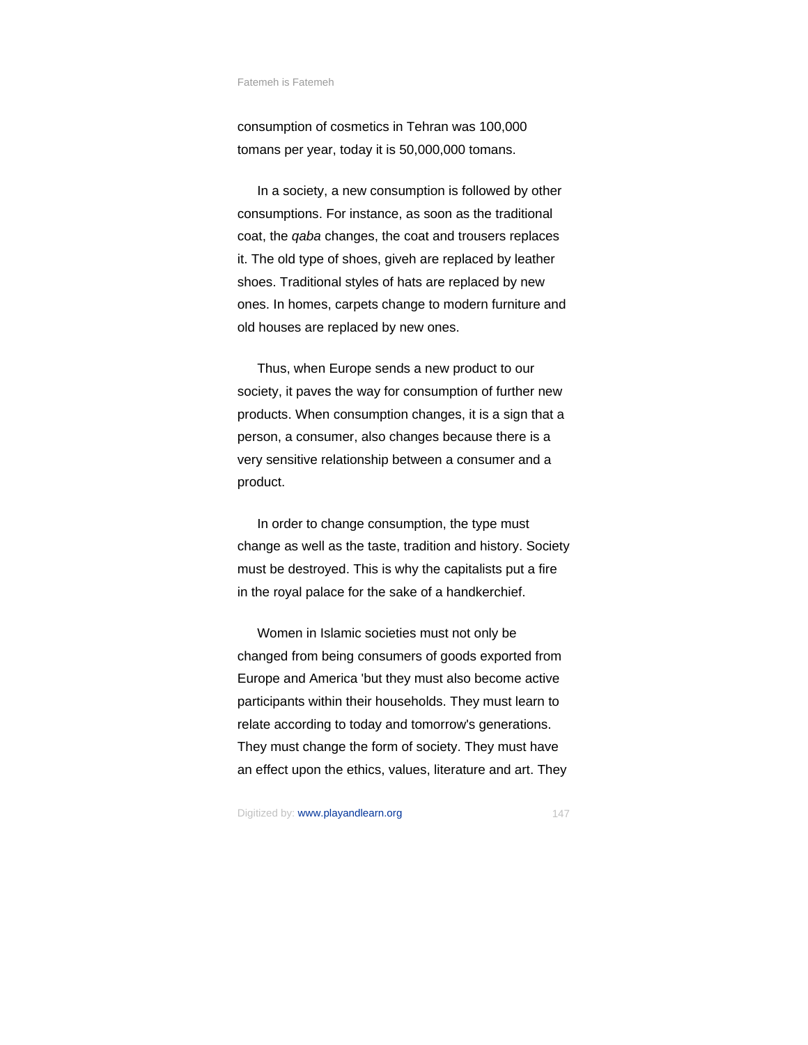consumption of cosmetics in Tehran was 100,000 tomans per year, today it is 50,000,000 tomans.

In a society, a new consumption is followed by other consumptions. For instance, as soon as the traditional coat, the *qaba* changes, the coat and trousers replaces it. The old type of shoes, giveh are replaced by leather shoes. Traditional styles of hats are replaced by new ones. In homes, carpets change to modern furniture and old houses are replaced by new ones.

Thus, when Europe sends a new product to our society, it paves the way for consumption of further new products. When consumption changes, it is a sign that a person, a consumer, also changes because there is a very sensitive relationship between a consumer and a product.

In order to change consumption, the type must change as well as the taste, tradition and history. Society must be destroyed. This is why the capitalists put a fire in the royal palace for the sake of a handkerchief.

Women in Islamic societies must not only be changed from being consumers of goods exported from Europe and America 'but they must also become active participants within their households. They must learn to relate according to today and tomorrow's generations. They must change the form of society. They must have an effect upon the ethics, values, literature and art. They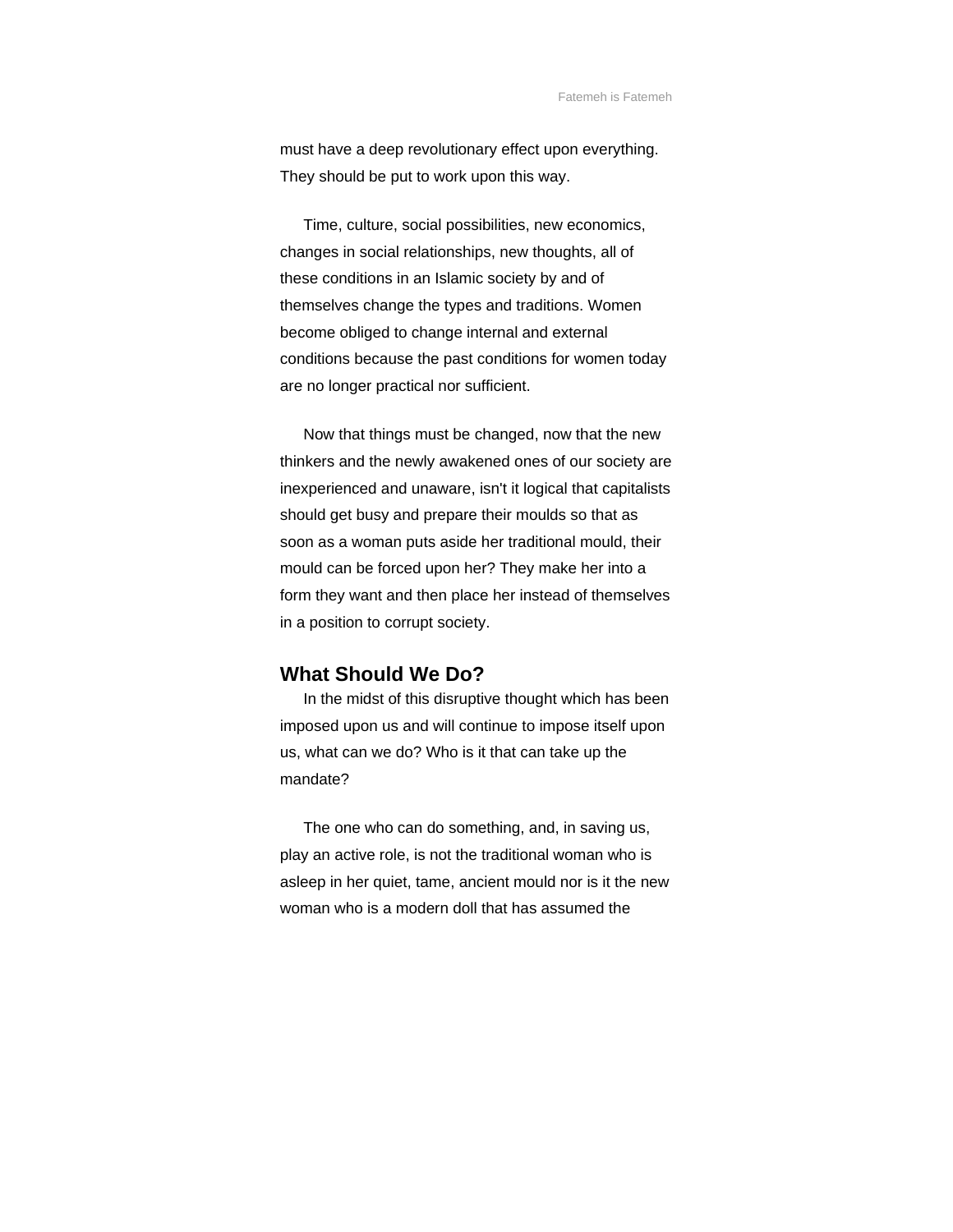must have a deep revolutionary effect upon everything. They should be put to work upon this way.

Time, culture, social possibilities, new economics, changes in social relationships, new thoughts, all of these conditions in an Islamic society by and of themselves change the types and traditions. Women become obliged to change internal and external conditions because the past conditions for women today are no longer practical nor sufficient.

Now that things must be changed, now that the new thinkers and the newly awakened ones of our society are inexperienced and unaware, isn't it logical that capitalists should get busy and prepare their moulds so that as soon as a woman puts aside her traditional mould, their mould can be forced upon her? They make her into a form they want and then place her instead of themselves in a position to corrupt society.

## What Should We Do?

In the midst of this disruptive thought which has been imposed upon us and will continue to impose itself upon us, what can we do? Who is it that can take up the mandate?

The one who can do something, and, in saving us, play an active role, is not the traditional woman who is asleep in her quiet, tame, ancient mould nor is it the new woman who is a modern doll that has assumed the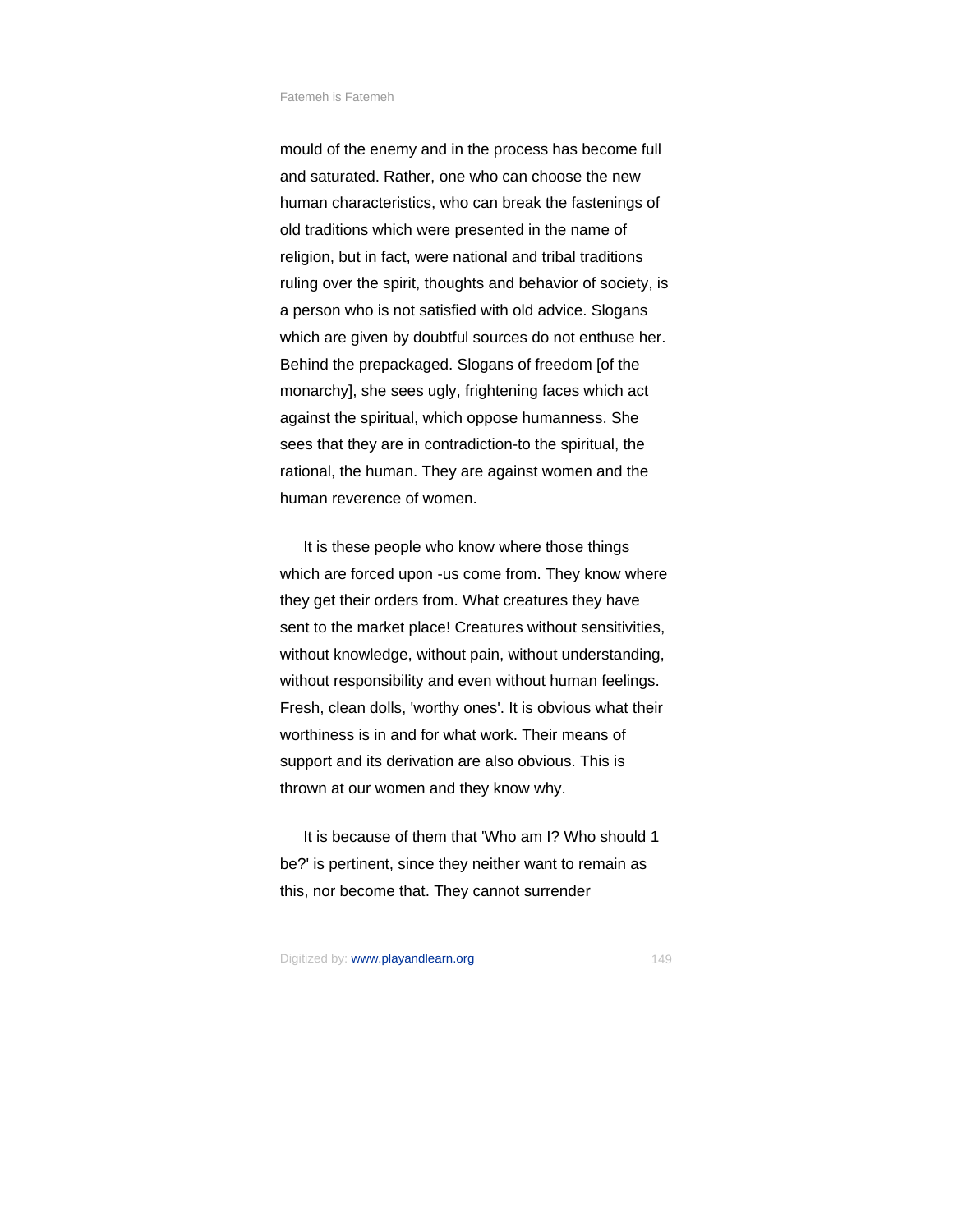mould of the enemy and in the process has become full and saturated. Rather, one who can choose the new human characteristics, who can break the fastenings of old traditions which were presented in the name of religion, but in fact, were national and tribal traditions ruling over the spirit, thoughts and behavior of society, is a person who is not satisfied with old advice. Slogans which are given by doubtful sources do not enthuse her. Behind the prepackaged. Slogans of freedom [of the monarchy], she sees ugly, frightening faces which act against the spiritual, which oppose humanness. She sees that they are in contradiction-to the spiritual, the rational, the human. They are against women and the human reverence of women.

It is these people who know where those things which are forced upon -us come from. They know where they get their orders from. What creatures they have sent to the market place! Creatures without sensitivities, without knowledge, without pain, without understanding, without responsibility and even without human feelings. Fresh, clean dolls, 'worthy ones'. It is obvious what their worthiness is in and for what work. Their means of support and its derivation are also obvious. This is thrown at our women and they know why.

It is because of them that 'Who am I? Who should 1 be?' is pertinent, since they neither want to remain as this, nor become that. They cannot surrender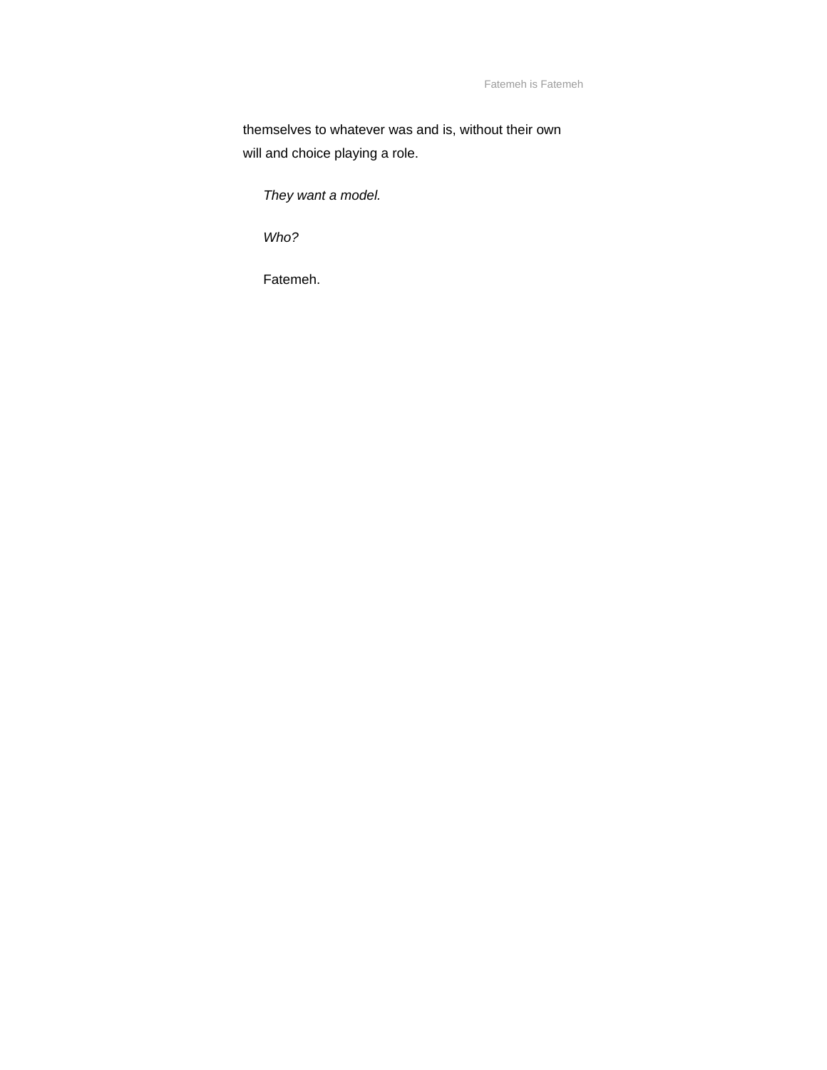themselves to whatever was and is, without their own will and choice playing a role.

*They want a model.*

*Who?*

Fatemeh.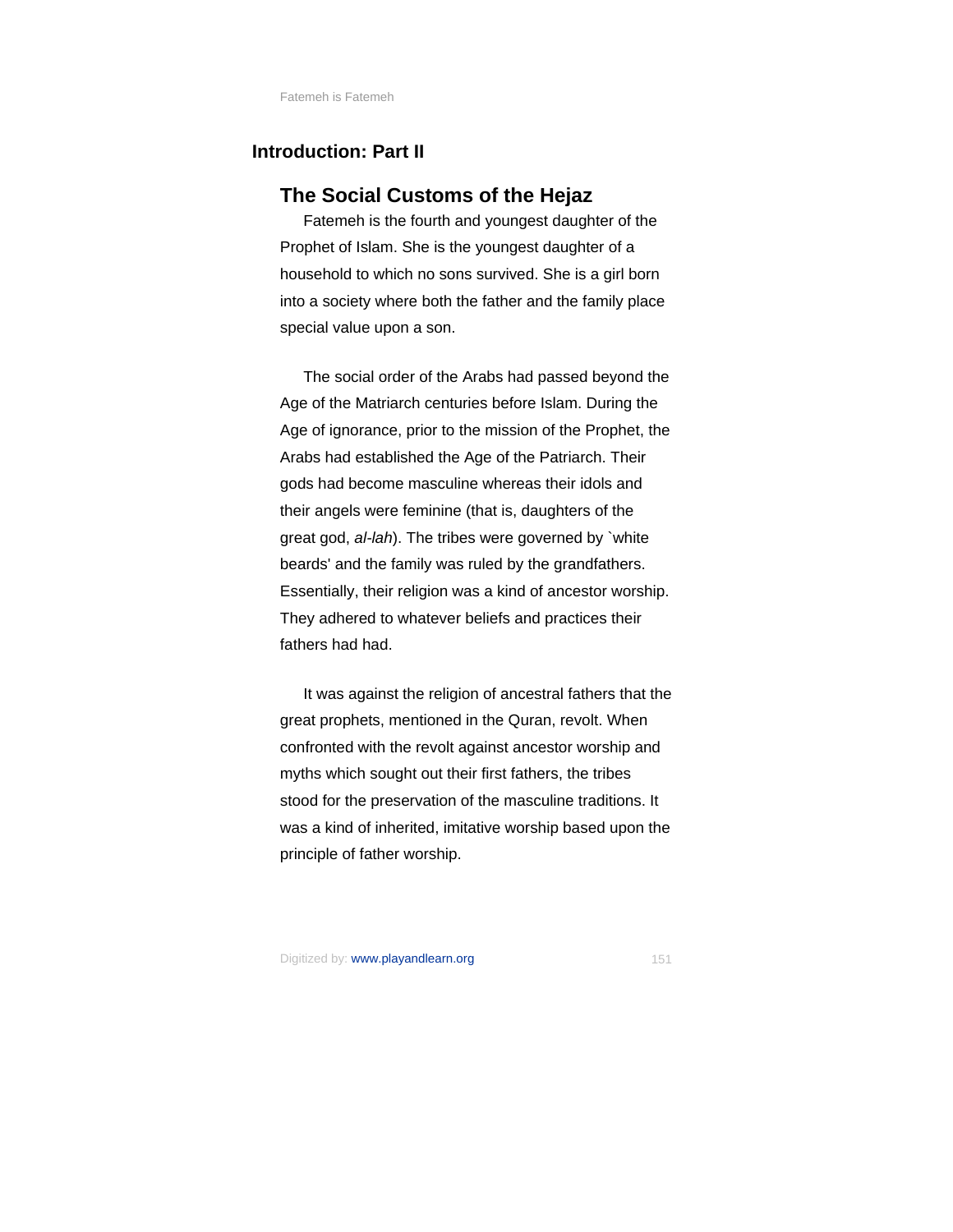## Introduction: Part II

### The Social Customs of the Hejaz

Fatemeh is the fourth and youngest daughter of the Prophet of Islam. She is the youngest daughter of a household to which no sons survived. She is a girl born into a society where both the father and the family place special value upon a son.

The social order of the Arabs had passed beyond the Age of the Matriarch centuries before Islam. During the Age of ignorance, prior to the mission of the Prophet, the Arabs had established the Age of the Patriarch. Their gods had become masculine whereas their idols and their angels were feminine (that is, daughters of the great god, *al-lah*). The tribes were governed by `white beards' and the family was ruled by the grandfathers. Essentially, their religion was a kind of ancestor worship. They adhered to whatever beliefs and practices their fathers had had.

It was against the religion of ancestral fathers that the great prophets, mentioned in the Quran, revolt. When confronted with the revolt against ancestor worship and myths which sought out their first fathers, the tribes stood for the preservation of the masculine traditions. It was a kind of inherited, imitative worship based upon the principle of father worship.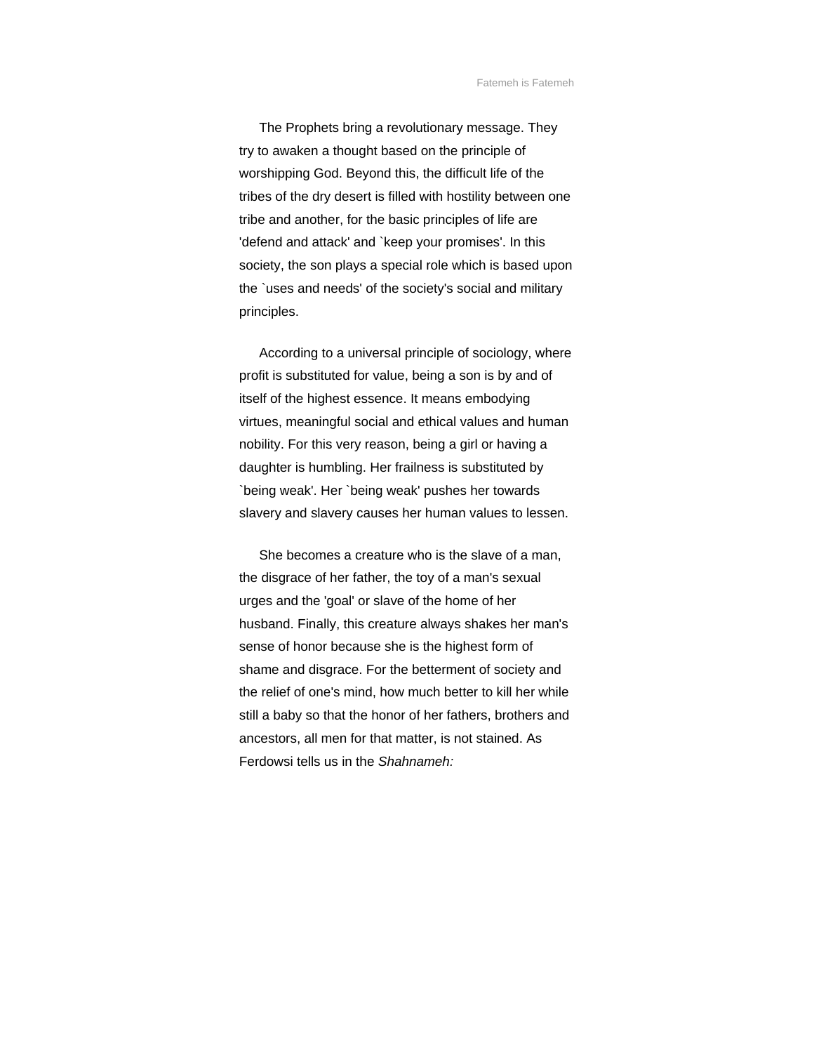The Prophets bring a revolutionary message. They try to awaken a thought based on the principle of worshipping God. Beyond this, the difficult life of the tribes of the dry desert is filled with hostility between one tribe and another, for the basic principles of life are 'defend and attack' and `keep your promises'. In this society, the son plays a special role which is based upon the `uses and needs' of the society's social and military principles.

According to a universal principle of sociology, where profit is substituted for value, being a son is by and of itself of the highest essence. It means embodying virtues, meaningful social and ethical values and human nobility. For this very reason, being a girl or having a daughter is humbling. Her frailness is substituted by `being weak'. Her `being weak' pushes her towards slavery and slavery causes her human values to lessen.

She becomes a creature who is the slave of a man, the disgrace of her father, the toy of a man's sexual urges and the 'goal' or slave of the home of her husband. Finally, this creature always shakes her man's sense of honor because she is the highest form of shame and disgrace. For the betterment of society and the relief of one's mind, how much better to kill her while still a baby so that the honor of her fathers, brothers and ancestors, all men for that matter, is not stained. As Ferdowsi tells us in the *Shahnameh:*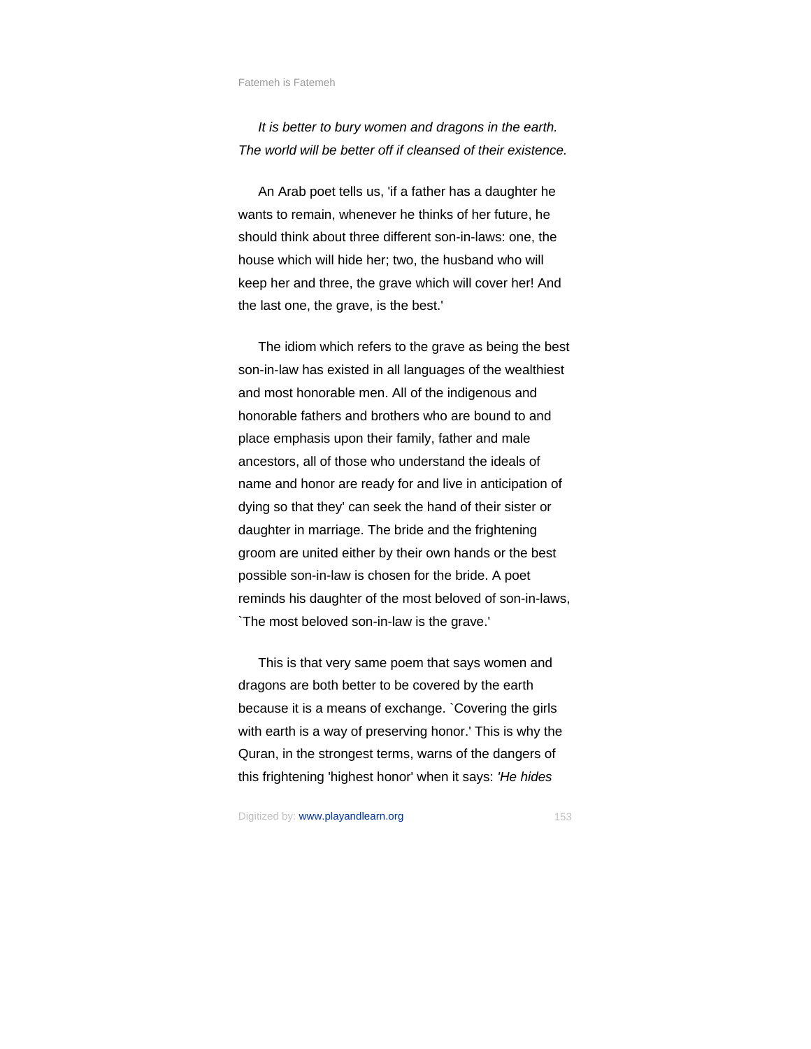*It is better to bury women and dragons in the earth. The world will be better off if cleansed of their existence.*

An Arab poet tells us, 'if a father has a daughter he wants to remain, whenever he thinks of her future, he should think about three different son-in-laws: one, the house which will hide her; two, the husband who will keep her and three, the grave which will cover her! And the last one, the grave, is the best.'

The idiom which refers to the grave as being the best son-in-law has existed in all languages of the wealthiest and most honorable men. All of the indigenous and honorable fathers and brothers who are bound to and place emphasis upon their family, father and male ancestors, all of those who understand the ideals of name and honor are ready for and live in anticipation of dying so that they' can seek the hand of their sister or daughter in marriage. The bride and the frightening groom are united either by their own hands or the best possible son-in-law is chosen for the bride. A poet reminds his daughter of the most beloved of son-in-laws, `The most beloved son-in-law is the grave.'

This is that very same poem that says women and dragons are both better to be covered by the earth because it is a means of exchange. `Covering the girls with earth is a way of preserving honor.' This is why the Quran, in the strongest terms, warns of the dangers of this frightening 'highest honor' when it says: *'He hides*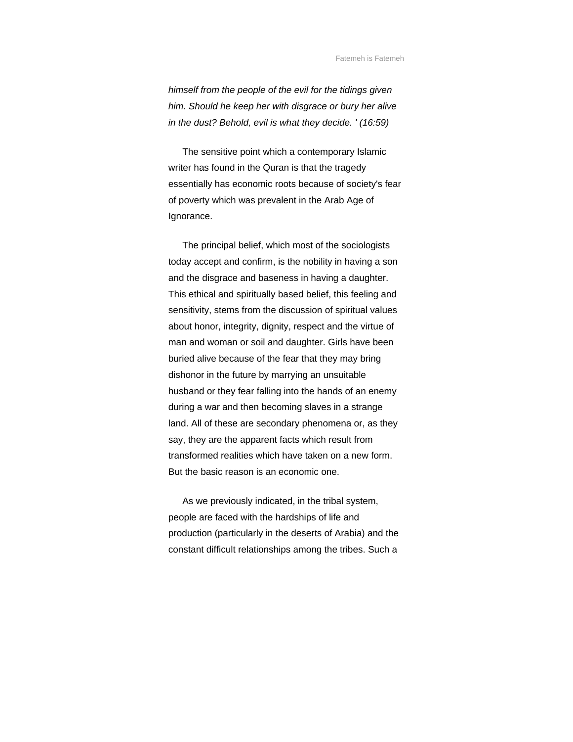*himself from the people of the evil for the tidings given him. Should he keep her with disgrace or bury her alive in the dust? Behold, evil is what they decide. ' (16:59)*

The sensitive point which a contemporary Islamic writer has found in the Quran is that the tragedy essentially has economic roots because of society's fear of poverty which was prevalent in the Arab Age of Ignorance.

The principal belief, which most of the sociologists today accept and confirm, is the nobility in having a son and the disgrace and baseness in having a daughter. This ethical and spiritually based belief, this feeling and sensitivity, stems from the discussion of spiritual values about honor, integrity, dignity, respect and the virtue of man and woman or soil and daughter. Girls have been buried alive because of the fear that they may bring dishonor in the future by marrying an unsuitable husband or they fear falling into the hands of an enemy during a war and then becoming slaves in a strange land. All of these are secondary phenomena or, as they say, they are the apparent facts which result from transformed realities which have taken on a new form. But the basic reason is an economic one.

As we previously indicated, in the tribal system, people are faced with the hardships of life and production (particularly in the deserts of Arabia) and the constant difficult relationships among the tribes. Such a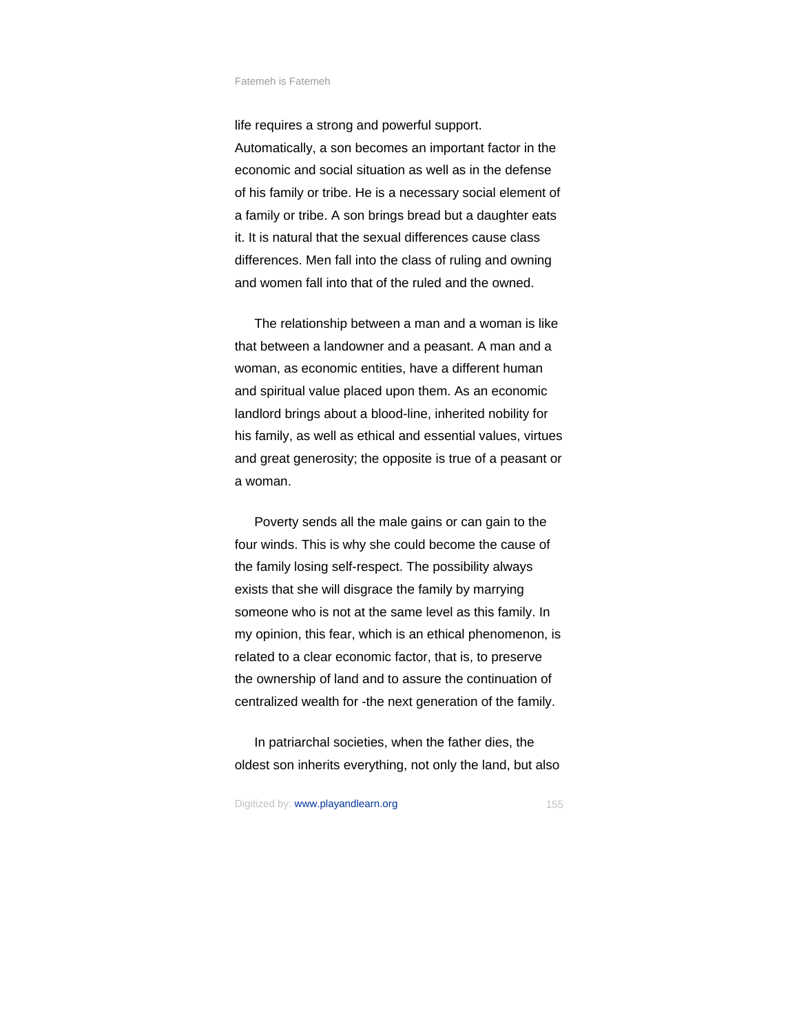life requires a strong and powerful support. Automatically, a son becomes an important factor in the economic and social situation as well as in the defense of his family or tribe. He is a necessary social element of a family or tribe. A son brings bread but a daughter eats it. It is natural that the sexual differences cause class differences. Men fall into the class of ruling and owning and women fall into that of the ruled and the owned.

The relationship between a man and a woman is like that between a landowner and a peasant. A man and a woman, as economic entities, have a different human and spiritual value placed upon them. As an economic landlord brings about a blood-line, inherited nobility for his family, as well as ethical and essential values, virtues and great generosity; the opposite is true of a peasant or a woman.

Poverty sends all the male gains or can gain to the four winds. This is why she could become the cause of the family losing self-respect. The possibility always exists that she will disgrace the family by marrying someone who is not at the same level as this family. In my opinion, this fear, which is an ethical phenomenon, is related to a clear economic factor, that is, to preserve the ownership of land and to assure the continuation of centralized wealth for -the next generation of the family.

In patriarchal societies, when the father dies, the oldest son inherits everything, not only the land, but also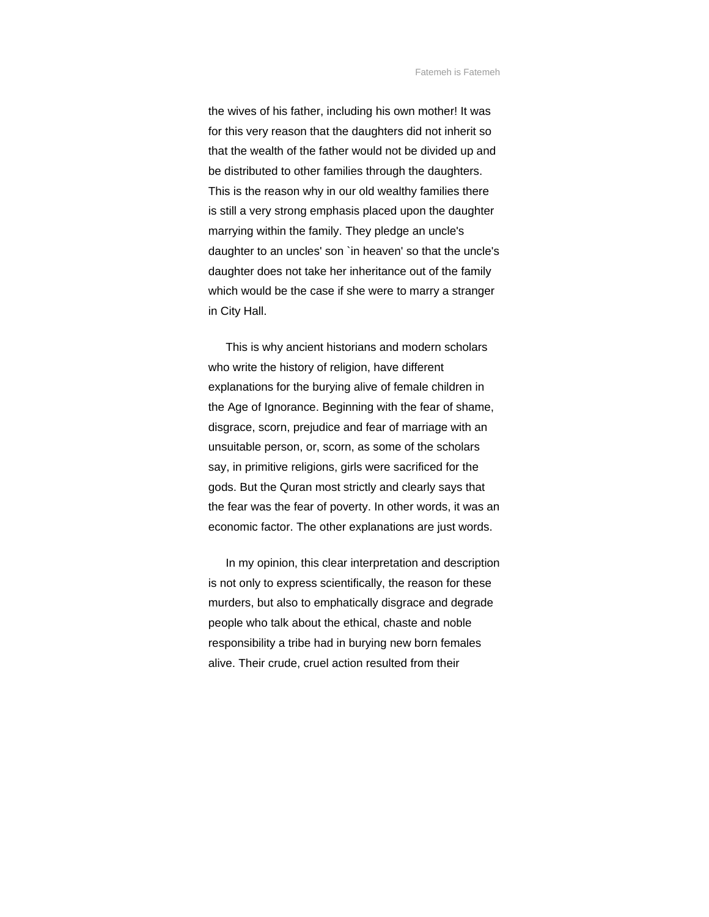the wives of his father, including his own mother! It was for this very reason that the daughters did not inherit so that the wealth of the father would not be divided up and be distributed to other families through the daughters. This is the reason why in our old wealthy families there is still a very strong emphasis placed upon the daughter marrying within the family. They pledge an uncle's daughter to an uncles' son `in heaven' so that the uncle's daughter does not take her inheritance out of the family which would be the case if she were to marry a stranger in City Hall.

This is why ancient historians and modern scholars who write the history of religion, have different explanations for the burying alive of female children in the Age of Ignorance. Beginning with the fear of shame, disgrace, scorn, prejudice and fear of marriage with an unsuitable person, or, scorn, as some of the scholars say, in primitive religions, girls were sacrificed for the gods. But the Quran most strictly and clearly says that the fear was the fear of poverty. In other words, it was an economic factor. The other explanations are just words.

In my opinion, this clear interpretation and description is not only to express scientifically, the reason for these murders, but also to emphatically disgrace and degrade people who talk about the ethical, chaste and noble responsibility a tribe had in burying new born females alive. Their crude, cruel action resulted from their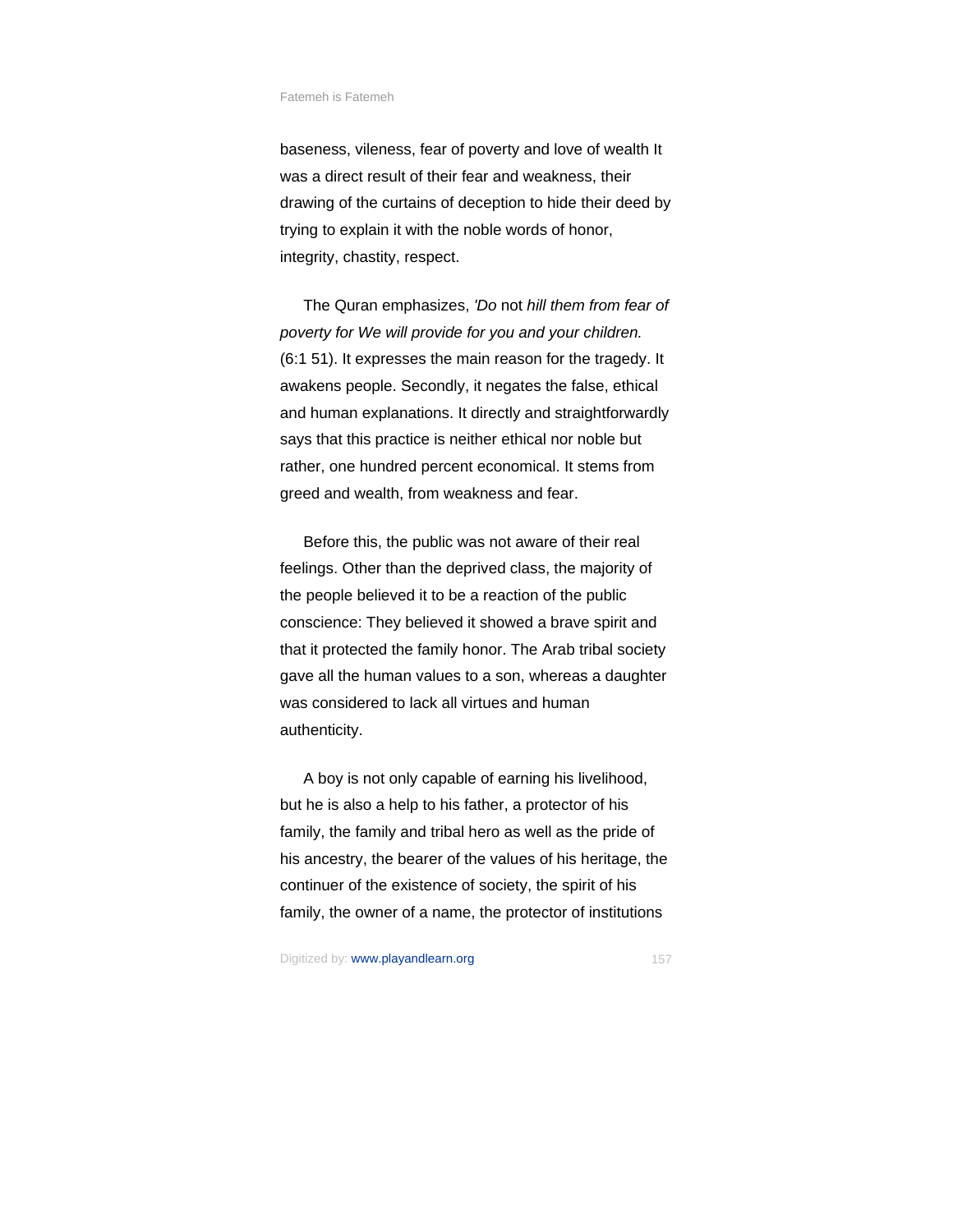baseness, vileness, fear of poverty and love of wealth It was a direct result of their fear and weakness, their drawing of the curtains of deception to hide their deed by trying to explain it with the noble words of honor, integrity, chastity, respect.

The Quran emphasizes, *'Do* not *hill them from fear of poverty for We will provide for you and your children.* (6:1 51). It expresses the main reason for the tragedy. It awakens people. Secondly, it negates the false, ethical and human explanations. It directly and straightforwardly says that this practice is neither ethical nor noble but rather, one hundred percent economical. It stems from greed and wealth, from weakness and fear.

Before this, the public was not aware of their real feelings. Other than the deprived class, the majority of the people believed it to be a reaction of the public conscience: They believed it showed a brave spirit and that it protected the family honor. The Arab tribal society gave all the human values to a son, whereas a daughter was considered to lack all virtues and human authenticity.

A boy is not only capable of earning his livelihood, but he is also a help to his father, a protector of his family, the family and tribal hero as well as the pride of his ancestry, the bearer of the values of his heritage, the continuer of the existence of society, the spirit of his family, the owner of a name, the protector of institutions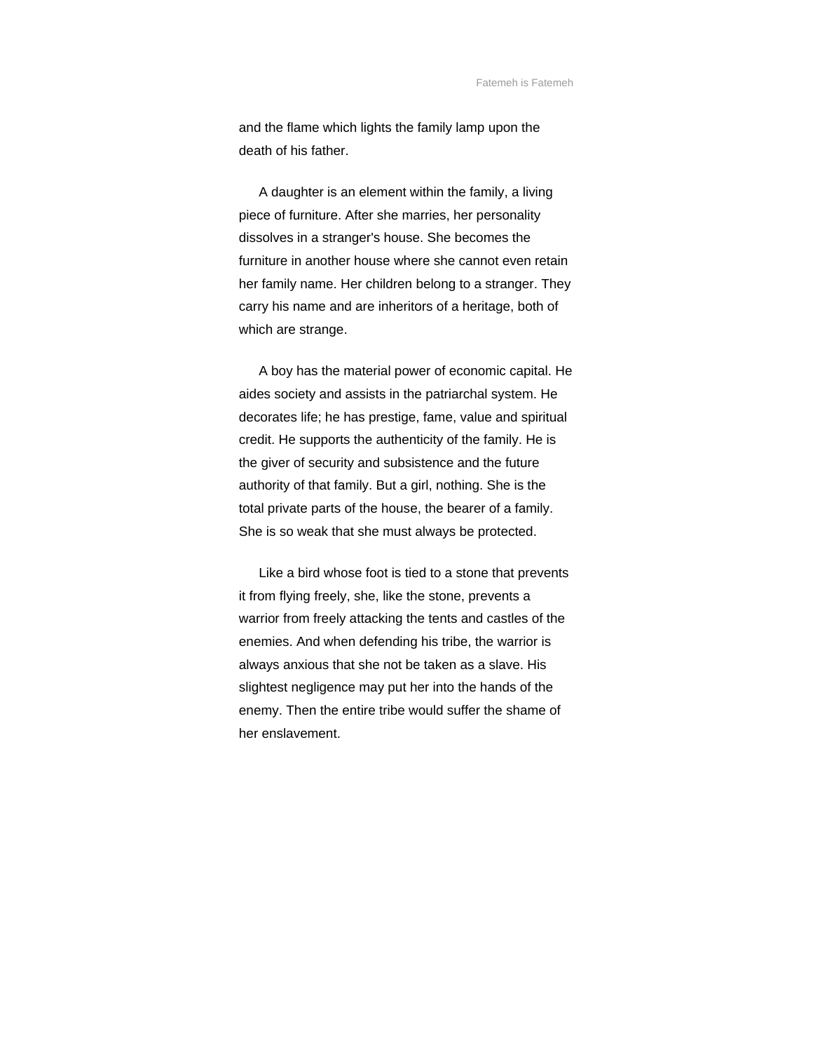and the flame which lights the family lamp upon the death of his father.

A daughter is an element within the family, a living piece of furniture. After she marries, her personality dissolves in a stranger's house. She becomes the furniture in another house where she cannot even retain her family name. Her children belong to a stranger. They carry his name and are inheritors of a heritage, both of which are strange.

A boy has the material power of economic capital. He aides society and assists in the patriarchal system. He decorates life; he has prestige, fame, value and spiritual credit. He supports the authenticity of the family. He is the giver of security and subsistence and the future authority of that family. But a girl, nothing. She is the total private parts of the house, the bearer of a family. She is so weak that she must always be protected.

Like a bird whose foot is tied to a stone that prevents it from flying freely, she, like the stone, prevents a warrior from freely attacking the tents and castles of the enemies. And when defending his tribe, the warrior is always anxious that she not be taken as a slave. His slightest negligence may put her into the hands of the enemy. Then the entire tribe would suffer the shame of her enslavement.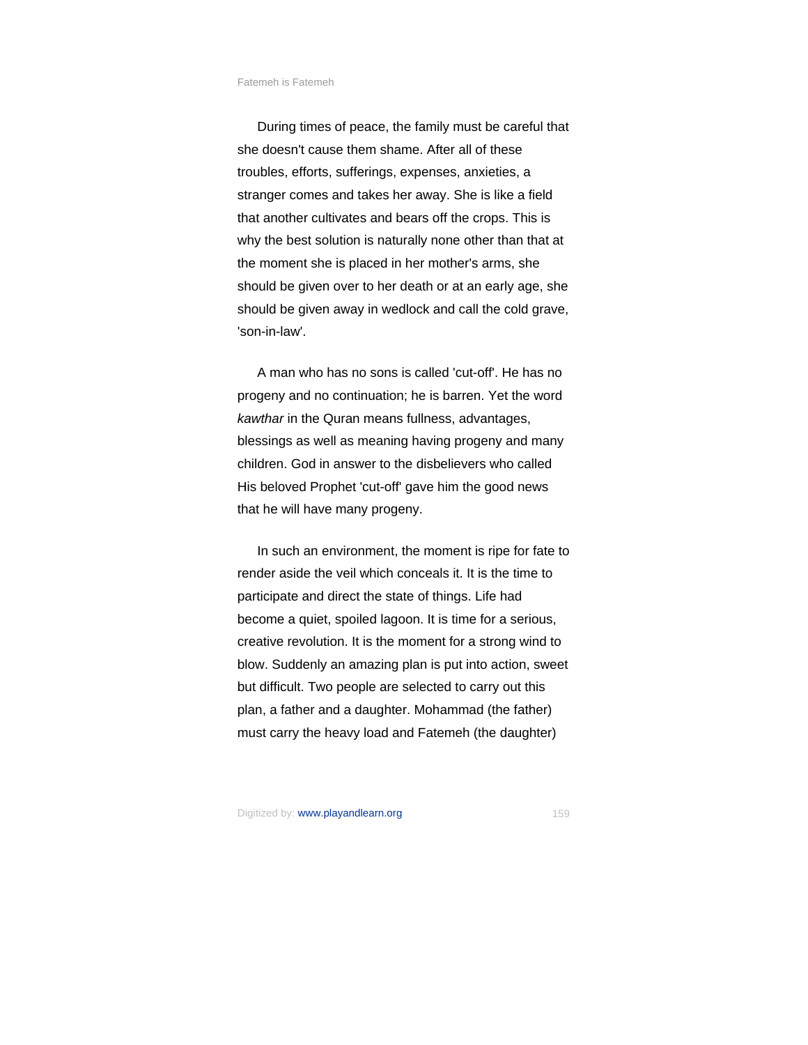During times of peace, the family must be careful that she doesn't cause them shame. After all of these troubles, efforts, sufferings, expenses, anxieties, a stranger comes and takes her away. She is like a field that another cultivates and bears off the crops. This is why the best solution is naturally none other than that at the moment she is placed in her mother's arms, she should be given over to her death or at an early age, she should be given away in wedlock and call the cold grave, 'son-in-law'.

A man who has no sons is called 'cut-off'. He has no progeny and no continuation; he is barren. Yet the word *kawthar* in the Quran means fullness, advantages, blessings as well as meaning having progeny and many children. God in answer to the disbelievers who called His beloved Prophet 'cut-off' gave him the good news that he will have many progeny.

In such an environment, the moment is ripe for fate to render aside the veil which conceals it. It is the time to participate and direct the state of things. Life had become a quiet, spoiled lagoon. It is time for a serious, creative revolution. It is the moment for a strong wind to blow. Suddenly an amazing plan is put into action, sweet but difficult. Two people are selected to carry out this plan, a father and a daughter. Mohammad (the father) must carry the heavy load and Fatemeh (the daughter)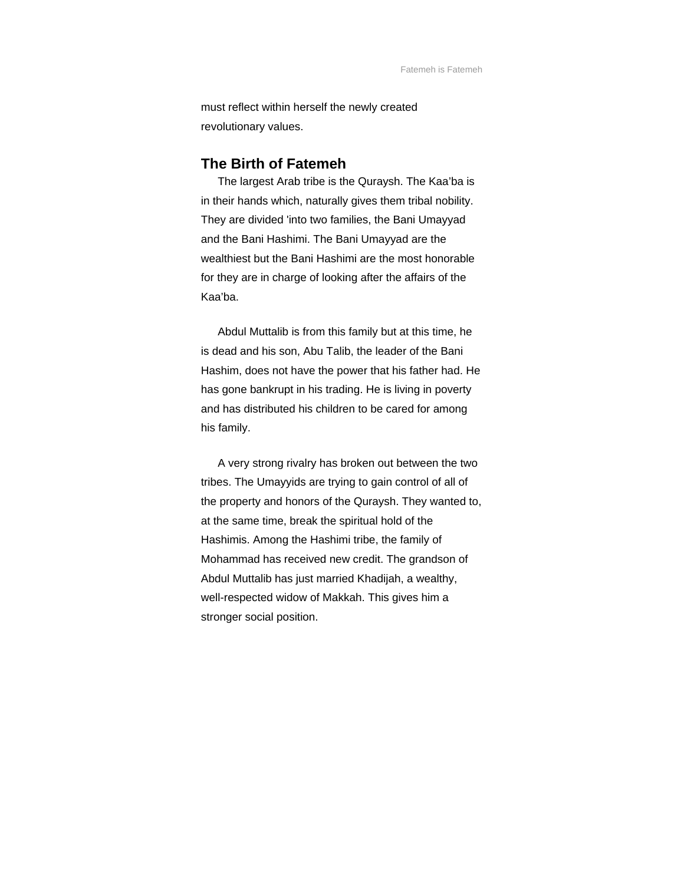must reflect within herself the newly created revolutionary values.

## The Birth of Fatemeh

The largest Arab tribe is the Quraysh. The Kaa'ba is in their hands which, naturally gives them tribal nobility. They are divided 'into two families, the Bani Umayyad and the Bani Hashimi. The Bani Umayyad are the wealthiest but the Bani Hashimi are the most honorable for they are in charge of looking after the affairs of the Kaa'ba.

Abdul Muttalib is from this family but at this time, he is dead and his son, Abu Talib, the leader of the Bani Hashim, does not have the power that his father had. He has gone bankrupt in his trading. He is living in poverty and has distributed his children to be cared for among his family.

A very strong rivalry has broken out between the two tribes. The Umayyids are trying to gain control of all of the property and honors of the Quraysh. They wanted to, at the same time, break the spiritual hold of the Hashimis. Among the Hashimi tribe, the family of Mohammad has received new credit. The grandson of Abdul Muttalib has just married Khadijah, a wealthy, well-respected widow of Makkah. This gives him a stronger social position.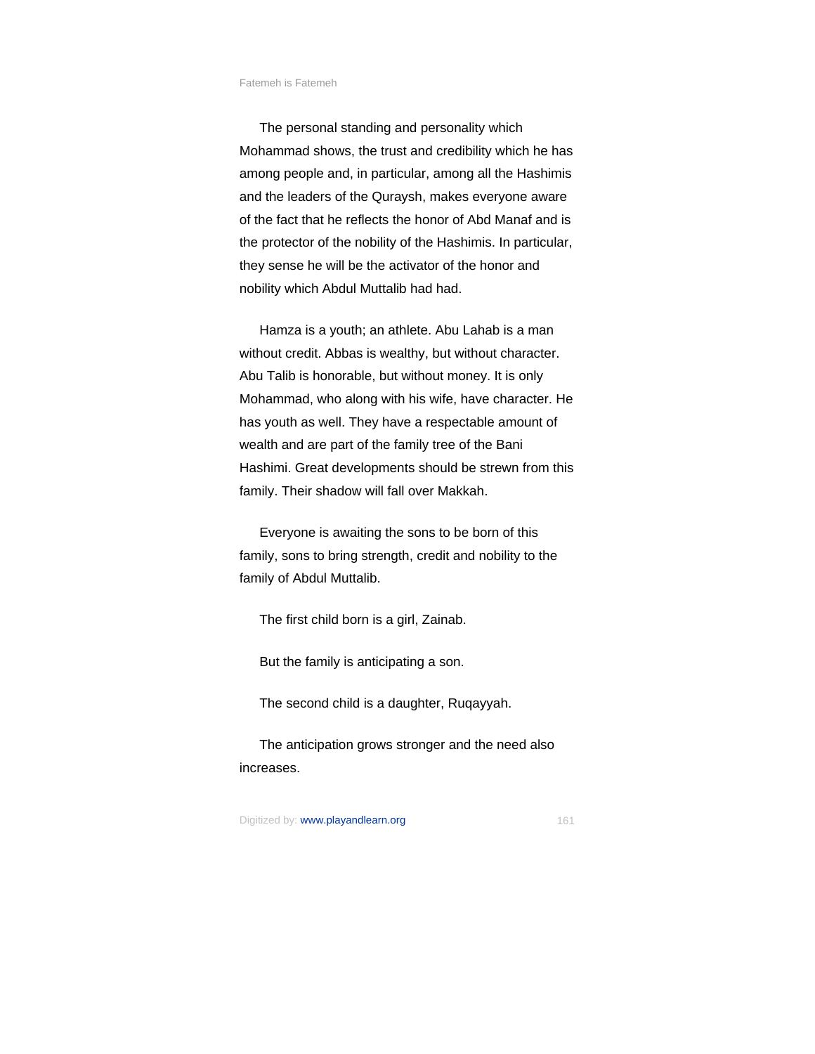The personal standing and personality which Mohammad shows, the trust and credibility which he has among people and, in particular, among all the Hashimis and the leaders of the Quraysh, makes everyone aware of the fact that he reflects the honor of Abd Manaf and is the protector of the nobility of the Hashimis. In particular, they sense he will be the activator of the honor and nobility which Abdul Muttalib had had.

Hamza is a youth; an athlete. Abu Lahab is a man without credit. Abbas is wealthy, but without character. Abu Talib is honorable, but without money. It is only Mohammad, who along with his wife, have character. He has youth as well. They have a respectable amount of wealth and are part of the family tree of the Bani Hashimi. Great developments should be strewn from this family. Their shadow will fall over Makkah.

Everyone is awaiting the sons to be born of this family, sons to bring strength, credit and nobility to the family of Abdul Muttalib.

The first child born is a girl, Zainab.

But the family is anticipating a son.

The second child is a daughter, Ruqayyah.

The anticipation grows stronger and the need also increases.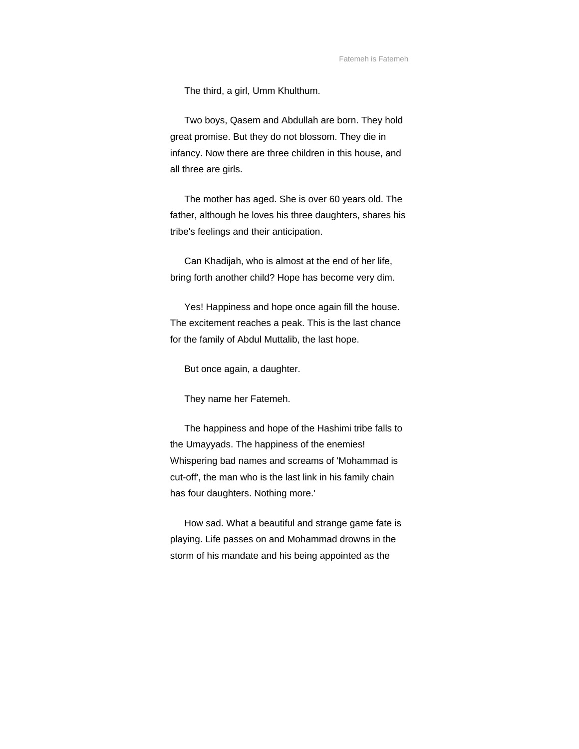The third, a girl, Umm Khulthum.

Two boys, Qasem and Abdullah are born. They hold great promise. But they do not blossom. They die in infancy. Now there are three children in this house, and all three are girls.

The mother has aged. She is over 60 years old. The father, although he loves his three daughters, shares his tribe's feelings and their anticipation.

Can Khadijah, who is almost at the end of her life, bring forth another child? Hope has become very dim.

Yes! Happiness and hope once again fill the house. The excitement reaches a peak. This is the last chance for the family of Abdul Muttalib, the last hope.

But once again, a daughter.

They name her Fatemeh.

The happiness and hope of the Hashimi tribe falls to the Umayyads. The happiness of the enemies! Whispering bad names and screams of 'Mohammad is cut-off', the man who is the last link in his family chain has four daughters. Nothing more.'

How sad. What a beautiful and strange game fate is playing. Life passes on and Mohammad drowns in the storm of his mandate and his being appointed as the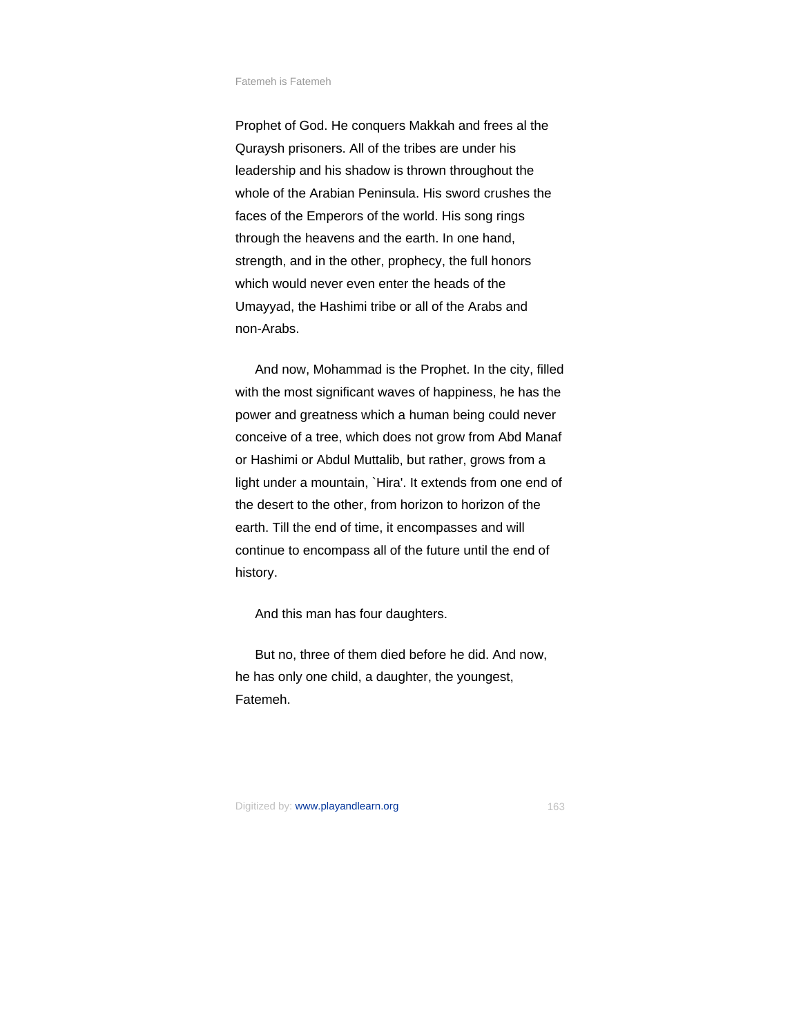Prophet of God. He conquers Makkah and frees al the Quraysh prisoners. All of the tribes are under his leadership and his shadow is thrown throughout the whole of the Arabian Peninsula. His sword crushes the faces of the Emperors of the world. His song rings through the heavens and the earth. In one hand, strength, and in the other, prophecy, the full honors which would never even enter the heads of the Umayyad, the Hashimi tribe or all of the Arabs and non-Arabs.

And now, Mohammad is the Prophet. In the city, filled with the most significant waves of happiness, he has the power and greatness which a human being could never conceive of a tree, which does not grow from Abd Manaf or Hashimi or Abdul Muttalib, but rather, grows from a light under a mountain, `Hira'. It extends from one end of the desert to the other, from horizon to horizon of the earth. Till the end of time, it encompasses and will continue to encompass all of the future until the end of history.

And this man has four daughters.

But no, three of them died before he did. And now, he has only one child, a daughter, the youngest, Fatemeh.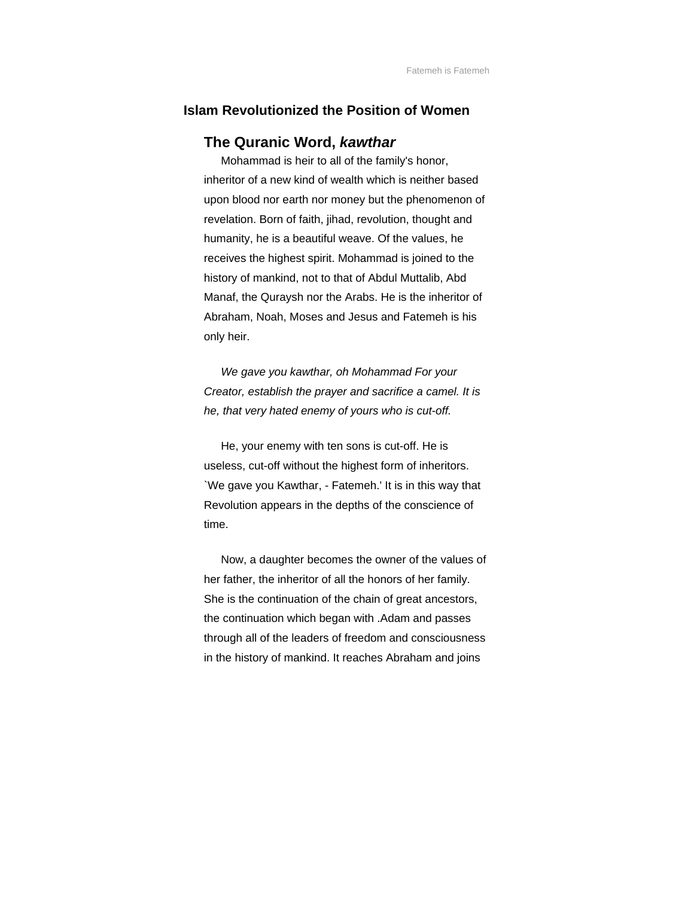## Islam Revolutionized the Position of Women

### The Quranic Word, *kawthar*

Mohammad is heir to all of the family's honor, inheritor of a new kind of wealth which is neither based upon blood nor earth nor money but the phenomenon of revelation. Born of faith, jihad, revolution, thought and humanity, he is a beautiful weave. Of the values, he receives the highest spirit. Mohammad is joined to the history of mankind, not to that of Abdul Muttalib, Abd Manaf, the Quraysh nor the Arabs. He is the inheritor of Abraham, Noah, Moses and Jesus and Fatemeh is his only heir.

*We gave you kawthar, oh Mohammad For your Creator, establish the prayer and sacrifice a camel. It is he, that very hated enemy of yours who is cut-off.*

He, your enemy with ten sons is cut-off. He is useless, cut-off without the highest form of inheritors. `We gave you Kawthar, - Fatemeh.' It is in this way that Revolution appears in the depths of the conscience of time.

Now, a daughter becomes the owner of the values of her father, the inheritor of all the honors of her family. She is the continuation of the chain of great ancestors, the continuation which began with .Adam and passes through all of the leaders of freedom and consciousness in the history of mankind. It reaches Abraham and joins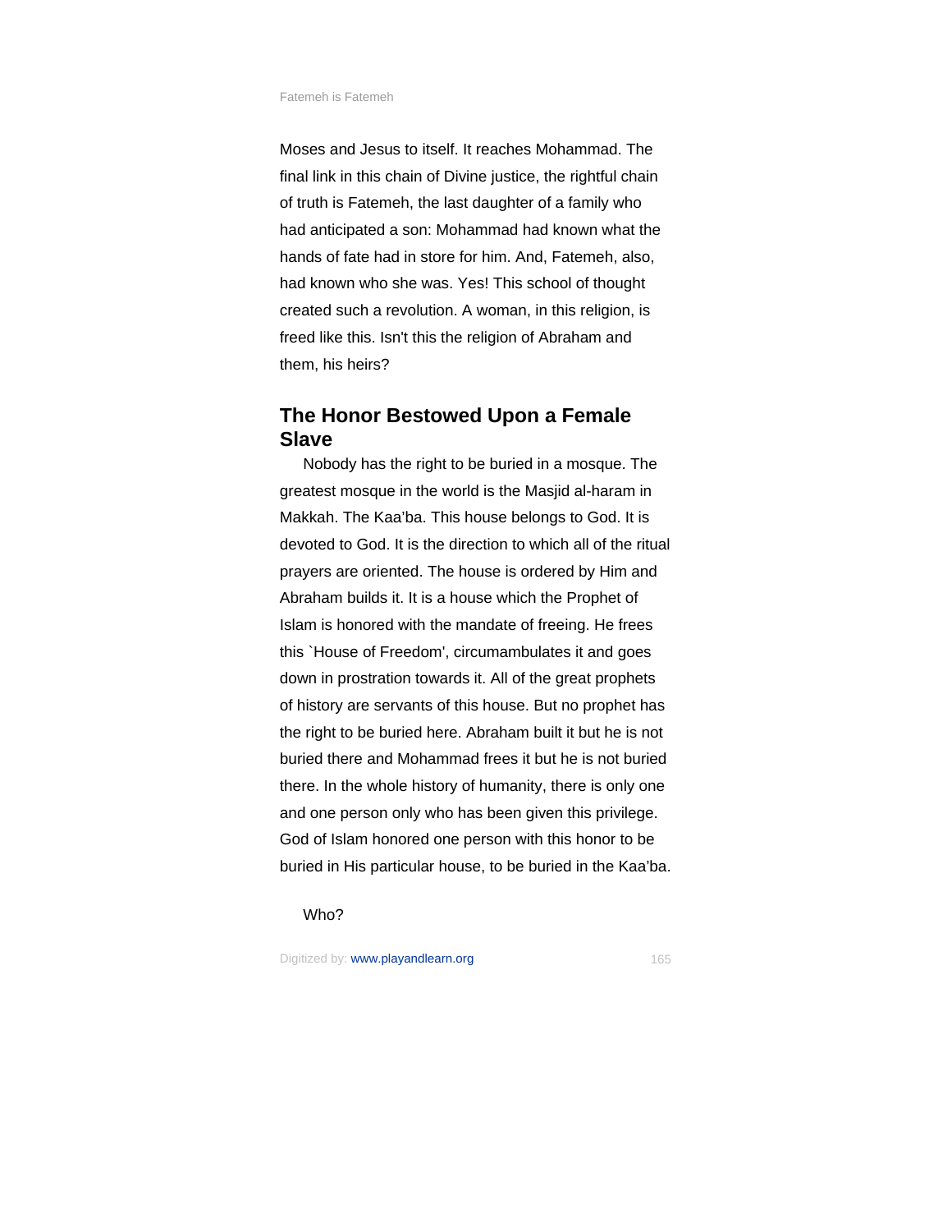Moses and Jesus to itself. It reaches Mohammad. The final link in this chain of Divine justice, the rightful chain of truth is Fatemeh, the last daughter of a family who had anticipated a son: Mohammad had known what the hands of fate had in store for him. And, Fatemeh, also, had known who she was. Yes! This school of thought created such a revolution. A woman, in this religion, is freed like this. Isn't this the religion of Abraham and them, his heirs?

## The Honor Bestowed Upon a Female Slave

Nobody has the right to be buried in a mosque. The greatest mosque in the world is the Masjid al-haram in Makkah. The Kaa'ba. This house belongs to God. It is devoted to God. It is the direction to which all of the ritual prayers are oriented. The house is ordered by Him and Abraham builds it. It is a house which the Prophet of Islam is honored with the mandate of freeing. He frees this `House of Freedom', circumambulates it and goes down in prostration towards it. All of the great prophets of history are servants of this house. But no prophet has the right to be buried here. Abraham built it but he is not buried there and Mohammad frees it but he is not buried there. In the whole history of humanity, there is only one and one person only who has been given this privilege. God of Islam honored one person with this honor to be buried in His particular house, to be buried in the Kaa'ba.

Who?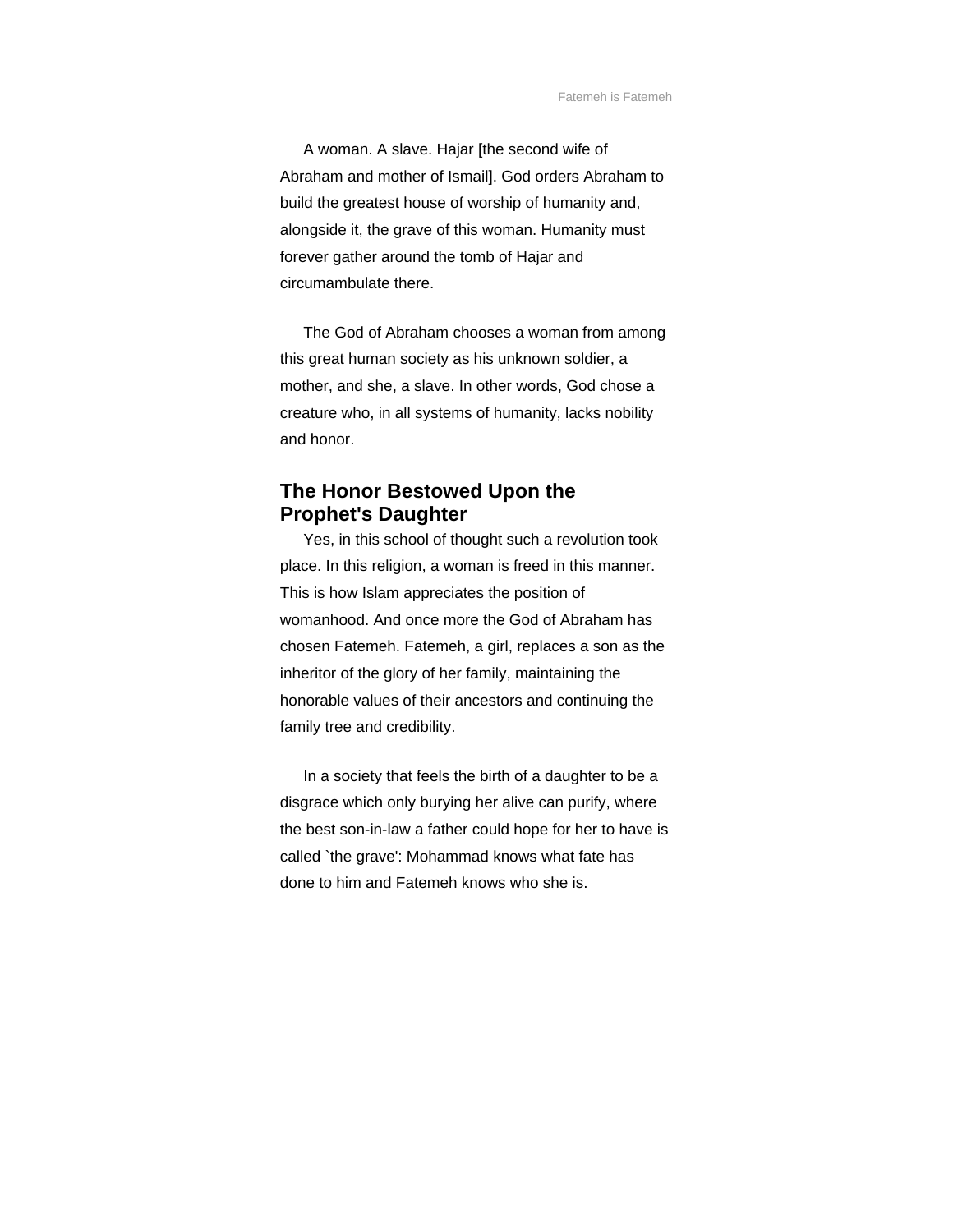A woman. A slave. Hajar [the second wife of Abraham and mother of Ismail]. God orders Abraham to build the greatest house of worship of humanity and, alongside it, the grave of this woman. Humanity must forever gather around the tomb of Hajar and circumambulate there.

The God of Abraham chooses a woman from among this great human society as his unknown soldier, a mother, and she, a slave. In other words, God chose a creature who, in all systems of humanity, lacks nobility and honor.

## The Honor Bestowed Upon the Prophet's Daughter

Yes, in this school of thought such a revolution took place. In this religion, a woman is freed in this manner. This is how Islam appreciates the position of womanhood. And once more the God of Abraham has chosen Fatemeh. Fatemeh, a girl, replaces a son as the inheritor of the glory of her family, maintaining the honorable values of their ancestors and continuing the family tree and credibility.

In a society that feels the birth of a daughter to be a disgrace which only burying her alive can purify, where the best son-in-law a father could hope for her to have is called `the grave': Mohammad knows what fate has done to him and Fatemeh knows who she is.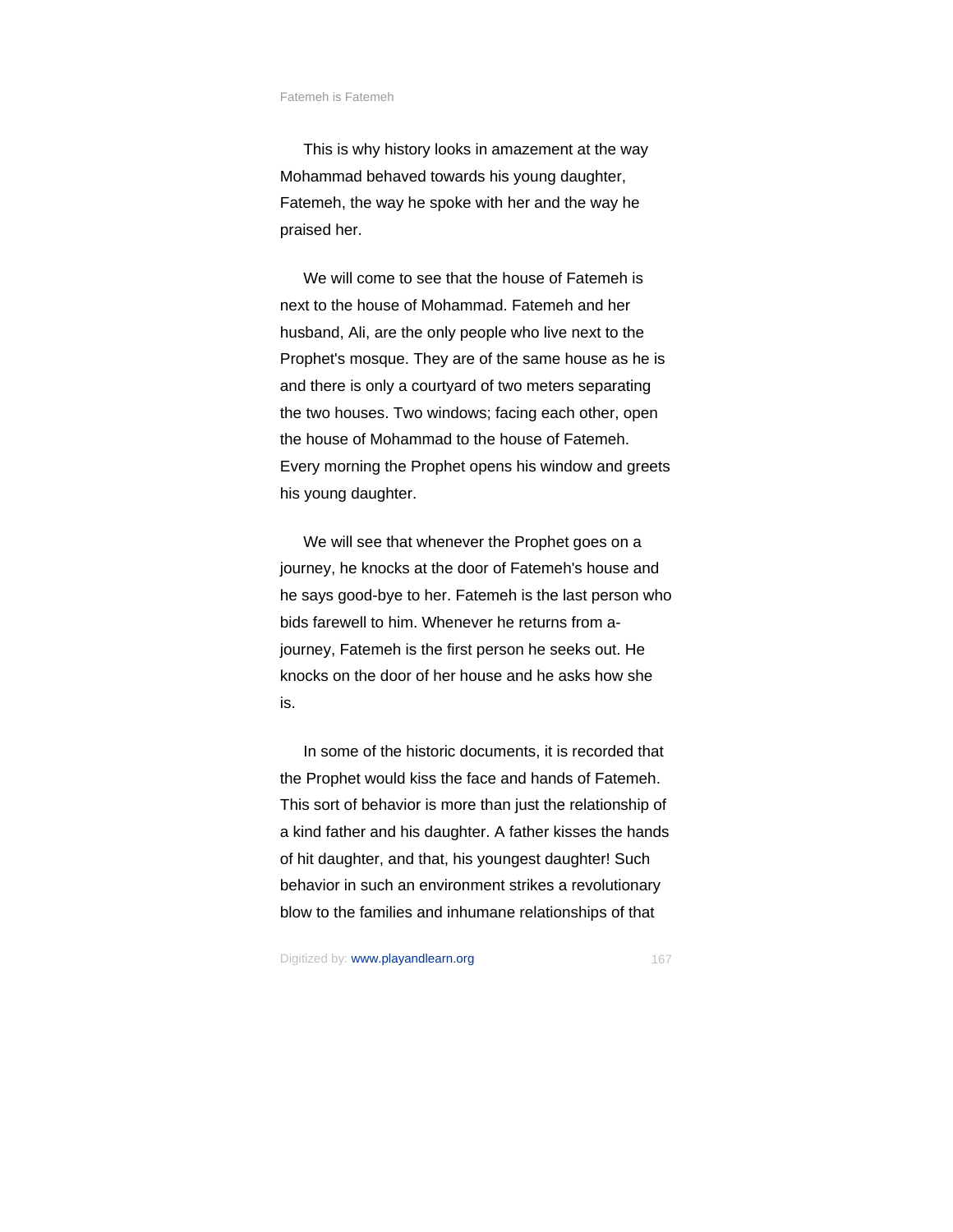This is why history looks in amazement at the way Mohammad behaved towards his young daughter, Fatemeh, the way he spoke with her and the way he praised her.

We will come to see that the house of Fatemeh is next to the house of Mohammad. Fatemeh and her husband, Ali, are the only people who live next to the Prophet's mosque. They are of the same house as he is and there is only a courtyard of two meters separating the two houses. Two windows; facing each other, open the house of Mohammad to the house of Fatemeh. Every morning the Prophet opens his window and greets his young daughter.

We will see that whenever the Prophet goes on a journey, he knocks at the door of Fatemeh's house and he says good-bye to her. Fatemeh is the last person who bids farewell to him. Whenever he returns from a-journey, Fatemeh is the first person he seeks out. He knocks on the door of her house and he asks how she is.

In some of the historic documents, it is recorded that the Prophet would kiss the face and hands of Fatemeh. This sort of behavior is more than just the relationship of a kind father and his daughter. A father kisses the hands of hit daughter, and that, his youngest daughter! Such behavior in such an environment strikes a revolutionary blow to the families and inhumane relationships of that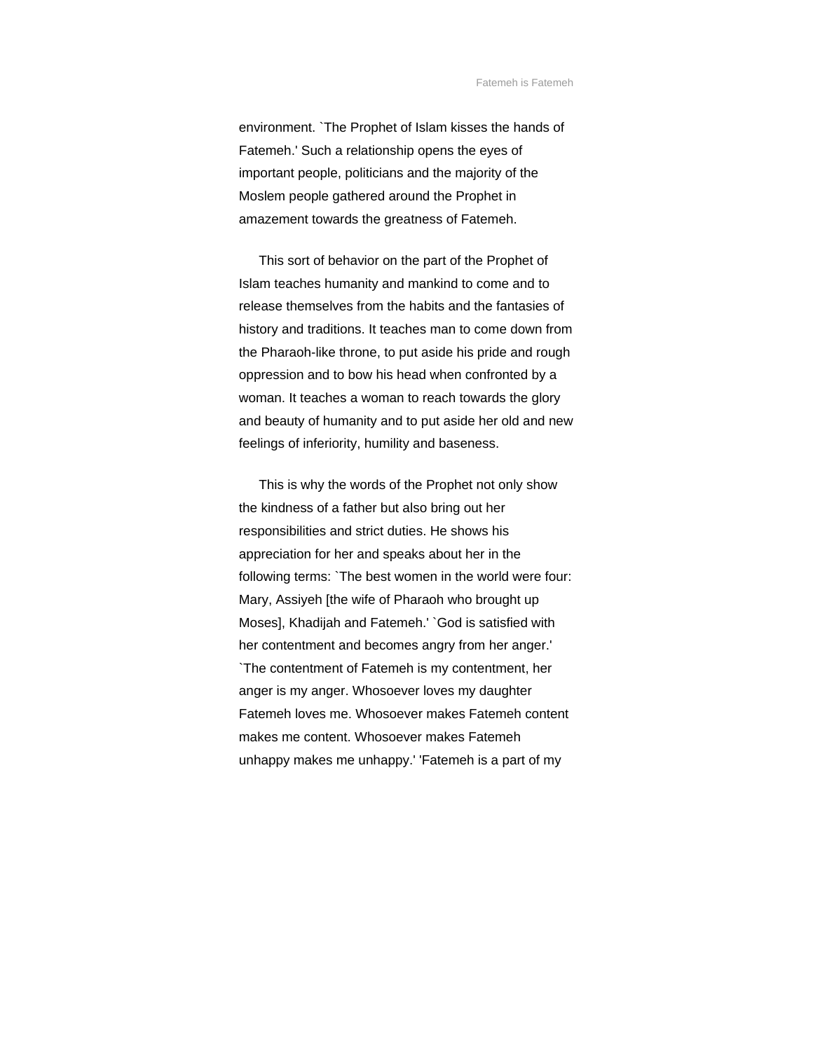environment. `The Prophet of Islam kisses the hands of Fatemeh.' Such a relationship opens the eyes of important people, politicians and the majority of the Moslem people gathered around the Prophet in amazement towards the greatness of Fatemeh.

This sort of behavior on the part of the Prophet of Islam teaches humanity and mankind to come and to release themselves from the habits and the fantasies of history and traditions. It teaches man to come down from the Pharaoh-like throne, to put aside his pride and rough oppression and to bow his head when confronted by a woman. It teaches a woman to reach towards the glory and beauty of humanity and to put aside her old and new feelings of inferiority, humility and baseness.

This is why the words of the Prophet not only show the kindness of a father but also bring out her responsibilities and strict duties. He shows his appreciation for her and speaks about her in the following terms: `The best women in the world were four: Mary, Assiyeh [the wife of Pharaoh who brought up Moses], Khadijah and Fatemeh.' `God is satisfied with her contentment and becomes angry from her anger.' `The contentment of Fatemeh is my contentment, her anger is my anger. Whosoever loves my daughter Fatemeh loves me. Whosoever makes Fatemeh content makes me content. Whosoever makes Fatemeh unhappy makes me unhappy.' 'Fatemeh is a part of my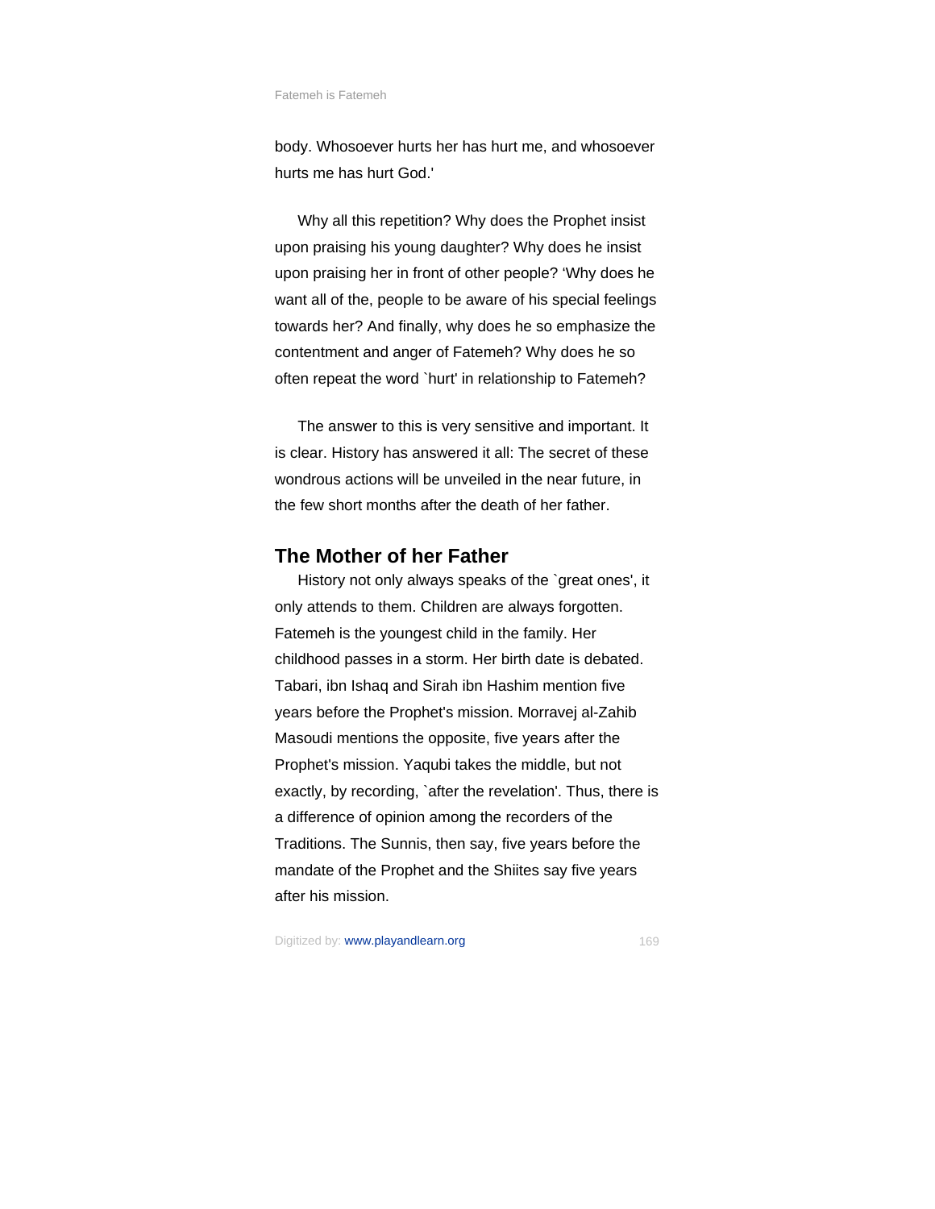body. Whosoever hurts her has hurt me, and whosoever hurts me has hurt God.'

Why all this repetition? Why does the Prophet insist upon praising his young daughter? Why does he insist upon praising her in front of other people? ‘Why does he want all of the, people to be aware of his special feelings towards her? And finally, why does he so emphasize the contentment and anger of Fatemeh? Why does he so often repeat the word `hurt' in relationship to Fatemeh?

The answer to this is very sensitive and important. It is clear. History has answered it all: The secret of these wondrous actions will be unveiled in the near future, in the few short months after the death of her father.

## The Mother of her Father

History not only always speaks of the `great ones', it only attends to them. Children are always forgotten. Fatemeh is the youngest child in the family. Her childhood passes in a storm. Her birth date is debated. Tabari, ibn Ishaq and Sirah ibn Hashim mention five years before the Prophet's mission. Morravej al-Zahib Masoudi mentions the opposite, five years after the Prophet's mission. Yaqubi takes the middle, but not exactly, by recording, `after the revelation'. Thus, there is a difference of opinion among the recorders of the Traditions. The Sunnis, then say, five years before the mandate of the Prophet and the Shiites say five years after his mission.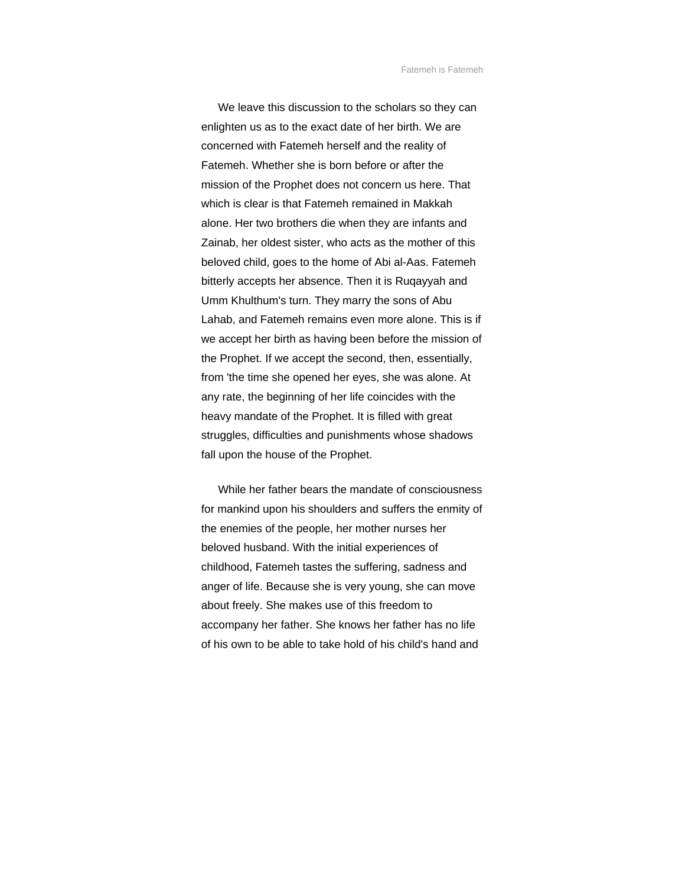We leave this discussion to the scholars so they can enlighten us as to the exact date of her birth. We are concerned with Fatemeh herself and the reality of Fatemeh. Whether she is born before or after the mission of the Prophet does not concern us here. That which is clear is that Fatemeh remained in Makkah alone. Her two brothers die when they are infants and Zainab, her oldest sister, who acts as the mother of this beloved child, goes to the home of Abi al-Aas. Fatemeh bitterly accepts her absence. Then it is Ruqayyah and Umm Khulthum's turn. They marry the sons of Abu Lahab, and Fatemeh remains even more alone. This is if we accept her birth as having been before the mission of the Prophet. If we accept the second, then, essentially, from 'the time she opened her eyes, she was alone. At any rate, the beginning of her life coincides with the heavy mandate of the Prophet. It is filled with great struggles, difficulties and punishments whose shadows fall upon the house of the Prophet.

While her father bears the mandate of consciousness for mankind upon his shoulders and suffers the enmity of the enemies of the people, her mother nurses her beloved husband. With the initial experiences of childhood, Fatemeh tastes the suffering, sadness and anger of life. Because she is very young, she can move about freely. She makes use of this freedom to accompany her father. She knows her father has no life of his own to be able to take hold of his child's hand and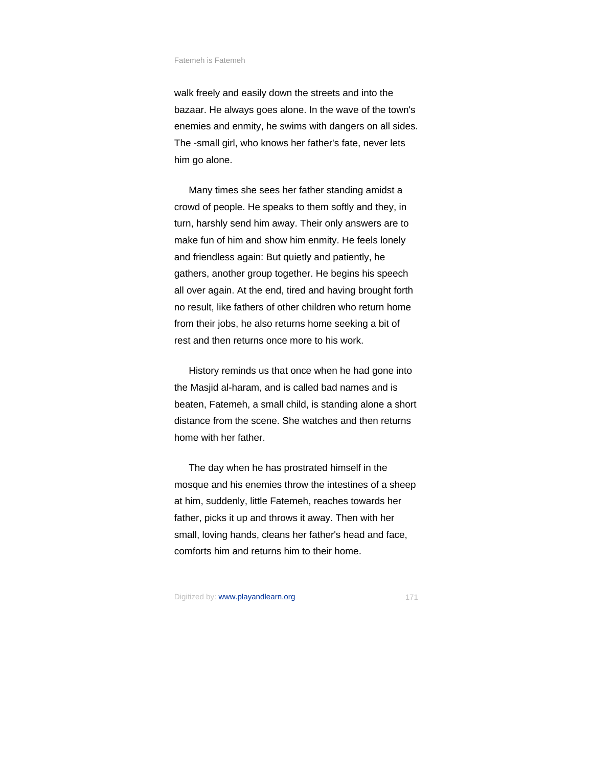walk freely and easily down the streets and into the bazaar. He always goes alone. In the wave of the town's enemies and enmity, he swims with dangers on all sides. The -small girl, who knows her father's fate, never lets him go alone.

Many times she sees her father standing amidst a crowd of people. He speaks to them softly and they, in turn, harshly send him away. Their only answers are to make fun of him and show him enmity. He feels lonely and friendless again: But quietly and patiently, he gathers, another group together. He begins his speech all over again. At the end, tired and having brought forth no result, like fathers of other children who return home from their jobs, he also returns home seeking a bit of rest and then returns once more to his work.

History reminds us that once when he had gone into the Masjid al-haram, and is called bad names and is beaten, Fatemeh, a small child, is standing alone a short distance from the scene. She watches and then returns home with her father.

The day when he has prostrated himself in the mosque and his enemies throw the intestines of a sheep at him, suddenly, little Fatemeh, reaches towards her father, picks it up and throws it away. Then with her small, loving hands, cleans her father's head and face, comforts him and returns him to their home.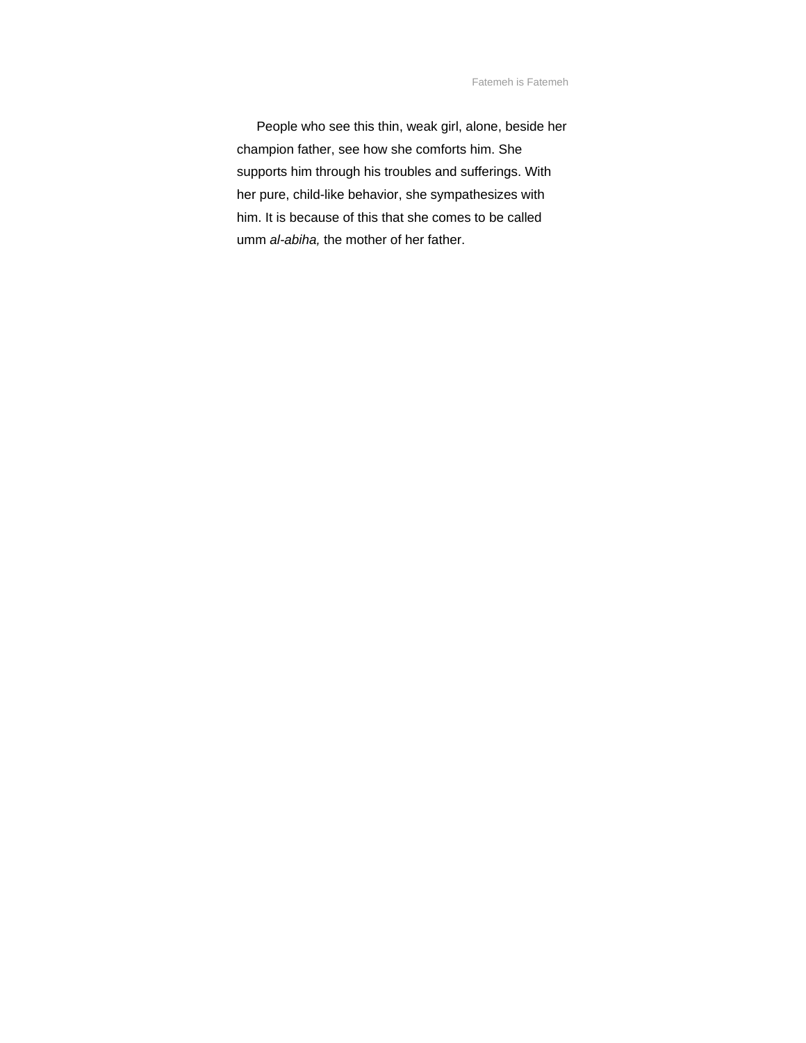People who see this thin, weak girl, alone, beside her champion father, see how she comforts him. She supports him through his troubles and sufferings. With her pure, child-like behavior, she sympathesizes with him. It is because of this that she comes to be called umm *al-abiha,* the mother of her father.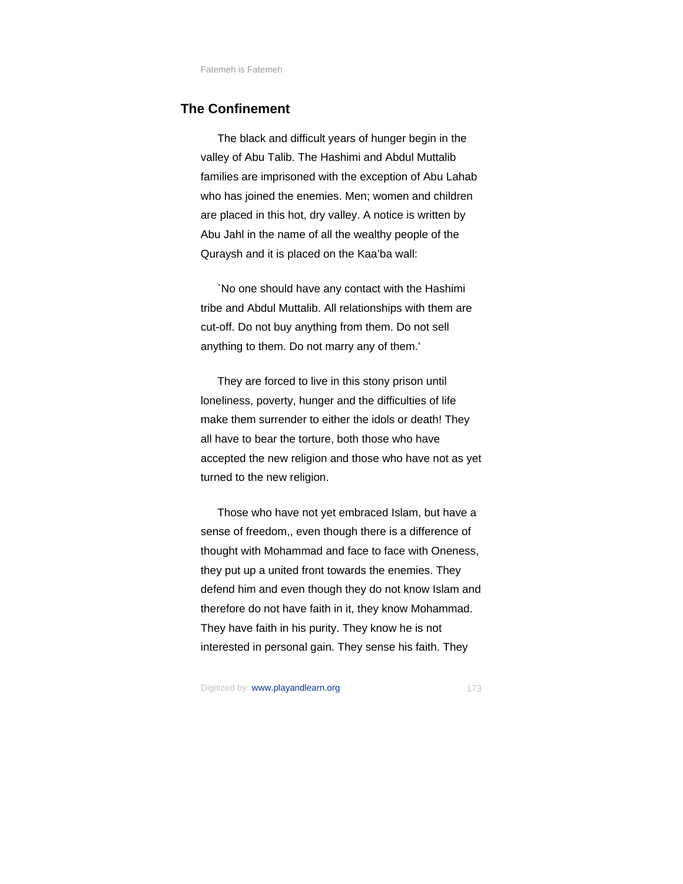## The Confinement

The black and difficult years of hunger begin in the valley of Abu Talib. The Hashimi and Abdul Muttalib families are imprisoned with the exception of Abu Lahab who has joined the enemies. Men; women and children are placed in this hot, dry valley. A notice is written by Abu Jahl in the name of all the wealthy people of the Quraysh and it is placed on the Kaa'ba wall:

`No one should have any contact with the Hashimi tribe and Abdul Muttalib. All relationships with them are cut-off. Do not buy anything from them. Do not sell anything to them. Do not marry any of them.'

They are forced to live in this stony prison until loneliness, poverty, hunger and the difficulties of life make them surrender to either the idols or death! They all have to bear the torture, both those who have accepted the new religion and those who have not as yet turned to the new religion.

Those who have not yet embraced Islam, but have a sense of freedom,, even though there is a difference of thought with Mohammad and face to face with Oneness, they put up a united front towards the enemies. They defend him and even though they do not know Islam and therefore do not have faith in it, they know Mohammad. They have faith in his purity. They know he is not interested in personal gain. They sense his faith. They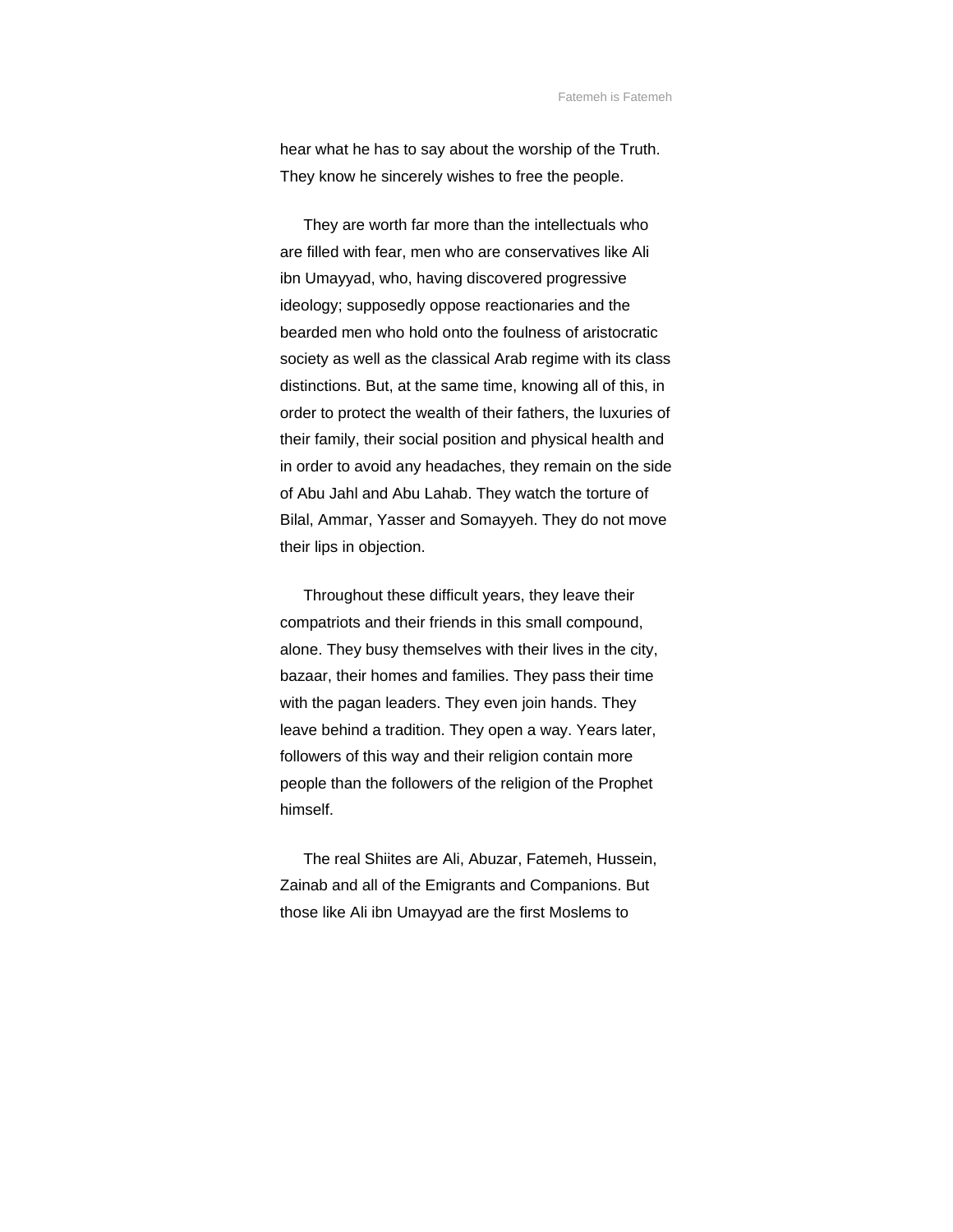hear what he has to say about the worship of the Truth. They know he sincerely wishes to free the people.

They are worth far more than the intellectuals who are filled with fear, men who are conservatives like Ali ibn Umayyad, who, having discovered progressive ideology; supposedly oppose reactionaries and the bearded men who hold onto the foulness of aristocratic society as well as the classical Arab regime with its class distinctions. But, at the same time, knowing all of this, in order to protect the wealth of their fathers, the luxuries of their family, their social position and physical health and in order to avoid any headaches, they remain on the side of Abu Jahl and Abu Lahab. They watch the torture of Bilal, Ammar, Yasser and Somayyeh. They do not move their lips in objection.

Throughout these difficult years, they leave their compatriots and their friends in this small compound, alone. They busy themselves with their lives in the city, bazaar, their homes and families. They pass their time with the pagan leaders. They even join hands. They leave behind a tradition. They open a way. Years later, followers of this way and their religion contain more people than the followers of the religion of the Prophet himself.

The real Shiites are Ali, Abuzar, Fatemeh, Hussein, Zainab and all of the Emigrants and Companions. But those like Ali ibn Umayyad are the first Moslems to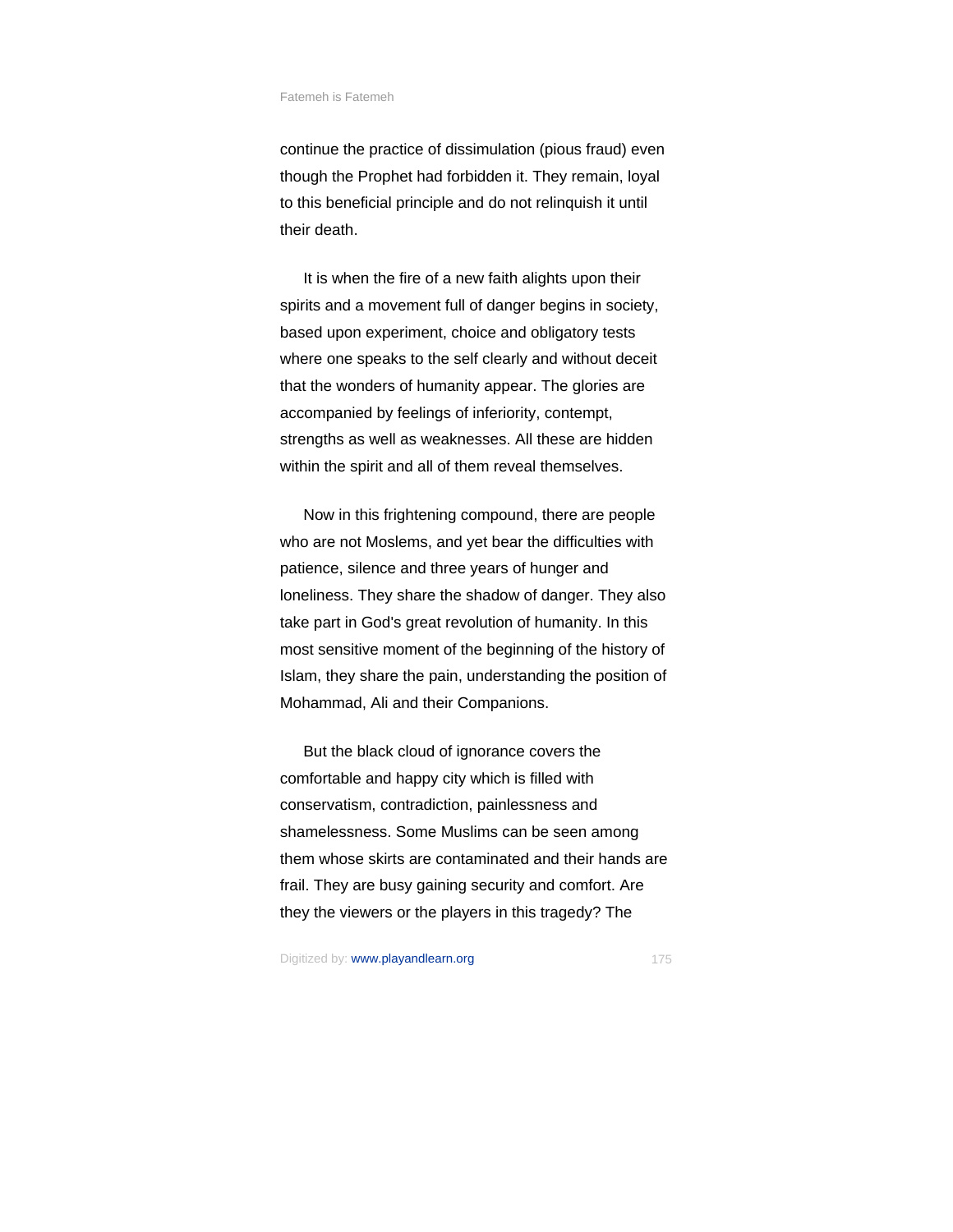continue the practice of dissimulation (pious fraud) even though the Prophet had forbidden it. They remain, loyal to this beneficial principle and do not relinquish it until their death.

It is when the fire of a new faith alights upon their spirits and a movement full of danger begins in society, based upon experiment, choice and obligatory tests where one speaks to the self clearly and without deceit that the wonders of humanity appear. The glories are accompanied by feelings of inferiority, contempt, strengths as well as weaknesses. All these are hidden within the spirit and all of them reveal themselves.

Now in this frightening compound, there are people who are not Moslems, and yet bear the difficulties with patience, silence and three years of hunger and loneliness. They share the shadow of danger. They also take part in God's great revolution of humanity. In this most sensitive moment of the beginning of the history of Islam, they share the pain, understanding the position of Mohammad, Ali and their Companions.

But the black cloud of ignorance covers the comfortable and happy city which is filled with conservatism, contradiction, painlessness and shamelessness. Some Muslims can be seen among them whose skirts are contaminated and their hands are frail. They are busy gaining security and comfort. Are they the viewers or the players in this tragedy? The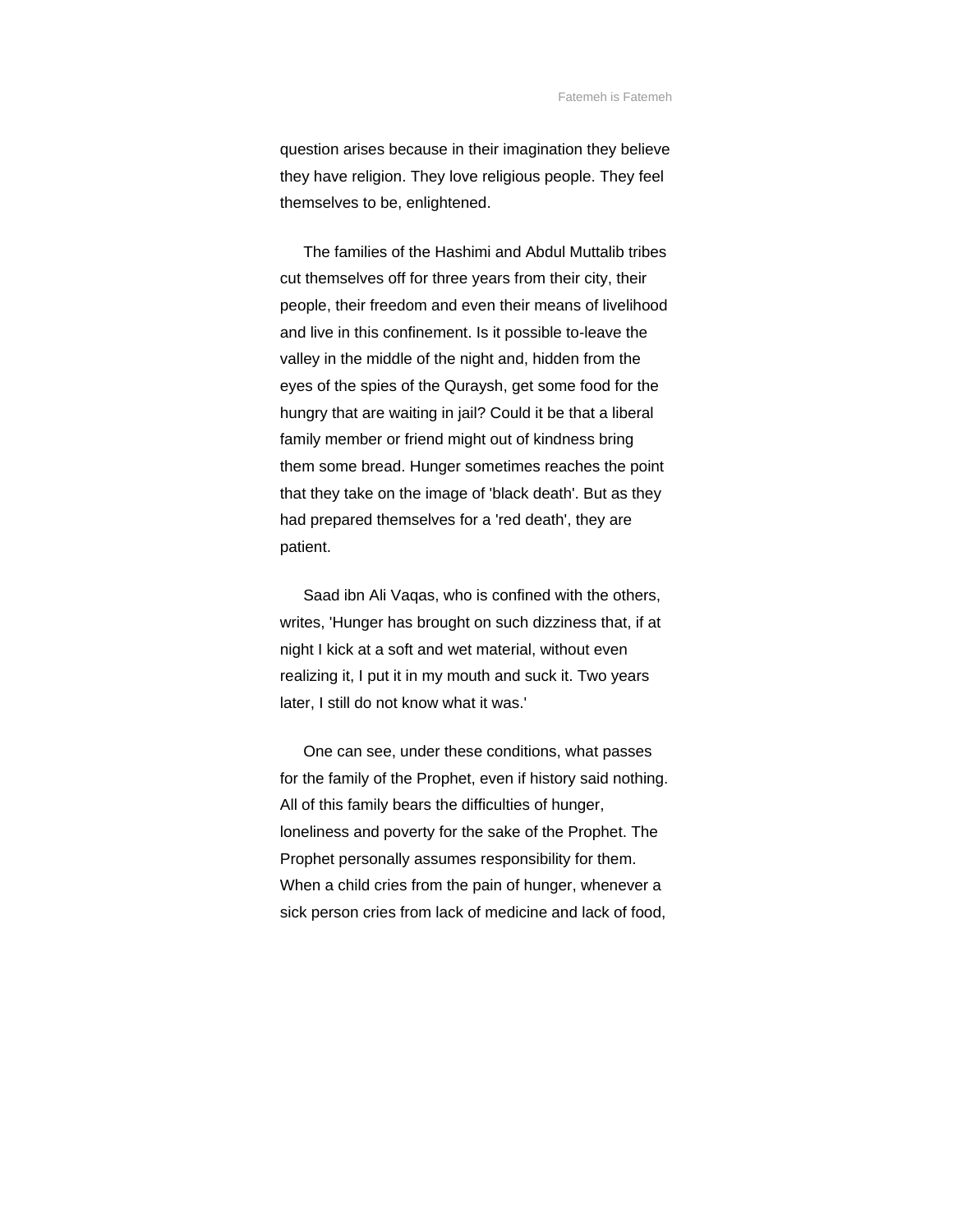question arises because in their imagination they believe they have religion. They love religious people. They feel themselves to be, enlightened.

The families of the Hashimi and Abdul Muttalib tribes cut themselves off for three years from their city, their people, their freedom and even their means of livelihood and live in this confinement. Is it possible to-leave the valley in the middle of the night and, hidden from the eyes of the spies of the Quraysh, get some food for the hungry that are waiting in jail? Could it be that a liberal family member or friend might out of kindness bring them some bread. Hunger sometimes reaches the point that they take on the image of 'black death'. But as they had prepared themselves for a 'red death', they are patient.

Saad ibn Ali Vaqas, who is confined with the others, writes, 'Hunger has brought on such dizziness that, if at night I kick at a soft and wet material, without even realizing it, I put it in my mouth and suck it. Two years later, I still do not know what it was.'

One can see, under these conditions, what passes for the family of the Prophet, even if history said nothing. All of this family bears the difficulties of hunger, loneliness and poverty for the sake of the Prophet. The Prophet personally assumes responsibility for them. When a child cries from the pain of hunger, whenever a sick person cries from lack of medicine and lack of food,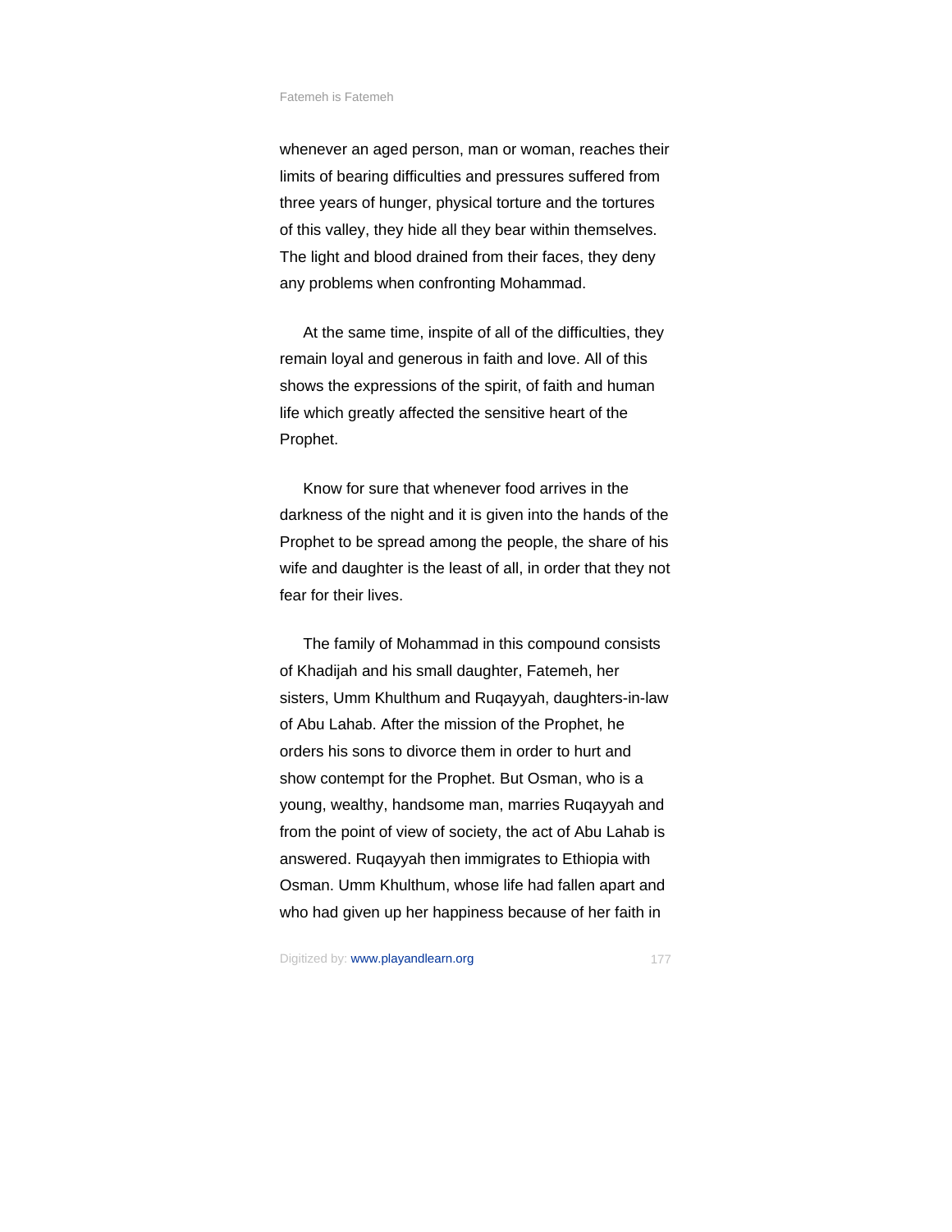whenever an aged person, man or woman, reaches their limits of bearing difficulties and pressures suffered from three years of hunger, physical torture and the tortures of this valley, they hide all they bear within themselves. The light and blood drained from their faces, they deny any problems when confronting Mohammad.

At the same time, inspite of all of the difficulties, they remain loyal and generous in faith and love. All of this shows the expressions of the spirit, of faith and human life which greatly affected the sensitive heart of the Prophet.

Know for sure that whenever food arrives in the darkness of the night and it is given into the hands of the Prophet to be spread among the people, the share of his wife and daughter is the least of all, in order that they not fear for their lives.

The family of Mohammad in this compound consists of Khadijah and his small daughter, Fatemeh, her sisters, Umm Khulthum and Ruqayyah, daughters-in-law of Abu Lahab. After the mission of the Prophet, he orders his sons to divorce them in order to hurt and show contempt for the Prophet. But Osman, who is a young, wealthy, handsome man, marries Ruqayyah and from the point of view of society, the act of Abu Lahab is answered. Ruqayyah then immigrates to Ethiopia with Osman. Umm Khulthum, whose life had fallen apart and who had given up her happiness because of her faith in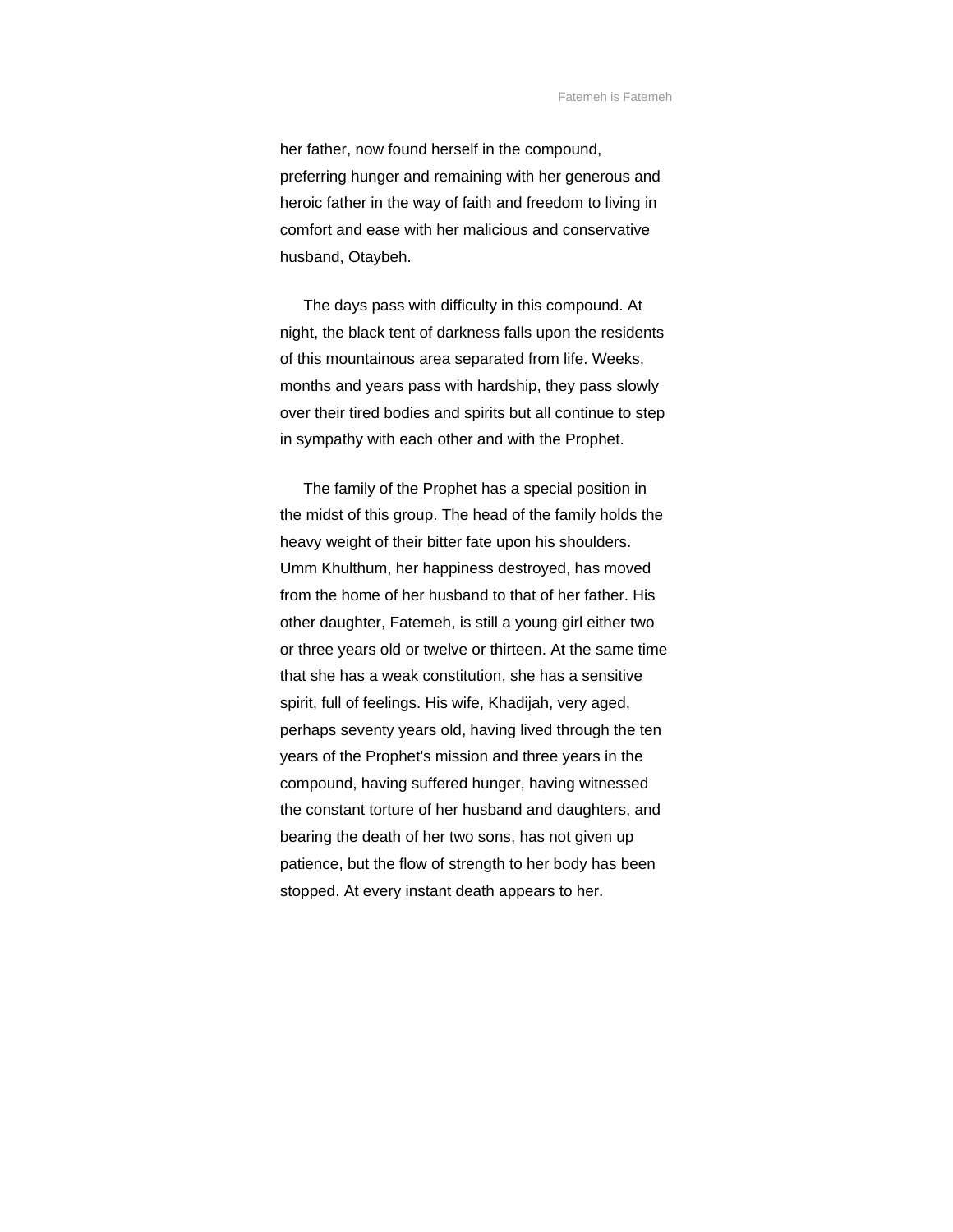her father, now found herself in the compound, preferring hunger and remaining with her generous and heroic father in the way of faith and freedom to living in comfort and ease with her malicious and conservative husband, Otaybeh.

The days pass with difficulty in this compound. At night, the black tent of darkness falls upon the residents of this mountainous area separated from life. Weeks, months and years pass with hardship, they pass slowly over their tired bodies and spirits but all continue to step in sympathy with each other and with the Prophet.

The family of the Prophet has a special position in the midst of this group. The head of the family holds the heavy weight of their bitter fate upon his shoulders. Umm Khulthum, her happiness destroyed, has moved from the home of her husband to that of her father. His other daughter, Fatemeh, is still a young girl either two or three years old or twelve or thirteen. At the same time that she has a weak constitution, she has a sensitive spirit, full of feelings. His wife, Khadijah, very aged, perhaps seventy years old, having lived through the ten years of the Prophet's mission and three years in the compound, having suffered hunger, having witnessed the constant torture of her husband and daughters, and bearing the death of her two sons, has not given up patience, but the flow of strength to her body has been stopped. At every instant death appears to her.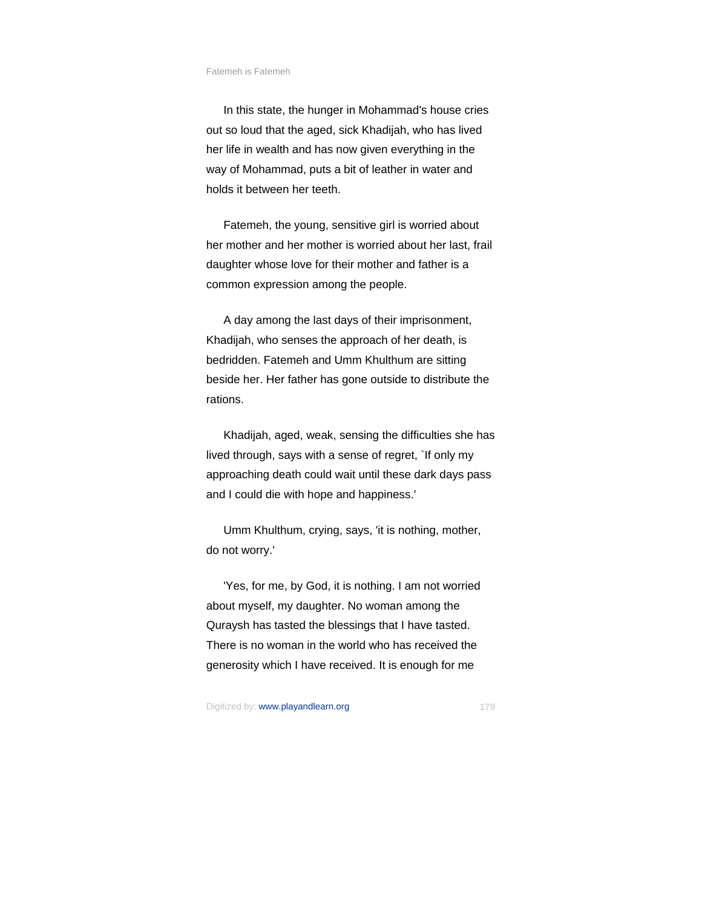In this state, the hunger in Mohammad's house cries out so loud that the aged, sick Khadijah, who has lived her life in wealth and has now given everything in the way of Mohammad, puts a bit of leather in water and holds it between her teeth.

Fatemeh, the young, sensitive girl is worried about her mother and her mother is worried about her last, frail daughter whose love for their mother and father is a common expression among the people.

A day among the last days of their imprisonment, Khadijah, who senses the approach of her death, is bedridden. Fatemeh and Umm Khulthum are sitting beside her. Her father has gone outside to distribute the rations.

Khadijah, aged, weak, sensing the difficulties she has lived through, says with a sense of regret, `If only my approaching death could wait until these dark days pass and I could die with hope and happiness.'

Umm Khulthum, crying, says, 'it is nothing, mother, do not worry.'

'Yes, for me, by God, it is nothing. I am not worried about myself, my daughter. No woman among the Quraysh has tasted the blessings that I have tasted. There is no woman in the world who has received the generosity which I have received. It is enough for me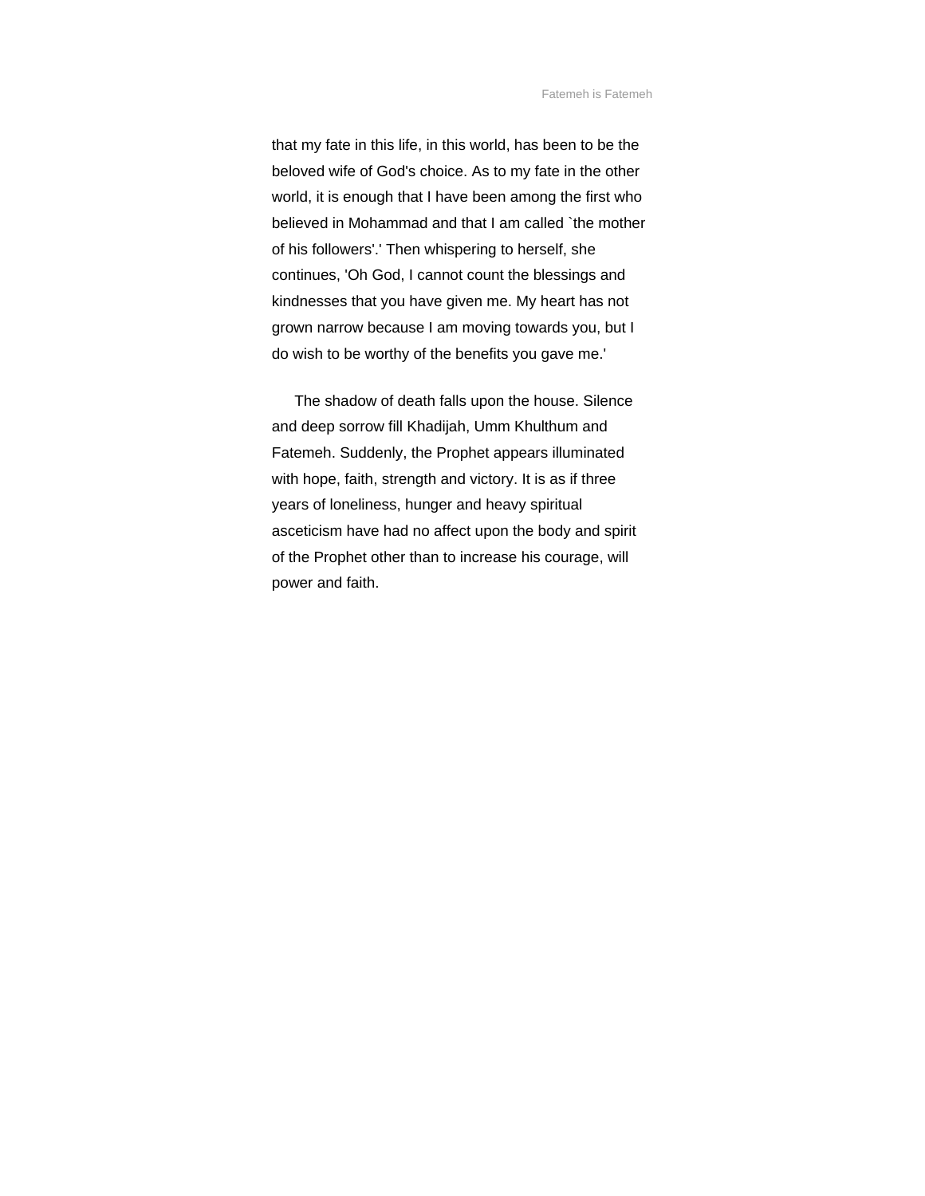that my fate in this life, in this world, has been to be the beloved wife of God's choice. As to my fate in the other world, it is enough that I have been among the first who believed in Mohammad and that I am called `the mother of his followers'.' Then whispering to herself, she continues, 'Oh God, I cannot count the blessings and kindnesses that you have given me. My heart has not grown narrow because I am moving towards you, but I do wish to be worthy of the benefits you gave me.'

The shadow of death falls upon the house. Silence and deep sorrow fill Khadijah, Umm Khulthum and Fatemeh. Suddenly, the Prophet appears illuminated with hope, faith, strength and victory. It is as if three years of loneliness, hunger and heavy spiritual asceticism have had no affect upon the body and spirit of the Prophet other than to increase his courage, will power and faith.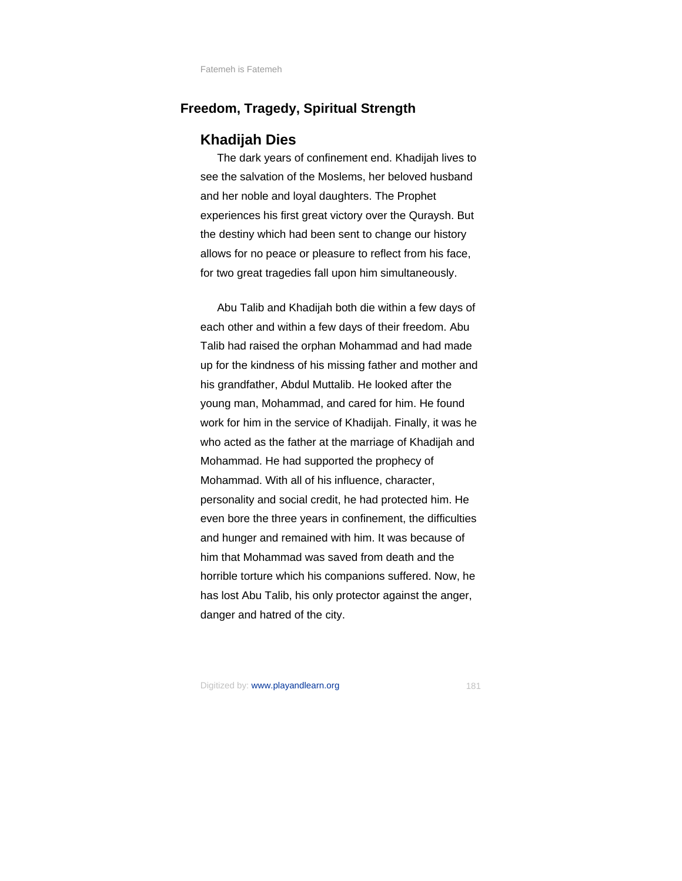## Freedom, Tragedy, Spiritual Strength

### Khadijah Dies

The dark years of confinement end. Khadijah lives to see the salvation of the Moslems, her beloved husband and her noble and loyal daughters. The Prophet experiences his first great victory over the Quraysh. But the destiny which had been sent to change our history allows for no peace or pleasure to reflect from his face, for two great tragedies fall upon him simultaneously.

Abu Talib and Khadijah both die within a few days of each other and within a few days of their freedom. Abu Talib had raised the orphan Mohammad and had made up for the kindness of his missing father and mother and his grandfather, Abdul Muttalib. He looked after the young man, Mohammad, and cared for him. He found work for him in the service of Khadijah. Finally, it was he who acted as the father at the marriage of Khadijah and Mohammad. He had supported the prophecy of Mohammad. With all of his influence, character, personality and social credit, he had protected him. He even bore the three years in confinement, the difficulties and hunger and remained with him. It was because of him that Mohammad was saved from death and the horrible torture which his companions suffered. Now, he has lost Abu Talib, his only protector against the anger, danger and hatred of the city.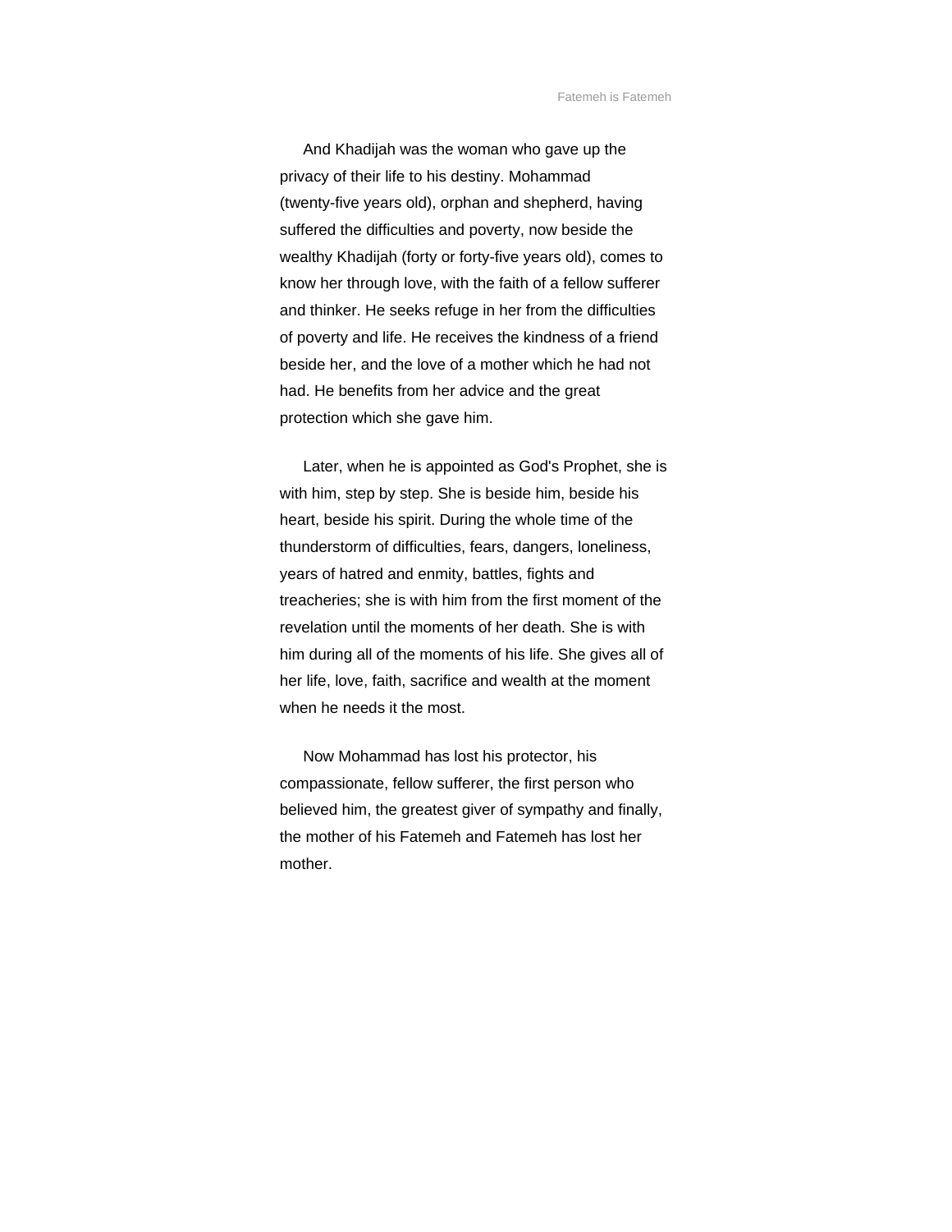And Khadijah was the woman who gave up the privacy of their life to his destiny. Mohammad (twenty-five years old), orphan and shepherd, having suffered the difficulties and poverty, now beside the wealthy Khadijah (forty or forty-five years old), comes to know her through love, with the faith of a fellow sufferer and thinker. He seeks refuge in her from the difficulties of poverty and life. He receives the kindness of a friend beside her, and the love of a mother which he had not had. He benefits from her advice and the great protection which she gave him.

Later, when he is appointed as God's Prophet, she is with him, step by step. She is beside him, beside his heart, beside his spirit. During the whole time of the thunderstorm of difficulties, fears, dangers, loneliness, years of hatred and enmity, battles, fights and treacheries; she is with him from the first moment of the revelation until the moments of her death. She is with him during all of the moments of his life. She gives all of her life, love, faith, sacrifice and wealth at the moment when he needs it the most.

Now Mohammad has lost his protector, his compassionate, fellow sufferer, the first person who believed him, the greatest giver of sympathy and finally, the mother of his Fatemeh and Fatemeh has lost her mother.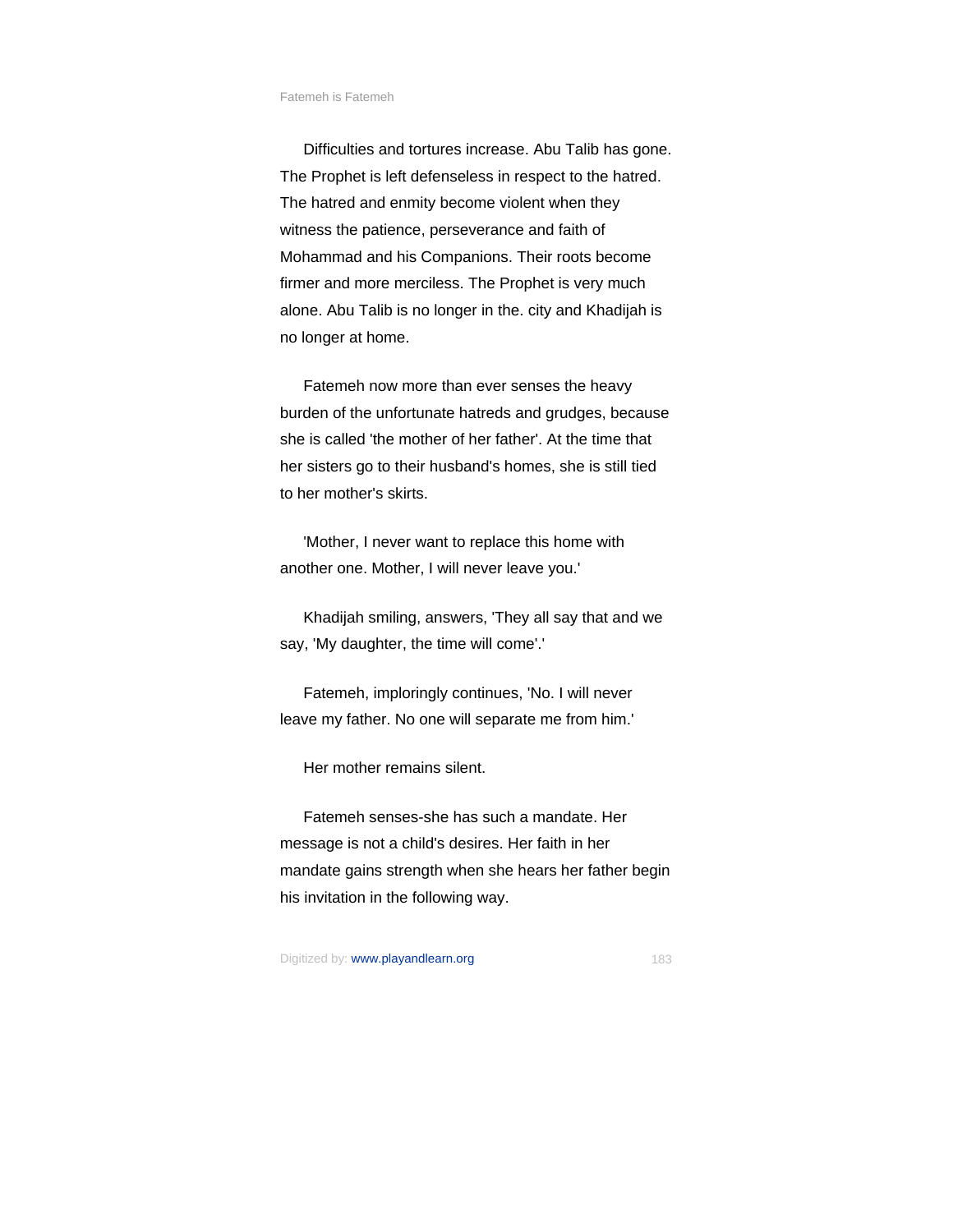Difficulties and tortures increase. Abu Talib has gone. The Prophet is left defenseless in respect to the hatred. The hatred and enmity become violent when they witness the patience, perseverance and faith of Mohammad and his Companions. Their roots become firmer and more merciless. The Prophet is very much alone. Abu Talib is no longer in the. city and Khadijah is no longer at home.

Fatemeh now more than ever senses the heavy burden of the unfortunate hatreds and grudges, because she is called 'the mother of her father'. At the time that her sisters go to their husband's homes, she is still tied to her mother's skirts.

'Mother, I never want to replace this home with another one. Mother, I will never leave you.'

Khadijah smiling, answers, 'They all say that and we say, 'My daughter, the time will come'.'

Fatemeh, imploringly continues, 'No. I will never leave my father. No one will separate me from him.'

Her mother remains silent.

Fatemeh senses-she has such a mandate. Her message is not a child's desires. Her faith in her mandate gains strength when she hears her father begin his invitation in the following way.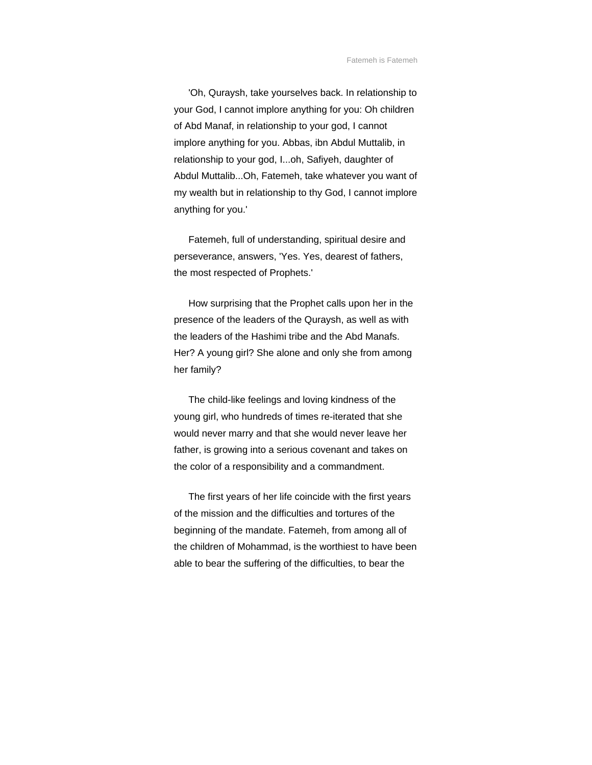'Oh, Quraysh, take yourselves back. In relationship to your God, I cannot implore anything for you: Oh children of Abd Manaf, in relationship to your god, I cannot implore anything for you. Abbas, ibn Abdul Muttalib, in relationship to your god, I...oh, Safiyeh, daughter of Abdul Muttalib...Oh, Fatemeh, take whatever you want of my wealth but in relationship to thy God, I cannot implore anything for you.'

Fatemeh, full of understanding, spiritual desire and perseverance, answers, 'Yes. Yes, dearest of fathers, the most respected of Prophets.'

How surprising that the Prophet calls upon her in the presence of the leaders of the Quraysh, as well as with the leaders of the Hashimi tribe and the Abd Manafs. Her? A young girl? She alone and only she from among her family?

The child-like feelings and loving kindness of the young girl, who hundreds of times re-iterated that she would never marry and that she would never leave her father, is growing into a serious covenant and takes on the color of a responsibility and a commandment.

The first years of her life coincide with the first years of the mission and the difficulties and tortures of the beginning of the mandate. Fatemeh, from among all of the children of Mohammad, is the worthiest to have been able to bear the suffering of the difficulties, to bear the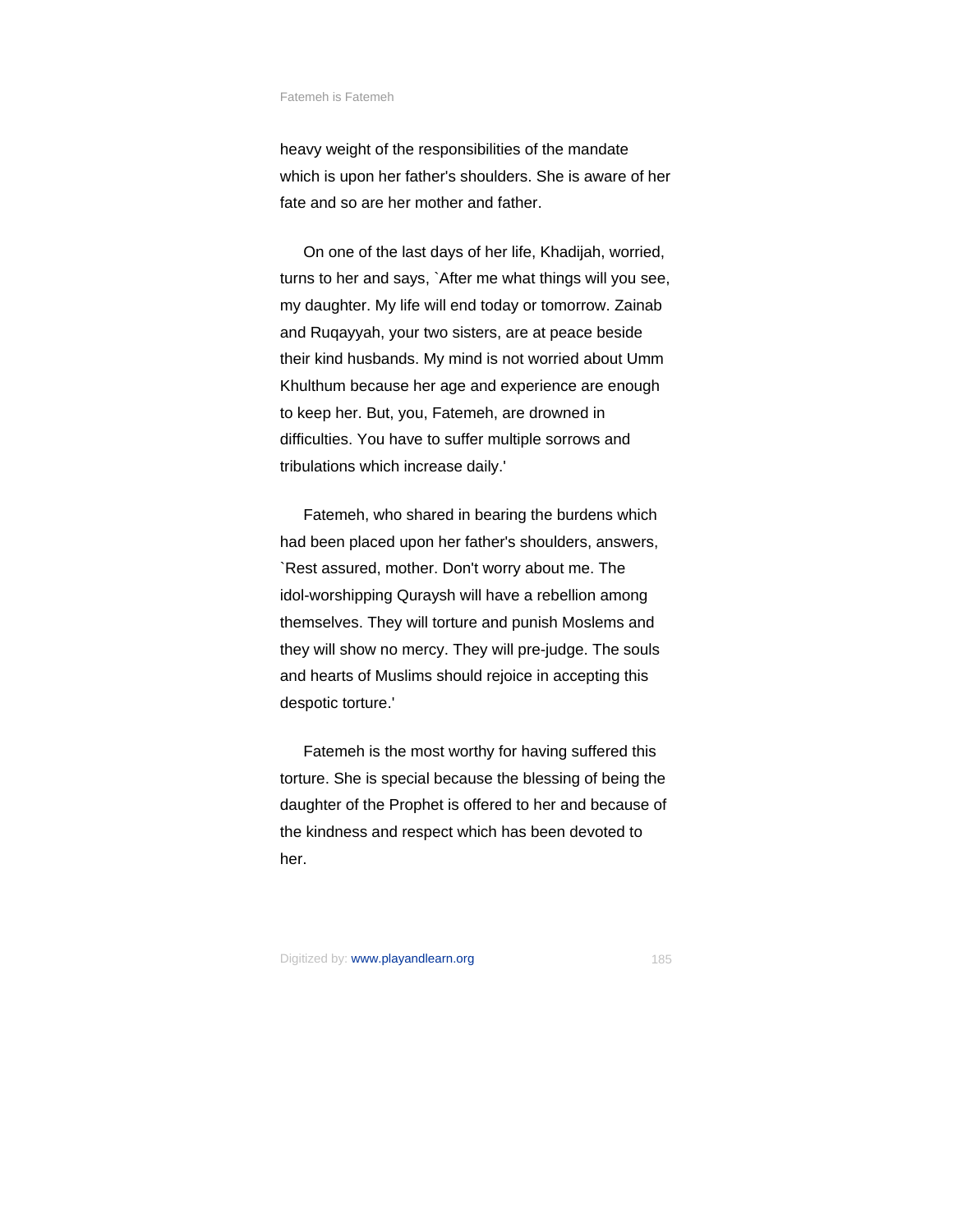heavy weight of the responsibilities of the mandate which is upon her father's shoulders. She is aware of her fate and so are her mother and father.

On one of the last days of her life, Khadijah, worried, turns to her and says, `After me what things will you see, my daughter. My life will end today or tomorrow. Zainab and Ruqayyah, your two sisters, are at peace beside their kind husbands. My mind is not worried about Umm Khulthum because her age and experience are enough to keep her. But, you, Fatemeh, are drowned in difficulties. You have to suffer multiple sorrows and tribulations which increase daily.'

Fatemeh, who shared in bearing the burdens which had been placed upon her father's shoulders, answers, `Rest assured, mother. Don't worry about me. The idol-worshipping Quraysh will have a rebellion among themselves. They will torture and punish Moslems and they will show no mercy. They will pre-judge. The souls and hearts of Muslims should rejoice in accepting this despotic torture.'

Fatemeh is the most worthy for having suffered this torture. She is special because the blessing of being the daughter of the Prophet is offered to her and because of the kindness and respect which has been devoted to her.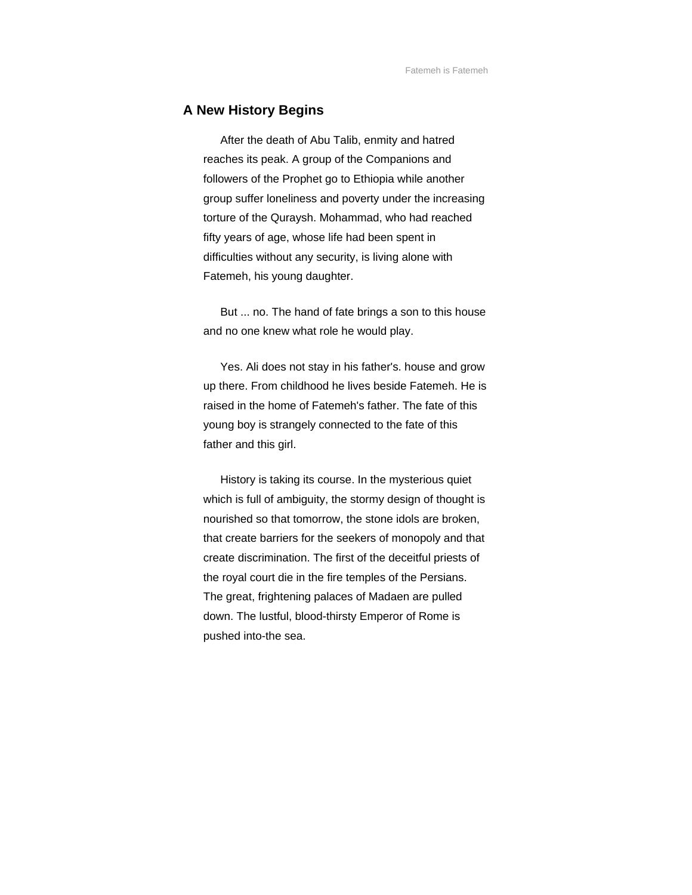## A New History Begins

After the death of Abu Talib, enmity and hatred reaches its peak. A group of the Companions and followers of the Prophet go to Ethiopia while another group suffer loneliness and poverty under the increasing torture of the Quraysh. Mohammad, who had reached fifty years of age, whose life had been spent in difficulties without any security, is living alone with Fatemeh, his young daughter.

But ... no. The hand of fate brings a son to this house and no one knew what role he would play.

Yes. Ali does not stay in his father's. house and grow up there. From childhood he lives beside Fatemeh. He is raised in the home of Fatemeh's father. The fate of this young boy is strangely connected to the fate of this father and this girl.

History is taking its course. In the mysterious quiet which is full of ambiguity, the stormy design of thought is nourished so that tomorrow, the stone idols are broken, that create barriers for the seekers of monopoly and that create discrimination. The first of the deceitful priests of the royal court die in the fire temples of the Persians. The great, frightening palaces of Madaen are pulled down. The lustful, blood-thirsty Emperor of Rome is pushed into-the sea.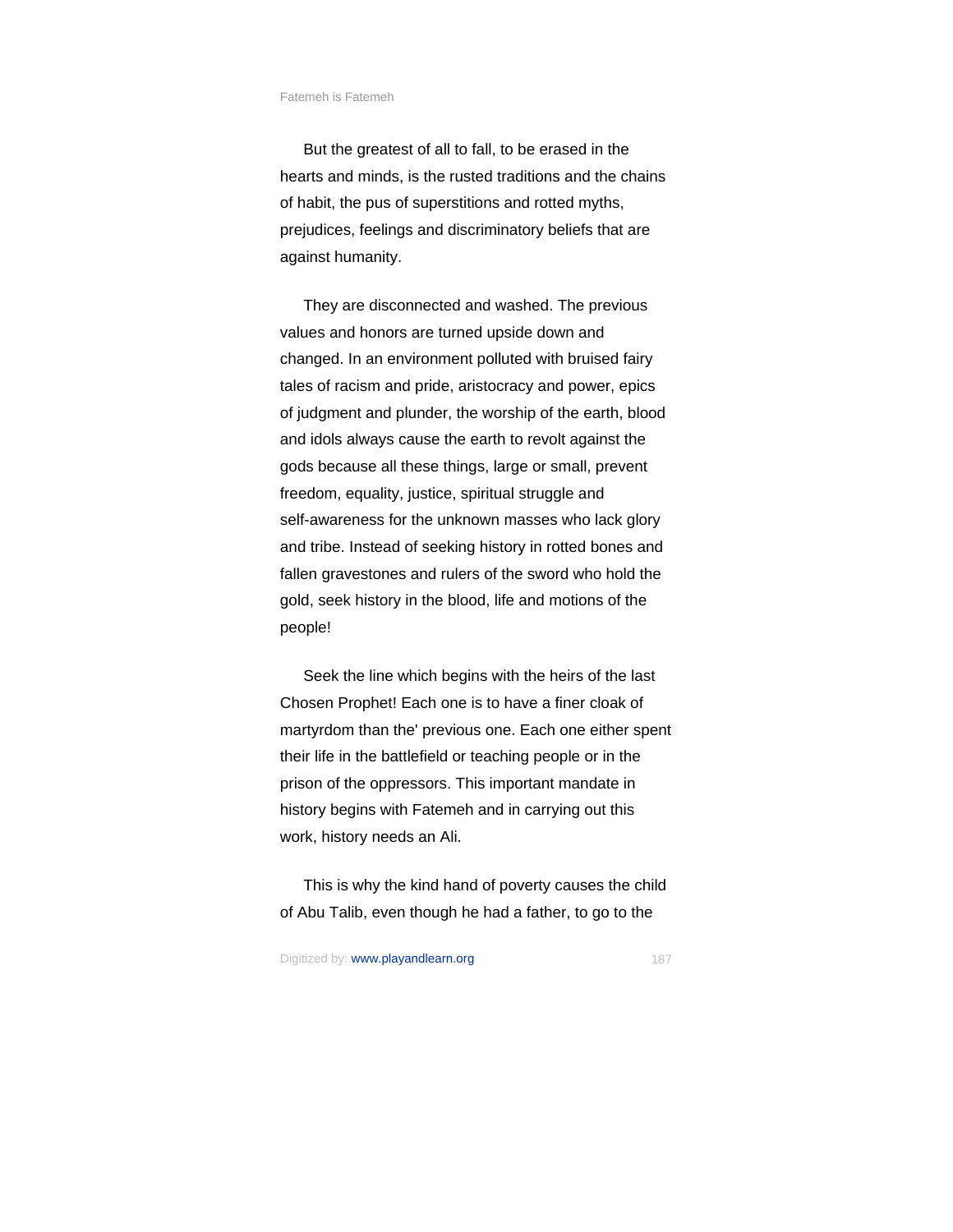But the greatest of all to fall, to be erased in the hearts and minds, is the rusted traditions and the chains of habit, the pus of superstitions and rotted myths, prejudices, feelings and discriminatory beliefs that are against humanity.

They are disconnected and washed. The previous values and honors are turned upside down and changed. In an environment polluted with bruised fairy tales of racism and pride, aristocracy and power, epics of judgment and plunder, the worship of the earth, blood and idols always cause the earth to revolt against the gods because all these things, large or small, prevent freedom, equality, justice, spiritual struggle and self-awareness for the unknown masses who lack glory and tribe. Instead of seeking history in rotted bones and fallen gravestones and rulers of the sword who hold the gold, seek history in the blood, life and motions of the people!

Seek the line which begins with the heirs of the last Chosen Prophet! Each one is to have a finer cloak of martyrdom than the' previous one. Each one either spent their life in the battlefield or teaching people or in the prison of the oppressors. This important mandate in history begins with Fatemeh and in carrying out this work, history needs an Ali.

This is why the kind hand of poverty causes the child of Abu Talib, even though he had a father, to go to the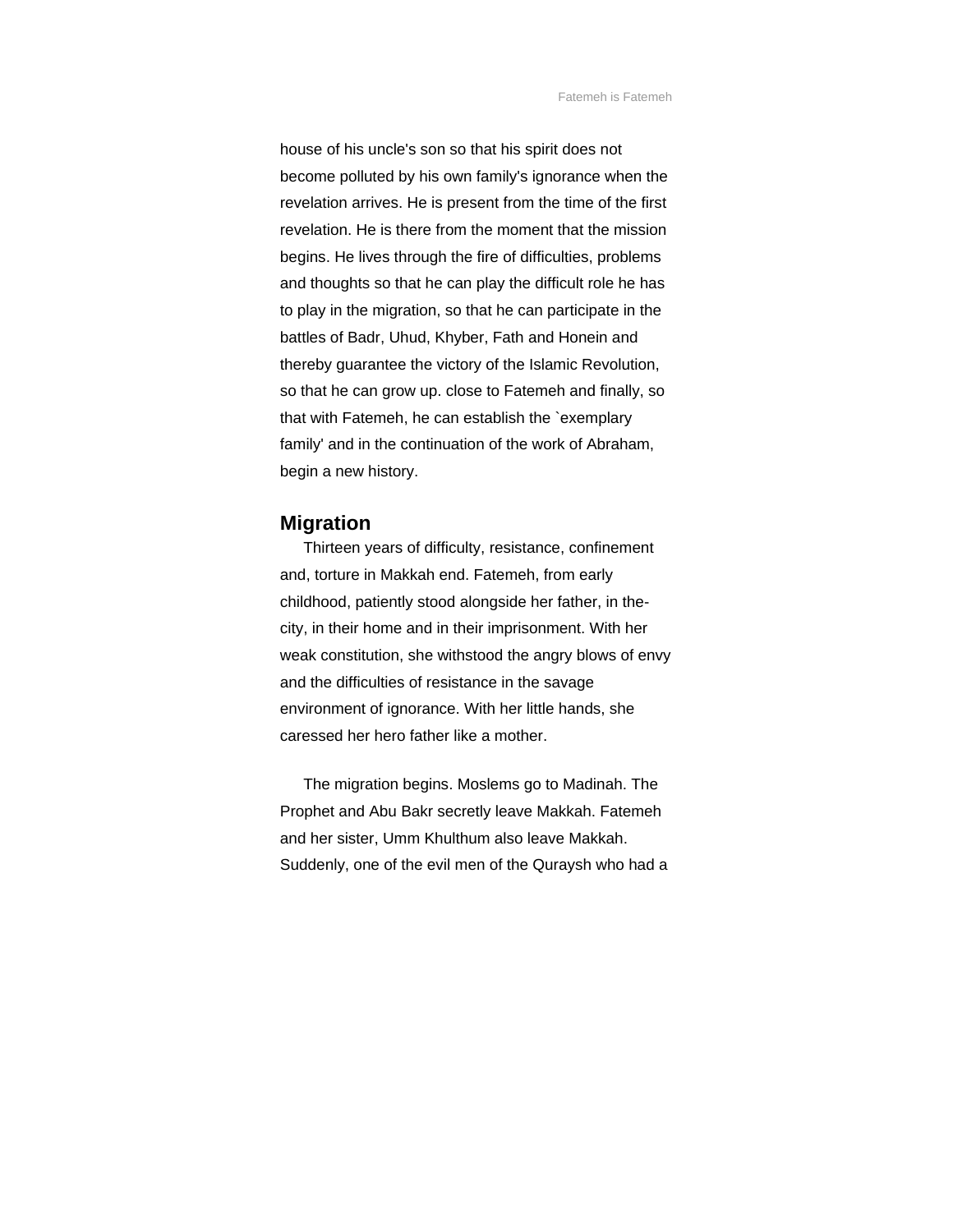house of his uncle's son so that his spirit does not become polluted by his own family's ignorance when the revelation arrives. He is present from the time of the first revelation. He is there from the moment that the mission begins. He lives through the fire of difficulties, problems and thoughts so that he can play the difficult role he has to play in the migration, so that he can participate in the battles of Badr, Uhud, Khyber, Fath and Honein and thereby guarantee the victory of the Islamic Revolution, so that he can grow up. close to Fatemeh and finally, so that with Fatemeh, he can establish the `exemplary family' and in the continuation of the work of Abraham, begin a new history.

## Migration

Thirteen years of difficulty, resistance, confinement and, torture in Makkah end. Fatemeh, from early childhood, patiently stood alongside her father, in the-city, in their home and in their imprisonment. With her weak constitution, she withstood the angry blows of envy and the difficulties of resistance in the savage environment of ignorance. With her little hands, she caressed her hero father like a mother.

The migration begins. Moslems go to Madinah. The Prophet and Abu Bakr secretly leave Makkah. Fatemeh and her sister, Umm Khulthum also leave Makkah. Suddenly, one of the evil men of the Quraysh who had a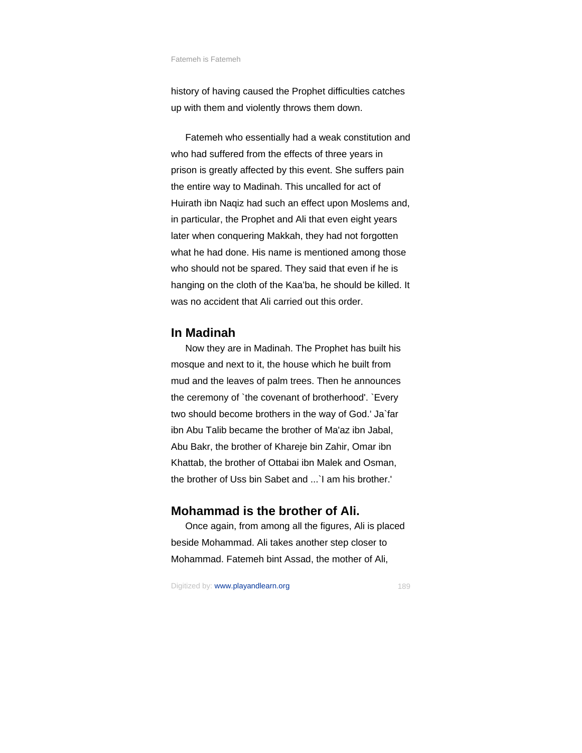history of having caused the Prophet difficulties catches up with them and violently throws them down.

Fatemeh who essentially had a weak constitution and who had suffered from the effects of three years in prison is greatly affected by this event. She suffers pain the entire way to Madinah. This uncalled for act of Huirath ibn Naqiz had such an effect upon Moslems and, in particular, the Prophet and Ali that even eight years later when conquering Makkah, they had not forgotten what he had done. His name is mentioned among those who should not be spared. They said that even if he is hanging on the cloth of the Kaa'ba, he should be killed. It was no accident that Ali carried out this order.

## In Madinah

Now they are in Madinah. The Prophet has built his mosque and next to it, the house which he built from mud and the leaves of palm trees. Then he announces the ceremony of `the covenant of brotherhood'. `Every two should become brothers in the way of God.' Ja`far ibn Abu Talib became the brother of Ma'az ibn Jabal, Abu Bakr, the brother of Khareje bin Zahir, Omar ibn Khattab, the brother of Ottabai ibn Malek and Osman, the brother of Uss bin Sabet and ...`I am his brother.'

## Mohammad is the brother of Ali.

Once again, from among all the figures, Ali is placed beside Mohammad. Ali takes another step closer to Mohammad. Fatemeh bint Assad, the mother of Ali,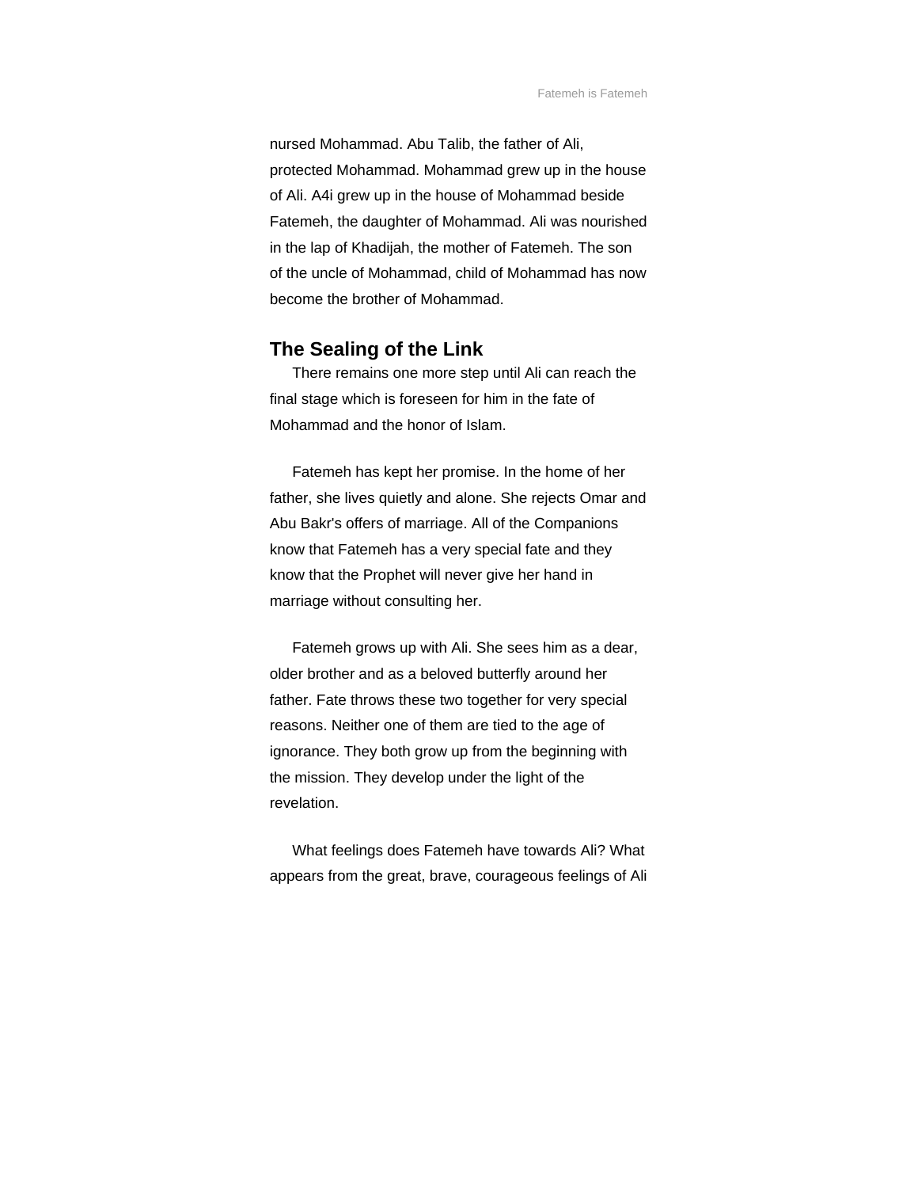nursed Mohammad. Abu Talib, the father of Ali, protected Mohammad. Mohammad grew up in the house of Ali. A4i grew up in the house of Mohammad beside Fatemeh, the daughter of Mohammad. Ali was nourished in the lap of Khadijah, the mother of Fatemeh. The son of the uncle of Mohammad, child of Mohammad has now become the brother of Mohammad.

## The Sealing of the Link

There remains one more step until Ali can reach the final stage which is foreseen for him in the fate of Mohammad and the honor of Islam.

Fatemeh has kept her promise. In the home of her father, she lives quietly and alone. She rejects Omar and Abu Bakr's offers of marriage. All of the Companions know that Fatemeh has a very special fate and they know that the Prophet will never give her hand in marriage without consulting her.

Fatemeh grows up with Ali. She sees him as a dear, older brother and as a beloved butterfly around her father. Fate throws these two together for very special reasons. Neither one of them are tied to the age of ignorance. They both grow up from the beginning with the mission. They develop under the light of the revelation.

What feelings does Fatemeh have towards Ali? What appears from the great, brave, courageous feelings of Ali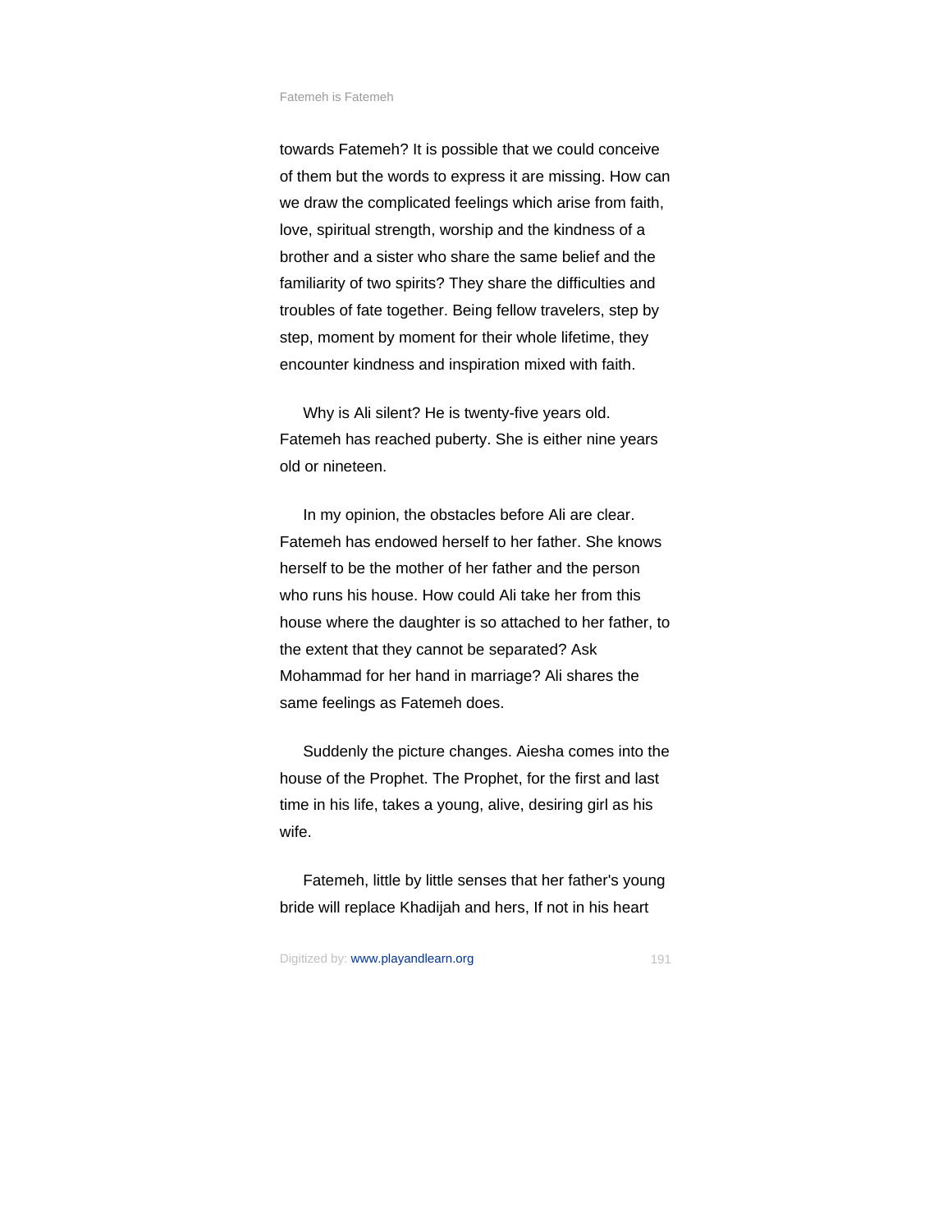towards Fatemeh? It is possible that we could conceive of them but the words to express it are missing. How can we draw the complicated feelings which arise from faith, love, spiritual strength, worship and the kindness of a brother and a sister who share the same belief and the familiarity of two spirits? They share the difficulties and troubles of fate together. Being fellow travelers, step by step, moment by moment for their whole lifetime, they encounter kindness and inspiration mixed with faith.

Why is Ali silent? He is twenty-five years old. Fatemeh has reached puberty. She is either nine years old or nineteen.

In my opinion, the obstacles before Ali are clear. Fatemeh has endowed herself to her father. She knows herself to be the mother of her father and the person who runs his house. How could Ali take her from this house where the daughter is so attached to her father, to the extent that they cannot be separated? Ask Mohammad for her hand in marriage? Ali shares the same feelings as Fatemeh does.

Suddenly the picture changes. Aiesha comes into the house of the Prophet. The Prophet, for the first and last time in his life, takes a young, alive, desiring girl as his wife.

Fatemeh, little by little senses that her father's young bride will replace Khadijah and hers, If not in his heart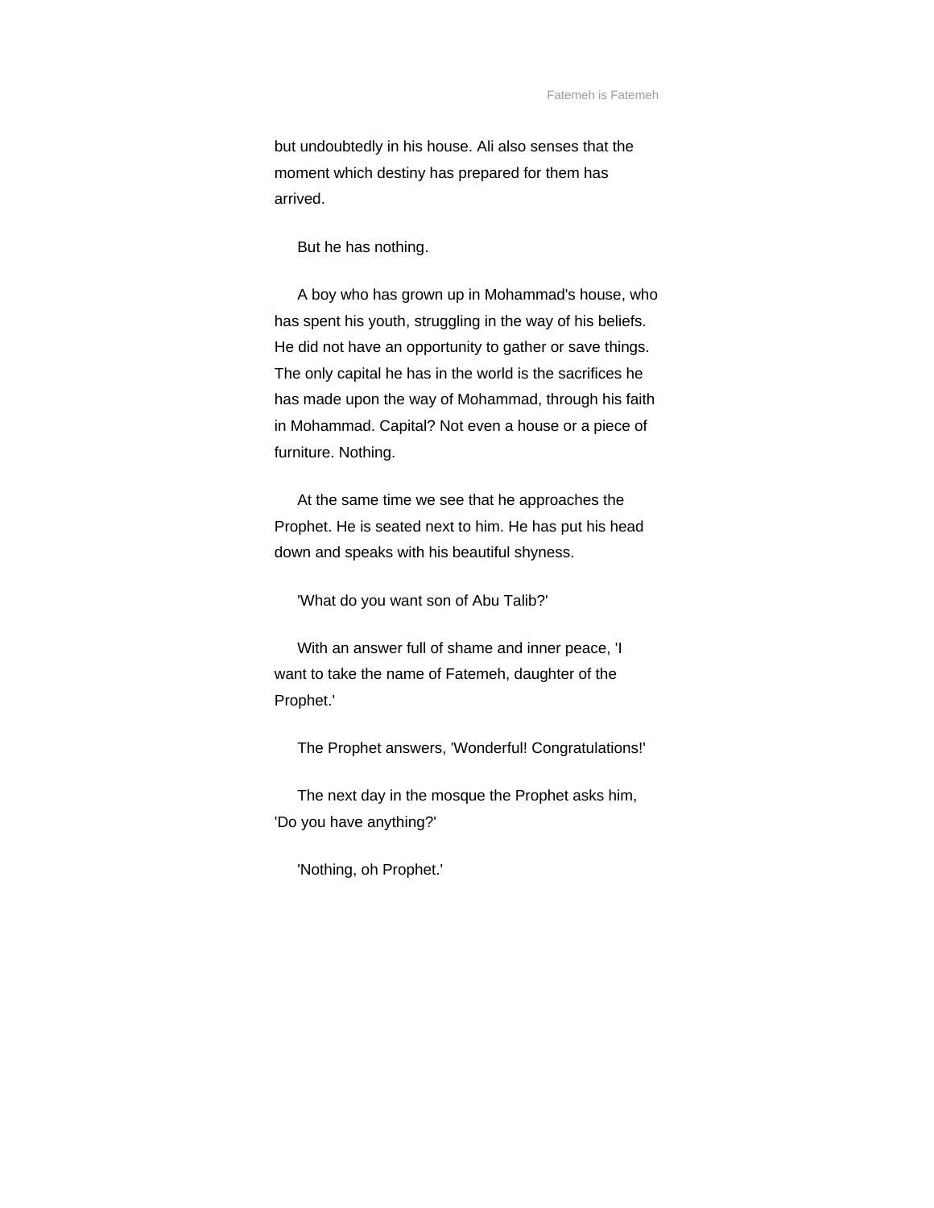but undoubtedly in his house. Ali also senses that the moment which destiny has prepared for them has arrived.

But he has nothing.

A boy who has grown up in Mohammad's house, who has spent his youth, struggling in the way of his beliefs. He did not have an opportunity to gather or save things. The only capital he has in the world is the sacrifices he has made upon the way of Mohammad, through his faith in Mohammad. Capital? Not even a house or a piece of furniture. Nothing.

At the same time we see that he approaches the Prophet. He is seated next to him. He has put his head down and speaks with his beautiful shyness.

'What do you want son of Abu Talib?'

With an answer full of shame and inner peace, 'I want to take the name of Fatemeh, daughter of the Prophet.'

The Prophet answers, 'Wonderful! Congratulations!'

The next day in the mosque the Prophet asks him, 'Do you have anything?'

'Nothing, oh Prophet.'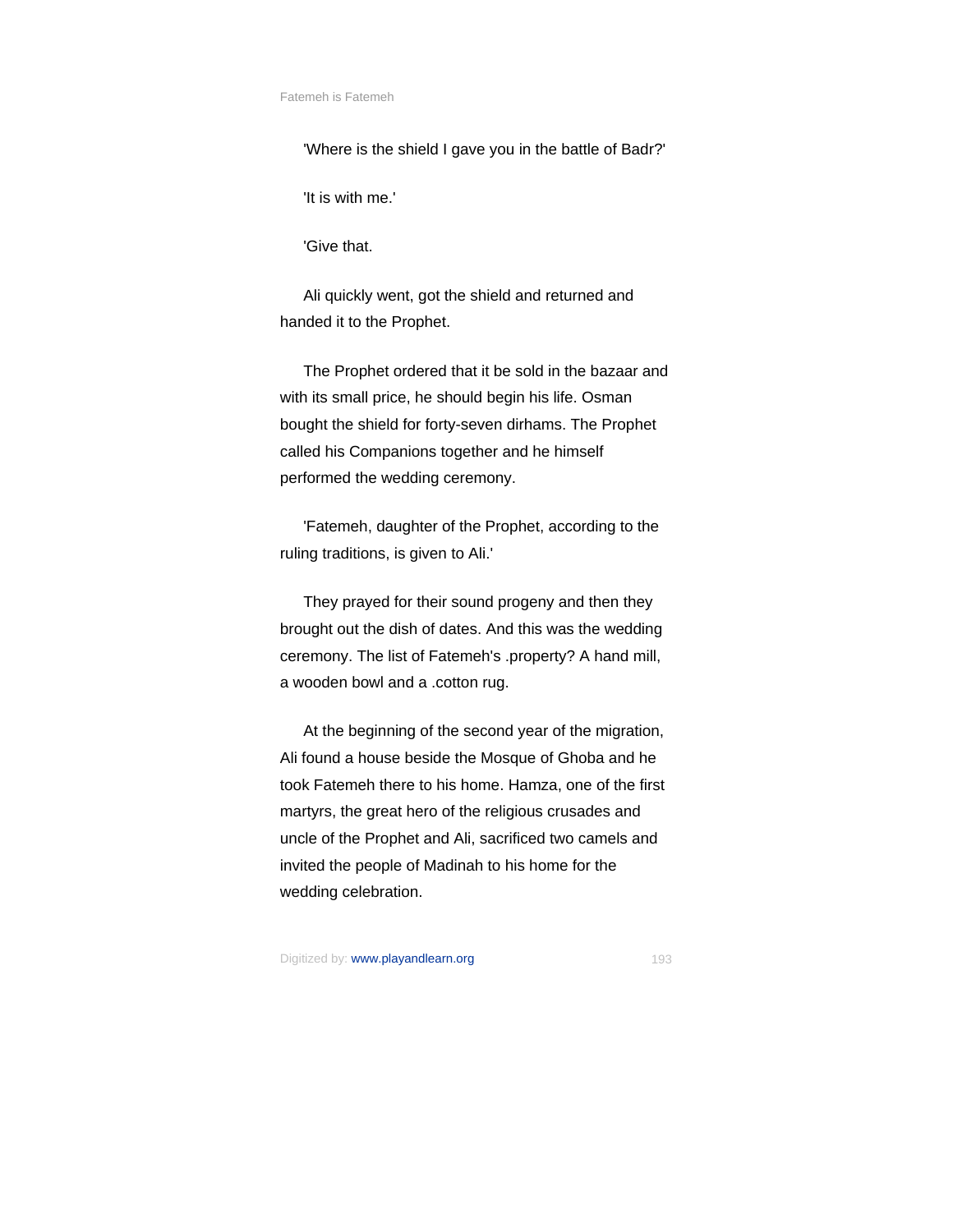'Where is the shield I gave you in the battle of Badr?'

'It is with me.'

'Give that.

Ali quickly went, got the shield and returned and handed it to the Prophet.

The Prophet ordered that it be sold in the bazaar and with its small price, he should begin his life. Osman bought the shield for forty-seven dirhams. The Prophet called his Companions together and he himself performed the wedding ceremony.

'Fatemeh, daughter of the Prophet, according to the ruling traditions, is given to Ali.'

They prayed for their sound progeny and then they brought out the dish of dates. And this was the wedding ceremony. The list of Fatemeh's .property? A hand mill, a wooden bowl and a .cotton rug.

At the beginning of the second year of the migration, Ali found a house beside the Mosque of Ghoba and he took Fatemeh there to his home. Hamza, one of the first martyrs, the great hero of the religious crusades and uncle of the Prophet and Ali, sacrificed two camels and invited the people of Madinah to his home for the wedding celebration.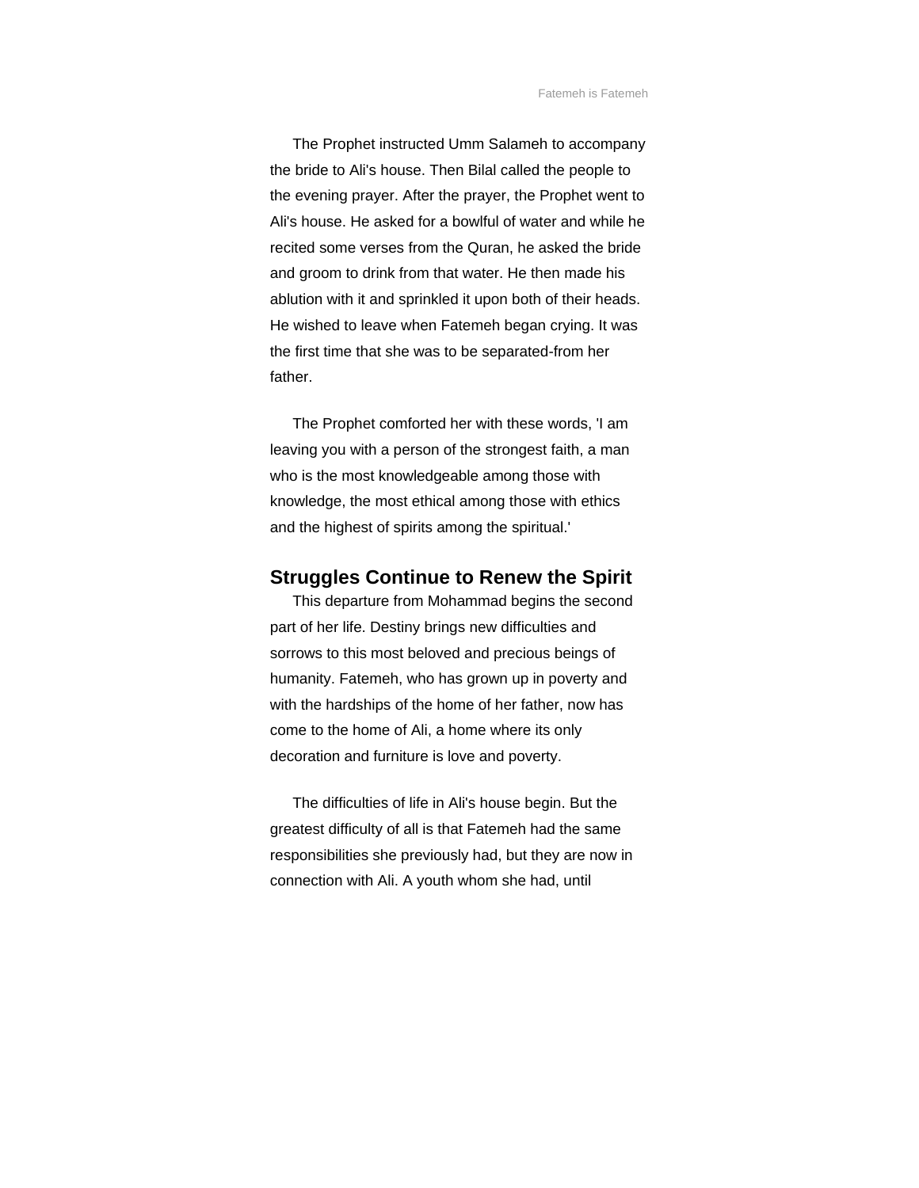The Prophet instructed Umm Salameh to accompany the bride to Ali's house. Then Bilal called the people to the evening prayer. After the prayer, the Prophet went to Ali's house. He asked for a bowlful of water and while he recited some verses from the Quran, he asked the bride and groom to drink from that water. He then made his ablution with it and sprinkled it upon both of their heads. He wished to leave when Fatemeh began crying. It was the first time that she was to be separated-from her father.

The Prophet comforted her with these words, 'I am leaving you with a person of the strongest faith, a man who is the most knowledgeable among those with knowledge, the most ethical among those with ethics and the highest of spirits among the spiritual.'

## Struggles Continue to Renew the Spirit

This departure from Mohammad begins the second part of her life. Destiny brings new difficulties and sorrows to this most beloved and precious beings of humanity. Fatemeh, who has grown up in poverty and with the hardships of the home of her father, now has come to the home of Ali, a home where its only decoration and furniture is love and poverty.

The difficulties of life in Ali's house begin. But the greatest difficulty of all is that Fatemeh had the same responsibilities she previously had, but they are now in connection with Ali. A youth whom she had, until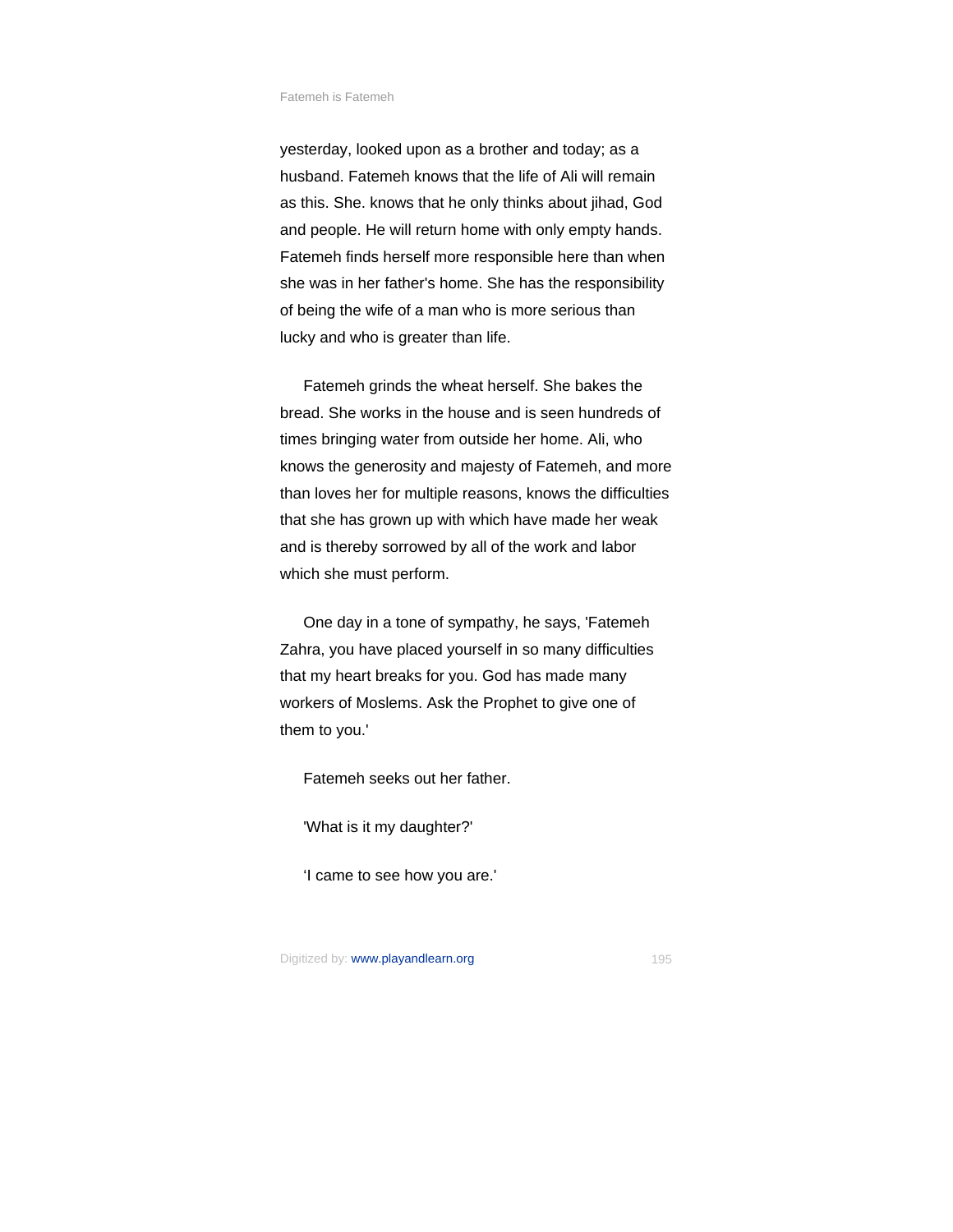yesterday, looked upon as a brother and today; as a husband. Fatemeh knows that the life of Ali will remain as this. She. knows that he only thinks about jihad, God and people. He will return home with only empty hands. Fatemeh finds herself more responsible here than when she was in her father's home. She has the responsibility of being the wife of a man who is more serious than lucky and who is greater than life.

Fatemeh grinds the wheat herself. She bakes the bread. She works in the house and is seen hundreds of times bringing water from outside her home. Ali, who knows the generosity and majesty of Fatemeh, and more than loves her for multiple reasons, knows the difficulties that she has grown up with which have made her weak and is thereby sorrowed by all of the work and labor which she must perform.

One day in a tone of sympathy, he says, 'Fatemeh Zahra, you have placed yourself in so many difficulties that my heart breaks for you. God has made many workers of Moslems. Ask the Prophet to give one of them to you.'

Fatemeh seeks out her father.

'What is it my daughter?'

‘I came to see how you are.'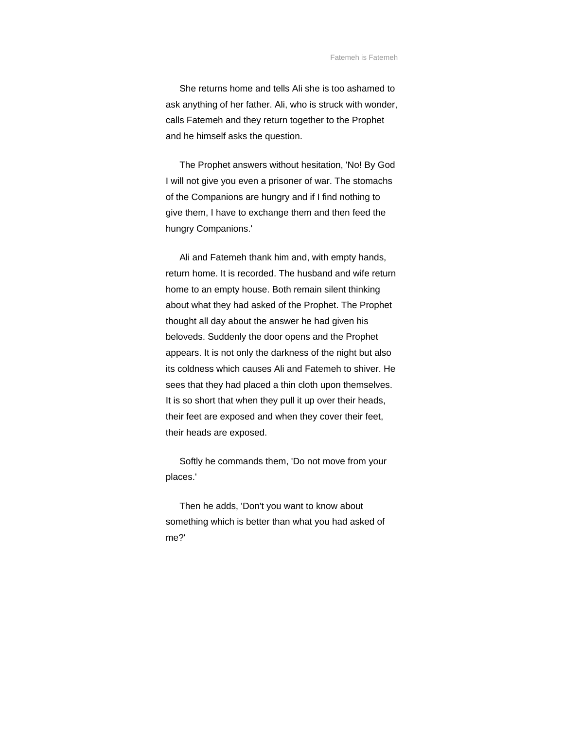She returns home and tells Ali she is too ashamed to ask anything of her father. Ali, who is struck with wonder, calls Fatemeh and they return together to the Prophet and he himself asks the question.

The Prophet answers without hesitation, 'No! By God I will not give you even a prisoner of war. The stomachs of the Companions are hungry and if I find nothing to give them, I have to exchange them and then feed the hungry Companions.'

Ali and Fatemeh thank him and, with empty hands, return home. It is recorded. The husband and wife return home to an empty house. Both remain silent thinking about what they had asked of the Prophet. The Prophet thought all day about the answer he had given his beloveds. Suddenly the door opens and the Prophet appears. It is not only the darkness of the night but also its coldness which causes Ali and Fatemeh to shiver. He sees that they had placed a thin cloth upon themselves. It is so short that when they pull it up over their heads, their feet are exposed and when they cover their feet, their heads are exposed.

Softly he commands them, 'Do not move from your places.'

Then he adds, 'Don't you want to know about something which is better than what you had asked of me?'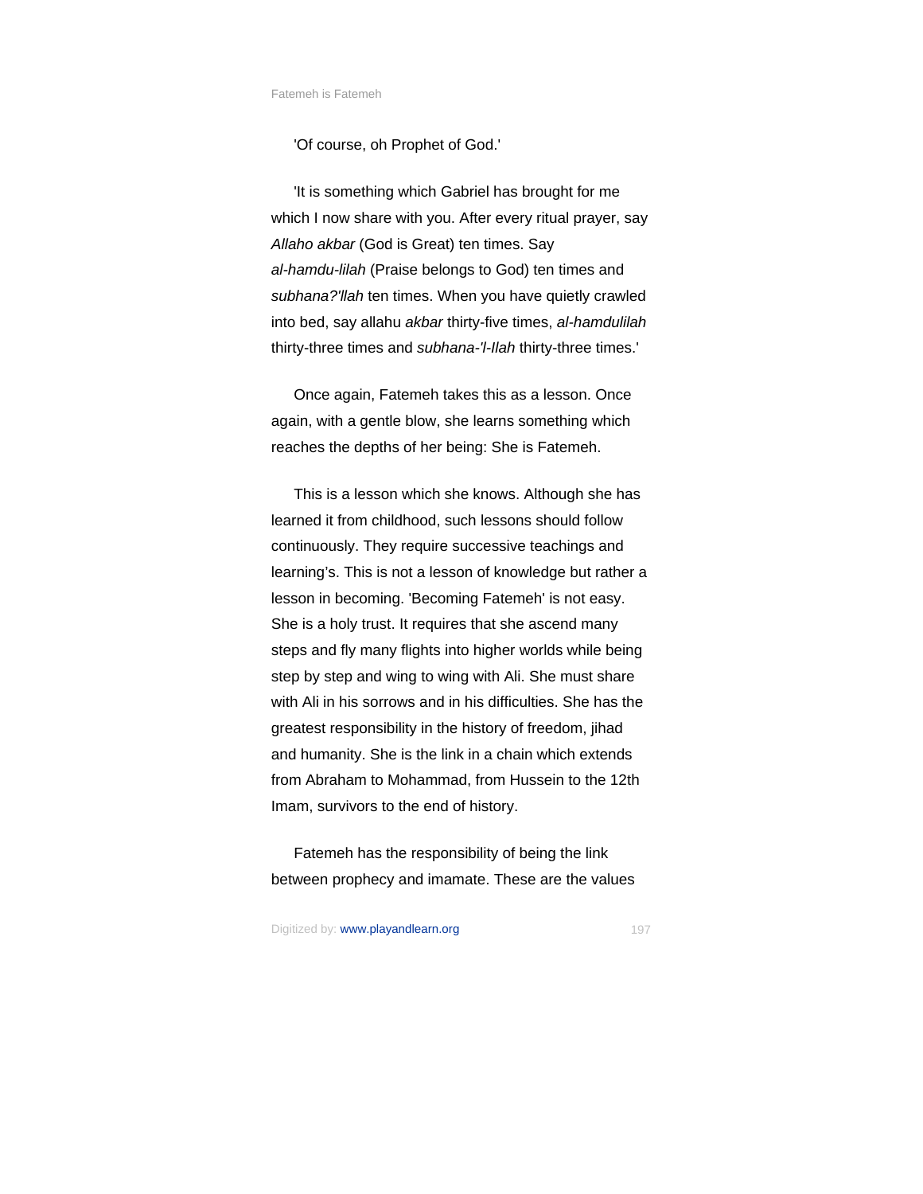'Of course, oh Prophet of God.'

'It is something which Gabriel has brought for me which I now share with you. After every ritual prayer, say *Allaho akbar* (God is Great) ten times. Say *al-hamdu-lilah* (Praise belongs to God) ten times and *subhana?'llah* ten times. When you have quietly crawled into bed, say allahu *akbar* thirty-five times, *al-hamdulilah* thirty-three times and *subhana-'l-Ilah* thirty-three times.'

Once again, Fatemeh takes this as a lesson. Once again, with a gentle blow, she learns something which reaches the depths of her being: She is Fatemeh.

This is a lesson which she knows. Although she has learned it from childhood, such lessons should follow continuously. They require successive teachings and learning's. This is not a lesson of knowledge but rather a lesson in becoming. 'Becoming Fatemeh' is not easy. She is a holy trust. It requires that she ascend many steps and fly many flights into higher worlds while being step by step and wing to wing with Ali. She must share with Ali in his sorrows and in his difficulties. She has the greatest responsibility in the history of freedom, jihad and humanity. She is the link in a chain which extends from Abraham to Mohammad, from Hussein to the 12th Imam, survivors to the end of history.

Fatemeh has the responsibility of being the link between prophecy and imamate. These are the values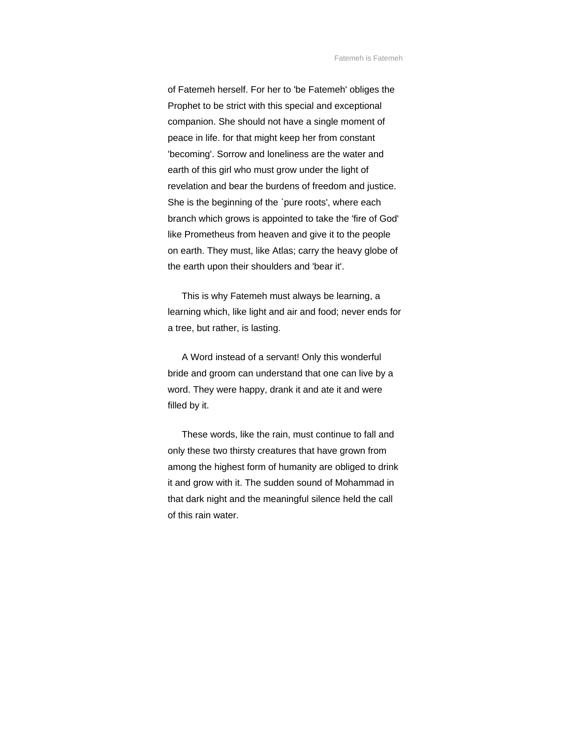of Fatemeh herself. For her to 'be Fatemeh' obliges the Prophet to be strict with this special and exceptional companion. She should not have a single moment of peace in life. for that might keep her from constant 'becoming'. Sorrow and loneliness are the water and earth of this girl who must grow under the light of revelation and bear the burdens of freedom and justice. She is the beginning of the `pure roots', where each branch which grows is appointed to take the 'fire of God' like Prometheus from heaven and give it to the people on earth. They must, like Atlas; carry the heavy globe of the earth upon their shoulders and 'bear it'.

This is why Fatemeh must always be learning, a learning which, like light and air and food; never ends for a tree, but rather, is lasting.

A Word instead of a servant! Only this wonderful bride and groom can understand that one can live by a word. They were happy, drank it and ate it and were filled by it.

These words, like the rain, must continue to fall and only these two thirsty creatures that have grown from among the highest form of humanity are obliged to drink it and grow with it. The sudden sound of Mohammad in that dark night and the meaningful silence held the call of this rain water.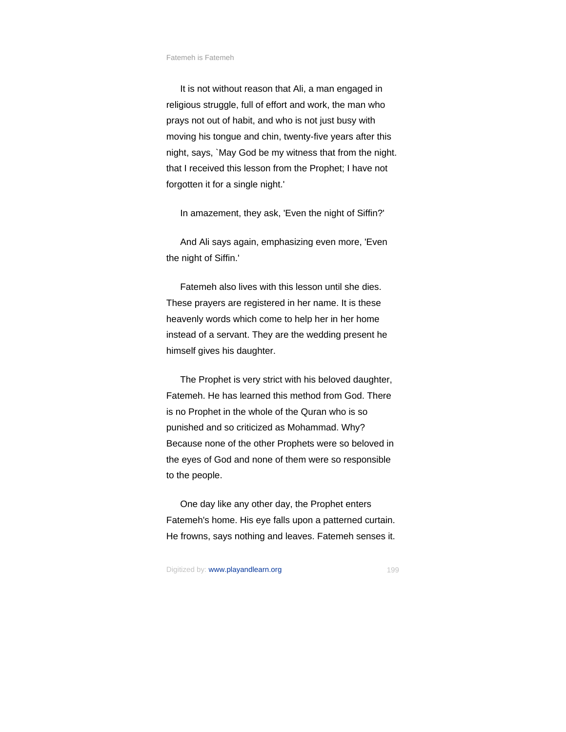It is not without reason that Ali, a man engaged in religious struggle, full of effort and work, the man who prays not out of habit, and who is not just busy with moving his tongue and chin, twenty-five years after this night, says, `May God be my witness that from the night. that I received this lesson from the Prophet; I have not forgotten it for a single night.'

In amazement, they ask, 'Even the night of Siffin?'

And Ali says again, emphasizing even more, 'Even the night of Siffin.'

Fatemeh also lives with this lesson until she dies. These prayers are registered in her name. It is these heavenly words which come to help her in her home instead of a servant. They are the wedding present he himself gives his daughter.

The Prophet is very strict with his beloved daughter, Fatemeh. He has learned this method from God. There is no Prophet in the whole of the Quran who is so punished and so criticized as Mohammad. Why? Because none of the other Prophets were so beloved in the eyes of God and none of them were so responsible to the people.

One day like any other day, the Prophet enters Fatemeh's home. His eye falls upon a patterned curtain. He frowns, says nothing and leaves. Fatemeh senses it.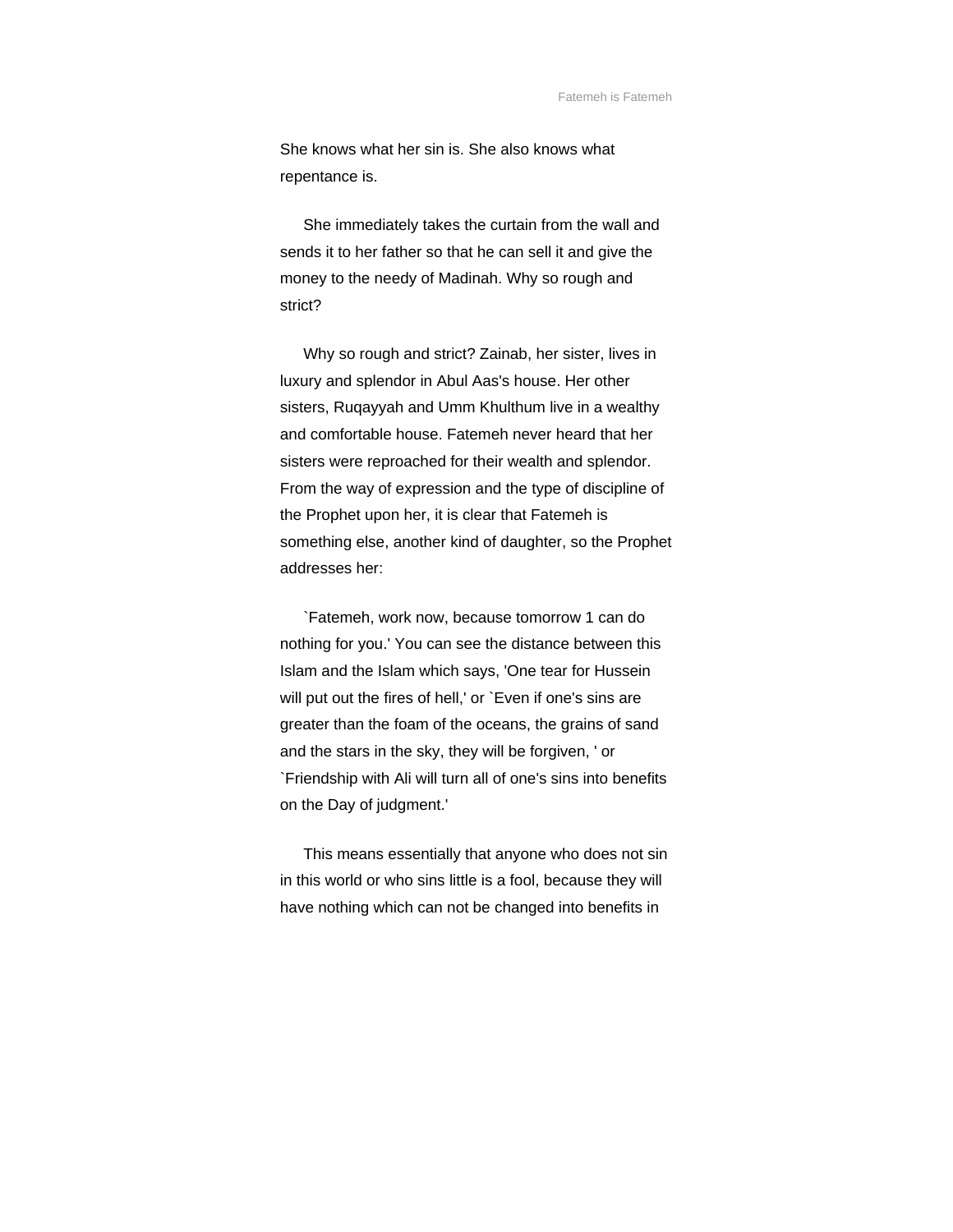She knows what her sin is. She also knows what repentance is.

She immediately takes the curtain from the wall and sends it to her father so that he can sell it and give the money to the needy of Madinah. Why so rough and strict?

Why so rough and strict? Zainab, her sister, lives in luxury and splendor in Abul Aas's house. Her other sisters, Ruqayyah and Umm Khulthum live in a wealthy and comfortable house. Fatemeh never heard that her sisters were reproached for their wealth and splendor. From the way of expression and the type of discipline of the Prophet upon her, it is clear that Fatemeh is something else, another kind of daughter, so the Prophet addresses her:

`Fatemeh, work now, because tomorrow 1 can do nothing for you.' You can see the distance between this Islam and the Islam which says, 'One tear for Hussein will put out the fires of hell,' or `Even if one's sins are greater than the foam of the oceans, the grains of sand and the stars in the sky, they will be forgiven, ' or `Friendship with Ali will turn all of one's sins into benefits on the Day of judgment.'

This means essentially that anyone who does not sin in this world or who sins little is a fool, because they will have nothing which can not be changed into benefits in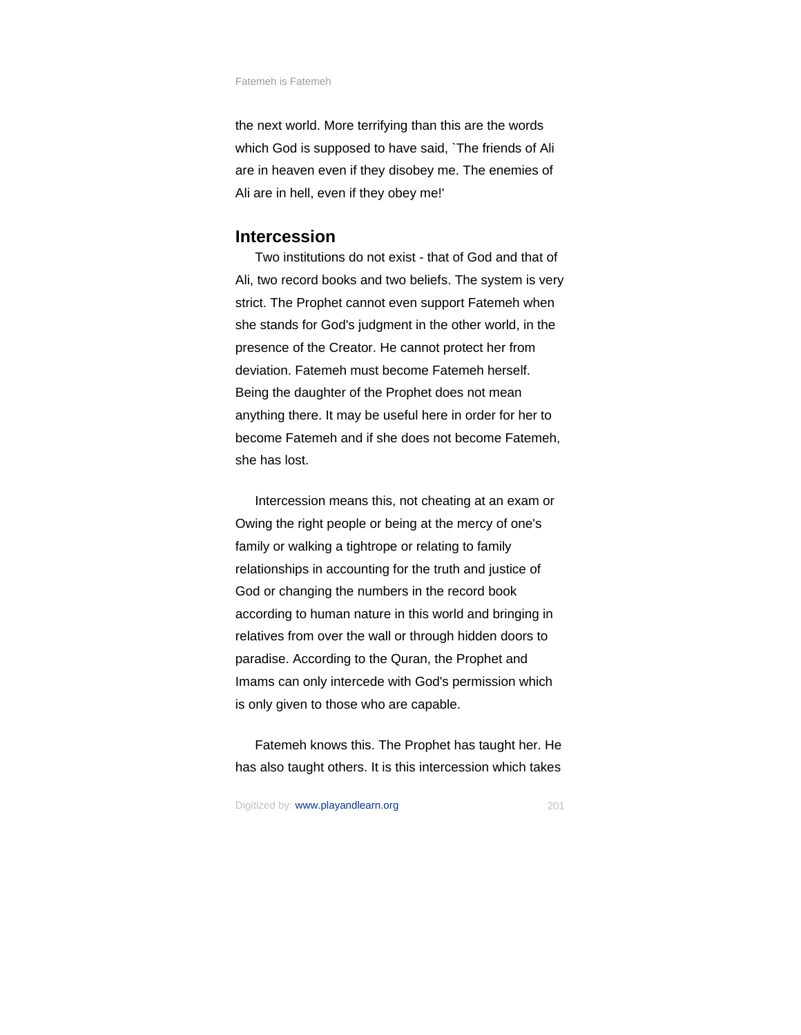the next world. More terrifying than this are the words which God is supposed to have said, `The friends of Ali are in heaven even if they disobey me. The enemies of Ali are in hell, even if they obey me!'

## Intercession

Two institutions do not exist - that of God and that of Ali, two record books and two beliefs. The system is very strict. The Prophet cannot even support Fatemeh when she stands for God's judgment in the other world, in the presence of the Creator. He cannot protect her from deviation. Fatemeh must become Fatemeh herself. Being the daughter of the Prophet does not mean anything there. It may be useful here in order for her to become Fatemeh and if she does not become Fatemeh, she has lost.

Intercession means this, not cheating at an exam or Owing the right people or being at the mercy of one's family or walking a tightrope or relating to family relationships in accounting for the truth and justice of God or changing the numbers in the record book according to human nature in this world and bringing in relatives from over the wall or through hidden doors to paradise. According to the Quran, the Prophet and Imams can only intercede with God's permission which is only given to those who are capable.

Fatemeh knows this. The Prophet has taught her. He has also taught others. It is this intercession which takes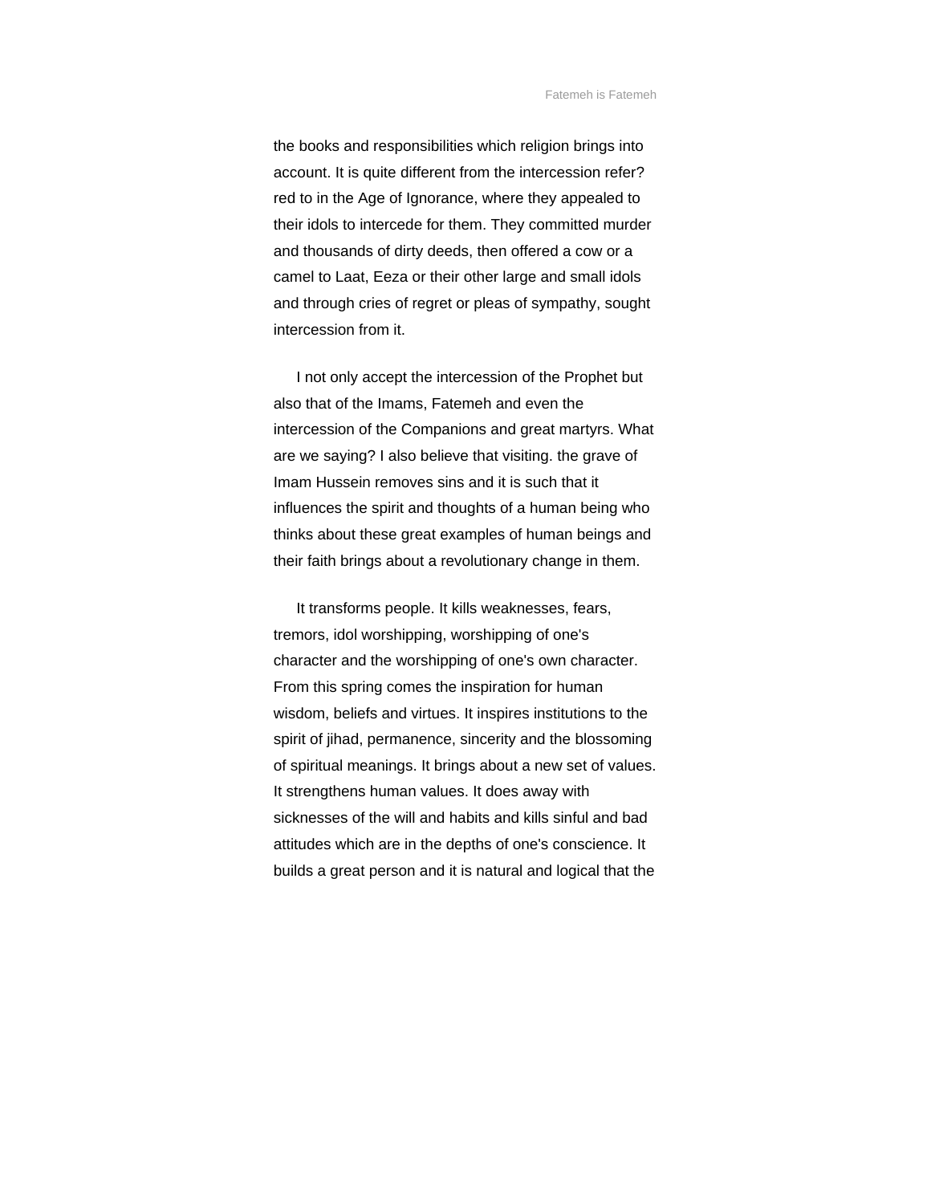the books and responsibilities which religion brings into account. It is quite different from the intercession refer? red to in the Age of Ignorance, where they appealed to their idols to intercede for them. They committed murder and thousands of dirty deeds, then offered a cow or a camel to Laat, Eeza or their other large and small idols and through cries of regret or pleas of sympathy, sought intercession from it.

I not only accept the intercession of the Prophet but also that of the Imams, Fatemeh and even the intercession of the Companions and great martyrs. What are we saying? I also believe that visiting. the grave of Imam Hussein removes sins and it is such that it influences the spirit and thoughts of a human being who thinks about these great examples of human beings and their faith brings about a revolutionary change in them.

It transforms people. It kills weaknesses, fears, tremors, idol worshipping, worshipping of one's character and the worshipping of one's own character. From this spring comes the inspiration for human wisdom, beliefs and virtues. It inspires institutions to the spirit of jihad, permanence, sincerity and the blossoming of spiritual meanings. It brings about a new set of values. It strengthens human values. It does away with sicknesses of the will and habits and kills sinful and bad attitudes which are in the depths of one's conscience. It builds a great person and it is natural and logical that the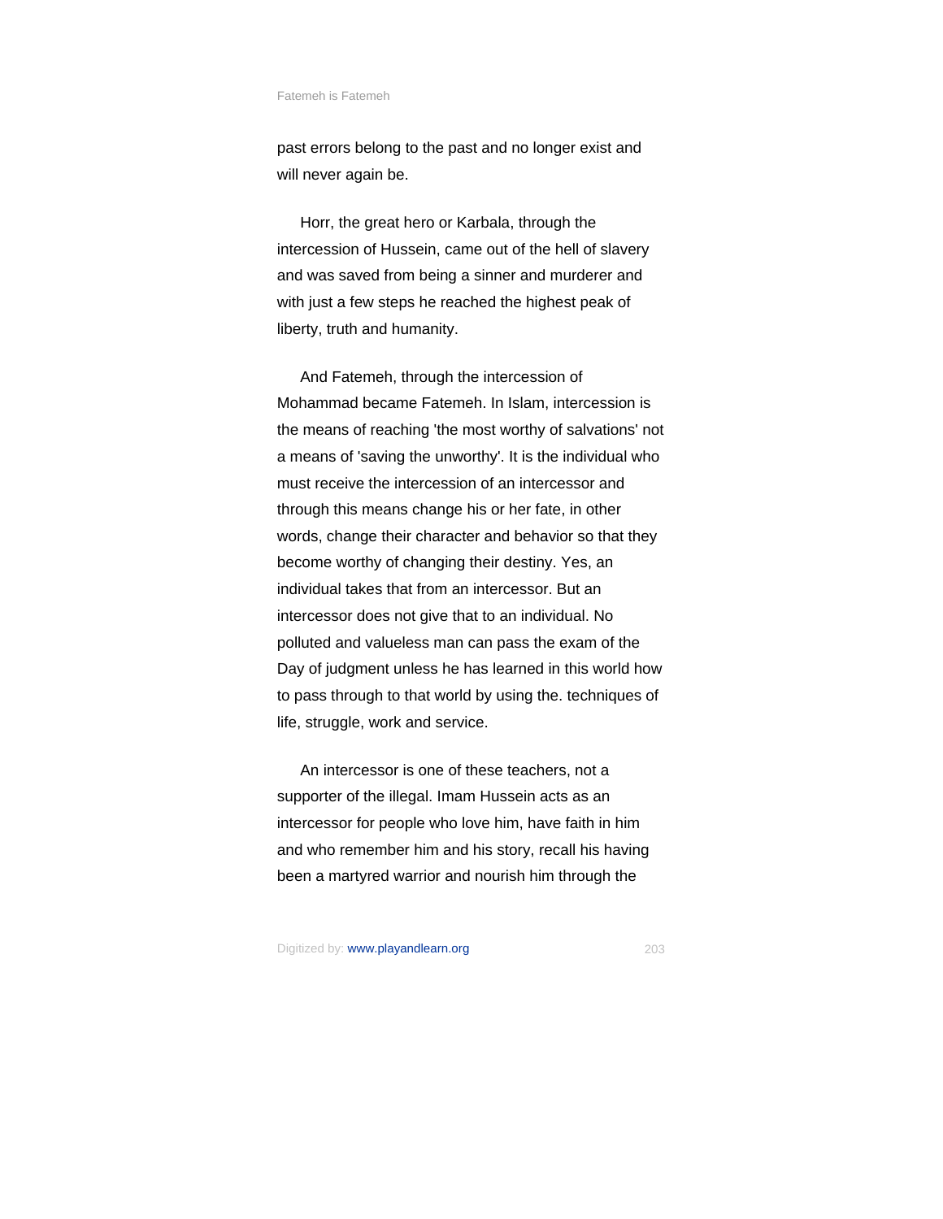past errors belong to the past and no longer exist and will never again be.

Horr, the great hero or Karbala, through the intercession of Hussein, came out of the hell of slavery and was saved from being a sinner and murderer and with just a few steps he reached the highest peak of liberty, truth and humanity.

And Fatemeh, through the intercession of Mohammad became Fatemeh. In Islam, intercession is the means of reaching 'the most worthy of salvations' not a means of 'saving the unworthy'. It is the individual who must receive the intercession of an intercessor and through this means change his or her fate, in other words, change their character and behavior so that they become worthy of changing their destiny. Yes, an individual takes that from an intercessor. But an intercessor does not give that to an individual. No polluted and valueless man can pass the exam of the Day of judgment unless he has learned in this world how to pass through to that world by using the. techniques of life, struggle, work and service.

An intercessor is one of these teachers, not a supporter of the illegal. Imam Hussein acts as an intercessor for people who love him, have faith in him and who remember him and his story, recall his having been a martyred warrior and nourish him through the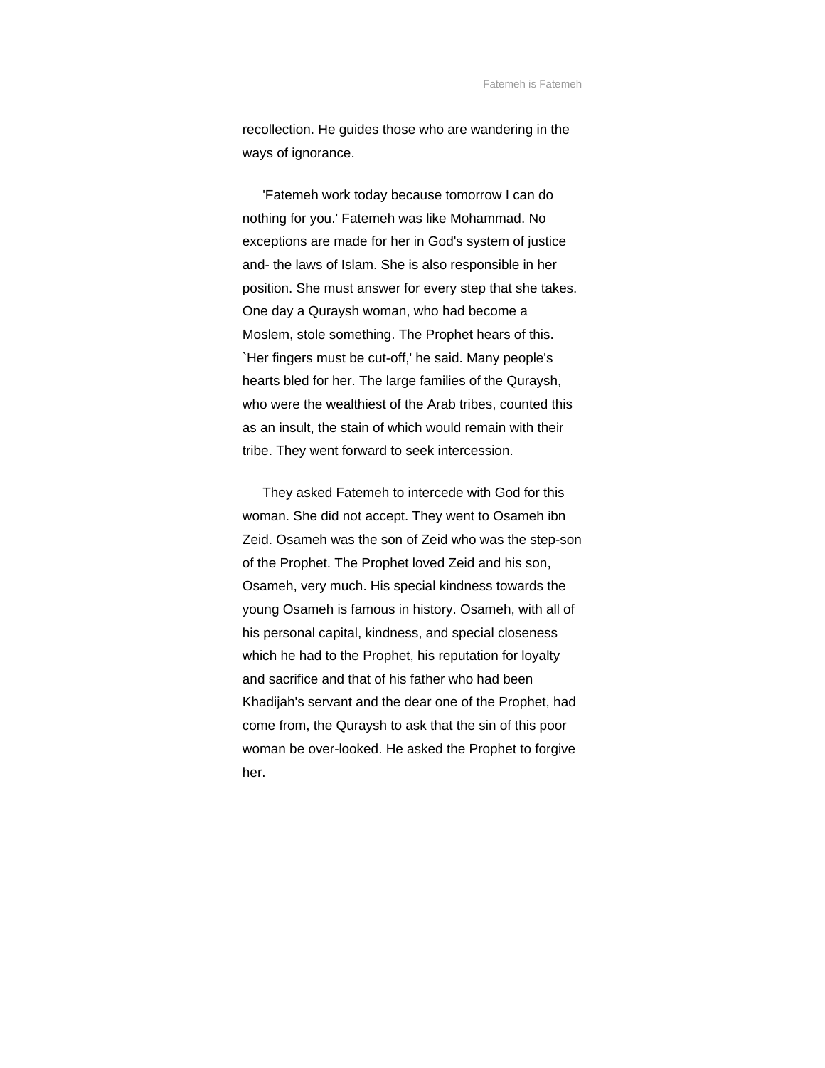recollection. He guides those who are wandering in the ways of ignorance.

'Fatemeh work today because tomorrow I can do nothing for you.' Fatemeh was like Mohammad. No exceptions are made for her in God's system of justice and- the laws of Islam. She is also responsible in her position. She must answer for every step that she takes. One day a Quraysh woman, who had become a Moslem, stole something. The Prophet hears of this. `Her fingers must be cut-off,' he said. Many people's hearts bled for her. The large families of the Quraysh, who were the wealthiest of the Arab tribes, counted this as an insult, the stain of which would remain with their tribe. They went forward to seek intercession.

They asked Fatemeh to intercede with God for this woman. She did not accept. They went to Osameh ibn Zeid. Osameh was the son of Zeid who was the step-son of the Prophet. The Prophet loved Zeid and his son, Osameh, very much. His special kindness towards the young Osameh is famous in history. Osameh, with all of his personal capital, kindness, and special closeness which he had to the Prophet, his reputation for loyalty and sacrifice and that of his father who had been Khadijah's servant and the dear one of the Prophet, had come from, the Quraysh to ask that the sin of this poor woman be over-looked. He asked the Prophet to forgive her.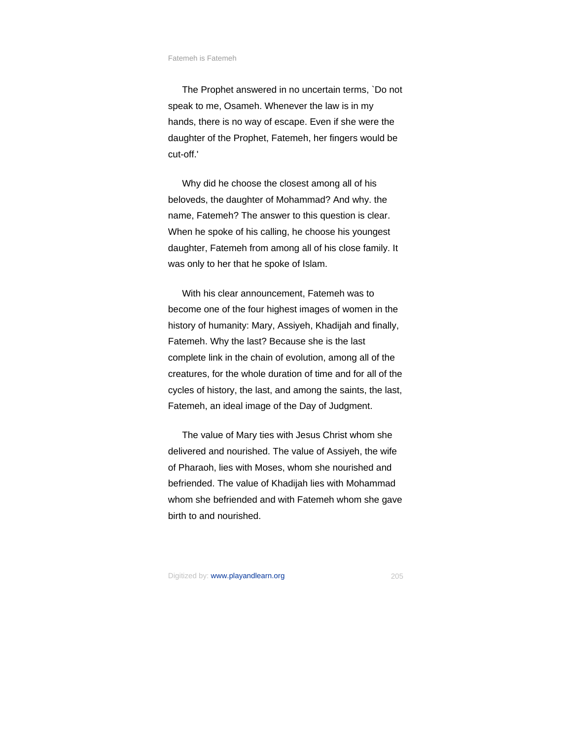The Prophet answered in no uncertain terms, `Do not speak to me, Osameh. Whenever the law is in my hands, there is no way of escape. Even if she were the daughter of the Prophet, Fatemeh, her fingers would be cut-off.'

Why did he choose the closest among all of his beloveds, the daughter of Mohammad? And why. the name, Fatemeh? The answer to this question is clear. When he spoke of his calling, he choose his youngest daughter, Fatemeh from among all of his close family. It was only to her that he spoke of Islam.

With his clear announcement, Fatemeh was to become one of the four highest images of women in the history of humanity: Mary, Assiyeh, Khadijah and finally, Fatemeh. Why the last? Because she is the last complete link in the chain of evolution, among all of the creatures, for the whole duration of time and for all of the cycles of history, the last, and among the saints, the last, Fatemeh, an ideal image of the Day of Judgment.

The value of Mary ties with Jesus Christ whom she delivered and nourished. The value of Assiyeh, the wife of Pharaoh, lies with Moses, whom she nourished and befriended. The value of Khadijah lies with Mohammad whom she befriended and with Fatemeh whom she gave birth to and nourished.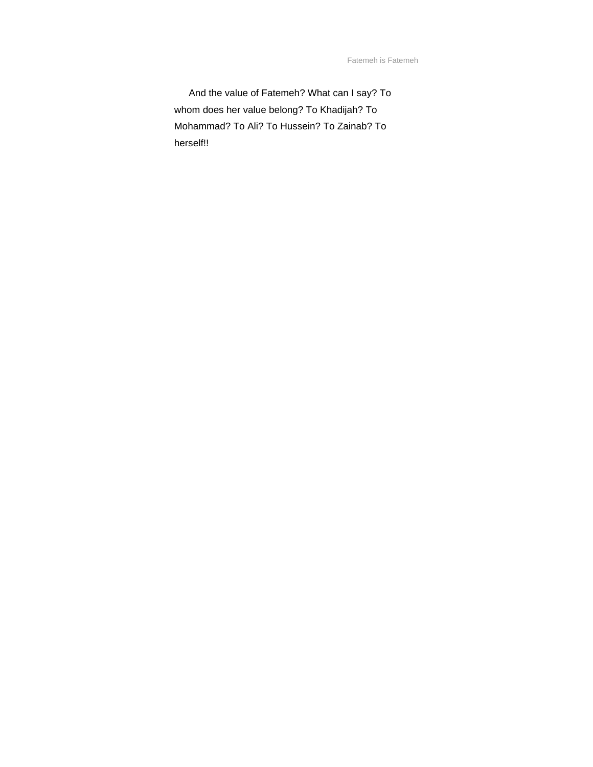And the value of Fatemeh? What can I say? To whom does her value belong? To Khadijah? To Mohammad? To Ali? To Hussein? To Zainab? To herself!!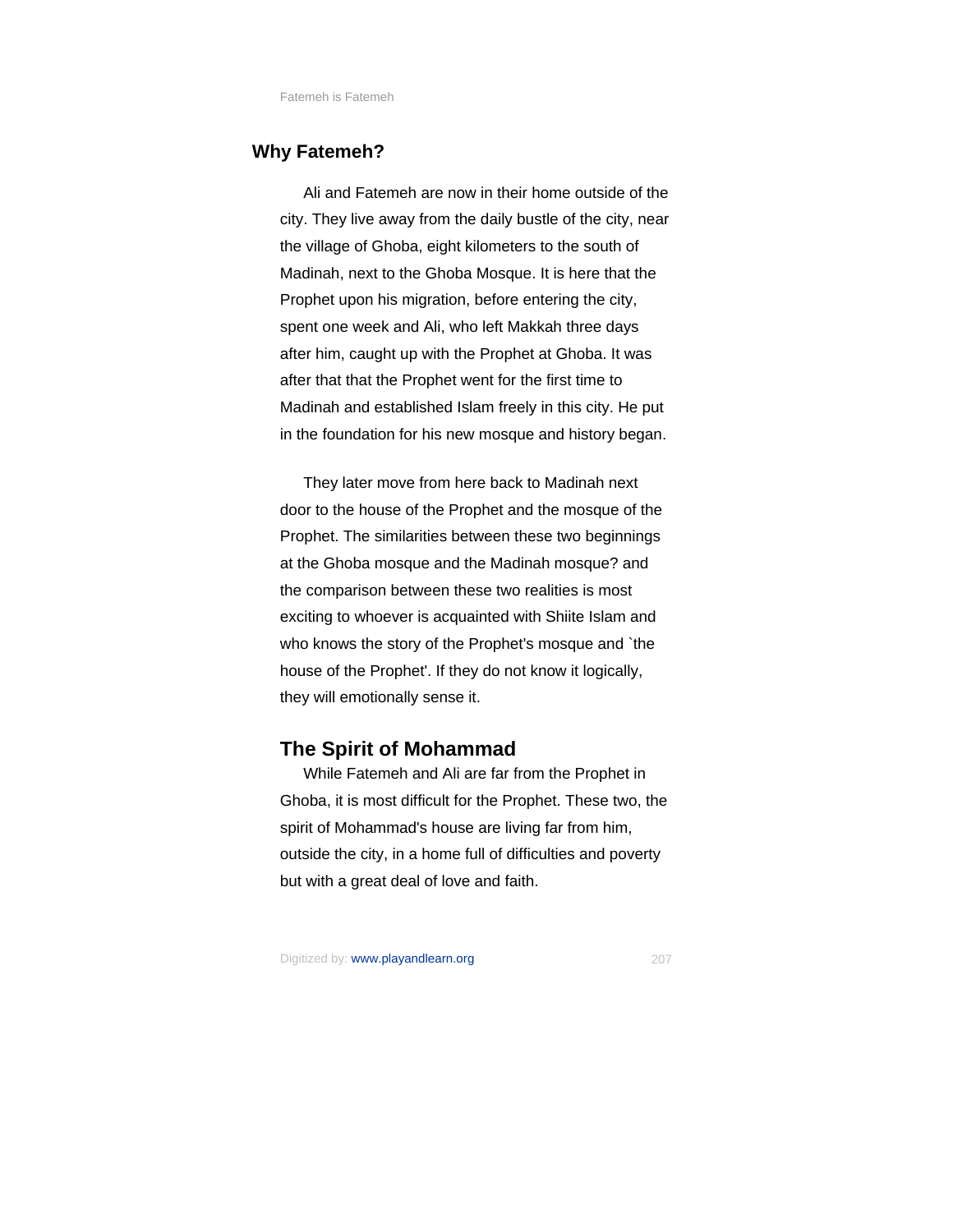## Why Fatemeh?

Ali and Fatemeh are now in their home outside of the city. They live away from the daily bustle of the city, near the village of Ghoba, eight kilometers to the south of Madinah, next to the Ghoba Mosque. It is here that the Prophet upon his migration, before entering the city, spent one week and Ali, who left Makkah three days after him, caught up with the Prophet at Ghoba. It was after that that the Prophet went for the first time to Madinah and established Islam freely in this city. He put in the foundation for his new mosque and history began.

They later move from here back to Madinah next door to the house of the Prophet and the mosque of the Prophet. The similarities between these two beginnings at the Ghoba mosque and the Madinah mosque? and the comparison between these two realities is most exciting to whoever is acquainted with Shiite Islam and who knows the story of the Prophet's mosque and `the house of the Prophet'. If they do not know it logically, they will emotionally sense it.

## The Spirit of Mohammad

While Fatemeh and Ali are far from the Prophet in Ghoba, it is most difficult for the Prophet. These two, the spirit of Mohammad's house are living far from him, outside the city, in a home full of difficulties and poverty but with a great deal of love and faith.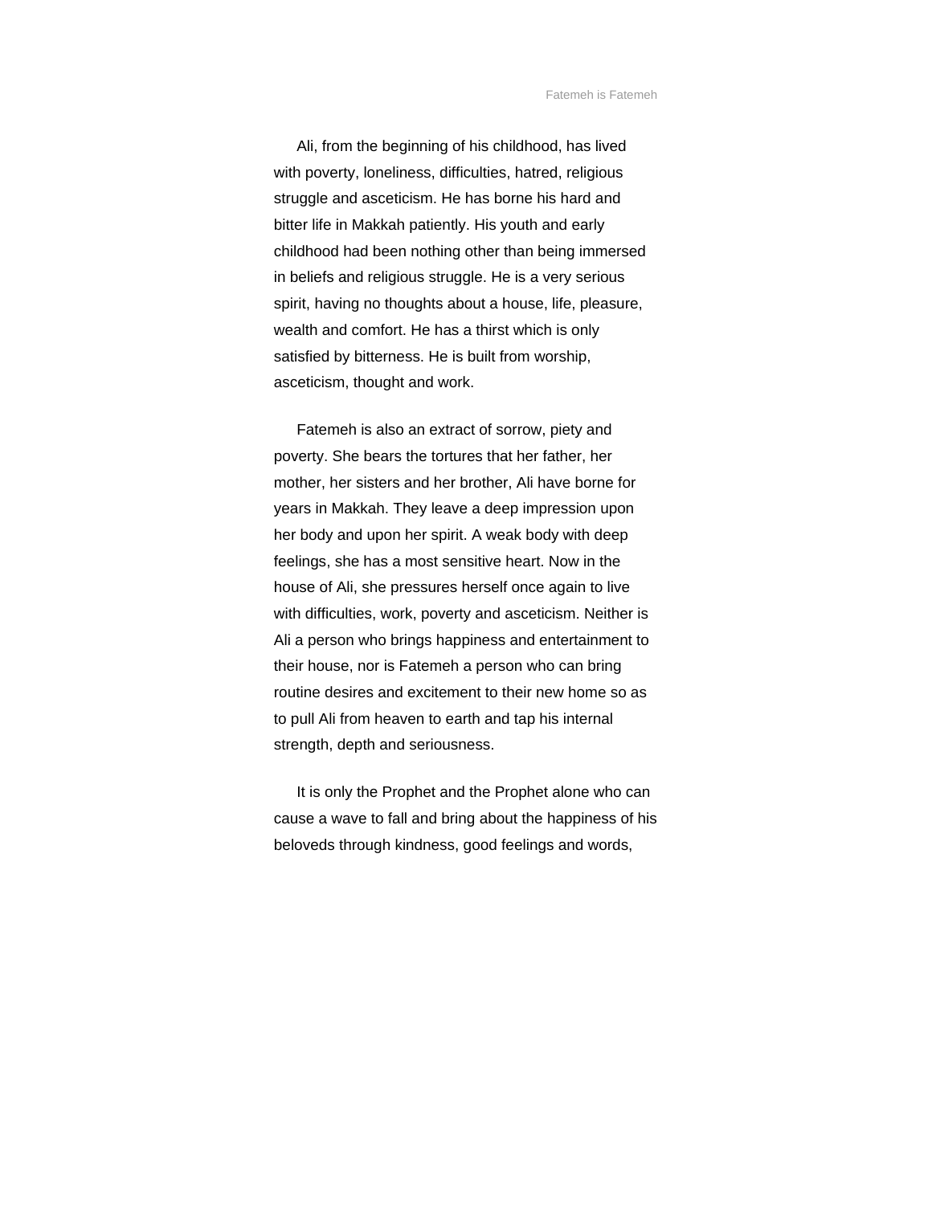Ali, from the beginning of his childhood, has lived with poverty, loneliness, difficulties, hatred, religious struggle and asceticism. He has borne his hard and bitter life in Makkah patiently. His youth and early childhood had been nothing other than being immersed in beliefs and religious struggle. He is a very serious spirit, having no thoughts about a house, life, pleasure, wealth and comfort. He has a thirst which is only satisfied by bitterness. He is built from worship, asceticism, thought and work.

Fatemeh is also an extract of sorrow, piety and poverty. She bears the tortures that her father, her mother, her sisters and her brother, Ali have borne for years in Makkah. They leave a deep impression upon her body and upon her spirit. A weak body with deep feelings, she has a most sensitive heart. Now in the house of Ali, she pressures herself once again to live with difficulties, work, poverty and asceticism. Neither is Ali a person who brings happiness and entertainment to their house, nor is Fatemeh a person who can bring routine desires and excitement to their new home so as to pull Ali from heaven to earth and tap his internal strength, depth and seriousness.

It is only the Prophet and the Prophet alone who can cause a wave to fall and bring about the happiness of his beloveds through kindness, good feelings and words,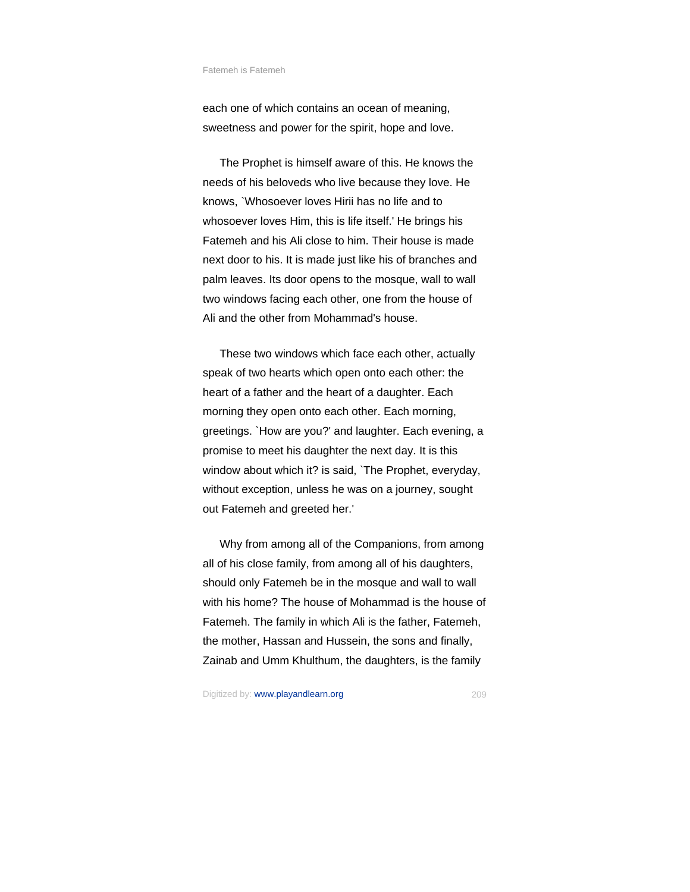each one of which contains an ocean of meaning, sweetness and power for the spirit, hope and love.

The Prophet is himself aware of this. He knows the needs of his beloveds who live because they love. He knows, `Whosoever loves Hirii has no life and to whosoever loves Him, this is life itself.' He brings his Fatemeh and his Ali close to him. Their house is made next door to his. It is made just like his of branches and palm leaves. Its door opens to the mosque, wall to wall two windows facing each other, one from the house of Ali and the other from Mohammad's house.

These two windows which face each other, actually speak of two hearts which open onto each other: the heart of a father and the heart of a daughter. Each morning they open onto each other. Each morning, greetings. `How are you?' and laughter. Each evening, a promise to meet his daughter the next day. It is this window about which it? is said, `The Prophet, everyday, without exception, unless he was on a journey, sought out Fatemeh and greeted her.'

Why from among all of the Companions, from among all of his close family, from among all of his daughters, should only Fatemeh be in the mosque and wall to wall with his home? The house of Mohammad is the house of Fatemeh. The family in which Ali is the father, Fatemeh, the mother, Hassan and Hussein, the sons and finally, Zainab and Umm Khulthum, the daughters, is the family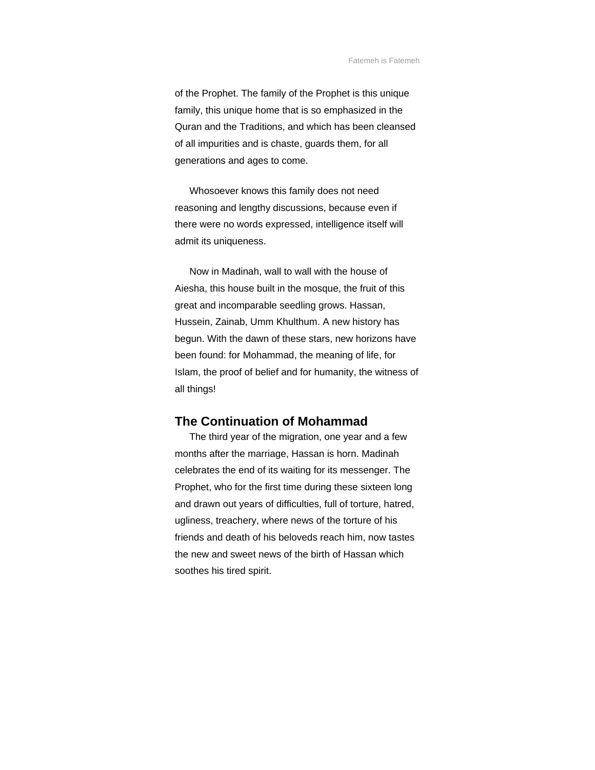of the Prophet. The family of the Prophet is this unique family, this unique home that is so emphasized in the Quran and the Traditions, and which has been cleansed of all impurities and is chaste, guards them, for all generations and ages to come.

Whosoever knows this family does not need reasoning and lengthy discussions, because even if there were no words expressed, intelligence itself will admit its uniqueness.

Now in Madinah, wall to wall with the house of Aiesha, this house built in the mosque, the fruit of this great and incomparable seedling grows. Hassan, Hussein, Zainab, Umm Khulthum. A new history has begun. With the dawn of these stars, new horizons have been found: for Mohammad, the meaning of life, for Islam, the proof of belief and for humanity, the witness of all things!

## The Continuation of Mohammad

The third year of the migration, one year and a few months after the marriage, Hassan is horn. Madinah celebrates the end of its waiting for its messenger. The Prophet, who for the first time during these sixteen long and drawn out years of difficulties, full of torture, hatred, ugliness, treachery, where news of the torture of his friends and death of his beloveds reach him, now tastes the new and sweet news of the birth of Hassan which soothes his tired spirit.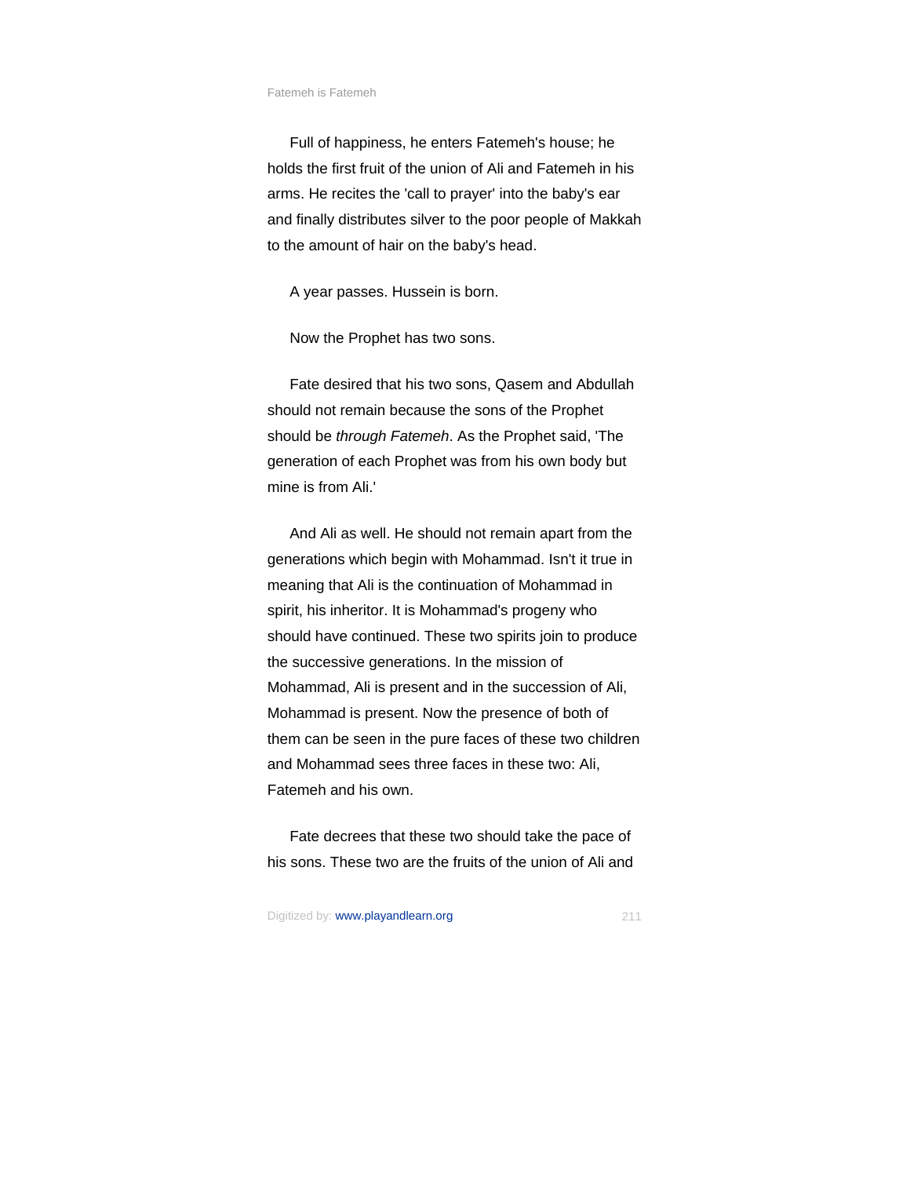Full of happiness, he enters Fatemeh's house; he holds the first fruit of the union of Ali and Fatemeh in his arms. He recites the 'call to prayer' into the baby's ear and finally distributes silver to the poor people of Makkah to the amount of hair on the baby's head.

A year passes. Hussein is born.

Now the Prophet has two sons.

Fate desired that his two sons, Qasem and Abdullah should not remain because the sons of the Prophet should be *through Fatemeh*. As the Prophet said, 'The generation of each Prophet was from his own body but mine is from Ali.'

And Ali as well. He should not remain apart from the generations which begin with Mohammad. Isn't it true in meaning that Ali is the continuation of Mohammad in spirit, his inheritor. It is Mohammad's progeny who should have continued. These two spirits join to produce the successive generations. In the mission of Mohammad, Ali is present and in the succession of Ali, Mohammad is present. Now the presence of both of them can be seen in the pure faces of these two children and Mohammad sees three faces in these two: Ali, Fatemeh and his own.

Fate decrees that these two should take the pace of his sons. These two are the fruits of the union of Ali and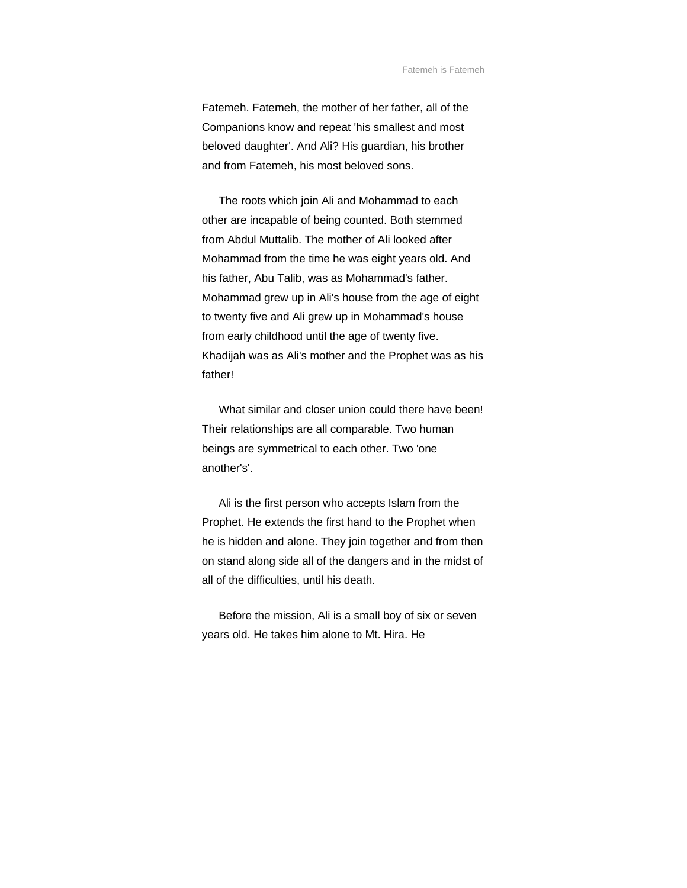Fatemeh. Fatemeh, the mother of her father, all of the Companions know and repeat 'his smallest and most beloved daughter'. And Ali? His guardian, his brother and from Fatemeh, his most beloved sons.

The roots which join Ali and Mohammad to each other are incapable of being counted. Both stemmed from Abdul Muttalib. The mother of Ali looked after Mohammad from the time he was eight years old. And his father, Abu Talib, was as Mohammad's father. Mohammad grew up in Ali's house from the age of eight to twenty five and Ali grew up in Mohammad's house from early childhood until the age of twenty five. Khadijah was as Ali's mother and the Prophet was as his father!

What similar and closer union could there have been! Their relationships are all comparable. Two human beings are symmetrical to each other. Two 'one another's'.

Ali is the first person who accepts Islam from the Prophet. He extends the first hand to the Prophet when he is hidden and alone. They join together and from then on stand along side all of the dangers and in the midst of all of the difficulties, until his death.

Before the mission, Ali is a small boy of six or seven years old. He takes him alone to Mt. Hira. He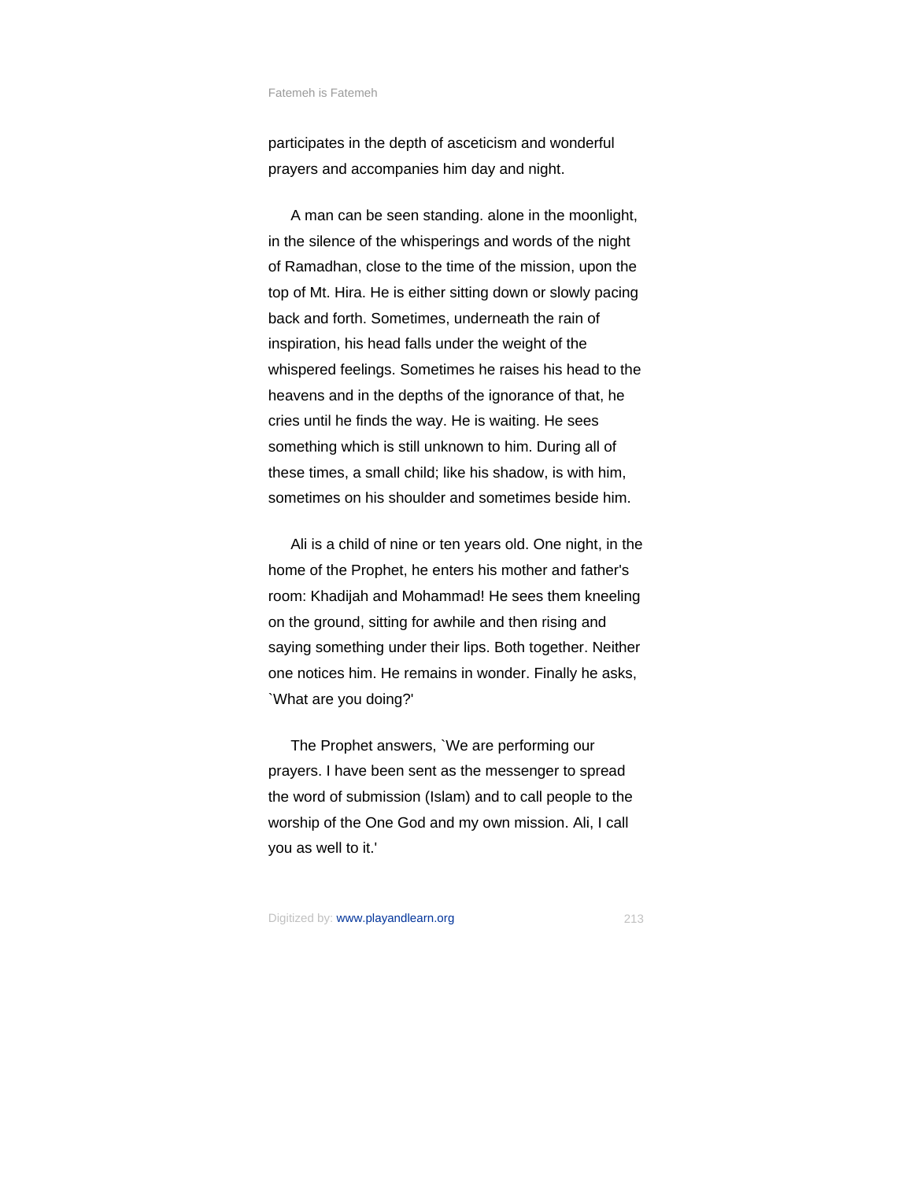participates in the depth of asceticism and wonderful prayers and accompanies him day and night.

A man can be seen standing. alone in the moonlight, in the silence of the whisperings and words of the night of Ramadhan, close to the time of the mission, upon the top of Mt. Hira. He is either sitting down or slowly pacing back and forth. Sometimes, underneath the rain of inspiration, his head falls under the weight of the whispered feelings. Sometimes he raises his head to the heavens and in the depths of the ignorance of that, he cries until he finds the way. He is waiting. He sees something which is still unknown to him. During all of these times, a small child; like his shadow, is with him, sometimes on his shoulder and sometimes beside him.

Ali is a child of nine or ten years old. One night, in the home of the Prophet, he enters his mother and father's room: Khadijah and Mohammad! He sees them kneeling on the ground, sitting for awhile and then rising and saying something under their lips. Both together. Neither one notices him. He remains in wonder. Finally he asks, `What are you doing?'

The Prophet answers, `We are performing our prayers. I have been sent as the messenger to spread the word of submission (Islam) and to call people to the worship of the One God and my own mission. Ali, I call you as well to it.'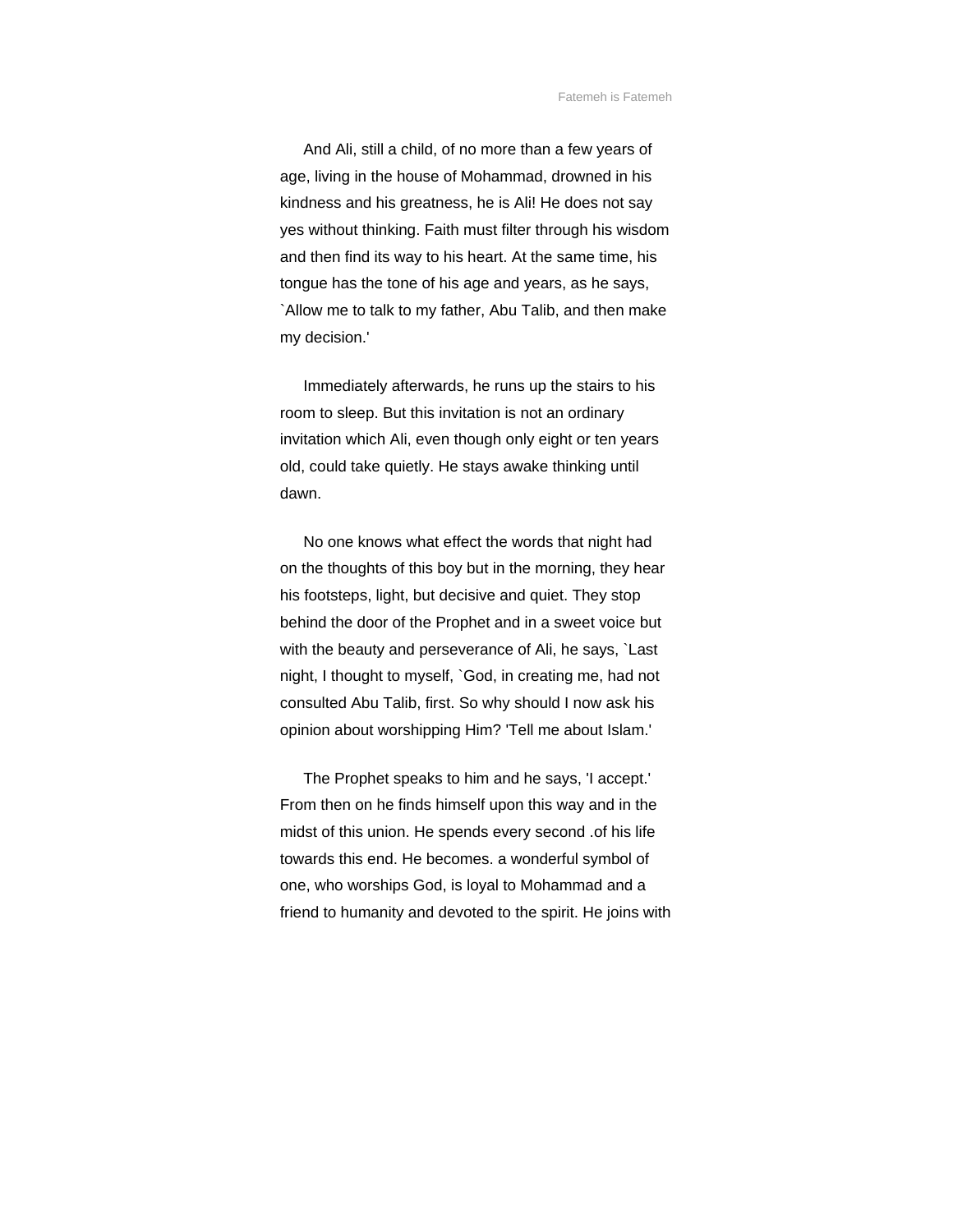And Ali, still a child, of no more than a few years of age, living in the house of Mohammad, drowned in his kindness and his greatness, he is Ali! He does not say yes without thinking. Faith must filter through his wisdom and then find its way to his heart. At the same time, his tongue has the tone of his age and years, as he says, `Allow me to talk to my father, Abu Talib, and then make my decision.'

Immediately afterwards, he runs up the stairs to his room to sleep. But this invitation is not an ordinary invitation which Ali, even though only eight or ten years old, could take quietly. He stays awake thinking until dawn.

No one knows what effect the words that night had on the thoughts of this boy but in the morning, they hear his footsteps, light, but decisive and quiet. They stop behind the door of the Prophet and in a sweet voice but with the beauty and perseverance of Ali, he says, `Last night, I thought to myself, `God, in creating me, had not consulted Abu Talib, first. So why should I now ask his opinion about worshipping Him? 'Tell me about Islam.'

The Prophet speaks to him and he says, 'I accept.' From then on he finds himself upon this way and in the midst of this union. He spends every second .of his life towards this end. He becomes. a wonderful symbol of one, who worships God, is loyal to Mohammad and a friend to humanity and devoted to the spirit. He joins with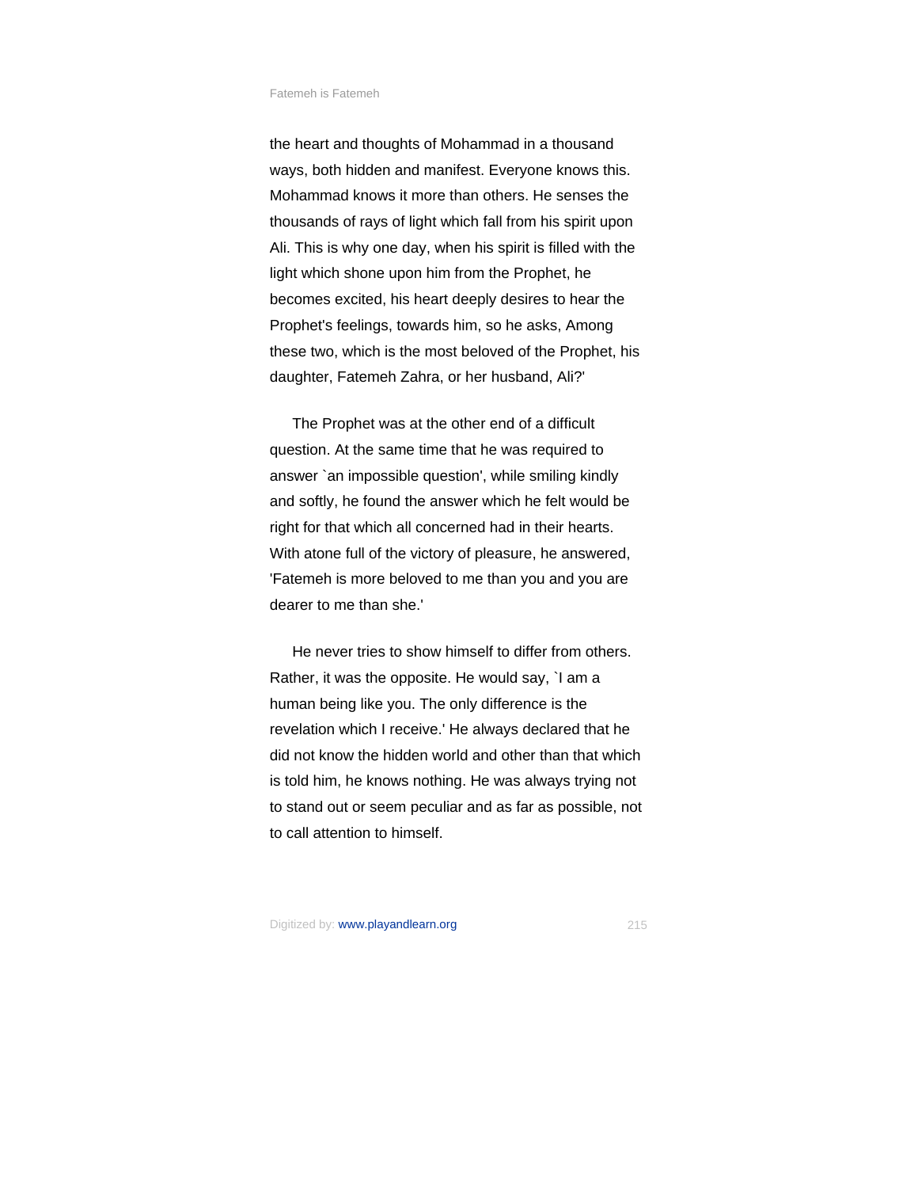the heart and thoughts of Mohammad in a thousand ways, both hidden and manifest. Everyone knows this. Mohammad knows it more than others. He senses the thousands of rays of light which fall from his spirit upon Ali. This is why one day, when his spirit is filled with the light which shone upon him from the Prophet, he becomes excited, his heart deeply desires to hear the Prophet's feelings, towards him, so he asks, Among these two, which is the most beloved of the Prophet, his daughter, Fatemeh Zahra, or her husband, Ali?'

The Prophet was at the other end of a difficult question. At the same time that he was required to answer `an impossible question', while smiling kindly and softly, he found the answer which he felt would be right for that which all concerned had in their hearts. With atone full of the victory of pleasure, he answered, 'Fatemeh is more beloved to me than you and you are dearer to me than she.'

He never tries to show himself to differ from others. Rather, it was the opposite. He would say, `I am a human being like you. The only difference is the revelation which I receive.' He always declared that he did not know the hidden world and other than that which is told him, he knows nothing. He was always trying not to stand out or seem peculiar and as far as possible, not to call attention to himself.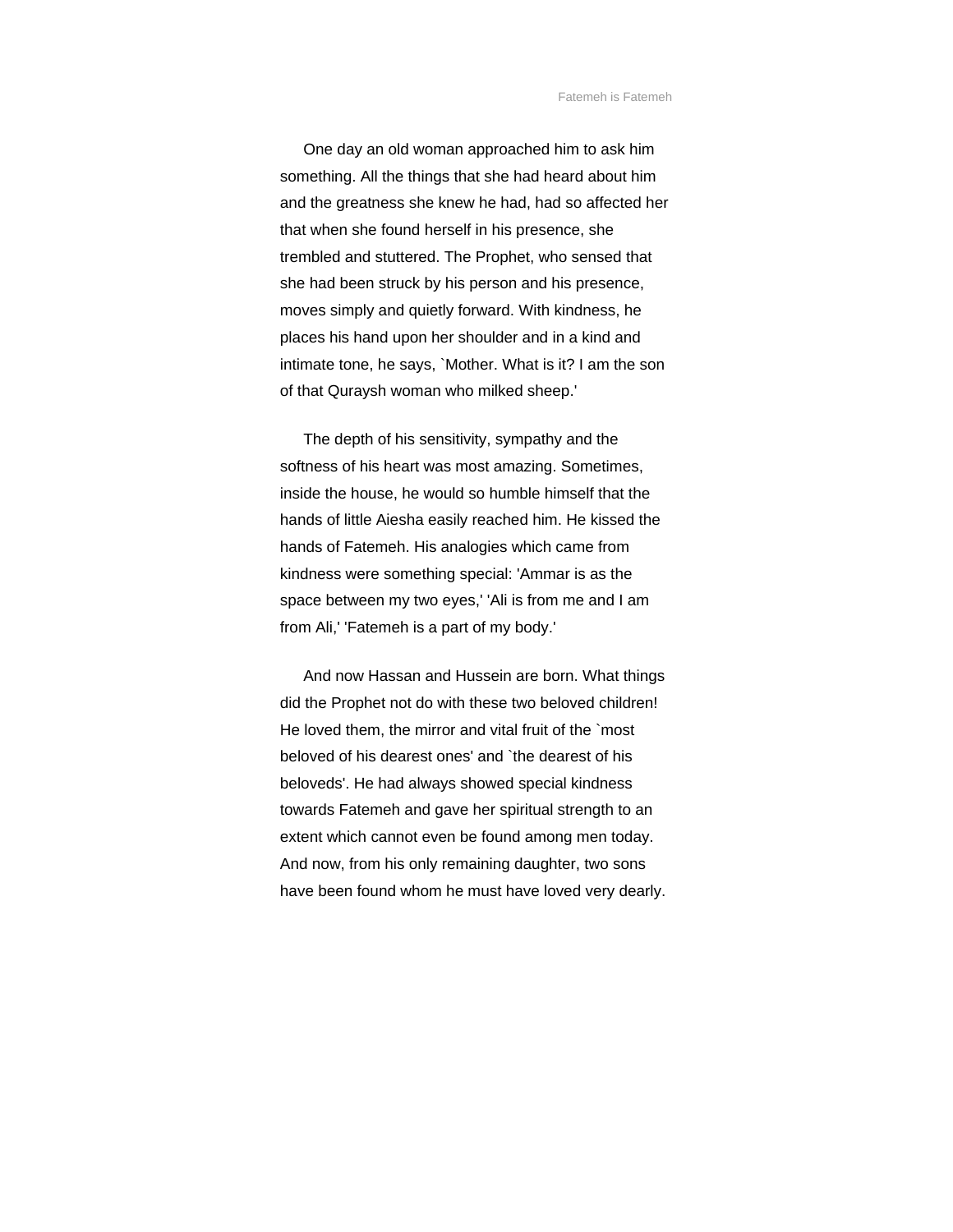One day an old woman approached him to ask him something. All the things that she had heard about him and the greatness she knew he had, had so affected her that when she found herself in his presence, she trembled and stuttered. The Prophet, who sensed that she had been struck by his person and his presence, moves simply and quietly forward. With kindness, he places his hand upon her shoulder and in a kind and intimate tone, he says, `Mother. What is it? I am the son of that Quraysh woman who milked sheep.'

The depth of his sensitivity, sympathy and the softness of his heart was most amazing. Sometimes, inside the house, he would so humble himself that the hands of little Aiesha easily reached him. He kissed the hands of Fatemeh. His analogies which came from kindness were something special: 'Ammar is as the space between my two eyes,' 'Ali is from me and I am from Ali,' 'Fatemeh is a part of my body.'

And now Hassan and Hussein are born. What things did the Prophet not do with these two beloved children! He loved them, the mirror and vital fruit of the `most beloved of his dearest ones' and `the dearest of his beloveds'. He had always showed special kindness towards Fatemeh and gave her spiritual strength to an extent which cannot even be found among men today. And now, from his only remaining daughter, two sons have been found whom he must have loved very dearly.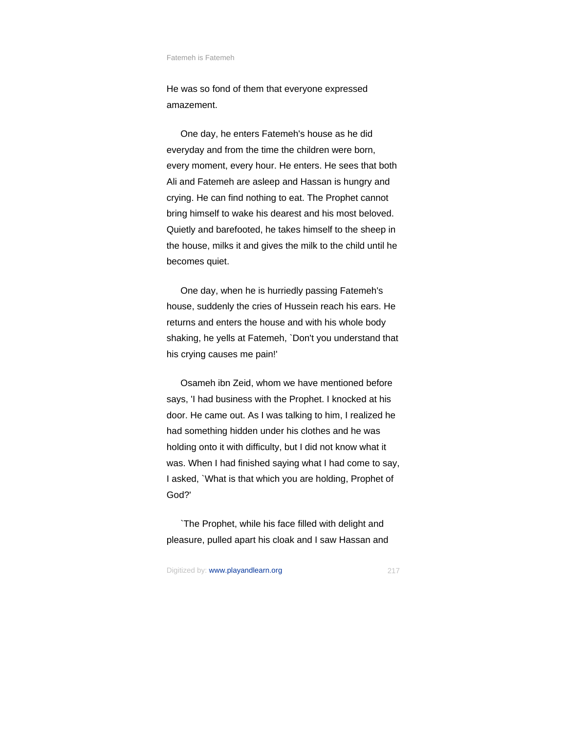He was so fond of them that everyone expressed amazement.

One day, he enters Fatemeh's house as he did everyday and from the time the children were born, every moment, every hour. He enters. He sees that both Ali and Fatemeh are asleep and Hassan is hungry and crying. He can find nothing to eat. The Prophet cannot bring himself to wake his dearest and his most beloved. Quietly and barefooted, he takes himself to the sheep in the house, milks it and gives the milk to the child until he becomes quiet.

One day, when he is hurriedly passing Fatemeh's house, suddenly the cries of Hussein reach his ears. He returns and enters the house and with his whole body shaking, he yells at Fatemeh, `Don't you understand that his crying causes me pain!'

Osameh ibn Zeid, whom we have mentioned before says, 'I had business with the Prophet. I knocked at his door. He came out. As I was talking to him, I realized he had something hidden under his clothes and he was holding onto it with difficulty, but I did not know what it was. When I had finished saying what I had come to say, I asked, `What is that which you are holding, Prophet of God?'

`The Prophet, while his face filled with delight and pleasure, pulled apart his cloak and I saw Hassan and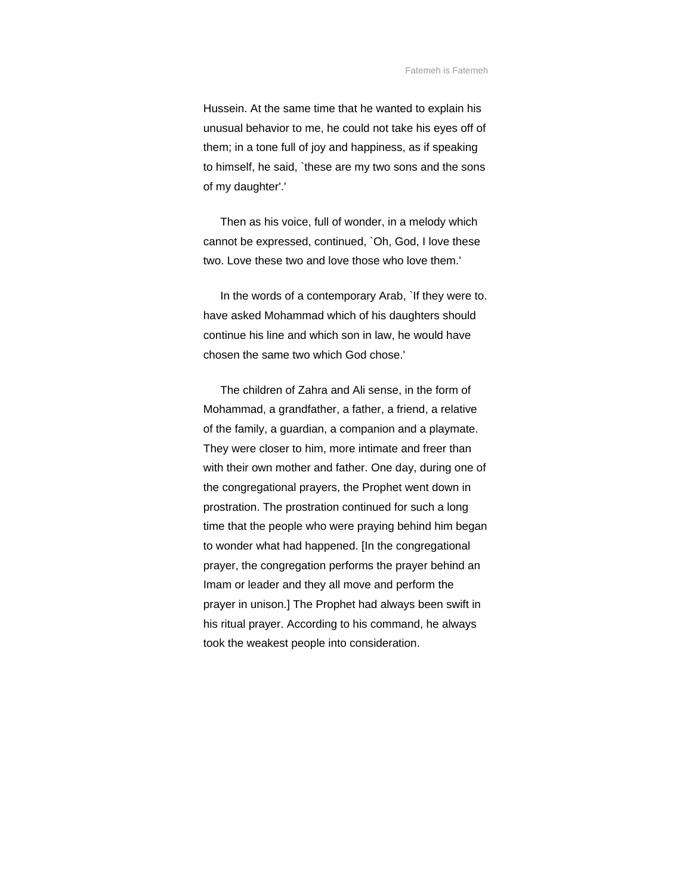Hussein. At the same time that he wanted to explain his unusual behavior to me, he could not take his eyes off of them; in a tone full of joy and happiness, as if speaking to himself, he said, `these are my two sons and the sons of my daughter'.'

Then as his voice, full of wonder, in a melody which cannot be expressed, continued, `Oh, God, I love these two. Love these two and love those who love them.'

In the words of a contemporary Arab, `If they were to. have asked Mohammad which of his daughters should continue his line and which son in law, he would have chosen the same two which God chose.'

The children of Zahra and Ali sense, in the form of Mohammad, a grandfather, a father, a friend, a relative of the family, a guardian, a companion and a playmate. They were closer to him, more intimate and freer than with their own mother and father. One day, during one of the congregational prayers, the Prophet went down in prostration. The prostration continued for such a long time that the people who were praying behind him began to wonder what had happened. [In the congregational prayer, the congregation performs the prayer behind an Imam or leader and they all move and perform the prayer in unison.] The Prophet had always been swift in his ritual prayer. According to his command, he always took the weakest people into consideration.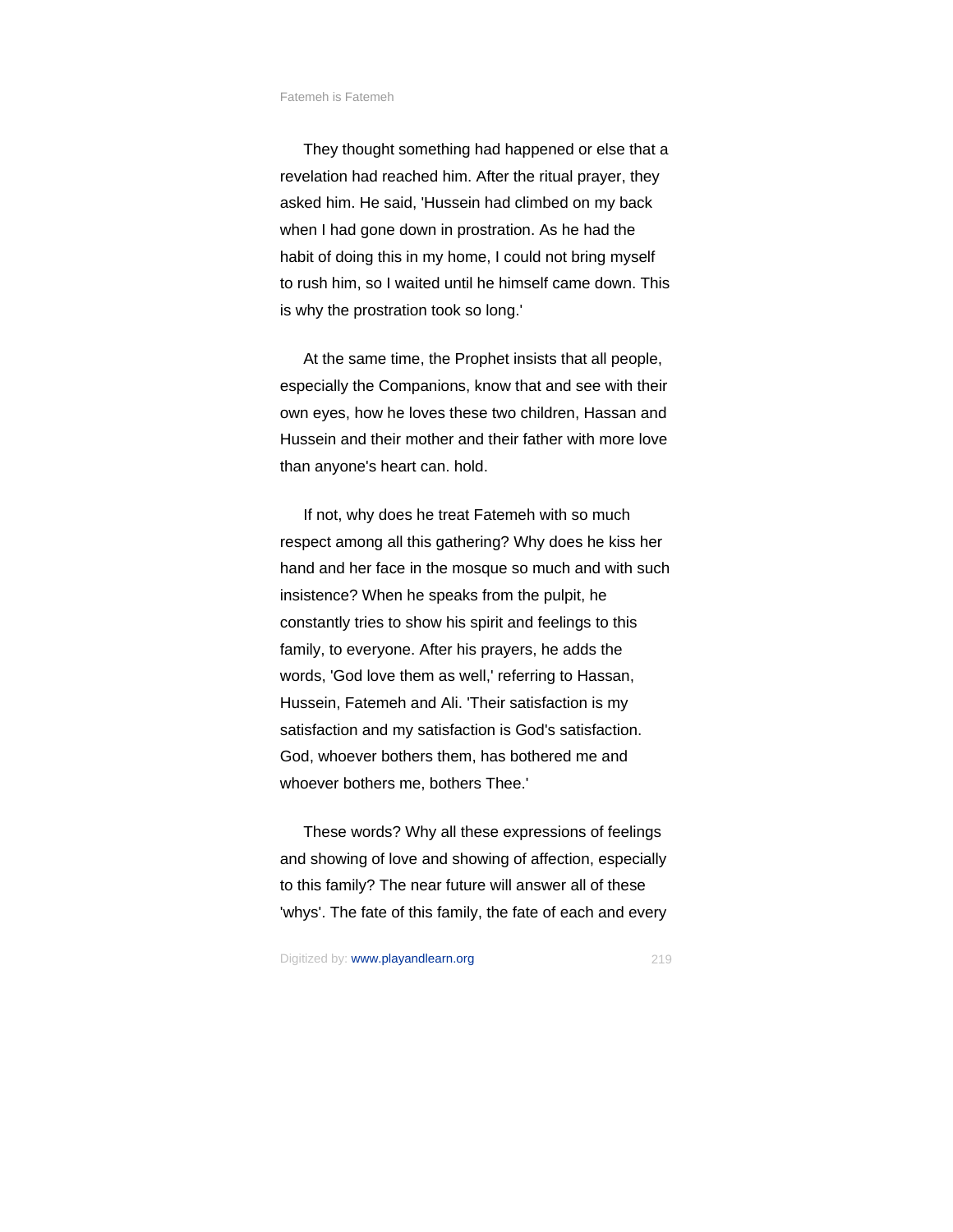They thought something had happened or else that a revelation had reached him. After the ritual prayer, they asked him. He said, 'Hussein had climbed on my back when I had gone down in prostration. As he had the habit of doing this in my home, I could not bring myself to rush him, so I waited until he himself came down. This is why the prostration took so long.'

At the same time, the Prophet insists that all people, especially the Companions, know that and see with their own eyes, how he loves these two children, Hassan and Hussein and their mother and their father with more love than anyone's heart can. hold.

If not, why does he treat Fatemeh with so much respect among all this gathering? Why does he kiss her hand and her face in the mosque so much and with such insistence? When he speaks from the pulpit, he constantly tries to show his spirit and feelings to this family, to everyone. After his prayers, he adds the words, 'God love them as well,' referring to Hassan, Hussein, Fatemeh and Ali. 'Their satisfaction is my satisfaction and my satisfaction is God's satisfaction. God, whoever bothers them, has bothered me and whoever bothers me, bothers Thee.'

These words? Why all these expressions of feelings and showing of love and showing of affection, especially to this family? The near future will answer all of these 'whys'. The fate of this family, the fate of each and every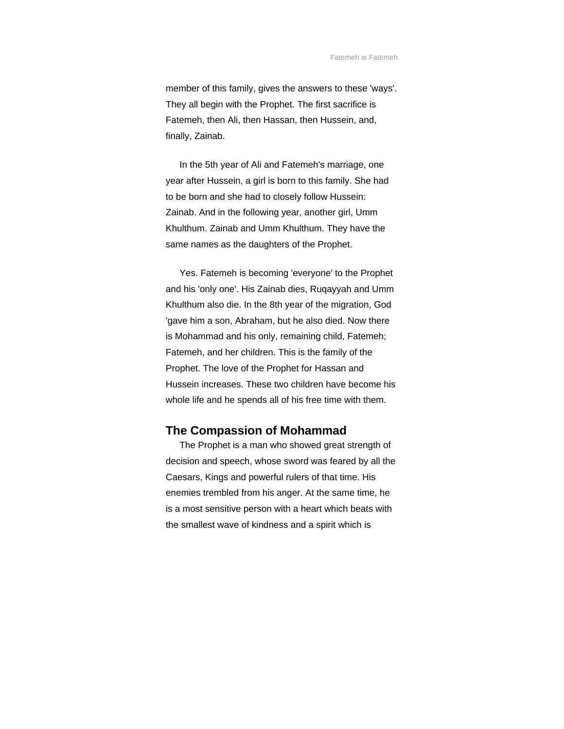member of this family, gives the answers to these 'ways'. They all begin with the Prophet. The first sacrifice is Fatemeh, then Ali, then Hassan, then Hussein, and, finally, Zainab.

In the 5th year of Ali and Fatemeh's marriage, one year after Hussein, a girl is born to this family. She had to be born and she had to closely follow Hussein: Zainab. And in the following year, another girl, Umm Khulthum. Zainab and Umm Khulthum. They have the same names as the daughters of the Prophet.

Yes. Fatemeh is becoming 'everyone' to the Prophet and his 'only one'. His Zainab dies, Ruqayyah and Umm Khulthum also die. In the 8th year of the migration, God 'gave him a son, Abraham, but he also died. Now there is Mohammad and his only, remaining child, Fatemeh; Fatemeh, and her children. This is the family of the Prophet. The love of the Prophet for Hassan and Hussein increases. These two children have become his whole life and he spends all of his free time with them.

## The Compassion of Mohammad

The Prophet is a man who showed great strength of decision and speech, whose sword was feared by all the Caesars, Kings and powerful rulers of that time. His enemies trembled from his anger. At the same time, he is a most sensitive person with a heart which beats with the smallest wave of kindness and a spirit which is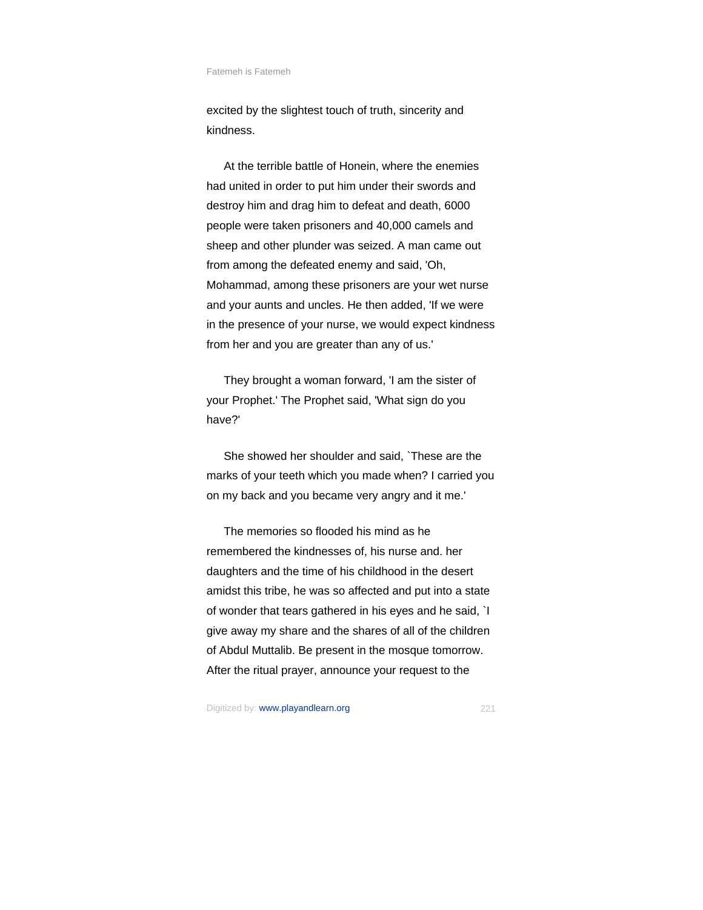excited by the slightest touch of truth, sincerity and kindness.

At the terrible battle of Honein, where the enemies had united in order to put him under their swords and destroy him and drag him to defeat and death, 6000 people were taken prisoners and 40,000 camels and sheep and other plunder was seized. A man came out from among the defeated enemy and said, 'Oh, Mohammad, among these prisoners are your wet nurse and your aunts and uncles. He then added, 'If we were in the presence of your nurse, we would expect kindness from her and you are greater than any of us.'

They brought a woman forward, 'I am the sister of your Prophet.' The Prophet said, 'What sign do you have?'

She showed her shoulder and said, `These are the marks of your teeth which you made when? I carried you on my back and you became very angry and it me.'

The memories so flooded his mind as he remembered the kindnesses of, his nurse and. her daughters and the time of his childhood in the desert amidst this tribe, he was so affected and put into a state of wonder that tears gathered in his eyes and he said, `I give away my share and the shares of all of the children of Abdul Muttalib. Be present in the mosque tomorrow. After the ritual prayer, announce your request to the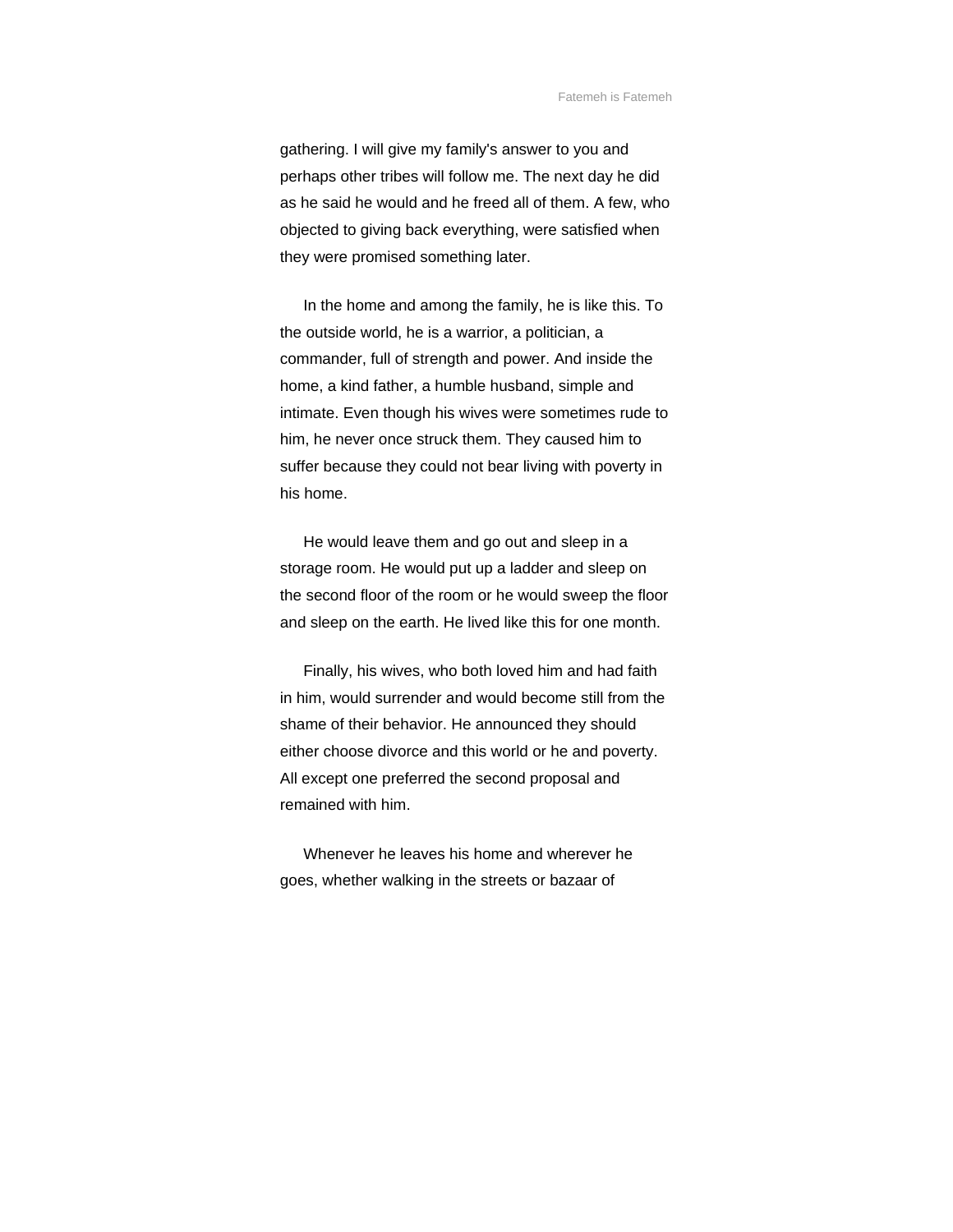gathering. I will give my family's answer to you and perhaps other tribes will follow me. The next day he did as he said he would and he freed all of them. A few, who objected to giving back everything, were satisfied when they were promised something later.

In the home and among the family, he is like this. To the outside world, he is a warrior, a politician, a commander, full of strength and power. And inside the home, a kind father, a humble husband, simple and intimate. Even though his wives were sometimes rude to him, he never once struck them. They caused him to suffer because they could not bear living with poverty in his home.

He would leave them and go out and sleep in a storage room. He would put up a ladder and sleep on the second floor of the room or he would sweep the floor and sleep on the earth. He lived like this for one month.

Finally, his wives, who both loved him and had faith in him, would surrender and would become still from the shame of their behavior. He announced they should either choose divorce and this world or he and poverty. All except one preferred the second proposal and remained with him.

Whenever he leaves his home and wherever he goes, whether walking in the streets or bazaar of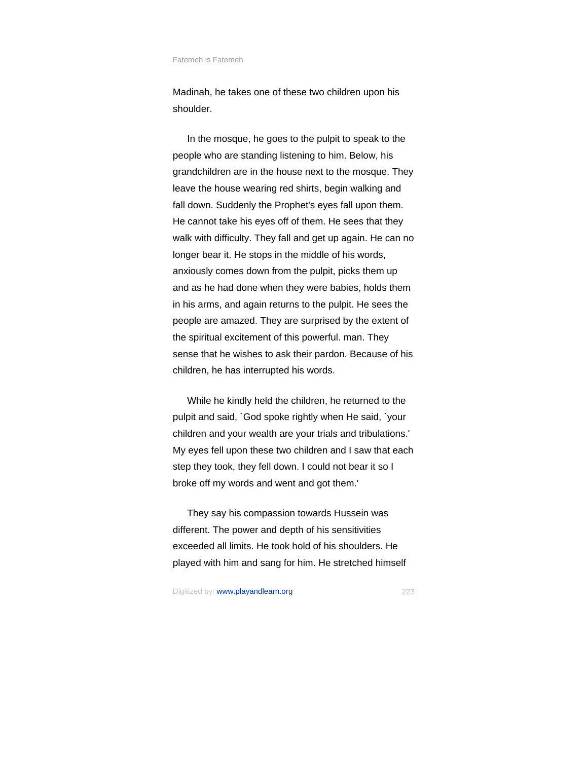Madinah, he takes one of these two children upon his shoulder.

In the mosque, he goes to the pulpit to speak to the people who are standing listening to him. Below, his grandchildren are in the house next to the mosque. They leave the house wearing red shirts, begin walking and fall down. Suddenly the Prophet's eyes fall upon them. He cannot take his eyes off of them. He sees that they walk with difficulty. They fall and get up again. He can no longer bear it. He stops in the middle of his words, anxiously comes down from the pulpit, picks them up and as he had done when they were babies, holds them in his arms, and again returns to the pulpit. He sees the people are amazed. They are surprised by the extent of the spiritual excitement of this powerful. man. They sense that he wishes to ask their pardon. Because of his children, he has interrupted his words.

While he kindly held the children, he returned to the pulpit and said, `God spoke rightly when He said, `your children and your wealth are your trials and tribulations.' My eyes fell upon these two children and I saw that each step they took, they fell down. I could not bear it so I broke off my words and went and got them.'

They say his compassion towards Hussein was different. The power and depth of his sensitivities exceeded all limits. He took hold of his shoulders. He played with him and sang for him. He stretched himself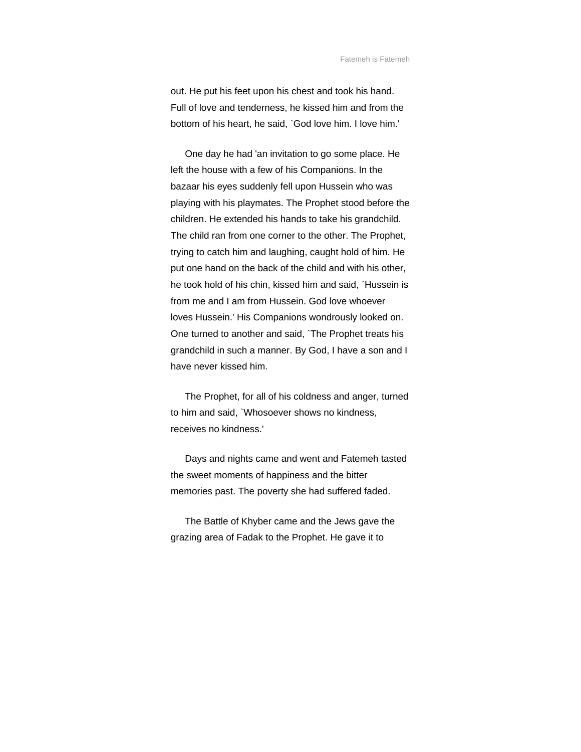out. He put his feet upon his chest and took his hand. Full of love and tenderness, he kissed him and from the bottom of his heart, he said, `God love him. I love him.'

One day he had 'an invitation to go some place. He left the house with a few of his Companions. In the bazaar his eyes suddenly fell upon Hussein who was playing with his playmates. The Prophet stood before the children. He extended his hands to take his grandchild. The child ran from one corner to the other. The Prophet, trying to catch him and laughing, caught hold of him. He put one hand on the back of the child and with his other, he took hold of his chin, kissed him and said, `Hussein is from me and I am from Hussein. God love whoever loves Hussein.' His Companions wondrously looked on. One turned to another and said, `The Prophet treats his grandchild in such a manner. By God, I have a son and I have never kissed him.

The Prophet, for all of his coldness and anger, turned to him and said, `Whosoever shows no kindness, receives no kindness.'

Days and nights came and went and Fatemeh tasted the sweet moments of happiness and the bitter memories past. The poverty she had suffered faded.

The Battle of Khyber came and the Jews gave the grazing area of Fadak to the Prophet. He gave it to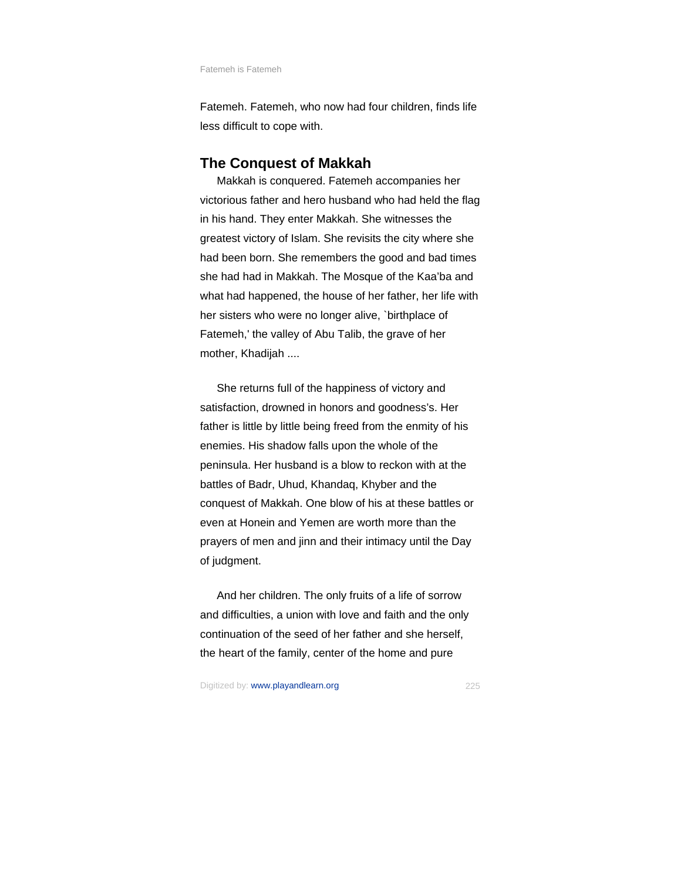Fatemeh. Fatemeh, who now had four children, finds life less difficult to cope with.

## The Conquest of Makkah

Makkah is conquered. Fatemeh accompanies her victorious father and hero husband who had held the flag in his hand. They enter Makkah. She witnesses the greatest victory of Islam. She revisits the city where she had been born. She remembers the good and bad times she had had in Makkah. The Mosque of the Kaa'ba and what had happened, the house of her father, her life with her sisters who were no longer alive, `birthplace of Fatemeh,' the valley of Abu Talib, the grave of her mother, Khadijah ....

She returns full of the happiness of victory and satisfaction, drowned in honors and goodness's. Her father is little by little being freed from the enmity of his enemies. His shadow falls upon the whole of the peninsula. Her husband is a blow to reckon with at the battles of Badr, Uhud, Khandaq, Khyber and the conquest of Makkah. One blow of his at these battles or even at Honein and Yemen are worth more than the prayers of men and jinn and their intimacy until the Day of judgment.

And her children. The only fruits of a life of sorrow and difficulties, a union with love and faith and the only continuation of the seed of her father and she herself, the heart of the family, center of the home and pure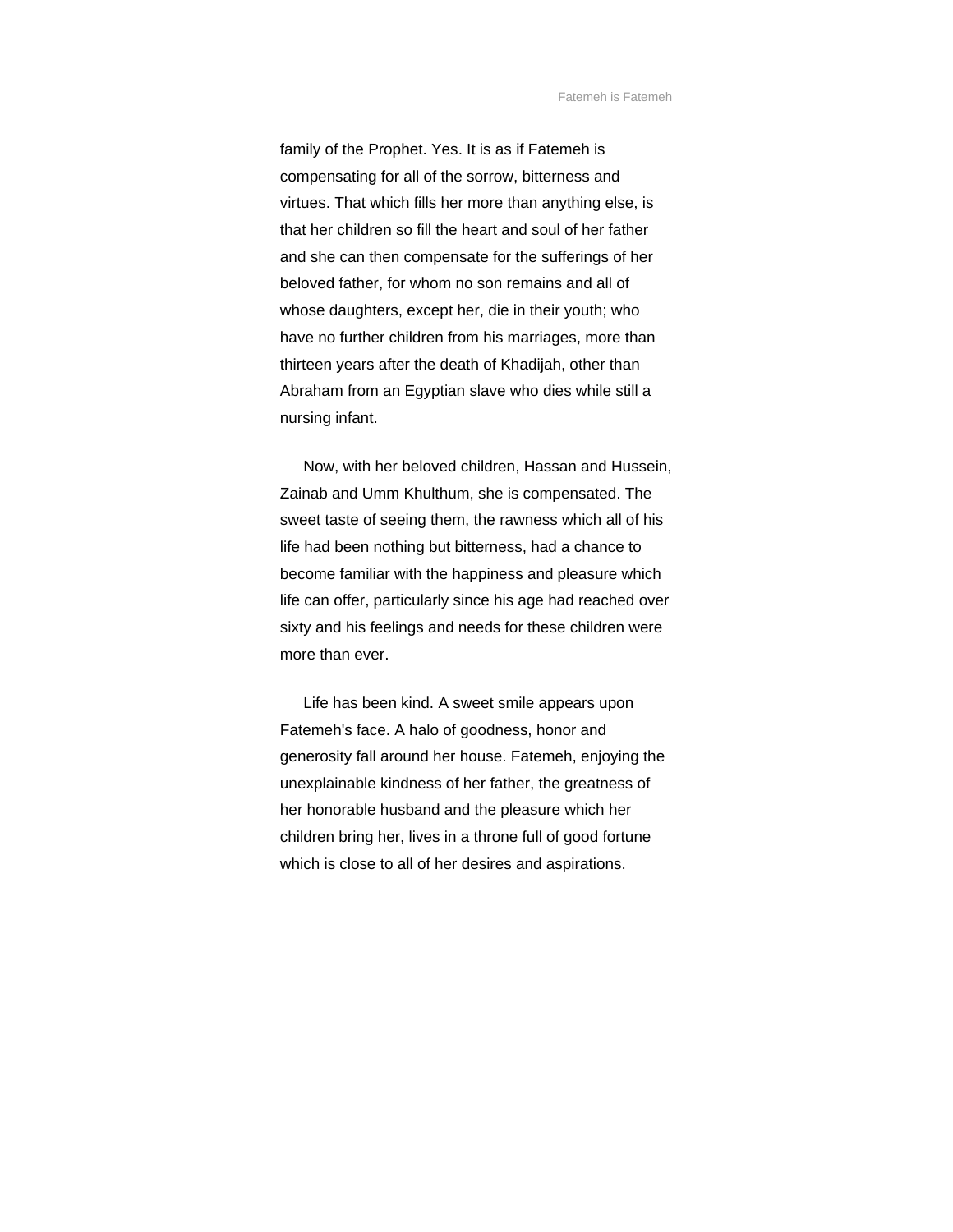family of the Prophet. Yes. It is as if Fatemeh is compensating for all of the sorrow, bitterness and virtues. That which fills her more than anything else, is that her children so fill the heart and soul of her father and she can then compensate for the sufferings of her beloved father, for whom no son remains and all of whose daughters, except her, die in their youth; who have no further children from his marriages, more than thirteen years after the death of Khadijah, other than Abraham from an Egyptian slave who dies while still a nursing infant.

Now, with her beloved children, Hassan and Hussein, Zainab and Umm Khulthum, she is compensated. The sweet taste of seeing them, the rawness which all of his life had been nothing but bitterness, had a chance to become familiar with the happiness and pleasure which life can offer, particularly since his age had reached over sixty and his feelings and needs for these children were more than ever.

Life has been kind. A sweet smile appears upon Fatemeh's face. A halo of goodness, honor and generosity fall around her house. Fatemeh, enjoying the unexplainable kindness of her father, the greatness of her honorable husband and the pleasure which her children bring her, lives in a throne full of good fortune which is close to all of her desires and aspirations.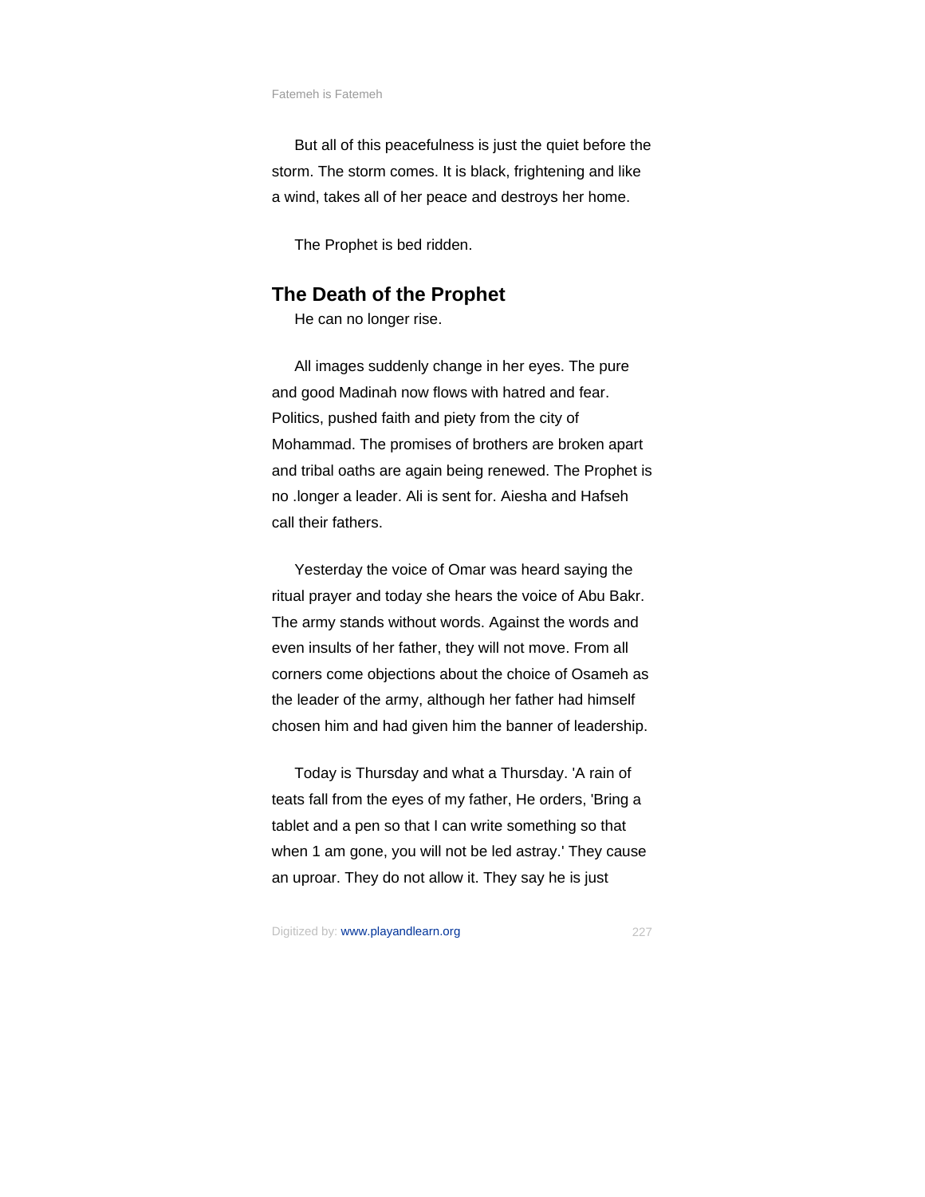But all of this peacefulness is just the quiet before the storm. The storm comes. It is black, frightening and like a wind, takes all of her peace and destroys her home.

The Prophet is bed ridden.

## The Death of the Prophet

He can no longer rise.

All images suddenly change in her eyes. The pure and good Madinah now flows with hatred and fear. Politics, pushed faith and piety from the city of Mohammad. The promises of brothers are broken apart and tribal oaths are again being renewed. The Prophet is no .longer a leader. Ali is sent for. Aiesha and Hafseh call their fathers.

Yesterday the voice of Omar was heard saying the ritual prayer and today she hears the voice of Abu Bakr. The army stands without words. Against the words and even insults of her father, they will not move. From all corners come objections about the choice of Osameh as the leader of the army, although her father had himself chosen him and had given him the banner of leadership.

Today is Thursday and what a Thursday. 'A rain of teats fall from the eyes of my father, He orders, 'Bring a tablet and a pen so that I can write something so that when 1 am gone, you will not be led astray.' They cause an uproar. They do not allow it. They say he is just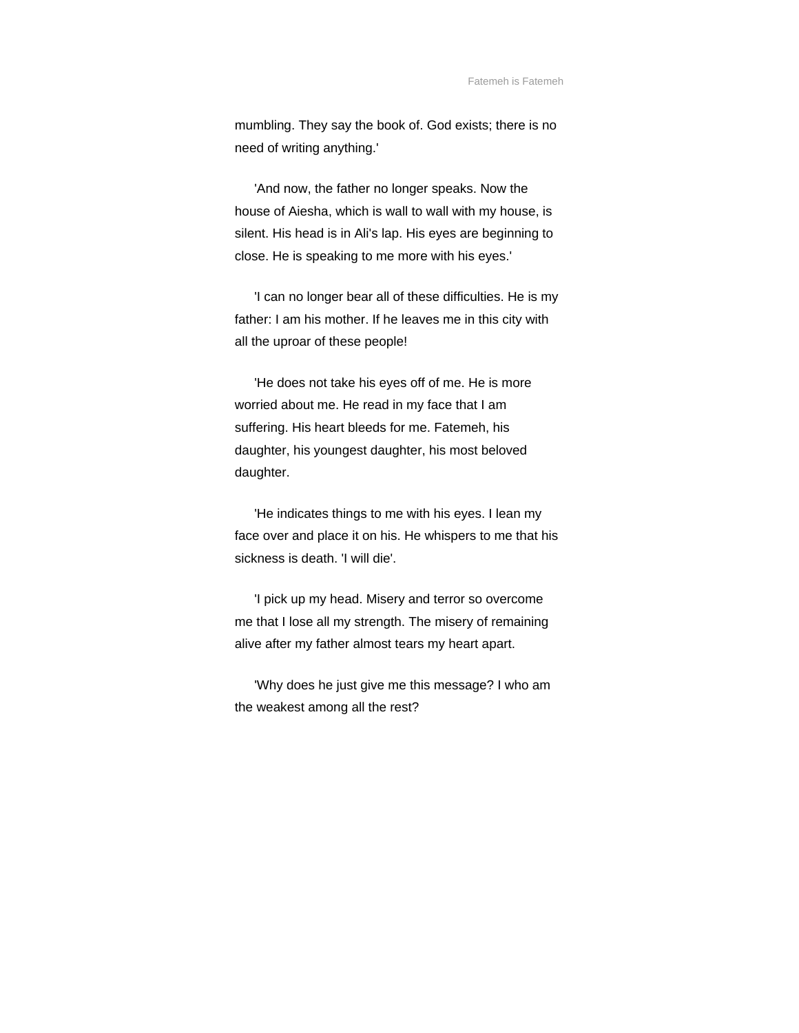mumbling. They say the book of. God exists; there is no need of writing anything.'

'And now, the father no longer speaks. Now the house of Aiesha, which is wall to wall with my house, is silent. His head is in Ali's lap. His eyes are beginning to close. He is speaking to me more with his eyes.'

'I can no longer bear all of these difficulties. He is my father: I am his mother. If he leaves me in this city with all the uproar of these people!

'He does not take his eyes off of me. He is more worried about me. He read in my face that I am suffering. His heart bleeds for me. Fatemeh, his daughter, his youngest daughter, his most beloved daughter.

'He indicates things to me with his eyes. I lean my face over and place it on his. He whispers to me that his sickness is death. 'I will die'.

'I pick up my head. Misery and terror so overcome me that I lose all my strength. The misery of remaining alive after my father almost tears my heart apart.

'Why does he just give me this message? I who am the weakest among all the rest?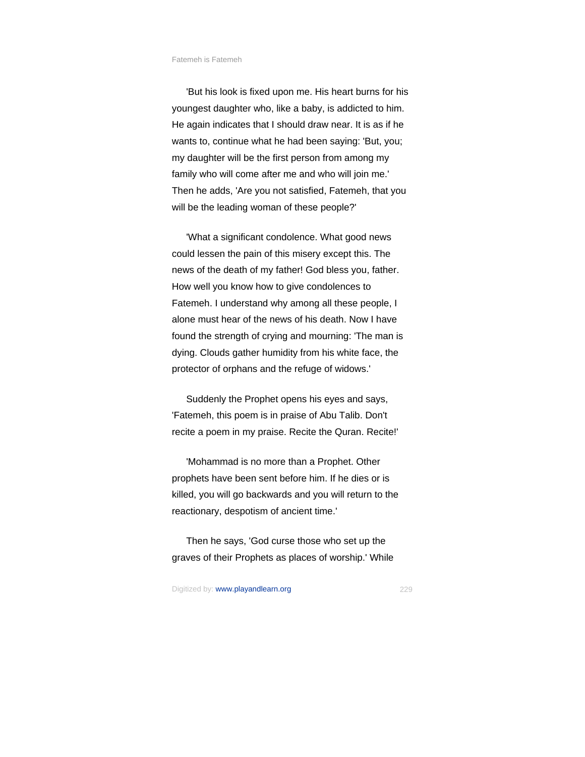'But his look is fixed upon me. His heart burns for his youngest daughter who, like a baby, is addicted to him. He again indicates that I should draw near. It is as if he wants to, continue what he had been saying: 'But, you; my daughter will be the first person from among my family who will come after me and who will join me.' Then he adds, 'Are you not satisfied, Fatemeh, that you will be the leading woman of these people?'

'What a significant condolence. What good news could lessen the pain of this misery except this. The news of the death of my father! God bless you, father. How well you know how to give condolences to Fatemeh. I understand why among all these people, I alone must hear of the news of his death. Now I have found the strength of crying and mourning: 'The man is dying. Clouds gather humidity from his white face, the protector of orphans and the refuge of widows.'

Suddenly the Prophet opens his eyes and says, 'Fatemeh, this poem is in praise of Abu Talib. Don't recite a poem in my praise. Recite the Quran. Recite!'

'Mohammad is no more than a Prophet. Other prophets have been sent before him. If he dies or is killed, you will go backwards and you will return to the reactionary, despotism of ancient time.'

Then he says, 'God curse those who set up the graves of their Prophets as places of worship.' While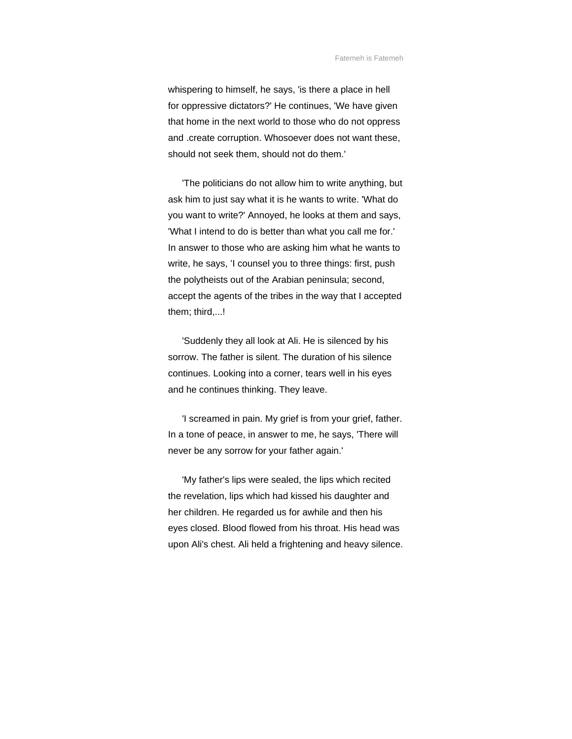whispering to himself, he says, 'is there a place in hell for oppressive dictators?' He continues, 'We have given that home in the next world to those who do not oppress and .create corruption. Whosoever does not want these, should not seek them, should not do them.'

'The politicians do not allow him to write anything, but ask him to just say what it is he wants to write. 'What do you want to write?' Annoyed, he looks at them and says, 'What I intend to do is better than what you call me for.' In answer to those who are asking him what he wants to write, he says, 'I counsel you to three things: first, push the polytheists out of the Arabian peninsula; second, accept the agents of the tribes in the way that I accepted them; third,...!

'Suddenly they all look at Ali. He is silenced by his sorrow. The father is silent. The duration of his silence continues. Looking into a corner, tears well in his eyes and he continues thinking. They leave.

'I screamed in pain. My grief is from your grief, father. In a tone of peace, in answer to me, he says, 'There will never be any sorrow for your father again.'

'My father's lips were sealed, the lips which recited the revelation, lips which had kissed his daughter and her children. He regarded us for awhile and then his eyes closed. Blood flowed from his throat. His head was upon Ali's chest. Ali held a frightening and heavy silence.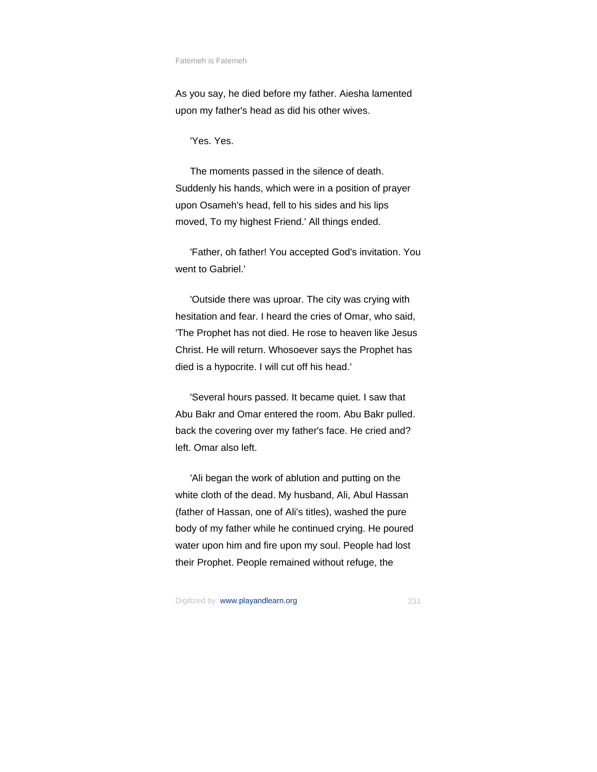As you say, he died before my father. Aiesha lamented upon my father's head as did his other wives.

'Yes. Yes.

The moments passed in the silence of death. Suddenly his hands, which were in a position of prayer upon Osameh's head, fell to his sides and his lips moved, To my highest Friend.' All things ended.

'Father, oh father! You accepted God's invitation. You went to Gabriel.'

'Outside there was uproar. The city was crying with hesitation and fear. I heard the cries of Omar, who said, 'The Prophet has not died. He rose to heaven like Jesus Christ. He will return. Whosoever says the Prophet has died is a hypocrite. I will cut off his head.'

'Several hours passed. It became quiet. I saw that Abu Bakr and Omar entered the room. Abu Bakr pulled. back the covering over my father's face. He cried and? left. Omar also left.

'Ali began the work of ablution and putting on the white cloth of the dead. My husband, Ali, Abul Hassan (father of Hassan, one of Ali's titles), washed the pure body of my father while he continued crying. He poured water upon him and fire upon my soul. People had lost their Prophet. People remained without refuge, the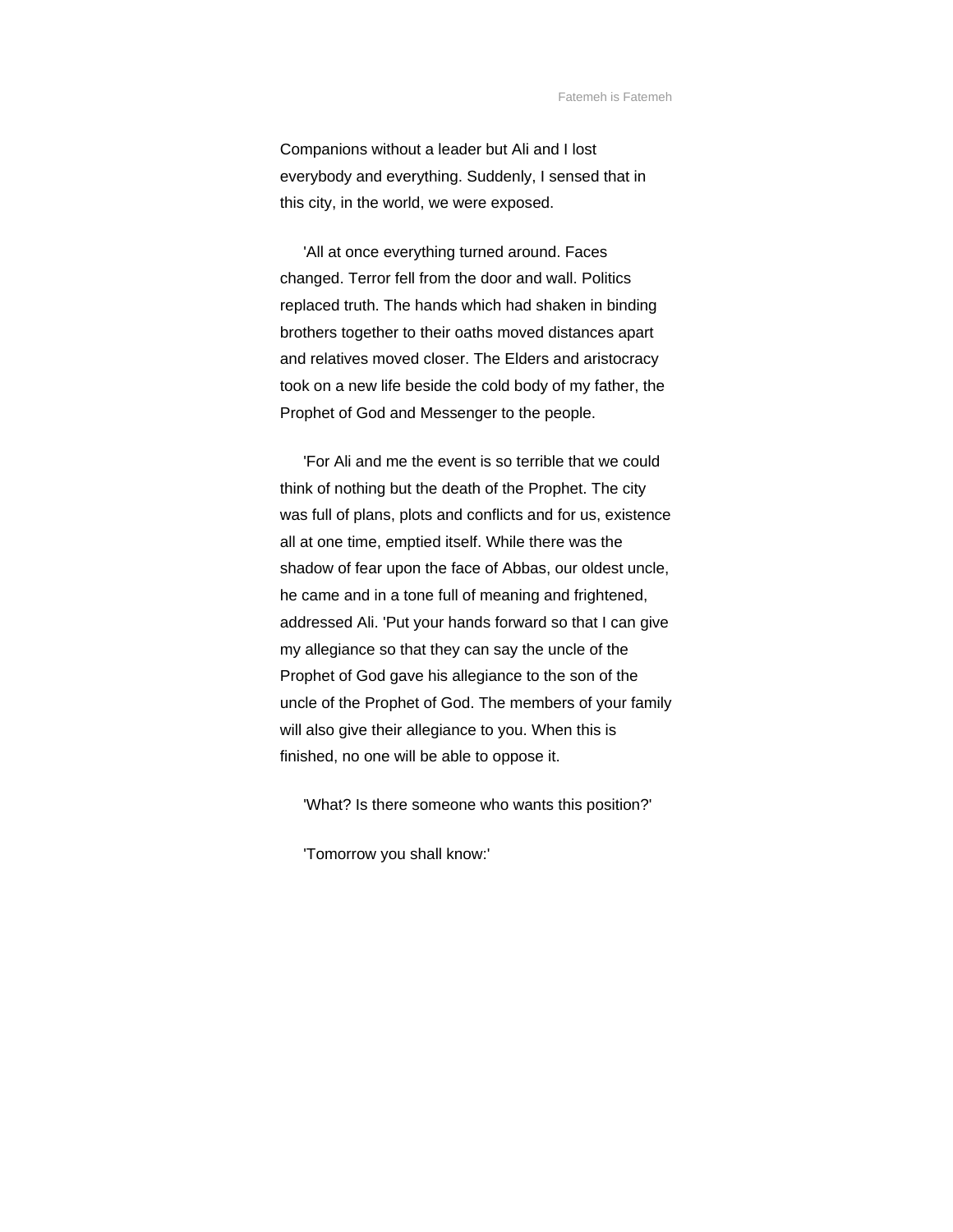Companions without a leader but Ali and I lost everybody and everything. Suddenly, I sensed that in this city, in the world, we were exposed.

'All at once everything turned around. Faces changed. Terror fell from the door and wall. Politics replaced truth. The hands which had shaken in binding brothers together to their oaths moved distances apart and relatives moved closer. The Elders and aristocracy took on a new life beside the cold body of my father, the Prophet of God and Messenger to the people.

'For Ali and me the event is so terrible that we could think of nothing but the death of the Prophet. The city was full of plans, plots and conflicts and for us, existence all at one time, emptied itself. While there was the shadow of fear upon the face of Abbas, our oldest uncle, he came and in a tone full of meaning and frightened, addressed Ali. 'Put your hands forward so that I can give my allegiance so that they can say the uncle of the Prophet of God gave his allegiance to the son of the uncle of the Prophet of God. The members of your family will also give their allegiance to you. When this is finished, no one will be able to oppose it.

'What? Is there someone who wants this position?'

'Tomorrow you shall know:'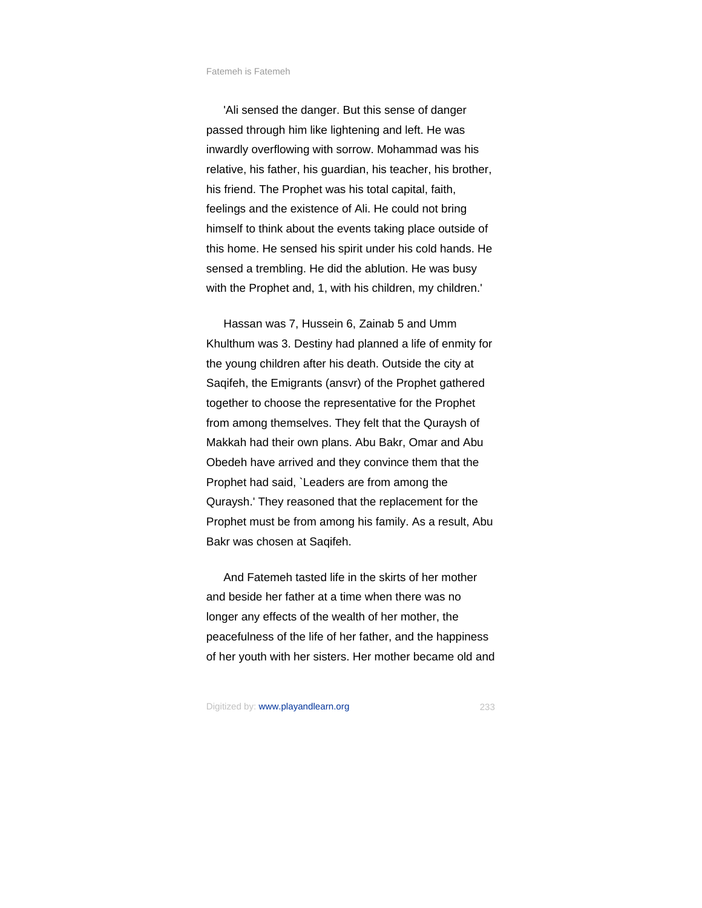'Ali sensed the danger. But this sense of danger passed through him like lightening and left. He was inwardly overflowing with sorrow. Mohammad was his relative, his father, his guardian, his teacher, his brother, his friend. The Prophet was his total capital, faith, feelings and the existence of Ali. He could not bring himself to think about the events taking place outside of this home. He sensed his spirit under his cold hands. He sensed a trembling. He did the ablution. He was busy with the Prophet and, 1, with his children, my children.'

Hassan was 7, Hussein 6, Zainab 5 and Umm Khulthum was 3. Destiny had planned a life of enmity for the young children after his death. Outside the city at Saqifeh, the Emigrants (ansvr) of the Prophet gathered together to choose the representative for the Prophet from among themselves. They felt that the Quraysh of Makkah had their own plans. Abu Bakr, Omar and Abu Obedeh have arrived and they convince them that the Prophet had said, `Leaders are from among the Quraysh.' They reasoned that the replacement for the Prophet must be from among his family. As a result, Abu Bakr was chosen at Saqifeh.

And Fatemeh tasted life in the skirts of her mother and beside her father at a time when there was no longer any effects of the wealth of her mother, the peacefulness of the life of her father, and the happiness of her youth with her sisters. Her mother became old and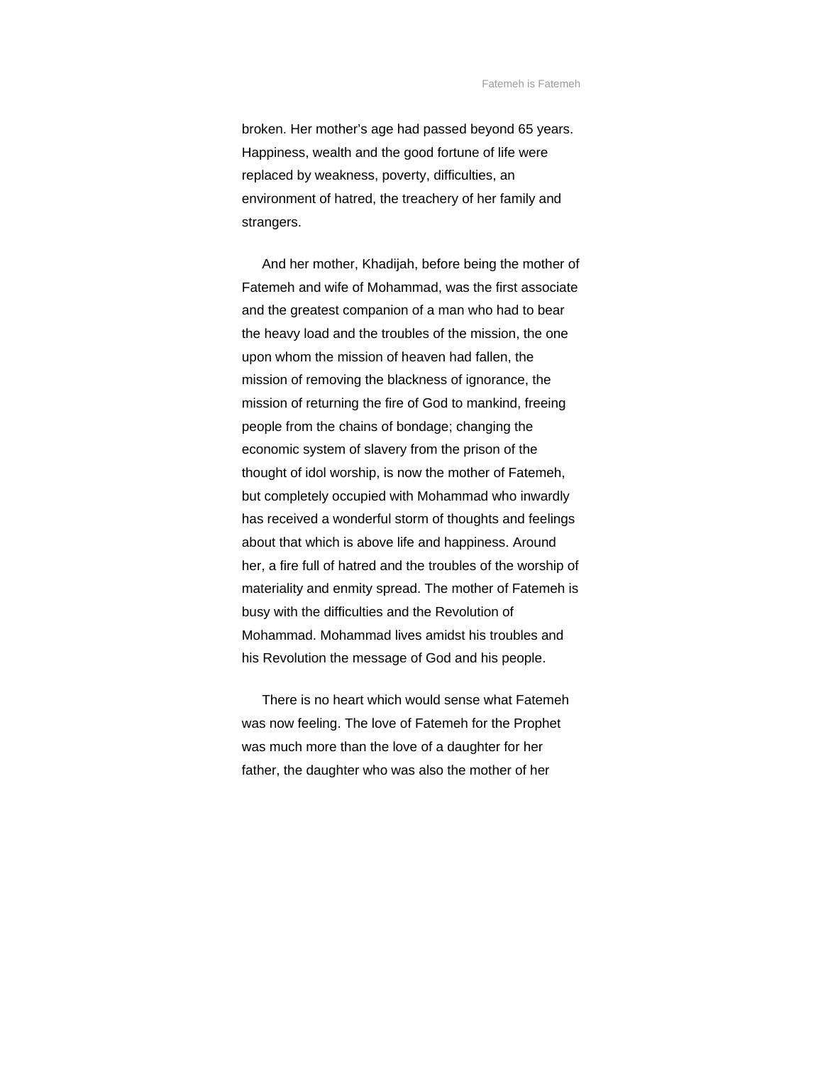broken. Her mother's age had passed beyond 65 years. Happiness, wealth and the good fortune of life were replaced by weakness, poverty, difficulties, an environment of hatred, the treachery of her family and strangers.

And her mother, Khadijah, before being the mother of Fatemeh and wife of Mohammad, was the first associate and the greatest companion of a man who had to bear the heavy load and the troubles of the mission, the one upon whom the mission of heaven had fallen, the mission of removing the blackness of ignorance, the mission of returning the fire of God to mankind, freeing people from the chains of bondage; changing the economic system of slavery from the prison of the thought of idol worship, is now the mother of Fatemeh, but completely occupied with Mohammad who inwardly has received a wonderful storm of thoughts and feelings about that which is above life and happiness. Around her, a fire full of hatred and the troubles of the worship of materiality and enmity spread. The mother of Fatemeh is busy with the difficulties and the Revolution of Mohammad. Mohammad lives amidst his troubles and his Revolution the message of God and his people.

There is no heart which would sense what Fatemeh was now feeling. The love of Fatemeh for the Prophet was much more than the love of a daughter for her father, the daughter who was also the mother of her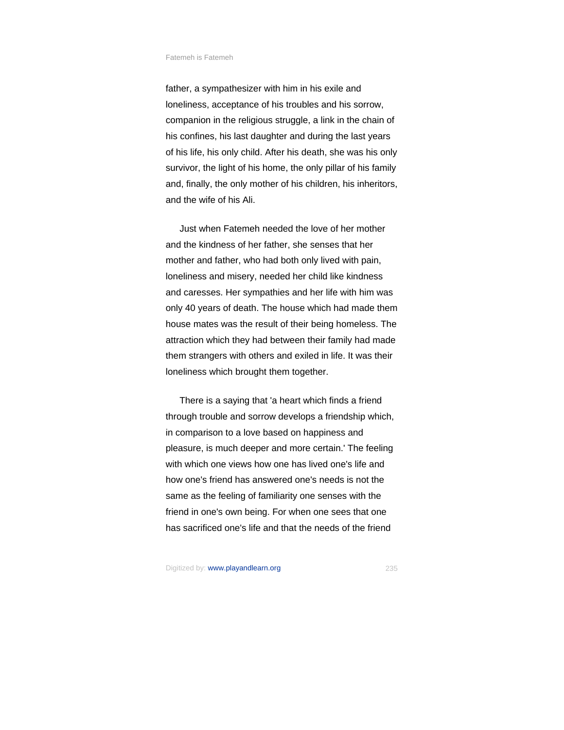father, a sympathesizer with him in his exile and loneliness, acceptance of his troubles and his sorrow, companion in the religious struggle, a link in the chain of his confines, his last daughter and during the last years of his life, his only child. After his death, she was his only survivor, the light of his home, the only pillar of his family and, finally, the only mother of his children, his inheritors, and the wife of his Ali.

Just when Fatemeh needed the love of her mother and the kindness of her father, she senses that her mother and father, who had both only lived with pain, loneliness and misery, needed her child like kindness and caresses. Her sympathies and her life with him was only 40 years of death. The house which had made them house mates was the result of their being homeless. The attraction which they had between their family had made them strangers with others and exiled in life. It was their loneliness which brought them together.

There is a saying that 'a heart which finds a friend through trouble and sorrow develops a friendship which, in comparison to a love based on happiness and pleasure, is much deeper and more certain.' The feeling with which one views how one has lived one's life and how one's friend has answered one's needs is not the same as the feeling of familiarity one senses with the friend in one's own being. For when one sees that one has sacrificed one's life and that the needs of the friend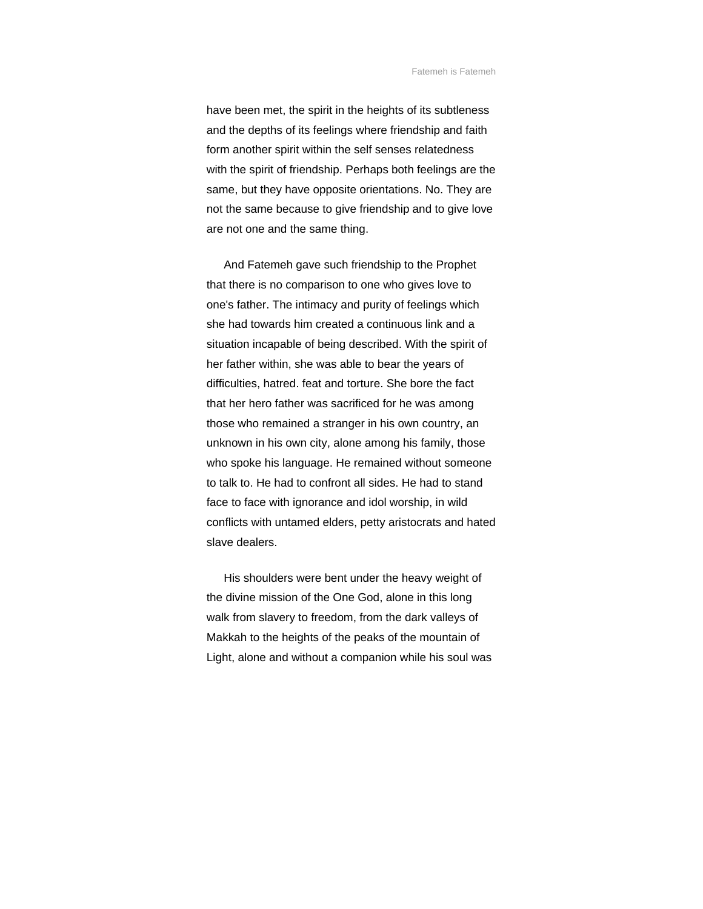have been met, the spirit in the heights of its subtleness and the depths of its feelings where friendship and faith form another spirit within the self senses relatedness with the spirit of friendship. Perhaps both feelings are the same, but they have opposite orientations. No. They are not the same because to give friendship and to give love are not one and the same thing.

And Fatemeh gave such friendship to the Prophet that there is no comparison to one who gives love to one's father. The intimacy and purity of feelings which she had towards him created a continuous link and a situation incapable of being described. With the spirit of her father within, she was able to bear the years of difficulties, hatred. feat and torture. She bore the fact that her hero father was sacrificed for he was among those who remained a stranger in his own country, an unknown in his own city, alone among his family, those who spoke his language. He remained without someone to talk to. He had to confront all sides. He had to stand face to face with ignorance and idol worship, in wild conflicts with untamed elders, petty aristocrats and hated slave dealers.

His shoulders were bent under the heavy weight of the divine mission of the One God, alone in this long walk from slavery to freedom, from the dark valleys of Makkah to the heights of the peaks of the mountain of Light, alone and without a companion while his soul was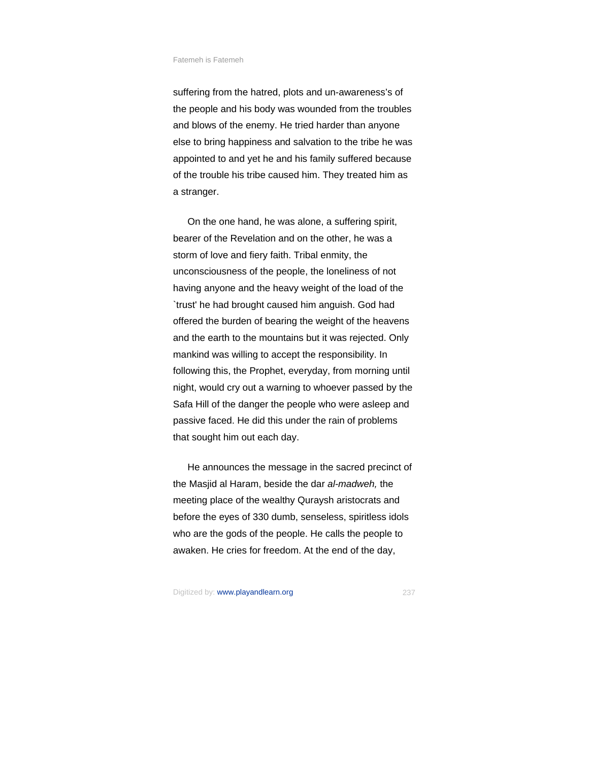suffering from the hatred, plots and un-awareness's of the people and his body was wounded from the troubles and blows of the enemy. He tried harder than anyone else to bring happiness and salvation to the tribe he was appointed to and yet he and his family suffered because of the trouble his tribe caused him. They treated him as a stranger.

On the one hand, he was alone, a suffering spirit, bearer of the Revelation and on the other, he was a storm of love and fiery faith. Tribal enmity, the unconsciousness of the people, the loneliness of not having anyone and the heavy weight of the load of the `trust' he had brought caused him anguish. God had offered the burden of bearing the weight of the heavens and the earth to the mountains but it was rejected. Only mankind was willing to accept the responsibility. In following this, the Prophet, everyday, from morning until night, would cry out a warning to whoever passed by the Safa Hill of the danger the people who were asleep and passive faced. He did this under the rain of problems that sought him out each day.

He announces the message in the sacred precinct of the Masjid al Haram, beside the dar *al-madweh,* the meeting place of the wealthy Quraysh aristocrats and before the eyes of 330 dumb, senseless, spiritless idols who are the gods of the people. He calls the people to awaken. He cries for freedom. At the end of the day,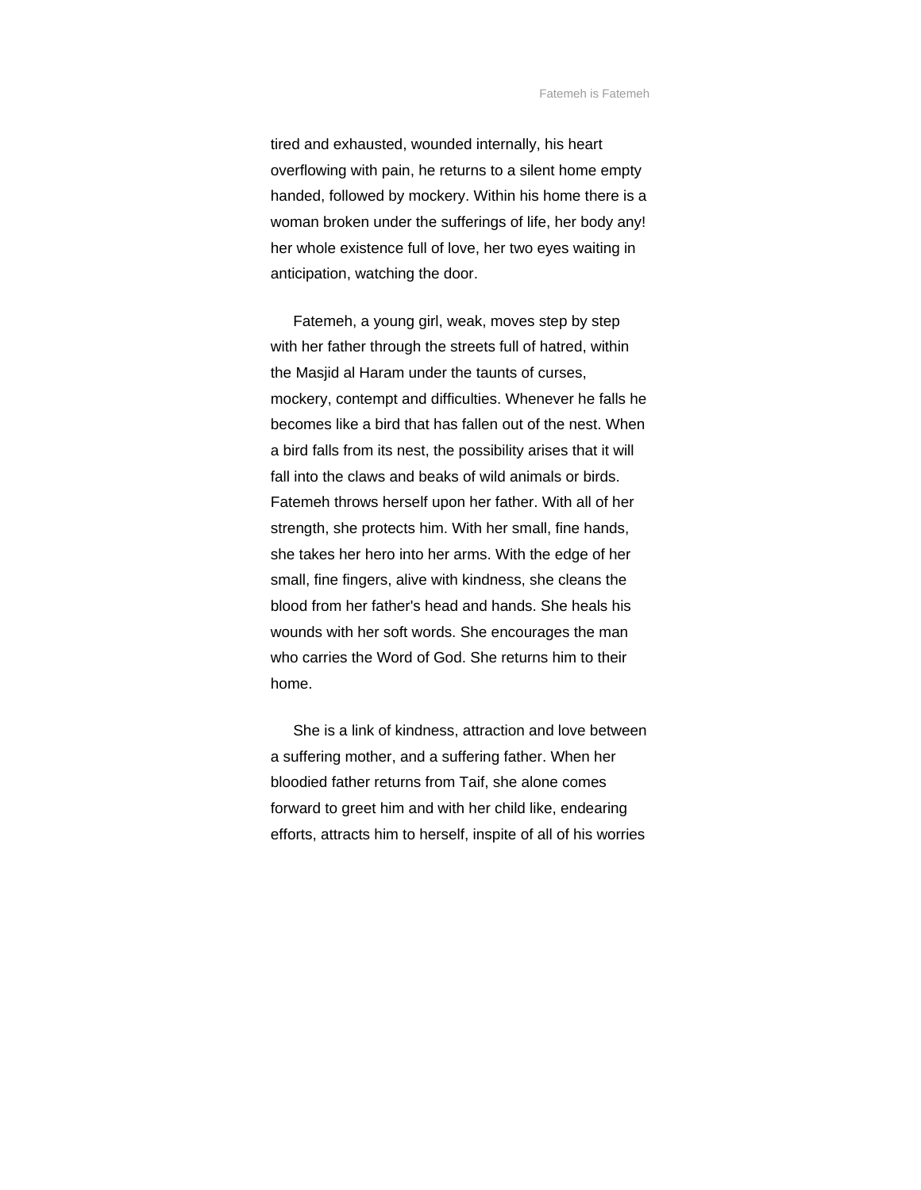tired and exhausted, wounded internally, his heart overflowing with pain, he returns to a silent home empty handed, followed by mockery. Within his home there is a woman broken under the sufferings of life, her body any! her whole existence full of love, her two eyes waiting in anticipation, watching the door.

Fatemeh, a young girl, weak, moves step by step with her father through the streets full of hatred, within the Masjid al Haram under the taunts of curses, mockery, contempt and difficulties. Whenever he falls he becomes like a bird that has fallen out of the nest. When a bird falls from its nest, the possibility arises that it will fall into the claws and beaks of wild animals or birds. Fatemeh throws herself upon her father. With all of her strength, she protects him. With her small, fine hands, she takes her hero into her arms. With the edge of her small, fine fingers, alive with kindness, she cleans the blood from her father's head and hands. She heals his wounds with her soft words. She encourages the man who carries the Word of God. She returns him to their home.

She is a link of kindness, attraction and love between a suffering mother, and a suffering father. When her bloodied father returns from Taif, she alone comes forward to greet him and with her child like, endearing efforts, attracts him to herself, inspite of all of his worries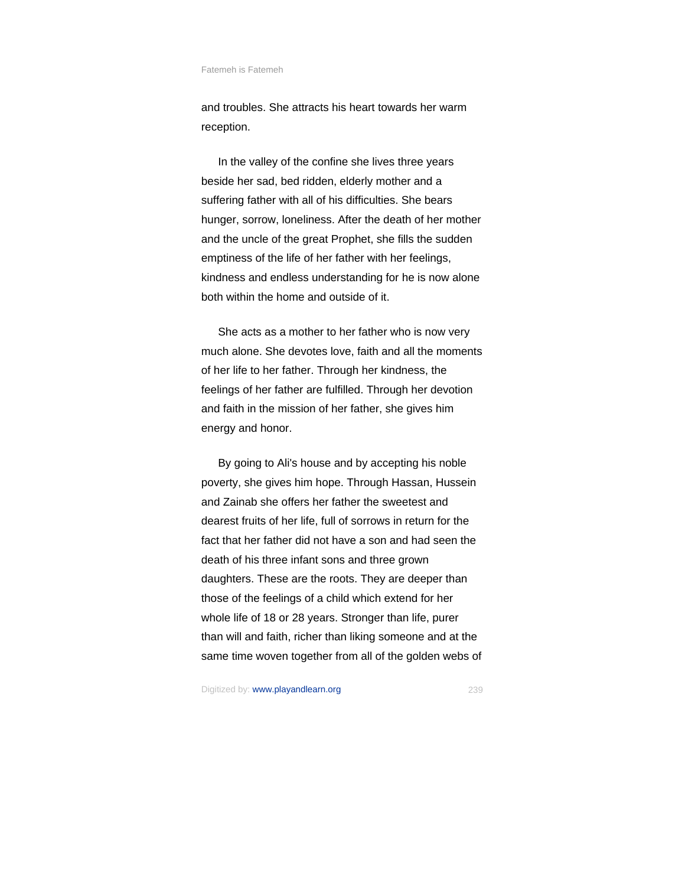and troubles. She attracts his heart towards her warm reception.

In the valley of the confine she lives three years beside her sad, bed ridden, elderly mother and a suffering father with all of his difficulties. She bears hunger, sorrow, loneliness. After the death of her mother and the uncle of the great Prophet, she fills the sudden emptiness of the life of her father with her feelings, kindness and endless understanding for he is now alone both within the home and outside of it.

She acts as a mother to her father who is now very much alone. She devotes love, faith and all the moments of her life to her father. Through her kindness, the feelings of her father are fulfilled. Through her devotion and faith in the mission of her father, she gives him energy and honor.

By going to Ali's house and by accepting his noble poverty, she gives him hope. Through Hassan, Hussein and Zainab she offers her father the sweetest and dearest fruits of her life, full of sorrows in return for the fact that her father did not have a son and had seen the death of his three infant sons and three grown daughters. These are the roots. They are deeper than those of the feelings of a child which extend for her whole life of 18 or 28 years. Stronger than life, purer than will and faith, richer than liking someone and at the same time woven together from all of the golden webs of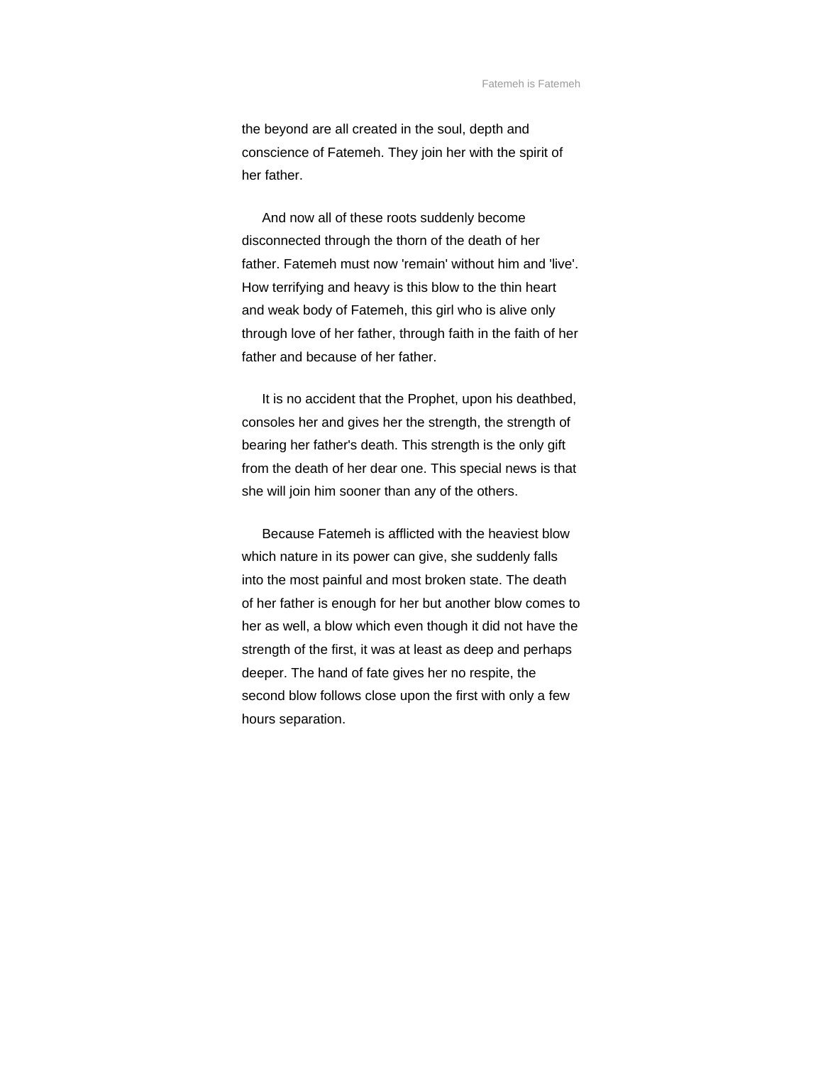the beyond are all created in the soul, depth and conscience of Fatemeh. They join her with the spirit of her father.

And now all of these roots suddenly become disconnected through the thorn of the death of her father. Fatemeh must now 'remain' without him and 'live'. How terrifying and heavy is this blow to the thin heart and weak body of Fatemeh, this girl who is alive only through love of her father, through faith in the faith of her father and because of her father.

It is no accident that the Prophet, upon his deathbed, consoles her and gives her the strength, the strength of bearing her father's death. This strength is the only gift from the death of her dear one. This special news is that she will join him sooner than any of the others.

Because Fatemeh is afflicted with the heaviest blow which nature in its power can give, she suddenly falls into the most painful and most broken state. The death of her father is enough for her but another blow comes to her as well, a blow which even though it did not have the strength of the first, it was at least as deep and perhaps deeper. The hand of fate gives her no respite, the second blow follows close upon the first with only a few hours separation.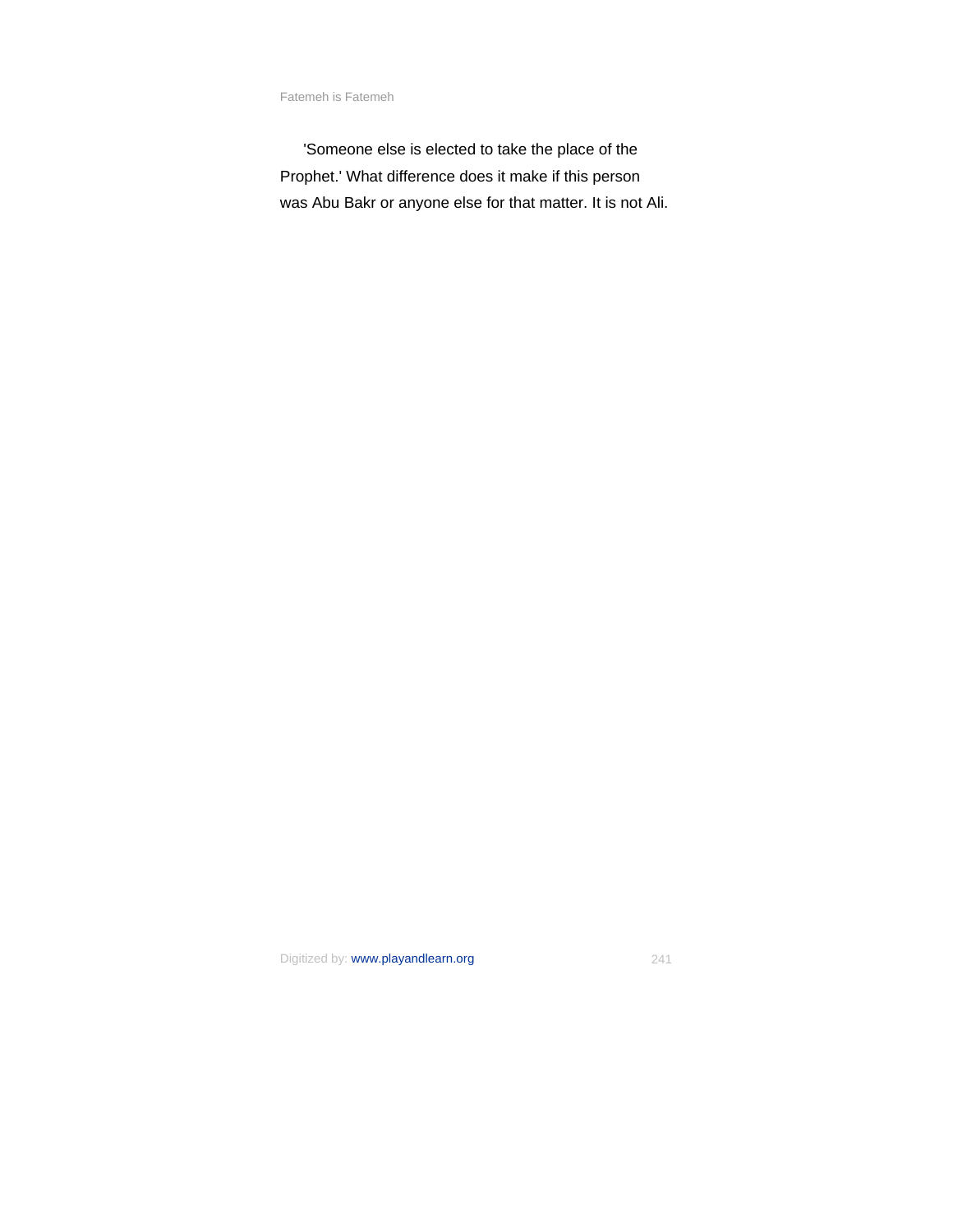'Someone else is elected to take the place of the Prophet.' What difference does it make if this person was Abu Bakr or anyone else for that matter. It is not Ali.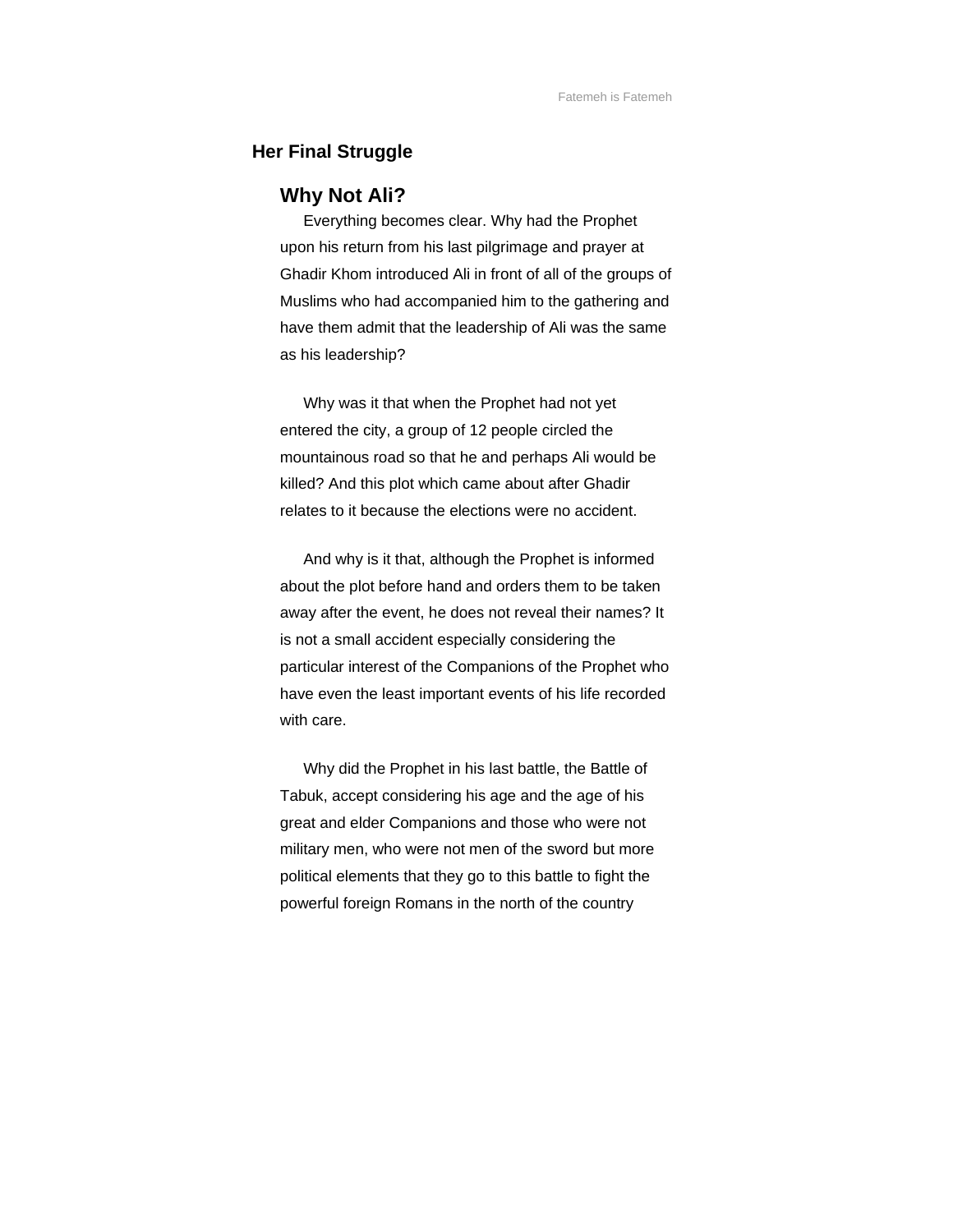## Her Final Struggle

### Why Not Ali?

Everything becomes clear. Why had the Prophet upon his return from his last pilgrimage and prayer at Ghadir Khom introduced Ali in front of all of the groups of Muslims who had accompanied him to the gathering and have them admit that the leadership of Ali was the same as his leadership?

Why was it that when the Prophet had not yet entered the city, a group of 12 people circled the mountainous road so that he and perhaps Ali would be killed? And this plot which came about after Ghadir relates to it because the elections were no accident.

And why is it that, although the Prophet is informed about the plot before hand and orders them to be taken away after the event, he does not reveal their names? It is not a small accident especially considering the particular interest of the Companions of the Prophet who have even the least important events of his life recorded with care.

Why did the Prophet in his last battle, the Battle of Tabuk, accept considering his age and the age of his great and elder Companions and those who were not military men, who were not men of the sword but more political elements that they go to this battle to fight the powerful foreign Romans in the north of the country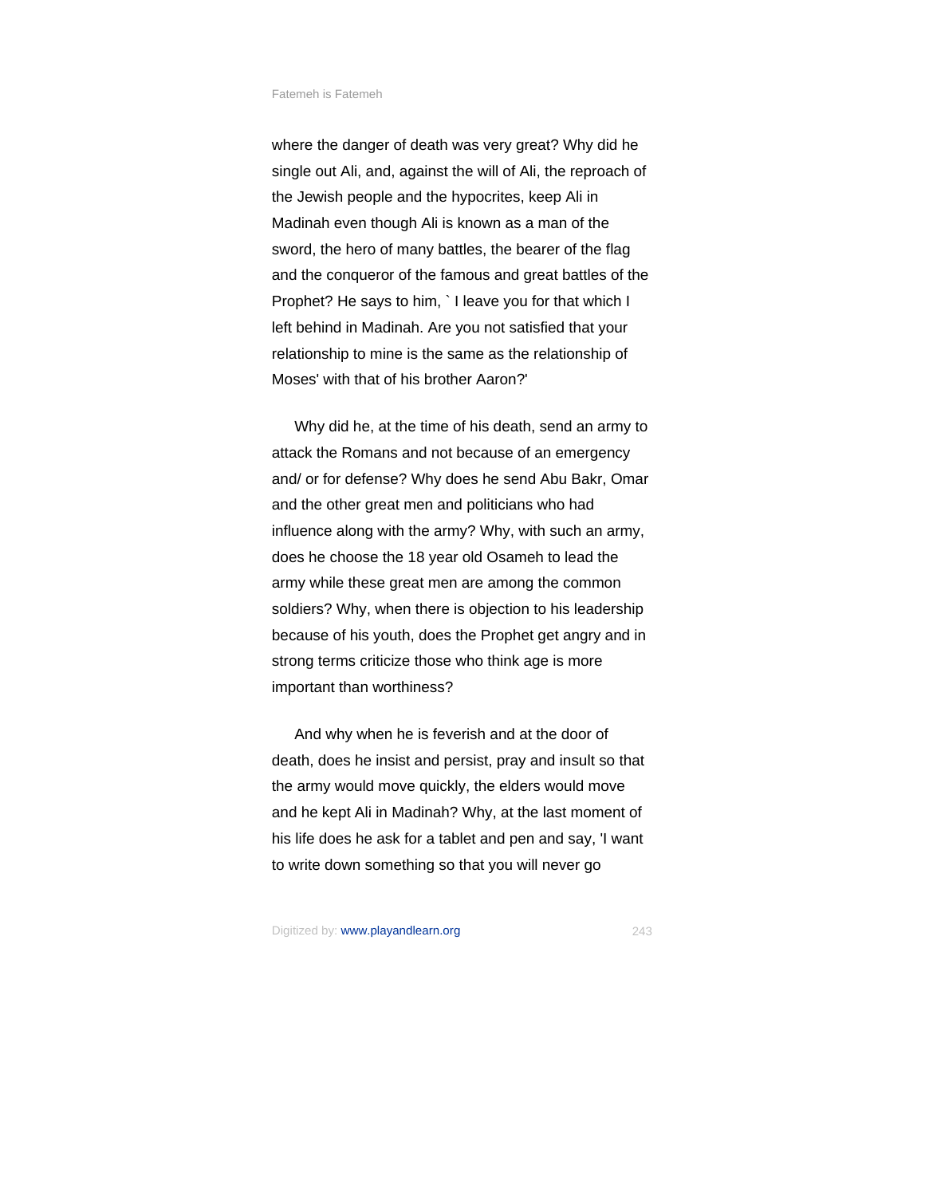where the danger of death was very great? Why did he single out Ali, and, against the will of Ali, the reproach of the Jewish people and the hypocrites, keep Ali in Madinah even though Ali is known as a man of the sword, the hero of many battles, the bearer of the flag and the conqueror of the famous and great battles of the Prophet? He says to him, ` I leave you for that which I left behind in Madinah. Are you not satisfied that your relationship to mine is the same as the relationship of Moses' with that of his brother Aaron?'

Why did he, at the time of his death, send an army to attack the Romans and not because of an emergency and/ or for defense? Why does he send Abu Bakr, Omar and the other great men and politicians who had influence along with the army? Why, with such an army, does he choose the 18 year old Osameh to lead the army while these great men are among the common soldiers? Why, when there is objection to his leadership because of his youth, does the Prophet get angry and in strong terms criticize those who think age is more important than worthiness?

And why when he is feverish and at the door of death, does he insist and persist, pray and insult so that the army would move quickly, the elders would move and he kept Ali in Madinah? Why, at the last moment of his life does he ask for a tablet and pen and say, 'I want to write down something so that you will never go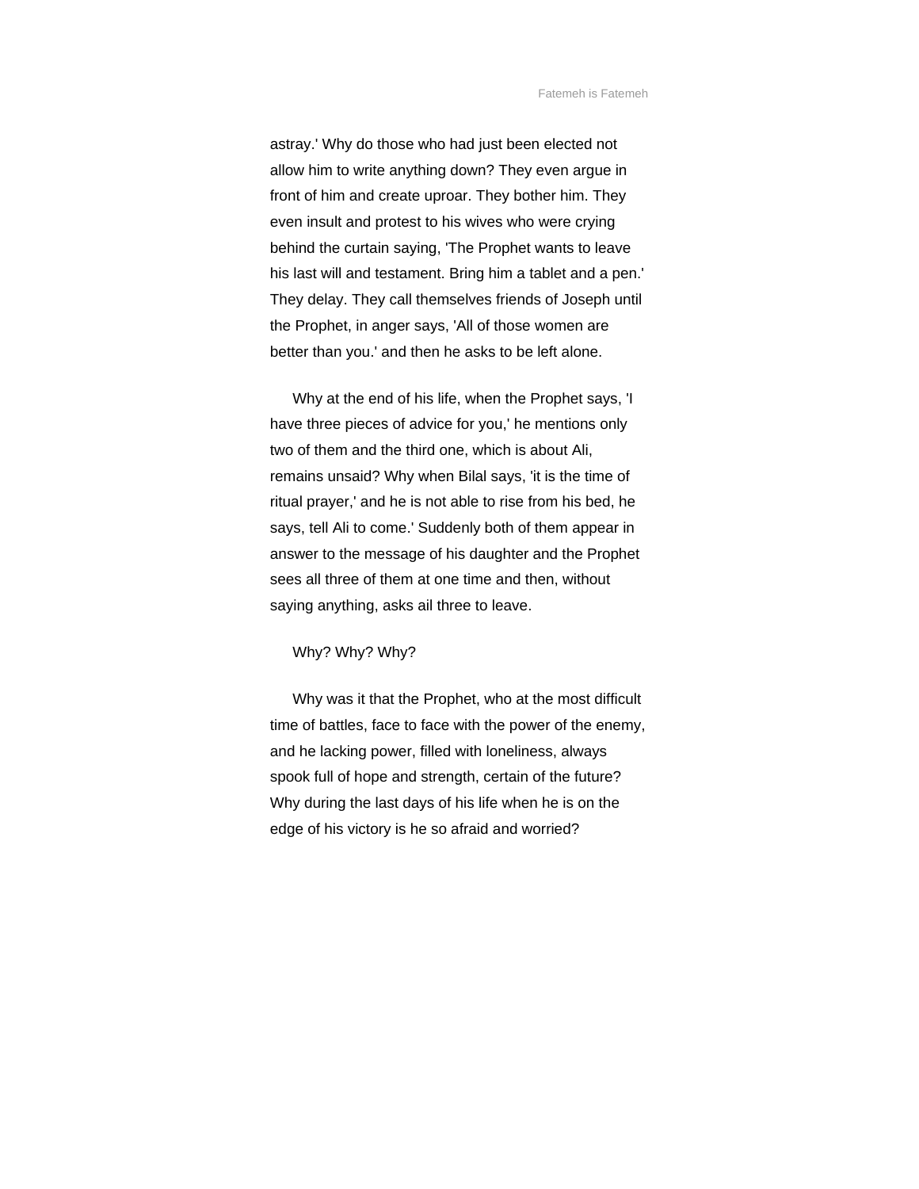astray.' Why do those who had just been elected not allow him to write anything down? They even argue in front of him and create uproar. They bother him. They even insult and protest to his wives who were crying behind the curtain saying, 'The Prophet wants to leave his last will and testament. Bring him a tablet and a pen.' They delay. They call themselves friends of Joseph until the Prophet, in anger says, 'All of those women are better than you.' and then he asks to be left alone.

Why at the end of his life, when the Prophet says, 'I have three pieces of advice for you,' he mentions only two of them and the third one, which is about Ali, remains unsaid? Why when Bilal says, 'it is the time of ritual prayer,' and he is not able to rise from his bed, he says, tell Ali to come.' Suddenly both of them appear in answer to the message of his daughter and the Prophet sees all three of them at one time and then, without saying anything, asks ail three to leave.

Why? Why? Why?

Why was it that the Prophet, who at the most difficult time of battles, face to face with the power of the enemy, and he lacking power, filled with loneliness, always spook full of hope and strength, certain of the future? Why during the last days of his life when he is on the edge of his victory is he so afraid and worried?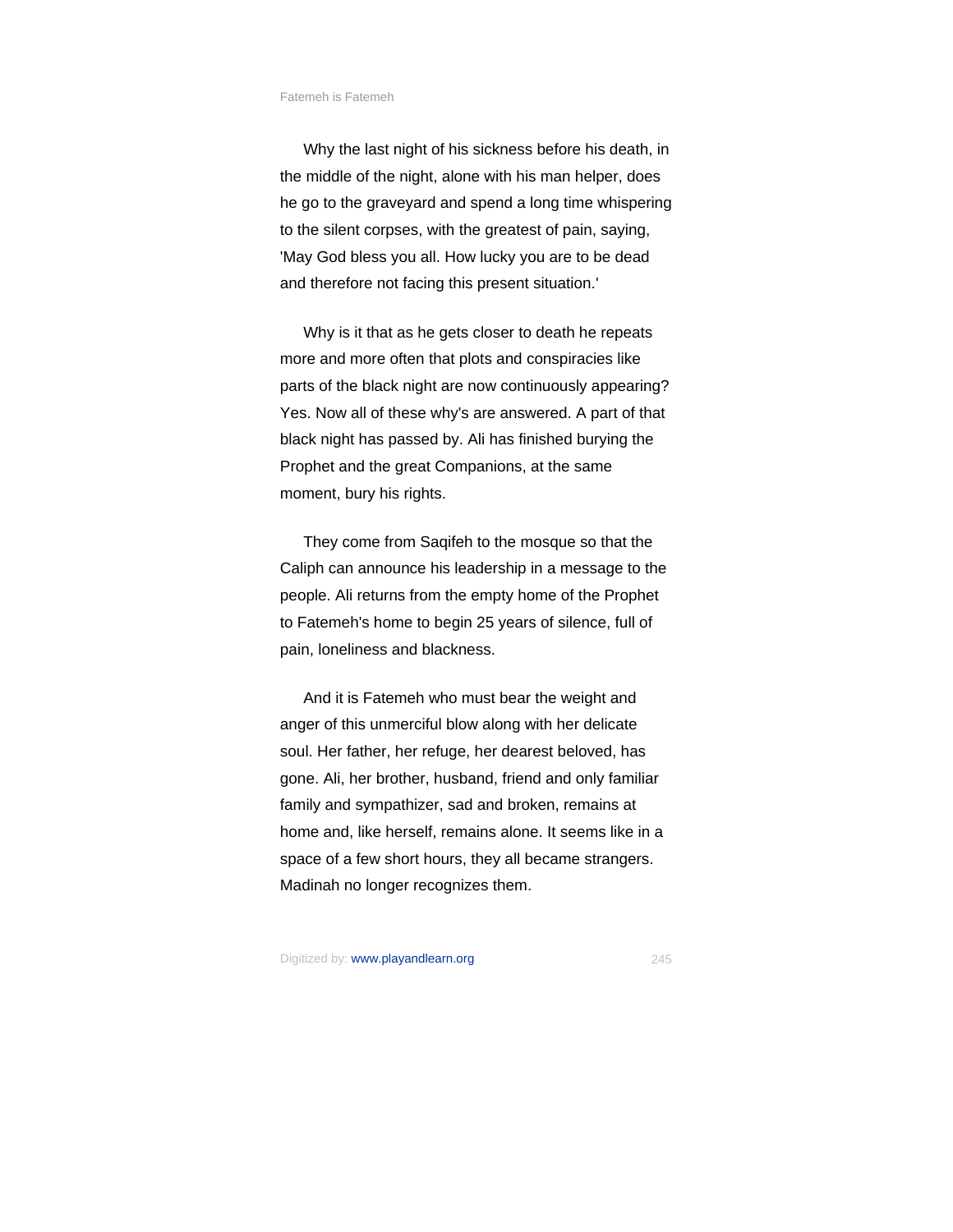Why the last night of his sickness before his death, in the middle of the night, alone with his man helper, does he go to the graveyard and spend a long time whispering to the silent corpses, with the greatest of pain, saying, 'May God bless you all. How lucky you are to be dead and therefore not facing this present situation.'

Why is it that as he gets closer to death he repeats more and more often that plots and conspiracies like parts of the black night are now continuously appearing? Yes. Now all of these why's are answered. A part of that black night has passed by. Ali has finished burying the Prophet and the great Companions, at the same moment, bury his rights.

They come from Saqifeh to the mosque so that the Caliph can announce his leadership in a message to the people. Ali returns from the empty home of the Prophet to Fatemeh's home to begin 25 years of silence, full of pain, loneliness and blackness.

And it is Fatemeh who must bear the weight and anger of this unmerciful blow along with her delicate soul. Her father, her refuge, her dearest beloved, has gone. Ali, her brother, husband, friend and only familiar family and sympathizer, sad and broken, remains at home and, like herself, remains alone. It seems like in a space of a few short hours, they all became strangers. Madinah no longer recognizes them.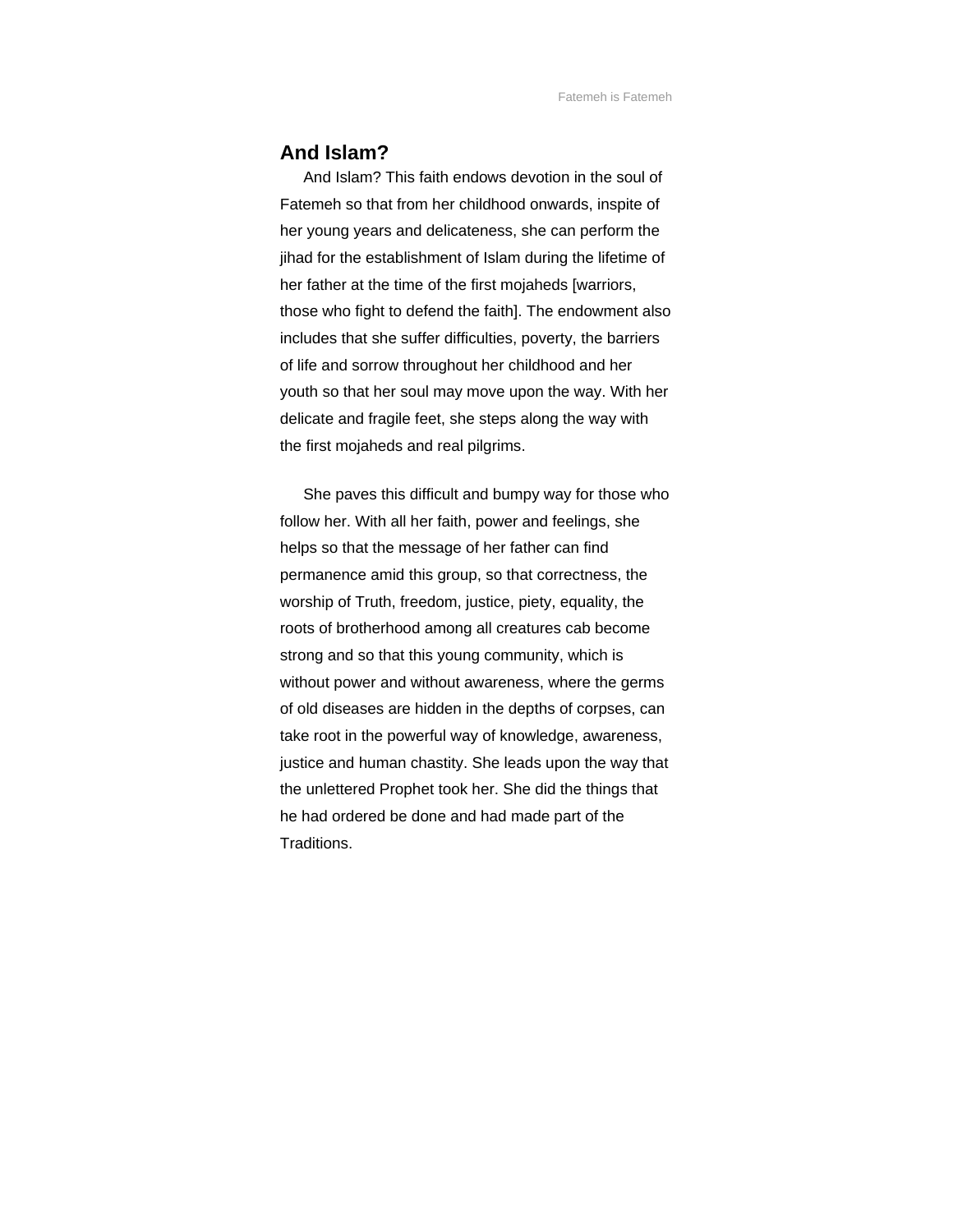## And Islam?

And Islam? This faith endows devotion in the soul of Fatemeh so that from her childhood onwards, inspite of her young years and delicateness, she can perform the jihad for the establishment of Islam during the lifetime of her father at the time of the first mojaheds [warriors, those who fight to defend the faith]. The endowment also includes that she suffer difficulties, poverty, the barriers of life and sorrow throughout her childhood and her youth so that her soul may move upon the way. With her delicate and fragile feet, she steps along the way with the first mojaheds and real pilgrims.

She paves this difficult and bumpy way for those who follow her. With all her faith, power and feelings, she helps so that the message of her father can find permanence amid this group, so that correctness, the worship of Truth, freedom, justice, piety, equality, the roots of brotherhood among all creatures cab become strong and so that this young community, which is without power and without awareness, where the germs of old diseases are hidden in the depths of corpses, can take root in the powerful way of knowledge, awareness, justice and human chastity. She leads upon the way that the unlettered Prophet took her. She did the things that he had ordered be done and had made part of the Traditions.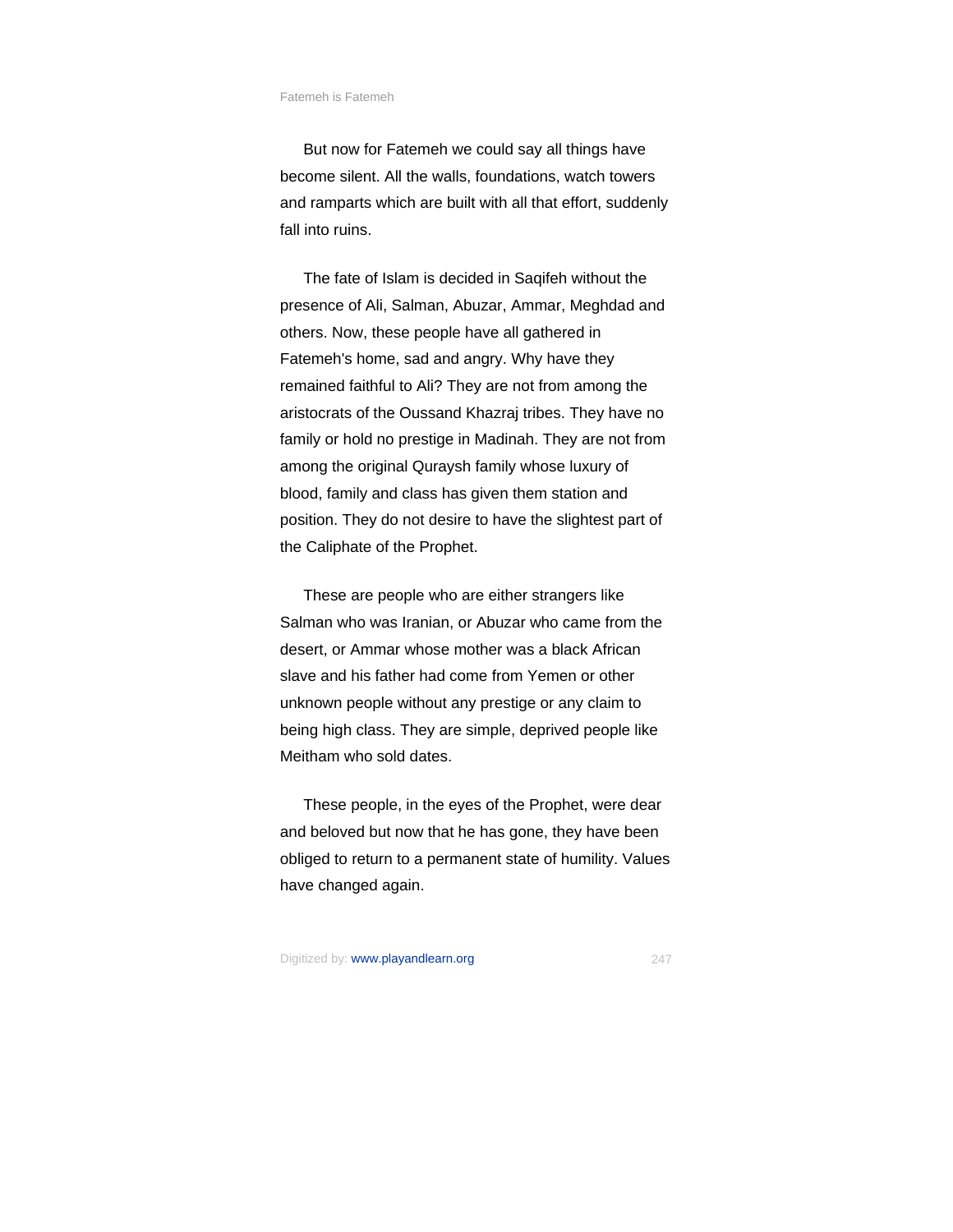But now for Fatemeh we could say all things have become silent. All the walls, foundations, watch towers and ramparts which are built with all that effort, suddenly fall into ruins.

The fate of Islam is decided in Saqifeh without the presence of Ali, Salman, Abuzar, Ammar, Meghdad and others. Now, these people have all gathered in Fatemeh's home, sad and angry. Why have they remained faithful to Ali? They are not from among the aristocrats of the Oussand Khazraj tribes. They have no family or hold no prestige in Madinah. They are not from among the original Quraysh family whose luxury of blood, family and class has given them station and position. They do not desire to have the slightest part of the Caliphate of the Prophet.

These are people who are either strangers like Salman who was Iranian, or Abuzar who came from the desert, or Ammar whose mother was a black African slave and his father had come from Yemen or other unknown people without any prestige or any claim to being high class. They are simple, deprived people like Meitham who sold dates.

These people, in the eyes of the Prophet, were dear and beloved but now that he has gone, they have been obliged to return to a permanent state of humility. Values have changed again.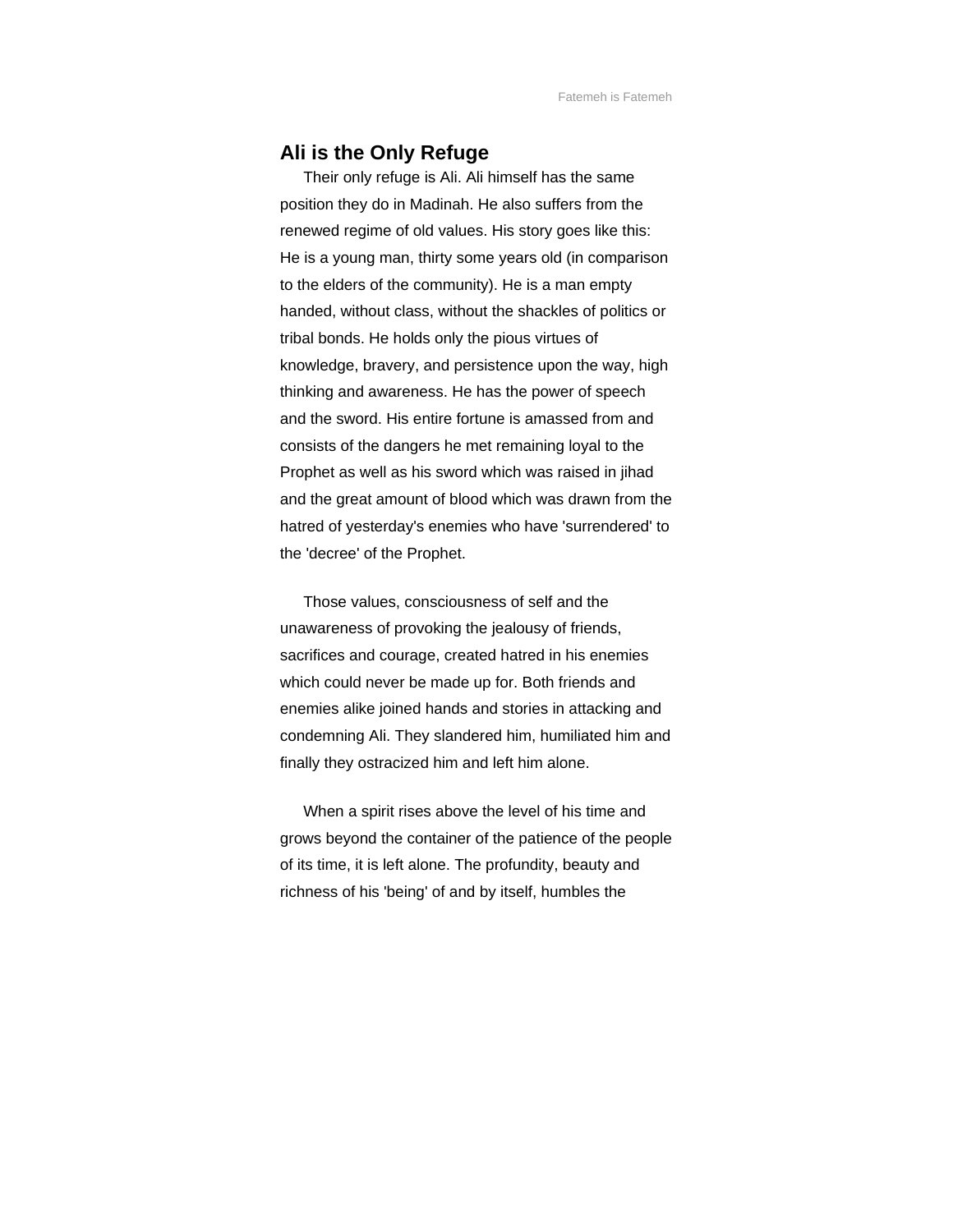## Ali is the Only Refuge

Their only refuge is Ali. Ali himself has the same position they do in Madinah. He also suffers from the renewed regime of old values. His story goes like this: He is a young man, thirty some years old (in comparison to the elders of the community). He is a man empty handed, without class, without the shackles of politics or tribal bonds. He holds only the pious virtues of knowledge, bravery, and persistence upon the way, high thinking and awareness. He has the power of speech and the sword. His entire fortune is amassed from and consists of the dangers he met remaining loyal to the Prophet as well as his sword which was raised in jihad and the great amount of blood which was drawn from the hatred of yesterday's enemies who have 'surrendered' to the 'decree' of the Prophet.

Those values, consciousness of self and the unawareness of provoking the jealousy of friends, sacrifices and courage, created hatred in his enemies which could never be made up for. Both friends and enemies alike joined hands and stories in attacking and condemning Ali. They slandered him, humiliated him and finally they ostracized him and left him alone.

When a spirit rises above the level of his time and grows beyond the container of the patience of the people of its time, it is left alone. The profundity, beauty and richness of his 'being' of and by itself, humbles the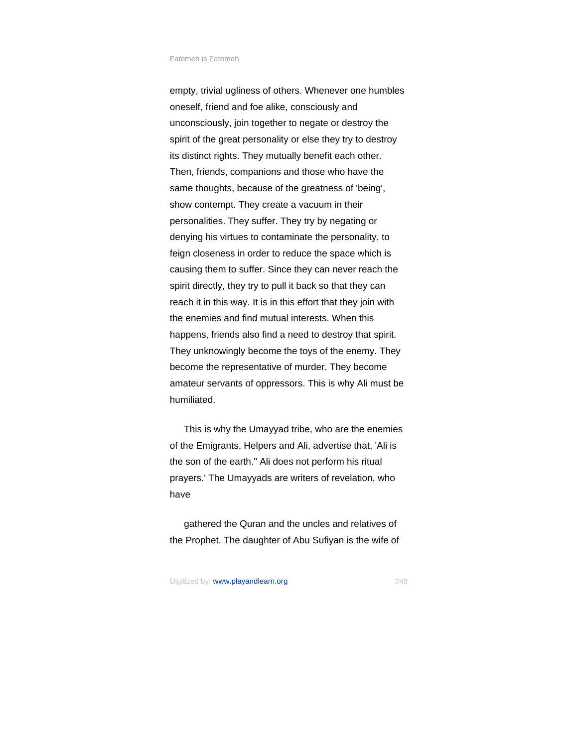empty, trivial ugliness of others. Whenever one humbles oneself, friend and foe alike, consciously and unconsciously, join together to negate or destroy the spirit of the great personality or else they try to destroy its distinct rights. They mutually benefit each other. Then, friends, companions and those who have the same thoughts, because of the greatness of 'being', show contempt. They create a vacuum in their personalities. They suffer. They try by negating or denying his virtues to contaminate the personality, to feign closeness in order to reduce the space which is causing them to suffer. Since they can never reach the spirit directly, they try to pull it back so that they can reach it in this way. It is in this effort that they join with the enemies and find mutual interests. When this happens, friends also find a need to destroy that spirit. They unknowingly become the toys of the enemy. They become the representative of murder. They become amateur servants of oppressors. This is why Ali must be humiliated.

This is why the Umayyad tribe, who are the enemies of the Emigrants, Helpers and Ali, advertise that, 'Ali is the son of the earth." Ali does not perform his ritual prayers.' The Umayyads are writers of revelation, who have

gathered the Quran and the uncles and relatives of the Prophet. The daughter of Abu Sufiyan is the wife of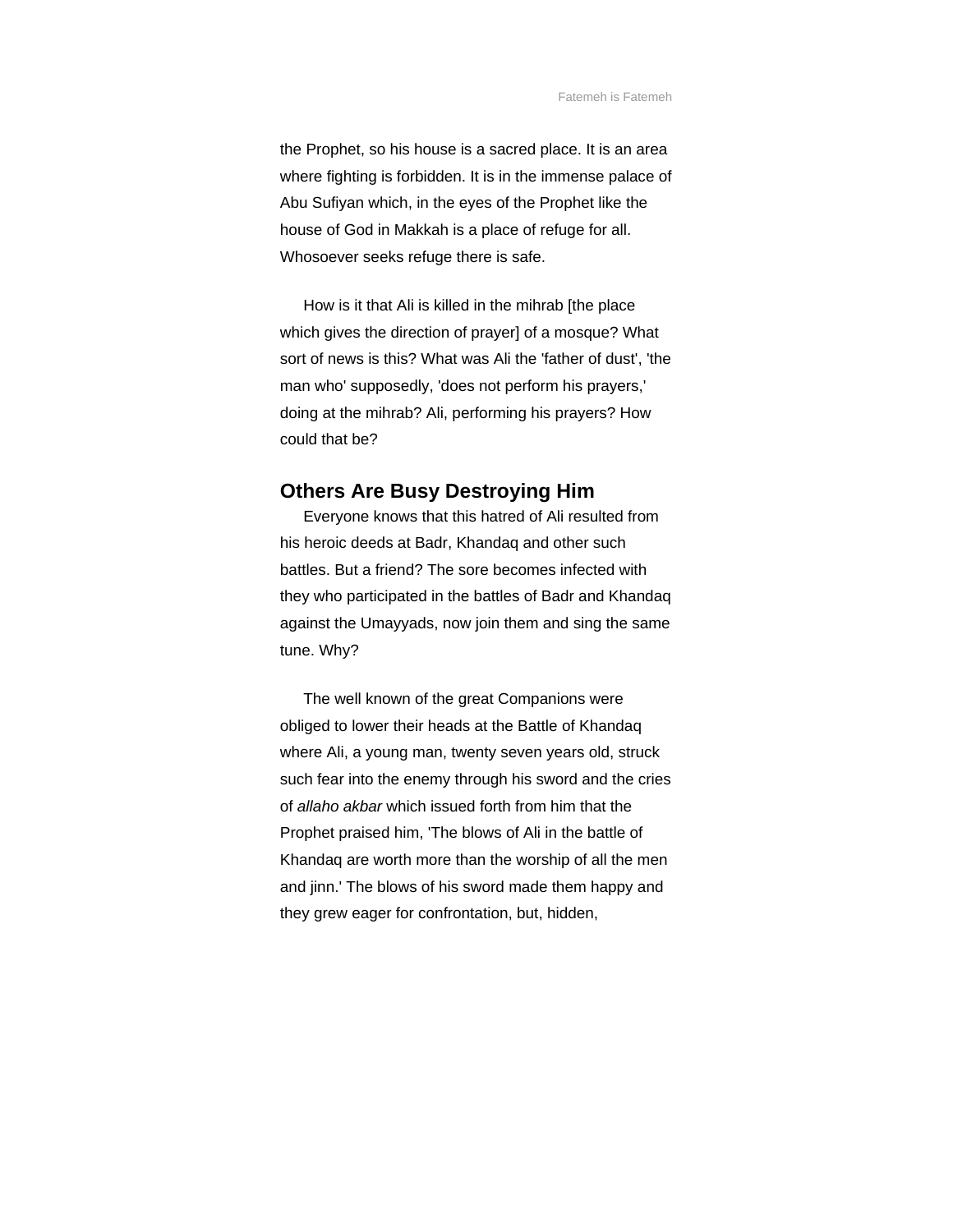the Prophet, so his house is a sacred place. It is an area where fighting is forbidden. It is in the immense palace of Abu Sufiyan which, in the eyes of the Prophet like the house of God in Makkah is a place of refuge for all. Whosoever seeks refuge there is safe.

How is it that Ali is killed in the mihrab [the place which gives the direction of prayer] of a mosque? What sort of news is this? What was Ali the 'father of dust', 'the man who' supposedly, 'does not perform his prayers,' doing at the mihrab? Ali, performing his prayers? How could that be?

## Others Are Busy Destroying Him

Everyone knows that this hatred of Ali resulted from his heroic deeds at Badr, Khandaq and other such battles. But a friend? The sore becomes infected with they who participated in the battles of Badr and Khandaq against the Umayyads, now join them and sing the same tune. Why?

The well known of the great Companions were obliged to lower their heads at the Battle of Khandaq where Ali, a young man, twenty seven years old, struck such fear into the enemy through his sword and the cries of *allaho akbar* which issued forth from him that the Prophet praised him, 'The blows of Ali in the battle of Khandaq are worth more than the worship of all the men and jinn.' The blows of his sword made them happy and they grew eager for confrontation, but, hidden,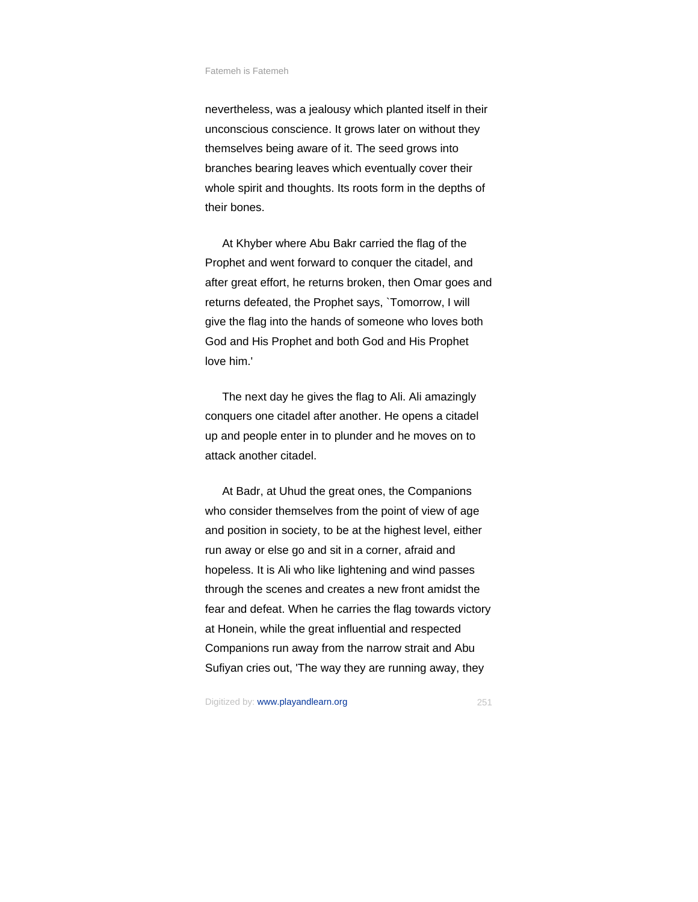nevertheless, was a jealousy which planted itself in their unconscious conscience. It grows later on without they themselves being aware of it. The seed grows into branches bearing leaves which eventually cover their whole spirit and thoughts. Its roots form in the depths of their bones.

At Khyber where Abu Bakr carried the flag of the Prophet and went forward to conquer the citadel, and after great effort, he returns broken, then Omar goes and returns defeated, the Prophet says, `Tomorrow, I will give the flag into the hands of someone who loves both God and His Prophet and both God and His Prophet love him.'

The next day he gives the flag to Ali. Ali amazingly conquers one citadel after another. He opens a citadel up and people enter in to plunder and he moves on to attack another citadel.

At Badr, at Uhud the great ones, the Companions who consider themselves from the point of view of age and position in society, to be at the highest level, either run away or else go and sit in a corner, afraid and hopeless. It is Ali who like lightening and wind passes through the scenes and creates a new front amidst the fear and defeat. When he carries the flag towards victory at Honein, while the great influential and respected Companions run away from the narrow strait and Abu Sufiyan cries out, 'The way they are running away, they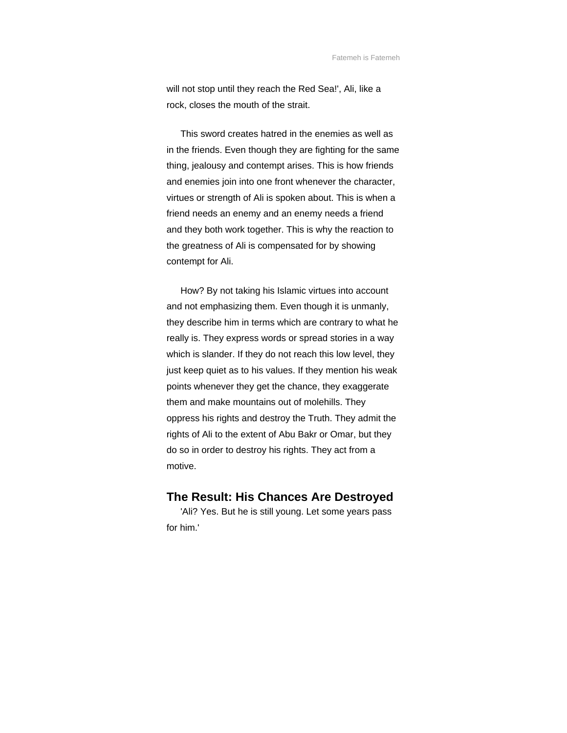will not stop until they reach the Red Sea!', Ali, like a rock, closes the mouth of the strait.

This sword creates hatred in the enemies as well as in the friends. Even though they are fighting for the same thing, jealousy and contempt arises. This is how friends and enemies join into one front whenever the character, virtues or strength of Ali is spoken about. This is when a friend needs an enemy and an enemy needs a friend and they both work together. This is why the reaction to the greatness of Ali is compensated for by showing contempt for Ali.

How? By not taking his Islamic virtues into account and not emphasizing them. Even though it is unmanly, they describe him in terms which are contrary to what he really is. They express words or spread stories in a way which is slander. If they do not reach this low level, they just keep quiet as to his values. If they mention his weak points whenever they get the chance, they exaggerate them and make mountains out of molehills. They oppress his rights and destroy the Truth. They admit the rights of Ali to the extent of Abu Bakr or Omar, but they do so in order to destroy his rights. They act from a motive.

## The Result: His Chances Are Destroyed

'Ali? Yes. But he is still young. Let some years pass for him.'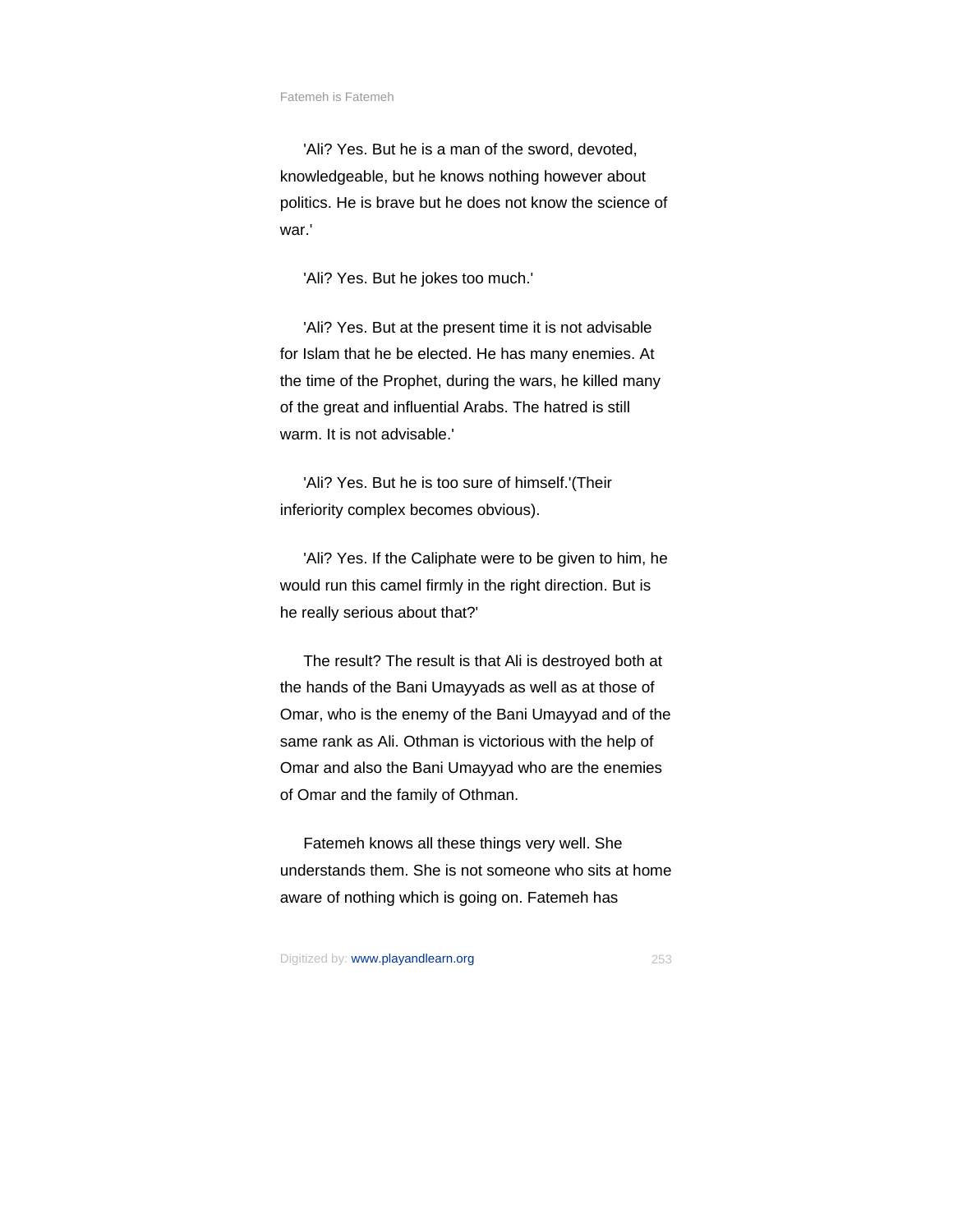'Ali? Yes. But he is a man of the sword, devoted, knowledgeable, but he knows nothing however about politics. He is brave but he does not know the science of war.'

'Ali? Yes. But he jokes too much.'

'Ali? Yes. But at the present time it is not advisable for Islam that he be elected. He has many enemies. At the time of the Prophet, during the wars, he killed many of the great and influential Arabs. The hatred is still warm. It is not advisable.'

'Ali? Yes. But he is too sure of himself.'(Their inferiority complex becomes obvious).

'Ali? Yes. If the Caliphate were to be given to him, he would run this camel firmly in the right direction. But is he really serious about that?'

The result? The result is that Ali is destroyed both at the hands of the Bani Umayyads as well as at those of Omar, who is the enemy of the Bani Umayyad and of the same rank as Ali. Othman is victorious with the help of Omar and also the Bani Umayyad who are the enemies of Omar and the family of Othman.

Fatemeh knows all these things very well. She understands them. She is not someone who sits at home aware of nothing which is going on. Fatemeh has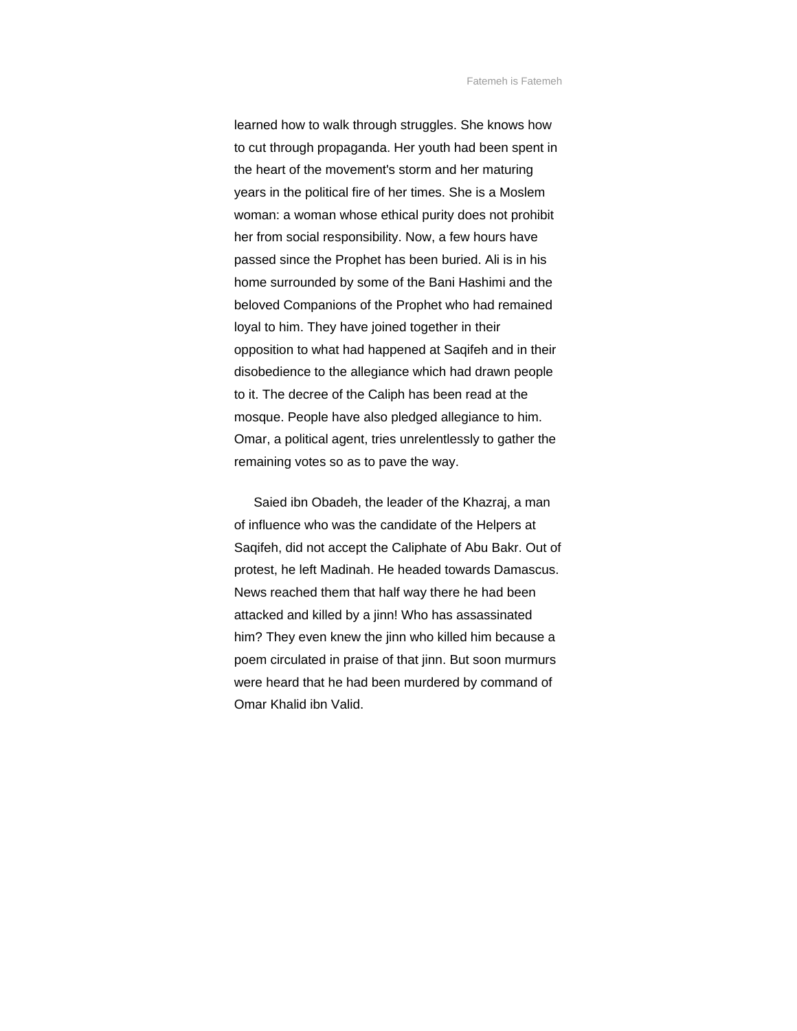learned how to walk through struggles. She knows how to cut through propaganda. Her youth had been spent in the heart of the movement's storm and her maturing years in the political fire of her times. She is a Moslem woman: a woman whose ethical purity does not prohibit her from social responsibility. Now, a few hours have passed since the Prophet has been buried. Ali is in his home surrounded by some of the Bani Hashimi and the beloved Companions of the Prophet who had remained loyal to him. They have joined together in their opposition to what had happened at Saqifeh and in their disobedience to the allegiance which had drawn people to it. The decree of the Caliph has been read at the mosque. People have also pledged allegiance to him. Omar, a political agent, tries unrelentlessly to gather the remaining votes so as to pave the way.

Saied ibn Obadeh, the leader of the Khazraj, a man of influence who was the candidate of the Helpers at Saqifeh, did not accept the Caliphate of Abu Bakr. Out of protest, he left Madinah. He headed towards Damascus. News reached them that half way there he had been attacked and killed by a jinn! Who has assassinated him? They even knew the jinn who killed him because a poem circulated in praise of that jinn. But soon murmurs were heard that he had been murdered by command of Omar Khalid ibn Valid.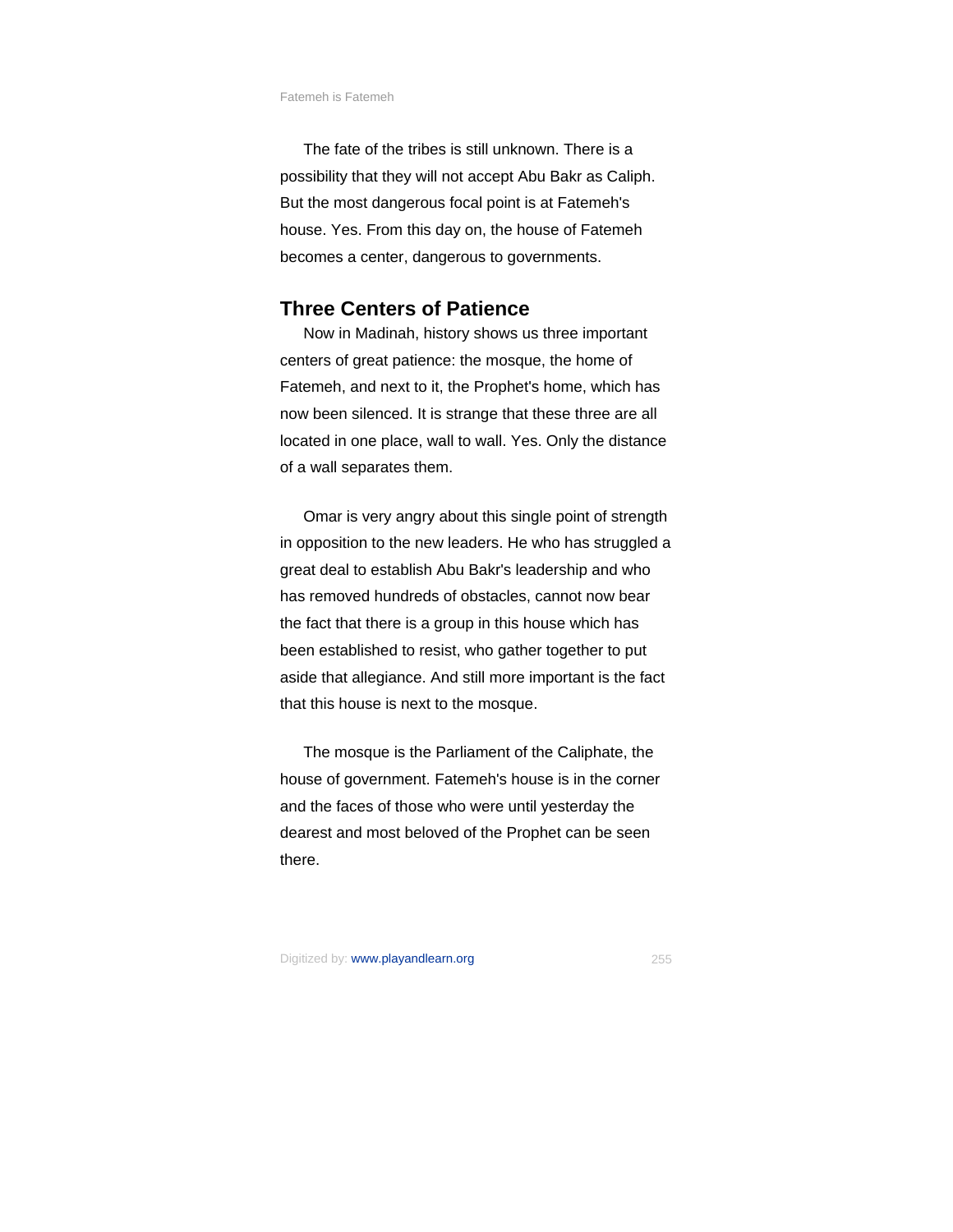The fate of the tribes is still unknown. There is a possibility that they will not accept Abu Bakr as Caliph. But the most dangerous focal point is at Fatemeh's house. Yes. From this day on, the house of Fatemeh becomes a center, dangerous to governments.

## Three Centers of Patience

Now in Madinah, history shows us three important centers of great patience: the mosque, the home of Fatemeh, and next to it, the Prophet's home, which has now been silenced. It is strange that these three are all located in one place, wall to wall. Yes. Only the distance of a wall separates them.

Omar is very angry about this single point of strength in opposition to the new leaders. He who has struggled a great deal to establish Abu Bakr's leadership and who has removed hundreds of obstacles, cannot now bear the fact that there is a group in this house which has been established to resist, who gather together to put aside that allegiance. And still more important is the fact that this house is next to the mosque.

The mosque is the Parliament of the Caliphate, the house of government. Fatemeh's house is in the corner and the faces of those who were until yesterday the dearest and most beloved of the Prophet can be seen there.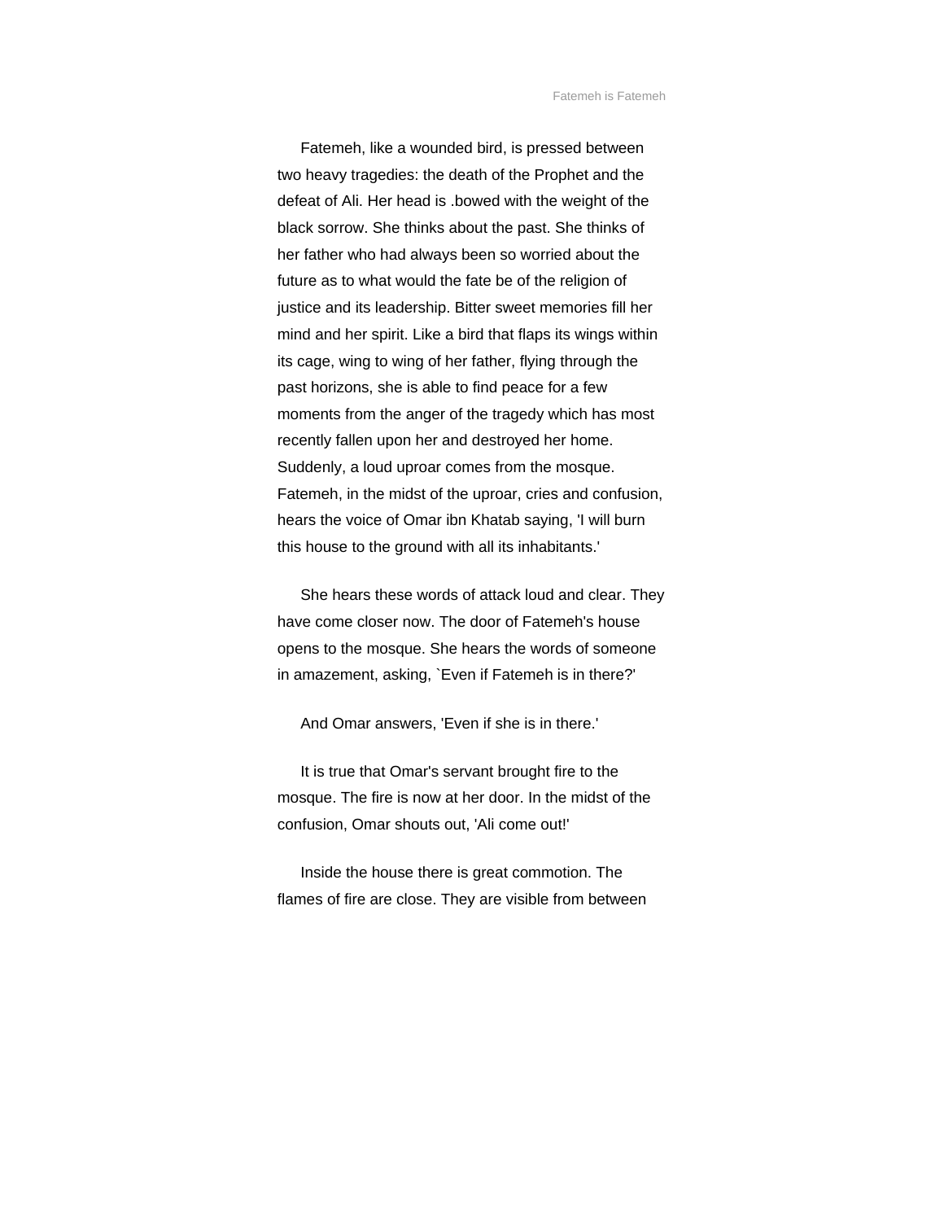Fatemeh, like a wounded bird, is pressed between two heavy tragedies: the death of the Prophet and the defeat of Ali. Her head is .bowed with the weight of the black sorrow. She thinks about the past. She thinks of her father who had always been so worried about the future as to what would the fate be of the religion of justice and its leadership. Bitter sweet memories fill her mind and her spirit. Like a bird that flaps its wings within its cage, wing to wing of her father, flying through the past horizons, she is able to find peace for a few moments from the anger of the tragedy which has most recently fallen upon her and destroyed her home. Suddenly, a loud uproar comes from the mosque. Fatemeh, in the midst of the uproar, cries and confusion, hears the voice of Omar ibn Khatab saying, 'I will burn this house to the ground with all its inhabitants.'

She hears these words of attack loud and clear. They have come closer now. The door of Fatemeh's house opens to the mosque. She hears the words of someone in amazement, asking, `Even if Fatemeh is in there?'

And Omar answers, 'Even if she is in there.'

It is true that Omar's servant brought fire to the mosque. The fire is now at her door. In the midst of the confusion, Omar shouts out, 'Ali come out!'

Inside the house there is great commotion. The flames of fire are close. They are visible from between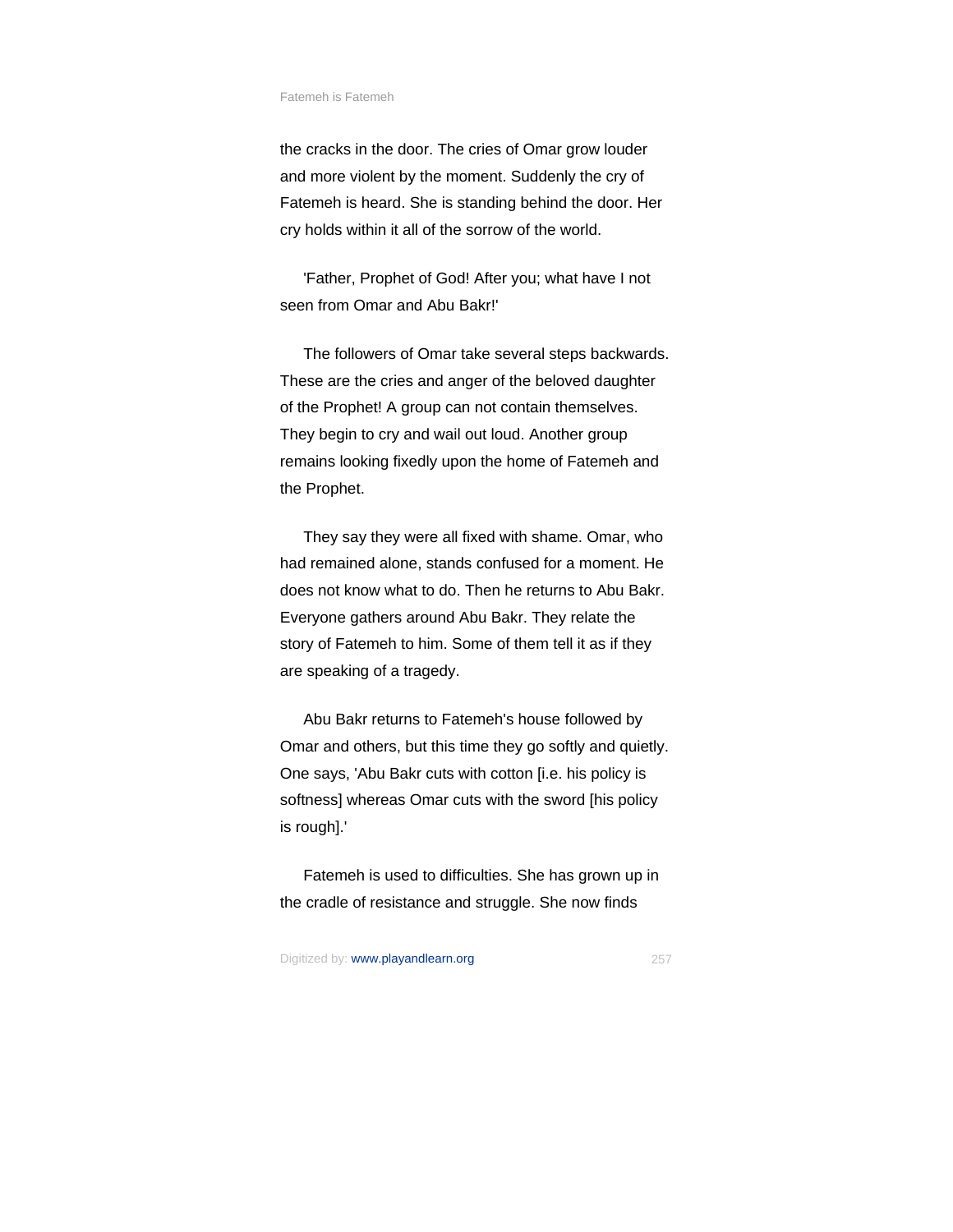the cracks in the door. The cries of Omar grow louder and more violent by the moment. Suddenly the cry of Fatemeh is heard. She is standing behind the door. Her cry holds within it all of the sorrow of the world.

'Father, Prophet of God! After you; what have I not seen from Omar and Abu Bakr!'

The followers of Omar take several steps backwards. These are the cries and anger of the beloved daughter of the Prophet! A group can not contain themselves. They begin to cry and wail out loud. Another group remains looking fixedly upon the home of Fatemeh and the Prophet.

They say they were all fixed with shame. Omar, who had remained alone, stands confused for a moment. He does not know what to do. Then he returns to Abu Bakr. Everyone gathers around Abu Bakr. They relate the story of Fatemeh to him. Some of them tell it as if they are speaking of a tragedy.

Abu Bakr returns to Fatemeh's house followed by Omar and others, but this time they go softly and quietly. One says, 'Abu Bakr cuts with cotton [i.e. his policy is softness] whereas Omar cuts with the sword [his policy is rough].'

Fatemeh is used to difficulties. She has grown up in the cradle of resistance and struggle. She now finds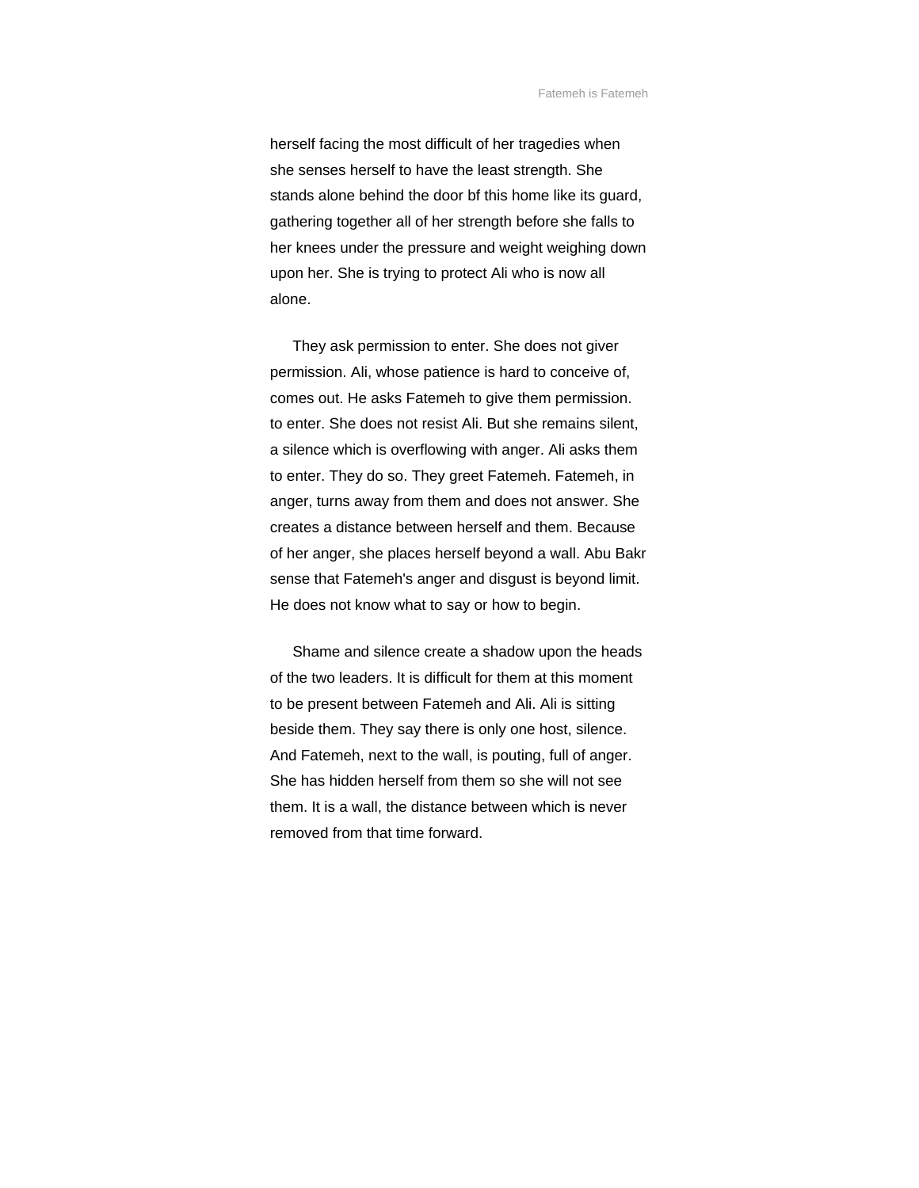herself facing the most difficult of her tragedies when she senses herself to have the least strength. She stands alone behind the door bf this home like its guard, gathering together all of her strength before she falls to her knees under the pressure and weight weighing down upon her. She is trying to protect Ali who is now all alone.

They ask permission to enter. She does not giver permission. Ali, whose patience is hard to conceive of, comes out. He asks Fatemeh to give them permission. to enter. She does not resist Ali. But she remains silent, a silence which is overflowing with anger. Ali asks them to enter. They do so. They greet Fatemeh. Fatemeh, in anger, turns away from them and does not answer. She creates a distance between herself and them. Because of her anger, she places herself beyond a wall. Abu Bakr sense that Fatemeh's anger and disgust is beyond limit. He does not know what to say or how to begin.

Shame and silence create a shadow upon the heads of the two leaders. It is difficult for them at this moment to be present between Fatemeh and Ali. Ali is sitting beside them. They say there is only one host, silence. And Fatemeh, next to the wall, is pouting, full of anger. She has hidden herself from them so she will not see them. It is a wall, the distance between which is never removed from that time forward.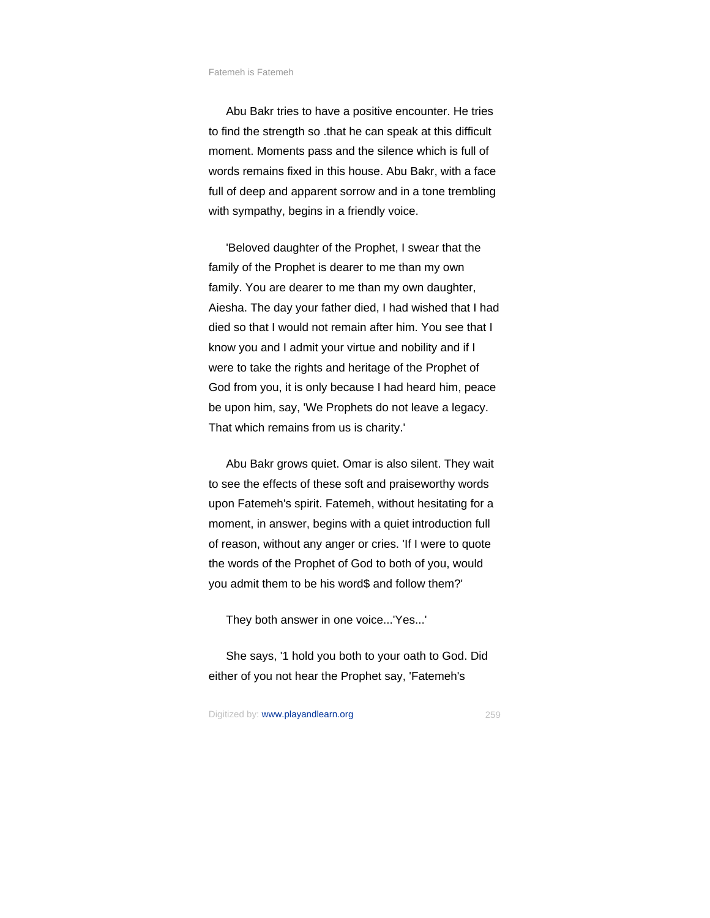Abu Bakr tries to have a positive encounter. He tries to find the strength so .that he can speak at this difficult moment. Moments pass and the silence which is full of words remains fixed in this house. Abu Bakr, with a face full of deep and apparent sorrow and in a tone trembling with sympathy, begins in a friendly voice.

'Beloved daughter of the Prophet, I swear that the family of the Prophet is dearer to me than my own family. You are dearer to me than my own daughter, Aiesha. The day your father died, I had wished that I had died so that I would not remain after him. You see that I know you and I admit your virtue and nobility and if I were to take the rights and heritage of the Prophet of God from you, it is only because I had heard him, peace be upon him, say, 'We Prophets do not leave a legacy. That which remains from us is charity.'

Abu Bakr grows quiet. Omar is also silent. They wait to see the effects of these soft and praiseworthy words upon Fatemeh's spirit. Fatemeh, without hesitating for a moment, in answer, begins with a quiet introduction full of reason, without any anger or cries. 'If I were to quote the words of the Prophet of God to both of you, would you admit them to be his word$ and follow them?'

They both answer in one voice...'Yes...'

She says, '1 hold you both to your oath to God. Did either of you not hear the Prophet say, 'Fatemeh's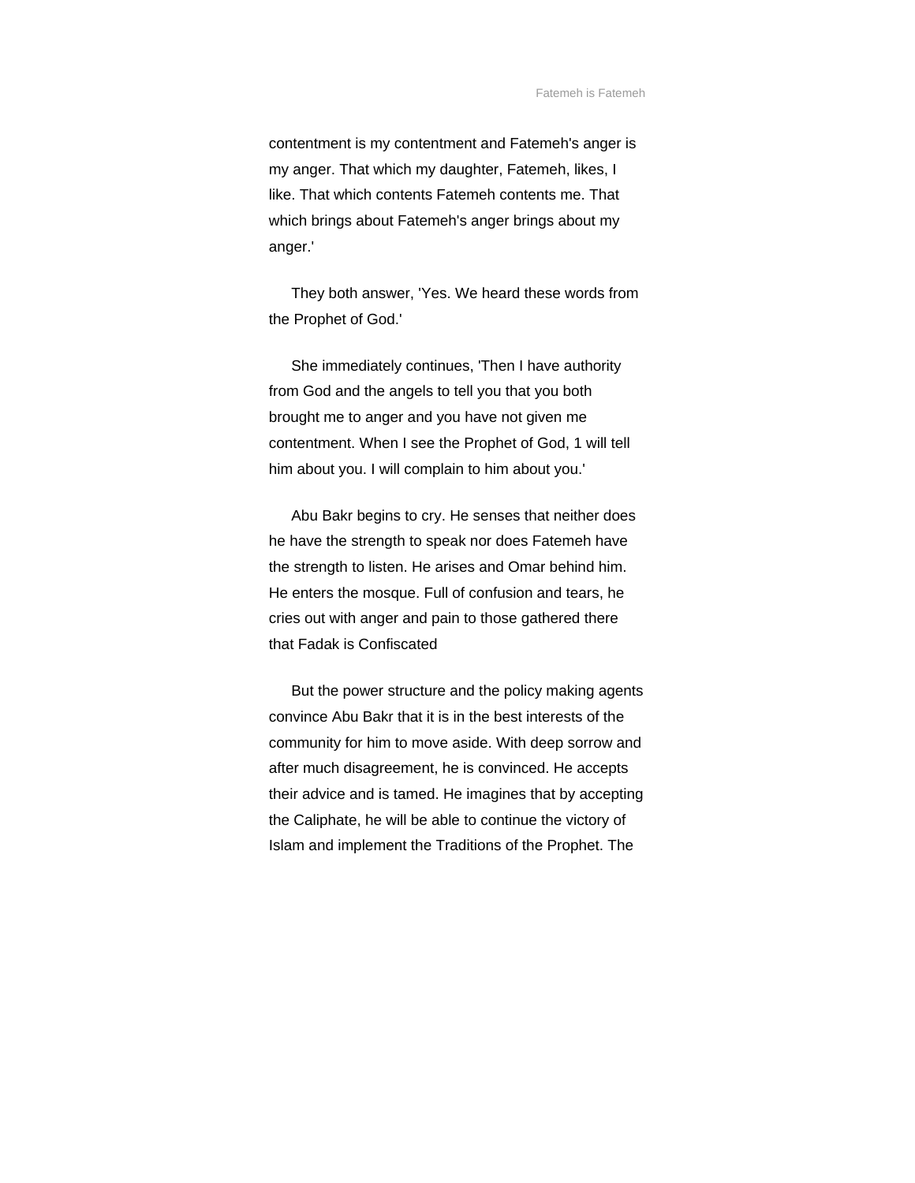contentment is my contentment and Fatemeh's anger is my anger. That which my daughter, Fatemeh, likes, I like. That which contents Fatemeh contents me. That which brings about Fatemeh's anger brings about my anger.'

They both answer, 'Yes. We heard these words from the Prophet of God.'

She immediately continues, 'Then I have authority from God and the angels to tell you that you both brought me to anger and you have not given me contentment. When I see the Prophet of God, 1 will tell him about you. I will complain to him about you.'

Abu Bakr begins to cry. He senses that neither does he have the strength to speak nor does Fatemeh have the strength to listen. He arises and Omar behind him. He enters the mosque. Full of confusion and tears, he cries out with anger and pain to those gathered there that Fadak is Confiscated

But the power structure and the policy making agents convince Abu Bakr that it is in the best interests of the community for him to move aside. With deep sorrow and after much disagreement, he is convinced. He accepts their advice and is tamed. He imagines that by accepting the Caliphate, he will be able to continue the victory of Islam and implement the Traditions of the Prophet. The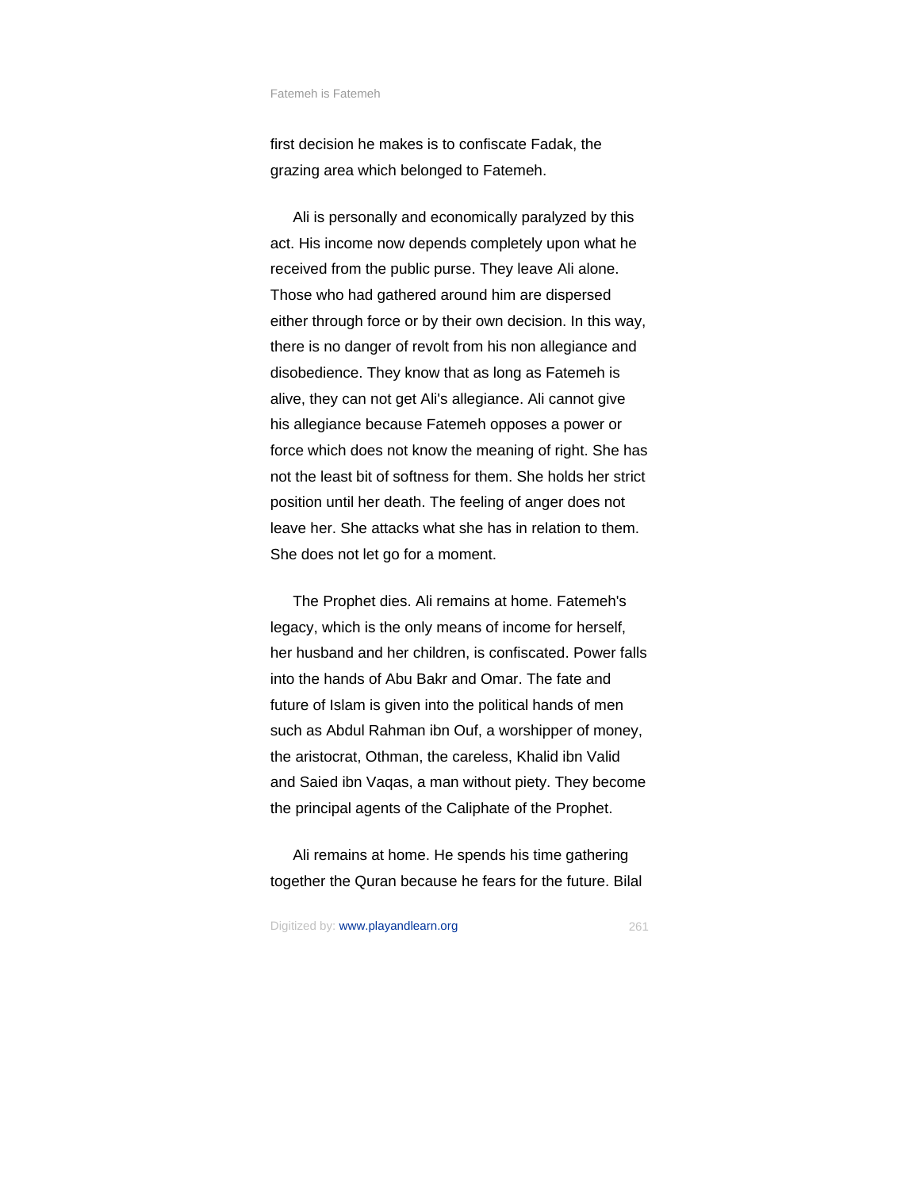first decision he makes is to confiscate Fadak, the grazing area which belonged to Fatemeh.

Ali is personally and economically paralyzed by this act. His income now depends completely upon what he received from the public purse. They leave Ali alone. Those who had gathered around him are dispersed either through force or by their own decision. In this way, there is no danger of revolt from his non allegiance and disobedience. They know that as long as Fatemeh is alive, they can not get Ali's allegiance. Ali cannot give his allegiance because Fatemeh opposes a power or force which does not know the meaning of right. She has not the least bit of softness for them. She holds her strict position until her death. The feeling of anger does not leave her. She attacks what she has in relation to them. She does not let go for a moment.

The Prophet dies. Ali remains at home. Fatemeh's legacy, which is the only means of income for herself, her husband and her children, is confiscated. Power falls into the hands of Abu Bakr and Omar. The fate and future of Islam is given into the political hands of men such as Abdul Rahman ibn Ouf, a worshipper of money, the aristocrat, Othman, the careless, Khalid ibn Valid and Saied ibn Vaqas, a man without piety. They become the principal agents of the Caliphate of the Prophet.

Ali remains at home. He spends his time gathering together the Quran because he fears for the future. Bilal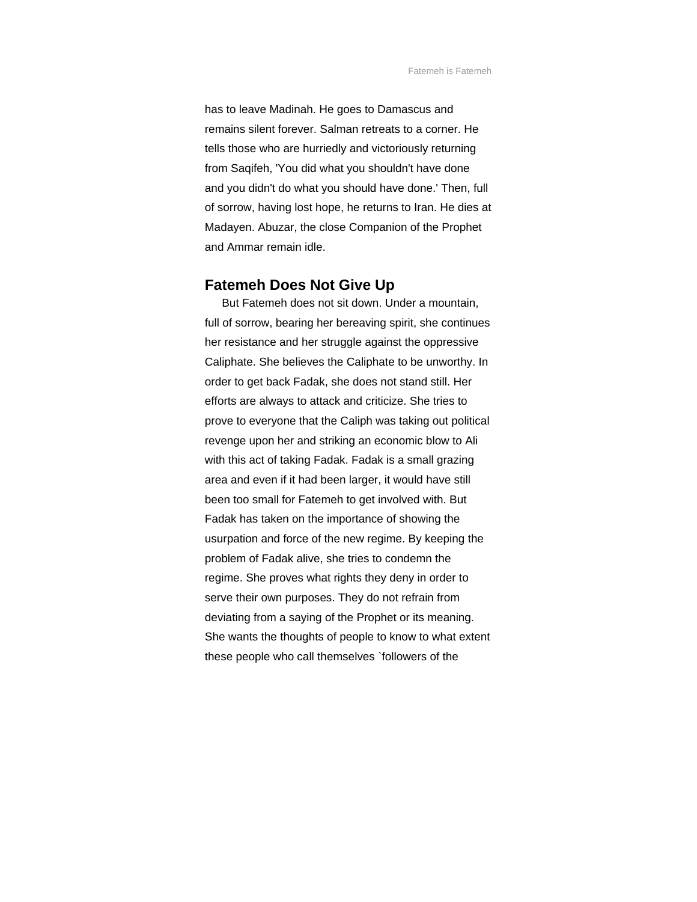has to leave Madinah. He goes to Damascus and remains silent forever. Salman retreats to a corner. He tells those who are hurriedly and victoriously returning from Saqifeh, 'You did what you shouldn't have done and you didn't do what you should have done.' Then, full of sorrow, having lost hope, he returns to Iran. He dies at Madayen. Abuzar, the close Companion of the Prophet and Ammar remain idle.

## Fatemeh Does Not Give Up

But Fatemeh does not sit down. Under a mountain, full of sorrow, bearing her bereaving spirit, she continues her resistance and her struggle against the oppressive Caliphate. She believes the Caliphate to be unworthy. In order to get back Fadak, she does not stand still. Her efforts are always to attack and criticize. She tries to prove to everyone that the Caliph was taking out political revenge upon her and striking an economic blow to Ali with this act of taking Fadak. Fadak is a small grazing area and even if it had been larger, it would have still been too small for Fatemeh to get involved with. But Fadak has taken on the importance of showing the usurpation and force of the new regime. By keeping the problem of Fadak alive, she tries to condemn the regime. She proves what rights they deny in order to serve their own purposes. They do not refrain from deviating from a saying of the Prophet or its meaning. She wants the thoughts of people to know to what extent these people who call themselves `followers of the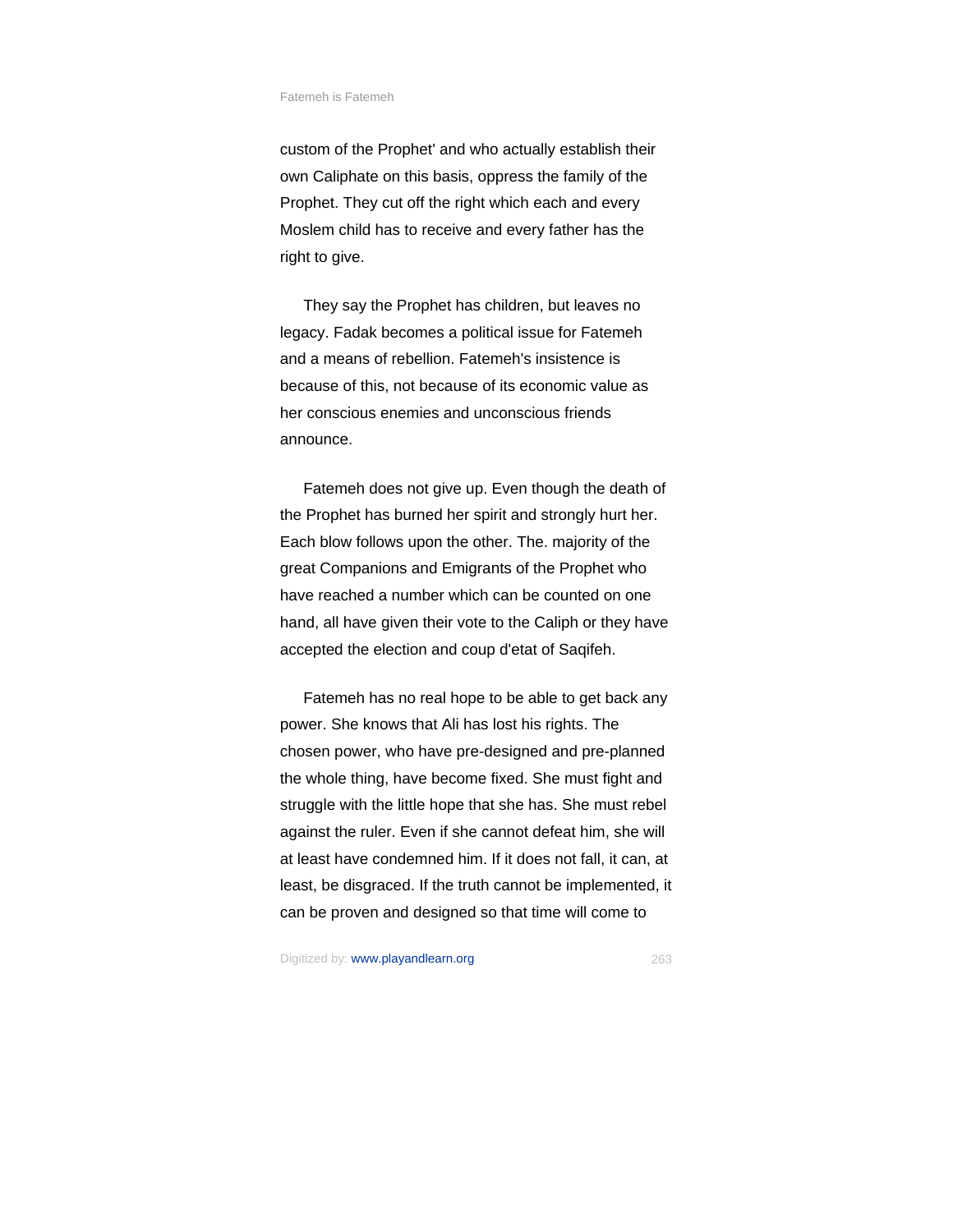custom of the Prophet' and who actually establish their own Caliphate on this basis, oppress the family of the Prophet. They cut off the right which each and every Moslem child has to receive and every father has the right to give.

They say the Prophet has children, but leaves no legacy. Fadak becomes a political issue for Fatemeh and a means of rebellion. Fatemeh's insistence is because of this, not because of its economic value as her conscious enemies and unconscious friends announce.

Fatemeh does not give up. Even though the death of the Prophet has burned her spirit and strongly hurt her. Each blow follows upon the other. The. majority of the great Companions and Emigrants of the Prophet who have reached a number which can be counted on one hand, all have given their vote to the Caliph or they have accepted the election and coup d'etat of Saqifeh.

Fatemeh has no real hope to be able to get back any power. She knows that Ali has lost his rights. The chosen power, who have pre-designed and pre-planned the whole thing, have become fixed. She must fight and struggle with the little hope that she has. She must rebel against the ruler. Even if she cannot defeat him, she will at least have condemned him. If it does not fall, it can, at least, be disgraced. If the truth cannot be implemented, it can be proven and designed so that time will come to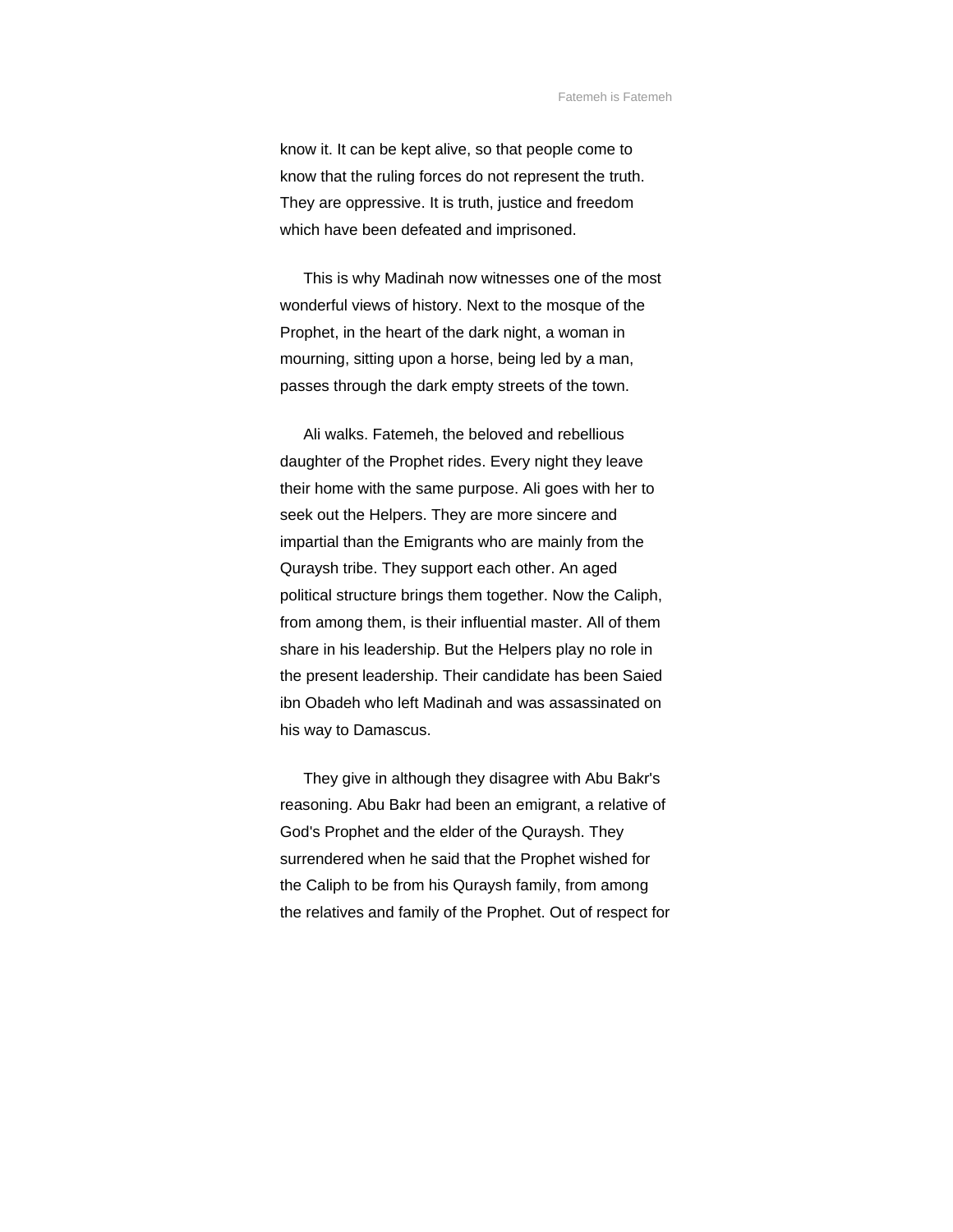know it. It can be kept alive, so that people come to know that the ruling forces do not represent the truth. They are oppressive. It is truth, justice and freedom which have been defeated and imprisoned.

This is why Madinah now witnesses one of the most wonderful views of history. Next to the mosque of the Prophet, in the heart of the dark night, a woman in mourning, sitting upon a horse, being led by a man, passes through the dark empty streets of the town.

Ali walks. Fatemeh, the beloved and rebellious daughter of the Prophet rides. Every night they leave their home with the same purpose. Ali goes with her to seek out the Helpers. They are more sincere and impartial than the Emigrants who are mainly from the Quraysh tribe. They support each other. An aged political structure brings them together. Now the Caliph, from among them, is their influential master. All of them share in his leadership. But the Helpers play no role in the present leadership. Their candidate has been Saied ibn Obadeh who left Madinah and was assassinated on his way to Damascus.

They give in although they disagree with Abu Bakr's reasoning. Abu Bakr had been an emigrant, a relative of God's Prophet and the elder of the Quraysh. They surrendered when he said that the Prophet wished for the Caliph to be from his Quraysh family, from among the relatives and family of the Prophet. Out of respect for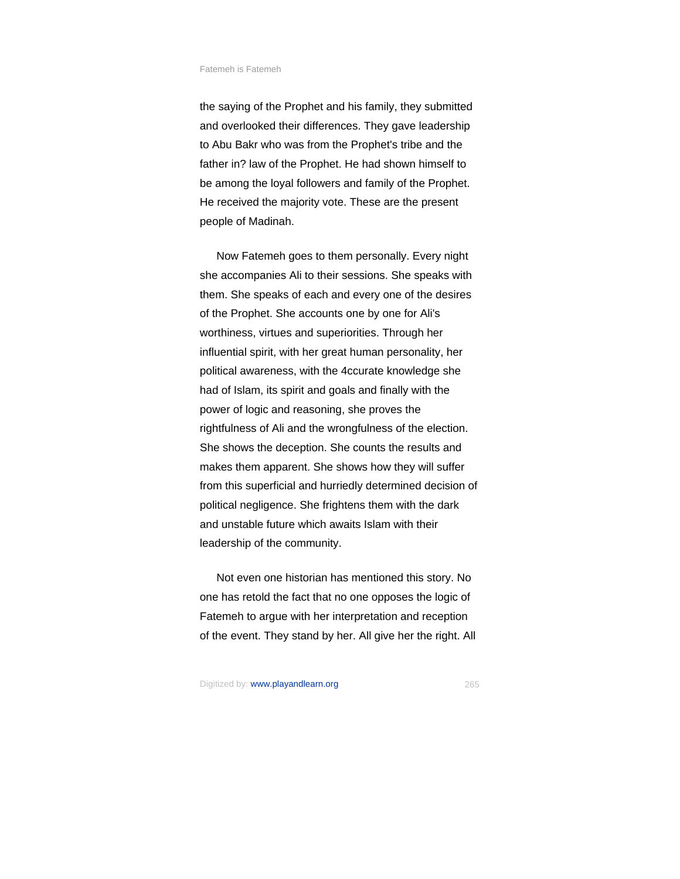the saying of the Prophet and his family, they submitted and overlooked their differences. They gave leadership to Abu Bakr who was from the Prophet's tribe and the father in? law of the Prophet. He had shown himself to be among the loyal followers and family of the Prophet. He received the majority vote. These are the present people of Madinah.

Now Fatemeh goes to them personally. Every night she accompanies Ali to their sessions. She speaks with them. She speaks of each and every one of the desires of the Prophet. She accounts one by one for Ali's worthiness, virtues and superiorities. Through her influential spirit, with her great human personality, her political awareness, with the 4ccurate knowledge she had of Islam, its spirit and goals and finally with the power of logic and reasoning, she proves the rightfulness of Ali and the wrongfulness of the election. She shows the deception. She counts the results and makes them apparent. She shows how they will suffer from this superficial and hurriedly determined decision of political negligence. She frightens them with the dark and unstable future which awaits Islam with their leadership of the community.

Not even one historian has mentioned this story. No one has retold the fact that no one opposes the logic of Fatemeh to argue with her interpretation and reception of the event. They stand by her. All give her the right. All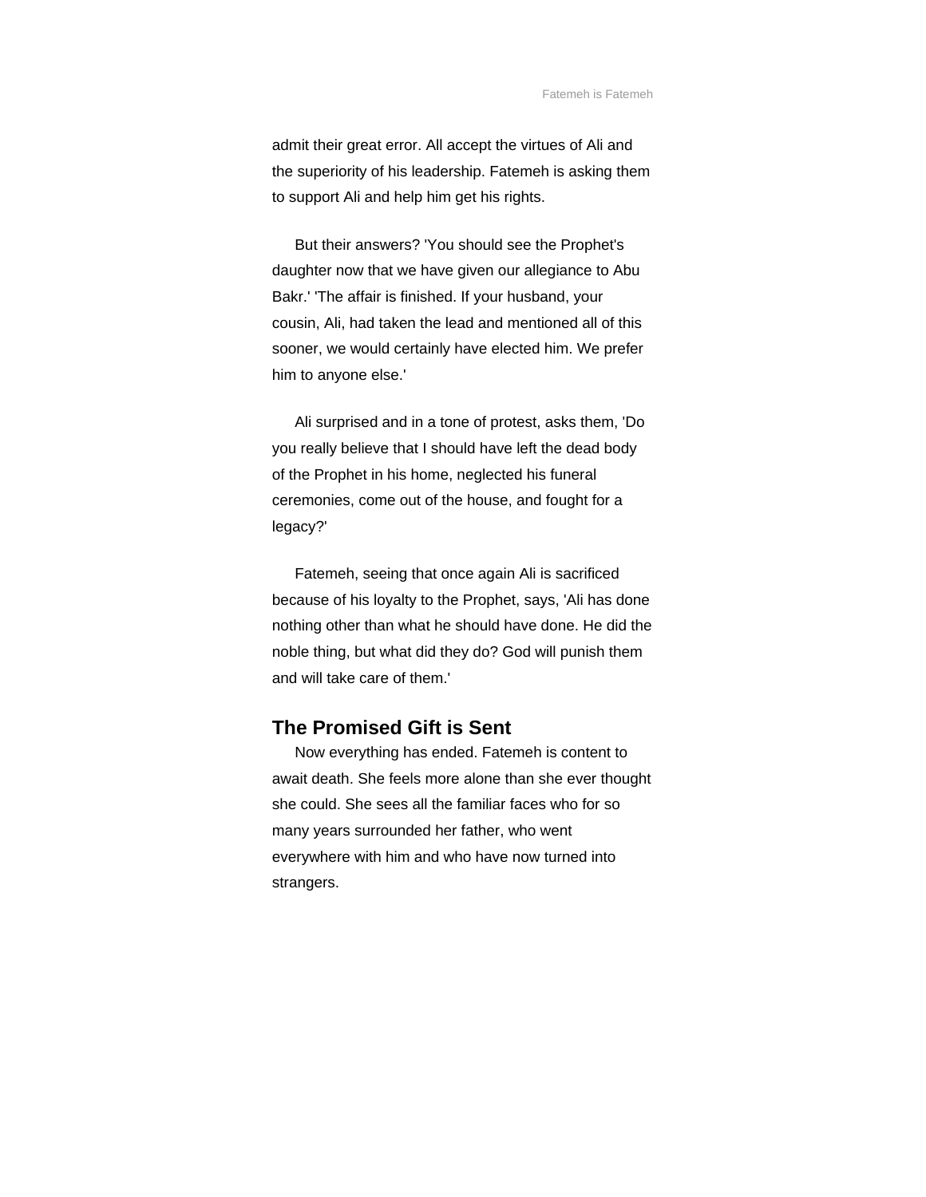admit their great error. All accept the virtues of Ali and the superiority of his leadership. Fatemeh is asking them to support Ali and help him get his rights.

But their answers? 'You should see the Prophet's daughter now that we have given our allegiance to Abu Bakr.' 'The affair is finished. If your husband, your cousin, Ali, had taken the lead and mentioned all of this sooner, we would certainly have elected him. We prefer him to anyone else.'

Ali surprised and in a tone of protest, asks them, 'Do you really believe that I should have left the dead body of the Prophet in his home, neglected his funeral ceremonies, come out of the house, and fought for a legacy?'

Fatemeh, seeing that once again Ali is sacrificed because of his loyalty to the Prophet, says, 'Ali has done nothing other than what he should have done. He did the noble thing, but what did they do? God will punish them and will take care of them.'

## The Promised Gift is Sent

Now everything has ended. Fatemeh is content to await death. She feels more alone than she ever thought she could. She sees all the familiar faces who for so many years surrounded her father, who went everywhere with him and who have now turned into strangers.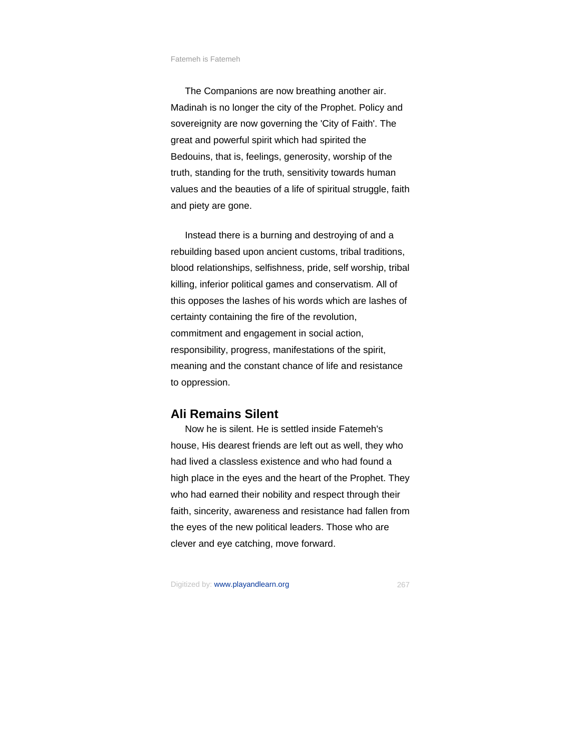The Companions are now breathing another air. Madinah is no longer the city of the Prophet. Policy and sovereignity are now governing the 'City of Faith'. The great and powerful spirit which had spirited the Bedouins, that is, feelings, generosity, worship of the truth, standing for the truth, sensitivity towards human values and the beauties of a life of spiritual struggle, faith and piety are gone.

Instead there is a burning and destroying of and a rebuilding based upon ancient customs, tribal traditions, blood relationships, selfishness, pride, self worship, tribal killing, inferior political games and conservatism. All of this opposes the lashes of his words which are lashes of certainty containing the fire of the revolution, commitment and engagement in social action, responsibility, progress, manifestations of the spirit, meaning and the constant chance of life and resistance to oppression.

## Ali Remains Silent

Now he is silent. He is settled inside Fatemeh's house, His dearest friends are left out as well, they who had lived a classless existence and who had found a high place in the eyes and the heart of the Prophet. They who had earned their nobility and respect through their faith, sincerity, awareness and resistance had fallen from the eyes of the new political leaders. Those who are clever and eye catching, move forward.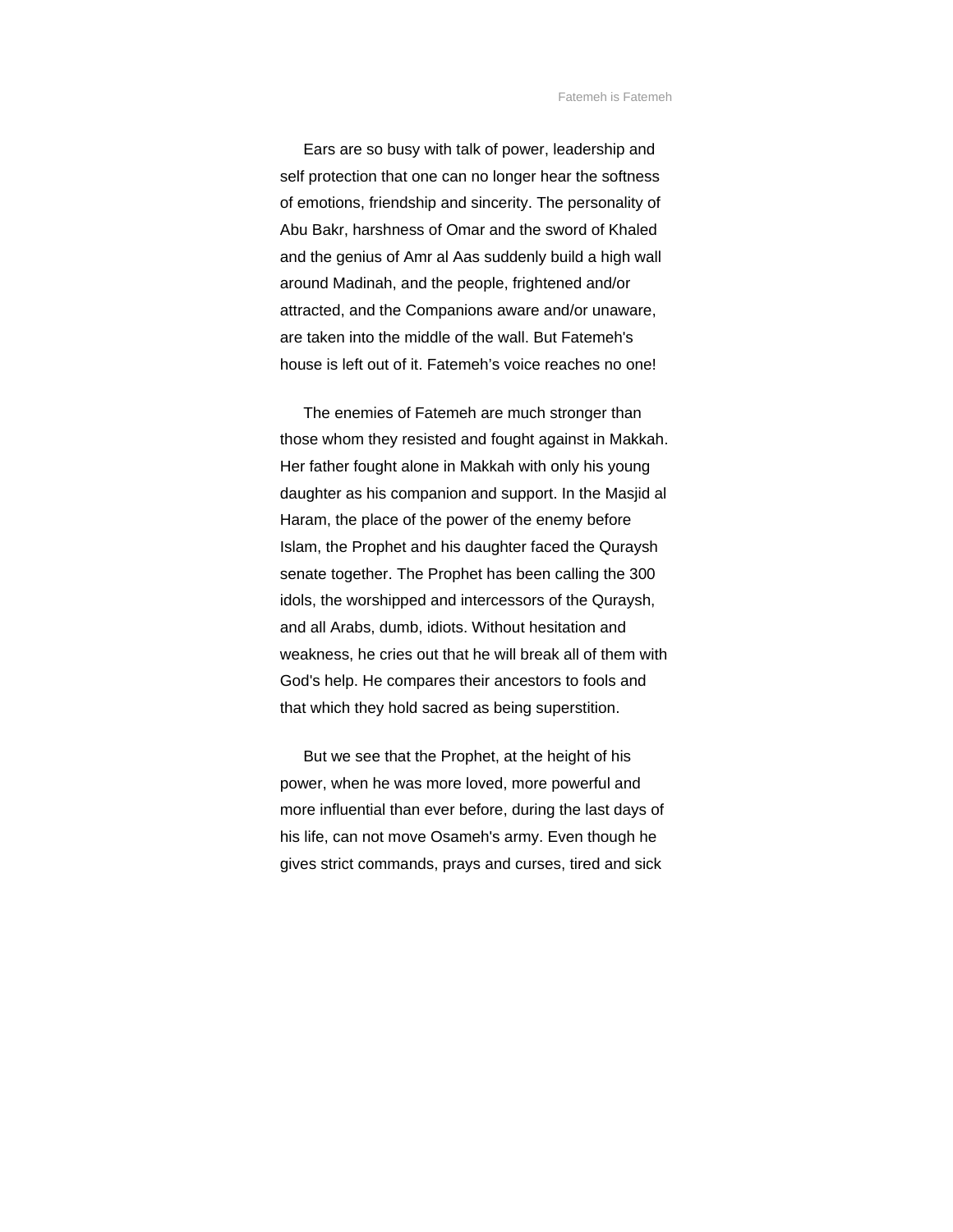Ears are so busy with talk of power, leadership and self protection that one can no longer hear the softness of emotions, friendship and sincerity. The personality of Abu Bakr, harshness of Omar and the sword of Khaled and the genius of Amr al Aas suddenly build a high wall around Madinah, and the people, frightened and/or attracted, and the Companions aware and/or unaware, are taken into the middle of the wall. But Fatemeh's house is left out of it. Fatemeh’s voice reaches no one!

The enemies of Fatemeh are much stronger than those whom they resisted and fought against in Makkah. Her father fought alone in Makkah with only his young daughter as his companion and support. In the Masjid al Haram, the place of the power of the enemy before Islam, the Prophet and his daughter faced the Quraysh senate together. The Prophet has been calling the 300 idols, the worshipped and intercessors of the Quraysh, and all Arabs, dumb, idiots. Without hesitation and weakness, he cries out that he will break all of them with God's help. He compares their ancestors to fools and that which they hold sacred as being superstition.

But we see that the Prophet, at the height of his power, when he was more loved, more powerful and more influential than ever before, during the last days of his life, can not move Osameh's army. Even though he gives strict commands, prays and curses, tired and sick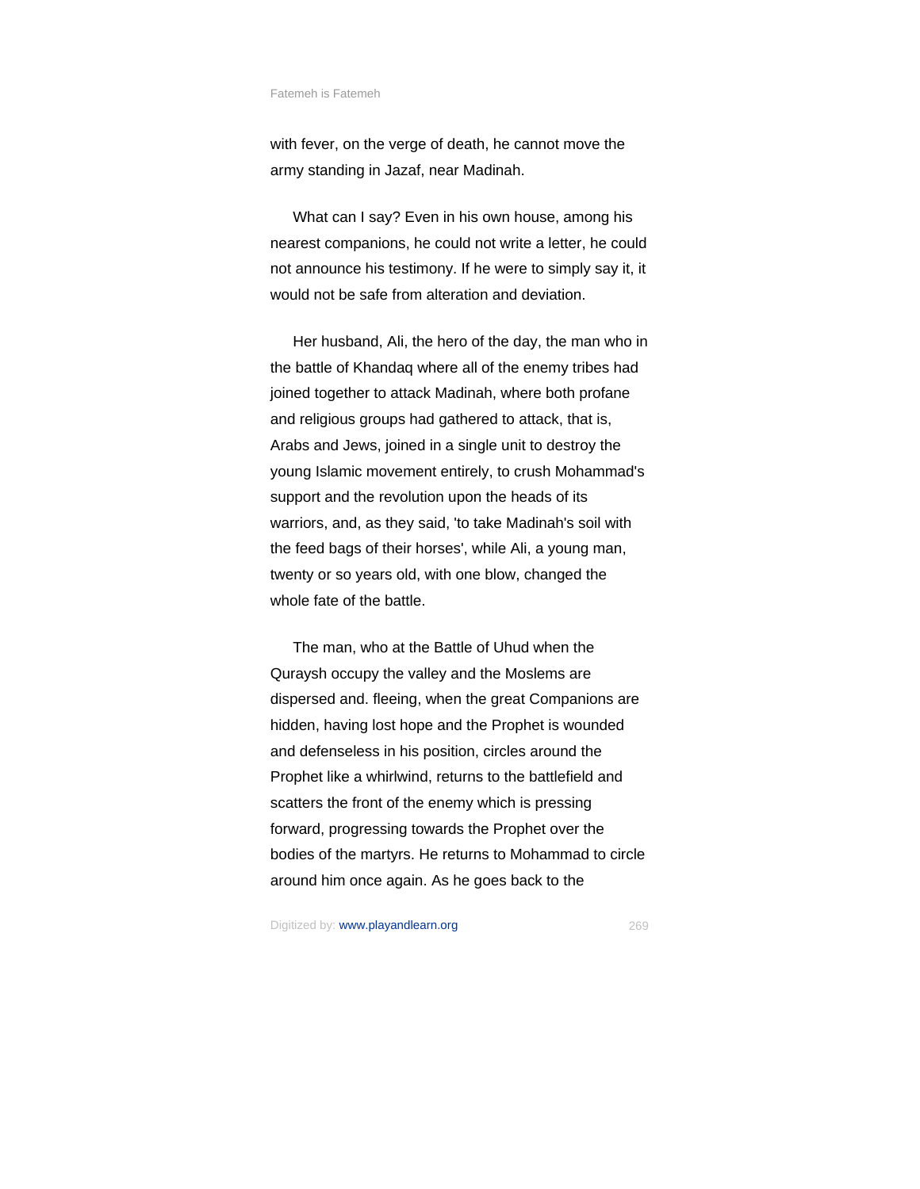with fever, on the verge of death, he cannot move the army standing in Jazaf, near Madinah.

What can I say? Even in his own house, among his nearest companions, he could not write a letter, he could not announce his testimony. If he were to simply say it, it would not be safe from alteration and deviation.

Her husband, Ali, the hero of the day, the man who in the battle of Khandaq where all of the enemy tribes had joined together to attack Madinah, where both profane and religious groups had gathered to attack, that is, Arabs and Jews, joined in a single unit to destroy the young Islamic movement entirely, to crush Mohammad's support and the revolution upon the heads of its warriors, and, as they said, 'to take Madinah's soil with the feed bags of their horses', while Ali, a young man, twenty or so years old, with one blow, changed the whole fate of the battle.

The man, who at the Battle of Uhud when the Quraysh occupy the valley and the Moslems are dispersed and. fleeing, when the great Companions are hidden, having lost hope and the Prophet is wounded and defenseless in his position, circles around the Prophet like a whirlwind, returns to the battlefield and scatters the front of the enemy which is pressing forward, progressing towards the Prophet over the bodies of the martyrs. He returns to Mohammad to circle around him once again. As he goes back to the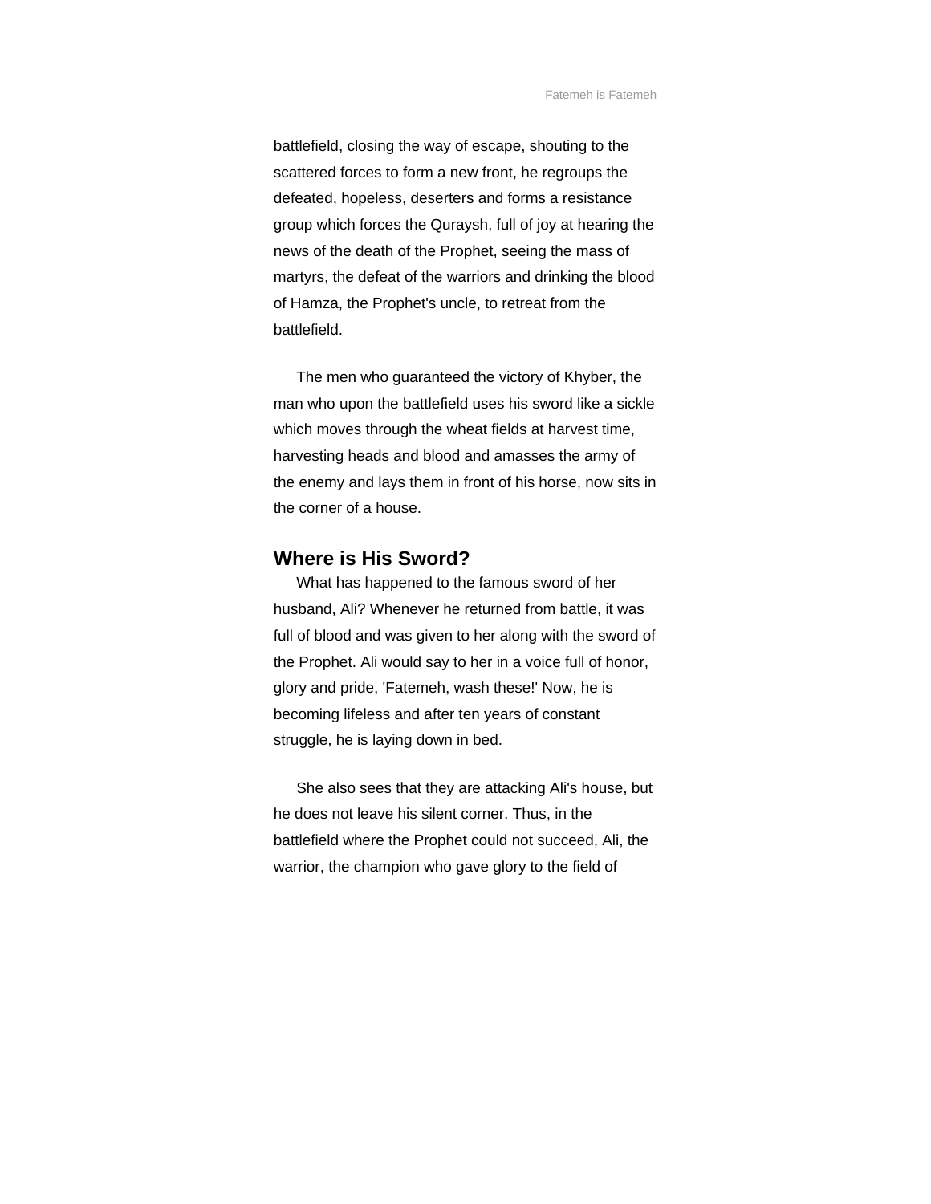battlefield, closing the way of escape, shouting to the scattered forces to form a new front, he regroups the defeated, hopeless, deserters and forms a resistance group which forces the Quraysh, full of joy at hearing the news of the death of the Prophet, seeing the mass of martyrs, the defeat of the warriors and drinking the blood of Hamza, the Prophet's uncle, to retreat from the battlefield.

The men who guaranteed the victory of Khyber, the man who upon the battlefield uses his sword like a sickle which moves through the wheat fields at harvest time, harvesting heads and blood and amasses the army of the enemy and lays them in front of his horse, now sits in the corner of a house.

## Where is His Sword?

What has happened to the famous sword of her husband, Ali? Whenever he returned from battle, it was full of blood and was given to her along with the sword of the Prophet. Ali would say to her in a voice full of honor, glory and pride, 'Fatemeh, wash these!' Now, he is becoming lifeless and after ten years of constant struggle, he is laying down in bed.

She also sees that they are attacking Ali's house, but he does not leave his silent corner. Thus, in the battlefield where the Prophet could not succeed, Ali, the warrior, the champion who gave glory to the field of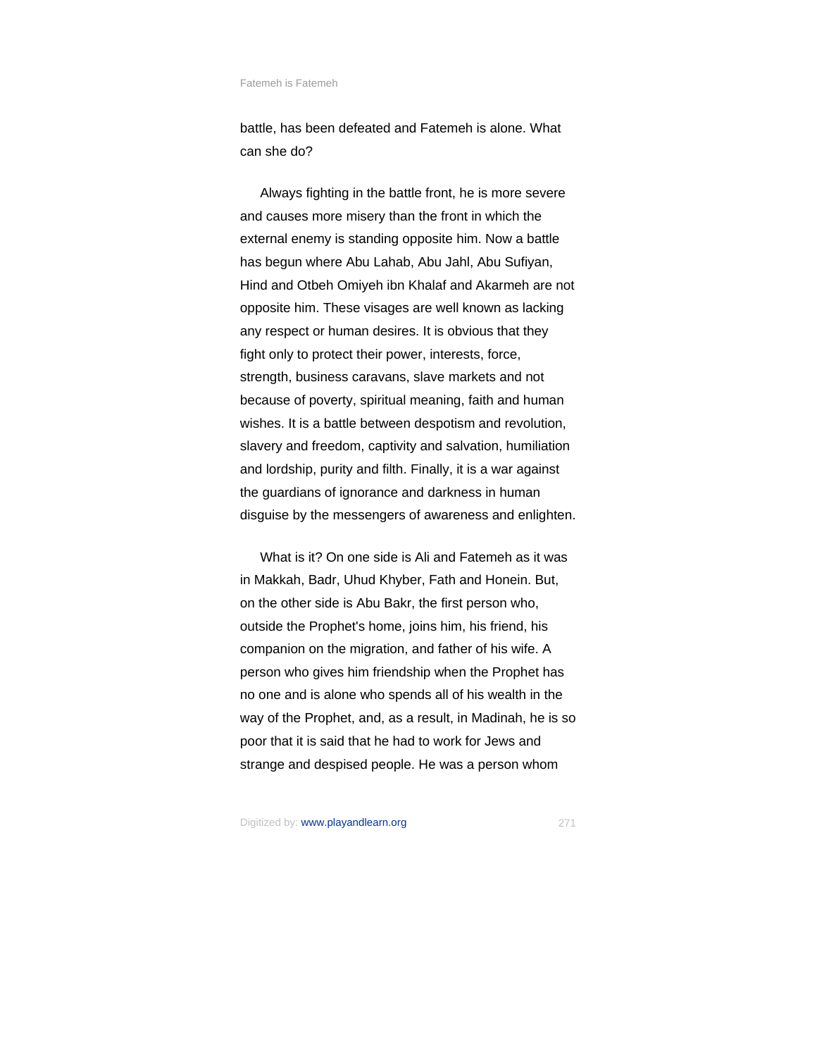battle, has been defeated and Fatemeh is alone. What can she do?

Always fighting in the battle front, he is more severe and causes more misery than the front in which the external enemy is standing opposite him. Now a battle has begun where Abu Lahab, Abu Jahl, Abu Sufiyan, Hind and Otbeh Omiyeh ibn Khalaf and Akarmeh are not opposite him. These visages are well known as lacking any respect or human desires. It is obvious that they fight only to protect their power, interests, force, strength, business caravans, slave markets and not because of poverty, spiritual meaning, faith and human wishes. It is a battle between despotism and revolution, slavery and freedom, captivity and salvation, humiliation and lordship, purity and filth. Finally, it is a war against the guardians of ignorance and darkness in human disguise by the messengers of awareness and enlighten.

What is it? On one side is Ali and Fatemeh as it was in Makkah, Badr, Uhud Khyber, Fath and Honein. But, on the other side is Abu Bakr, the first person who, outside the Prophet's home, joins him, his friend, his companion on the migration, and father of his wife. A person who gives him friendship when the Prophet has no one and is alone who spends all of his wealth in the way of the Prophet, and, as a result, in Madinah, he is so poor that it is said that he had to work for Jews and strange and despised people. He was a person whom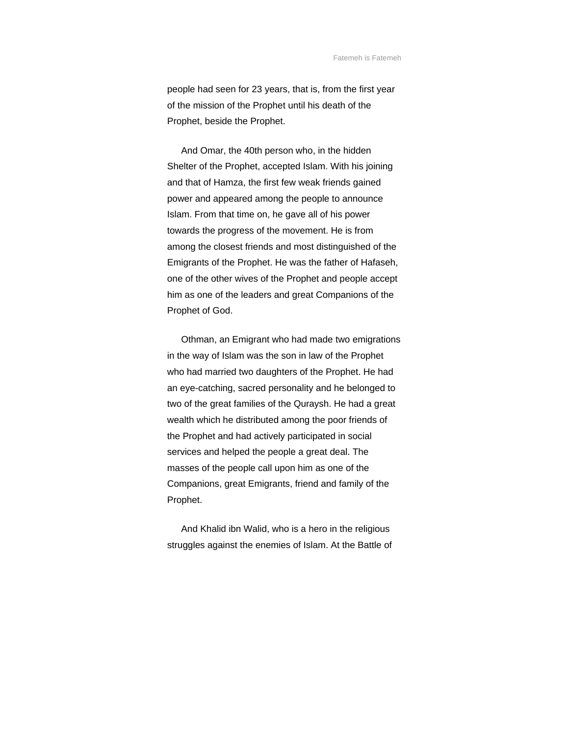people had seen for 23 years, that is, from the first year of the mission of the Prophet until his death of the Prophet, beside the Prophet.

And Omar, the 40th person who, in the hidden Shelter of the Prophet, accepted Islam. With his joining and that of Hamza, the first few weak friends gained power and appeared among the people to announce Islam. From that time on, he gave all of his power towards the progress of the movement. He is from among the closest friends and most distinguished of the Emigrants of the Prophet. He was the father of Hafaseh, one of the other wives of the Prophet and people accept him as one of the leaders and great Companions of the Prophet of God.

Othman, an Emigrant who had made two emigrations in the way of Islam was the son in law of the Prophet who had married two daughters of the Prophet. He had an eye-catching, sacred personality and he belonged to two of the great families of the Quraysh. He had a great wealth which he distributed among the poor friends of the Prophet and had actively participated in social services and helped the people a great deal. The masses of the people call upon him as one of the Companions, great Emigrants, friend and family of the Prophet.

And Khalid ibn Walid, who is a hero in the religious struggles against the enemies of Islam. At the Battle of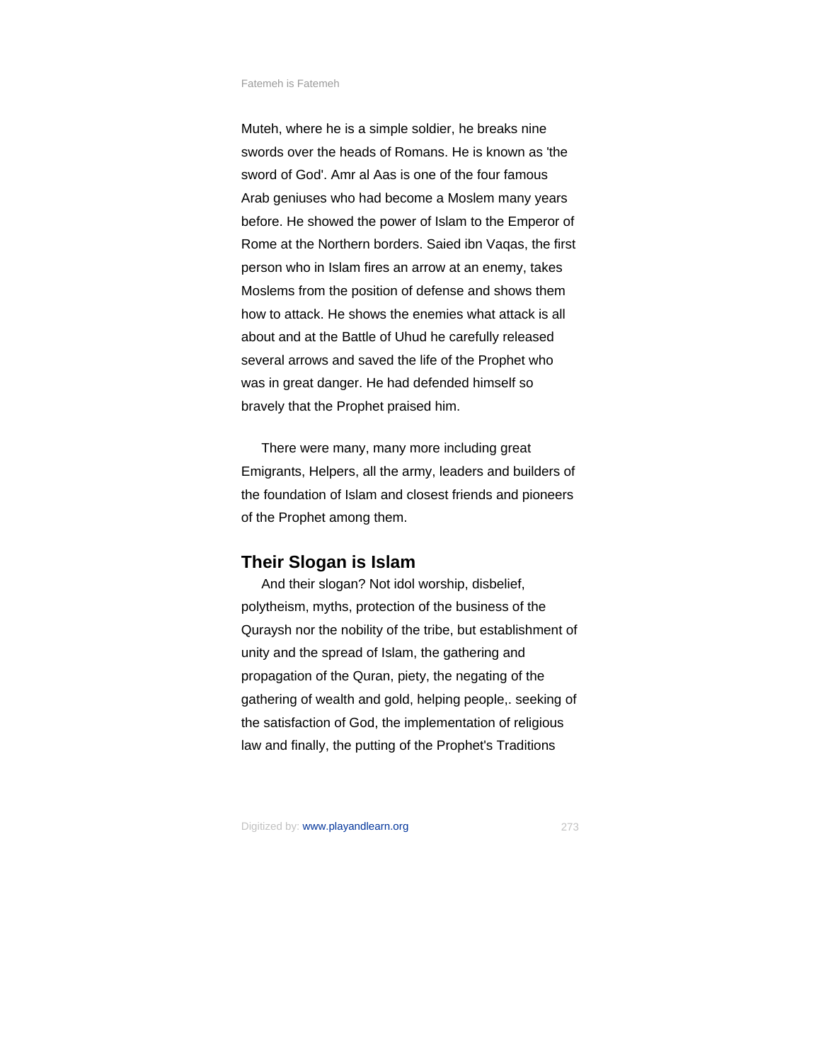Muteh, where he is a simple soldier, he breaks nine swords over the heads of Romans. He is known as 'the sword of God'. Amr al Aas is one of the four famous Arab geniuses who had become a Moslem many years before. He showed the power of Islam to the Emperor of Rome at the Northern borders. Saied ibn Vaqas, the first person who in Islam fires an arrow at an enemy, takes Moslems from the position of defense and shows them how to attack. He shows the enemies what attack is all about and at the Battle of Uhud he carefully released several arrows and saved the life of the Prophet who was in great danger. He had defended himself so bravely that the Prophet praised him.

There were many, many more including great Emigrants, Helpers, all the army, leaders and builders of the foundation of Islam and closest friends and pioneers of the Prophet among them.

## Their Slogan is Islam

And their slogan? Not idol worship, disbelief, polytheism, myths, protection of the business of the Quraysh nor the nobility of the tribe, but establishment of unity and the spread of Islam, the gathering and propagation of the Quran, piety, the negating of the gathering of wealth and gold, helping people,. seeking of the satisfaction of God, the implementation of religious law and finally, the putting of the Prophet's Traditions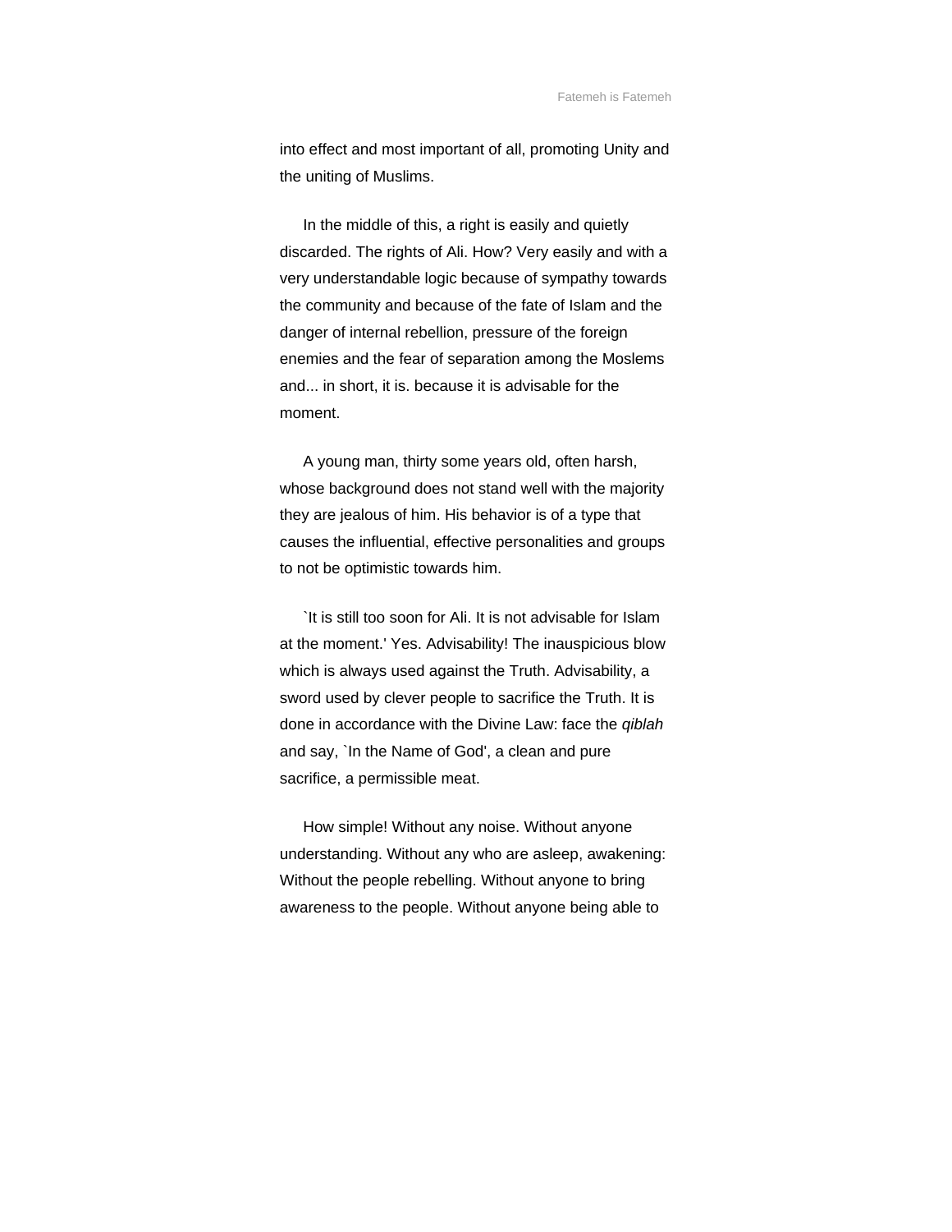into effect and most important of all, promoting Unity and the uniting of Muslims.

In the middle of this, a right is easily and quietly discarded. The rights of Ali. How? Very easily and with a very understandable logic because of sympathy towards the community and because of the fate of Islam and the danger of internal rebellion, pressure of the foreign enemies and the fear of separation among the Moslems and... in short, it is. because it is advisable for the moment.

A young man, thirty some years old, often harsh, whose background does not stand well with the majority they are jealous of him. His behavior is of a type that causes the influential, effective personalities and groups to not be optimistic towards him.

`It is still too soon for Ali. It is not advisable for Islam at the moment.' Yes. Advisability! The inauspicious blow which is always used against the Truth. Advisability, a sword used by clever people to sacrifice the Truth. It is done in accordance with the Divine Law: face the *qiblah* and say, `In the Name of God', a clean and pure sacrifice, a permissible meat.

How simple! Without any noise. Without anyone understanding. Without any who are asleep, awakening: Without the people rebelling. Without anyone to bring awareness to the people. Without anyone being able to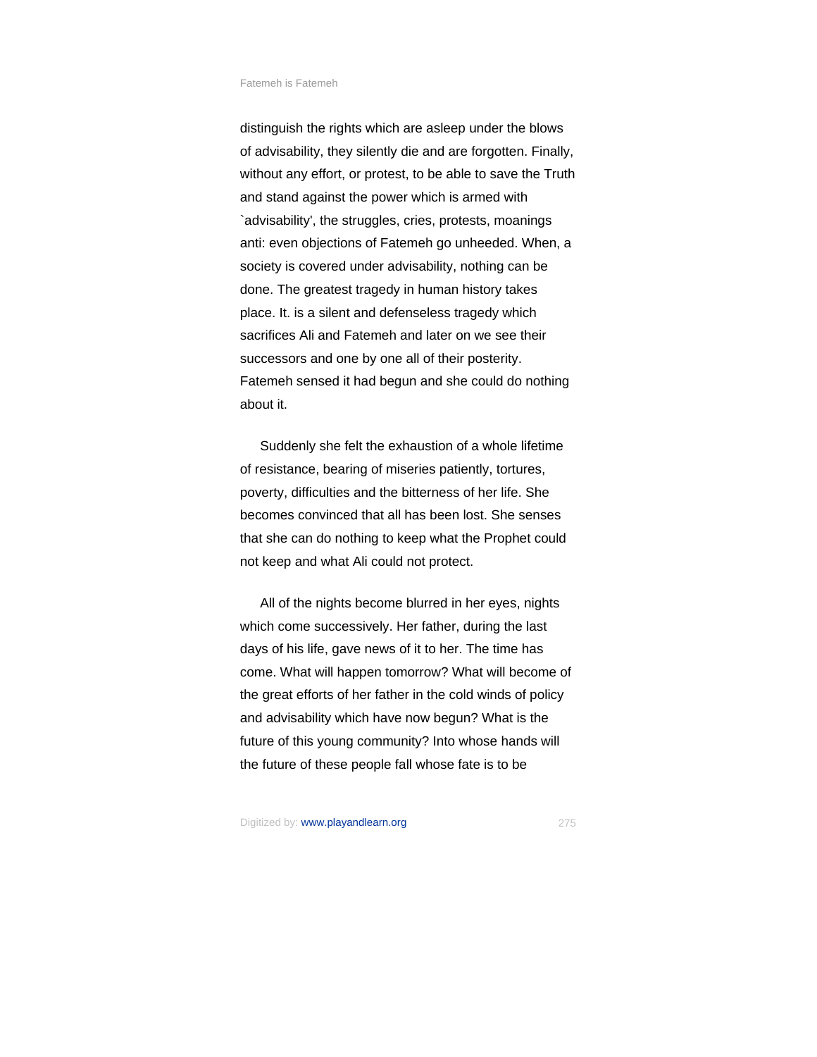distinguish the rights which are asleep under the blows of advisability, they silently die and are forgotten. Finally, without any effort, or protest, to be able to save the Truth and stand against the power which is armed with `advisability', the struggles, cries, protests, moanings anti: even objections of Fatemeh go unheeded. When, a society is covered under advisability, nothing can be done. The greatest tragedy in human history takes place. It. is a silent and defenseless tragedy which sacrifices Ali and Fatemeh and later on we see their successors and one by one all of their posterity. Fatemeh sensed it had begun and she could do nothing about it.

Suddenly she felt the exhaustion of a whole lifetime of resistance, bearing of miseries patiently, tortures, poverty, difficulties and the bitterness of her life. She becomes convinced that all has been lost. She senses that she can do nothing to keep what the Prophet could not keep and what Ali could not protect.

All of the nights become blurred in her eyes, nights which come successively. Her father, during the last days of his life, gave news of it to her. The time has come. What will happen tomorrow? What will become of the great efforts of her father in the cold winds of policy and advisability which have now begun? What is the future of this young community? Into whose hands will the future of these people fall whose fate is to be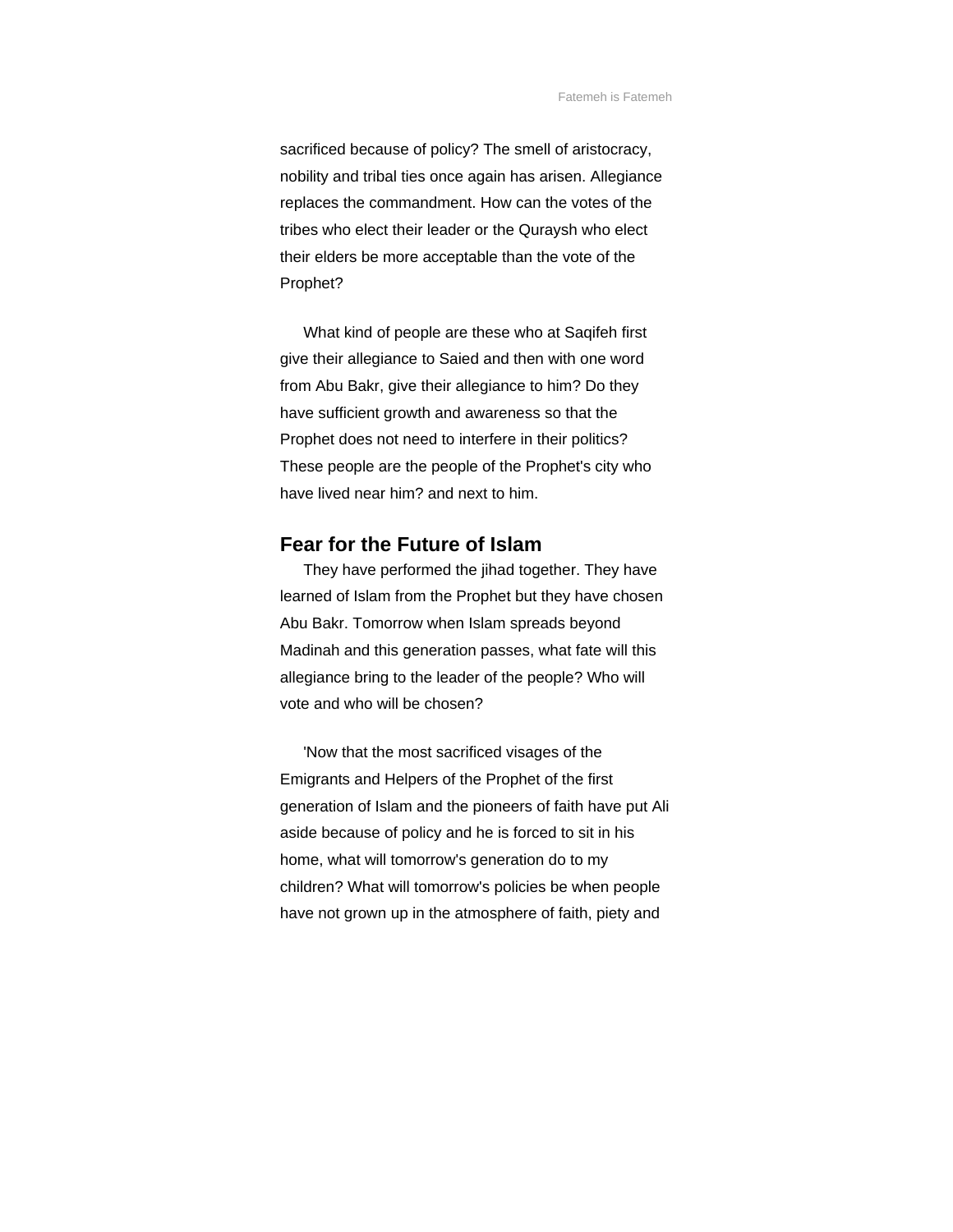sacrificed because of policy? The smell of aristocracy, nobility and tribal ties once again has arisen. Allegiance replaces the commandment. How can the votes of the tribes who elect their leader or the Quraysh who elect their elders be more acceptable than the vote of the Prophet?

What kind of people are these who at Saqifeh first give their allegiance to Saied and then with one word from Abu Bakr, give their allegiance to him? Do they have sufficient growth and awareness so that the Prophet does not need to interfere in their politics? These people are the people of the Prophet's city who have lived near him? and next to him.

### Fear for the Future of Islam

They have performed the jihad together. They have learned of Islam from the Prophet but they have chosen Abu Bakr. Tomorrow when Islam spreads beyond Madinah and this generation passes, what fate will this allegiance bring to the leader of the people? Who will vote and who will be chosen?

'Now that the most sacrificed visages of the Emigrants and Helpers of the Prophet of the first generation of Islam and the pioneers of faith have put Ali aside because of policy and he is forced to sit in his home, what will tomorrow's generation do to my children? What will tomorrow's policies be when people have not grown up in the atmosphere of faith, piety and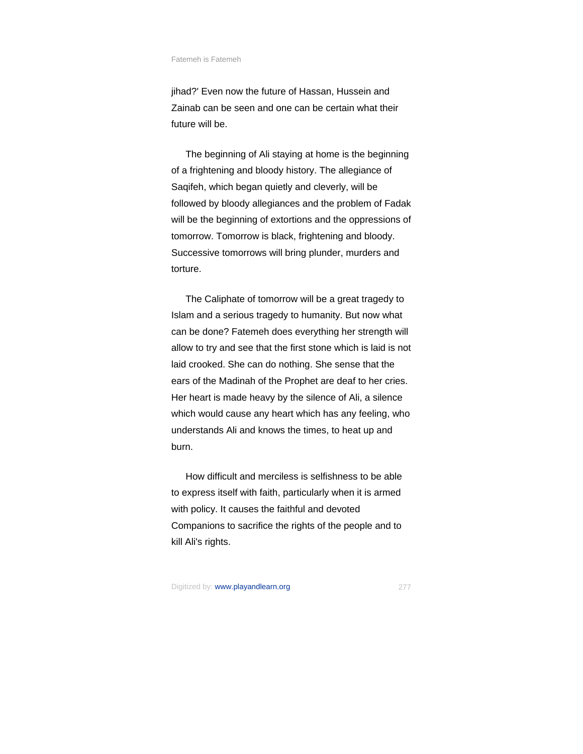jihad?' Even now the future of Hassan, Hussein and Zainab can be seen and one can be certain what their future will be.

The beginning of Ali staying at home is the beginning of a frightening and bloody history. The allegiance of Saqifeh, which began quietly and cleverly, will be followed by bloody allegiances and the problem of Fadak will be the beginning of extortions and the oppressions of tomorrow. Tomorrow is black, frightening and bloody. Successive tomorrows will bring plunder, murders and torture.

The Caliphate of tomorrow will be a great tragedy to Islam and a serious tragedy to humanity. But now what can be done? Fatemeh does everything her strength will allow to try and see that the first stone which is laid is not laid crooked. She can do nothing. She sense that the ears of the Madinah of the Prophet are deaf to her cries. Her heart is made heavy by the silence of Ali, a silence which would cause any heart which has any feeling, who understands Ali and knows the times, to heat up and burn.

How difficult and merciless is selfishness to be able to express itself with faith, particularly when it is armed with policy. It causes the faithful and devoted Companions to sacrifice the rights of the people and to kill Ali's rights.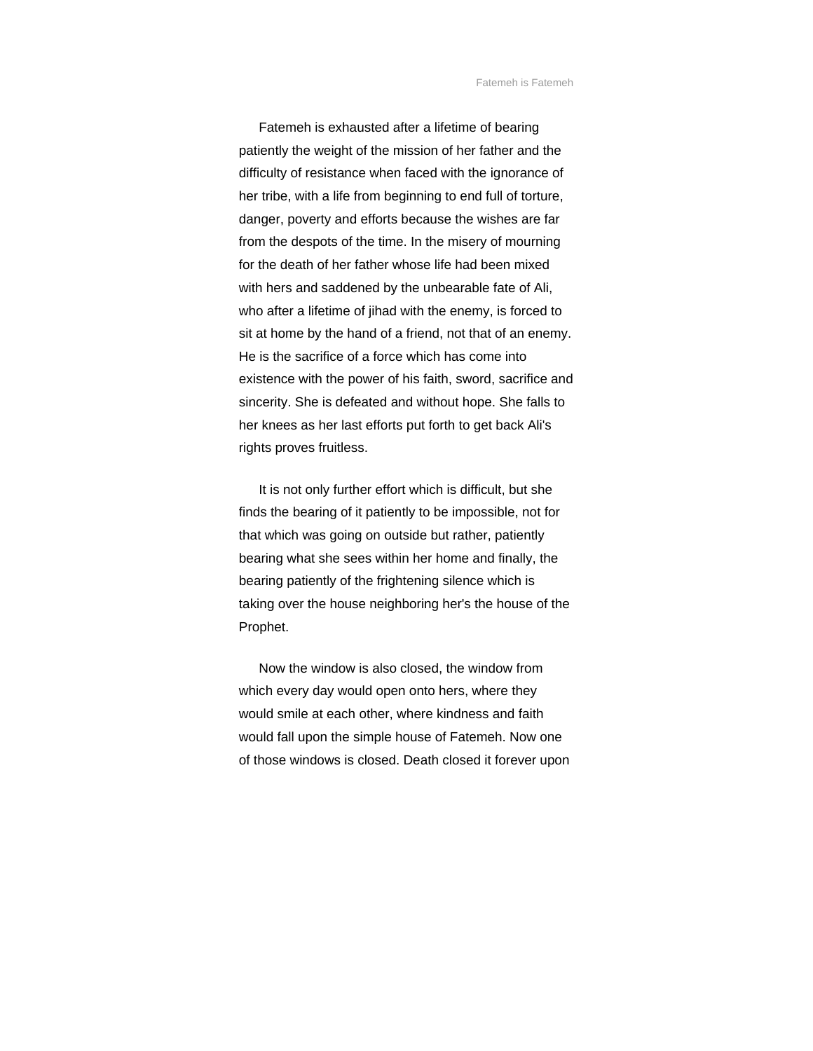Fatemeh is exhausted after a lifetime of bearing patiently the weight of the mission of her father and the difficulty of resistance when faced with the ignorance of her tribe, with a life from beginning to end full of torture, danger, poverty and efforts because the wishes are far from the despots of the time. In the misery of mourning for the death of her father whose life had been mixed with hers and saddened by the unbearable fate of Ali, who after a lifetime of jihad with the enemy, is forced to sit at home by the hand of a friend, not that of an enemy. He is the sacrifice of a force which has come into existence with the power of his faith, sword, sacrifice and sincerity. She is defeated and without hope. She falls to her knees as her last efforts put forth to get back Ali's rights proves fruitless.

It is not only further effort which is difficult, but she finds the bearing of it patiently to be impossible, not for that which was going on outside but rather, patiently bearing what she sees within her home and finally, the bearing patiently of the frightening silence which is taking over the house neighboring her's the house of the Prophet.

Now the window is also closed, the window from which every day would open onto hers, where they would smile at each other, where kindness and faith would fall upon the simple house of Fatemeh. Now one of those windows is closed. Death closed it forever upon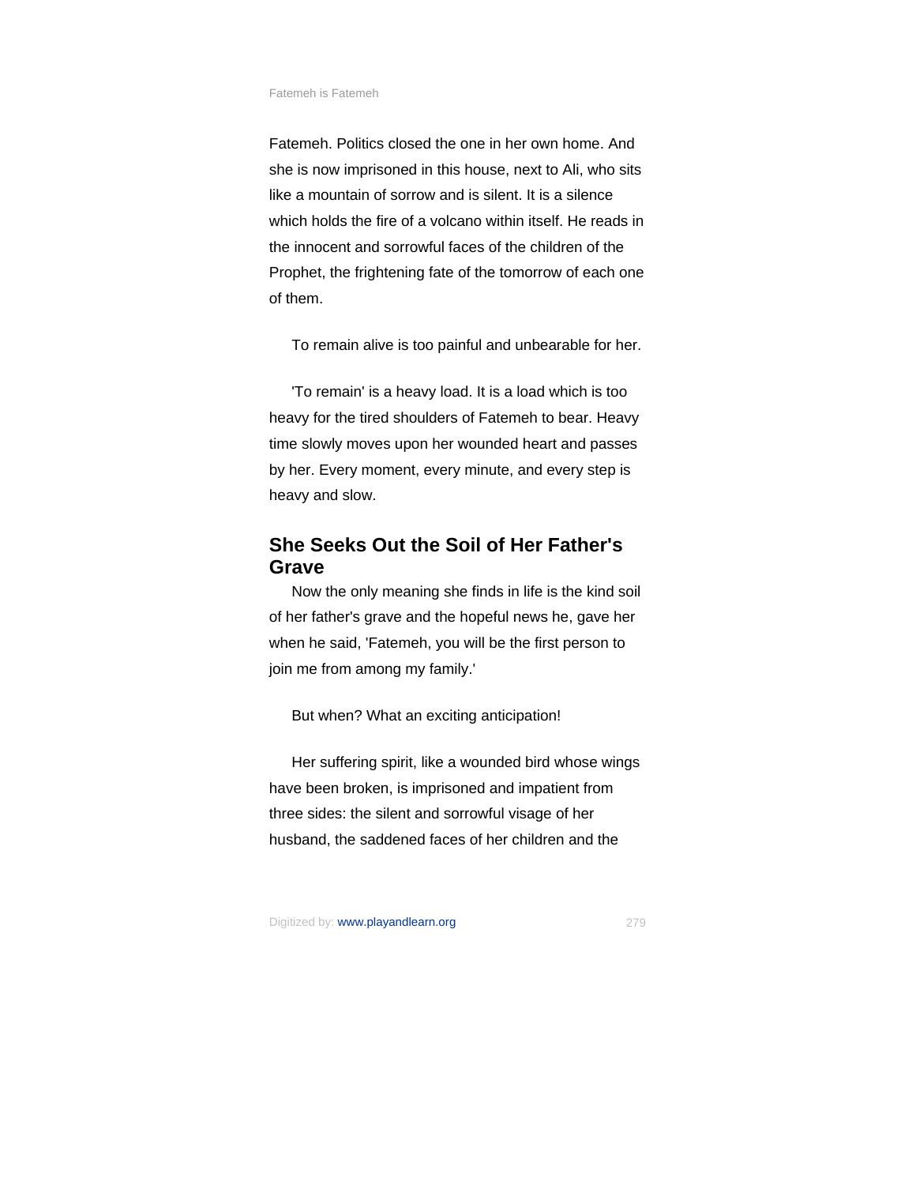Fatemeh. Politics closed the one in her own home. And she is now imprisoned in this house, next to Ali, who sits like a mountain of sorrow and is silent. It is a silence which holds the fire of a volcano within itself. He reads in the innocent and sorrowful faces of the children of the Prophet, the frightening fate of the tomorrow of each one of them.

To remain alive is too painful and unbearable for her.

'To remain' is a heavy load. It is a load which is too heavy for the tired shoulders of Fatemeh to bear. Heavy time slowly moves upon her wounded heart and passes by her. Every moment, every minute, and every step is heavy and slow.

## She Seeks Out the Soil of Her Father's Grave

Now the only meaning she finds in life is the kind soil of her father's grave and the hopeful news he, gave her when he said, 'Fatemeh, you will be the first person to join me from among my family.'

But when? What an exciting anticipation!

Her suffering spirit, like a wounded bird whose wings have been broken, is imprisoned and impatient from three sides: the silent and sorrowful visage of her husband, the saddened faces of her children and the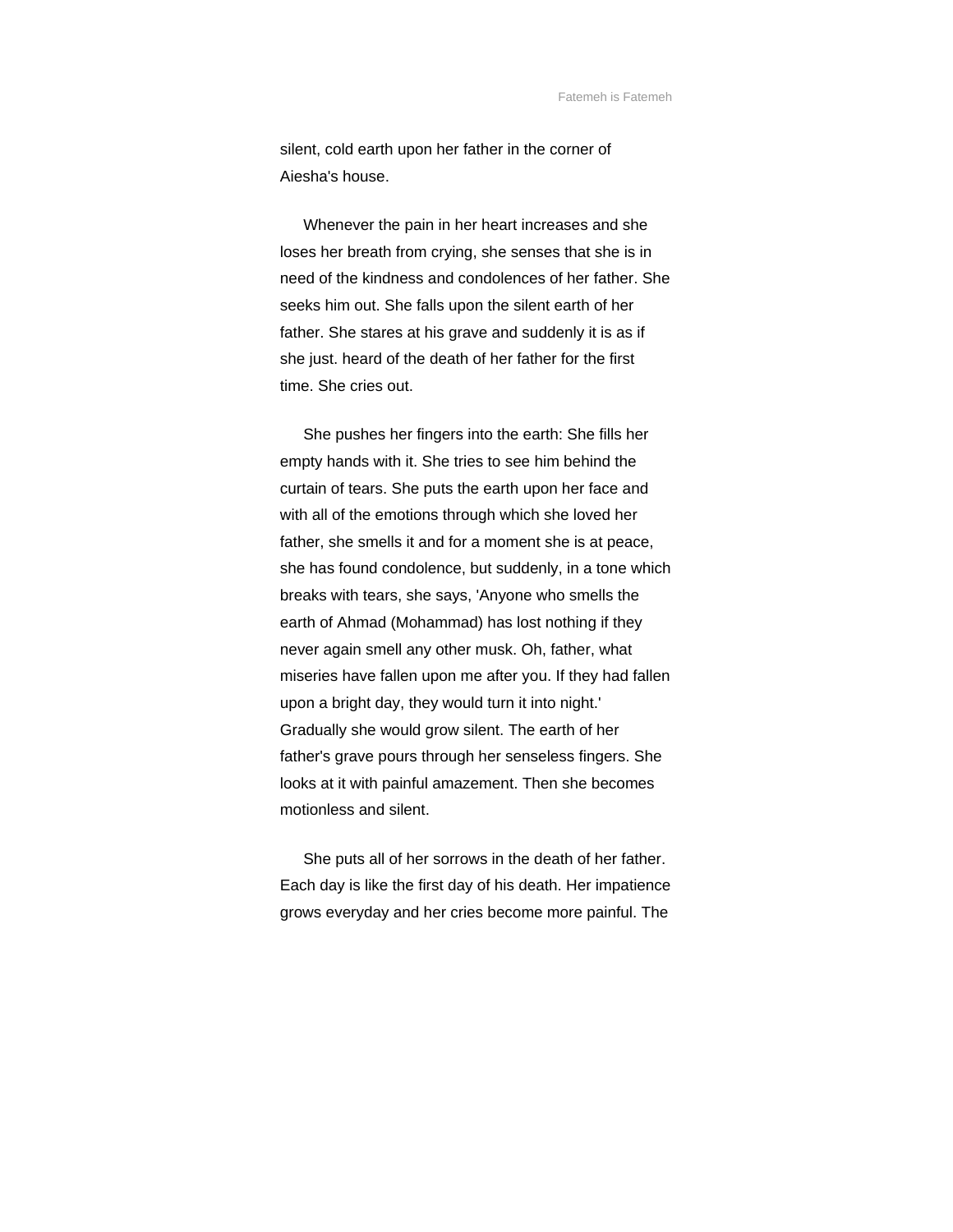silent, cold earth upon her father in the corner of Aiesha's house.

Whenever the pain in her heart increases and she loses her breath from crying, she senses that she is in need of the kindness and condolences of her father. She seeks him out. She falls upon the silent earth of her father. She stares at his grave and suddenly it is as if she just. heard of the death of her father for the first time. She cries out.

She pushes her fingers into the earth: She fills her empty hands with it. She tries to see him behind the curtain of tears. She puts the earth upon her face and with all of the emotions through which she loved her father, she smells it and for a moment she is at peace, she has found condolence, but suddenly, in a tone which breaks with tears, she says, 'Anyone who smells the earth of Ahmad (Mohammad) has lost nothing if they never again smell any other musk. Oh, father, what miseries have fallen upon me after you. If they had fallen upon a bright day, they would turn it into night.' Gradually she would grow silent. The earth of her father's grave pours through her senseless fingers. She looks at it with painful amazement. Then she becomes motionless and silent.

She puts all of her sorrows in the death of her father. Each day is like the first day of his death. Her impatience grows everyday and her cries become more painful. The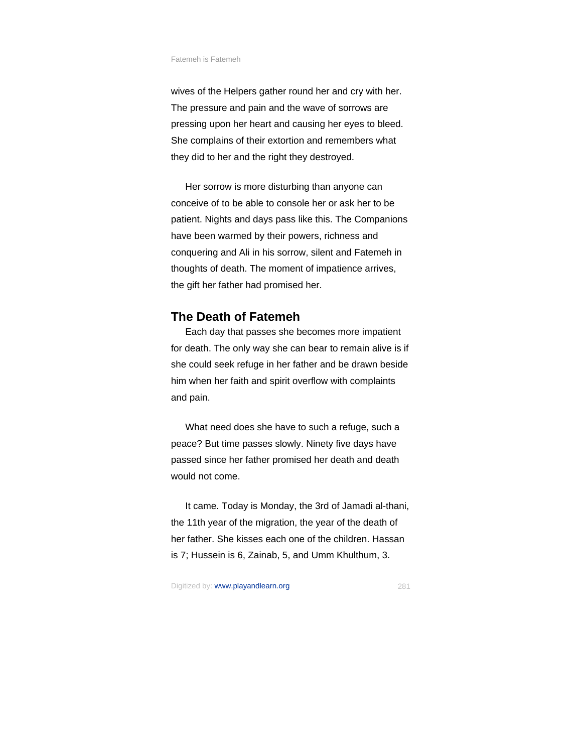wives of the Helpers gather round her and cry with her. The pressure and pain and the wave of sorrows are pressing upon her heart and causing her eyes to bleed. She complains of their extortion and remembers what they did to her and the right they destroyed.

Her sorrow is more disturbing than anyone can conceive of to be able to console her or ask her to be patient. Nights and days pass like this. The Companions have been warmed by their powers, richness and conquering and Ali in his sorrow, silent and Fatemeh in thoughts of death. The moment of impatience arrives, the gift her father had promised her.

## The Death of Fatemeh

Each day that passes she becomes more impatient for death. The only way she can bear to remain alive is if she could seek refuge in her father and be drawn beside him when her faith and spirit overflow with complaints and pain.

What need does she have to such a refuge, such a peace? But time passes slowly. Ninety five days have passed since her father promised her death and death would not come.

It came. Today is Monday, the 3rd of Jamadi al-thani, the 11th year of the migration, the year of the death of her father. She kisses each one of the children. Hassan is 7; Hussein is 6, Zainab, 5, and Umm Khulthum, 3.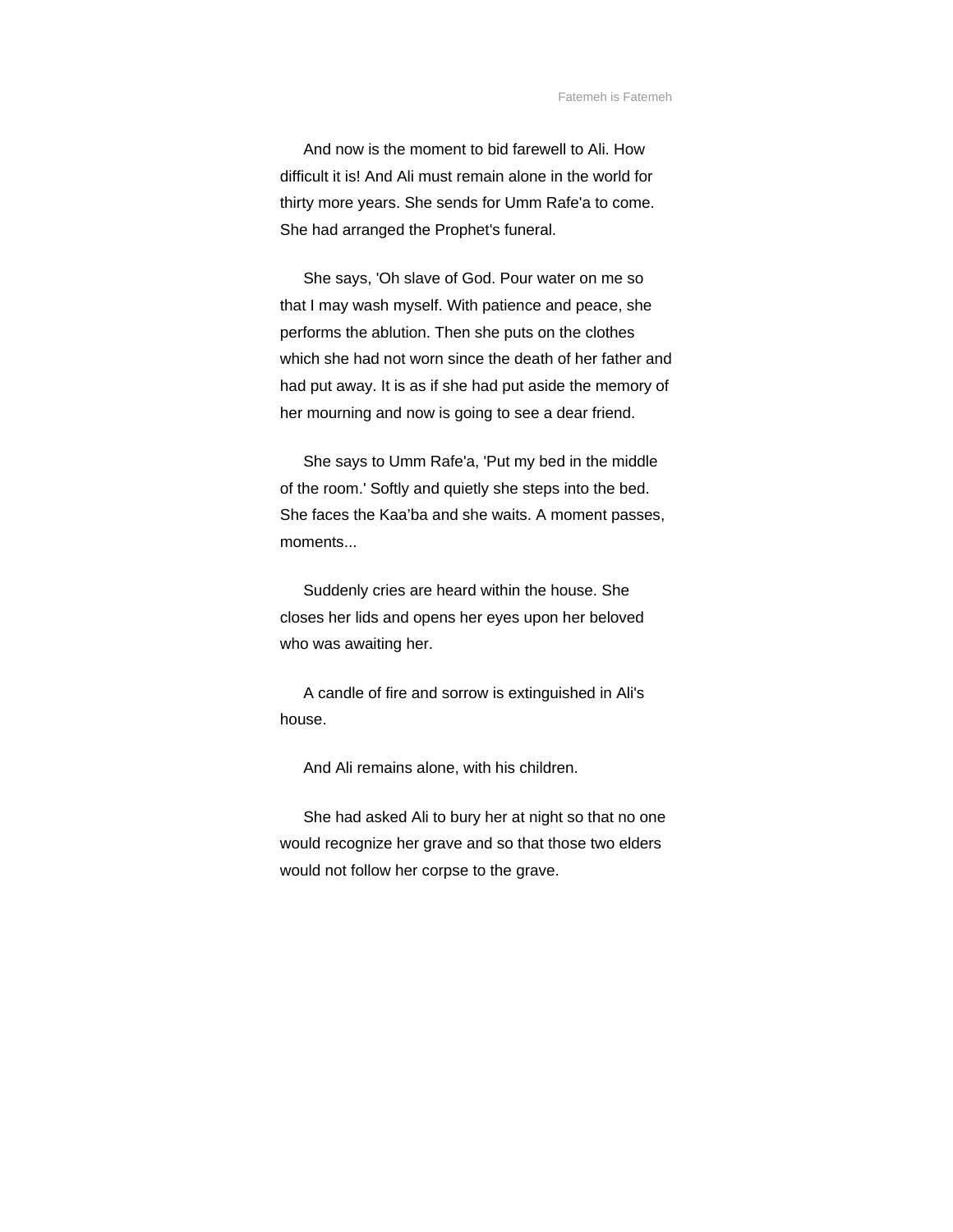And now is the moment to bid farewell to Ali. How difficult it is! And Ali must remain alone in the world for thirty more years. She sends for Umm Rafe'a to come. She had arranged the Prophet's funeral.

She says, 'Oh slave of God. Pour water on me so that I may wash myself. With patience and peace, she performs the ablution. Then she puts on the clothes which she had not worn since the death of her father and had put away. It is as if she had put aside the memory of her mourning and now is going to see a dear friend.

She says to Umm Rafe'a, 'Put my bed in the middle of the room.' Softly and quietly she steps into the bed. She faces the Kaa'ba and she waits. A moment passes, moments...

Suddenly cries are heard within the house. She closes her lids and opens her eyes upon her beloved who was awaiting her.

A candle of fire and sorrow is extinguished in Ali's house.

And Ali remains alone, with his children.

She had asked Ali to bury her at night so that no one would recognize her grave and so that those two elders would not follow her corpse to the grave.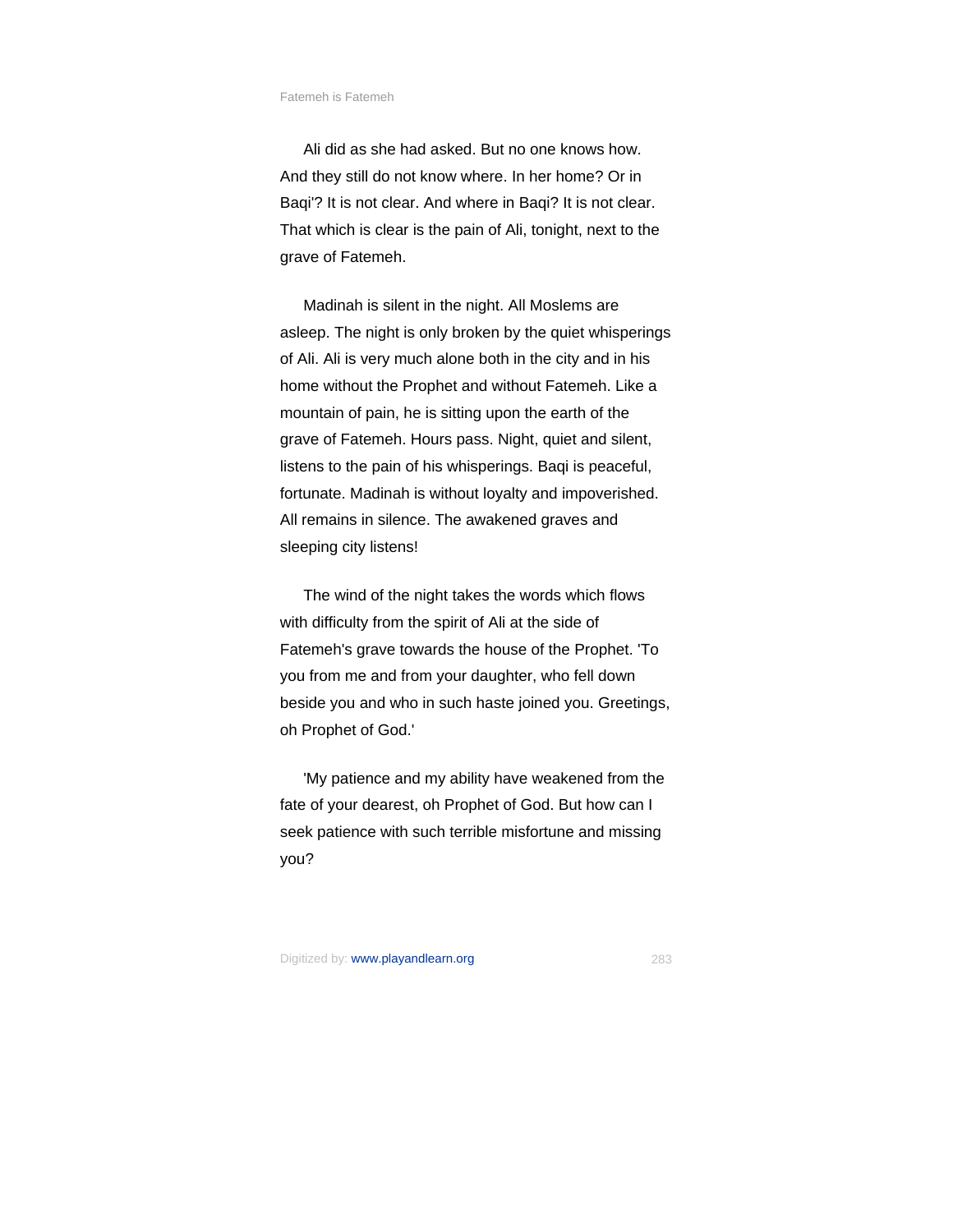Ali did as she had asked. But no one knows how. And they still do not know where. In her home? Or in Baqi'? It is not clear. And where in Baqi? It is not clear. That which is clear is the pain of Ali, tonight, next to the grave of Fatemeh.

Madinah is silent in the night. All Moslems are asleep. The night is only broken by the quiet whisperings of Ali. Ali is very much alone both in the city and in his home without the Prophet and without Fatemeh. Like a mountain of pain, he is sitting upon the earth of the grave of Fatemeh. Hours pass. Night, quiet and silent, listens to the pain of his whisperings. Baqi is peaceful, fortunate. Madinah is without loyalty and impoverished. All remains in silence. The awakened graves and sleeping city listens!

The wind of the night takes the words which flows with difficulty from the spirit of Ali at the side of Fatemeh's grave towards the house of the Prophet. 'To you from me and from your daughter, who fell down beside you and who in such haste joined you. Greetings, oh Prophet of God.'

'My patience and my ability have weakened from the fate of your dearest, oh Prophet of God. But how can I seek patience with such terrible misfortune and missing you?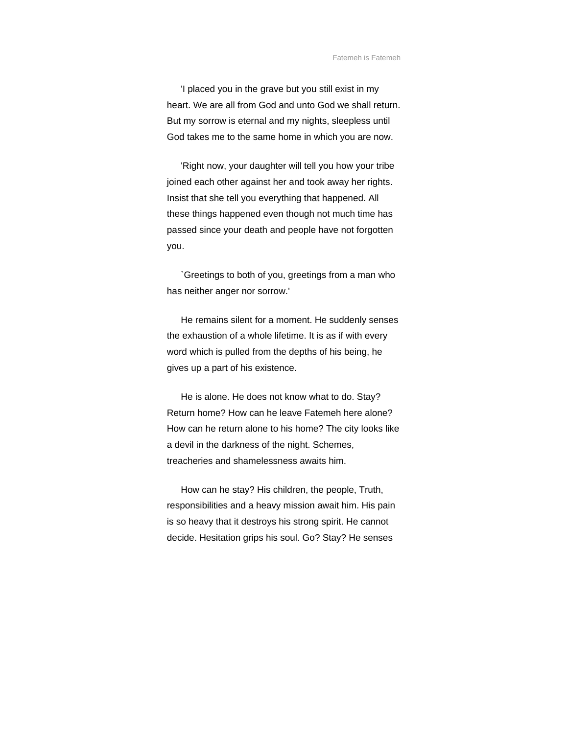'I placed you in the grave but you still exist in my heart. We are all from God and unto God we shall return. But my sorrow is eternal and my nights, sleepless until God takes me to the same home in which you are now.

'Right now, your daughter will tell you how your tribe joined each other against her and took away her rights. Insist that she tell you everything that happened. All these things happened even though not much time has passed since your death and people have not forgotten you.

`Greetings to both of you, greetings from a man who has neither anger nor sorrow.'

He remains silent for a moment. He suddenly senses the exhaustion of a whole lifetime. It is as if with every word which is pulled from the depths of his being, he gives up a part of his existence.

He is alone. He does not know what to do. Stay? Return home? How can he leave Fatemeh here alone? How can he return alone to his home? The city looks like a devil in the darkness of the night. Schemes, treacheries and shamelessness awaits him.

How can he stay? His children, the people, Truth, responsibilities and a heavy mission await him. His pain is so heavy that it destroys his strong spirit. He cannot decide. Hesitation grips his soul. Go? Stay? He senses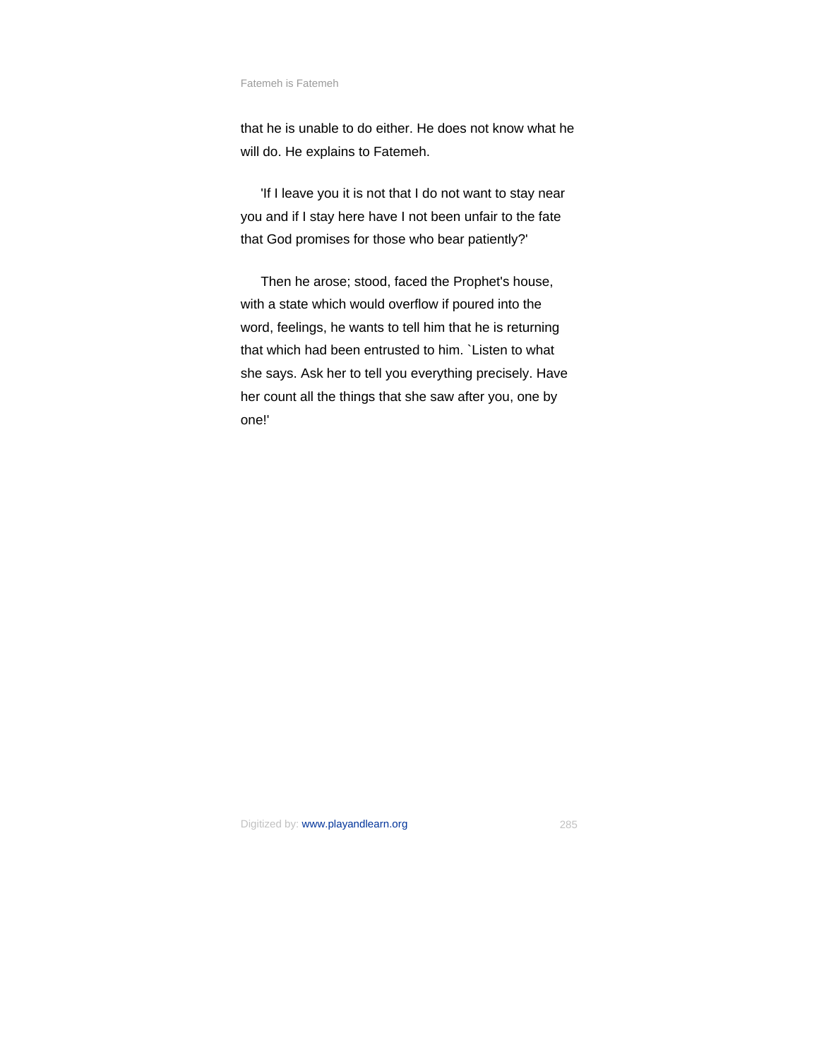that he is unable to do either. He does not know what he will do. He explains to Fatemeh.

'If I leave you it is not that I do not want to stay near you and if I stay here have I not been unfair to the fate that God promises for those who bear patiently?'

Then he arose; stood, faced the Prophet's house, with a state which would overflow if poured into the word, feelings, he wants to tell him that he is returning that which had been entrusted to him. `Listen to what she says. Ask her to tell you everything precisely. Have her count all the things that she saw after you, one by one!'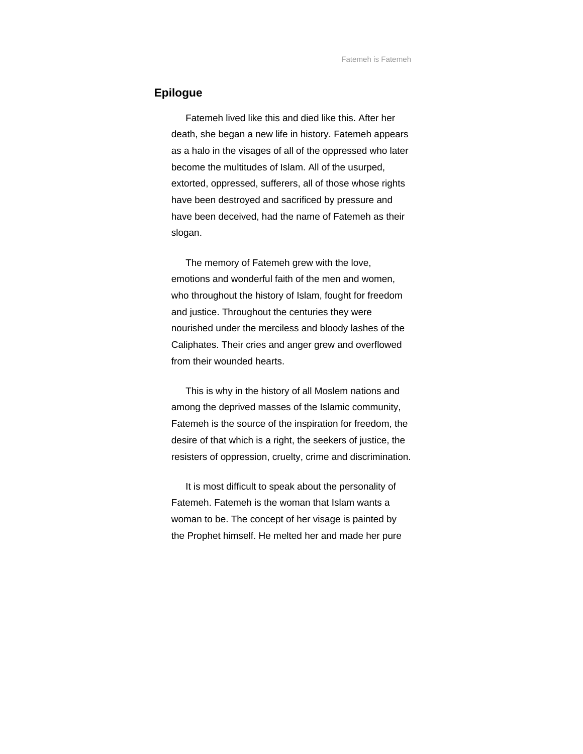## Epilogue

Fatemeh lived like this and died like this. After her death, she began a new life in history. Fatemeh appears as a halo in the visages of all of the oppressed who later become the multitudes of Islam. All of the usurped, extorted, oppressed, sufferers, all of those whose rights have been destroyed and sacrificed by pressure and have been deceived, had the name of Fatemeh as their slogan.

The memory of Fatemeh grew with the love, emotions and wonderful faith of the men and women, who throughout the history of Islam, fought for freedom and justice. Throughout the centuries they were nourished under the merciless and bloody lashes of the Caliphates. Their cries and anger grew and overflowed from their wounded hearts.

This is why in the history of all Moslem nations and among the deprived masses of the Islamic community, Fatemeh is the source of the inspiration for freedom, the desire of that which is a right, the seekers of justice, the resisters of oppression, cruelty, crime and discrimination.

It is most difficult to speak about the personality of Fatemeh. Fatemeh is the woman that Islam wants a woman to be. The concept of her visage is painted by the Prophet himself. He melted her and made her pure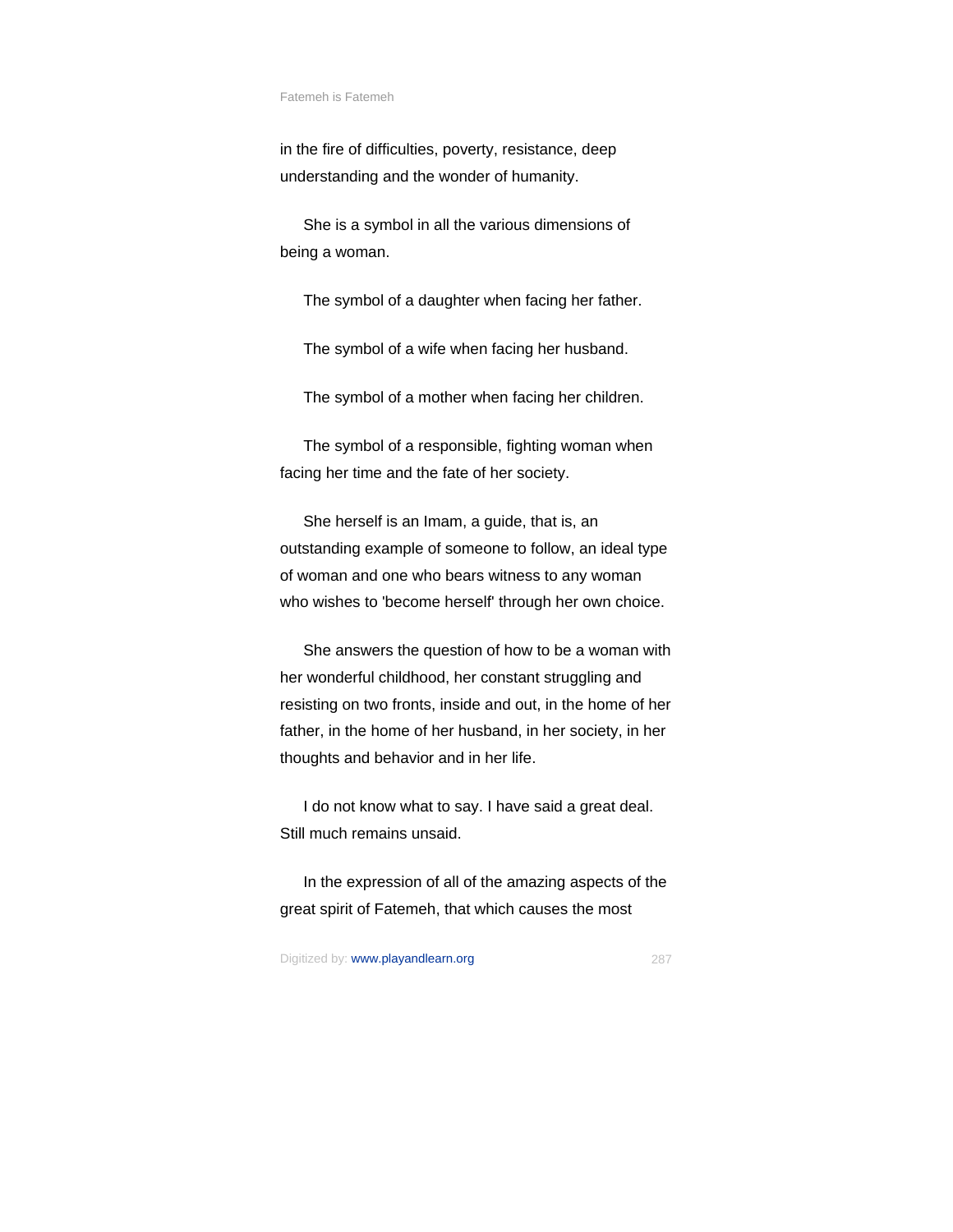in the fire of difficulties, poverty, resistance, deep understanding and the wonder of humanity.

She is a symbol in all the various dimensions of being a woman.

The symbol of a daughter when facing her father.

The symbol of a wife when facing her husband.

The symbol of a mother when facing her children.

The symbol of a responsible, fighting woman when facing her time and the fate of her society.

She herself is an Imam, a guide, that is, an outstanding example of someone to follow, an ideal type of woman and one who bears witness to any woman who wishes to 'become herself' through her own choice.

She answers the question of how to be a woman with her wonderful childhood, her constant struggling and resisting on two fronts, inside and out, in the home of her father, in the home of her husband, in her society, in her thoughts and behavior and in her life.

I do not know what to say. I have said a great deal. Still much remains unsaid.

In the expression of all of the amazing aspects of the great spirit of Fatemeh, that which causes the most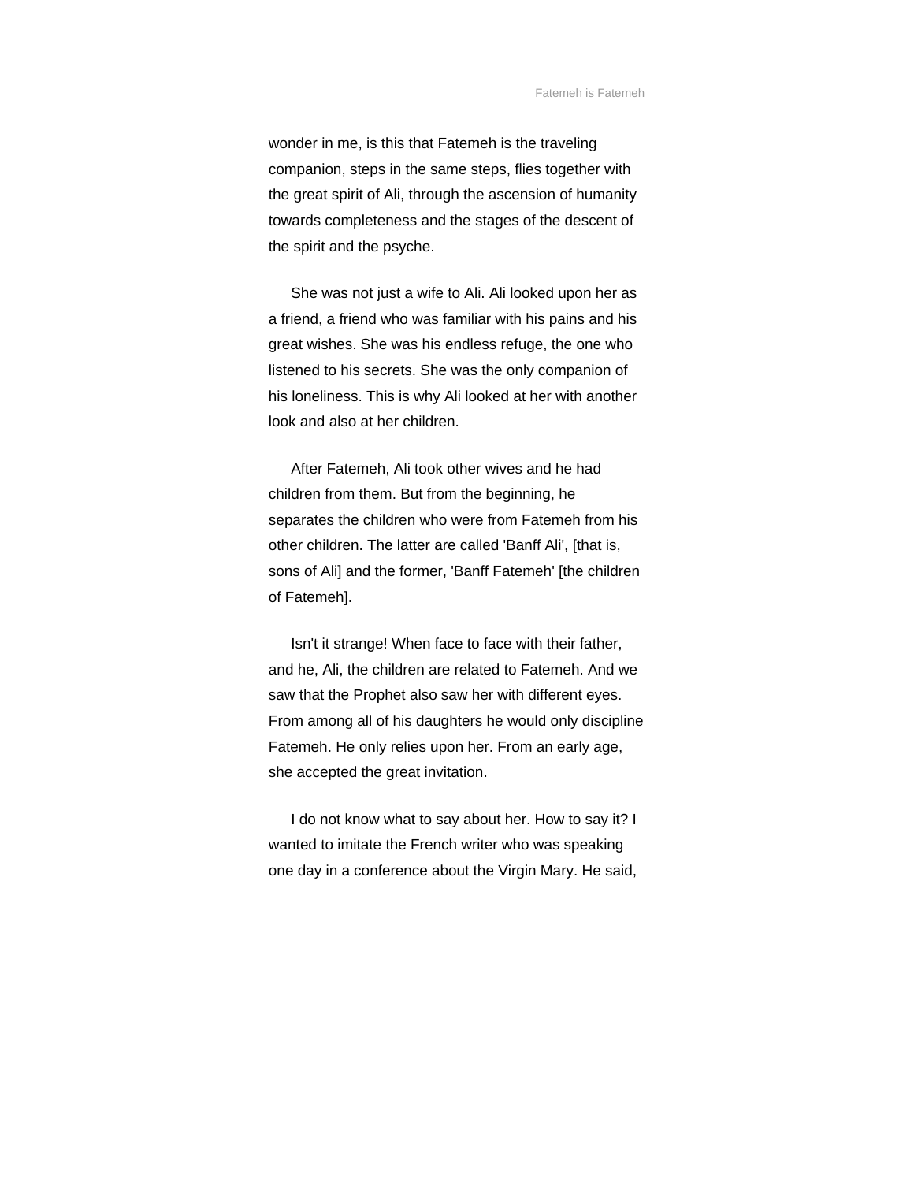wonder in me, is this that Fatemeh is the traveling companion, steps in the same steps, flies together with the great spirit of Ali, through the ascension of humanity towards completeness and the stages of the descent of the spirit and the psyche.

She was not just a wife to Ali. Ali looked upon her as a friend, a friend who was familiar with his pains and his great wishes. She was his endless refuge, the one who listened to his secrets. She was the only companion of his loneliness. This is why Ali looked at her with another look and also at her children.

After Fatemeh, Ali took other wives and he had children from them. But from the beginning, he separates the children who were from Fatemeh from his other children. The latter are called 'Banff Ali', [that is, sons of Ali] and the former, 'Banff Fatemeh' [the children of Fatemeh].

Isn't it strange! When face to face with their father, and he, Ali, the children are related to Fatemeh. And we saw that the Prophet also saw her with different eyes. From among all of his daughters he would only discipline Fatemeh. He only relies upon her. From an early age, she accepted the great invitation.

I do not know what to say about her. How to say it? I wanted to imitate the French writer who was speaking one day in a conference about the Virgin Mary. He said,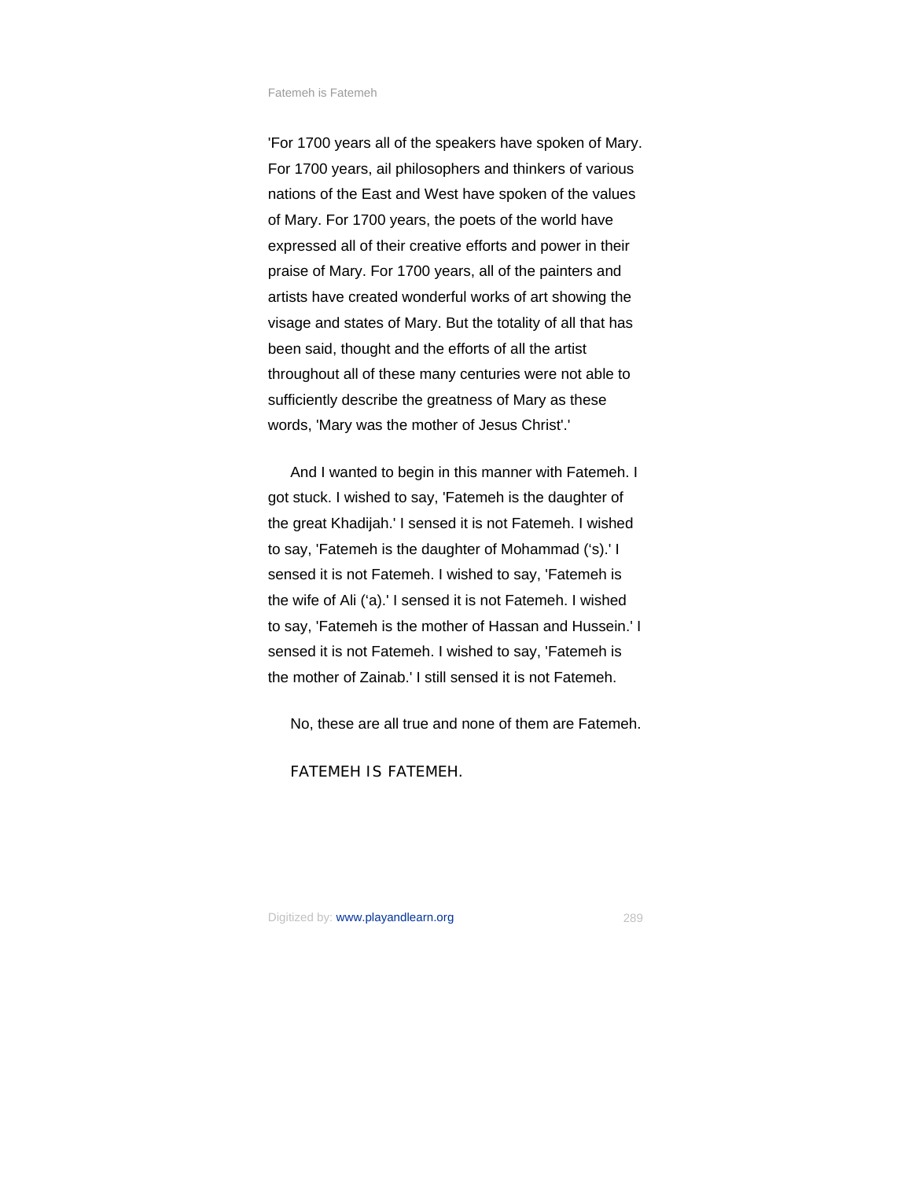'For 1700 years all of the speakers have spoken of Mary. For 1700 years, ail philosophers and thinkers of various nations of the East and West have spoken of the values of Mary. For 1700 years, the poets of the world have expressed all of their creative efforts and power in their praise of Mary. For 1700 years, all of the painters and artists have created wonderful works of art showing the visage and states of Mary. But the totality of all that has been said, thought and the efforts of all the artist throughout all of these many centuries were not able to sufficiently describe the greatness of Mary as these words, 'Mary was the mother of Jesus Christ'.'

And I wanted to begin in this manner with Fatemeh. I got stuck. I wished to say, 'Fatemeh is the daughter of the great Khadijah.' I sensed it is not Fatemeh. I wished to say, 'Fatemeh is the daughter of Mohammad (‘s).' I sensed it is not Fatemeh. I wished to say, 'Fatemeh is the wife of Ali (‘a).' I sensed it is not Fatemeh. I wished to say, 'Fatemeh is the mother of Hassan and Hussein.' I sensed it is not Fatemeh. I wished to say, 'Fatemeh is the mother of Zainab.' I still sensed it is not Fatemeh.

No, these are all true and none of them are Fatemeh.

FATEMEH IS FATEMEH.